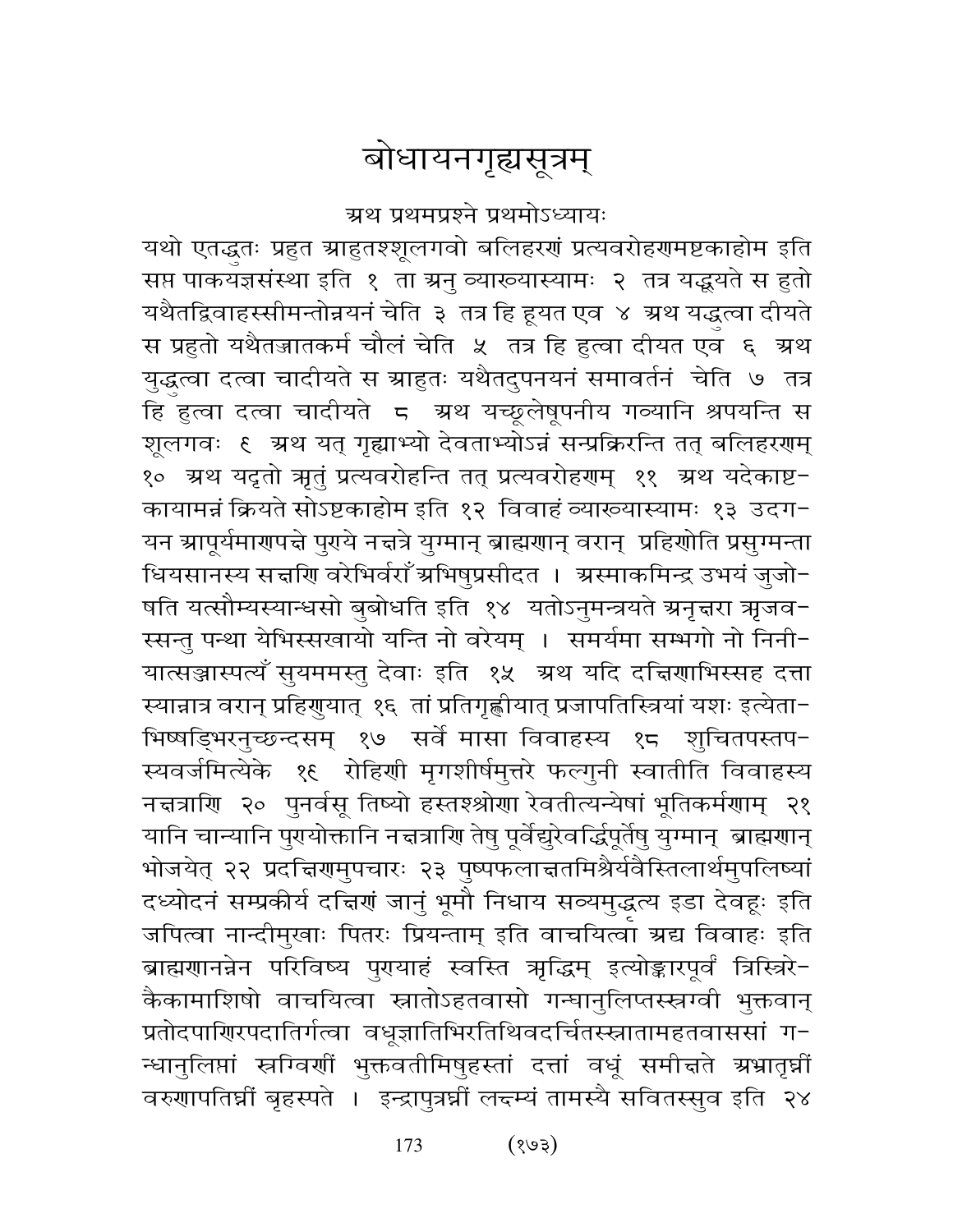# बोधायनगृह्यसूत्रम्

अथ प्रथमप्रश्ने प्रथमोऽध्यायः

यथो एतद्धुतः प्रहुत आहुतश्शूलगवो बलिहरणं प्रत्यवरोहणमष्टकाहोम इति सप्त पाकयज्ञसंस्था इति १ ता अनु व्याख्यास्यामः २ तत्र यद्धूयते स हुतो यथैतद्विवाहस्सीमन्तोन्नयनं चेति ३ तत्र हि हूयत एव ४ अथ यद्धुत्वा दीयते स प्रहुतो यथैतज्जातकर्म चौलं चेति ५ तत्र हि हुत्वा दीयत एव ६ अथ युद्धुत्वा दत्वा चादीयते स आहुतः यथैतदुपनयनं समावर्तनं चेति ७ तत्र हि हुत्वा दत्वा चादीयते ८ अथ यच्छूलेषूपनीय गव्यानि श्रपयन्ति स शूलगवः ९ अथ यत् गृह्याभ्यो देवताभ्योऽन्नं सन्प्रकिरन्ति तत् बलिहरणम् १० अथ यदृतो ऋतुं प्रत्यवरोहन्ति तत् प्रत्यवरोहणम् ११ अथ यदेकाष्टकायामन्नं क्रियते सोऽष्टकाहोम इति १२ विवाहं व्याख्यास्यामः १३ उदगयन आपूर्यमाणपक्षे पुण्ये नक्षत्रे युग्मान् ब्राह्मणान् वरान् प्रहिणोति प्रसुग्मन्ता धियसानस्य सक्षणि वरेभिर्वराँ अभिषुप्रसीदत । अस्माकमिन्द्र उभयं जुजोषति यत्सौम्यस्यान्धसो बुबोधति इति १४ यतोऽनुमन्त्रयते अनृक्षरा ऋजवस्सन्तु पन्था येभिस्सखायो यन्ति नो वरेयम् । समर्यमा सम्भगो नो निनीयात्सञ्जास्पत्यँ सुयममस्तु देवाः इति १५ अथ यदि दक्षिणाभिस्सह दत्ता स्यान्नात्र वरान् प्रहिणुयात् १६ तां प्रतिगृह्णीयात् प्रजापतिस्त्रियां यशः इत्येताभिषड्भिरनुच्छन्दसम् १७ सर्वे मासा विवाहस्य १८ शुचितपस्तपस्यवर्जमित्येके १९ रोहिणी मृगशीर्षमुत्तरे फल्गुनी स्वातीति विवाहस्य नक्षत्राणि २० पुनर्वसू तिष्यो हस्तश्श्रोणा रेवतीत्यन्येषां भूतिकर्मणाम् २१ यानि चान्यानि पुण्योक्तानि नक्षत्राणि तेषु पूर्वेद्युरेवर्द्धिपूर्तेषु युग्मान् ब्राह्मणान् भोजयेत् २२ प्रदक्षिणमुपचारः २३ पुष्पफलाक्षतमिश्रैर्यवैस्तिलार्थमुपलिप्स्यां दध्योदनं सम्प्रकीर्य दक्षिणं जानुं भूमौ निधाय सव्यमुद्धत्य इडा देवहूः इति जपित्वा नान्दीमुखाः पितरः प्रियन्ताम् इति वाचयित्वा अद्य विवाहः इति ब्राह्मणानन्नेन परिविष्य पुण्याहं स्वस्ति ऋद्धिम् इत्योङ्कारपूर्वं त्रिस्त्रिरेकैकामाशिषो वाचयित्वा स्नातोऽहतवासो गन्धानुलिप्तस्स्रग्वी भुक्तवान् प्रतोदपाणिरपदातिर्गत्वा वधूज्ञातिभिरतिथिवदर्चितस्स्नातामहतवाससां गन्धानुलिप्तां स्रग्विणीं भुक्तवतीमिषुहस्तां दत्तां वधूं समीक्षते अभ्रातृघ्नीं वरुणापतिघ्नीं बृहस्पते । इन्द्रापुत्रघ्नीं लक्ष्म्यं तामस्यै सवितस्सुव इति २४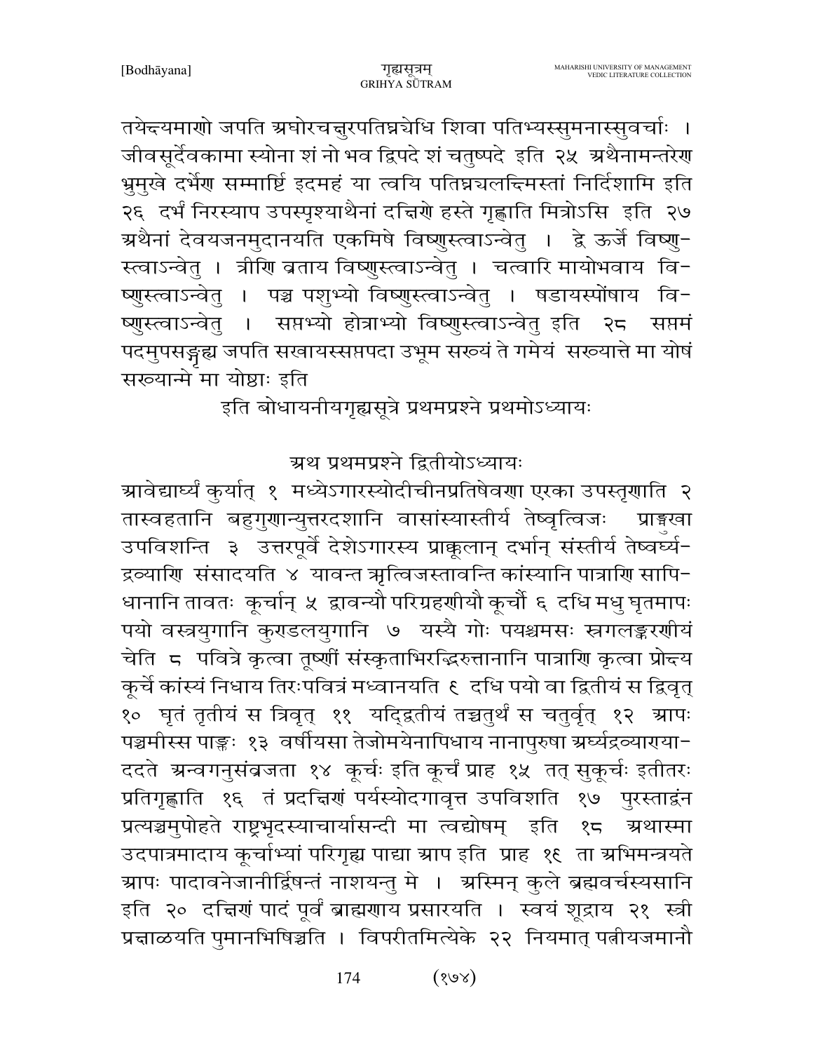तयेन्द्यमाणो जपति अघोरचक्षुरपतिघ्न्येधि शिवा पतिभ्यस्सुमनास्सुवर्चाः । जीवसूर्देवकामा स्योना शं नो भव द्विपदे शं चतुष्पदे इति २५ अथैनामन्तरेण भ्रुमुखे दर्भेण सम्मार्ष्टि इदमहं या त्वयि पतिघ्न्यलक्ष्मिस्तां निर्दिशामि इति २६ दर्भं निरस्याप उपस्पृश्याथैनां दक्षिणे हस्ते गृह्णाति मित्रोऽसि इति २७ अथैनां देवयजनमुदानयति एकमिषे विष्णुस्त्वाऽन्वेतु । द्वे ऊर्जे विष्णुस्त्वाऽन्वेतु । त्रीणि व्रताय विष्णुस्त्वाऽन्वेतु । चत्वारि मायोभवाय विष्णुस्त्वाऽन्वेतु । पञ्च पशुभ्यो विष्णुस्त्वाऽन्वेतु । षडायस्पोंषाय विष्णुस्त्वाऽन्वेतु । सप्तभ्यो होत्राभ्यो विष्णुस्त्वाऽन्वेतु इति २८ सप्तमं पदमुपसङ्गृह्य जपति सखायस्सप्तपदा उभूम सख्यं ते गमेयं सख्यात्ते मा योषं सख्यान्मे मा योष्ठाः इति

इति बोधायनीयगृह्यसूत्रे प्रथमप्रश्ने प्रथमोऽध्यायः

## अथ प्रथमप्रश्ने द्वितीयोऽध्यायः

आवेद्यार्घ्यं कुर्यात् १ मध्येऽगारस्योदीचीनप्रतिषेवणा एरका उपस्तृणाति २ तास्वहतानि बहुगुणान्युत्तरदशानि वासांस्यास्तीर्य तेष्वृत्विजः प्राङ्मुखा उपविशन्ति ३ उत्तरपूर्वे देशेऽगारस्य प्राक्कूलान् दर्भान् संस्तीर्य तेष्वर्घ्यद्रव्याणि संसादयति ४ यावन्त ऋत्विजस्तावन्ति कांस्यानि पात्राणि सापिधानानि तावतः कूर्चान् ५ द्वावन्यौ परिग्रहणीयौ कूर्चौ ६ दधि मधु घृतमापः पयो वस्त्रयुगानि कुण्डलयुगानि ७ यस्यै गोः पयश्चमसः स्रगलङ्करणीयं चेति ८ पवित्रे कृत्वा तूष्णीं संस्कृताभिरद्भिरुत्तानानि पात्राणि कृत्वा प्रोक्ष्य कूर्चे कांस्यं निधाय तिरःपवित्रं मध्वानयति ९ दधि पयो वा द्वितीयं स द्विवृत् १० घृतं तृतीयं स त्रिवृत् ११ यद्द्वितीयं तच्चतुर्थं स चतुर्वृत् १२ आपः पञ्चमीस्स पाङ्क्तः १३ वर्षीयसा तेजोमयेनापिधाय नानापुरुषा अर्घ्यद्रव्याण्याददते अन्वगनुसंव्रजता १४ कूर्चः इति कूर्चं प्राह १५ तत् सुकूर्चः इतीतरः प्रतिगृह्णाति १६ तं प्रदक्षिणं पर्यस्योदगावृत्त उपविशति १७ पुरस्ताद्वंन प्रत्यञ्चमुपोहते राष्ट्रभृदस्याचार्यासन्दी मा त्वद्योषम् इति १८ अथास्मा उदपात्रमादाय कूर्चाभ्यां परिगृह्य पाद्या आप इति प्राह १९ ता अभिमन्त्रयते आपः पादावनेजानीर्द्विषन्तं नाशयन्तु मे । अस्मिन् कुले ब्रह्मवर्चस्यसानि इति २० दक्षिणं पादं पूर्वं ब्राह्मणाय प्रसारयति । स्वयं शूद्राय २१ स्त्री प्रक्षाळयति पुमानभिषिञ्चति । विपरीतमित्येके २२ नियमात् पत्नीयजमानौ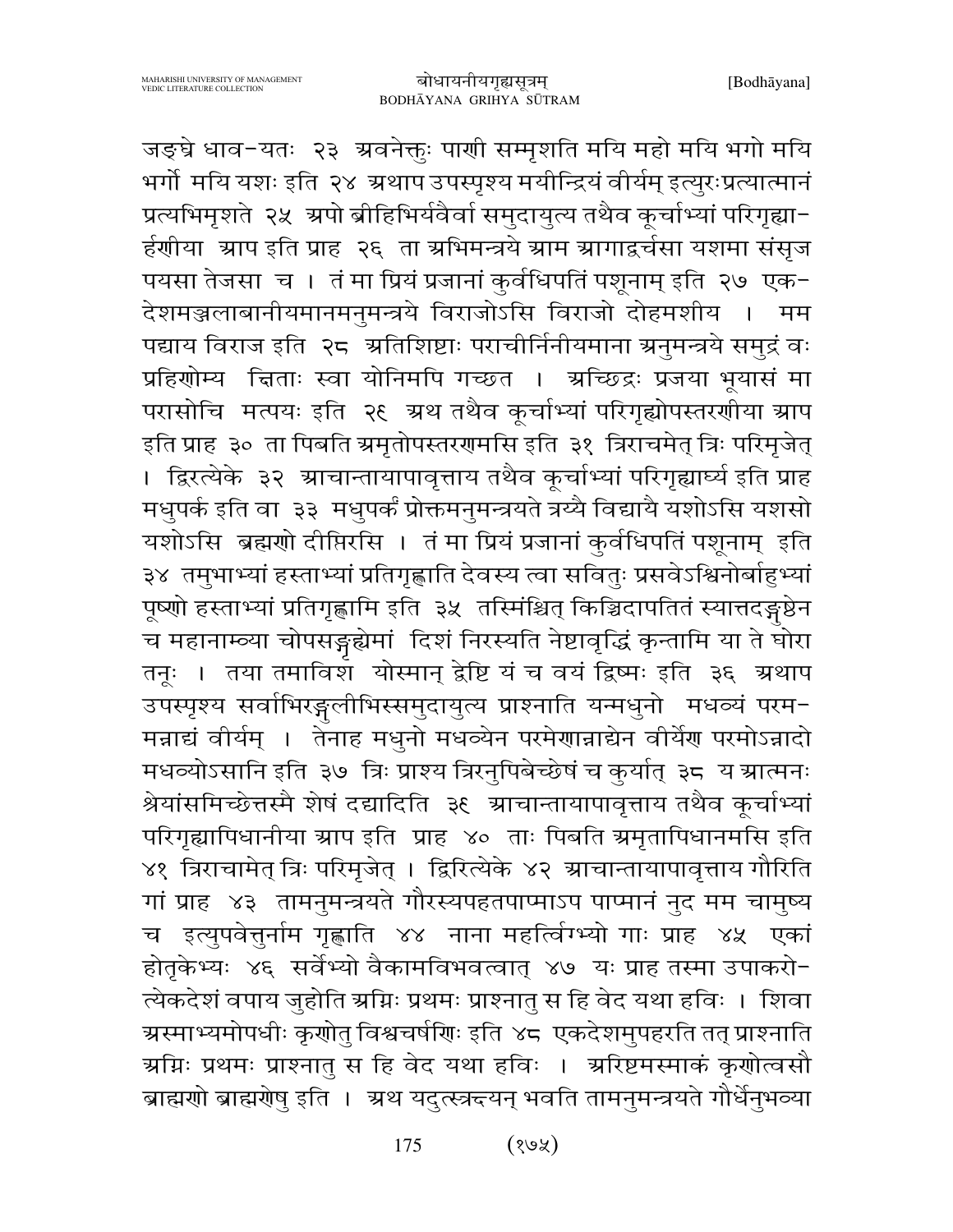जङ्घे धाव-यतः २३ अवनेक्तुः पाणी सम्मृशति मयि महो मयि भगो मयि भर्गो मयि यशः इति २४ अथाप उपस्पृश्य मयीन्द्रियं वीर्यम् इत्युरःप्रत्यात्मानं प्रत्यभिमृशते २५ अपो ब्रीहिभिर्यवैर्वा समुदायुत्य तथैव कूर्चाभ्यां परिगृह्या-र्हणीया आप इति प्राह २६ ता अभिमन्त्रये आम आगाद्वर्चसा यशमा संसृज पयसा तेजसा च । तं मा प्रियं प्रजानां कुर्वधिपतिं पशूनाम् इति २७ एक-देशमञ्जलाबानीयमानमनुमन्त्रये विराजोऽसि विराजो दोहमशीय । मम पद्याय विराज इति २८ अतिशिष्टाः पराचीर्निनीयमाना अनुमन्त्रये समुद्रं वः प्रहिणोम्य क्षिताः स्वा योनिमपि गच्छत । अच्छिद्रः प्रजया भूयासं मा परासोचि मत्पयः इति २९ अथ तथैव कूर्चाभ्यां परिगृह्योपस्तरणीया आप इति प्राह ३० ता पिबति अमृतोपस्तरणमसि इति ३१ त्रिराचमेत् त्रिः परिमृजेत् । द्विरत्येके ३२ आचान्तायापावृत्ताय तथैव कूर्चाभ्यां परिगृह्यार्घ्य इति प्राह मधुपर्क इति वा ३३ मधुपर्कं प्रोक्तमनुमन्त्रयते त्रय्यै विद्यायै यशोऽसि यशसो यशोऽसि ब्रह्मणो दीप्तिरसि । तं मा प्रियं प्रजानां कुर्वधिपतिं पशूनाम् इति ३४ तमुभाभ्यां हस्ताभ्यां प्रतिगृह्णाति देवस्य त्वा सवितुः प्रसवेऽश्विनोर्बाहुभ्यां पूष्णो हस्ताभ्यां प्रतिगृह्णामि इति ३५ तस्मिंश्चित् किञ्चिदापतितं स्यात्तदङ्गुष्ठेन च महानाम्न्या चोपसङ्गृह्येमां दिशं निरस्यति नेष्टावृद्धिं कृन्तामि या ते घोरा तनूः । तया तमाविश योस्मान् द्वेष्टि यं च वयं द्विष्मः इति ३६ अथाप उपस्पृश्य सर्वाभिरङ्गुलीभिस्समुदायुत्य प्राश्नाति यन्मधुनो मधव्यं परम-मन्नाद्यं वीर्यम् । तेनाह मधुनो मधव्येन परमेणान्नाद्येन वीर्येण परमोऽन्नादो मधव्योऽसानि इति ३७ त्रिः प्राश्य त्रिरनुपिबेच्छेषं च कुर्यात् ३८ य आत्मनः श्रेयांसमिच्छेत्तस्मै शेषं दद्यादिति ३९ आचान्तायापावृत्ताय तथैव कूर्चाभ्यां परिगृह्यापिधानीया आप इति प्राह ४० ताः पिबति अमृतापिधानमसि इति ४१ त्रिराचामेत् त्रिः परिमृजेत् । द्विरित्येके ४२ आचान्तायापावृत्ताय गौरिति गां प्राह ४३ तामनुमन्त्रयते गौरस्यपहतपाप्माऽप पाप्मानं नुद मम चामुष्य च इत्युपवेत्तुर्नाम गृह्णाति ४४ नाना महर्त्विग्भ्यो गाः प्राह ४५ एकां होतृकेभ्यः ४६ सर्वेभ्यो वैकामविभवत्वात् ४७ यः प्राह तस्मा उपाकरो-त्येकदेशं वपाय जुहोति अग्निः प्रथमः प्राश्नातु स हि वेद यथा हविः । शिवा अस्माभ्यमोषधीः कृणोतु विश्वचर्षणिः इति ४८ एकदेशमुपहरति तत् प्राश्नाति अग्निः प्रथमः प्राश्नातु स हि वेद यथा हविः । अरिष्टमस्माकं कृणोत्वसौ ब्राह्मणो ब्राह्मणेषु इति । अथ यदुत्स्त्रन्दयन् भवति तामनुमन्त्रयते गौर्धेनुभव्या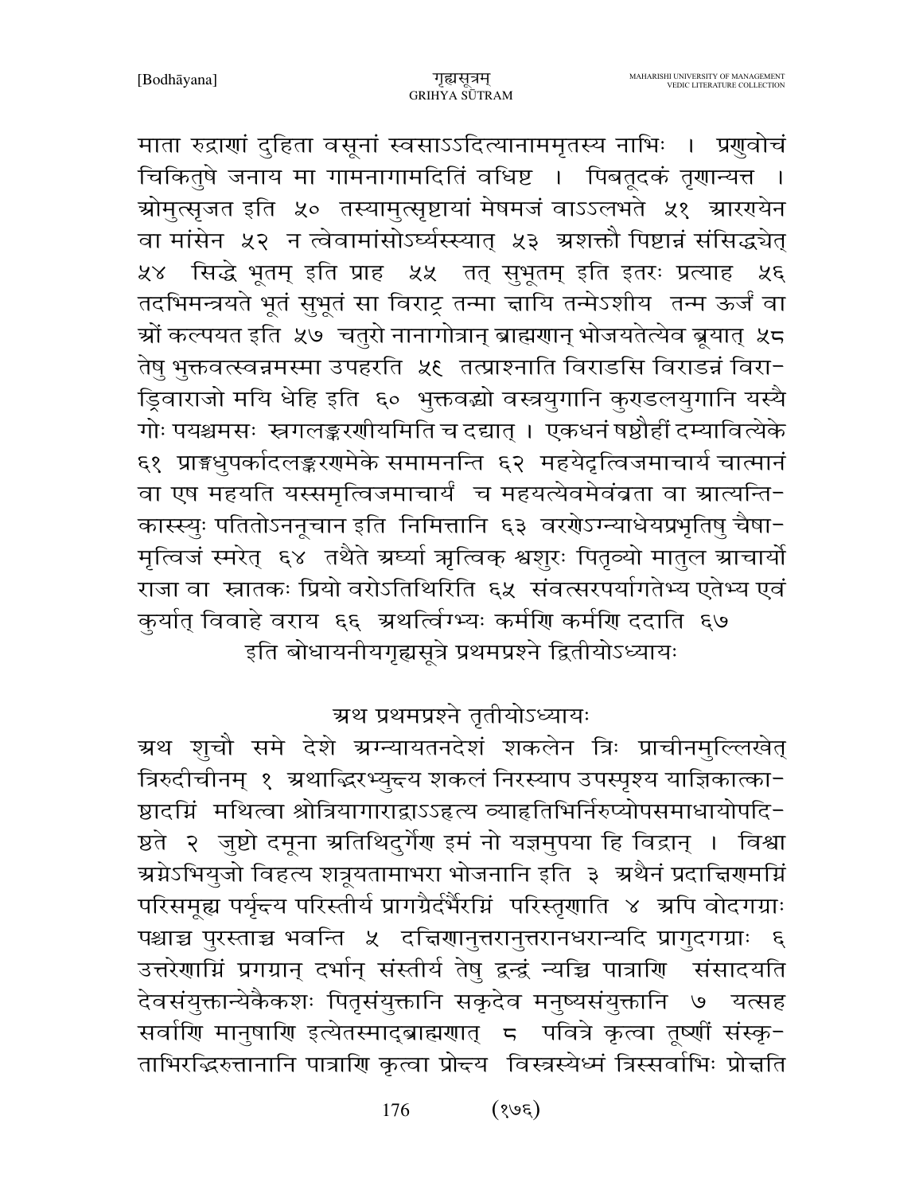माता रुद्राणां दुहिता वसूनां स्वसाऽऽदित्यानाममृतस्य नाभिः । प्रणुवोचं चिकितुषे जनाय मा गामनागामदितिं वधिष्ट । पिबतूदकं तृणान्यत्त । ओमुत्सृजत इति ५० तस्यामुत्सृष्टायां मेषमजं वाऽऽलभते ५१ आरण्येन वा मांसेन ५२ न त्वेवामांसोऽर्घ्यस्स्यात् ५३ अशक्तौ पिष्टान्नं संसिद्धयेत् ५४ सिद्धे भूतम् इति प्राह ५५ तत् सुभूतम् इति इतरः प्रत्याह ५६ तदभिमन्त्रयते भूतं सुभूतं सा विराट् तन्मा क्षायि तन्मेऽशीय तन्म ऊर्जं वा ओं कल्पयत इति ५७ चतुरो नानागोत्रान् ब्राह्मणान् भोजयतेत्येव ब्रूयात् ५८ तेषु भुक्तवत्स्वन्नमस्मा उपहरति ५९ तत्प्राश्नाति विराडसि विराडन्नं विराड्विराजो मयि धेहि इति ६० भुक्तवद्भ्यो वस्त्रयुगानि कुण्डलयुगानि यस्यै गोः पयश्चमसः स्रगलङ्करणीयमिति च दद्यात् । एकधनं षष्ठौहीं दम्यावित्येके ६१ प्राङ्मधुपर्कादलङ्करणमेके समामनन्ति ६२ महयेदृत्विजमाचार्यं चात्मानं वा एष महयति यस्समृत्विजमाचार्यं च महयत्येवमेवंव्रता वा आत्यन्तिकास्स्युः पतितोऽननूचान इति निमित्तानि ६३ वरणेऽग्न्याधेयप्रभृतिषु चैषामृत्विजं स्मरेत् ६४ तथैते अर्घ्या ऋत्विक् श्वशुरः पितृव्यो मातुल आचार्यो राजा वा स्नातकः प्रियो वरोऽतिथिरिति ६५ संवत्सरपर्यागतेभ्य एतेभ्य एवं कुर्यात् विवाहे वराय ६६ अथर्त्विग्भ्यः कर्मणि कर्मणि ददाति ६७

इति बोधायनीयगृह्यसूत्रे प्रथमप्रश्ने द्वितीयोऽध्यायः

## अथ प्रथमप्रश्ने तृतीयोऽध्यायः

अथ शुचौ समे देशे अग्न्यायतनदेशं शकलेन त्रिः प्राचीनमुल्लिखेत् त्रिरुदीचीनम् १ अथाद्भिरभ्युक्ष्य शकलं निरस्याप उपस्पृश्य याज्ञिकात्काष्ठादग्निं मथित्वा श्रोत्रियागाराद्वाऽऽहृत्य व्याहृतिभिर्निरुप्योपसमाधायोपदिष्ठते २ जुष्टो दमूना अतिथिर्दुरोण इमं नो यज्ञमुपया हि विद्वान् । विश्वा अग्नेऽभियुजो विहत्य शत्रूयतामाभरा भोजनानि इति ३ अथैनं प्रदक्षिणमग्निं परिसमूह्य पर्युक्ष्य परिस्तीर्य प्रागग्रैर्दर्भैरग्निं परिस्तृणाति ४ अपि वोदगग्राः पश्चाच्च पुरस्ताच्च भवन्ति ५ दक्षिणानुत्तरानुत्तरानधरान्यदि प्रागुदगग्राः ६ उत्तरेणाग्निं प्रगग्रान् दर्भान् संस्तीर्य तेषु द्वन्द्वं न्यञ्चि पात्राणि संसादयति देवसंयुक्तान्येकैकशः पितृसंयुक्तानि सकृदेव मनुष्यसंयुक्तानि ७ यत्सह सर्वाणि मानुषाणि इत्येतस्माद्ब्राह्मणात् ८ पवित्रे कृत्वा तूष्णीं संस्कृताभिरद्भिरुत्तानानि पात्राणि कृत्वा प्रोक्ष्य विस्रस्येध्मं त्रिस्सर्वाभिः प्रोक्षति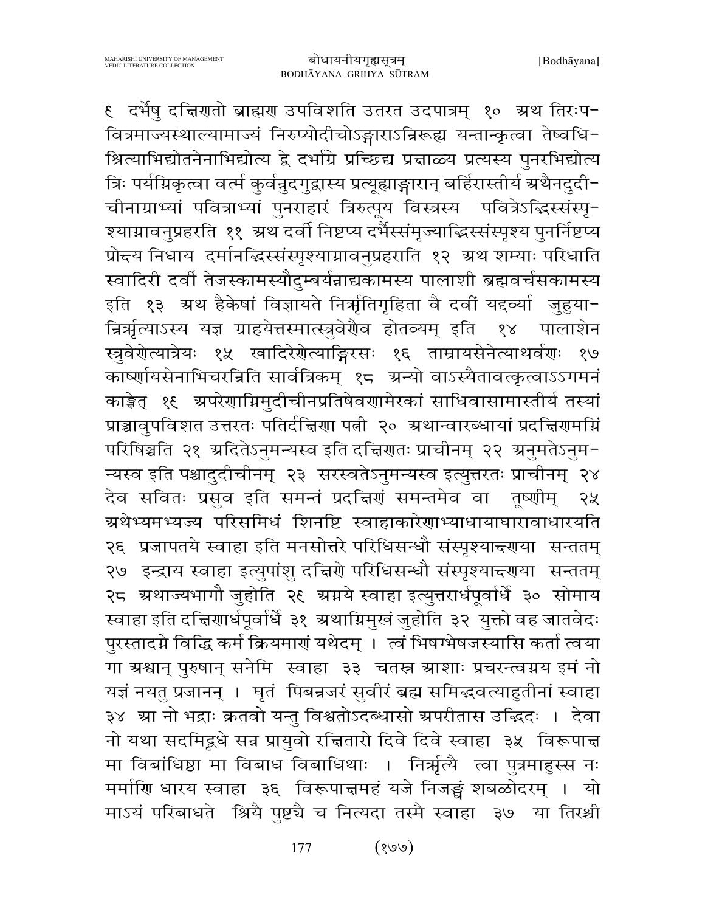९ दर्भेषु दक्षिणतो ब्राह्मण उपविशति उतरत उदपात्रम् १० अथ तिरःप-वित्रमाज्यस्थाल्यामाज्यं निरुप्योदीचोऽङ्गाराऽन्निरूह्य यन्तान्कृत्वा तेष्वधि-श्रित्याभिद्योतनेनाभिद्योत्य द्वे दर्भाग्रे प्रच्छिद्य प्रक्षाळ्य प्रत्यस्य पुनरभिद्योत्य त्रिः पर्यग्निकृत्वा वर्त्म कुर्वन्नुदगुद्वास्य प्रत्यूह्याङ्गारान् बर्हिरास्तीर्य अथैनदुदी-चीनाग्राभ्यां पवित्राभ्यां पुनराहारं त्रिरुत्पूय विस्त्रस्य पवित्रेऽद्भिस्संस्पृ-श्याग्नावनुप्रहरति ११ अथ दर्वी निष्टप्य दर्भैस्संमृज्याद्भिस्संस्पृश्य पुनर्निष्टप्य प्रोक्ष्य निधाय दर्भानद्भिस्संस्पृश्याग्नावनुप्रहराति १२ अथ शम्याः परिधाति स्वादिरी दर्वी तेजस्कामस्यौदुम्बर्यन्नाद्यकामस्य पालाशी ब्रह्मवर्चसकामस्य इति १३ अथ हैकेषां विज्ञायते निर्ऋतिगृहिता वै दर्वी यद्दर्व्या जुहुया-न्निर्ऋत्याऽस्य यज्ञ ग्राहयेत्तस्मात्स्त्रुवेणैव होतव्यम् इति १४ पालाशेन स्त्रुवेणेत्यात्रेयः १५ खादिरेणेत्याङ्गिरसः १६ ताम्रायसेनेत्याथर्वणः १७ कार्ष्णायसेनाभिचरन्निति सार्वत्रिकम् १८ अन्यो वाऽस्यैतावत्कृत्वाऽऽगमनं काङ्क्षेत् १९ अपरेणाग्निमुदीचीनप्रतिषेवणामेरकां साधिवासामास्तीर्य तस्यां प्राञ्चावुपविशत उत्तरतः पतिर्दक्षिणा पत्नी २० अथान्वारब्धायां प्रदक्षिणमग्निं परिषिञ्चति २१ अदितेऽनुमन्यस्व इति दक्षिणतः प्राचीनम् २२ अनुमतेऽनुम-न्यस्व इति पश्चादुदीचीनम् २३ सरस्वतेऽनुमन्यस्व इत्युत्तरतः प्राचीनम् २४ देव सवितः प्रसुव इति समन्तं प्रदक्षिणं समन्तमेव वा तूष्णीम् २५ अथेध्मम्भ्यज्य परिसमिधं शिनष्टि स्वाहाकारेणाभ्याधायाघारावाधारयति २६ प्रजापतये स्वाहा इति मनसोत्तरे परिधिसन्धौ संस्पृश्याद्क्षणया सन्ततम् २७ इन्द्राय स्वाहा इत्युपांशु दक्षिणे परिधिसन्धौ संस्पृश्याद्क्षणया सन्ततम् २८ अथाज्यभागौ जुहोति २९ अग्नये स्वाहा इत्युत्तरार्धपूर्वार्धे ३० सोमाय स्वाहा इति दक्षिणार्धपूर्वार्धे ३१ अथाग्निमुखं जुहोति ३२ युक्तो वह जातवेदः पुरस्तादग्ने विद्धि कर्म क्रियमाणं यथेदम् । त्वं भिषग्भेषजस्यासि कर्ता त्वया गा अश्वान् पुरुषान् सनेमि स्वाहा ३३ चतस्त्र आशाः प्रचरन्त्वग्नय इमं नो यज्ञं नयतु प्रजानन् । घृतं पिबन्नजरं सुवीरं ब्रह्म समिद्भवत्याहुतीनां स्वाहा ३४ आ नो भद्राः क्रतवो यन्तु विश्वतोऽदब्धासो अपरीतास उद्भिदः । देवा नो यथा सदमिद्वृधे सन्न प्रायुवो रक्षितारो दिवे दिवे स्वाहा ३५ विरूपाक्ष मा विबांधिष्ठा मा विबाध विबाधिथाः । निर्ऋत्यै त्वा पुत्रमाहुस्स नः मर्माणि धारय स्वाहा ३६ विरूपाक्षमहं यजे निजङ्घं शबळोदरम् । यो माऽयं परिबाधते श्रियै पुष्ट्यै च नित्यदा तस्मै स्वाहा ३७ या तिरश्ची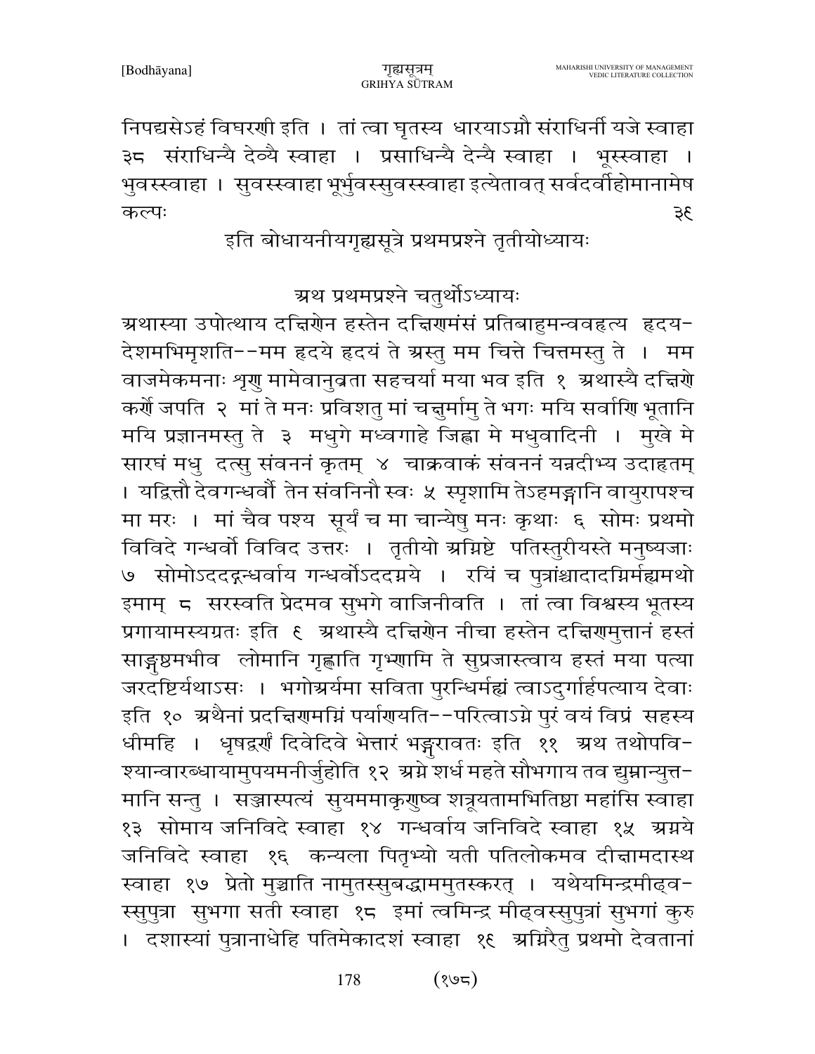निपद्यसेऽहं विघरणी इति । तां त्वा घृतस्य धारयाऽग्नौ संराधिनीं यजे स्वाहा ३८ संराधिन्यै देव्यै स्वाहा । प्रसाधिन्यै देन्यै स्वाहा । भूस्स्वाहा । भुवस्स्वाहा । सुवस्स्वाहा भूर्भुवस्सुवस्स्वाहा इत्येतावत् सर्वदर्वीहोमानामेष कल्पः ३९

इति बोधायनीयगृह्यसूत्रे प्रथमप्रश्ने तृतीयोध्यायः

## अथ प्रथमप्रश्ने चतुर्थोऽध्यायः

अथास्या उपोत्थाय दक्षिणेन हस्तेन दक्षिणमंसं प्रतिबाहुमन्ववहृत्य हृदयदेशमभिमृशति--मम हृदये हृदयं ते अस्तु मम चित्ते चित्तमस्तु ते । मम वाजमेकमनाः शृणु मामेवानुव्रता सहचर्या मया भव इति १ अथास्यै दक्षिणे कर्णे जपति २ मां ते मनः प्रविशतु मां चक्षुर्मामु ते भगः मयि सर्वाणि भूतानि मयि प्रज्ञानमस्तु ते ३ मधुगे मध्वगाहे जिह्वा मे मधुवादिनी । मुखे मे सारघं मधु दत्सु संवननं कृतम् ४ चाक्रवाकं संवननं यन्नदीभ्य उदाहृतम् । यद्विन्तौ देवगन्धर्वौ तेन संवनिनौ स्वः ५ स्पृशामि तेऽहमङ्गानि वायुरापश्च मा मरः । मां चैव पश्य सूर्यं च मा चान्येषु मनः कृथाः ६ सोमः प्रथमो विविदे गन्धर्वो विविद उत्तरः । तृतीयो अग्निष्टे पतिस्तुरीयस्ते मनुष्यजाः ७ सोमोऽददद्गन्धर्वाय गन्धर्वोऽददग्नये । रयिं च पुत्रांश्चादादग्निर्मह्यमथो इमाम् ८ सरस्वति प्रेदमव सुभगे वाजिनीवति । तां त्वा विश्वस्य भूतस्य प्रगायामस्यग्रतः इति ९ अथास्यै दक्षिणेन नीचा हस्तेन दक्षिणमुत्तानं हस्तं साङ्गुष्ठमभीव लोमानि गृह्णाति गृभ्णामि ते सुप्रजास्त्वाय हस्तं मया पत्या जरदष्टिर्यथाऽसः । भगोअर्यमा सविता पुरन्धिर्मह्यं त्वाऽदुर्गार्हपत्याय देवाः इति १० अथैनां प्रदक्षिणमग्निं पर्याणयति--परित्वाऽग्ने पुरं वयं विप्रं सहस्य धीमहि । धृषद्वर्णं दिवेदिवे भेत्तारं भङ्गुरावतः इति ११ अथ तथोपविश्यान्वारब्धायामुपयमनीर्जुहोति १२ अग्ने शर्ध महते सौभगाय तव द्युम्नान्युत्तमानि सन्तु । सञ्जास्पत्यं सुयममाकृणुष्व शत्रूयतामभितिष्ठा महांसि स्वाहा १३ सोमाय जनिविदे स्वाहा १४ गन्धर्वाय जनिविदे स्वाहा १५ अग्नये जनिविदे स्वाहा १६ कन्यला पितृभ्यो यती पतिलोकमव दीक्षामदास्थ स्वाहा १७ प्रेतो मुञ्चाति नामुतस्सुबद्धाममुतस्करत् । यथेयमिन्द्रमीढ्वस्सुपुत्रा सुभगा सती स्वाहा १८ इमां त्वमिन्द्र मीढ्वस्सुपुत्रां सुभगां कुरु । दशास्यां पुत्रानाधेहि पतिमेकादशं स्वाहा १९ अग्निरैतु प्रथमो देवतानां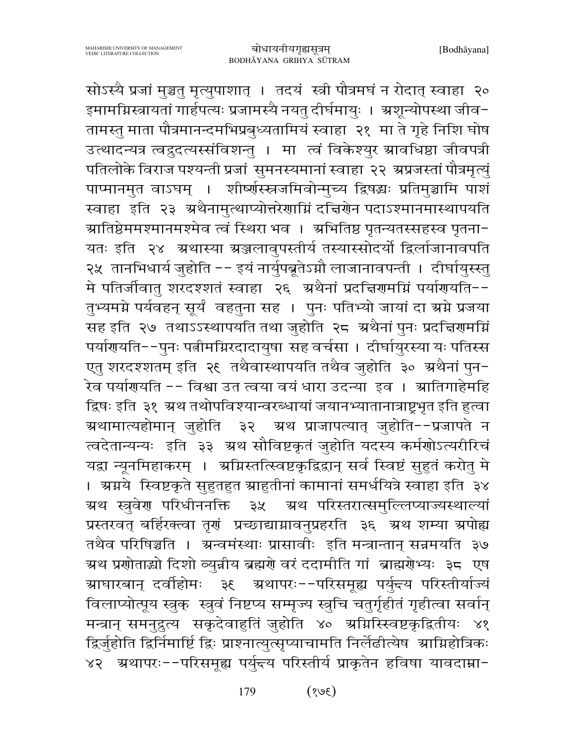सोऽस्यै प्रजां मुञ्चतु मृत्युपाशात् । तदयं स्त्री पौत्रमघं न रोदात् स्वाहा २० इमामग्निस्त्रायतां गार्हपत्यः प्रजामस्यै नयतु दीर्घमायुः । अशून्योपस्था जीव- तामस्तु माता पौत्रमानन्दमभिप्रबुध्यतामियं स्वाहा २१ मा ते गृहे निशि घोष उत्थादन्यत्र त्वद्रुदत्यस्संविशन्तु । मा त्वं विकेश्युर आवधिष्ठा जीवपत्नी पतिलोके विराज पश्यन्ती प्रजां सुमनस्यमानां स्वाहा २२ अप्रजस्तां पौत्रमृत्युं पाप्मानमुत वाऽघम् । शीर्ष्णस्स्रजमिवोन्मुच्य द्विषद्भ्यः प्रतिमुञ्चामि पाशं स्वाहा इति २३ अथैनामुत्थाप्योत्तरेणाग्निं दक्षिणेन पदाऽश्मानमास्थापयति आतिष्ठेममश्मानमश्मेव त्वं स्थिरा भव । अभितिष्ठ पृतन्यतस्सहस्व पृतना- यतः इति २४ अथास्या अञ्जलावुपस्तीर्य तस्यास्सोदर्यो द्विर्लाजानावपति २५ तानभिधार्य जुहोति -- इयं नार्युपब्रूतेऽग्नौ लाजानावपन्ती । दीर्घायुस्तु मे पतिर्जीवातु शरदश्शतं स्वाहा २६ अथैनां प्रदक्षिणमग्निं पर्याणयति-- तुभ्यमग्ने पर्यवहन् सूर्यं वहतुना सह । पुनः पतिभ्यो जायां दा अग्ने प्रजया सह इति २७ तथाऽऽस्थापयति तथा जुहोति २८ अथैनां पुनः प्रदक्षिणमग्निं पर्याणयति--पुनः पत्नीमग्निरदादायुषा सह वर्चसा । दीर्घायुरस्या यः पतिस्स एतु शरदश्शतम् इति २९ तथैवास्थापयति तथैव जुहोति ३० अथैनां पुन- रेव पर्याणयति -- विश्वा उत त्वया वयं धारा उदन्या इव । आतिगाहेमहि द्विषः इति ३१ अथ तथोपविश्यान्वरब्धायां जयानभ्यातानात्राष्ट्रभृत इति हुत्वा अथामात्यहोमान् जुहोति ३२ अथ प्राजापत्यात् जुहोति--प्रजापते न त्वदेतान्यन्यः इति ३३ अथ सौविष्टकृतं जुहोति यदस्य कर्मणोऽत्यरीरिचं यद्वा न्यूनमिहाकरम् । अग्निस्तत्स्विष्टकृद्विद्वान् सर्वं स्विष्टं सुहुतं करोतु मे । अग्नये स्विष्टकृते सुहुतहुत आहुतीनां कामानां समर्धयित्रे स्वाहा इति ३४ अथ स्रुवेण परिधीननक्ति ३५ अथ परिस्तरात्समुल्लिप्याज्यस्थाल्यां प्रस्तरवत् बर्हिरक्त्वा तृणं प्रच्छाद्याग्नावनुप्रहरति ३६ अथ शम्या अपोह्य तथैव परिषिञ्चति । अन्वमंस्थाः प्रासावीः इति मन्त्रान्तान् सन्नमयति ३७ अथ प्रणीताभ्यो दिशो व्युन्नीय ब्रह्मणे वरं ददामीति गां ब्राह्मणेभ्यः ३८ एष आघारबान् दर्वीहोमः ३९ अथापरः--परिसमूह्य पर्युक्ष्य परिस्तीर्याज्यं विलाप्योत्पूय स्रुक् स्रुवं निष्टप्य सम्मृज्य स्रुचि चतुर्गृहीतं गृहीत्वा सर्वान् मन्त्रान् समनुद्रुत्य सकृदेवाहुतिं जुहोति ४० अग्निस्स्विष्टकृद्द्वितीयः ४१ द्विर्जुहोति द्विर्निमार्ष्टि द्विः प्राश्नात्युत्सृप्याचामति निर्लेढीत्येष आग्निहोत्रिकः ४२ अथापरः--परिसमूह्य पर्युक्ष्य परिस्तीर्य प्राकृतेन हविषा यावदाम्ना-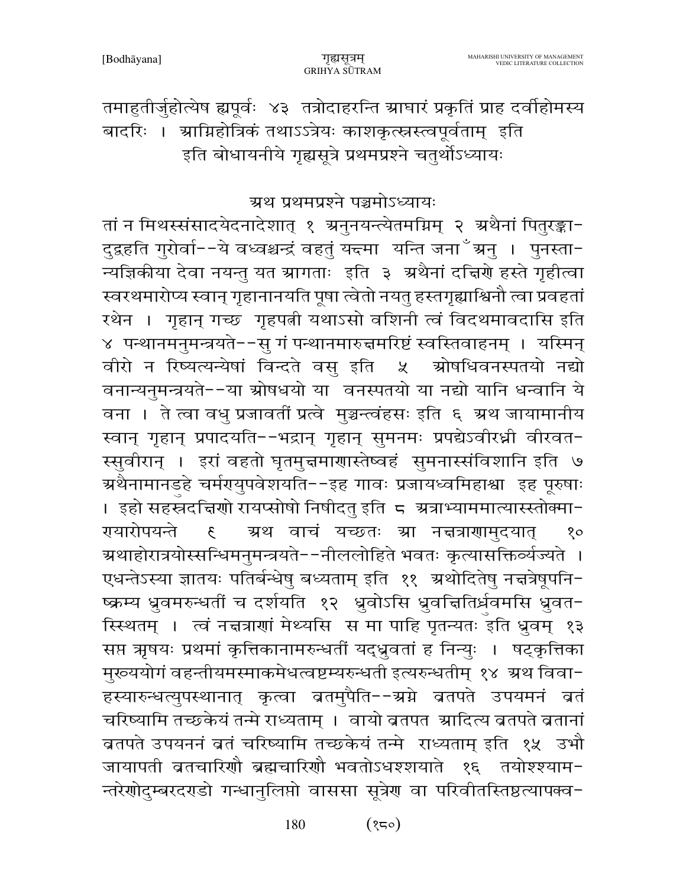तमाहुतीर्जुहोत्येष ह्यपूर्वः ४३ तत्रोदाहरन्ति आघारं प्रकृतिं प्राह दर्वीहोमस्य बादरिः । आग्निहोत्रिकं तथाऽऽत्रेयः काशकृत्स्नस्त्वपूर्वताम् इति

इति बोधायनीये गृह्यसूत्रे प्रथमप्रश्ने चतुर्थोऽध्यायः

## अथ प्रथमप्रश्ने पञ्चमोऽध्यायः

तां न मिथस्संसादयेदनादेशात् १ अनुनयन्त्येतमग्निम् २ अथैनां पितुरङ्का- दुद्वहति गुरोर्वा--ये वध्वश्चन्द्रं वहतुं यक्ष्मा यन्ति जना ँ अनु । पुनस्ता- न्यज्ञिकीया देवा नयन्तु यत आगताः इति ३ अथैनां दक्षिणे हस्ते गृहीत्वा स्वरथमारोप्य स्वान् गृहानानयति पूषा त्वेतो नयतु हस्तगृह्याश्विनौ त्वा प्रवहतां रथेन । गृहान् गच्छ गृहपत्नी यथाऽसो वशिनी त्वं विदथमावदासि इति ४ पन्थानमनुमन्त्रयते--सु गं पन्थानमारुक्षमरिष्टं स्वस्तिवाहनम् । यस्मिन् वीरो न रिष्यत्यन्येषां विन्दते वसु इति ५ ओषधिवनस्पतयो नद्यो वनान्यनुमन्त्रयते--या ओषधयो या वनस्पतयो या नद्यो यानि धन्वानि ये वना । ते त्वा वधु प्रजावतीं प्रत्वे मुञ्चन्त्वंहसः इति ६ अथ जायामानीय स्वान् गृहान् प्रपादयति--भद्रान् गृहान् सुमनसः प्रपद्येऽवीरघ्नी वीरवत- स्सुवीरान् । इरां वहतो घृतमुक्षमाणास्तेष्वहं सुमनास्संविशानि इति ७ अथैनामानडुहे चर्मण्युपवेशयति--इह गावः प्रजायध्वमिहाश्वा इह पूरुषाः । इहो सहस्रदक्षिणो रायप्सोषो निषीदतु इति ८ अत्राभ्याममात्यास्स्तोक्मा- ण्यारोपयन्ते ९ अथ वाचं यच्छतः आ नक्षत्राणामुदयात् १० अथाहोरात्रयोस्सन्धिमनुमन्त्रयते--नीललोहिते भवतः कृत्यासक्तिर्व्यज्यते । एधन्तेऽस्या ज्ञातयः पतिर्बन्धेषु बध्यताम् इति ११ अथोदितेषु नक्षत्रेषूपनि- ष्क्रम्य ध्रुवमरुन्धतीं च दर्शयति १२ ध्रुवोऽसि ध्रुवक्षितिर्ध्रुवमसि ध्रुवत- स्स्थितम् । त्वं नक्षत्राणां मेथ्यसि स मा पाहि पृतन्यतः इति ध्रुवम् १३ सप्त ऋषयः प्रथमां कृत्तिकानामरुन्धतीं यद्ध्रुवतां ह निन्युः । षट्कृत्तिका मुख्ययोगं वहन्तीयमस्माकमेधत्वष्टम्यरुन्धती इत्यरुन्धतीम् १४ अथ विवा- हस्यारुन्धत्युपस्थानात् कृत्वा व्रतमुपैति--अग्ने व्रतपते उपयमनं व्रतं चरिष्यामि तच्छकेयं तन्मे राध्यताम् । वायो व्रतपत आदित्य व्रतपते व्रतानां व्रतपते उपयननं व्रतं चरिष्यामि तच्छकेयं तन्मे राध्यताम् इति १५ उभौ जायापती व्रतचारिणौ ब्रह्मचारिणौ भवतोऽधश्शयाते १६ तयोश्श्याम- न्तरेणोदुम्बरदण्डो गन्धानुलिप्तो वाससा सूत्रेण वा परिवीतस्तिष्ठत्यापक्व-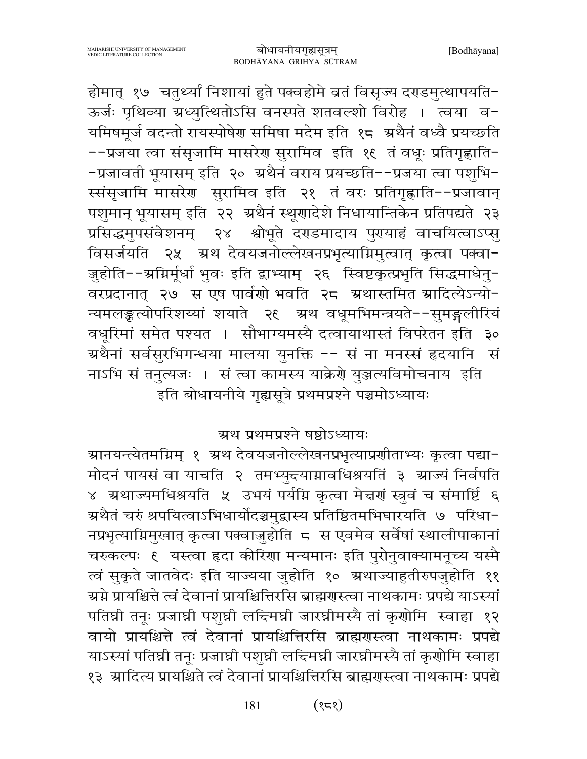होमात् १७ चतुर्थ्यां निशायां हुते पक्वहोमे व्रतं विसृज्य दण्डमुत्थापयति-ऊर्जः पृथिव्या अध्युत्थितोऽसि वनस्पते शतवल्शो विरोह । त्वया वयमिषमूर्ज वदन्तो रायस्पोषेण समिषा मदेम इति १८ अथैनं वध्वै प्रयच्छति --प्रजया त्वा संसृजामि मासरेण सुरामिव इति १९ तं वधूः प्रतिगृह्णाति--प्रजावती भूयासम् इति २० अथैनं वराय प्रयच्छति--प्रजया त्वा पशुभिस्संसृजामि मासरेण सुरामिव इति २१ तं वरः प्रतिगृह्णाति--प्रजावान् पशुमान् भूयासम् इति २२ अथैनं स्थूणादेशे निधायान्तिकेन प्रतिपद्यते २३ प्रसिद्धमुपसंवेशनम् २४ श्वोभूते दण्डमादाय पुण्याहं वाचयित्वाऽप्सु विसर्जयति २५ अथ देवयजनोल्लेखनप्रभृत्याग्निमुत्वात् कृत्वा पक्वाज्जुहोति--अग्निर्मूर्धा भुवः इति द्वाभ्याम् २६ स्विष्टकृत्प्रभृति सिद्धमाधेनुवरप्रदानात् २७ स एष पार्वणो भवति २८ अथास्तमित आदित्येऽन्योन्यमलङ्कृत्योपरिशय्यां शयाते २९ अथ वधूमभिमन्त्रयते--सुमङ्गलीरियं वधूरिमां समेत पश्यत । सौभाग्यमस्यै दत्वायाथास्तं विपरेतन इति ३० अथैनां सर्वसुरभिगन्धया मालया युनक्ति -- सं ना मनस्सं हृदयानि सं नाऽभि सं तनुत्यजः । सं त्वा कामस्य याक्रेणे युञ्जत्यविमोचनाय इति

इति बोधायनीये गृह्यसूत्रे प्रथमप्रश्ने पञ्चमोऽध्यायः

## अथ प्रथमप्रश्ने षष्ठोऽध्यायः

आनयन्त्येतमग्निम् १ अथ देवयजनोल्लेखनप्रभृत्याप्रणीताभ्यः कृत्वा पद्यामोदनं पायसं वा याचति २ तमभ्युद्त्याग्नावधिश्रयति ३ आज्यं निर्वपति ४ अथाज्यमधिश्रयति ५ उभयं पर्यग्नि कृत्वा मेक्षणं स्त्रुवं च संमार्ष्टि ६ अथैतं चरुं श्रपयित्वाऽभिधार्योदञ्चमुद्वास्य प्रतिष्ठितमभिघारयति ७ परिधानप्रभृत्याग्निमुखात् कृत्वा पक्वाज्जुहोति ८ स एवमेव सर्वेषां स्थालीपाकानां चरुकल्पः ९ यस्त्वा हृदा कीरिणा मन्यमानः इति पुरोनुवाक्यामनूच्य यस्मै त्वं सुकृते जातवेदः इति याज्यया जुहोति १० अथाज्याहुतीरुपजुहोति ११ अग्ने प्रायश्चित्ते त्वं देवानां प्रायश्चित्तिरसि ब्राह्मणस्त्वा नाथकामः प्रपद्ये याऽस्यां पतिघ्नी तनूः प्रजाघ्नी पशुघ्नी लक्ष्मिघ्नी जारघ्नीमस्यै तां कृणोमि स्वाहा १२ वायो प्रायश्चित्ते त्वं देवानां प्रायश्चित्तिरसि ब्राह्मणस्त्वा नाथकामः प्रपद्ये याऽस्यां पतिघ्नी तनूः प्रजाघ्नी पशुघ्नी लक्ष्मिघ्नी जारघ्नीमस्यै तां कृणोमि स्वाहा १३ आदित्य प्रायश्चिते त्वं देवानां प्रायश्चित्तिरसि ब्राह्मणस्त्वा नाथकामः प्रपद्ये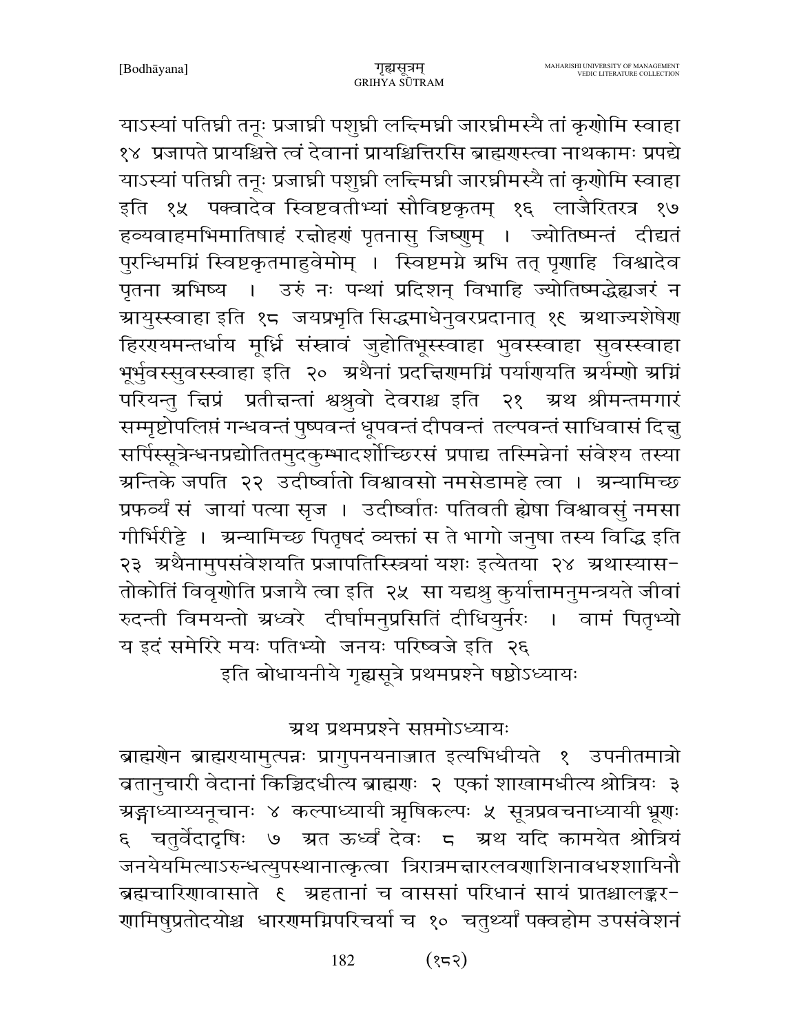याऽस्यां पतिघ्नी तनूः प्रजाघ्नी पशुघ्नी लक्ष्मिघ्नी जारघ्नीमस्यै तां कृणोमि स्वाहा १४ प्रजापते प्रायश्चित्ते त्वं देवानां प्रायश्चित्तिरसि ब्राह्मणस्त्वा नाथकामः प्रपद्ये याऽस्यां पतिघ्नी तनूः प्रजाघ्नी पशुघ्नी लक्ष्मिघ्नी जारघ्नीमस्यै तां कृणोमि स्वाहा इति १५ पक्वादेव स्विष्टवतीभ्यां सौविष्टकृतम् १६ लाजैरितरत्र १७ हव्यवाहमभिमातिषाहं रक्षोहणं पृतनासु जिष्णुम् । ज्योतिष्मन्तं दीद्यतं पुरन्धिमग्निं स्विष्टकृतमाहुवेमोम् । स्विष्टमग्ने अभि तत् पृणाहि विश्वादेव पृतना अभिष्य । उरुं नः पन्थां प्रदिशन् विभाहि ज्योतिष्मद्धेह्यजरं न आयुस्स्वाहा इति १८ जयप्रभृति सिद्धमाधेनुवरप्रदानात् १९ अथाज्यशेषेण हिरण्यमन्तर्धाय मूर्ध्नि संस्रावं जुहोतिभूस्स्वाहा भुवस्स्वाहा सुवस्स्वाहा भूर्भुवस्सुवस्स्वाहा इति २० अथैनां प्रदक्षिणमग्निं पर्याणयति अर्यम्णो अग्निं परियन्तु क्षिप्रं प्रतीक्षन्तां श्वश्रुवो देवराश्च इति २१ अथ श्रीमन्तमगारं सम्मृष्टोपलिप्तं गन्धवन्तं पुष्पवन्तं धूपवन्तं दीपवन्तं तल्पवन्तं साधिवासं दिक्षु सर्पिस्सूत्रेन्धनप्रद्योतितमुदकुम्भादर्शोच्छिरसं प्रपाद्य तस्मिन्नेनां संवेश्य तस्या अन्तिके जपति २२ उदीर्ष्वातो विश्वावसो नमसेडामहे त्वा । अन्यामिच्छ प्रफर्व्यं सं जायां पत्या सृज । उदीर्ष्वातः पतिवती ह्येषा विश्वावसुं नमसा गीर्भिरीट्टे । अन्यामिच्छ पितृषदं व्यक्तां स ते भागो जनुषा तस्य विद्धि इति २३ अथैनामुपसंवेशयति प्रजापतिस्स्त्रियां यशः इत्येतया २४ अथास्यास-तोकोतिं विवृणोति प्रजायै त्वा इति २५ सा यद्यश्रु कुर्यात्तामनुमन्त्रयते जीवां रुदन्ती विमयन्तो अध्वरे दीर्घामनुप्रसितिं दीधियुर्नरः । वामं पितृभ्यो य इदं समेरिरे मयः पतिभ्यो जनयः परिष्वजे इति २६

इति बोधायनीये गृह्यसूत्रे प्रथमप्रश्ने षष्ठोऽध्यायः

## अथ प्रथमप्रश्ने सप्तमोऽध्यायः

ब्राह्मणेन ब्राह्मण्यामुत्पन्नः प्रागुपनयनाज्जात इत्यभिधीयते १ उपनीतमात्रो व्रतानुचारी वेदानां किञ्चिदधीत्य ब्राह्मणः २ एकां शाखामधीत्य श्रोत्रियः ३ अङ्गाध्याय्यनूचानः ४ कल्पाध्यायी ऋषिकल्पः ५ सूत्रप्रवचनाध्यायी भ्रूणः ६ चतुर्वेदादृषिः ७ अत ऊर्ध्वं देवः ८ अथ यदि कामयेत श्रोत्रियं जनयेयमित्याऽरुन्धत्युपस्थानात्कृत्वा त्रिरात्रमक्षारलवणाशिनावधश्शायिनौ ब्रह्मचारिणावासाते ९ अहतानां च वाससां परिधानं सायं प्रातश्चालङ्कर-णामिषुप्रतोदयोश्च धारणमग्निपरिचर्या च १० चतुर्थ्यां पक्वहोम उपसंवेशनं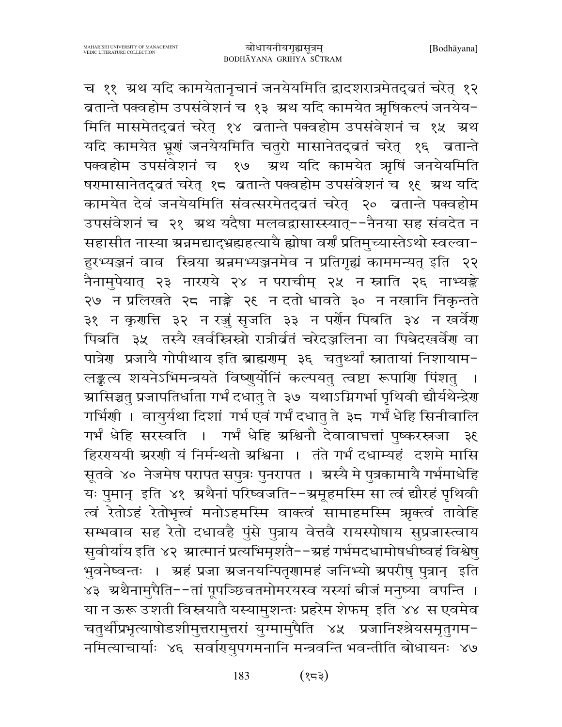च ११ अथ यदि कामयेतानूचानं जनयेयमिति द्वादशरात्रमेतद्व्रतं चरेत् १२ व्रतान्ते पक्वहोम उपसंवेशनं च १३ अथ यदि कामयेत ऋषिकल्पं जनयेयमिति मासमेतद्व्रतं चरेत् १४ व्रतान्ते पक्वहोम उपसंवेशनं च १५ अथ यदि कामयेत भ्रूणं जनयेयमिति चतुरो मासानेतद्व्रतं चरेत् १६ व्रतान्ते पक्वहोम उपसंवेशनं च १७ अथ यदि कामयेत ऋषिं जनयेयमिति षण्मासानेतद्व्रतं चरेत् १८ व्रतान्ते पक्वहोम उपसंवेशनं च १९ अथ यदि कामयेत देवं जनयेयमिति संवत्सरमेतद्व्रतं चरेत् २० व्रतान्ते पक्वहोम उपसंवेशनं च २१ अथ यदैषा मलवद्वासास्स्यात्--नैनया सह संवदेत न सहासीत नास्या अन्नमद्याद्ब्रह्महत्यायै ह्येषा वर्णं प्रतिमुच्यास्तेऽथो स्वल्वाहुरभ्यञ्जनं वाव स्त्रिया अन्नमभ्यञ्जनमेव न प्रतिगृह्यं काममन्यत् इति २२ नैनामुपेयात् २३ नारण्ये २४ न पराचीम् २५ न स्नाति २६ नाभ्यङ्क्ते २७ न प्रलिखते २८ नाङ्क्ते २९ न दतो धावते ३० न नखानि निकृन्तते ३१ न कृणत्ति ३२ न रज्जुं सृजति ३३ न पर्णेन पिबति ३४ न खर्वेण पिबति ३५ तस्यै खर्वस्त्रिस्रो रात्रीर्व्रतं चरेदञ्जलिना वा पिबेदखर्वेण वा पात्रेण प्रजायै गोपीथाय इति ब्राह्मणम् ३६ चतुर्थ्यां स्नातायां निशायामलङ्कृत्य शयनेऽभिमन्त्रयते विष्णुर्योनिं कल्पयतु त्वष्टा रूपाणि पिंशतु । आसिञ्चतु प्रजापतिर्धाता गर्भं दधातु ते ३७ यथाऽग्निगर्भा पृथिवी द्यौर्यथेन्द्रेण गर्भिणी । वायुर्यथा दिशां गर्भ एवं गर्भं दधातु ते ३८ गर्भं धेहि सिनीवालि गर्भं धेहि सरस्वति । गर्भं धेहि अश्विनौ देवावाधत्तां पुष्करस्रजा ३९ हिरण्ययी अरणी यं निर्मन्थतो अश्विना । तंते गर्भं दधाम्यहं दशमे मासि सूतवे ४० नेजमेष परापत सपुत्रः पुनरापत । अस्यै मे पुत्रकामायै गर्भमाधेहि यः पुमान् इति ४१ अथैनां परिष्वजति--अमूहमस्मि सा त्वं द्यौरहं पृथिवी त्वं रेतोऽहं रेतोभृत्त्वं मनोऽहमस्मि वाक्त्वं सामाहमस्मि ऋक्त्वं तावेहि सम्भवाव सह रेतो दधावहै पुंसे पुत्राय वेत्तवै रायस्पोषाय सुप्रजास्त्वाय सुवीर्याय इति ४२ आत्मानं प्रत्यभिमृशतै--अहं गर्भमदधामोषधीष्वहं विश्वेषु भुवनेष्वन्तः । अहं प्रजा अजनयन्पितृणामहं जनिभ्यो अपरीषु पुत्रान् इति ४३ अथैनामुपैति--तां पूषञ्छिवतमोमरयस्व यस्यां बीजं मनुष्या वपन्ति । या न ऊरू उशती विस्रयातै यस्यामुशन्तः प्रहरेम शेफम् इति ४४ स एवमेव चतुर्थीप्रभृत्याषोडशीमुत्तरामुत्तरां युग्मामुपैति ४५ प्रजानिश्श्रेयसमृतुगमनमित्याचार्याः ४६ सर्वाण्युपगमनानि मन्त्रवन्ति भवन्तीति बोधायनः ४७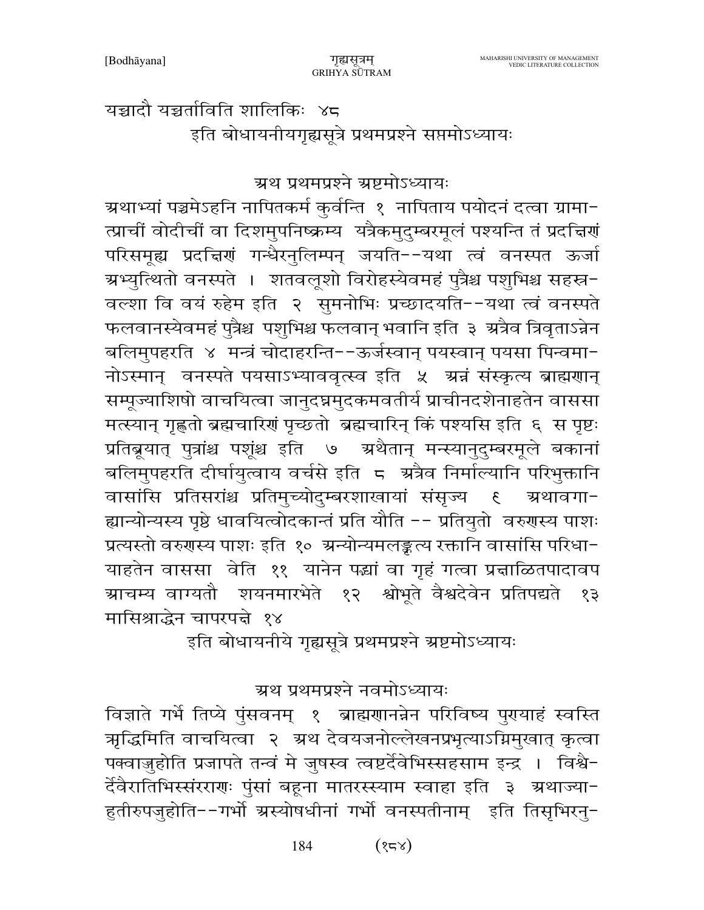यच्चादौ यच्चर्ताविति शालिकिः ४८

इति बोधायनीयगृह्यसूत्रे प्रथमप्रश्ने सप्तमोऽध्यायः

## अथ प्रथमप्रश्ने अष्टमोऽध्यायः

अथाभ्यां पञ्चमेऽहनि नापितकर्म कुर्वन्ति १ नापिताय पयोदनं दत्वा ग्रामात्प्राचीं वोदीचीं वा दिशमुपनिष्क्रम्य यत्रैकमुदुम्बरमूलं पश्यन्ति तं प्रदक्षिणं परिसमूह्य प्रदक्षिणं गन्धैरनुलिम्पन् जयति--यथा त्वं वनस्पत ऊर्जा अभ्युत्थितो वनस्पते । शतवल्शो विरोहस्येवमहं पुत्रैश्च पशुभिश्च सहस्रवल्शा वि वयं रुहेम इति २ सुमनोभिः प्रच्छादयति--यथा त्वं वनस्पते फलवानस्येवमहं पुत्रैश्च पशुभिश्च फलवान् भवानि इति ३ अत्रैव त्रिवृताऽन्नेन बलिमुपहरति ४ मन्त्रं चोदाहरन्ति--ऊर्जस्वान् पयस्वान् पयसा पिन्वमानोऽस्मान् वनस्पते पयसाऽभ्याववृत्स्व इति ५ अन्नं संस्कृत्य ब्राह्मणान् सम्पूज्याशिषो वाचयित्वा जानुदघ्नमुदकमवतीर्य प्राचीनदशेनाहतेन वाससा मत्स्यान् गृह्णतो ब्रह्मचारिणं पृच्छतो ब्रह्मचारिन् किं पश्यसि इति ६ स पृष्टः प्रतिब्रूयात् पुत्रांश्च पशूंश्च इति ७ अथैतान् मन्स्यानुदुम्बरमूले बकानां बलिमुपहरति दीर्घायुत्वाय वर्चसे इति ८ अत्रैव निर्माल्यानि परिभुक्तानि वासांसि प्रतिसरांश्च प्रतिमुच्योदुम्बरशाखायां संसृज्य ९ अथावगाह्यान्योन्यस्य पृष्ठे धावयित्वोदकान्तं प्रति यौति -- प्रतियुतो वरुणस्य पाशः प्रत्यस्तो वरुणस्य पाशः इति १० अन्योन्यमलङ्कृत्य रक्तानि वासांसि परिधायाहतेन वाससा वेति ११ यानेन पद्भ्यां वा गृहं गत्वा प्रक्षाळितपादावप आचम्य वाग्यतौ शयनमारभेते १२ श्वोभूते वैश्वदेवेन प्रतिपद्यते १३ मासिश्राद्धेन चापरपक्षे १४

इति बोधायनीये गृह्यसूत्रे प्रथमप्रश्ने अष्टमोऽध्यायः

## अथ प्रथमप्रश्ने नवमोऽध्यायः

विज्ञाते गर्भे तिष्ये पुंसवनम् १ ब्राह्मणानन्नेन परिविष्य पुण्याहं स्वस्ति ऋद्धिमिति वाचयित्वा २ अथ देवयजनोल्लेखनप्रभृत्याऽग्निमुखात् कृत्वा पक्वाज्जुहोति प्रजापते तन्वं मे जुषस्व त्वष्टर्देवेभिस्सहसाम इन्द्र । विश्वैर्देवैरातिभिस्संरराणः पुंसां बहूना मातरस्स्याम स्वाहा इति ३ अथाज्याहुतीरुपजुहोति--गर्भो अस्योषधीनां गर्भो वनस्पतीनाम् इति तिसृभिरनु-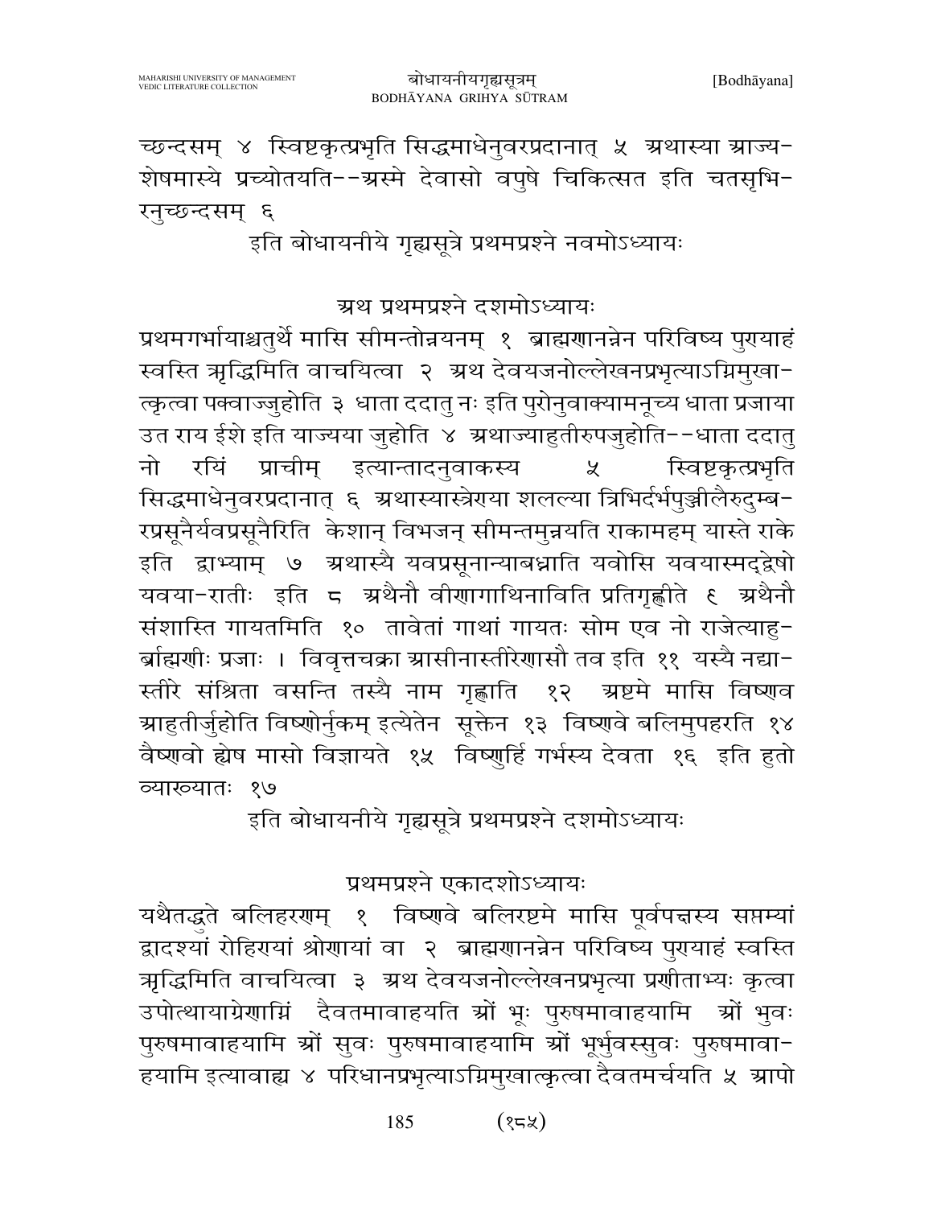च्छन्दसम् ४ स्विष्टकृत्प्रभृति सिद्धमाधेनुवरप्रदानात् ५ अथास्या आज्य-शेषमास्ये प्रच्योतयति--अस्मे देवासो वपुषे चिकित्सत इति चतसृभि-रनुच्छन्दसम् ६

इति बोधायनीये गृह्यसूत्रे प्रथमप्रश्ने नवमोऽध्यायः

## अथ प्रथमप्रश्ने दशमोऽध्यायः

प्रथमगर्भायाश्चतुर्थे मासि सीमन्तोन्नयनम् १ ब्राह्मणानन्नेन परिविष्य पुण्याहं स्वस्ति ऋद्धिमिति वाचयित्वा २ अथ देवयजनोल्लेखनप्रभृत्याऽग्निमुखा-त्कृत्वा पक्वाज्जुहोति ३ धाता ददातु नः इति पुरोनुवाक्यामनूच्य धाता प्रजाया उत राय ईशे इति याज्यया जुहोति ४ अथाज्याहुतीरुपजुहोति--धाता ददातु नो रयिं प्राचीम् इत्यान्तादनुवाकस्य ५ स्विष्टकृत्प्रभृति सिद्धमाधेनुवरप्रदानात् ६ अथास्यास्त्रेण्या शलल्या त्रिभिर्दर्भपुञ्जीलैरुदुम्ब-रप्रसूनैर्यवप्रसूनैरिति केशान् विभजन् सीमन्तमुन्नयति राकामहम् यास्ते राके इति द्वाभ्याम् ७ अथास्यै यवप्रसूनान्याबध्नाति यवोसि यवयास्मद्द्वेषो यवया-रातीः इति ८ अथैनौ वीणागाथिनाविति प्रतिगृह्णीते ९ अथैनौ संशास्ति गायतमिति १० तावेतां गाथां गायतः सोम एव नो राजेत्याहु-र्ब्राह्मणीः प्रजाः । विवृत्तचक्रा आसीनास्तीरेणासौ तव इति ११ यस्यै नद्या-स्तीरे संश्रिता वसन्ति तस्यै नाम गृह्णाति १२ अष्टमे मासि विष्णव आहुतीर्जुहोति विष्णोर्नुकम् इत्येतेन सूक्तेन १३ विष्णवे बलिमुपहरति १४ वैष्णवो ह्येष मासो विज्ञायते १५ विष्णुर्हि गर्भस्य देवता १६ इति हुतो व्याख्यातः १७

इति बोधायनीये गृह्यसूत्रे प्रथमप्रश्ने दशमोऽध्यायः

## प्रथमप्रश्ने एकादशोऽध्यायः

यथैतद्भुते बलिहरणम् १ विष्णवे बलिरष्टमे मासि पूर्वपक्षस्य सप्तम्यां द्वादश्यां रोहिण्यां श्रोणायां वा २ ब्राह्मणानन्नेन परिविष्य पुण्याहं स्वस्ति ऋद्धिमिति वाचयित्वा ३ अथ देवयजनोल्लेखनप्रभृत्या प्रणीताभ्यः कृत्वा उपोत्थायाग्रेणाग्निं दैवतमावाहयति ओं भूः पुरुषमावाहयामि ओं भुवः पुरुषमावाहयामि ओं सुवः पुरुषमावाहयामि ओं भूर्भुवस्सुवः पुरुषमावा-हयामि इत्यावाह्य ४ परिधानप्रभृत्याऽग्निमुखात्कृत्वा दैवतमर्चयति ५ आपो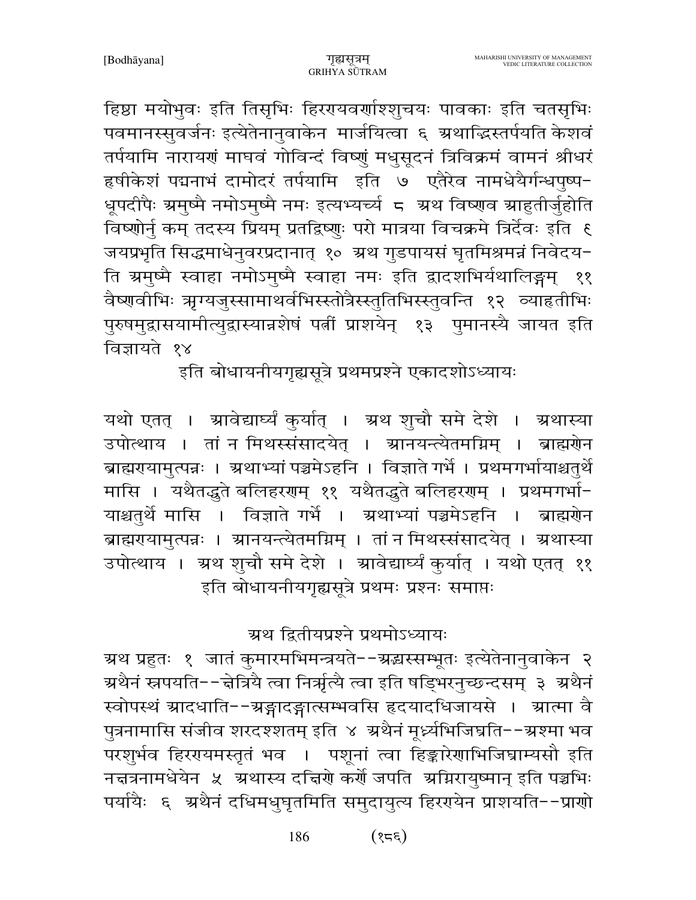हिष्ठा मयोभुवः इति तिसृभिः हिरगयवर्णाश्शुचयः पावकाः इति चतसृभिः पवमानस्सुवर्जनः इत्येतेनानुवाकेन मार्जयित्वा ६ अथाद्भिस्तर्पयति केशवं तर्पयामि नारायणं माधवं गोविन्दं विष्णुं मधुसूदनं त्रिविक्रमं वामनं श्रीधरं हृषीकेशं पद्मनाभं दामोदरं तर्पयामि इति ७ एतैरेव नामधेयैर्गन्धपुष्प-धूपदीपैः अमुष्मै नमोऽमुष्मै नमः इत्यभ्यर्च्य ८ अथ विष्णव आहुतीर्जुहोति विष्णोर्नु कम् तदस्य प्रियम् प्रतद्विष्णुः परो मात्रया विचक्रमे त्रिर्देवः इति ९ जयप्रभृति सिद्धमाधेनुवरप्रदानात् १० अथ गुडपायसं घृतमिश्रमन्नं निवेदय-ति अमुष्मै स्वाहा नमोऽमुष्मै स्वाहा नमः इति द्वादशभिर्यथालिङ्गम् ११ वैष्णवीभिः ऋग्यजुस्सामाथर्वभिस्स्तोत्रैस्स्तुतिभिस्स्तुवन्ति १२ व्याहृतीभिः पुरुषमुद्वासयामीत्युद्वास्यान्नशेषं पत्नीं प्राशयेन् १३ पुमानस्यै जायत इति विज्ञायते १४

इति बोधायनीयगृह्यसूत्रे प्रथमप्रश्ने एकादशोऽध्यायः

यथो एतत् । आवेद्यार्घ्यं कुर्यात् । अथ शुचौ समे देशे । अथास्या उपोत्थाय । तां न मिथस्संसादयेत् । आनयन्त्येतमग्निम् । ब्राह्मणेन ब्राह्मगयामुत्पन्नः । अथाभ्यां पञ्चमेऽहनि । विज्ञाते गर्भे । प्रथमगर्भायाश्चतुर्थे मासि । यथैतद्भुते बलिहरणम् ११ यथैतद्भुते बलिहरणम् । प्रथमगर्भा-याश्चतुर्थे मासि । विज्ञाते गर्भे । अथाभ्यां पञ्चमेऽहनि । ब्राह्मणेन ब्राह्मगयामुत्पन्नः । आनयन्त्येतमग्निम् । तां न मिथस्संसादयेत् । अथास्या उपोत्थाय । अथ शुचौ समे देशे । आवेद्यार्घ्यं कुर्यात् । यथो एतत् ११

इति बोधायनीयगृह्यसूत्रे प्रथमः प्रश्नः समाप्तः

## अथ द्वितीयप्रश्ने प्रथमोऽध्यायः

अथ प्रहुतः १ जातं कुमारमभिमन्त्रयते--अद्म्यस्सम्भूतः इत्येतेनानुवाकेन २ अथैनं स्नपयति--क्षेत्रियै त्वा निर्ऋत्यै त्वा इति षड्भिरनुच्छन्दसम् ३ अथैनं स्वोपस्थं आदधाति--अङ्गादङ्गात्सम्भवसि हृदयादधिजायसे । आत्मा वै पुत्रनामासि संजीव शरदश्शतम् इति ४ अथैनं मूर्ध्न्यभिजिघ्रति--अश्मा भव परशुर्भव हिरगयमस्तृतं भव । पशूनां त्वा हिङ्कारेणाभिजिघ्राम्यसौ इति नक्षत्रनामधेयेन ५ अथास्य दक्षिणे कर्णे जपति अग्निरायुष्मान् इति पञ्चभिः पर्यायैः ६ अथैनं दधिमधुघृतमिति समुदायुत्य हिरगयेन प्राशयति--प्राणो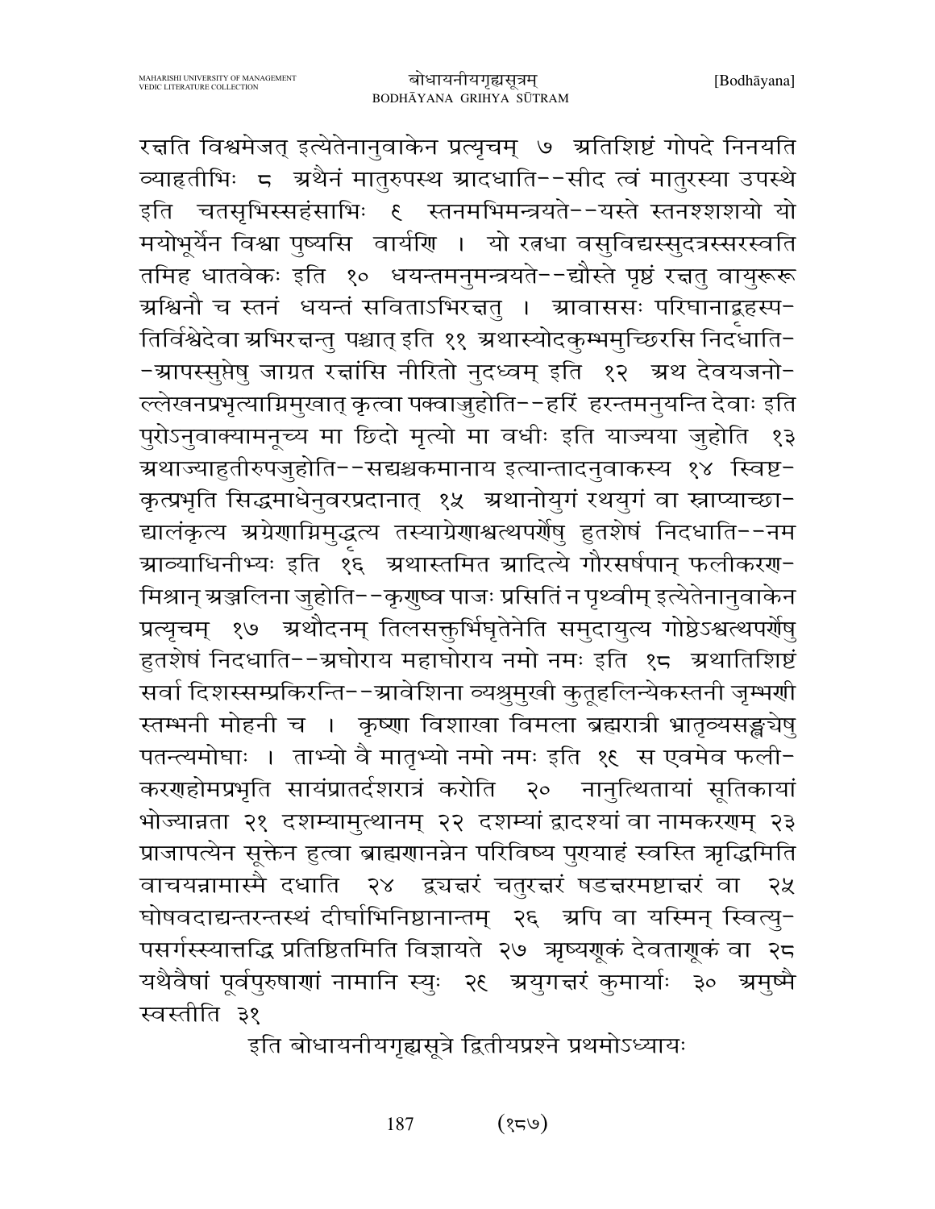रक्षति विश्वमेजत् इत्येतेनानुवाकेन प्रत्यृचम् ७ अतिशिष्टं गोपदे निनयति व्याहृतीभिः ८ अथैनं मातुरुपस्थ आदधाति--सीद त्वं मातुरस्या उपस्थे इति चतसृभिस्सहंसाभिः ९ स्तनमभिमन्त्रयते--यस्ते स्तनश्शशयो यो मयोभूर्येन विश्वा पुष्यसि वार्याणि । यो रत्नधा वसुविद्यस्सुदत्रस्सरस्वति तमिह धातवेकः इति १० धयन्तमनुमन्त्रयते--द्यौस्ते पृष्ठं रक्षतु वायुरूरू अश्विनौ च स्तनं धयन्तं सविताऽभिरक्षतु । आवाससः परिधानाद्बृहस्प-तिर्विश्वेदेवा अभिरक्षन्तु पश्चात् इति ११ अथास्योदकुम्भमुच्छिरसि निदधाति--आपस्सुप्तेषु जाग्रत रक्षांसि नीरितो नुदध्वम् इति १२ अथ देवयजनो-ल्लेखनप्रभृत्याग्निमुखात् कृत्वा पक्वाज्जुहोति--हरिं हरन्तमनुयन्ति देवाः इति पुरोऽनुवाक्यामनूच्य मा छिदो मृत्यो मा वधीः इति याज्यया जुहोति १३ अथाज्याहुतीरुपजुहोति--सद्यश्चकमानाय इत्यान्तादनुवाकस्य १४ स्विष्ट-कृत्प्रभृति सिद्धमाधेनुवरप्रदानात् १५ अथानोयुगं रथयुगं वा स्नाप्याच्छा-द्यालंकृत्य अग्रेणाग्निमुद्धृत्य तस्याग्रेणाश्वत्थपर्णेषु हुतशेषं निदधाति--नम आव्याधिनीभ्यः इति १६ अथास्तमित आदित्ये गौरसर्षपान् फलीकरण-मिश्रान् अञ्जलिना जुहोति--कृणुष्व पाजः प्रसितिं न पृथ्वीम् इत्येतेनानुवाकेन प्रत्यृचम् १७ अथौदनम् तिलसक्तुर्भिघृतेनेति समुदायुत्य गोष्ठेऽश्वत्थपर्णेषु हुतशेषं निदधाति--अघोराय महाघोराय नमो नमः इति १८ अथातिशिष्टं सर्वा दिशस्सम्प्रकिरन्ति--आवेशिना व्यश्रुमुखी कुतूहलिन्येकस्तनी जृम्भणी स्तम्भनी मोहनी च । कृष्णा विशाखा विमला ब्रह्मरात्री भ्रातृव्यसङ्घेषु पतन्त्यमोघाः । ताभ्यो वै मातृभ्यो नमो नमः इति १९ स एवमेव फली-करणहोमप्रभृति सायंप्रातर्दशरात्रं करोति २० नानुत्थितायां सूतिकायां भोज्यान्नता २१ दशम्यामुत्थानम् २२ दशम्यां द्वादश्यां वा नामकरणम् २३ प्राजापत्येन सूक्तेन हुत्वा ब्राह्मणानन्नेन परिविष्य पुण्याहं स्वस्ति ऋद्धिमिति वाचयन्नामास्मै दधाति २४ द्व्यक्षरं चतुरक्षरं षडक्षरमष्टाक्षरं वा २५ घोषवदाद्यन्तरन्तस्थं दीर्घाभिनिष्ठानान्तम् २६ अपि वा यस्मिन् स्वित्यु-पसर्गस्स्यात्तद्धि प्रतिष्ठितमिति विज्ञायते २७ ऋष्यणूकं देवताणूकं वा २८ यथैवैषां पूर्वपुरुषाणां नामानि स्युः २९ अयुगक्षरं कुमार्याः ३० अमुष्मै स्वस्तीति ३१

इति बोधायनीयगृह्यसूत्रे द्वितीयप्रश्ने प्रथमोऽध्यायः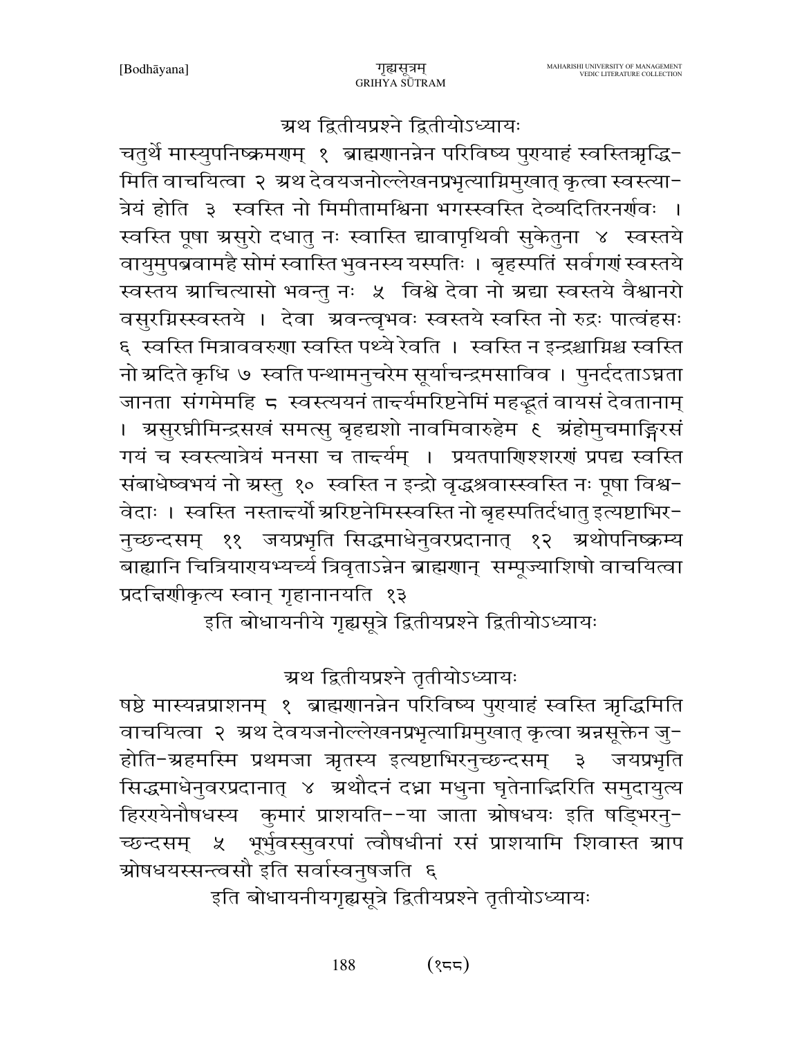## अथ द्वितीयप्रश्ने द्वितीयोऽध्यायः

चतुर्थे मास्युपनिष्क्रमणम् १ ब्राह्मणानन्नेन परिविष्य पुण्याहं स्वस्तिऋद्धि-मिति वाचयित्वा २ अथ देवयजनोल्लेखनप्रभृत्याग्निमुखात् कृत्वा स्वस्त्या-त्रेयं होति ३ स्वस्ति नो मिमीतामश्विना भगस्स्वस्ति देव्यदितिरनर्णवः । स्वस्ति पूषा असुरो दधातु नः स्वास्ति द्यावापृथिवी सुकेतुना ४ स्वस्तये वायुमुपब्रवामहै सोमं स्वास्ति भुवनस्य यस्पतिः । बृहस्पतिं सर्वगणं स्वस्तये स्वस्तय आचित्यासो भवन्तु नः ५ विश्वे देवा नो अद्या स्वस्तये वैश्वानरो वसुरग्निस्स्वस्तये । देवा अवन्त्वृभवः स्वस्तये स्वस्ति नो रुद्रः पात्वंहसः ६ स्वस्ति मित्रावरुणा स्वस्ति पथ्ये रेवति । स्वस्ति न इन्द्रश्चाग्निश्च स्वस्ति नो अदिते कृधि ७ स्वति पन्थामनुचरेम सूर्याचन्द्रमसाविव । पुनर्ददताऽघ्नता जानता संगमेमहि ८ स्वस्त्ययनं तार्क्ष्यमरिष्टनेमिं महद्भूतं वायसं देवतानाम् । असुरघ्नीमिन्द्रसखं समत्सु बृहद्यशो नावमिवारुहेम ९ अंहोमुचमाङ्गिरसं गयं च स्वस्त्यात्रेयं मनसा च तार्क्ष्यम् । प्रयतपाणिश्शरणं प्रपद्य स्वस्ति संबाधेष्वभयं नो अस्तु १० स्वस्ति न इन्द्रो वृद्धश्रवास्स्वस्ति नः पूषा विश्व-वेदाः । स्वस्ति नस्तार्क्ष्यो अरिष्टनेमिस्स्वस्ति नो बृहस्पतिर्दधातु इत्यष्टाभिर-नुच्छन्दसम् ११ जयप्रभृति सिद्धमाधेनुवरप्रदानात् १२ अथोपनिष्क्रम्य बाह्यानि चित्रियाण्यभ्यर्च्य त्रिवृताऽन्नेन ब्राह्मणान् सम्पूज्याशिषो वाचयित्वा प्रदक्षिणीकृत्य स्वान् गृहानानयति १३

इति बोधायनीये गृह्यसूत्रे द्वितीयप्रश्ने द्वितीयोऽध्यायः

## अथ द्वितीयप्रश्ने तृतीयोऽध्यायः

षष्ठे मास्यन्नप्राशनम् १ ब्राह्मणानन्नेन परिविष्य पुण्याहं स्वस्ति ऋद्धिमिति वाचयित्वा २ अथ देवयजनोल्लेखनप्रभृत्याग्निमुखात् कृत्वा अन्नसूक्तेन जु-होति-अहमस्मि प्रथमजा ऋतस्य इत्यष्टाभिरनुच्छन्दसम् ३ जयप्रभृति सिद्धमाधेनुवरप्रदानात् ४ अथौदनं दध्ना मधुना घृतेनाद्भिरिति समुदायुत्य हिरण्येनौषधस्य कुमारं प्राशयति--या जाता ओषधयः इति षड्भिरनु-च्छन्दसम् ५ भूर्भुवस्सुवरपां त्वौषधीनां रसं प्राशयामि शिवास्त आप ओषधयस्सन्त्वसौ इति सर्वास्वनुषजति ६

इति बोधायनीयगृह्यसूत्रे द्वितीयप्रश्ने तृतीयोऽध्यायः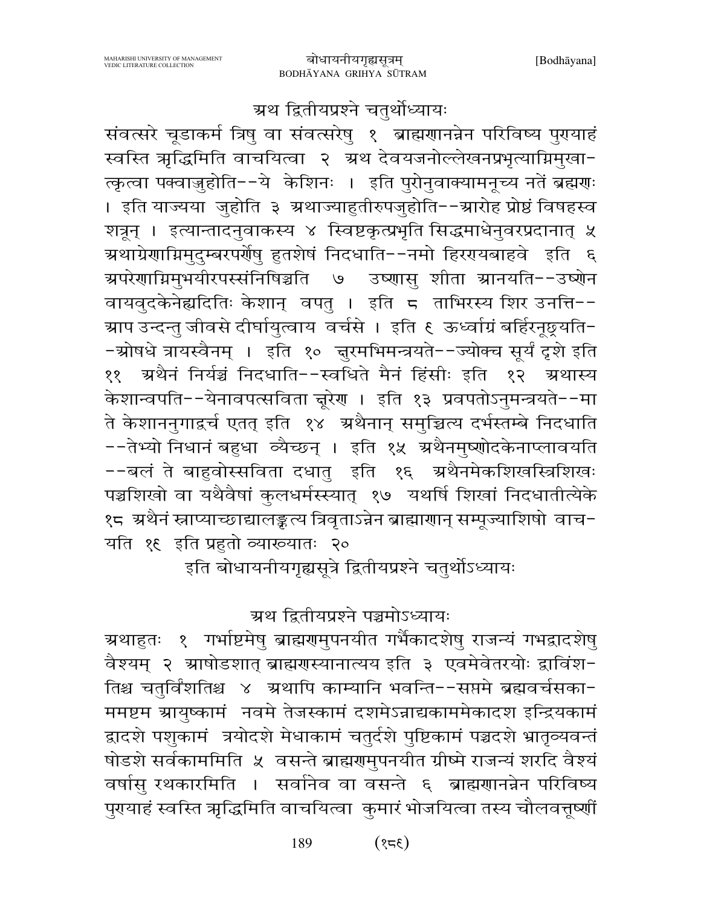## अथ द्वितीयप्रश्ने चतुर्थोध्यायः

संवत्सरे चूडाकर्म त्रिषु वा संवत्सरेषु १ ब्राह्मणानन्नेन परिविष्य पुण्याहं स्वस्ति ऋद्धिमिति वाचयित्वा २ अथ देवयजनोल्लेखनप्रभृत्याग्निमुखात्कृत्वा पक्वाज्जुहोति--ये केशिनः । इति पुरोनुवाक्यामनूच्य नतें ब्रह्मणः । इति याज्यया जुहोति ३ अथाज्याहुतीरुपजुहोति--आरोह प्रोष्ठं विषहस्व शत्रून् । इत्यान्तादनुवाकस्य ४ स्विष्टकृत्प्रभृति सिद्धमाधेनुवरप्रदानात् ५ अथाग्रेणाग्निमुदुम्बरपर्णेषु हुतशेषं निदधाति--नमो हिरण्यबाहवे इति ६ अपरेणाग्निमुभयीरपस्संनिषिञ्चति ७ उष्णासु शीता आनयति--उष्णेन वायवुदकेनेह्यदितिः केशान् वपतु । इति ८ ताभिरस्य शिर उनत्ति--आप उन्दन्तु जीवसे दीर्घायुत्वाय वर्चसे । इति ९ ऊर्ध्वाग्रं बर्हिरनूछ्रयति--ओषधे त्रायस्वैनम् । इति १० क्षुरमभिमन्त्रयते--ज्योक्च सूर्यं दृशे इति ११ अथैनं निर्यञ्चं निदधाति--स्वधिते मैनं हिंसीः इति १२ अथास्य केशान्वपति--येनावपत्सविता क्षुरेण । इति १३ प्रवपतोऽनुमन्त्रयते--मा ते केशाननुगाद्वर्च एतत् इति १४ अथैनान् समुच्चित्य दर्भस्तम्बे निदधाति--तेभ्यो निधानं बहुधा व्यैच्छन् । इति १५ अथैनमुष्णोदकेनाप्लावयति--बलं ते बाहुवोस्सविता दधातु इति १६ अथैनमेकशिखस्त्रिशिखः पञ्चशिखो वा यथैवैषां कुलधर्मस्स्यात् १७ यथर्षि शिखां निदधातीत्येके १८ अथैनं स्नाप्याच्छाद्यालङ्कृत्य त्रिवृताऽन्नेन ब्राह्मणान् सम्पूज्याशिषो वाचयति १९ इति प्रहुतो व्याख्यातः २०

इति बोधायनीयगृह्यसूत्रे द्वितीयप्रश्ने चतुर्थोऽध्यायः

## अथ द्वितीयप्रश्ने पञ्चमोऽध्यायः

अथाहुतः १ गर्भाष्टमेषु ब्राह्मणमुपनयीत गर्भैकादशेषु राजन्यं गभद्वादशेषु वैश्यम् २ आषोडशात् ब्राह्मणस्यानात्यय इति ३ एवमेवेतरयोः द्वाविंशतिश्च चतुर्विंशतिश्च ४ अथापि काम्यानि भवन्ति--सप्तमे ब्रह्मवर्चसकाममष्टम आयुष्कामं नवमे तेजस्कामं दशमेऽन्नाद्यकाममेकादश इन्द्रियकामं द्वादशे पशुकामं त्रयोदशे मेधाकामं चतुर्दशे पुष्टिकामं पञ्चदशे भ्रातृव्यवन्तं षोडशे सर्वकाममिति ५ वसन्ते ब्राह्मणमुपनयीत ग्रीष्मे राजन्यं शरदि वैश्यं वर्षासु रथकारमिति । सर्वानेव वा वसन्ते ६ ब्राह्मणानन्नेन परिविष्य पुण्याहं स्वस्ति ऋद्धिमिति वाचयित्वा कुमारं भोजयित्वा तस्य चौलवत्तूष्णीं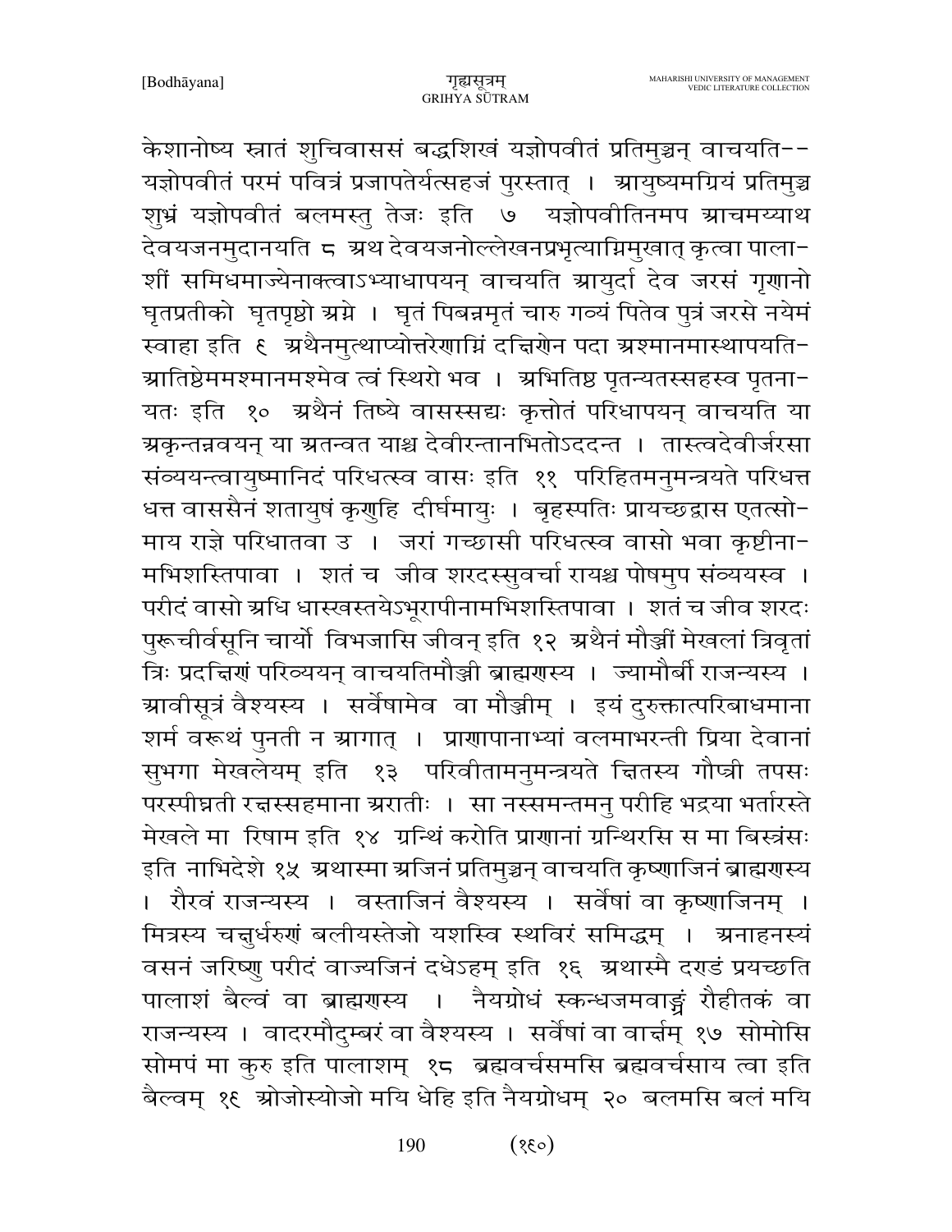केशानोष्य स्नातं शुचिवाससं बद्धशिखं यज्ञोपवीतं प्रतिमुञ्चन् वाचयति-- यज्ञोपवीतं परमं पवित्रं प्रजापतेर्यत्सहजं पुरस्तात् । आयुष्यमग्रियं प्रतिमुञ्च शुभ्रं यज्ञोपवीतं बलमस्तु तेजः इति ७ यज्ञोपवीतिनमप आचमय्याथ देवयजनमुदानयति ८ अथ देवयजनोल्लेखनप्रभृत्याग्निमुखात् कृत्वा पालाशीं समिधमाज्येनाक्त्वाऽभ्याधापयन् वाचयति आयुर्दा देव जरसं गृणानो घृतप्रतीको घृतपृष्ठो अग्ने । घृतं पिबन्नमृतं चारु गव्यं पितेव पुत्रं जरसे नयेमं स्वाहा इति ९ अथैनमुत्थाप्योत्तरेणाग्निं दक्षिणेन पदा अश्मानमास्थापयति- आतिष्ठेममश्मानमश्मेव त्वं स्थिरो भव । अभितिष्ठ पृतन्यतस्सहस्व पृतनायतः इति १० अथैनं तिष्ये वासस्सद्यः कृत्तोतं परिधापयन् वाचयति या अकृन्तन्नवयन् या अतन्वत याश्च देवीरन्तानभितोऽददन्त । तास्त्वदेवीर्जरसा संव्ययन्त्वायुष्मानिदं परिधत्स्व वासः इति ११ परिहितमनुमन्त्रयते परिधत्त धत्त वाससैनं शतायुषं कृणुहि दीर्घमायुः । बृहस्पतिः प्रायच्छद्वास एतत्सोमाय राज्ञे परिधातवा उ । जरां गच्छासी परिधत्स्व वासो भवा कृष्टीनामभिशस्तिपावा । शतं च जीव शरदस्सुवर्चा रायश्च पोषमुप संव्ययस्व । परीदं वासो अधि धास्स्वस्तयेऽभूरापीनामभिशस्तिपावा । शतं च जीव शरदः पुरूचीर्वसूनि चार्यो विभजासि जीवन् इति १२ अथैनं मौञ्जीं मेखलां त्रिवृतां त्रिः प्रदक्षिणं परिव्ययन् वाचयतिमौञ्जी ब्राह्मणस्य । ज्यामौर्वी राजन्यस्य । आवीसूत्रं वैश्यस्य । सर्वेषामेव वा मौञ्जीम् । इयं दुरुक्तात्परिबाधमाना शर्म वरूथं पुनती न आगात् । प्राणापानाभ्यां बलमाभरन्ती प्रिया देवानां सुभगा मेखलेयम् इति १३ परिवीतामनुमन्त्रयते क्षितस्य गौप्त्री तपसः परस्पीघ्नती रक्षस्सहमाना अरातीः । सा नस्समन्तमनु परीहि भद्रया भर्तारस्ते मेखले मा रिषाम इति १४ ग्रन्थिं करोति प्राणानां ग्रन्थिरसि स मा बिस्त्रंसः इति नाभिदेशे १५ अथास्मा अजिनं प्रतिमुञ्चन् वाचयति कृष्णाजिनं ब्राह्मणस्य । रौरवं राजन्यस्य । वस्ताजिनं वैश्यस्य । सर्वेषां वा कृष्णाजिनम् । मित्रस्य चक्षुर्धरुणं बलीयस्तेजो यशस्वि स्थविरं समिद्धम् । अनाहनस्यं वसनं जरिष्णु परीदं वाज्यजिनं दधेऽहम् इति १६ अथास्मै दण्डं प्रयच्छति पालाशं बैल्वं वा ब्राह्मणस्य । नैयग्रोधं स्कन्धजमवाङ्ग्रं रौहीतकं वा राजन्यस्य । वादरमौदुम्बरं वा वैश्यस्य । सर्वेषां वा वार्क्षम् १७ सोमोसि सोमपं मा कुरु इति पालाशम् १८ ब्रह्मवर्चसमसि ब्रह्मवर्चसाय त्वा इति बैल्वम् १९ ओजोस्योजो मयि धेहि इति नैयग्रोधम् २० बलमसि बलं मयि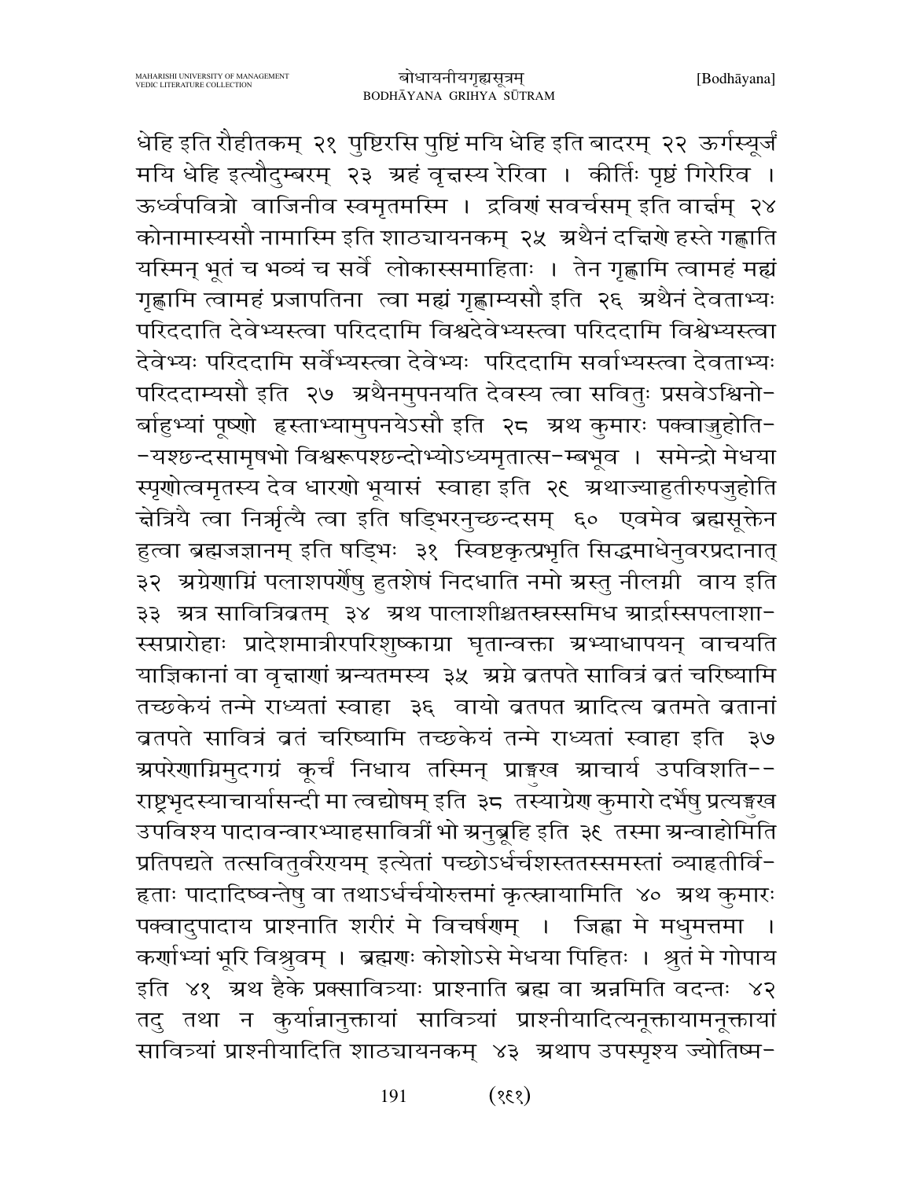धेहि इति रौहीतकम् २१ पुष्टिरसि पुष्टिं मयि धेहि इति बादरम् २२ ऊर्गस्यूर्जं मयि धेहि इत्यौदुम्बरम् २३ अहं वृक्षस्य रेरिवा । कीर्तिः पृष्ठं गिरेरिव । ऊर्ध्वपवित्रो वाजिनीव स्वमृतमस्मि । द्रविणं सवर्चसम् इति वार्क्षम् २४ कोनामास्यसौ नामास्मि इति शाठ्यायनकम् २५ अथैनं दक्षिणे हस्ते गह्णाति यस्मिन् भूतं च भव्यं च सर्वे लोकास्समाहिताः । तेन गृह्णामि त्वामहं मह्यं गृह्णामि त्वामहं प्रजापतिना त्वा मह्यं गृह्णाम्यसौ इति २६ अथैनं देवताभ्यः परिददाति देवेभ्यस्त्वा परिददामि विश्वदेवेभ्यस्त्वा परिददामि विश्वेभ्यस्त्वा देवेभ्यः परिददामि सर्वेभ्यस्त्वा देवेभ्यः परिददामि सर्वाभ्यस्त्वा देवताभ्यः परिददाम्यसौ इति २७ अथैनमुपनयति देवस्य त्वा सवितुः प्रसवेऽश्विनो-र्बाहुभ्यां पूष्णो हस्ताभ्यामुपनयेऽसौ इति २८ अथ कुमारः पक्वाज्जुहोति--यश्छन्दसामृषभो विश्वरूपश्छन्दोभ्योऽध्यमृतात्स-म्बभूव । समेन्द्रो मेधया स्पृणोत्वमृतस्य देव धारणो भूयासं स्वाहा इति २९ अथाज्याहुतीरुपजुहोति क्षेत्रियै त्वा निर्ऋत्यै त्वा इति षड्भिरनुच्छन्दसम् ६० एवमेव ब्रह्मसूक्तेन हुत्वा ब्रह्मजज्ञानम् इति षड्भिः ३१ स्विष्टकृत्प्रभृति सिद्धमाधेनुवरप्रदानात् ३२ अग्रेणाग्निं पलाशपर्णेषु हुतशेषं निदधाति नमो अस्तु नीलग्नी वाय इति ३३ अत्र सावित्रिव्रतम् ३४ अथ पालाशीश्चतस्रस्समिध आर्द्रास्सपलाशा-स्सप्रारोहाः प्रादेशमात्रीरपरिशुष्काग्रा घृतान्वक्ता अभ्याधापयन् वाचयति याज्ञिकानां वा वृक्षाणां अन्यतमस्य ३५ अग्ने व्रतपते सावित्रं व्रतं चरिष्यामि तच्छकेयं तन्मे राध्यतां स्वाहा ३६ वायो व्रतपत आदित्य व्रतमते व्रतानां व्रतपते सावित्रं व्रतं चरिष्यामि तच्छकेयं तन्मे राध्यतां स्वाहा इति ३७ अपरेणाग्निमुदगग्रं कूर्चं निधाय तस्मिन् प्राङ्मुख आचार्य उपविशति--राष्ट्रभृदस्याचार्यासन्दी मा त्वद्योषम् इति ३८ तस्याग्रेण कुमारो दर्भेषु प्रत्यङ्मुख उपविश्य पादावन्वारभ्याहसावित्रीं भो अनुब्रूहि इति ३९ तस्मा अन्वाहोमिति प्रतिपद्यते तत्सवितुर्वरेण्यम् इत्येतां पच्छोऽर्धर्चशस्ततस्समस्तां व्याहृतीर्वि-हृताः पादादिष्वन्तेषु वा तथाऽर्धर्चयोरुत्तमां कृत्स्नायामिति ४० अथ कुमारः पक्वादुपादाय प्राश्नाति शरीरं मे विचर्षणम् । जिह्वा मे मधुमत्तमा । कर्णाभ्यां भूरि विश्रुवम् । ब्रह्मणः कोशोऽसे मेधया पिहितः । श्रुतं मे गोपाय इति ४१ अथ हैके प्रक्सावित्र्याः प्राश्नाति ब्रह्म वा अन्नमिति वदन्तः ४२ तदु तथा न कुर्यान्नानुक्तायां सावित्र्यां प्राश्नीयादित्यनूक्तायामनूक्तायां सावित्र्यां प्राश्नीयादिति शाठ्यायनकम् ४३ अथाप उपस्पृश्य ज्योतिष्म-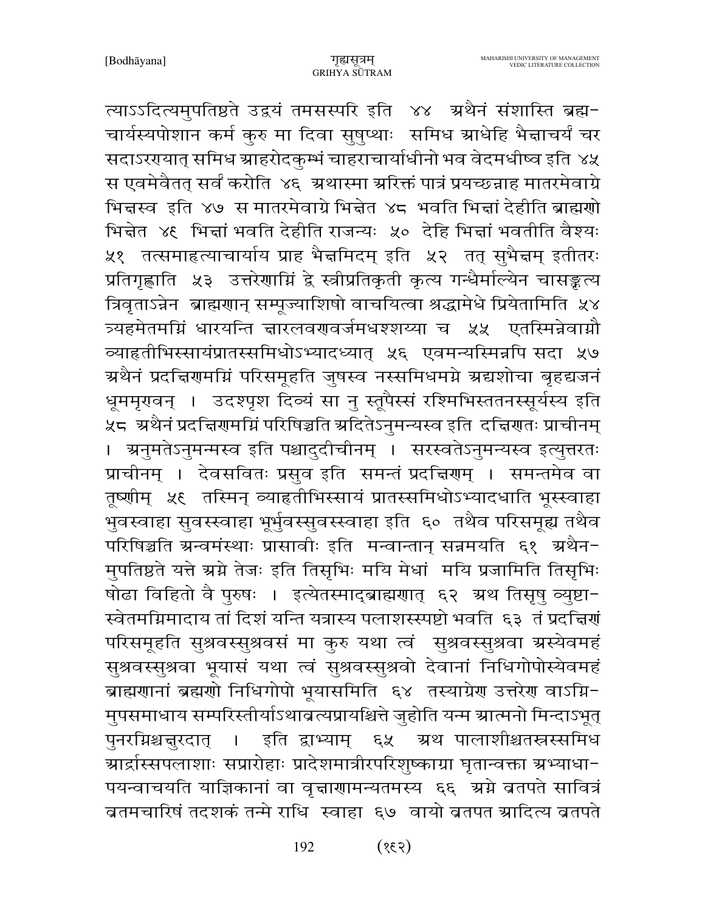त्याऽऽदित्यमुपतिष्ठते उद्वयं तमसस्परि इति ४४ अथैनं संशास्ति ब्रह्म-चार्यस्यपोशान कर्म कुरु मा दिवा सुषुप्थाः समिध आधेहि भैक्षाचर्यं चर सदाऽरण्यात् समिध आहरोदकुम्भं चाहराचार्याधीनो भव वेदमधीष्व इति ४५ स एवमेवैतत् सर्वं करोति ४६ अथास्मा अरिक्तं पात्रं प्रयच्छन्नाह मातरमेवाग्रे भिक्षस्व इति ४७ स मातरमेवाग्रे भिक्षेत ४८ भवति भिक्षां देहीति ब्राह्मणो भिक्षेत ४९ भिक्षां भवति देहीति राजन्यः ५० देहि भिक्षां भवतीति वैश्यः ५१ तत्समाहृत्याचार्याय प्राह भैक्षमिदम् इति ५२ तत् सुभैक्षम् इतीतरः प्रतिगृह्णाति ५३ उत्तरेणाग्निं द्वे स्त्रीप्रतिकृती कृत्य गन्धैर्माल्येन चासङ्कृत्य त्रिवृताऽन्नेन ब्राह्मणान् सम्पूज्याशिषो वाचयित्वा श्रद्धामेधे प्रियेतामिति ५४ त्र्यहमेतमग्निं धारयन्ति क्षारलवणवर्जमधश्शय्या च ५५ एतस्मिन्नेवाग्नौ व्याहृतीभिस्सायंप्रातस्समिधोऽभ्यादध्यात् ५६ एवमन्यस्मिन्नपि सदा ५७ अथैनं प्रदक्षिणमग्निं परिसमूहति जुषस्व नस्समिधमग्ने अद्यशोचा बृहद्यजनं धूममृण्वन् । उदश्पृश दिव्यं सा नु स्तूपैस्सं रश्मिभिस्ततनस्सूर्यस्य इति ५८ अथैनं प्रदक्षिणमग्निं परिषिञ्चति अदितेऽनुमन्यस्व इति दक्षिणतः प्राचीनम् । अनुमतेऽनुमन्मस्व इति पश्चादुदीचीनम् । सरस्वतेऽनुमन्यस्व इत्युत्तरतः प्राचीनम् । देवसवितः प्रसुव इति समन्तं प्रदक्षिणम् । समन्तमेव वा तूष्णीम् ५९ तस्मिन् व्याहृतीभिस्सायं प्रातस्समिधोऽभ्यादधाति भूस्स्वाहा भुवस्वाहा सुवस्स्वाहा भूर्भुवस्सुवस्स्वाहा इति ६० तथैव परिसमूह्य तथैव परिषिञ्चति अन्वमंस्थाः प्रासावीः इति मन्वान्तान् सन्नमयति ६१ अथैन-मुपतिष्ठते यत्ते अग्ने तेजः इति तिसृभिः मयि मेधां मयि प्रजामिति तिसृभिः षोढा विहितो वै पुरुषः । इत्येतस्माद्ब्राह्मणात् ६२ अथ तिसृषु व्युष्टा-स्वेतमग्निमादाय तां दिशं यन्ति यत्रास्य पलाशस्स्पष्टो भवति ६३ तं प्रदक्षिणं परिसमूहति सुश्रवस्सुश्रवसं मा कुरु यथा त्वं सुश्रवस्सुश्रवा अस्येवमहं सुश्रवस्सुश्रवा भूयासं यथा त्वं सुश्रवस्सुश्रवो देवानां निधिगोपोस्येवमहं ब्राह्मणानां ब्रह्मणो निधिगोपो भूयासमिति ६४ तस्याग्रेण उत्तरेण वाऽग्नि-मुपसमाधाय सम्परिस्तीर्याऽथाव्रत्यप्रायश्चित्ते जुहोति यन्म आत्मनो मिन्दाऽभूत् पुनरग्निश्चक्षुरदात् । इति द्वाभ्याम् ६५ अथ पालाशीश्चतस्त्रस्समिध आर्द्रास्सपलाशाः सप्रारोहाः प्रादेशमात्रीरपरिशुष्काग्रा घृतान्वक्ता अभ्याधा-पयन्वाचयति याज्ञिकानां वा वृक्षाणामन्यतमस्य ६६ अग्ने व्रतपते सावित्रं व्रतमचारिषं तदशकं तन्मे राधि स्वाहा ६७ वायो व्रतपत आदित्य व्रतपते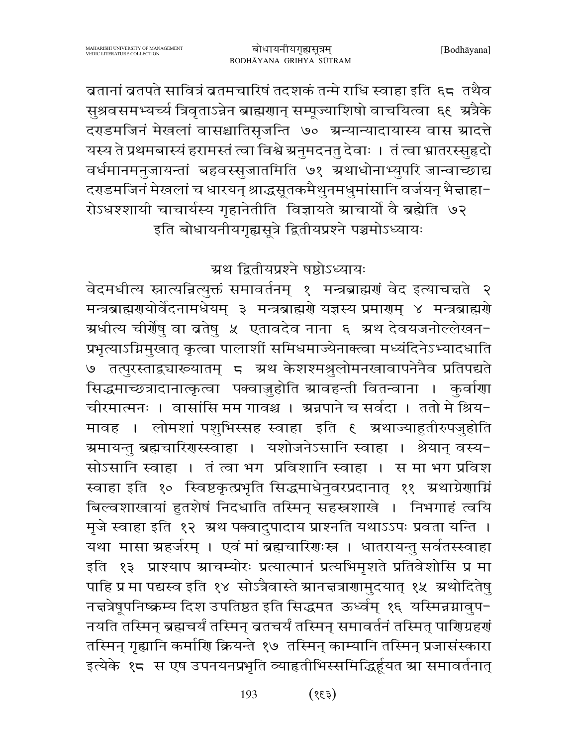व्रतानां व्रतपते सावित्रं व्रतमचारिषं तदशकं तन्मे राधि स्वाहा इति ६८ तथैव सुश्रवसमभ्यर्च्य त्रिवृताऽन्नेन ब्राह्मणान् सम्पूज्याशिषो वाचयित्वा ६९ अत्रैके दण्डमजिनं मेखलां वासश्चातिसृजन्ति ७० अन्यान्यादायास्य वास आदत्ते यस्य ते प्रथमबास्यं हरामस्तं त्वा विश्वे अनुमदनतु देवाः । तं त्वा भ्रातरस्सुहृदो वर्धमानमनुजायन्तां बहवस्सुजातमिति ७१ अथाधोनाभ्युपरि जान्वाच्छाद्य दण्डमजिनं मेखलां च धारयन् श्राद्धसूतकमैथुनमधुमांसानि वर्जयन् भैक्षाहा-रोऽधश्शायी चाचार्यस्य गृहानेतीति विज्ञायते आचार्यो वै ब्रह्मेति ७२

इति बोधायनीयगृह्यसूत्रे द्वितीयप्रश्ने पञ्चमोऽध्यायः

## अथ द्वितीयप्रश्ने षष्ठोऽध्यायः

वेदमधीत्य स्नात्यन्नित्युक्तं समावर्तनम् १ मन्त्रब्राह्मणं वेद इत्याचक्षते २ मन्त्रब्राह्मणयोर्वेदनामधेयम् ३ मन्त्रब्राह्मणे यज्ञस्य प्रमाणम् ४ मन्त्रब्राह्मणे अधीत्य चीर्णेषु वा व्रतेषु ५ एतावदेव नाना ६ अथ देवयजनोल्लेखन-प्रभृत्याऽग्निमुखात् कृत्वा पालाशीं समिधमाज्येनाक्त्वा मध्यंदिनेऽभ्यादधाति ७ तत्पुरस्ताद्व्याख्यातम् ८ अथ केशश्मश्रुलोमनखावापनेनैव प्रतिपद्यते सिद्धमाच्छत्रादानात्कृत्वा पक्वाज्जुहोति आवहन्ती वितन्वाना । कुर्वाणा चीरमात्मनः । वासांसि मम गावश्च । अन्नपाने च सर्वदा । ततो मे श्रिय-मावह । लोमशां पशुभिस्सह स्वाहा इति ९ अथाज्याहुतीरुपजुहोति आमायन्तु ब्रह्मचारिणस्स्वाहा । यशोजनेऽसानि स्वाहा । श्रेयान् वस्य-सोऽसानि स्वाहा । तं त्वा भग प्रविशानि स्वाहा । स मा भग प्रविश स्वाहा इति १० स्विष्टकृत्प्रभृति सिद्धमाधेनुवरप्रदानात् ११ अथाग्रेणाग्निं बिल्वशाखायां हुतशेषं निदधाति तस्मिन् सहस्रशाखे । निभगाहं त्वयि मृजे स्वाहा इति १२ अथ पक्वादुपादाय प्राश्नति यथाऽऽपः प्रवता यन्ति । यथा मासा अहर्जरम् । एवं मां ब्रह्मचारिणःस्र । धातरायन्तु सर्वतस्स्वाहा इति १३ प्राश्याप आचम्योरः प्रत्यात्मानं प्रत्यभिमृशते प्रतिवेशोसि प्र मा पाहि प्र मा पद्यस्व इति १४ सोऽत्रैवास्ते आनक्षत्राणामुदयात् १५ अथोदितेषु नक्षत्रेषूपनिष्क्रम्य दिश उपतिष्ठत इति सिद्धमत ऊर्ध्वम् १६ यस्मिन्नग्नावुप-नयति तस्मिन् ब्रह्मचर्यं तस्मिन् व्रतचर्यं तस्मिन् समावर्तनं तस्मित् पाणिग्रहणं तस्मिन् गृह्यानि कर्माणि क्रियन्ते १७ तस्मिन् काम्यानि तस्मिन् प्रजासंस्कारा इत्येके १८ स एष उपनयनप्रभृति व्याहृतीभिस्समिद्भिर्हूयत आ समावर्तनात्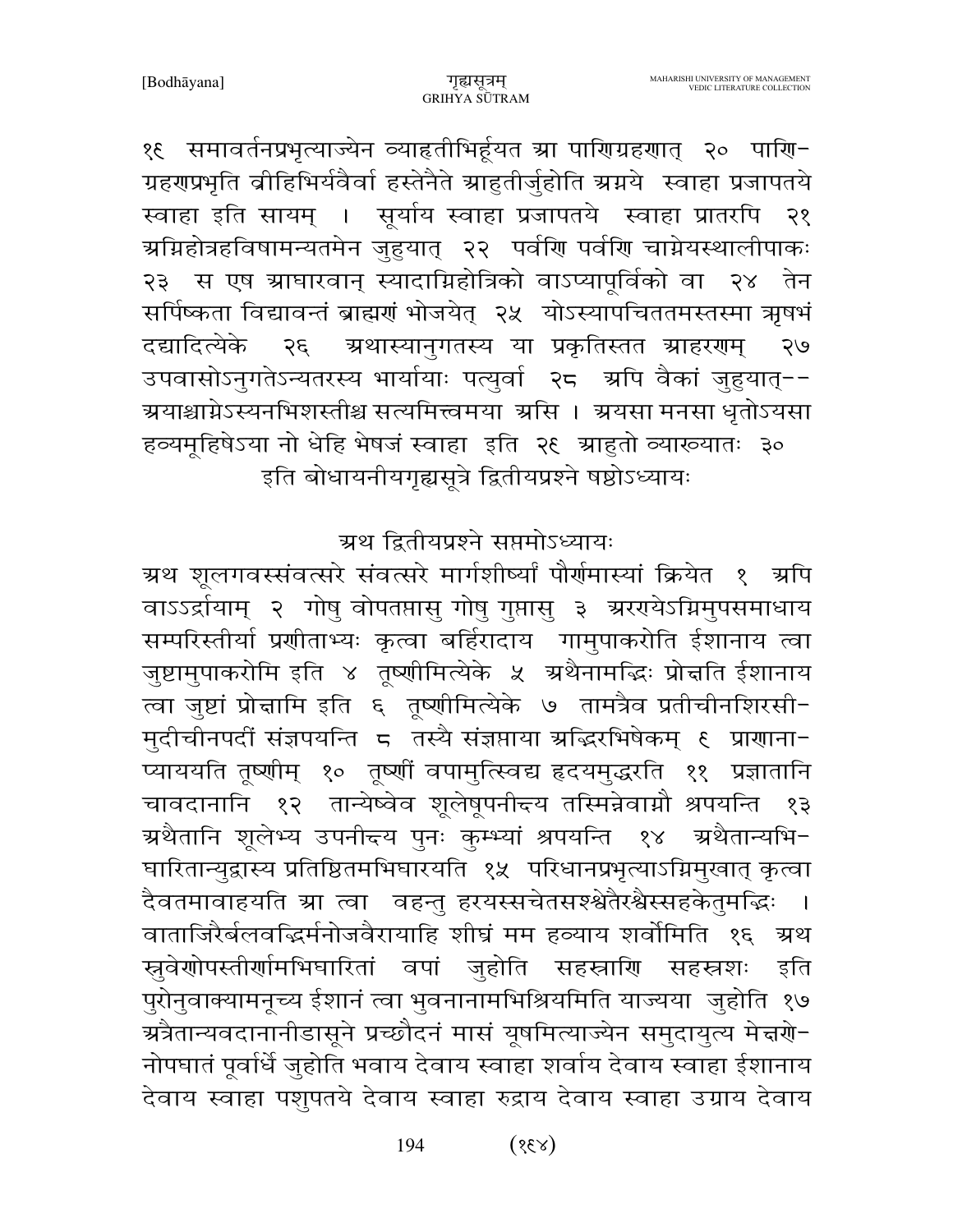१९ समावर्तनप्रभृत्याज्येन व्याहृतीभिर्हूयत ग्रा पाणिग्रहणात् २० पाणि-ग्रहणप्रभृति व्रीहिभिर्यवैर्वा हस्तेनैते ग्राहुतीर्जुहोति ग्रग्नये स्वाहा प्रजापतये स्वाहा इति सायम् । सूर्याय स्वाहा प्रजापतये स्वाहा प्रातरपि २१ ग्रग्निहोत्रहविषामन्यतमेन जुहुयात् २२ पर्वणि पर्वणि चाग्नेयस्थालीपाकः २३ स एष ग्राघारवान् स्यादाग्निहोत्रिको वाऽप्यापूर्विको वा २४ तेन सर्पिष्कता विद्यावन्तं ब्राह्मणं भोजयेत् २५ योऽस्यापचिततमस्तस्मा ऋषभं दद्यादित्येके २६ ग्रथास्यानुगतस्य या प्रकृतिस्तत ग्राहरणम् २७ उपवासोऽनुगतेऽन्यतरस्य भार्यायाः पत्युर्वा २८ ग्रपि वैकां जुहुयात्-- ग्रयाश्चाग्नेऽस्यनभिशस्तीश्च सत्यमित्त्वमया ग्रसि । ग्रयसा मनसा धृतोऽयसा हव्यमूहिषेऽया नो धेहि भेषजं स्वाहा इति २९ ग्राहुतो व्याख्यातः ३०

इति बोधायनीयगृह्यसूत्रे द्वितीयप्रश्ने षष्ठोऽध्यायः

## ग्रथ द्वितीयप्रश्ने सप्तमोऽध्यायः

ग्रथ शूलगवस्संवत्सरे संवत्सरे मार्गशीर्ष्यां पौर्णमास्यां क्रियेत १ ग्रपि वाऽऽर्द्रायाम् २ गोषु वोपतप्तासु गोषु गुप्तासु ३ ग्ररण्येऽग्निमुपसमाधाय सम्परिस्तीर्या प्रणीताभ्यः कृत्वा बर्हिरादाय गामुपाकरोति ईशानाय त्वा जुष्टामुपाकरोमि इति ४ तूष्णीमित्येके ५ ग्रथैनामद्भिः प्रोक्षति ईशानाय त्वा जुष्टां प्रोक्षामि इति ६ तूष्णीमित्येके ७ तामत्रैव प्रतीचीनशिरसी-मुदीचीनपदीं संज्ञपयन्ति ८ तस्यै संज्ञप्ताया ग्रद्भिरभिषेकम् ९ प्राणाना-प्याययति तूष्णीम् १० तूष्णीं वपामुत्स्विद्य हृदयमुद्धरति ११ प्रज्ञातानि चावदानानि १२ तान्येष्वेव शूलेषूपनीक्ष्य तस्मिन्नेवाग्नौ श्रपयन्ति १३ ग्रथैतानि शूलेभ्य उपनीक्ष्य पुनः कुम्भ्यां श्रपयन्ति १४ ग्रथैतान्यभि-घारितान्युद्वास्य प्रतिष्ठितमभिघारयति १५ परिधानप्रभृत्याऽग्निमुखात् कृत्वा दैवतमावाहयति ग्रा त्वा वहन्तु हरयस्सचेतसश्श्वेतैरश्वैस्सहकेतुमद्भिः । वाताजिरैर्बलवद्भिर्मनोजवैरायाहि शीघ्रं मम हव्याय शर्वोमिति १६ ग्रथ स्रुवेणोपस्तीर्णामभिघारितां वपां जुहोति सहस्राणि सहस्रशः इति पुरोनुवाक्यामनूच्य ईशानं त्वा भुवनानामभिश्रियमिति याज्यया जुहोति १७ ग्रत्रैतान्यवदानानीडासूने प्रच्छौदनं मासं यूषमित्याज्येन समुदायुत्य मेक्षणे-नोपघातं पूर्वार्धे जुहोति भवाय देवाय स्वाहा शर्वाय देवाय स्वाहा ईशानाय देवाय स्वाहा पशुपतये देवाय स्वाहा रुद्राय देवाय स्वाहा उग्राय देवाय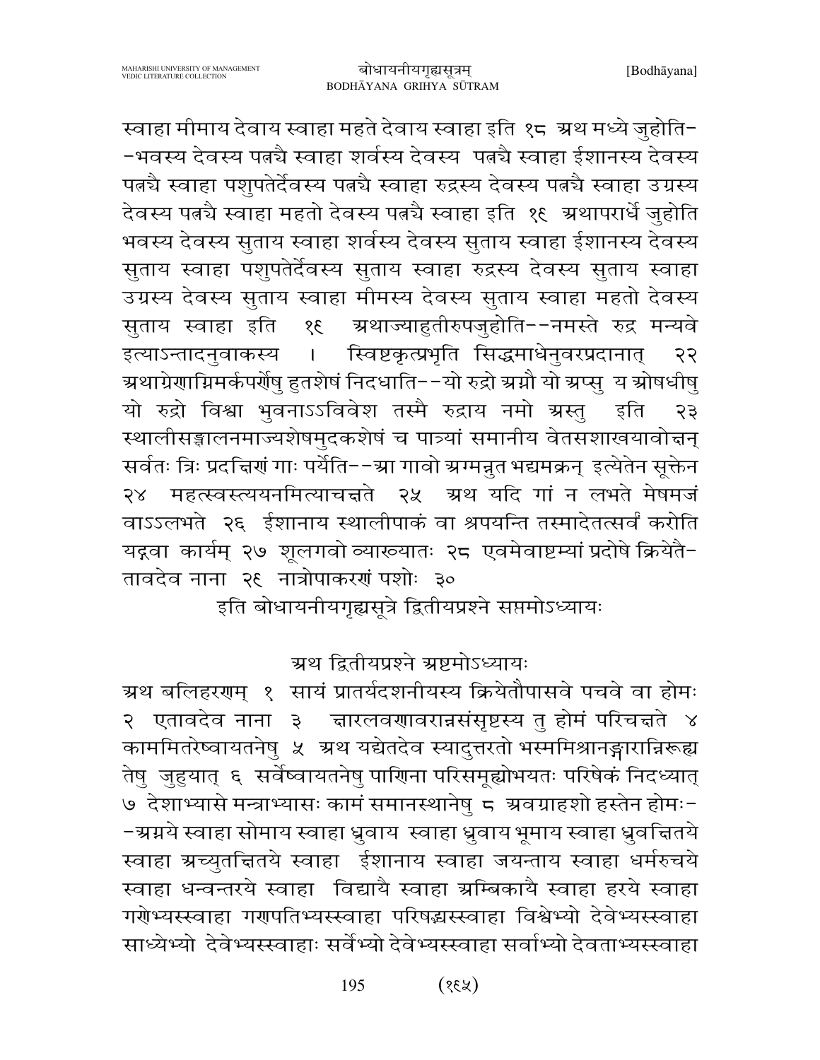स्वाहा मीमाय देवाय स्वाहा महते देवाय स्वाहा इति १८ अथ मध्ये जुहोति--भवस्य देवस्य पत्न्यै स्वाहा शर्वस्य देवस्य पत्न्यै स्वाहा ईशानस्य देवस्य पत्न्यै स्वाहा पशुपतेर्देवस्य पत्न्यै स्वाहा रुद्रस्य देवस्य पत्न्यै स्वाहा उग्रस्य देवस्य पत्न्यै स्वाहा महतो देवस्य पत्न्यै स्वाहा इति १९ अथापरार्धे जुहोति भवस्य देवस्य सुताय स्वाहा शर्वस्य देवस्य सुताय स्वाहा ईशानस्य देवस्य सुताय स्वाहा पशुपतेर्देवस्य सुताय स्वाहा रुद्रस्य देवस्य सुताय स्वाहा उग्रस्य देवस्य सुताय स्वाहा मीमस्य देवस्य सुताय स्वाहा महतो देवस्य सुताय स्वाहा इति १९ अथाज्याहुतीरुपजुहोति--नमस्ते रुद्र मन्यवे इत्याऽन्तादनुवाकस्य । स्विष्टकृत्प्रभृति सिद्धमाधेनुवरप्रदानात् २२ अथाग्रेणाग्निमर्कपर्णेषु हुतशेषं निदधाति--यो रुद्रो अग्नौ यो अप्सु य ओषधीषु यो रुद्रो विश्वा भुवनाऽऽविवेश तस्मै रुद्राय नमो अस्तु इति २३ स्थालीसङ्क्षालनमाज्यशेषमुदकशेषं च पात्र्यां समानीय वेतसशाखयावोक्षन् सर्वतः त्रिः प्रदक्षिणं गाः पर्येति--आ गावो अग्मन्नुत भद्रमक्रन् इत्येतेन सूक्तेन २४ महत्स्वस्त्ययनमित्याचक्षते २५ अथ यदि गां न लभते मेषमजं वाऽऽलभते २६ ईशानाय स्थालीपाकं वा श्रपयन्ति तस्मादेतत्सर्वं करोति यद्गवा कार्यम् २७ शूलगवो व्याख्यातः २८ एवमेवाष्टम्यां प्रदोषे क्रियेतै-तावदेव नाना २९ नात्रोपाकरणं पशोः ३०

इति बोधायनीयगृह्यसूत्रे द्वितीयप्रश्ने सप्तमोऽध्यायः

## अथ द्वितीयप्रश्ने अष्टमोऽध्यायः

अथ बलिहरणम् १ सायं प्रातर्यदशनीयस्य क्रियेतौपासवे पचवे वा होमः २ एतावदेव नाना ३ क्षारलवणावरान्नसंसृष्टस्य तु होमं परिचक्षते ४ काममितरेष्वायतनेषु ५ अथ यद्येतदेव स्यादुत्तरतो भस्ममिश्रानङ्गारान्निरूह्य तेषु जुहुयात् ६ सर्वेष्वायतनेषु पाणिना परिसमूह्योभयतः परिषेकं निदध्यात् ७ देशाभ्यासे मन्त्राभ्यासः कामं समानस्थानेषु ८ अवग्राहशो हस्तेन होमः--अग्नये स्वाहा सोमाय स्वाहा ध्रुवाय स्वाहा ध्रुवाय भूमाय स्वाहा ध्रुवक्षितये स्वाहा अच्युतक्षितये स्वाहा ईशानाय स्वाहा जयन्ताय स्वाहा धर्मरुचये स्वाहा धन्वन्तरये स्वाहा विद्यायै स्वाहा अम्बिकायै स्वाहा हरये स्वाहा गणेभ्यस्स्वाहा गणपतिभ्यस्स्वाहा परिषद्यस्स्वाहा विश्वेभ्यो देवेभ्यस्स्वाहा साध्येभ्यो देवेभ्यस्स्वाहाः सर्वेभ्यो देवेभ्यस्स्वाहा सर्वाभ्यो देवताभ्यस्स्वाहा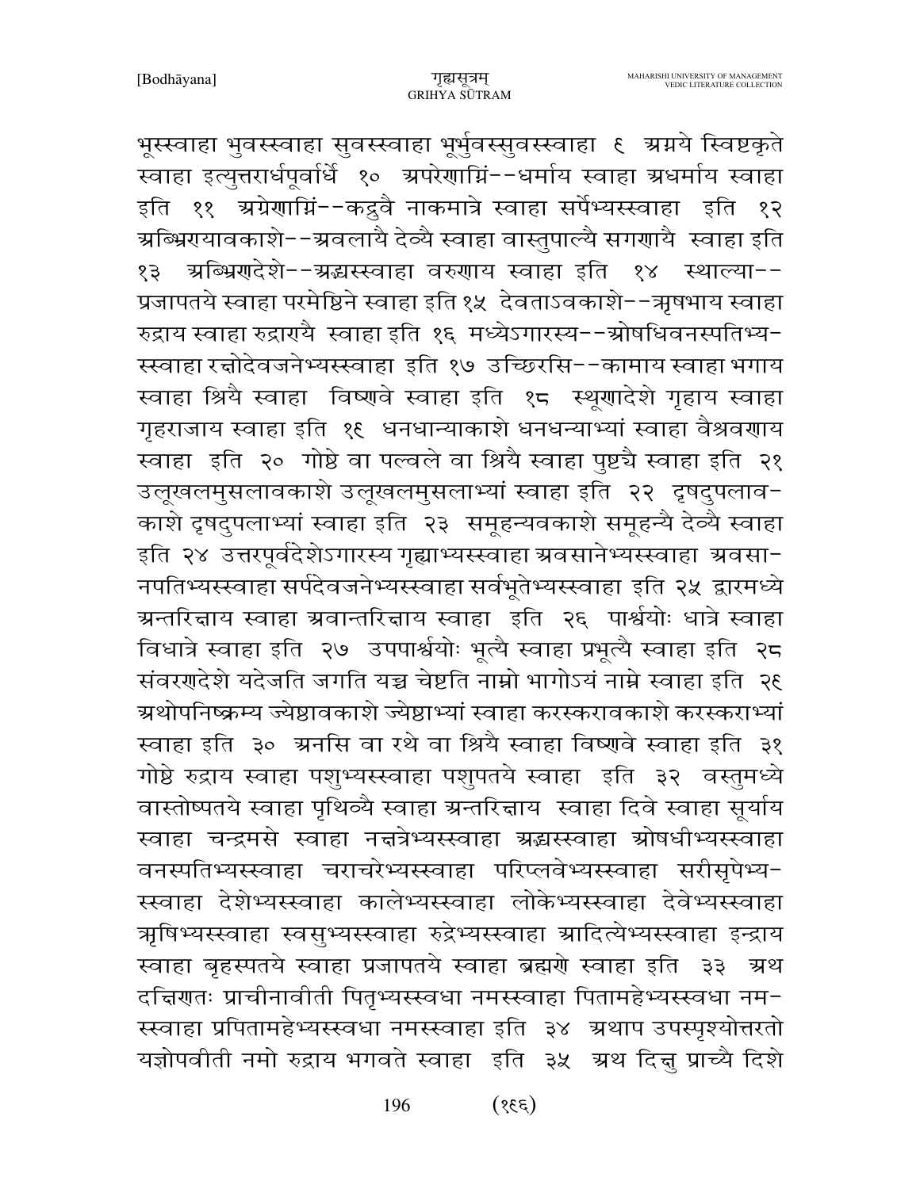भूस्स्वाहा भुवस्स्वाहा सुवस्स्वाहा भूर्भुवस्सुवस्स्वाहा ९ अग्नये स्विष्टकृते स्वाहा इत्युत्तरार्धपूर्वार्धे १० अपरेणाग्निं--धर्माय स्वाहा अधर्माय स्वाहा इति ११ अग्रेणाग्निं--कद्रुवै नाकमात्रे स्वाहा सर्पेभ्यस्स्वाहा इति १२ अब्भिरयावकाशे--अवलायै देव्यै स्वाहा वास्तुपाल्यै सगणायै स्वाहा इति १३ अब्भिरणदेशे--अद्भ्यस्स्वाहा वरुणाय स्वाहा इति १४ स्थाल्या-- प्रजापतये स्वाहा परमेष्ठिने स्वाहा इति १५ देवताऽवकाशे--ऋषभाय स्वाहा रुद्राय स्वाहा रुद्राण्यै स्वाहा इति १६ मध्येऽगारस्य--ओषधिवनस्पतिभ्य-स्स्वाहा रक्षोदेवजनेभ्यस्स्वाहा इति १७ उच्छिरसि--कामाय स्वाहा भगाय स्वाहा श्रियै स्वाहा विष्णवे स्वाहा इति १८ स्थूणादेशे गृहाय स्वाहा गृहराजाय स्वाहा इति १९ धनधान्याकाशे धनधन्याभ्यां स्वाहा वैश्रवणाय स्वाहा इति २० गोष्ठे वा पल्वले वा श्रियै स्वाहा पुष्ट्यै स्वाहा इति २१ उलूखलमुसलावकाशे उलूखलमुसलाभ्यां स्वाहा इति २२ दृषदुपलाव-काशे दृषदुपलाभ्यां स्वाहा इति २३ समूहन्यवकाशे समूहन्यै देव्यै स्वाहा इति २४ उत्तरपूर्वदेशेऽगारस्य गृह्याभ्यस्स्वाहा अवसानेभ्यस्स्वाहा अवसा-नपतिभ्यस्स्वाहा सर्पदेवजनेभ्यस्स्वाहा सर्वभूतेभ्यस्स्वाहा इति २५ द्वारमध्ये अन्तरिक्षाय स्वाहा अवान्तरिक्षाय स्वाहा इति २६ पार्श्वयोः धात्रे स्वाहा विधात्रे स्वाहा इति २७ उपपार्श्वयोः भूत्यै स्वाहा प्रभूत्यै स्वाहा इति २८ संवरणदेशे यदेजति जगति यच्च चेष्टति नाम्नो भागोऽयं नाम्ने स्वाहा इति २९ अथोपनिष्क्रम्य ज्येष्ठावकाशे ज्येष्ठाभ्यां स्वाहा करस्करावकाशे करस्कराभ्यां स्वाहा इति ३० अनसि वा रथे वा श्रियै स्वाहा विष्णवे स्वाहा इति ३१ गोष्ठे रुद्राय स्वाहा पशुभ्यस्स्वाहा पशुपतये स्वाहा इति ३२ वस्तुमध्ये वास्तोष्पतये स्वाहा पृथिव्यै स्वाहा अन्तरिक्षाय स्वाहा दिवे स्वाहा सूर्याय स्वाहा चन्द्रमसे स्वाहा नक्षत्रेभ्यस्स्वाहा अद्भ्यस्स्वाहा ओषधीभ्यस्स्वाहा वनस्पतिभ्यस्स्वाहा चराचरेभ्यस्स्वाहा परिप्लवेभ्यस्स्वाहा सरीसृपेभ्य-स्स्वाहा देशेभ्यस्स्वाहा कालेभ्यस्स्वाहा लोकेभ्यस्स्वाहा देवेभ्यस्स्वाहा ऋषिभ्यस्स्वाहा स्वसुभ्यस्स्वाहा रुद्रेभ्यस्स्वाहा आदित्येभ्यस्स्वाहा इन्द्राय स्वाहा बृहस्पतये स्वाहा प्रजापतये स्वाहा ब्रह्मणे स्वाहा इति ३३ अथ दक्षिणतः प्राचीनावीती पितृभ्यस्स्वधा नमस्स्वाहा पितामहेभ्यस्स्वधा नम-स्स्वाहा प्रपितामहेभ्यस्स्वधा नमस्स्वाहा इति ३४ अथाप उपस्पृश्योत्तरतो यज्ञोपवीती नमो रुद्राय भगवते स्वाहा इति ३५ अथ दिक्षु प्राच्यै दिशे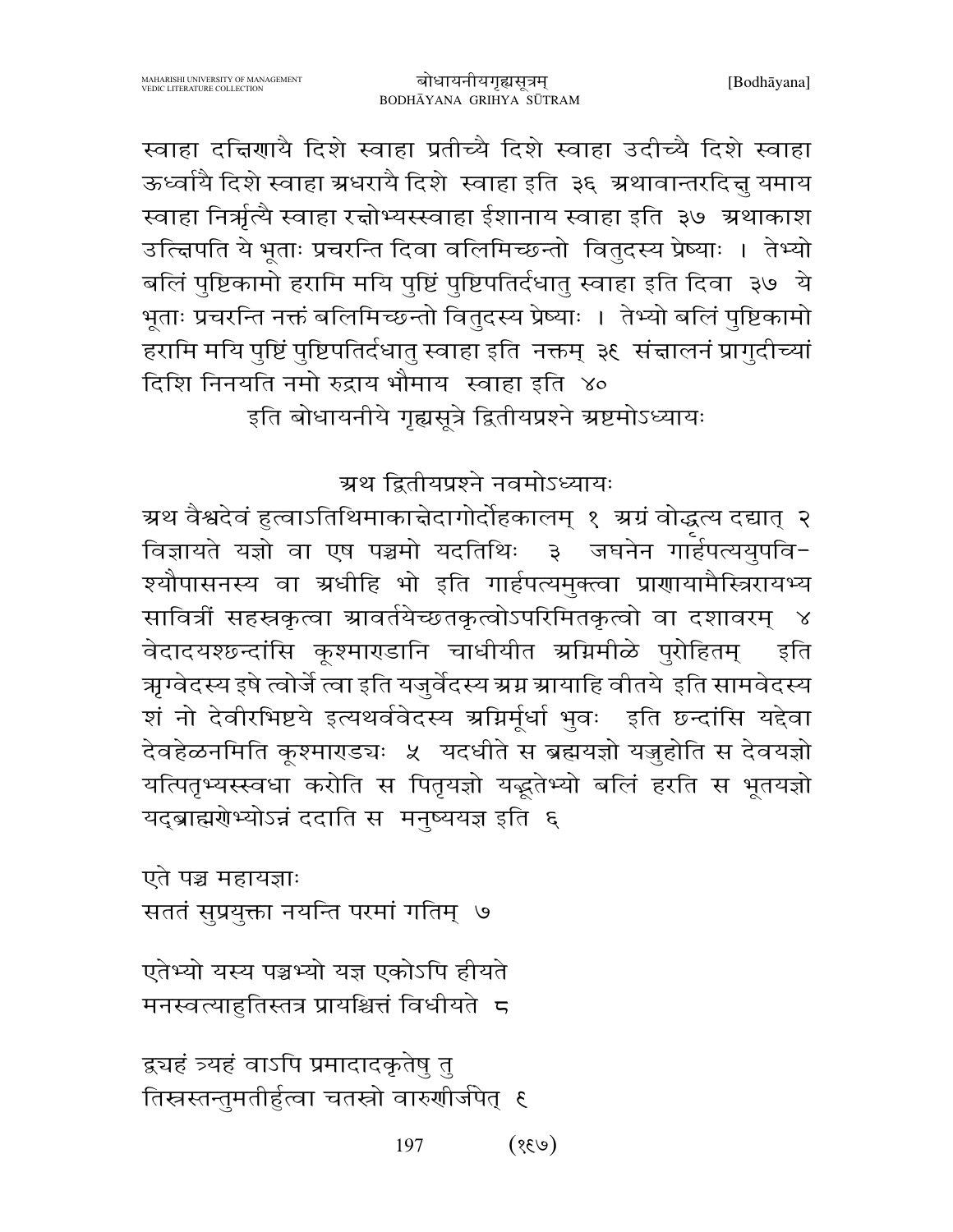स्वाहा दक्षिणायै दिशे स्वाहा प्रतीच्यै दिशे स्वाहा उदीच्यै दिशे स्वाहा ऊर्ध्वायै दिशे स्वाहा अधरायै दिशे स्वाहा इति ३६ अथावान्तरदिक्षु यमाय स्वाहा निर्ऋत्यै स्वाहा रक्षोभ्यस्स्वाहा ईशानाय स्वाहा इति ३७ अथाकाश उत्क्षिपति ये भूताः प्रचरन्ति दिवा वलिमिच्छन्तो वितुदस्य प्रेष्याः । तेभ्यो बलिं पुष्टिकामो हरामि मयि पुष्टिं पुष्टिपतिर्दधातु स्वाहा इति दिवा ३७ ये भूताः प्रचरन्ति नक्तं बलिमिच्छन्तो वितुदस्य प्रेष्याः । तेभ्यो बलिं पुष्टिकामो हरामि मयि पुष्टिं पुष्टिपतिर्दधातु स्वाहा इति नक्तम् ३९ संक्षालनं प्रागुदीच्यां दिशि निनयति नमो रुद्राय भौमाय स्वाहा इति ४०

इति बोधायनीये गृह्यसूत्रे द्वितीयप्रश्ने अष्टमोऽध्यायः

## अथ द्वितीयप्रश्ने नवमोऽध्यायः

अथ वैश्वदेवं हुत्वाऽतिथिमाकाङ्क्षेदागोर्दोहकालम् १ अग्रं वोद्धृत्य दद्यात् २ विज्ञायते यज्ञो वा एष पञ्चमो यदतिथिः ३ जघनेन गार्हपत्ययुपविश्यौपासनस्य वा अधीहि भो इति गार्हपत्यमुक्त्वा प्राणायामैस्त्रिरायभ्य सावित्रीं सहस्रकृत्वा आवर्तयेच्छतकृत्वोऽपरिमितकृत्वो वा दशावरम् ४ वेदादयश्छन्दांसि कूश्माण्डानि चाधीयीत अग्निमीळे पुरोहितम् इति ऋग्वेदस्य इषे त्वोर्जे त्वा इति यजुर्वेदस्य अग्न आयाहि वीतये इति सामवेदस्य शं नो देवीरभिष्टये इत्यथर्ववेदस्य अग्निर्मूर्धा भुवः इति छन्दांसि यद्देवा देवहेळनमिति कूश्माण्डचः ५ यदधीते स ब्रह्मयज्ञो यज्जुहोति स देवयज्ञो यत्पितृभ्यस्स्वधा करोति स पितृयज्ञो यद्भूतेभ्यो बलिं हरति स भूतयज्ञो यद्ब्राह्मणेभ्योऽन्नं ददाति स मनुष्ययज्ञ इति ६

एते पञ्च महायज्ञाः
सततं सुप्रयुक्ता नयन्ति परमां गतिम् ७

एतेभ्यो यस्य पञ्चभ्यो यज्ञ एकोऽपि हीयते
मनस्वत्याहुतिस्तत्र प्रायश्चित्तं विधीयते ८

द्व्यहं त्र्यहं वाऽपि प्रमादादकृतेषु तु
तिस्रस्तन्तुमतीर्हुत्वा चतस्रो वारुणीर्जपेत् ९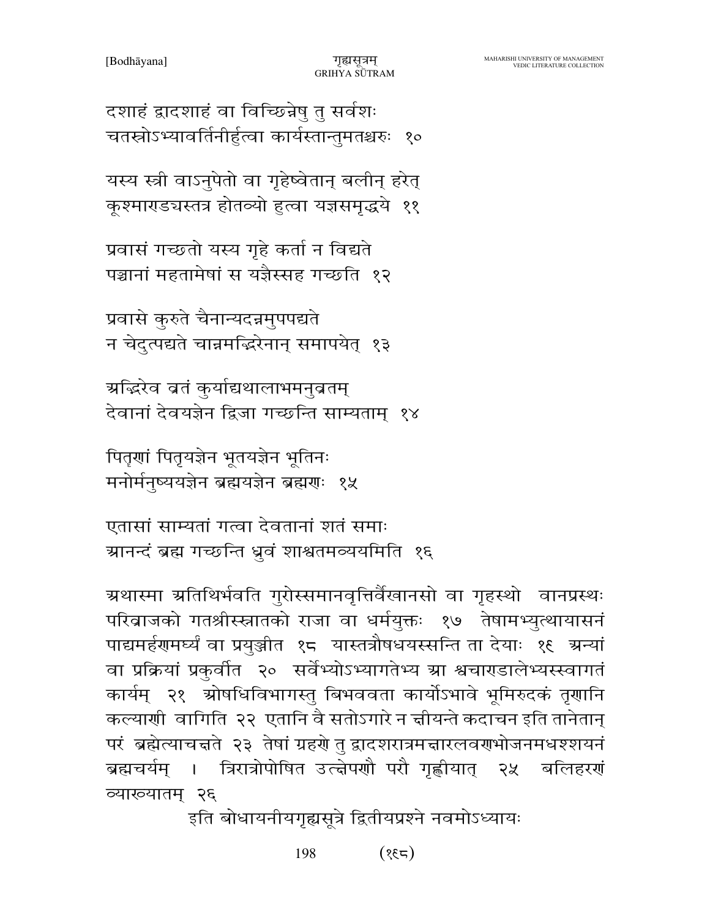दशाहं द्वादशाहं वा विच्छिन्नेषु तु सर्वशः
चतस्रोऽभ्यावर्तिनीर्हुत्वा कार्यस्तान्तुमतश्चरुः १०

यस्य स्त्री वाऽनुपेतो वा गृहेष्वेतान् बलीन् हरेत्
कूश्माण्डयस्तत्र होतव्यो हुत्वा यज्ञसमृद्धये ११

प्रवासं गच्छतो यस्य गृहे कर्ता न विद्यते
पञ्चानां महतामेषां स यज्ञैस्सह गच्छति १२

प्रवासे कुरुते चैनान्यदन्नमुपपद्यते
न चेदुत्पद्यते चान्नमद्भिरेनान् समापयेत् १३

अद्भिरेव व्रतं कुर्याद्यथालाभमनुव्रतम्
देवानां देवयज्ञेन द्विजा गच्छन्ति साम्यताम् १४

पितृणां पितृयज्ञेन भूतयज्ञेन भूतिनः
मनोर्मनुष्ययज्ञेन ब्रह्मयज्ञेन ब्रह्मणः १५

एतासां साम्यतां गत्वा देवतानां शतं समाः
आनन्दं ब्रह्म गच्छन्ति ध्रुवं शाश्वतमव्ययमिति १६

अथास्मा अतिथिर्भवति गुरोस्समानवृत्तिर्वैखानसो वा गृहस्थो वानप्रस्थः परिव्राजको गतश्रीस्स्नातको राजा वा धर्मयुक्तः १७ तेषामभ्युत्थायासनं पाद्यमर्हणमर्घ्यं वा प्रयुञ्जीत १८ यास्तत्रौषधयस्सन्ति ता देयाः १९ अन्यां वा प्रक्रियां प्रकुर्वीत २० सर्वेभ्योऽभ्यागतेभ्य आ श्वचाण्डालेभ्यस्स्वागतं कार्यम् २१ ओषधिविभागस्तु बिभववता कार्योऽभावे भूमिरुदकं तृणानि कल्याणी वागिति २२ एतानि वै सतोऽगारे न क्षीयन्ते कदाचन इति तानेतान् परं ब्रह्मेत्याचक्षते २३ तेषां ग्रहणे तु द्वादशरात्रमक्षारलवणभोजनमधश्शयनं ब्रह्मचर्यम् । त्रिरात्रोपोषित उत्क्षेपणौ परौ गृह्णीयात् २५ बलिहरणं व्याख्यातम् २६

इति बोधायनीयगृह्यसूत्रे द्वितीयप्रश्ने नवमोऽध्यायः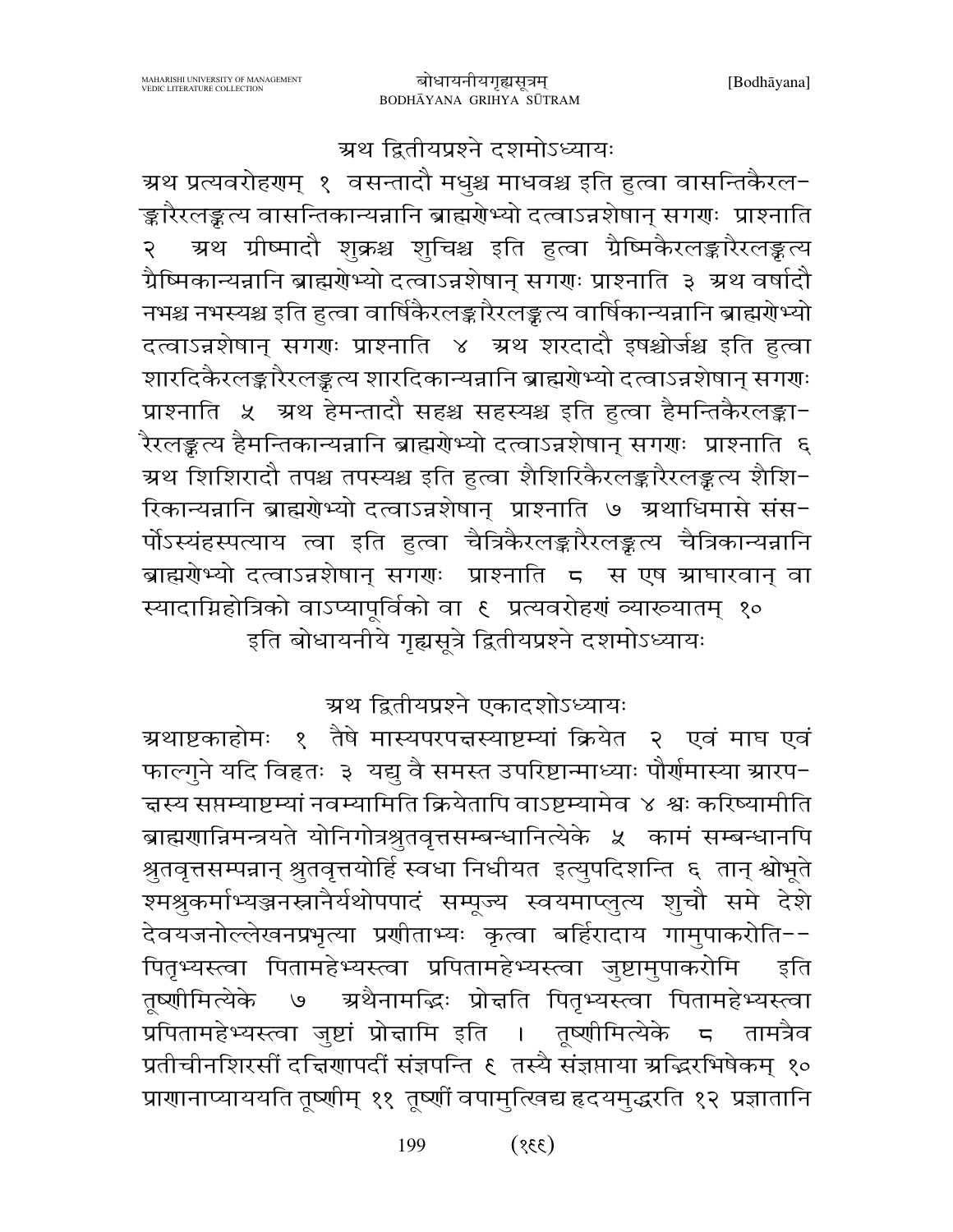## अथ द्वितीयप्रश्ने दशमोऽध्यायः

अथ प्रत्यवरोहणम् १ वसन्तादौ मधुश्च माधवश्च इति हुत्वा वासन्तिकैरलङ्कारैरलङ्कृत्य वासन्तिकान्यन्नानि ब्राह्मणेभ्यो दत्वाऽन्नशेषान् सगणः प्राश्नाति २ अथ ग्रीष्मादौ शुक्रश्च शुचिश्च इति हुत्वा ग्रैष्मिकैरलङ्कारैरलङ्कृत्य ग्रैष्मिकान्यन्नानि ब्राह्मणेभ्यो दत्वाऽन्नशेषान् सगणः प्राश्नाति ३ अथ वर्षादौ नभश्च नभस्यश्च इति हुत्वा वार्षिकैरलङ्कारैरलङ्कृत्य वार्षिकान्यन्नानि ब्राह्मणेभ्यो दत्वाऽन्नशेषान् सगणः प्राश्नाति ४ अथ शरदादौ इषश्चोर्जश्च इति हुत्वा शारदिकैरलङ्कारैरलङ्कृत्य शारदिकान्यन्नानि ब्राह्मणेभ्यो दत्वाऽन्नशेषान् सगणः प्राश्नाति ५ अथ हेमन्तादौ सहश्च सहस्यश्च इति हुत्वा हैमन्तिकैरलङ्कारैरलङ्कृत्य हैमन्तिकान्यन्नानि ब्राह्मणेभ्यो दत्वाऽन्नशेषान् सगणः प्राश्नाति ६ अथ शिशिरादौ तपश्च तपस्यश्च इति हुत्वा शैशिरिकैरलङ्कारैरलङ्कृत्य शैशिरिकान्यन्नानि ब्राह्मणेभ्यो दत्वाऽन्नशेषान् प्राश्नाति ७ अथाधिमासे संसर्पोऽस्यंहस्पत्याय त्वा इति हुत्वा चैत्रिकैरलङ्कारैरलङ्कृत्य चैत्रिकान्यन्नानि ब्राह्मणेभ्यो दत्वाऽन्नशेषान् सगणः प्राश्नाति ८ स एष आघारवान् वा स्यादाग्निहोत्रिको वाऽप्यापूर्विको वा ९ प्रत्यवरोहणं व्याख्यातम् १०

इति बोधायनीये गृह्यसूत्रे द्वितीयप्रश्ने दशमोऽध्यायः

## अथ द्वितीयप्रश्ने एकादशोऽध्यायः

अथाष्टकाहोमः १ तैषे मास्यपरपक्षस्याष्टम्यां क्रियेत २ एवं माघ एवं फाल्गुने यदि विहृतः ३ यद्यु वै समस्त उपरिष्टान्माध्याः पौर्णमास्या आरपक्षस्य सप्तम्याष्टम्यां नवम्यामिति क्रियेतापि वाऽष्टम्यामेव ४ श्वः करिष्यामीति ब्राह्मणान्निमन्त्रयते योनिगोत्रश्रुतवृत्तसम्बन्धानित्येके ५ कामं सम्बन्धानपि श्रुतवृत्तसम्पन्नान् श्रुतवृत्तयोर्हि स्वधा निधीयत इत्युपदिशन्ति ६ तान् श्वोभूते श्मश्रुकर्माभ्यञ्जनस्नानैर्यथोपपादं सम्पूज्य स्वयमाप्लुत्य शुचौ समे देशे देवयजनोल्लेखनप्रभृत्या प्रणीताभ्यः कृत्वा बर्हिरादाय गामुपाकरोति-- पितृभ्यस्त्वा पितामहेभ्यस्त्वा प्रपितामहेभ्यस्त्वा जुष्टामुपाकरोमि इति तूष्णीमित्येके ७ अथैनामद्भिः प्रोक्षति पितृभ्यस्त्वा पितामहेभ्यस्त्वा प्रपितामहेभ्यस्त्वा जुष्टां प्रोक्षामि इति । तूष्णीमित्येके ८ तामत्रैव प्रतीचीनशिरसीं दक्षिणापदीं संज्ञपन्ति ९ तस्यै संज्ञप्ताया अद्भिरभिषेकम् १० प्राणानाप्याययति तूष्णीम् ११ तूष्णीं वपामुत्खिद्य हृदयमुद्धरति १२ प्रज्ञातानि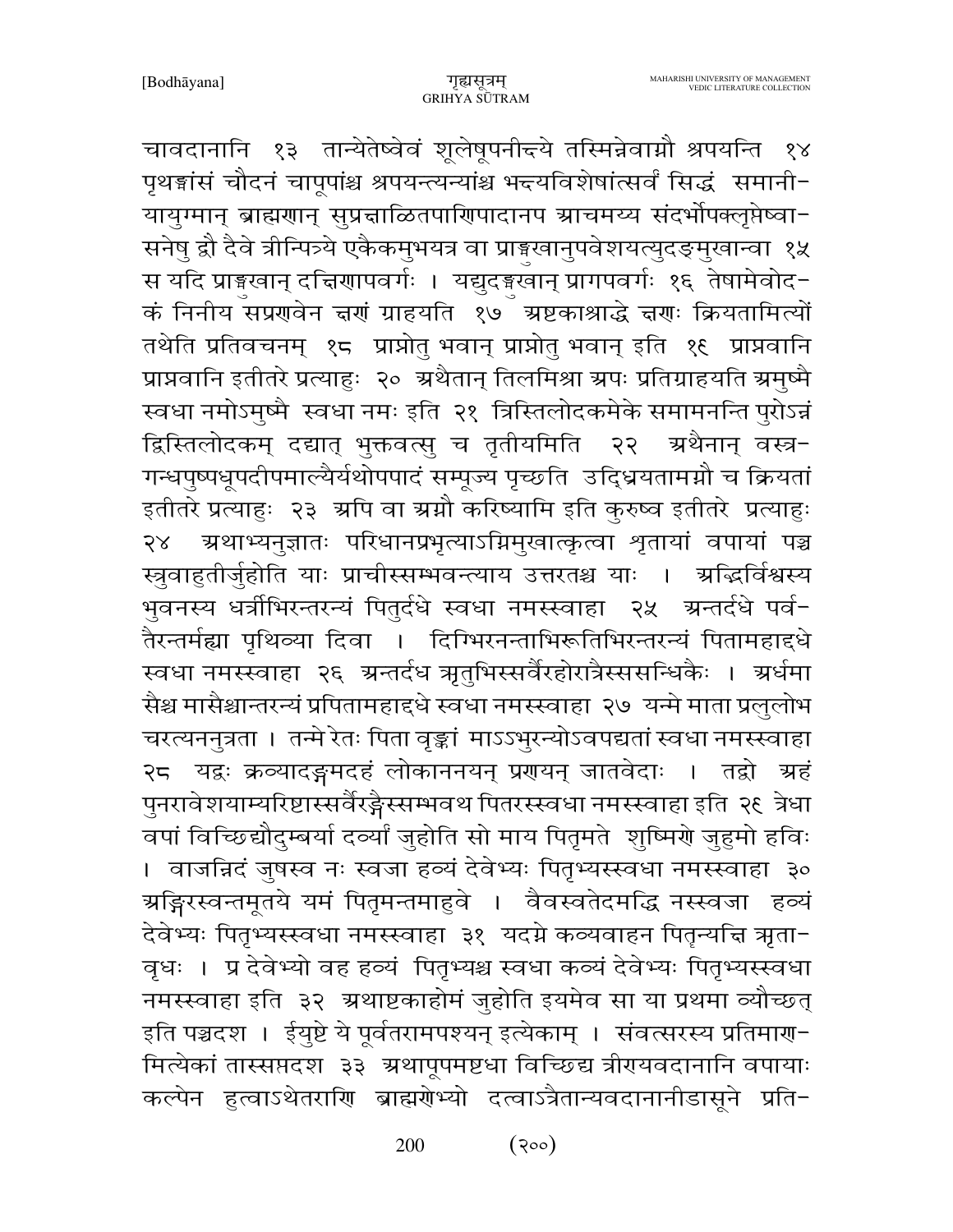चावदानानि १३ तान्येतेष्वेवं शूलेषूपनीक्ष्ये तस्मिन्नेवाग्नौ श्रपयन्ति १४ पृथङ्मांसं चौदनं चापूपांश्च श्रपयन्त्यन्यांश्च भक्ष्यविशेषांत्सर्वं सिद्धं समानीयायुग्मान् ब्राह्मणान् सुप्रक्षाळितपाणिपादानप आचमय्य संदर्भोपक्लृप्तेष्वासनेषु द्वौ दैवे त्रीन्पित्र्ये एकैकमुभयत्र वा प्राङ्मुखानुपवेशयत्युदङ्मुखान्वा १५ स यदि प्राङ्मुखान् दक्षिणापवर्गः । यद्युदङ्मुखान् प्रागपवर्गः १६ तेषामेवोदकं निनीय सप्रणवेन क्षणं ग्राहयति १७ अष्टकाश्राद्धे क्षणः क्रियतामित्यों तथेति प्रतिवचनम् १८ प्राप्नोतु भवान् प्राप्नोतु भवान् इति १९ प्राप्नवानि प्राप्नवानि इतीतरे प्रत्याहुः २० अथैतान् तिलमिश्रा अपः प्रतिग्राहयति अमुष्मै स्वधा नमोऽमुष्मै स्वधा नमः इति २१ त्रिस्तिलोदकमेके समामनन्ति पुरोऽन्नं द्विस्तिलोदकम् दद्यात् भुक्तवत्सु च तृतीयमिति २२ अथैनान् वस्त्रगन्धपुष्पधूपदीपमाल्यैर्यथोपपादं सम्पूज्य पृच्छति उद्धियतामग्नौ च क्रियतां इतीतरे प्रत्याहुः २३ अपि वा अग्नौ करिष्यामि इति कुरुष्व इतीतरे प्रत्याहुः २४ अथाभ्यनुज्ञातः परिधानप्रभृत्याऽग्निमुखात्कृत्वा शृतायां वपायां पञ्च स्त्रुवाहुतीर्जुहोति याः प्राचीस्सम्भवन्त्याय उत्तरतश्च याः । अद्भिर्विश्वस्य भुवनस्य धर्त्रीभिरन्तरन्यं पितुर्दधे स्वधा नमस्स्वाहा २५ अन्तर्दधे पर्वतैरन्तर्मह्या पृथिव्या दिवा । दिग्भिरनन्ताभिरूतिभिरन्तरन्यं पितामहाद्दधे स्वधा नमस्स्वाहा २६ अन्तर्दध ऋतुभिस्सर्वैरहोरात्रैस्ससन्धिकैः । अर्धमासैश्च मासैश्चान्तरन्यं प्रपितामहाद्दधे स्वधा नमस्स्वाहा २७ यन्मे माता प्रलुलोभ चरत्यननुव्रता । तन्मे रेतः पिता वृङ्क्तां माऽऽभुरन्योऽवपद्यतां स्वधा नमस्स्वाहा २८ यद्वः क्रव्यादङ्गमदहं लोकाननयन् प्रणयन् जातवेदाः । तद्वो अहं पुनरावेशयाम्यरिष्टास्सर्वैरङ्गैस्सम्भवथ पितरस्स्वधा नमस्स्वाहा इति २९ त्रेधा वपां विच्छिद्यौदुम्बर्या दर्व्या जुहोति सो माय पितृमते शुष्मिणे जुहुमो हविः । वाजन्निदं जुषस्व नः स्वजा हव्यं देवेभ्यः पितृभ्यस्स्वधा नमस्स्वाहा ३० अङ्गिरस्वन्तमूतये यमं पितृमन्तमाहुवे । वैवस्वतेदमद्धि नस्स्वजा हव्यं देवेभ्यः पितृभ्यस्स्वधा नमस्स्वाहा ३१ यदग्ने कव्यवाहन पितॄन्यक्षि ऋतावृधः । प्र देवेभ्यो वह हव्यं पितृभ्यश्च स्वधा कव्यं देवेभ्यः पितृभ्यस्स्वधा नमस्स्वाहा इति ३२ अथाष्टकाहोमं जुहोति इयमेव सा या प्रथमा व्यौच्छत् इति पञ्चदश । ईयुष्टे ये पूर्वतरामपश्यन् इत्येकाम् । संवत्सरस्य प्रतिमाणमित्येकां तास्सप्तदश ३३ अथापूपमष्टधा विच्छिद्य त्रीण्यवदानानि वपायाः कल्पेन हुत्वाऽथेतराणि ब्राह्मणेभ्यो दत्वाऽत्रैतान्यवदानानीडासूने प्रति-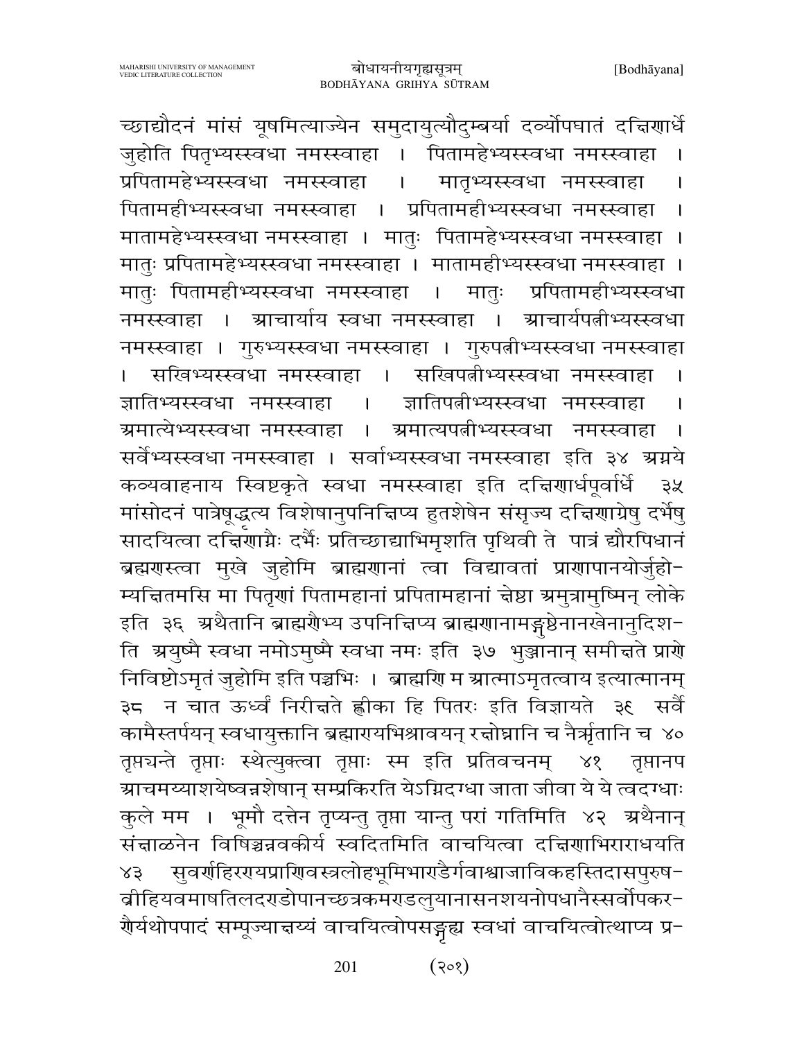च्छाद्यौदनं मांसं यूषमित्याज्येन समुदायुत्यौदुम्बर्या दर्व्योपघातं दक्षिणार्धे जुहोति पितृभ्यस्स्वधा नमस्स्वाहा । पितामहेभ्यस्स्वधा नमस्स्वाहा । प्रपितामहेभ्यस्स्वधा नमस्स्वाहा । मातृभ्यस्स्वधा नमस्स्वाहा । पितामहीभ्यस्स्वधा नमस्स्वाहा । प्रपितामहीभ्यस्स्वधा नमस्स्वाहा । मातामहेभ्यस्स्वधा नमस्स्वाहा । मातुः पितामहेभ्यस्स्वधा नमस्स्वाहा । मातुः प्रपितामहेभ्यस्स्वधा नमस्स्वाहा । मातामहीभ्यस्स्वधा नमस्स्वाहा । मातुः पितामहीभ्यस्स्वधा नमस्स्वाहा । मातुः प्रपितामहीभ्यस्स्वधा नमस्स्वाहा । आचार्याय स्वधा नमस्स्वाहा । आचार्यपत्नीभ्यस्स्वधा नमस्स्वाहा । गुरुभ्यस्स्वधा नमस्स्वाहा । गुरुपत्नीभ्यस्स्वधा नमस्स्वाहा । सखिभ्यस्स्वधा नमस्स्वाहा । सखिपत्नीभ्यस्स्वधा नमस्स्वाहा । ज्ञातिभ्यस्स्वधा नमस्स्वाहा । ज्ञातिपत्नीभ्यस्स्वधा नमस्स्वाहा । अमात्येभ्यस्स्वधा नमस्स्वाहा । अमात्यपत्नीभ्यस्स्वधा नमस्स्वाहा । सर्वेभ्यस्स्वधा नमस्स्वाहा । सर्वाभ्यस्स्वधा नमस्स्वाहा इति ३४ अग्नये कव्यवाहनाय स्विष्टकृते स्वधा नमस्स्वाहा इति दक्षिणार्धपूर्वार्धे ३५ मांसोदनं पात्रेषूद्धृत्य विशेषानुपनिक्षिप्य हुतशेषेन संसृज्य दक्षिणाग्रेषु दर्भेषु सादयित्वा दक्षिणाग्रैः दर्भैः प्रतिच्छाद्याभिमृशति पृथिवी ते पात्रं द्यौरपिधानं ब्रह्मणस्त्वा मुखे जुहोमि ब्राह्मणानां त्वा विद्यावतां प्राणापानयोर्जुहोम्यक्षितमसि मा पितॄणां पितामहानां प्रपितामहानां क्षेष्ठा अमुत्रामुष्मिन् लोके इति ३६ अथैतानि ब्राह्मणेभ्य उपनिक्षिप्य ब्राह्मणानामङ्गुष्ठेनानखेनानुदिशति अयुष्मै स्वधा नमोऽमुष्मै स्वधा नमः इति ३७ भुञ्जानान् समीक्षते प्राणे निविष्टोऽमृतं जुहोमि इति पञ्चभिः । ब्राह्मणि म आत्माऽमृतत्वाय इत्यात्मानम् ३८ न चात ऊर्ध्वं निरीक्षते ह्णीका हि पितरः इति विज्ञायते ३९ सर्वैं कामैस्तर्पयन् स्वधायुक्तानि ब्रह्माण्यभिश्रावयन् रक्षोघ्नानि च नैर्ऋतानि च ४० तृप्यन्ते तृप्ताः स्थेत्युक्त्वा तृप्ताः स्म इति प्रतिवचनम् ४१ तृप्तानप आचमय्याशयेष्वन्नशेषान् सम्प्रकिरति येऽग्निदग्धा जाता जीवा ये ये त्वदग्धाः कुले मम । भूमौ दत्तेन तृप्यन्तु तृप्ता यान्तु परां गतिमिति ४२ अथैनान् संक्षाळनेन विषिञ्चन्नवकीर्य स्वदितमिति वाचयित्वा दक्षिणाभिराराधयति ४३ सुवर्णहिरण्यप्राणिवस्त्रलोहभूमिभाण्डैर्गवाश्वाजाविकहस्तिदासपुरुषव्रीहियवमाषतिलदण्डोपानच्छत्रकमण्डलुयानासनशयनोपधानैस्सर्वोपकरणैर्यथोपपादं सम्पूज्याक्षय्यं वाचयित्वोपसङ्गृह्य स्वधां वाचयित्वोत्थाप्य प्र-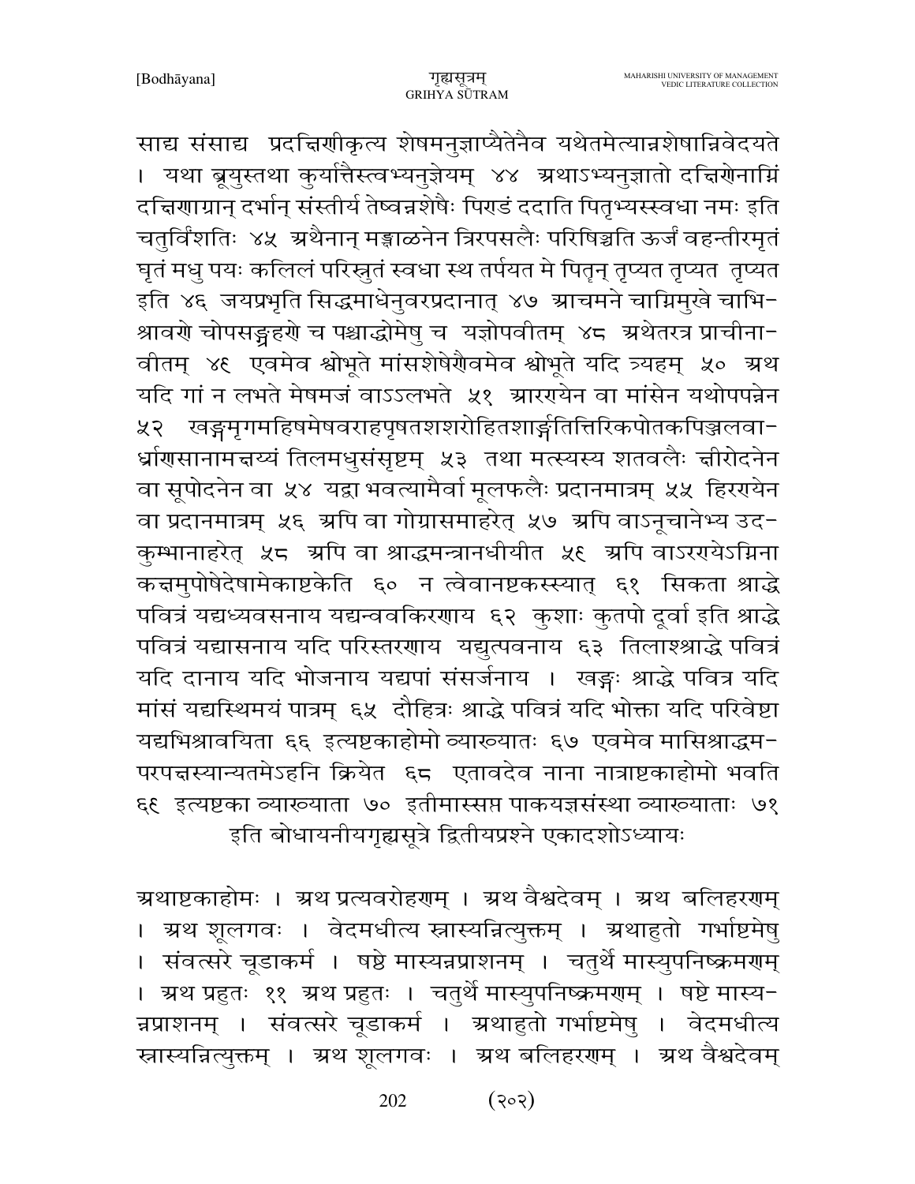साद्य संसाद्य प्रदक्षिणीकृत्य शेषमनुज्ञाप्यैतेनैव यथेतमेत्यान्नशेषान्निवेदयते । यथा ब्रूयुस्तथा कुर्यात्तैस्त्वभ्यनुज्ञेयम् ४४ अथाऽभ्यनुज्ञातो दक्षिणेनाग्निं दक्षिणाग्रान् दर्भान् संस्तीर्य तेष्वन्नशेषैः पिण्डं ददाति पितृभ्यस्स्वधा नमः इति चतुर्विंशतिः ४५ अथैनान् मङ्गाळनेन त्रिरपसलैः परिषिञ्चति ऊर्जं वहन्तीरमृतं घृतं मधु पयः कलिलं परिस्रुतं स्वधा स्थ तर्पयत मे पितॄन् तृप्यत तृप्यत तृप्यत इति ४६ जयप्रभृति सिद्धमाधेनुवरप्रदानात् ४७ आचमने चाग्निमुखे चाभि-श्रावणे चोपसङ्ग्रहणे च पश्चाद्धोमेषु च यज्ञोपवीतम् ४८ अथेतरत्र प्राचीना-वीतम् ४९ एवमेव श्वोभूते मांसशेषेणैवमेव श्वोभूते यदि त्र्यहम् ५० अथ यदि गां न लभते मेषमजं वाऽऽलभते ५१ आरण्येन वा मांसेन यथोपपन्नेन ५२ खड्गमृगमहिषमेषवराहपृषतशशरोहितशार्ङ्गतित्तिरिकपोतकपिञ्जलवा-ध्रीणसानामक्षय्यं तिलमधुसंसृष्टम् ५३ तथा मत्स्यस्य शतवलैः क्षीरोदनेन वा सूपोदनेन वा ५४ यद्वा भवत्यामैर्वा मूलफलैः प्रदानमात्रम् ५५ हिरण्येन वा प्रदानमात्रम् ५६ अपि वा गोग्रासमाहरेत् ५७ अपि वाऽनूचानेभ्य उद-कुम्भानाहरेत् ५८ अपि वा श्राद्धमन्त्रानधीयीत ५९ अपि वाऽरण्येऽग्निना कक्षमुपोषेदेषामेकाष्टकेति ६० न त्वेवानष्टकस्स्यात् ६१ सिकता श्राद्धे पवित्रं यद्यध्यवसनाय यद्यन्ववकिरणाय ६२ कुशाः कुतपो दूर्वा इति श्राद्धे पवित्रं यद्यासनाय यदि परिस्तरणाय यद्युत्पवनाय ६३ तिलाश्श्राद्धे पवित्रं यदि दानाय यदि भोजनाय यद्यपां संसर्जनाय । खड्गः श्राद्धे पवित्र यदि मांसं यद्यस्थिमयं पात्रम् ६५ दौहित्रः श्राद्धे पवित्रं यदि भोक्ता यदि परिवेष्टा यद्यभिश्रावयिता ६६ इत्यष्टकाहोमो व्याख्यातः ६७ एवमेव मासिश्राद्धम-परपक्षस्यान्यतमेऽहनि क्रियेत ६८ एतावदेव नाना नात्राष्टकाहोमो भवति ६९ इत्यष्टका व्याख्याता ७० इतीमास्सप्त पाकयज्ञसंस्था व्याख्याताः ७१

इति बोधायनीयगृह्यसूत्रे द्वितीयप्रश्ने एकादशोऽध्यायः

अथाष्टकाहोमः । अथ प्रत्यवरोहणम् । अथ वैश्वदेवम् । अथ बलिहरणम् । अथ शूलगवः । वेदमधीत्य स्नास्यन्नित्युक्तम् । अथाहुतो गर्भाष्टमेषु । संवत्सरे चूडाकर्म । षष्ठे मास्यन्नप्राशनम् । चतुर्थे मास्युपनिष्क्रमणम् । अथ प्रहुतः ११ अथ प्रहुतः । चतुर्थे मास्युपनिष्क्रमणम् । षष्टे मास्य-न्नप्राशनम् । संवत्सरे चूडाकर्म । अथाहुतो गर्भाष्टमेषु । वेदमधीत्य स्नास्यन्नित्युक्तम् । अथ शूलगवः । अथ बलिहरणम् । अथ वैश्वदेवम्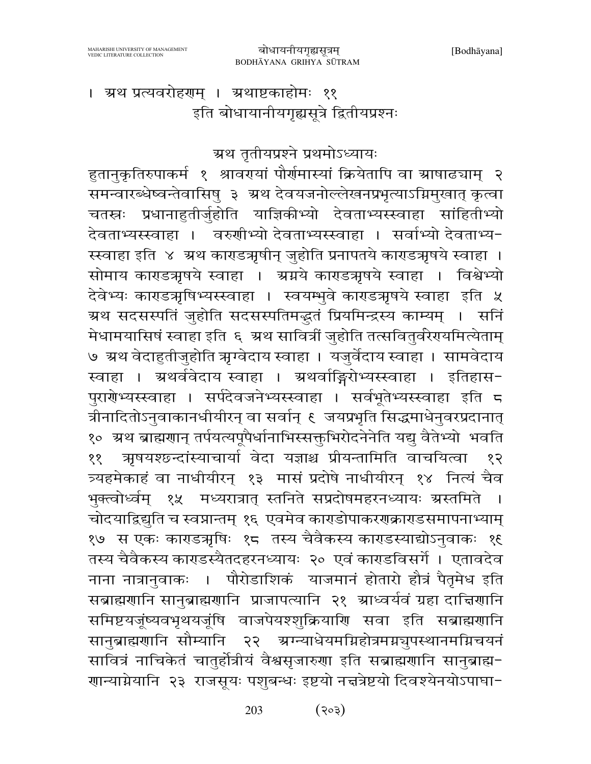। अथ प्रत्यवरोहणम् । अथाष्टकाहोमः ११

इति बोधायानीयगृह्यसूत्रे द्वितीयप्रश्नः

## अथ तृतीयप्रश्ने प्रथमोऽध्यायः

हुतानुकृतिरुपाकर्म १ श्रावण्यां पौर्णमास्यां क्रियेतापि वा आषाढ्याम् २ समन्वारब्धेष्वन्तेवासिषु ३ अथ देवयजनोल्लेखनप्रभृत्याऽग्निमुखात् कृत्वा चतस्रः प्रधानाहुतीर्जुहोति याज्ञिकीभ्यो देवताभ्यस्स्वाहा सांहितीभ्यो देवताभ्यस्स्वाहा । वरुणीभ्यो देवताभ्यस्स्वाहा । सर्वाभ्यो देवताभ्यस्स्वाहा इति ४ अथ काण्डऋषीन् जुहोति प्रनापतये काण्डऋषये स्वाहा । सोमाय काण्डऋषये स्वाहा । अग्नये काण्डऋषये स्वाहा । विश्वेभ्यो देवेभ्यः काण्डऋषिभ्यस्स्वाहा । स्वयम्भुवे काण्डऋषये स्वाहा इति ५ अथ सदसस्पतिं जुहोति सदसस्पतिमद्भुतं प्रियमिन्द्रस्य काम्यम् । सनिं मेधामयासिषं स्वाहा इति ६ अथ सावित्रीं जुहोति तत्सवितुर्वरेण्यमित्येताम् ७ अथ वेदाहुतीजुहोति ऋग्वेदाय स्वाहा । यजुर्वेदाय स्वाहा । सामवेदाय स्वाहा । अथर्ववेदाय स्वाहा । अथर्वाङ्गिरोभ्यस्स्वाहा । इतिहासपुराणेभ्यस्स्वाहा । सर्पदेवजनेभ्यस्स्वाहा । सर्वभूतेभ्यस्स्वाहा इति ८ त्रीनादितोऽनुवाकानधीयीरन् वा सर्वान् ९ जयप्रभृति सिद्धमाधेनुवरप्रदानात् १० अथ ब्राह्मणान् तर्पयत्यपूपैर्धानाभिस्सक्तुभिरोदनेनेति यद्यु वैतेभ्यो भवति ११ ऋषयश्छन्दांस्याचार्या वेदा यज्ञाश्च प्रीयन्तामिति वाचयित्वा १२ त्र्यहमेकाहं वा नाधीयीरन् १३ मासं प्रदोषे नाधीयीरन् १४ नित्यं चैव भुक्त्वोर्ध्वम् १५ मध्यरात्रात् स्तनिते सप्रदोषमहरनध्यायः अस्तमिते । चोदयाद्विद्युति च स्वप्नान्तम् १६ एवमेव काण्डोपाकरणकाण्डसमापनाभ्याम् १७ स एकः काण्डऋषिः १८ तस्य चैवैकस्य काण्डस्याद्योऽनुवाकः १९ तस्य चैवैकस्य काण्डस्यैतदहरनध्यायः २० एवं काण्डविसर्गे । एतावदेव नाना नात्रानुवाकः । पौरोडाशिकं याजमानं होतारो हौत्रं पैतृमेध इति सब्राह्मणानि सानुब्राह्मणानि प्राजापत्यानि २१ आध्वर्यवं ग्रहा दाक्षिणानि समिष्टयजूंष्यवभृथयजूंषि वाजपेयश्शुक्रियाणि सवा इति सब्राह्मणानि सानुब्राह्मणानि सौम्यानि २२ अग्न्याधेयमग्निहोत्रमग्न्युपस्थानमग्निचयनं सावित्रं नाचिकेतं चातुर्होत्रीयं वैश्वसृजारुणा इति सब्राह्मणानि सानुब्राह्मणान्याग्नेयानि २३ राजसूयः पशुबन्धः इष्टयो नक्षत्रेष्टयो दिवश्येनयोऽपाघा-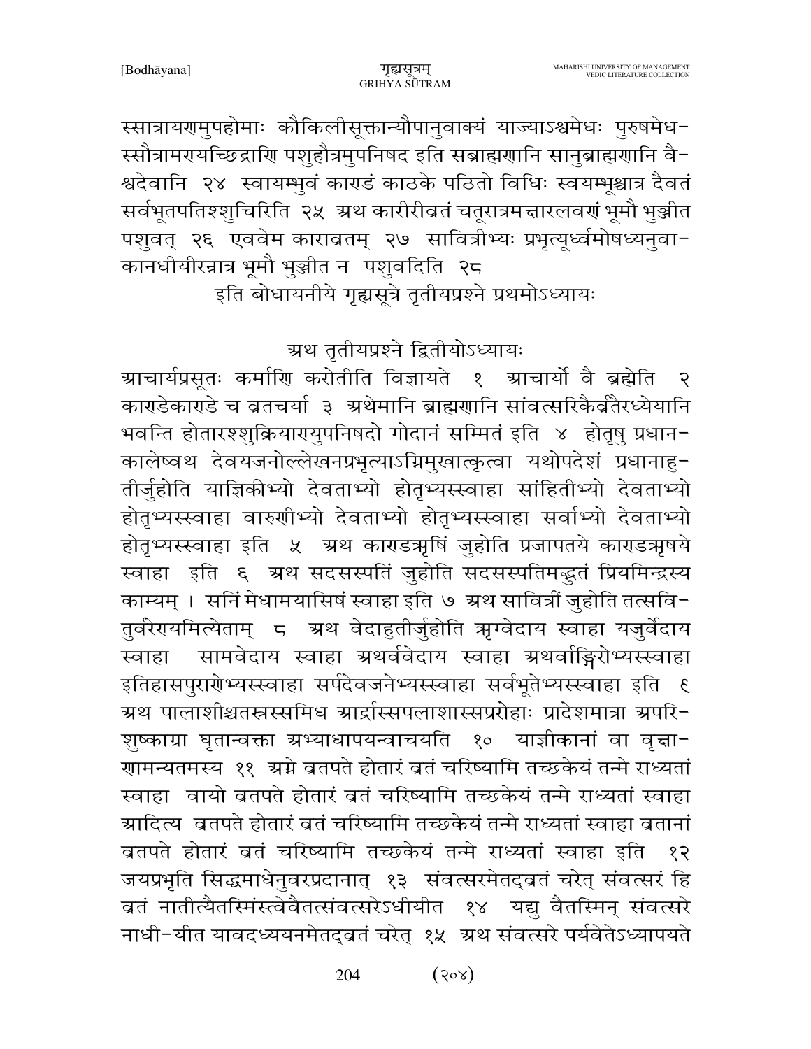स्सात्रायणमुपहोमाः कौकिलीसूक्तान्यौपानुवाक्यं याज्याऽश्वमेधः पुरुषमेध-स्सौत्रामरायच्छिद्राणि पशुहौत्रमुपनिषद इति सब्राह्मणानि सानुब्राह्मणानि वैश्वदेवानि २४ स्वायम्भुवं काण्डं काठके पठितो विधिः स्वयम्भूश्चात्र दैवतं सर्वभूतपतिश्शुचिरिति २५ अथ कारीरीव्रतं चतूरात्रमक्षारलवणं भूमौ भुञ्जीत पशुवत् २६ एववेम कारावतम् २७ सावित्रीभ्यः प्रभृत्यूर्ध्वमोषध्यनुवाकानधीयीरन्नात्र भूमौ भुञ्जीत न पशुवदिति २८

इति बोधायनीये गृह्यसूत्रे तृतीयप्रश्ने प्रथमोऽध्यायः

## अथ तृतीयप्रश्ने द्वितीयोऽध्यायः

आचार्यप्रसूतः कर्माणि करोतीति विज्ञायते १ आचार्यो वै ब्रह्मेति २ काण्डेकाण्डे च व्रतचर्या ३ अथेमानि ब्राह्मणानि सांवत्सरिकैर्व्रतैरध्येयानि भवन्ति होतारश्शुक्रियारायुपनिषदो गोदानं सम्मितं इति ४ होतृषु प्रधानकालेष्वथ देवयजनोल्लेखनप्रभृत्याऽग्निमुखात्कृत्वा यथोपदेशं प्रधानाहुतीर्जुहोति याज्ञिकीभ्यो देवताभ्यो होतृभ्यस्स्वाहा सांहितीभ्यो देवताभ्यो होतृभ्यस्स्वाहा वारुणीभ्यो देवताभ्यो होतृभ्यस्स्वाहा सर्वाभ्यो देवताभ्यो होतृभ्यस्स्वाहा इति ५ अथ काण्डऋषिं जुहोति प्रजापतये काण्डऋषये स्वाहा इति ६ अथ सदसस्पतिं जुहोति सदसस्पतिमद्भुतं प्रियमिन्द्रस्य काम्यम् । सनिं मेधामयासिषं स्वाहा इति ७ अथ सावित्रीं जुहोति तत्सवितुर्वरेण्यमित्येताम् ८ अथ वेदाहुतीर्जुहोति ऋग्वेदाय स्वाहा यजुर्वेदाय स्वाहा सामवेदाय स्वाहा अथर्ववेदाय स्वाहा अथर्वाङ्गिरोभ्यस्स्वाहा इतिहासपुराणेभ्यस्स्वाहा सर्पदेवजनेभ्यस्स्वाहा सर्वभूतेभ्यस्स्वाहा इति ९ अथ पालाशीश्चतस्रस्समिध आर्द्रास्सपलाशास्सप्ररोहाः प्रादेशमात्रा अपरिशुष्काग्रा घृतान्वक्ता अभ्याधापयन्वाचयति १० याज्ञीकानां वा वृक्षाणामन्यतमस्य ११ अग्ने व्रतपते होतारं व्रतं चरिष्यामि तच्छकेयं तन्मे राध्यतां स्वाहा वायो व्रतपते होतारं व्रतं चरिष्यामि तच्छकेयं तन्मे राध्यतां स्वाहा आदित्य व्रतपते होतारं व्रतं चरिष्यामि तच्छकेयं तन्मे राध्यतां स्वाहा व्रतानां व्रतपते होतारं व्रतं चरिष्यामि तच्छकेयं तन्मे राध्यतां स्वाहा इति १२ जयप्रभृति सिद्धमाधेनुवरप्रदानात् १३ संवत्सरमेतद्व्रतं चरेत् संवत्सरं हि व्रतं नातीत्यैतस्मिंस्त्वेवैतत्संवत्सरेऽधीयीत १४ यद्यु वैतस्मिन् संवत्सरे नाधी-यीत यावदध्ययनमेतद्व्रतं चरेत् १५ अथ संवत्सरे पर्यवेतेऽध्यापयते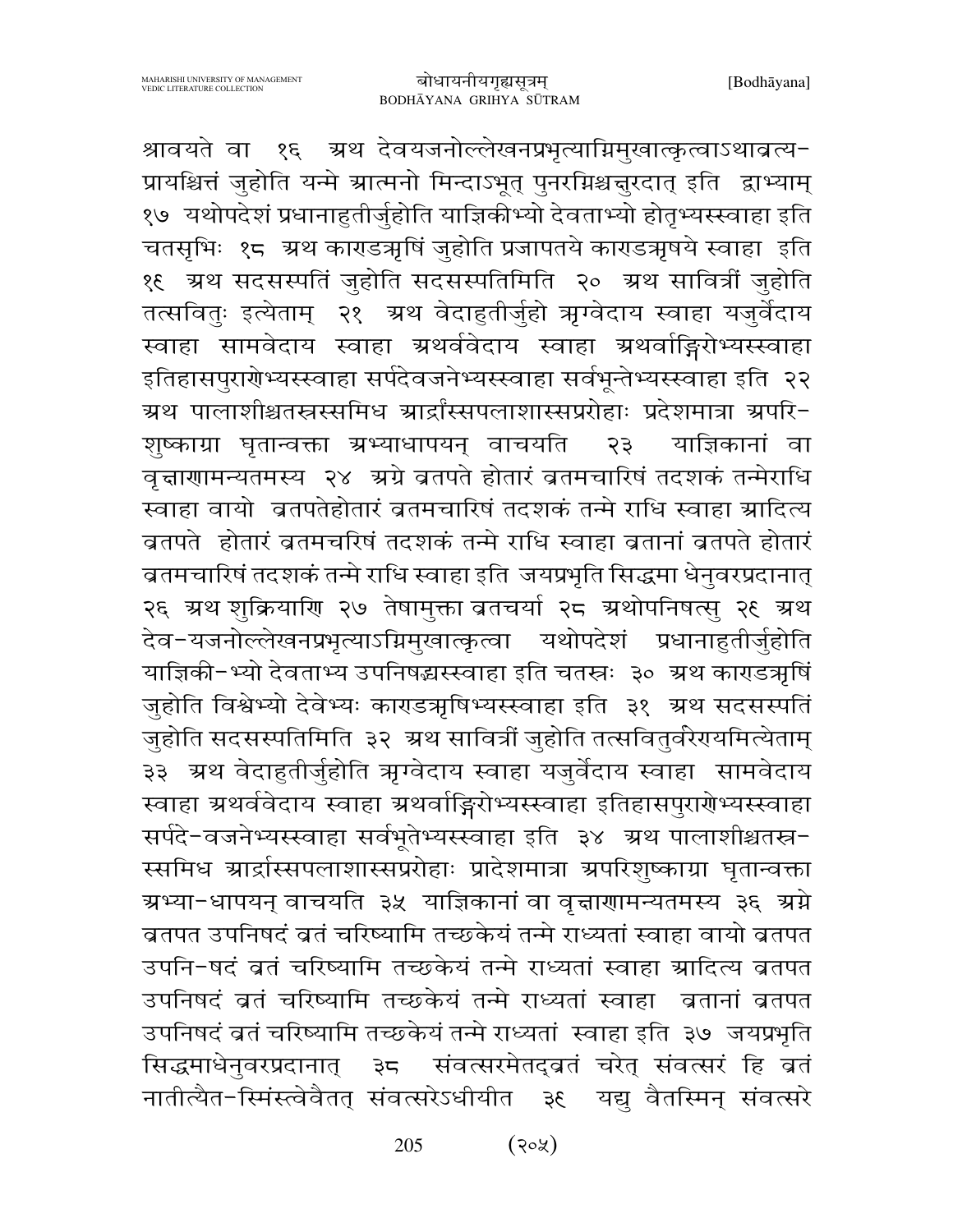श्रावयते वा १६ अथ देवयजनोल्लेखनप्रभृत्याग्निमुखात्कृत्वाऽथाव्रत्य-प्रायश्चित्तं जुहोति यन्मे आत्मनो मिन्दाऽभूत् पुनरग्निश्चक्षुरदात् इति द्वाभ्याम् १७ यथोपदेशं प्रधानाहुतीर्जुहोति याज्ञिकीभ्यो देवताभ्यो होतृभ्यस्स्वाहा इति चतसृभिः १८ अथ काण्डऋषिं जुहोति प्रजापतये काण्डऋषये स्वाहा इति १९ अथ सदसस्पतिं जुहोति सदसस्पतिमिति २० अथ सावित्रीं जुहोति तत्सवितुः इत्येताम् २१ अथ वेदाहुतीर्जुहो ऋग्वेदाय स्वाहा यजुर्वेदाय स्वाहा सामवेदाय स्वाहा अथर्ववेदाय स्वाहा अथर्वाङ्गिरोभ्यस्स्वाहा इतिहासपुराणेभ्यस्स्वाहा सर्पदेवजनेभ्यस्स्वाहा सर्वभून्तेभ्यस्स्वाहा इति २२ अथ पालाशीश्चतस्रस्समिध आर्द्रास्सपलाशास्सप्रोहाः प्रदेशमात्रा अपरि-शुष्काग्रा घृतान्वक्ता अभ्याधापयन् वाचयति २३ याज्ञिकानां वा वृद्धाणामन्यतमस्य २४ अग्ने व्रतपते होतारं व्रतमचारिषं तदशकं तन्मेराधि स्वाहा वायो व्रतपतेहोतारं व्रतमचारिषं तदशकं तन्मे राधि स्वाहा आदित्य व्रतपते होतारं व्रतमचरिषं तदशकं तन्मे राधि स्वाहा व्रतानां व्रतपते होतारं व्रतमचारिषं तदशकं तन्मे राधि स्वाहा इति जयप्रभृति सिद्धमा धेनुवरप्रदानात् २६ अथ शुक्रियाणि २७ तेषामुक्ता व्रतचर्या २८ अथोपनिषत्सु २९ अथ देव-यजनोल्लेखनप्रभृत्याऽग्निमुखात्कृत्वा यथोपदेशं प्रधानाहुतीर्जुहोति याज्ञिकी-भ्यो देवताभ्य उपनिषद्भ्यस्स्वाहा इति चतस्रः ३० अथ काण्डऋषिं जुहोति विश्वेभ्यो देवेभ्यः काण्डऋषिभ्यस्स्वाहा इति ३१ अथ सदसस्पतिं जुहोति सदसस्पतिमिति ३२ अथ सावित्रीं जुहोति तत्सवितुर्वरेण्यमित्येताम् ३३ अथ वेदाहुतीर्जुहोति ऋग्वेदाय स्वाहा यजुर्वेदाय स्वाहा सामवेदाय स्वाहा अथर्ववेदाय स्वाहा अथर्वाङ्गिरोभ्यस्स्वाहा इतिहासपुराणेभ्यस्स्वाहा सर्पदे-वजनेभ्यस्स्वाहा सर्वभूतेभ्यस्स्वाहा इति ३४ अथ पालाशीश्चतस्र-स्समिध आर्द्रास्सपलाशास्सप्रोहाः प्रादेशमात्रा अपरिशुष्काग्रा घृतान्वक्ता अभ्या-धापयन् वाचयति ३५ याज्ञिकानां वा वृद्धाणामन्यतमस्य ३६ अग्ने व्रतपत उपनिषदं व्रतं चरिष्यामि तच्छकेयं तन्मे राध्यतां स्वाहा वायो व्रतपत उपनि-षदं व्रतं चरिष्यामि तच्छकेयं तन्मे राध्यतां स्वाहा आदित्य व्रतपत उपनिषदं व्रतं चरिष्यामि तच्छकेयं तन्मे राध्यतां स्वाहा व्रतानां व्रतपत उपनिषदं व्रतं चरिष्यामि तच्छकेयं तन्मे राध्यतां स्वाहा इति ३७ जयप्रभृति सिद्धमाधेनुवरप्रदानात् ३८ संवत्सरमेतद्व्रतं चरेत् संवत्सरं हि व्रतं नातीत्यैत-स्मिंस्त्वेवैतत् संवत्सरेऽधीयीत ३९ यद्यु वैतस्मिन् संवत्सरे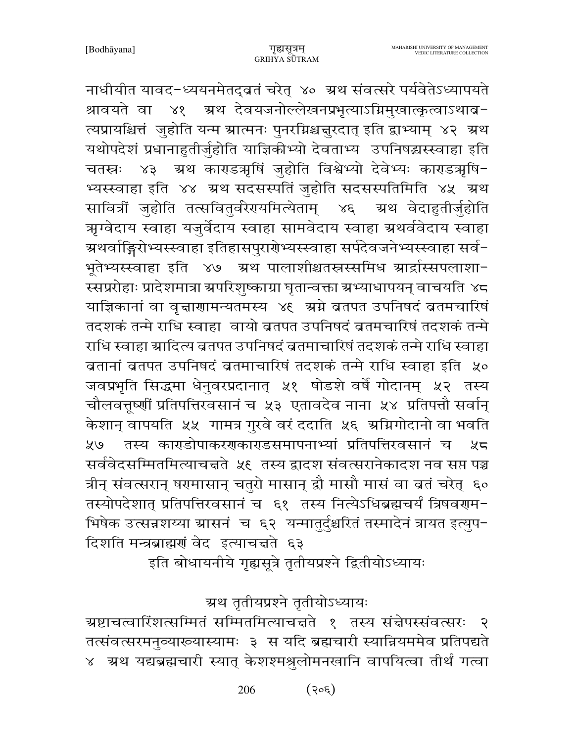नाधीयीत यावद-ध्ययनमेतद्व्रतं चरेत् ४० अथ संवत्सरे पर्यवेतेऽध्यापयते श्रावयते वा ४१ अथ देवयजनोल्लेखनप्रभृत्याऽग्निमुखात्कृत्वाऽथाव्रत्यप्रायश्चित्तं जुहोति यन्म आत्मनः पुनरग्निश्चक्षुरदात् इति द्वाभ्याम् ४२ अथ यथोपदेशं प्रधानाहुतीर्जुहोति याज्ञिकीभ्यो देवताभ्य उपनिषद्भ्यस्स्वाहा इति चतस्रः ४३ अथ काण्डऋषिं जुहोति विश्वेभ्यो देवेभ्यः काण्डऋषिभ्यस्स्वाहा इति ४४ अथ सदसस्पतिं जुहोति सदसस्पतिमिति ४५ अथ सावित्रीं जुहोति तत्सवितुर्वरेण्यमित्येताम् ४६ अथ वेदाहुतीर्जुहोति ऋग्वेदाय स्वाहा यजुर्वेदाय स्वाहा सामवेदाय स्वाहा अथर्ववेदाय स्वाहा अथर्वाङ्गिरोभ्यस्स्वाहा इतिहासपुराणेभ्यस्स्वाहा सर्पदेवजनेभ्यस्स्वाहा सर्वभूतेभ्यस्स्वाहा इति ४७ अथ पालाशीश्चतस्रस्समिध आर्द्रास्सपलाशास्सप्ररोहाः प्रादेशमात्रा अपरिशुष्काग्रा घृतान्वक्ता अभ्याधापयन् वाचयति ४८ याज्ञिकानां वा वृक्षाणामन्यतमस्य ४९ अग्ने व्रतपत उपनिषदं व्रतमचारिषं तदशकं तन्मे राधि स्वाहा वायो व्रतपत उपनिषदं व्रतमचारिषं तदशकं तन्मे राधि स्वाहा आदित्य व्रतपत उपनिषदं व्रतमाचारिषं तदशकं तन्मे राधि स्वाहा व्रतानां व्रतपत उपनिषदं व्रतमाचारिषं तदशकं तन्मे राधि स्वाहा इति ५० जवप्रभृति सिद्धमा धेनुवरप्रदानात् ५१ षोडशे वर्षे गोदानम् ५२ तस्य चौलवत्तूष्णीं प्रतिपत्तिरवसानं च ५३ एतावदेव नाना ५४ प्रतिपत्तौ सर्वान् केशान् वापयति ५५ गामत्र गुरवे वरं ददाति ५६ अग्निगोदानो वा भवति ५७ तस्य काण्डोपाकरणकाण्डसमापनाभ्यां प्रतिपत्तिरवसानं च ५८ सर्ववेदसम्मितमित्याचक्षते ५९ तस्य द्वादश संवत्सरानेकादश नव सप्त पञ्च त्रीन् संवत्सरान् षण्मासान् चतुरो मासान् द्वौ मासौ मासं वा व्रतं चरेत् ६० तस्योपदेशात् प्रतिपत्तिरवसानं च ६१ तस्य नित्येऽधिब्रह्मचर्यं त्रिषवणमभिषेक उत्सन्नशय्या आसनं च ६२ यन्मातुर्दुश्चरितं तस्मादेनं त्रायत इत्युपदिशति मन्त्रब्राह्मणं वेद इत्याचक्षते ६३

इति बोधायनीये गृह्यसूत्रे तृतीयप्रश्ने द्वितीयोऽध्यायः

## अथ तृतीयप्रश्ने तृतीयोऽध्यायः

अष्टाचत्वारिंशत्सम्मितं सम्मितमित्याचक्षते १ तस्य संक्षेपस्संवत्सरः २ तत्संवत्सरमनुव्याख्यास्यामः ३ स यदि ब्रह्मचारी स्यान्नियममेव प्रतिपद्यते ४ अथ यद्यब्रह्मचारी स्यात् केशश्मश्रुलोमनखानि वापयित्वा तीर्थं गत्वा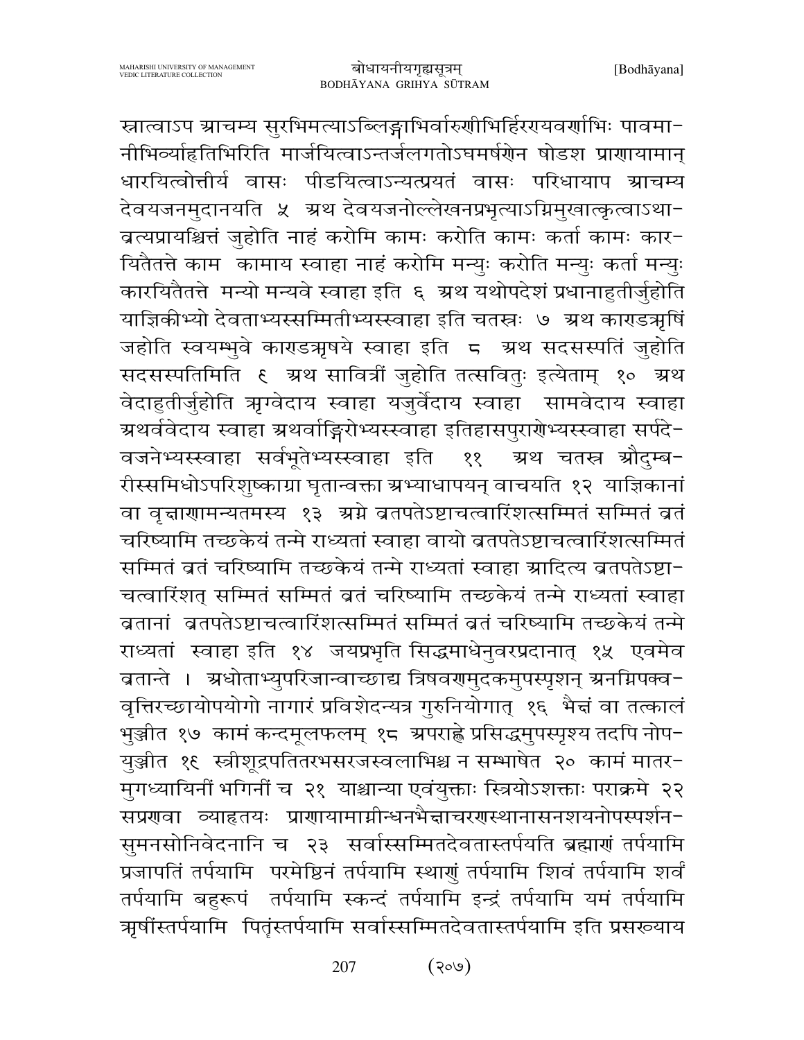स्नात्वाऽप आचम्य सुरभिमत्याऽब्लिङ्गाभिर्वारुणीभिर्हिरण्यवर्णाभिः पावमानीभिर्व्याहृतिभिरिति मार्जयित्वाऽन्तर्जलगतोऽघमर्षणेन षोडश प्राणायामान् धारयित्वोत्तीर्य वासः पीडयित्वाऽन्यत्प्रयतं वासः परिधायाप आचम्य देवयजनमुदानयति ५ अथ देवयजनोल्लेखनप्रभृत्याऽग्निमुखात्कृत्वाऽथाव्रत्यप्रायश्चित्तं जुहोति नाहं करोमि कामः करोति कामः कर्ता कामः कारयितैतत्ते काम कामाय स्वाहा नाहं करोमि मन्युः करोति मन्युः कर्ता मन्युः कारयितैतत्ते मन्यो मन्यवे स्वाहा इति ६ अथ यथोपदेशं प्रधानाहुतीर्जुहोति याज्ञिकीभ्यो देवताभ्यस्सम्मितीभ्यस्स्वाहा इति चतस्रः ७ अथ काण्डऋषिं जहोति स्वयम्भुवे काण्डऋषये स्वाहा इति ८ अथ सदसस्पतिं जुहोति सदसस्पतिमिति ९ अथ सावित्रीं जुहोति तत्सवितुः इत्येताम् १० अथ वेदाहुतीर्जुहोति ऋग्वेदाय स्वाहा यजुर्वेदाय स्वाहा सामवेदाय स्वाहा अथर्ववेदाय स्वाहा अथर्वाङ्गिरोभ्यस्स्वाहा इतिहासपुराणेभ्यस्स्वाहा सर्पदेवजनेभ्यस्स्वाहा सर्वभूतेभ्यस्स्वाहा इति ११ अथ चतस्र औदुम्बरीस्समिधोऽपरिशुष्काग्रा घृतान्वक्ता अभ्याधापयन् वाचयति १२ याज्ञिकानां वा वृक्षाणामन्यतमस्य १३ अग्ने व्रतपतेऽष्टाचत्वारिंशत्सम्मितं सम्मितं व्रतं चरिष्यामि तच्छकेयं तन्मे राध्यतां स्वाहा वायो व्रतपतेऽष्टाचत्वारिंशत्सम्मितं सम्मितं व्रतं चरिष्यामि तच्छकेयं तन्मे राध्यतां स्वाहा आदित्य व्रतपतेऽष्टाचत्वारिंशत् सम्मितं सम्मितं व्रतं चरिष्यामि तच्छकेयं तन्मे राध्यतां स्वाहा व्रतानां व्रतपतेऽष्टाचत्वारिंशत्सम्मितं सम्मितं व्रतं चरिष्यामि तच्छकेयं तन्मे राध्यतां स्वाहा इति १४ जयप्रभृति सिद्धमाधेनुवरप्रदानात् १५ एवमेव व्रतान्ते । अधोताभ्युपरिजान्वाच्छाद्य त्रिषवणमुदकमुपस्पृशन् अनग्निपक्ववृत्तिरच्छायोपयोगो नागारं प्रविशेदन्यत्र गुरुनियोगात् १६ भैक्षं वा तत्कालं भुञ्जीत १७ कामं कन्दमूलफलम् १८ अपराह्णे प्रसिद्धमुपस्पृश्य तदपि नोपयुञ्जीत १९ स्त्रीशूद्रपतितरभसरजस्वलाभिश्च न सम्भाषेत २० कामं मातरमुगध्यायिनीं भगिनीं च २१ याश्चान्या एवंयुक्ताः स्त्रियोऽशक्ताः पराक्रमे २२ सप्रणवा व्याहृतयः प्राणायामाग्नीन्धनभैक्षाचरणस्थानासनशयनोपस्पर्शनसुमनसोनिवेदनानि च २३ सर्वास्सम्मितदेवतास्तर्पयति ब्रह्माणं तर्पयामि प्रजापतिं तर्पयामि परमेष्ठिनं तर्पयामि स्थाणुं तर्पयामि शिवं तर्पयामि शर्वं तर्पयामि बहुरूपं तर्पयामि स्कन्दं तर्पयामि इन्द्रं तर्पयामि यमं तर्पयामि ऋषींस्तर्पयामि पितॄंस्तर्पयामि सर्वास्सम्मितदेवतास्तर्पयामि इति प्रसख्याय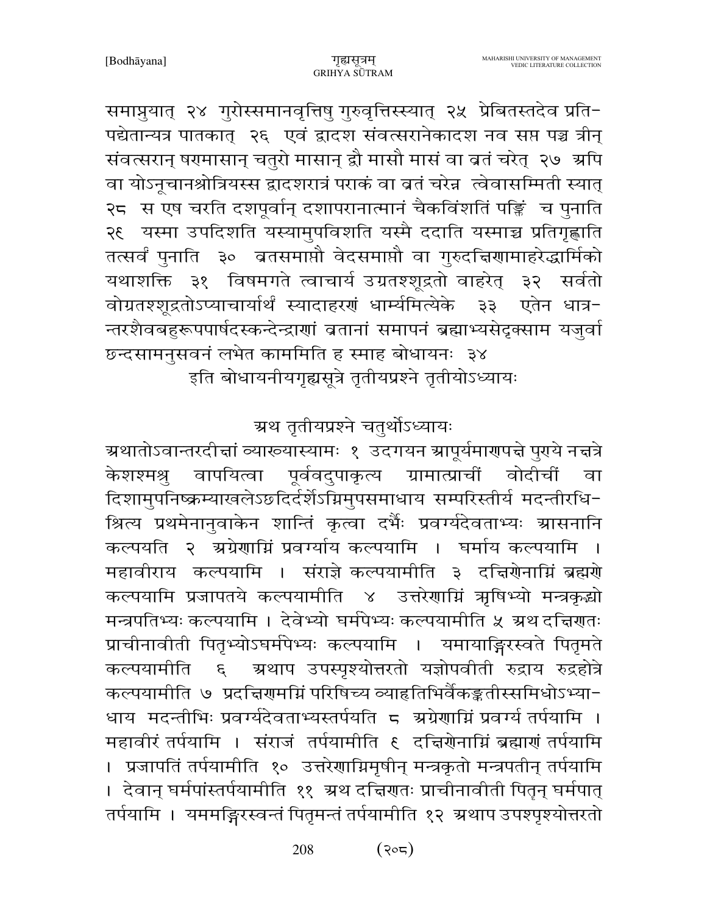समाप्नुयात् २४ गुरोस्समानवृत्तिषु गुरुवृत्तिस्स्यात् २५ प्रेबितस्तदेव प्रति-पद्येतान्यत्र पातकात् २६ एवं द्वादश संवत्सरानेकादश नव सप्त पञ्च त्रीन् संवत्सरान् षरामासान् चतुरो मासान् द्वौ मासौ मासं वा व्रतं चरेत् २७ अपि वा योऽनूचानश्रोत्रियस्स द्वादशरात्रं पराकं वा व्रतं चरेन्न त्वेवासम्मिती स्यात् २८ स एष चरति दशपूर्वान् दशापरानात्मानं चैकविंशतिं पङ्क्तिं च पुनाति २९ यस्मा उपदिशति यस्यामुपविशति यस्मै ददाति यस्माच्च प्रतिगृह्णाति तत्सर्वं पुनाति ३० व्रतसमाप्तौ वेदसमाप्तौ वा गुरुदक्षिणामाहरेद्धार्मिको यथाशक्ति ३१ विषमगते त्वाचार्य उग्रतश्शूद्रतो वाहरेत् ३२ सर्वतो वोग्रतश्शूद्रतोऽप्याचार्यार्थं स्यादाहरणं धार्म्यमित्येके ३३ एतेन धात्र-न्तरशैवबहुरूपपार्षदस्कन्देन्द्राणां व्रतानां समापनं ब्रह्माभ्यसेदृक्साम यजुर्वा छन्दसामनुसवनं लभेत काममिति ह स्माह बोधायनः ३४

इति बोधायनीयगृह्यसूत्रे तृतीयप्रश्ने तृतीयोऽध्यायः

## अथ तृतीयप्रश्ने चतुर्थोऽध्यायः

अथातोऽवान्तरदीक्षां व्याख्यास्यामः १ उदगयन आपूर्यमाणपक्षे पुराये नक्षत्रे केशश्मश्रु वापयित्वा पूर्ववदुपाकृत्य ग्रामात्प्राचीं वोदीचीं वा दिशामुपनिष्क्रम्याखलेऽछदिर्दर्शेऽग्निमुपसमाधाय सम्परिस्तीर्य मदन्तीरधि-श्रित्य प्रथमेनानुवाकेन शान्तिं कृत्वा दर्भैः प्रवर्ग्यदेवताभ्यः आसनानि कल्पयति २ अग्रेणाग्निं प्रवर्ग्याय कल्पयामि । घर्माय कल्पयामि । महावीराय कल्पयामि । संराज्ञे कल्पयामीति ३ दक्षिणेनाग्निं ब्रह्मणे कल्पयामि प्रजापतये कल्पयामीति ४ उत्तरेणाग्निं ऋषिभ्यो मन्त्रकृद्भ्यो मन्त्रपतिभ्यः कल्पयामि । देवेभ्यो घर्मपेभ्यः कल्पयामीति ५ अथ दक्षिणतः प्राचीनावीती पितृभ्योऽघर्मपेभ्यः कल्पयामि । यमायाङ्गिरस्वते पितृमते कल्पयामीति ६ अथाप उपस्पृश्योत्तरतो यज्ञोपवीती रुद्राय रुद्रहोत्रे कल्पयामीति ७ प्रदक्षिणमग्निं परिषिच्य व्याहृतिभिर्वैकङ्कतीस्समिधोऽभ्या-धाय मदन्तीभिः प्रवर्ग्यदेवताभ्यस्तर्पयति ८ अग्रेणाग्निं प्रवर्ग्य तर्पयामि । महावीरं तर्पयामि । संराजं तर्पयामीति ९ दक्षिणेनाग्निं ब्रह्माणं तर्पयामि । प्रजापतिं तर्पयामीति १० उत्तरेणाग्निमृषीन् मन्त्रकृतो मन्त्रपतीन् तर्पयामि । देवान् घर्मपांस्तर्पयामीति ११ अथ दक्षिणतः प्राचीनावीती पितॄन् घर्मपात् तर्पयामि । यममङ्गिरस्वन्तं पितृमन्तं तर्पयामीति १२ अथाप उपश्पृश्योत्तरतो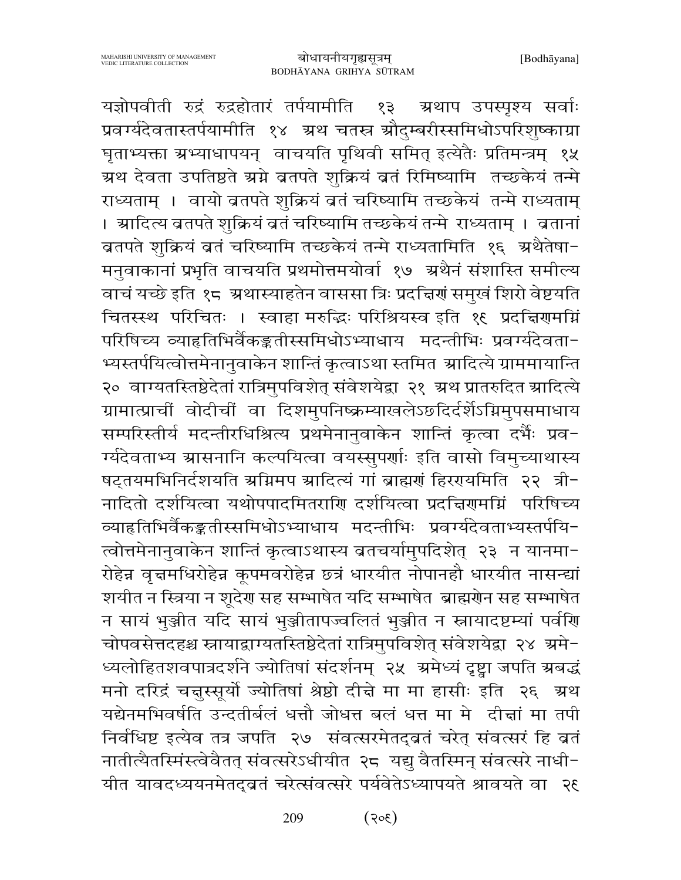यज्ञोपवीती रुद्रं रुद्रहोतारं तर्पयामीति १३ अथाप उपस्पृश्य सर्वाः प्रवर्ग्यदेवतास्तर्पयामीति १४ अथ चतस्र औदुम्बरीस्समिधोऽपरिशुष्काग्रा घृताभ्यक्ता अभ्याधापयन् वाचयति पृथिवी समित् इत्येतैः प्रतिमन्त्रम् १५ अथ देवता उपतिष्ठते अग्ने व्रतपते शुक्रियं व्रतं रिमिष्यामि तच्छकेयं तन्मे राध्यताम् । वायो व्रतपते शुक्रियं व्रतं चरिष्यामि तच्छकेयं तन्मे राध्यताम् । आदित्य व्रतपते शुक्रियं व्रतं चरिष्यामि तच्छकेयं तन्मे राध्यताम् । व्रतानां व्रतपते शुक्रियं व्रतं चरिष्यामि तच्छकेयं तन्मे राध्यतामिति १६ अथैतेषामनुवाकानां प्रभृति वाचयति प्रथमोत्तमयोर्वा १७ अथैनं संशास्ति समील्य वाचं यच्छे इति १८ अथास्याहतेन वाससा त्रिः प्रदक्षिणं समुखं शिरो वेष्टयति चितस्स्थ परिचितः । स्वाहा मरुद्भिः परिश्रियस्व इति १९ प्रदक्षिणमग्निं परिषिच्य व्याहृतिभिर्वैकङ्कतीस्समिधोऽभ्याधाय मदन्तीभिः प्रवर्ग्यदेवताभ्यस्तर्पयित्वोत्तमेनानुवाकेन शान्तिं कृत्वाऽथा स्तमित आदित्ये ग्राममायान्ति २० वाग्यतस्तिष्ठेदेतां रात्रिमुपविशेत् संवेशयेद्वा २१ अथ प्रातरुदित आदित्ये ग्रामात्प्राचीं वोदीचीं वा दिशमुपनिष्क्रम्याखलेऽछदिर्दर्शेऽग्निमुपसमाधाय सम्परिस्तीर्य मदन्तीरधिश्रित्य प्रथमेनानुवाकेन शान्तिं कृत्वा दर्भैः प्रवर्ग्यदेवताभ्य आसनानि कल्पयित्वा वयस्सुपर्णाः इति वासो विमुच्याथास्य षट्तयमभिनिर्दशयति अग्निमप आदित्यं गां ब्राह्मणं हिरण्यमिति २२ त्रीनादितो दर्शयित्वा यथोपपादमितराणि दर्शयित्वा प्रदक्षिणमग्निं परिषिच्य व्याहृतिभिर्वैकङ्कतीस्समिधोऽभ्याधाय मदन्तीभिः प्रवर्ग्यदेवताभ्यस्तर्पयित्वोत्तमेनानुवाकेन शान्तिं कृत्वाऽथास्य व्रतचर्यामुपदिशेत् २३ न यानमारोहेन्न वृक्षमधिरोहेन्न कूपमवरोहेन्न छत्रं धारयीत नोपानहौ धारयीत नासन्द्यां शयीत न स्त्रिया न शूद्रेण सह सम्भाषेत यदि सम्भाषेत ब्राह्मणेन सह सम्भाषेत न सायं भुञ्जीत यदि सायं भुञ्जीतापज्वलितं भुञ्जीत न स्नायादष्टम्यां पर्वणि चोपवसेत्तदहश्च स्नायाद्वाग्यतस्तिष्ठेदेतां रात्रिमुपविशेत् संवेशयेद्वा २४ अमेध्यलोहितशवपात्रदर्शने ज्योतिषां संदर्शनम् २५ अमेध्यं दृष्ट्वा जपति अबद्धं मनो दरिद्रं चक्षुस्सूर्यो ज्योतिषां श्रेष्ठो दीक्षे मा मा हासीः इति २६ अथ यद्येनमभिवर्षति उन्दतीर्बलं धत्तौ जोधत्त बलं धत्त मा मे दीक्षां मा तपी निर्वधिष्ट इत्येव तत्र जपति २७ संवत्सरमेतद्व्रतं चरेत् संवत्सरं हि व्रतं नातीत्यैतस्मिंस्त्वेवैतत् संवत्सरेऽधीयीत २८ यद्यु वैतस्मिन् संवत्सरे नाधीयीत यावदध्ययनमेतद्व्रतं चरेत्संवत्सरे पर्यवेतेऽध्यापयते श्रावयते वा २९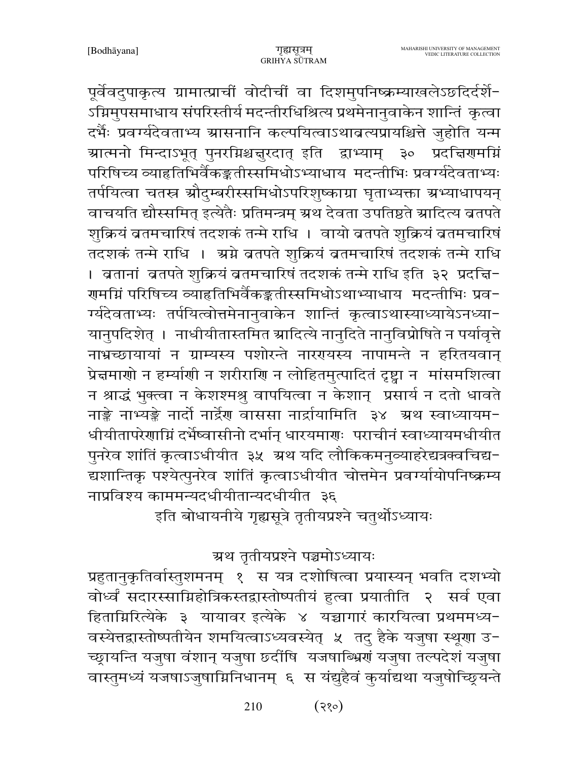पूर्ववदुपाकृत्य ग्रामात्प्राचीं वोदीचीं वा दिशमुपनिष्क्रम्याखलेऽछदिर्दर्शेऽग्निमुपसमाधाय संपरिस्तीर्य मदन्तीरधिश्रित्य प्रथमेनानुवाकेन शान्तिं कृत्वा दर्भैः प्रवर्ग्यदेवताभ्य आसनानि कल्पयित्वाऽथाव्रत्यप्रायश्चित्ते जुहोति यन्म आत्मनो मिन्दाऽभूत् पुनरग्निश्चक्षुरदात् इति द्वाभ्याम् ३० प्रदक्षिणमग्निं परिषिच्य व्याहृतिभिर्वैकङ्कतीस्समिधोऽभ्याधाय मदन्तीभिः प्रवर्ग्यदेवताभ्यः तर्पयित्वा चतस्र औदुम्बरीस्समिधोऽपरिशुष्काग्रा घृताभ्यक्ता अभ्याधापयन् वाचयति द्यौस्समित् इत्येतैः प्रतिमन्त्रम् अथ देवता उपतिष्ठते आदित्य व्रतपते शुक्रियं व्रतमचारिषं तदशकं तन्मे राधि । वायो व्रतपते शुक्रियं व्रतमचारिषं तदशकं तन्मे राधि । अग्ने व्रतपते शुक्रियं व्रतमचारिषं तदशकं तन्मे राधि । व्रतानां व्रतपते शुक्रियं व्रतमचारिषं तदशकं तन्मे राधि इति ३२ प्रदक्षिणमग्निं परिषिच्य व्याहृतिभिर्वैकङ्कतीस्समिधोऽथाभ्याधाय मदन्तीभिः प्रवर्ग्यदेवताभ्यः तर्पयित्वोत्तमेनानुवाकेन शान्तिं कृत्वाऽथास्याध्यायेऽनध्यायानुपदिशेत् । नाधीयीतास्तमित आदित्ये नानुदिते नानुविप्रोषिते न पर्यावृत्ते नाभ्रच्छायायां न ग्राम्यस्य पशोरन्ते नारण्यस्य नापामन्ते न हरितयवान् प्रेक्षमाणो न हर्म्याणि न शरीराणि न लोहितमुत्पादितं दृष्ट्वा न मांसमशित्वा न श्राद्धं भुक्त्वा न केशश्मश्रु वापयित्वा न केशान् प्रसार्य न दतो धावते नाङ्क्ते नाभ्यङ्क्ते नार्दो नार्द्रेण वाससा नार्द्रायामिति ३४ अथ स्वाध्यायमधीयीतापरेणाग्निं दर्भेष्वासीनो दर्भान् धारयमाणः पराचीनं स्वाध्यायमधीयीत पुनरेव शांतिं कृत्वाऽधीयीत ३५ अथ यदि लौकिकमनुव्याहरेद्यत्रक्वचिद्यद्यशान्तिकृ पश्येत्पुनरेव शांतिं कृत्वाऽधीयीत चोत्तमेन प्रवर्ग्यायोपनिष्क्रम्य नाप्रविश्य काममन्यदधीयीतान्यदधीयीत ३६

इति बोधायनीये गृह्यसूत्रे तृतीयप्रश्ने चतुर्थोऽध्यायः

## अथ तृतीयप्रश्ने पञ्चमोऽध्यायः

प्रहुतानुकृतिर्वास्तुशमनम् १ स यत्र दशोषित्वा प्रयास्यन् भवति दशभ्यो वोर्ध्वं सदारस्साग्निहोत्रिकस्तद्वास्तोष्पतीयं हुत्वा प्रयातीति २ सर्व एवा हिताग्निरित्येके ३ यायावर इत्येके ४ यच्चागारं कारयित्वा प्रथममध्यवस्येत्तद्वास्तोष्पतीयेन शमयित्वाऽध्यवस्येत् ५ तदु हैके यजुषा स्थूणा उच्छ्रायन्ति यजुषा वंशान् यजुषा छदींषि यजषाब्भ्रिणं यजुषा तल्पदेशं यजुषा वास्तुमध्यं यजषाऽजुषाग्निनिधानम् ६ स यंद्युहैवं कुर्याद्यथा यजुषोच्छ्रियन्ते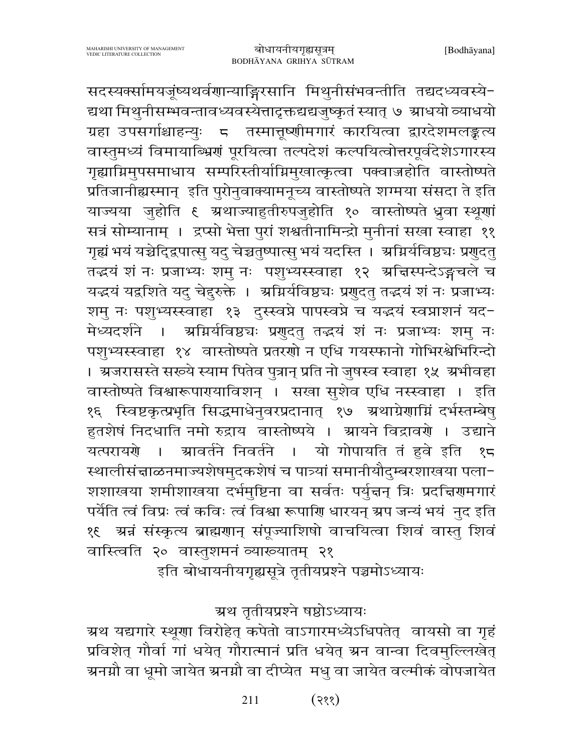सदस्यक्सामयजूंष्यथर्वणान्याङ्गिरसानि मिथुनीसंभवन्तीति तद्यदध्यवस्ये-द्यथा मिथुनीसम्भवन्तावध्यवस्येत्तादृक्तद्यद्यजुष्कृतं स्यात् ७ आधयो व्याधयो ग्रहा उपसर्गाश्चाहन्युः ८ तस्मात्तूष्णीमगारं कारयित्वा द्वारदेशमलङ्कृत्य वास्तुमध्यं विमायाब्भिरणं पूरयित्वा तल्पदेशं कल्पयित्वोत्तरपूर्वदेशेऽगारस्य गृह्याग्निमुपसमाधाय सम्परिस्तीर्याग्निमुखात्कृत्वा पक्वाज्जुहोति वास्तोष्पते प्रतिजानीह्यस्मान् इति पुरोनुवाक्यामनूच्य वास्तोष्पते शग्मया संसदा ते इति याज्यया जुहोति ९ अथाज्याहुतीरुपजुहोति १० वास्तोष्पते ध्रुवा स्थूणां सत्रं सोम्यानाम् । द्रप्सो भेत्ता पुरां शश्वतीनामिन्द्रो मुनीनां सखा स्वाहा ११ गृह्यं भयं यच्चेद्द्विपात्सु यदु चेच्चतुष्पात्सु भयं यदस्ति । अग्निर्यविष्ठचः प्रणुदतु तद्भयं शं नः प्रजाभ्यः शमु नः पशुभ्यस्स्वाहा १२ अक्षिस्पन्देऽङ्गचले च यद्भयं यद्वशिते यदु चेद्रुरुक्ते । अग्निर्यविष्ठचः प्रणुदतु तद्भयं शं नः प्रजाभ्यः शमु नः पशुभ्यस्स्वाहा १३ दुस्स्वप्ने पापस्वप्ने च यद्भयं स्वप्राशनं यद-मेध्यदर्शने । अग्निर्यविष्ठचः प्रणुदतु तद्भयं शं नः प्रजाभ्यः शमु नः पशुभ्यस्स्वाहा १४ वास्तोष्पते प्रतरणो न एधि गयस्फानो गोभिरश्वेभिरिन्दो । अजरासस्ते सख्ये स्याम पितेव पुत्रान् प्रति नो जुषस्व स्वाहा १५ अभीवहा वास्तोष्पते विश्वारूपाण्याविशन् । सखा सुशेव एधि नस्स्वाहा । इति १६ स्विष्टकृत्प्रभृति सिद्धमाधेनुवरप्रदानात् १७ अथाग्रेणाग्निं दर्भस्तम्बेषु हुतशेषं निदधाति नमो रुद्राय वास्तोष्पये । आयने विद्रावणे । उद्याने यत्परायणे । आवर्तने निवर्तने । यो गोपायति तं हुवे इति १८ स्थालीसंक्षाळनमाज्यशेषमुदकशेषं च पात्र्यां समानीयौदुम्बरशाखया पला-शशाखया शमीशाखया दर्भमुष्टिना वा सर्वतः पर्युक्षन् त्रिः प्रदक्षिणमगारं पर्येति त्वं विप्रः त्वं कविः त्वं विश्वा रूपाणि धारयन् अप जन्यं भयं नुद इति १९ अन्नं संस्कृत्य ब्राह्मणान् संपूज्याशिषो वाचयित्वा शिवं वास्तु शिवं वास्त्विति २० वास्तुशमनं व्याख्यातम् २१

इति बोधायनीयगृह्यसूत्रे तृतीयप्रश्ने पञ्चमोऽध्यायः

## अथ तृतीयप्रश्ने षष्ठोऽध्यायः

अथ यद्यगारे स्थूणा विरोहेत् कपेतो वाऽगारमध्येऽधिपतेत् वायसो वा गृहं प्रविशेत् गौर्वा गां धयेत् गौरात्मानं प्रति धयेत् अन वान्वा दिवमुल्लिखेत् अनग्नौ वा धूमो जायेत अनग्नौ वा दीप्येत मधु वा जायेत वल्मीकं वोपजायेत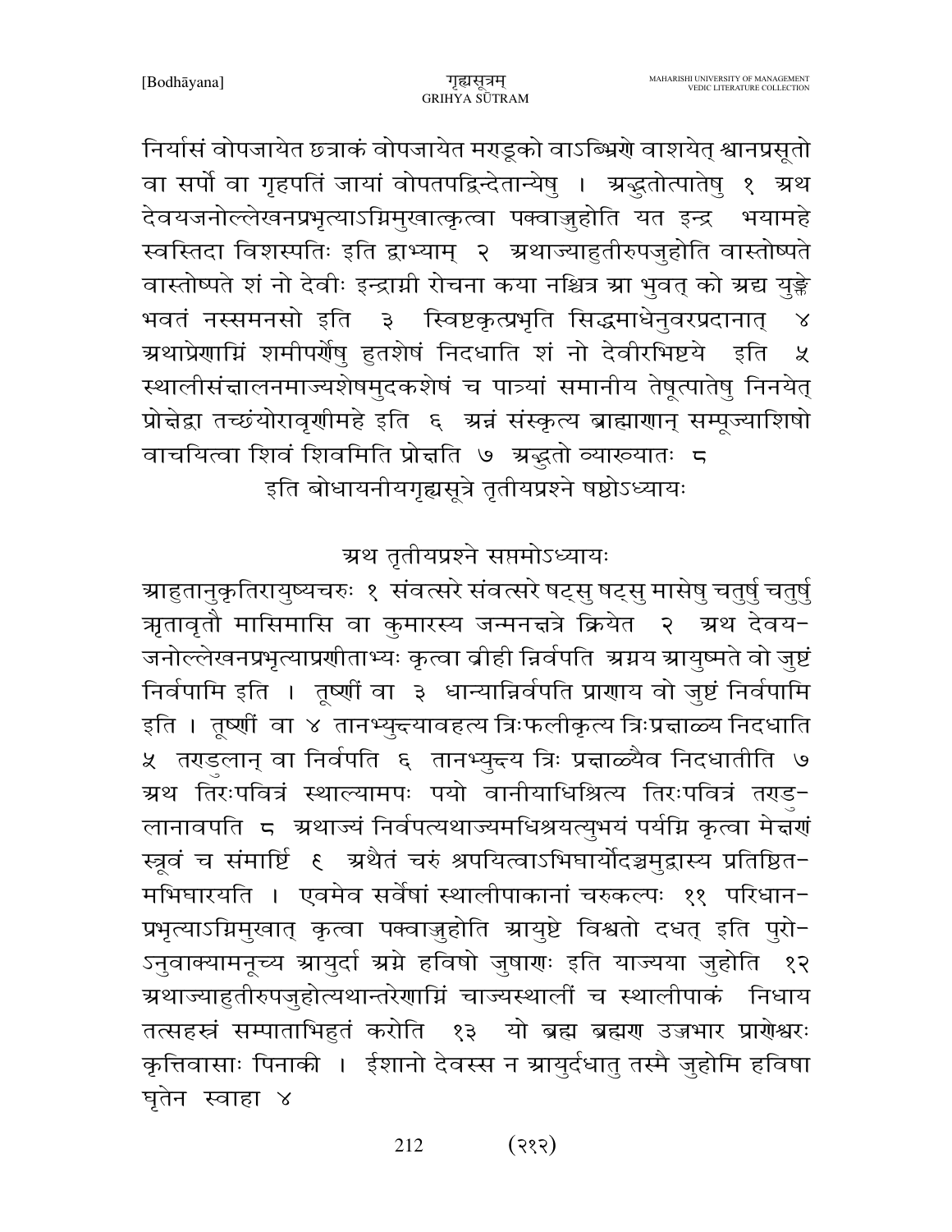निर्यासं वोपजायेत छत्राकं वोपजायेत मराडूको वाऽभिग्रे वाशयेत् श्वानप्रसूतो वा सर्पो वा गृहपतिं जायां वोपतपद्विन्देतान्येषु । अद्भुतोत्पातेषु १ अथ देवयजनोल्लेखनप्रभृत्याऽग्निमुखात्कृत्वा पक्वाज्जुहोति यत इन्द्र भयामहे स्वस्तिदा विशस्पतिः इति द्वाभ्याम् २ अथाज्याहुतीरुपजुहोति वास्तोष्पते वास्तोष्पते शं नो देवीः इन्द्राग्नी रोचना कया नश्चित्र आ भुवत् को अद्य युङ्क्ते भवतं नस्समनसो इति ३ स्विष्टकृत्प्रभृति सिद्धमाधेनुवरप्रदानात् ४ अथाप्रेणाग्निं शमीपर्णेषु हुतशेषं निदधाति शं नो देवीरभिष्टये इति ५ स्थालीसंक्षालनमाज्यशेषमुदकशेषं च पात्र्यां समानीय तेषूत्पातेषु निनयेत् प्रोक्षेद्वा तच्छंयोरावृणीमहे इति ६ अन्नं संस्कृत्य ब्राह्मणान् सम्पूज्याशिषो वाचयित्वा शिवं शिवमिति प्रोक्षति ७ अद्भुतो व्याख्यातः ८

इति बोधायनीयगृह्यसूत्रे तृतीयप्रश्ने षष्ठोऽध्यायः

## अथ तृतीयप्रश्ने सप्तमोऽध्यायः

आहुतानुकृतिरायुष्यचरुः १ संवत्सरे संवत्सरे षट्सु षट्सु मासेषु चतुर्षु चतुर्षु ऋतावृतौ मासिमासि वा कुमारस्य जन्मनक्षत्रे क्रियेत २ अथ देवय-जनोल्लेखनप्रभृत्याप्रणीताभ्यः कृत्वा व्रीही न्निर्वपति अग्नय आयुष्मते वो जुष्टं निर्वपामि इति । तूष्णीं वा ३ धान्यान्निर्वपति प्राणाय वो जुष्टं निर्वपामि इति । तूष्णीं वा ४ तानभ्युक्ष्यावहत्य त्रिःफलीकृत्य त्रिःप्रक्षाळ्य निदधाति ५ तराडुलान् वा निर्वपति ६ तानभ्युक्ष्य त्रिः प्रक्षाळ्यैव निदधातीति ७ अथ तिरःपवित्रं स्थाल्यामपः पयो वानीयाधिश्रित्य तिरःपवित्रं तराडु-लानावपति ८ अथाज्यं निर्वपत्यथाज्यमधिश्रयत्युभयं पर्यग्नि कृत्वा मेक्षणं स्रुवं च संमार्ष्टि ९ अथैतं चरुं श्रपयित्वाऽभिघार्योदञ्चमुद्वास्य प्रतिष्ठित-मभिघारयति । एवमेव सर्वेषां स्थालीपाकानां चरुकल्पः ११ परिधान-प्रभृत्याऽग्निमुखात् कृत्वा पक्वाज्जुहोति आयुष्टे विश्वतो दधत् इति पुरो-ऽनुवाक्यामनूच्य आयुर्दा अग्ने हविषो जुषाणः इति याज्यया जुहोति १२ अथाज्याहुतीरुपजुहोत्यथान्तरेणाग्निं चाज्यस्थालीं च स्थालीपाकं निधाय तत्सहस्रं सम्पाताभिहुतं करोति १३ यो ब्रह्म ब्रह्मण उज्जभार प्राणेश्वरः कृत्तिवासाः पिनाकी । ईशानो देवस्स न आयुर्दधातु तस्मै जुहोमि हविषा घृतेन स्वाहा ४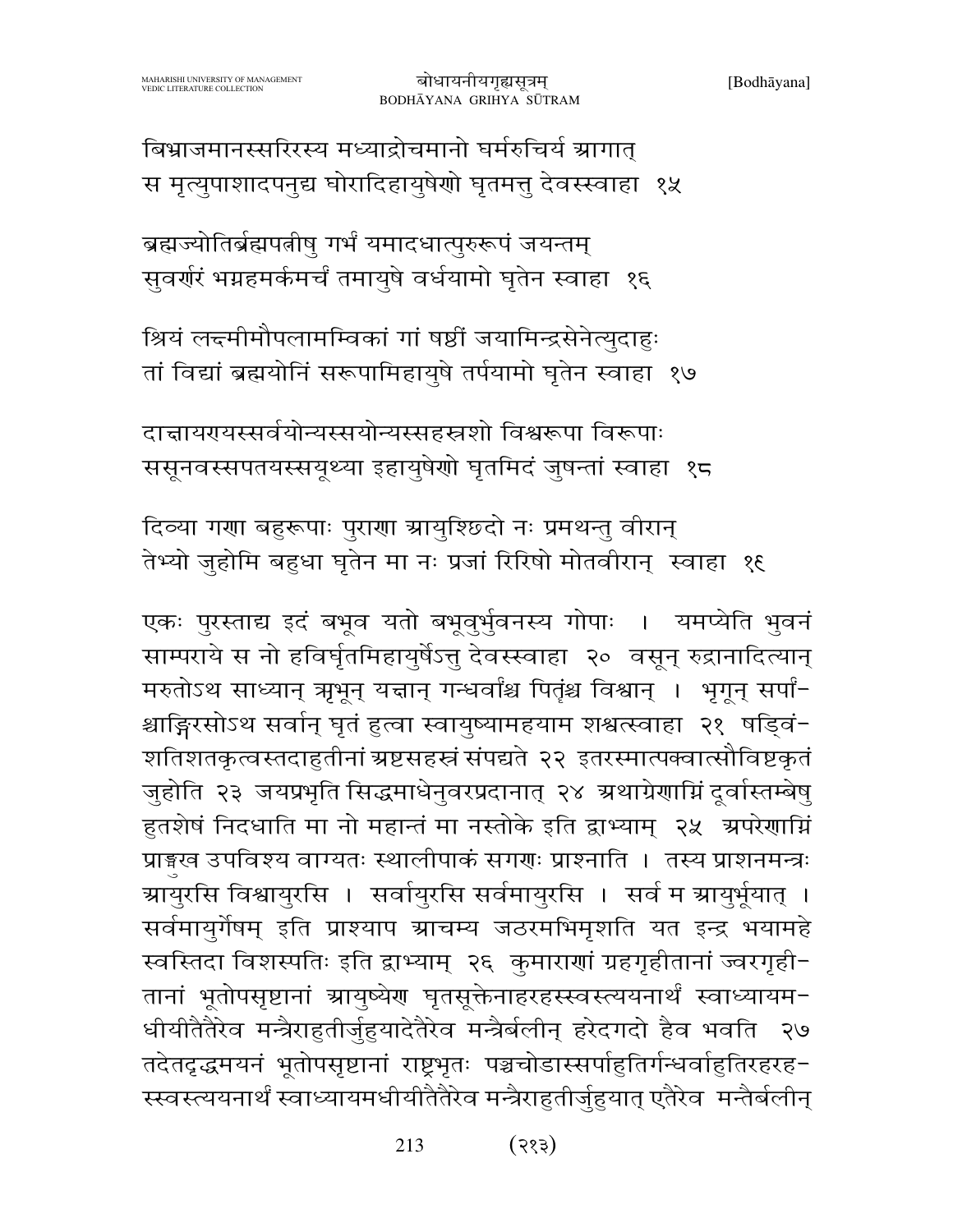बिभ्राजमानस्सरिरस्य मध्याद्रोचमानो घर्मरुचिर्य आगात्
स मृत्युपाशादपनुद्य घोरादिहायुषेणो घृतमत्तु देवस्स्वाहा १५

ब्रह्मज्योतिर्ब्रह्मपत्नीषु गर्भं यमादधात्पुरुरूपं जयन्तम्
सुवर्णरं भग्रहमर्कमर्चं तमायुषे वर्धयामो घृतेन स्वाहा १६

श्रियं लक्ष्मीमौपलामम्बिकां गां षष्ठीं जयामिन्द्रसेनेत्युदाहुः
तां विद्यां ब्रह्मयोनिं सरूपामिहायुषे तर्पयामो घृतेन स्वाहा १७

दाक्षायण्यस्सर्वयोन्यस्सयोन्यस्सहस्रशो विश्वरूपा विरूपाः
ससूनवस्सपतयस्सयूथ्या इहायुषेणो घृतमिदं जुषन्तां स्वाहा १८

दिव्या गणा बहुरूपाः पुराणा आयुश्छिदो नः प्रमथन्तु वीरान्
तेभ्यो जुहोमि बहुधा घृतेन मा नः प्रजां रिरिषो मोतवीरान् स्वाहा १९

एकः पुरस्ताद्य इदं बभूव यतो बभूवुर्भुवनस्य गोपाः । यमप्येति भुवनं साम्पराये स नो हविर्घृतमिहायुर्षेऽत्तु देवस्स्वाहा २० वसून् रुद्रानादित्यान् मरुतोऽथ साध्यान् ऋभून् यक्षान् गन्धर्वांश्च पितृंश्च विश्वान् । भृगून् सर्पांश्चाङ्गिरसोऽथ सर्वान् घृतं हुत्वा स्वायुष्यामहयाम शश्वत्स्वाहा २१ षड्विंशतिशतकृत्वस्तदाहुतीनां अष्टसहस्रं संपद्यते २२ इतरस्मात्पक्वात्सौविष्टकृतं जुहोति २३ जयप्रभृति सिद्धमाधेनुवरप्रदानात् २४ अथाग्रेणाग्निं दूर्वास्तम्बेषु हुतशेषं निदधाति मा नो महान्तं मा नस्तोके इति द्वाभ्याम् २५ अपरेणाग्निं प्राङ्मुख उपविश्य वाग्यतः स्थालीपाकं सगणः प्राश्नाति । तस्य प्राशनमन्त्रः आयुरसि विश्वायुरसि । सर्वायुरसि सर्वमायुरसि । सर्व म आयुर्भूयात् । सर्वमायुर्गेषम् इति प्राश्याप आचम्य जठरमभिमृशति यत इन्द्र भयामहे स्वस्तिदा विशस्पतिः इति द्वाभ्याम् २६ कुमाराणां ग्रहगृहीतानां ज्वरगृहीतानां भूतोपसृष्टानां आयुष्येण घृतसूक्तेनाहरहस्स्वस्त्ययनार्थं स्वाध्यायमधीयीतैतैरेव मन्त्रैराहुतीर्जुहुयादेतैरेव मन्त्रैर्बलीन् हरेदगदो हैव भवति २७ तदेतदृद्धमयनं भूतोपसृष्टानां राष्ट्रभृतः पञ्चचोडास्सर्पाहुतिर्गन्धर्वाहुतिरहरहस्स्वस्त्ययनार्थं स्वाध्यायमधीयीतैतैरेव मन्त्रैराहुतीर्जुहुयात् एतैरेव मन्त्रैर्बलीन्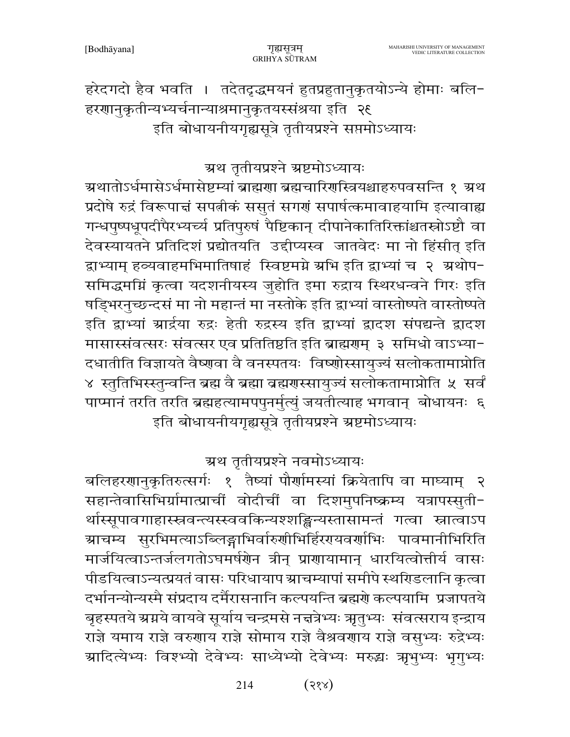हरेदगदो हैव भवति । तदेतदृद्धमयनं हुतप्रहुतानुकृतयोऽन्ये होमाः बलि-
हरणानुकृतीन्यभ्यर्चनान्याश्रमानुकृतयस्संश्रया इति २६

इति बोधायनीयगृह्यसूत्रे तृतीयप्रश्ने सप्तमोऽध्यायः

## अथ तृतीयप्रश्ने अष्टमोऽध्यायः

अथातोऽर्धमासेऽर्धमासेष्टम्यां ब्राह्मणा ब्रह्मचारिणस्त्रियश्चाहरुपवसन्ति १ अथ प्रदोषे रुद्रं विरूपाक्षं सपत्नीकं ससुतं सगणं सपार्षत्कमावाहयामि इत्यावाह्य गन्धपुष्पधूपदीपैरभ्यर्च्य प्रतिपुरुषं पैष्टिकान् दीपानेकातिरिक्तांश्चतस्रोऽष्टौ वा देवस्यायतने प्रतिदिशं प्रद्योतयति उद्दीप्यस्व जातवेदः मा नो हिंसीत् इति द्वाभ्याम् हव्यवाहमभिमातिषाहं स्विष्टमग्ने अभि इति द्वाभ्यां च २ अथोप-समिद्धमग्निं कृत्वा यदशनीयस्य जुहोति इमा रुद्राय स्थिरधन्वने गिरः इति षड्भिरनुच्छन्दसं मा नो महान्तं मा नस्तोके इति द्वाभ्यां वास्तोष्पते वास्तोष्पते इति द्वाभ्यां आर्द्रया रुद्रः हेती रुद्रस्य इति द्वाभ्यां द्वादश संपद्यन्ते द्वादश मासास्संवत्सरः संवत्सर एव प्रतितिष्ठति इति ब्राह्मणम् ३ समिधो वाऽभ्या-दधातीति विज्ञायते वैष्णवा वै वनस्पतयः विष्णोस्सायुज्यं सलोकतामाप्नोति ४ स्तुतिभिस्स्तुन्वन्ति ब्रह्म वै ब्रह्मा ब्रह्मणस्सायुज्यं सलोकतामाप्नोति ५ सर्वं पाप्मानं तरति तरति ब्रह्महत्यामपपुनर्मृत्युं जयतीत्याह भगवान् बोधायनः ६

इति बोधायनीयगृह्यसूत्रे तृतीयप्रश्ने अष्टमोऽध्यायः

## अथ तृतीयप्रश्ने नवमोऽध्यायः

बलिहरणानुकृतिरुत्सर्गः १ तैष्यां पौर्णमास्यां क्रियेतापि वा माघ्याम् २ सहान्तेवासिभिर्ग्रामात्प्राचीं वोदीचीं वा दिशमुपनिष्क्रम्य यत्रापस्सुती-र्थास्सूपावगाहास्स्रवन्त्यस्स्ववकिन्यश्शङ्खिन्यस्तासामन्तं गत्वा स्नात्वाऽप आचम्य सुरभिमत्याऽब्लिङ्गाभिर्वारुणीभिर्हिरण्यवर्णाभिः पावमानीभिरिति मार्जयित्वाऽन्तर्जलगतोऽघमर्षणेन त्रीन् प्राणायामान् धारयित्वोत्तीर्य वासः पीडयित्वाऽन्यत्प्रयतं वासः परिधायाप आचम्यापां समीपे स्थण्डिलानि कृत्वा दर्भानन्योन्यस्मै संप्रदाय दर्भैरासनानि कल्पयन्ति ब्रह्मणे कल्पयामि प्रजापतये बृहस्पतये अग्नये वायवे सूर्याय चन्द्रमसे नक्षत्रेभ्यः ऋतुभ्यः संवत्सराय इन्द्राय राज्ञे यमाय राज्ञे वरुणाय राज्ञे सोमाय राज्ञे वैश्रवणाय राज्ञे वसुभ्यः रुद्रेभ्यः आदित्येभ्यः विश्वेभ्यो देवेभ्यः साध्येभ्यो देवेभ्यः मरुद्भ्यः ऋभुभ्यः भृगुभ्यः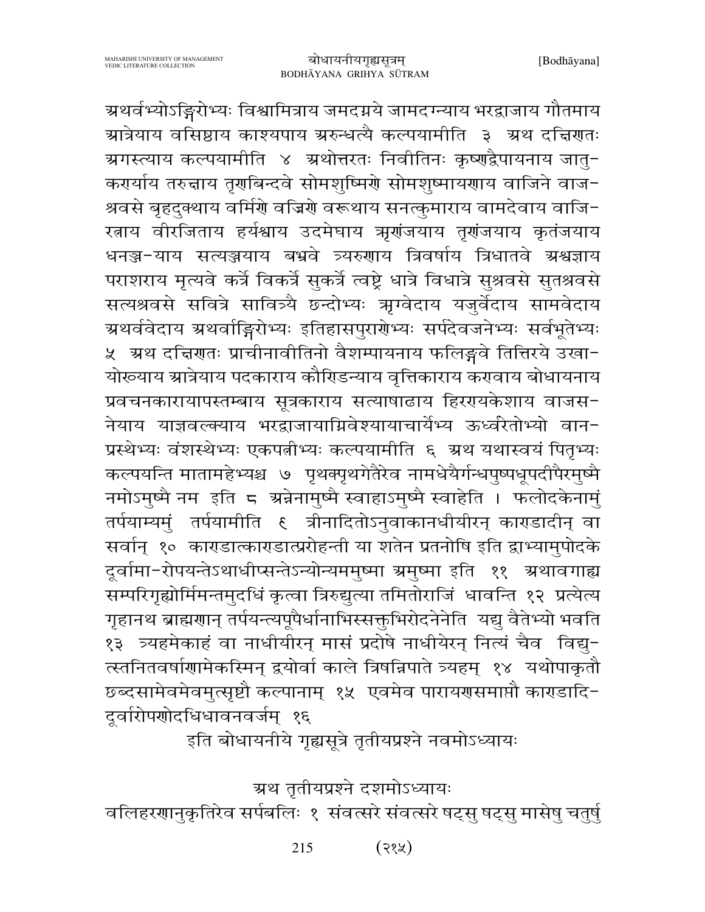ग्रथर्वभ्योऽङ्गिरोभ्यः विश्वामित्राय जमदग्नये जामदग्न्याय भरद्वाजाय गौतमाय ग्रात्रेयाय वसिष्ठाय काश्यपाय ग्ररुन्धत्यै कल्पयामीति ३ ग्रथ दक्षिणतः ग्रगस्त्याय कल्पयामीति ४ ग्रथोत्तरतः निवीतिनः कृष्णद्वैपायनाय जातुकर्णाय तरुक्षाय तृणबिन्दवे सोमशुष्मिणे सोमशुष्मायणाय वाजिने वाजश्रवसे बृहदुक्थाय वर्मिणे वज्रिणे वरूथाय सनत्कुमाराय वामदेवाय वाजिरत्नाय वीरजिताय हर्यश्वाय उदमेघाय ऋणंजयाय तृणंजयाय कृतंजयाय धनञ्ज-याय सत्यञ्जयाय बभ्रवे त्र्यरुणाय त्रिवर्षाय त्रिधातवे ग्रश्वज्ञाय पराशराय मृत्यवे कर्त्रे विकर्त्रे सुकर्त्रे त्वष्ट्रे धात्रे विधात्रे सुश्रवसे सुतश्रवसे सत्यश्रवसे सवित्रे सावित्र्यै छन्दोभ्यः ऋग्वेदाय यजुर्वेदाय सामवेदाय ग्रथर्ववेदाय ग्रथर्वाङ्गिरोभ्यः इतिहासपुराणेभ्यः सर्पदेवजनेभ्यः सर्वभूतेभ्यः ५ ग्रथ दक्षिणतः प्राचीनावीतिनो वैशम्पायनाय फलिङ्गवे तित्तिरये उखायोख्याय ग्रात्रेयाय पदकाराय कौण्डिन्याय वृत्तिकाराय कण्वाय बोधायनाय प्रवचनकारायापस्तम्बाय सूत्रकाराय सत्याषाढाय हिरण्यकेशाय वाजसनेयाय याज्ञवल्क्याय भरद्वाजायाग्निवेश्यायाचार्येभ्य ऊर्ध्वरेतोभ्यो वानप्रस्थेभ्यः वंशस्थेभ्यः एकपत्नीभ्यः कल्पयामीति ६ ग्रथ यथास्वयं पितृभ्यः कल्पयन्ति मातामहेभ्यश्च ७ पृथक्पृथगेतैरेव नामधेयैर्गन्धपुष्पधूपदीपैरमुष्मै नमोऽमुष्मै नम इति ८ ग्रन्नेनामुष्मै स्वाहाऽमुष्मै स्वाहेति । फलोदकेनामुं तर्पयाम्यमुं तर्पयामीति ९ त्रीनादितोऽनुवाकानधीयीरन् काण्डादीन् वा सर्वान् १० काण्डात्काण्डात्प्ररोहन्ती या शतेन प्रतनोषि इति द्वाभ्यामुपोदके दूर्वामा-रोपयन्तेऽथाधीप्सन्तेऽन्योन्यममुष्मा ग्रमुष्मा इति ११ ग्रथावगाह्य सम्परिगृह्योर्मिमन्तमुदधिं कृत्वा त्रिरुद्युत्या तमितोराजिं धावन्ति १२ प्रत्येत्य गृहानथ ब्राह्मणान् तर्पयन्त्यपूपैर्धानाभिस्सक्तुभिरोदनेनेति यद्यु वैतेभ्यो भवति १३ त्र्यहमेकाहं वा नाधीयीरन् मासं प्रदोषे नाधीयेरन् नित्यं चैव विद्युत्स्तनितवर्षाणामेकस्मिन् द्वयोर्वा काले त्रिषन्निपाते त्र्यहम् १४ यथोपाकृतौ छब्दसामेवमेवमुत्सृष्टौ कल्पानाम् १५ एवमेव पारायणसमाप्तौ काण्डादिदूर्वारोपणोदधिधावनवर्जम् १६

इति बोधायनीये गृह्यसूत्रे तृतीयप्रश्ने नवमोऽध्यायः

## ग्रथ तृतीयप्रश्ने दशमोऽध्यायः

वलिहरणानुकृतिरेव सर्पबलिः १ संवत्सरे संवत्सरे षट्सु षट्सु मासेषु चतुर्षु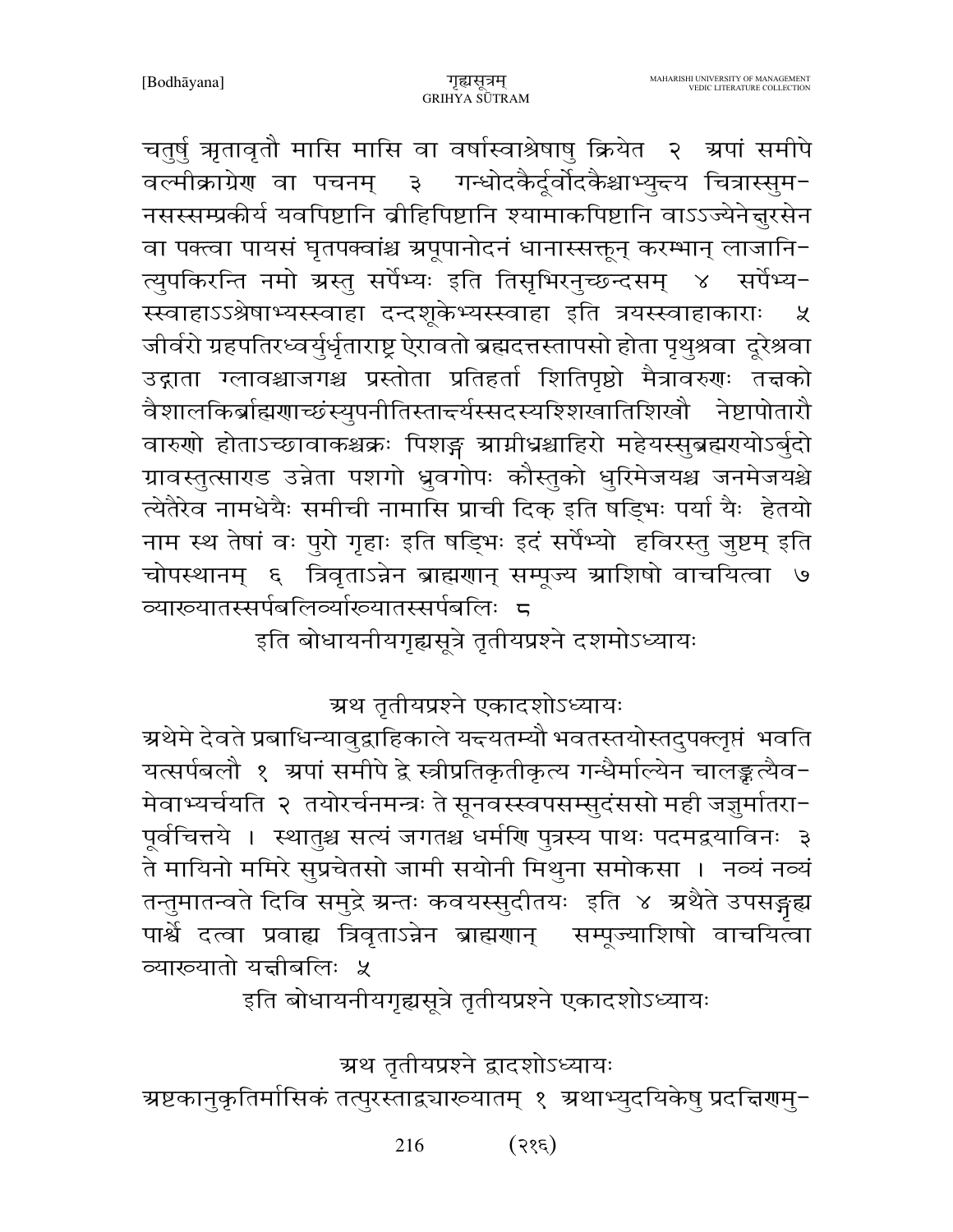चतुर्षु ऋतावृतौ मासि मासि वा वर्षास्वाश्रेषासु क्रियेत २ अपां समीपे वल्मीकाग्रेण वा पचनम् ३ गन्धोदकैर्दूर्वोदकैश्चाभ्युक्ष्य चित्रास्सुमनसस्सम्प्रकीर्य यवपिष्टानि व्रीहिपिष्टानि श्यामाकपिष्टानि वाऽऽज्येनेक्षुरसेन वा पक्त्वा पायसं घृतपक्वांश्च अपूपानोदनं धानास्सक्तून् करम्भान् लाजानित्युपकिरन्ति नमो अस्तु सर्पेभ्यः इति तिसृभिरनुच्छन्दसम् ४ सर्पेभ्यस्स्वाहाऽऽश्रेषाभ्यस्स्वाहा दन्दशूकेभ्यस्स्वाहा इति त्रयस्स्वाहाकाराः ५ जीर्वरो ग्रहपतिरध्वर्युर्धृताराष्ट्र ऐरावतो ब्रह्मदत्तस्तापसो होता पृथुश्रवा दूरेश्रवा उद्गाता ग्लावश्चाजगश्च प्रस्तोता प्रतिहर्ता शितिपृष्ठो मैत्रावरुणः तक्षको वैशालकिर्ब्राह्मणाच्छंस्युपनीतिस्तार्क्ष्यस्सदस्यश्शिखातिशिखौ नेष्टापोतारौ वारुणो होताऽच्छावाकश्चक्रः पिशङ्ग आग्नीध्रश्चाहिरो महेयस्सुब्रह्मण्योऽर्बुदो ग्रावस्तुत्साण्ड उन्नेता पशगो ध्रुवगोपः कौस्तुको धुरिमेजयश्च जनमेजयश्चेत्येतैरेव नामधेयैः समीची नामासि प्राची दिक् इति षड्भिः पर्या यैः हेतयो नाम स्थ तेषां वः पुरो गृहाः इति षड्भिः इदं सर्पेभ्यो हविरस्तु जुष्टम् इति चोपस्थानम् ६ त्रिवृताऽन्नेन ब्राह्मणान् सम्पूज्य आशिषो वाचयित्वा ७ व्याख्यातस्सर्पबलिर्व्याख्यातस्सर्पबलिः ८

इति बोधायनीयगृह्यसूत्रे तृतीयप्रश्ने दशमोऽध्यायः

## अथ तृतीयप्रश्ने एकादशोऽध्यायः

अथेमे देवते प्रबाधिन्यावुद्वाहिकाले यद्यतम्यौ भवतस्तयोस्तदुपक्लृप्तं भवति यत्सर्पबलौ १ अपां समीपे द्वे स्त्रीप्रतिकृतीकृत्य गन्धैर्माल्येन चालङ्कृत्यैवमेवाभ्यर्चयति २ तयोरर्चनमन्त्रः ते सूनवस्स्वपसम्सुदंससो मही जज्ञुर्मातरापूर्वचित्तये । स्थातुश्च सत्यं जगतश्च धर्मणि पुत्रस्य पाथः पदमद्वयाविनः ३ ते मायिनो ममिरे सुप्रचेतसो जामी सयोनी मिथुना समोकसा । नव्यं नव्यं तन्तुमातन्वते दिवि समुद्रे अन्तः कवयस्सुदीतयः इति ४ अथैते उपसङ्गृह्य पार्श्वे दत्वा प्रवाह्य त्रिवृताऽन्नेन ब्राह्मणान् सम्पूज्याशिषो वाचयित्वा व्याख्यातो यक्षीबलिः ५

इति बोधायनीयगृह्यसूत्रे तृतीयप्रश्ने एकादशोऽध्यायः

## अथ तृतीयप्रश्ने द्वादशोऽध्यायः

अष्टकानुकृतिर्मासिकं तत्पुरस्ताद्व्याख्यातम् १ अथाभ्युदयिकेषु प्रदक्षिणमु-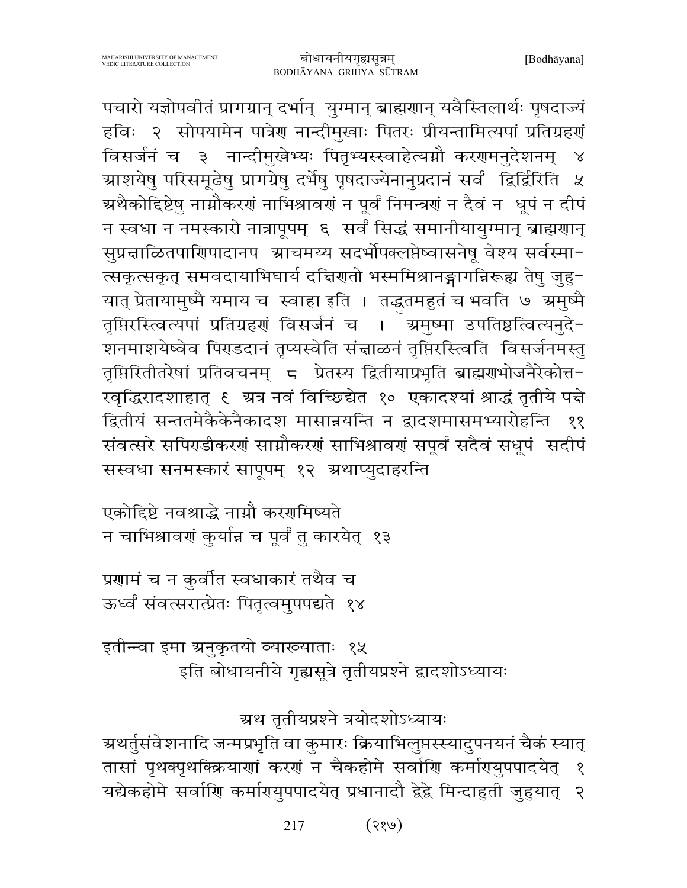पचारो यज्ञोपवीतं प्रागग्रान् दर्भान् युग्मान् ब्राह्मणान् यवैस्तिलार्थः पृषदाज्यं हविः २ सोपयामेन पात्रेण नान्दीमुखाः पितरः प्रीयन्तामित्यपां प्रतिग्रहणं विसर्जनं च ३ नान्दीमुखेभ्यः पितृभ्यस्स्वाहेत्यग्नौ करणमनुदेशनम् ४ आशयेषु परिसमूढेषु प्रागग्रेषु दर्भेषु पृषदाज्येनानुप्रदानं सर्वं द्विर्द्विरिति ५ अथैकोद्दिष्टेषु नाग्नौकरणं नाभिश्रावणं न पूर्वं निमन्त्रणं न दैवं न धूपं न दीपं न स्वधा न नमस्कारो नात्रापूपम् ६ सर्वं सिद्धं समानीयायुग्मान् ब्राह्मणान् सुप्रक्षाळितपाणिपादानप आचमय्य सदर्भोपक्लप्तेष्वासनेषू वेश्य सर्वस्मात्सकृत्सकृत् समवदायाभिघार्य दक्षिणतो भस्ममिश्रानङ्गागन्निरूह्य तेषु जुहुयात् प्रेतायामुष्मै यमाय च स्वाहा इति । तद्धुतमहुतं च भवति ७ अमुष्मै तृप्तिरस्त्वित्यपां प्रतिग्रहणं विसर्जनं च । अमुष्मा उपतिष्ठत्वित्यनुदेशनमाशयेष्वेव पिण्डदानं तृप्यस्वेति संक्षाळनं तृप्तिरस्त्विति विसर्जनमस्तु तृप्तिरितीतरेषां प्रतिवचनम् ८ प्रेतस्य द्वितीयाप्रभृति ब्राह्मणभोजनैरेकोत्तरवृद्धिरादशाहात् ९ अत्र नवं विच्छिद्येत १० एकादश्यां श्राद्धं तृतीये पक्षे द्वितीयं सन्ततमेकैकेनैकादश मासान्नयन्ति न द्वादशमासमभ्यारोहन्ति ११ संवत्सरे सपिण्डीकरणं साग्नौकरणं साभिश्रावणं सपूर्वं सदैवं सधूपं सदीपं सस्वधा सनमस्कारं सापूपम् १२ अथाप्युदाहरन्ति

एकोद्दिष्टे नवश्राद्धे नाग्नौ करणमिष्यते
न चाभिश्रावणं कुर्यान्न च पूर्वं तु कारयेत् १३

प्रणामं च न कुर्वीत स्वधाकारं तथैव च
ऊर्ध्वं संवत्सरात्प्रेतः पितृत्वमुपपद्यते १४

इतीन्वा इमा अनुकृतयो व्याख्याताः १५
इति बोधायनीये गृह्यसूत्रे तृतीयप्रश्ने द्वादशोऽध्यायः

## अथ तृतीयप्रश्ने त्रयोदशोऽध्यायः

अथर्तुसंवेशनादि जन्मप्रभृति वा कुमारः क्रियाभिलुप्तस्स्यादुपनयनं चैकं स्यात् तासां पृथक्पृथक्क्रियाणां करणं न चैकहोमे सर्वाणि कर्माण्युपपादयेत् १ यद्येकहोमे सर्वाणि कर्माण्युपपादयेत् प्रधानादौ द्वेद्वे मिन्दाहुती जुहुयात् २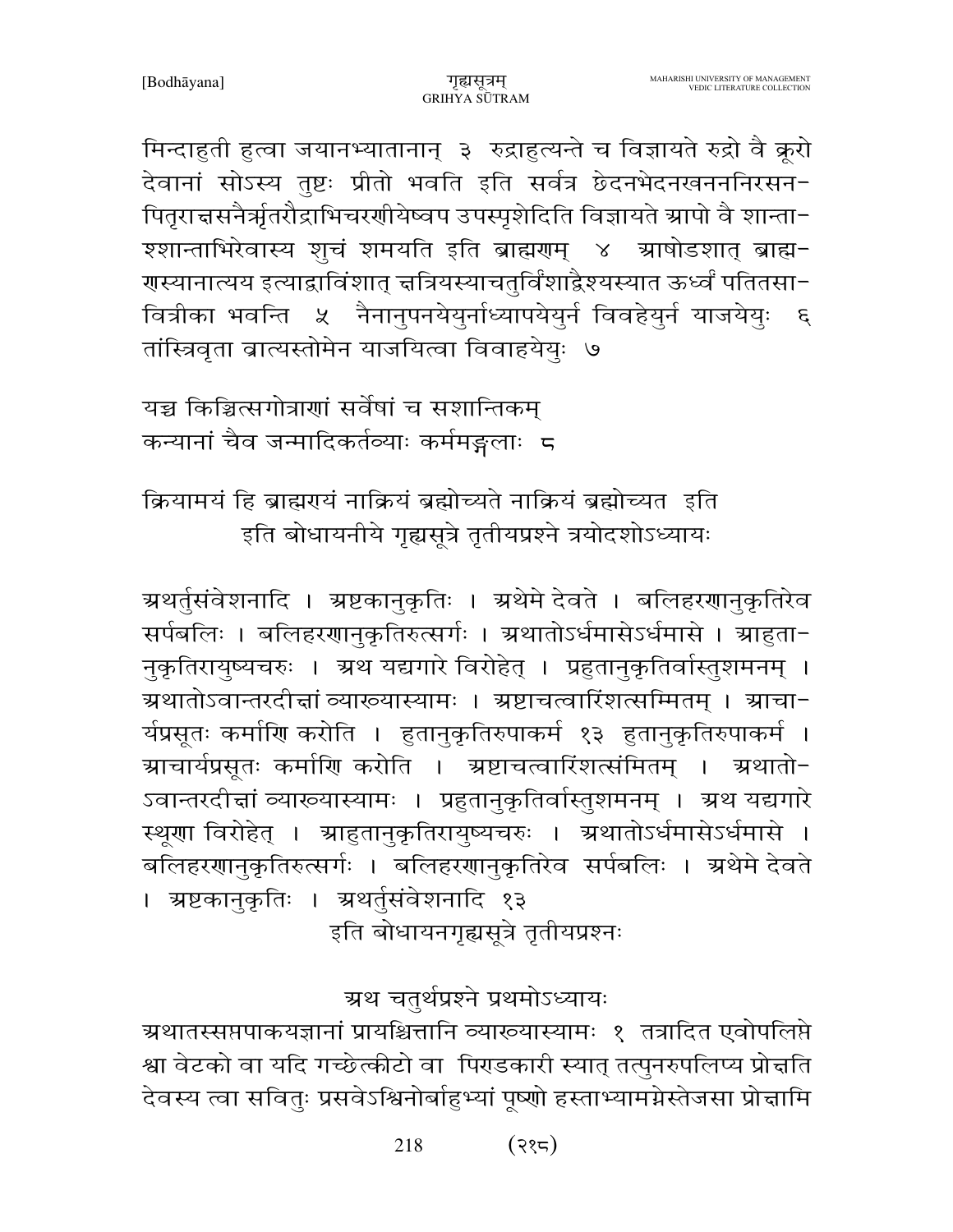मिन्दाहुती हुत्वा जयानभ्यातानान् ३ रुद्राहुत्यन्ते च विज्ञायते रुद्रो वै क्रूरो देवानां सोऽस्य तुष्टः प्रीतो भवति इति सर्वत्र छेदनभेदनखननिरसन-पितृराक्षसनैर्ऋतरौद्राभिचरणीयेष्वप उपस्पृशेदिति विज्ञायते आपो वै शान्ता-श्शान्ताभिरेवास्य शुचं शमयति इति ब्राह्मणम् ४ आषोडशात् ब्राह्म-णस्यानात्यय इत्याद्वाविंशात् क्षत्रियस्याचतुर्विंशाद्वैश्यस्यात ऊर्ध्वं पतितसा-वित्रीका भवन्ति ५ नैनानुपनयेयुर्नाध्यापयेयुर्न विवहेयुर्न याजयेयुः ६ तांस्त्रिवृता व्रात्यस्तोमेन याजयित्वा विवाहयेयुः ७

यच्च किञ्चित्सगोत्राणां सर्वेषां च सशान्तिकम्
कन्यानां चैव जन्मादिकर्तव्याः कर्ममङ्गलाः ८

क्रियामयं हि ब्राह्मण्यं नाक्रियं ब्रह्मोच्यते नाक्रियं ब्रह्मोच्यत इति
इति बोधायनीये गृह्यसूत्रे तृतीयप्रश्ने त्रयोदशोऽध्यायः

अथर्तुसंवेशनादि । अष्टकानुकृतिः । अथेमे देवते । बलिहरणानुकृतिरेव सर्पबलिः । बलिहरणानुकृतिरुत्सर्गः । अथातोऽर्धमासेऽर्धमासे । आहुता-नुकृतिरायुष्यचरुः । अथ यद्यगारे विरोहेत् । प्रहुतानुकृतिर्वास्तुशमनम् । अथातोऽवान्तरदीक्षां व्याख्यास्यामः । अष्टाचत्वारिंशत्सम्मितम् । आचा-र्यप्रसूतः कर्माणि करोति । हुतानुकृतिरुपाकर्म १३ हुतानुकृतिरुपाकर्म । आचार्यप्रसूतः कर्माणि करोति । अष्टाचत्वारिंशत्संमितम् । अथातो-ऽवान्तरदीक्षां व्याख्यास्यामः । प्रहुतानुकृतिर्वास्तुशमनम् । अथ यद्यगारे स्थूणा विरोहेत् । आहुतानुकृतिरायुष्यचरुः । अथातोऽर्धमासेऽर्धमासे । बलिहरणानुकृतिरुत्सर्गः । बलिहरणानुकृतिरेव सर्पबलिः । अथेमे देवते । अष्टकानुकृतिः । अथर्तुसंवेशनादि १३
इति बोधायनगृह्यसूत्रे तृतीयप्रश्नः

## अथ चतुर्थप्रश्ने प्रथमोऽध्यायः

अथातस्सप्तपाकयज्ञानां प्रायश्चित्तानि व्याख्यास्यामः १ तत्रादित एवोपलिप्ते श्वा वेटको वा यदि गच्छेत्कीटो वा पिण्डकारी स्यात् तत्पुनरुपलिप्य प्रोक्षति देवस्य त्वा सवितुः प्रसवेऽश्विनोर्बाहुभ्यां पूष्णो हस्ताभ्यामग्नेस्तेजसा प्रोक्षामि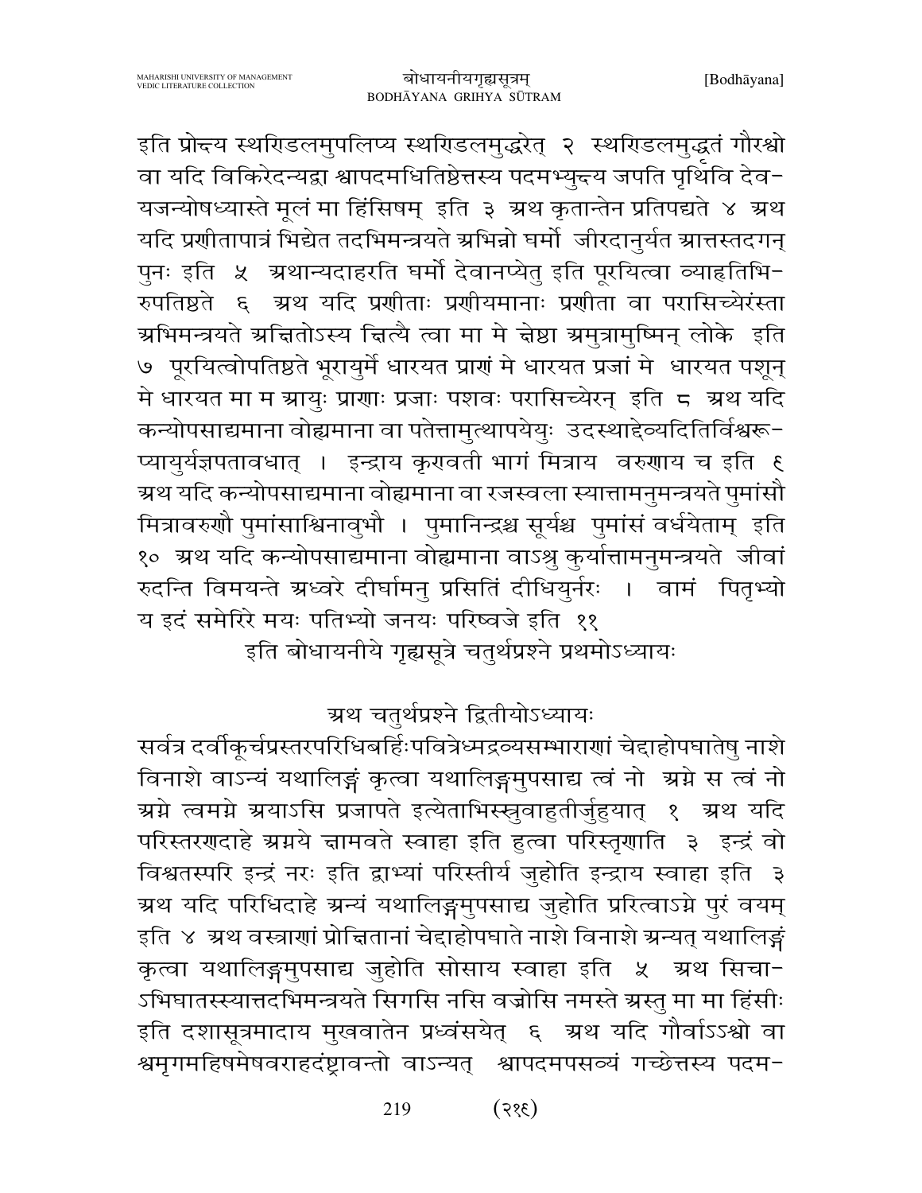इति प्रोक्ष्य स्थण्डिलमुपलिप्य स्थण्डिलमुद्धरेत् २ स्थण्डिलमुद्धतं गौरश्वो वा यदि विकिरेदन्यद्वा श्वापदमधितिष्ठेत्तस्य पदमभ्युक्ष्य जपति पृथिवि देव-यजन्योषध्यास्ते मूलं मा हिंसिषम् इति ३ अथ कृतान्तेन प्रतिपद्यते ४ अथ यदि प्रणीतापात्रं भिद्येत तदभिमन्त्रयते अभिन्नो घर्मो जीरदानुर्यत आत्तस्तदगन् पुनः इति ५ अथान्यदाहरति घर्मो देवानप्येतु इति पूरयित्वा व्याहृतिभि-रुपतिष्ठते ६ अथ यदि प्रणीताः प्रणीयमानाः प्रणीता वा परासिच्येरंस्ता अभिमन्त्रयते अक्षितोऽस्य क्षित्यै त्वा मा मे क्षेष्ठा अमुत्रामुष्मिन् लोके इति ७ पूरयित्वोपतिष्ठते भूरायुर्मे धारयत प्राणं मे धारयत प्रजां मे धारयत पशून् मे धारयत मा म आयुः प्राणाः प्रजाः पशवः परासिच्येरन् इति ८ अथ यदि कन्योपसाद्यमाना वोह्यमाना वा पतेत्तामुत्थापयेयुः उदस्थाद्देव्यदितिर्विश्वरू-प्यायुर्यज्ञपतावधात् । इन्द्राय कृण्वती भागं मित्राय वरुणाय च इति ९ अथ यदि कन्योपसाद्यमाना वोह्यमाना वा रजस्वला स्यात्तामनुमन्त्रयते पुमांसौ मित्रावरुणौ पुमांसाश्विनावुभौ । पुमानिन्द्रश्च सूर्यश्च पुमांसं वर्धयेताम् इति १० अथ यदि कन्योपसाद्यमाना वोह्यमाना वाऽश्रु कुर्यात्तामनुमन्त्रयते जीवां रुदन्ति विमयन्ते अध्वरे दीर्घामनु प्रसितिं दीधियुर्नरः । वामं पितृभ्यो य इदं समेरिरे मयः पतिभ्यो जनयः परिष्वजे इति ११

इति बोधायनीये गृह्यसूत्रे चतुर्थप्रश्ने प्रथमोऽध्यायः

## अथ चतुर्थप्रश्ने द्वितीयोऽध्यायः

सर्वत्र दर्वीकूर्चप्रस्तरपरिधिबर्हिःपवित्रेध्मद्रव्यसम्भाराणां चेद्दाहोपघातेषु नाशे विनाशे वाऽन्यं यथालिङ्गं कृत्वा यथालिङ्गमुपसाद्य त्वं नो अग्ने स त्वं नो अग्ने त्वमग्ने अयाऽसि प्रजापते इत्येताभिस्स्रुवाहुतीर्जुहुयात् १ अथ यदि परिस्तरणदाहे अग्नये क्षामवते स्वाहा इति हुत्वा परिस्तृणाति ३ इन्द्रं वो विश्वतस्परि इन्द्रं नरः इति द्वाभ्यां परिस्तीर्य जुहोति इन्द्राय स्वाहा इति ३ अथ यदि परिधिदाहे अन्यं यथालिङ्गमुपसाद्य जुहोति प्ररित्वाऽग्ने पुरं वयम् इति ४ अथ वस्त्राणां प्रोक्षितानां चेद्दाहोपघाते नाशे विनाशे अन्यत् यथालिङ्गं कृत्वा यथालिङ्गमुपसाद्य जुहोति सोसाय स्वाहा इति ५ अथ सिचा-ऽभिघातस्स्यात्तदभिमन्त्रयते सिगसि नसि वज्रोसि नमस्ते अस्तु मा मा हिंसीः इति दशासूत्रमादाय मुखवातेन प्रध्वंसयेत् ६ अथ यदि गौर्वाऽऽश्वो वा श्वमृगमहिषमेषवराहदंष्ट्रावन्तो वाऽन्यत् श्वापदमपसव्यं गच्छेत्तस्य पदम-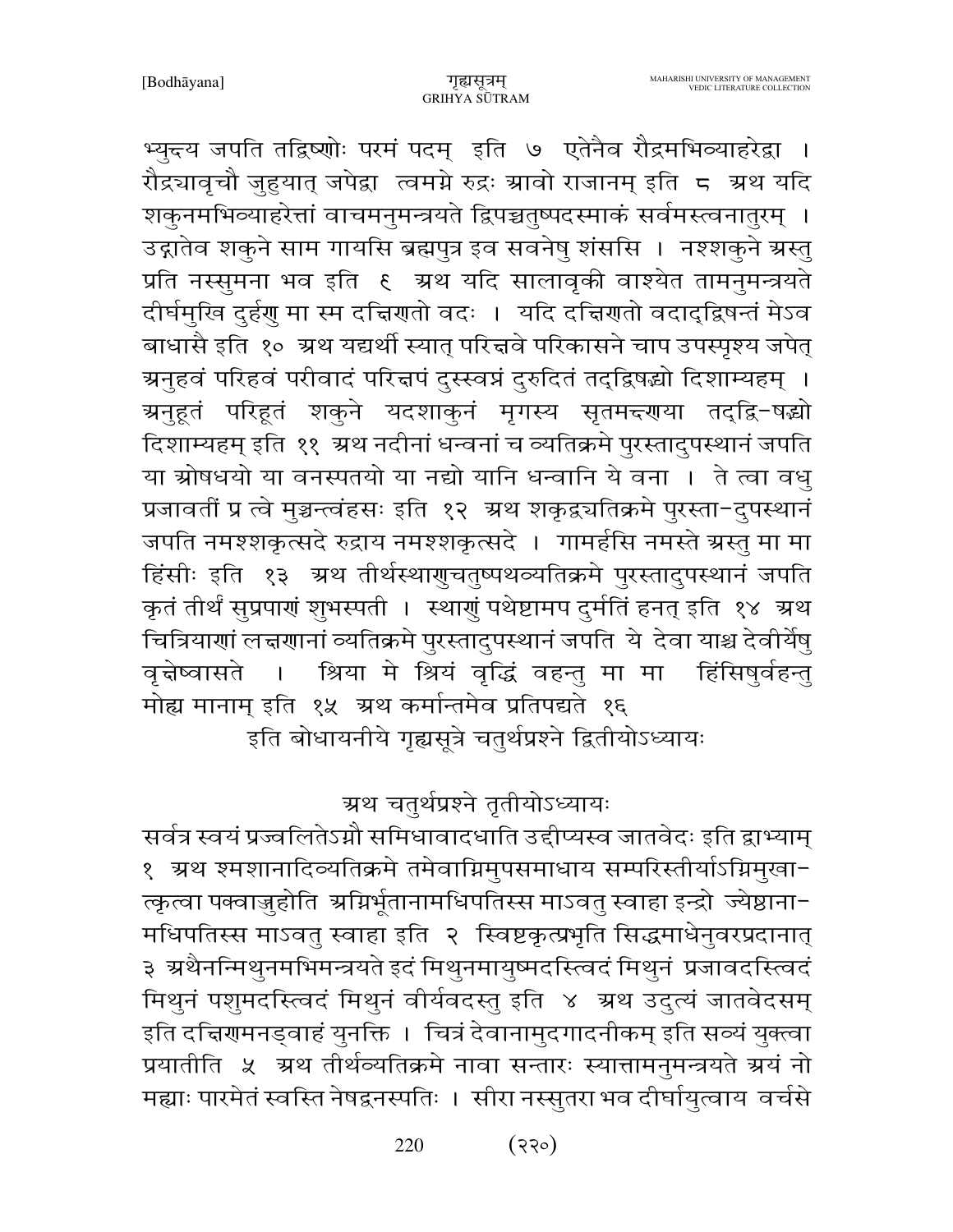भ्युन्दय जपति तद्विष्णोः परमं पदम् इति ७ एतेनैव रौद्रमभिव्याहरेद्वा । रौद्र्यावृचौ जुहुयात् जपेद्वा त्वमग्ने रुद्रः आवो राजानम् इति ८ अथ यदि शकुनमभिव्याहरेत्तां वाचमनुमन्त्रयते द्विपच्चतुष्पदस्माकं सर्वमस्त्वनातुरम् । उद्गातेव शकुने साम गायसि ब्रह्मपुत्र इव सवनेषु शंससि । नश्शकुने अस्तु प्रति नस्सुमना भव इति ९ अथ यदि सालावृकी वाश्येत तामनुमन्त्रयते दीर्घमुखि दुर्हणु मा स्म दक्षिणतो वदः । यदि दक्षिणतो वदाद्द्विषन्तं मेऽव बाधासै इति १० अथ यद्यर्थी स्यात् परिक्षवे परिकासने चाप उपस्पृश्य जपेत् अनुहवं परिहवं परीवादं परिक्षपं दुस्स्वप्नं दुरुदितं तद्द्विषद्भ्यो दिशाम्यहम् । अनुहूतं परिहूतं शकुने यदशाकुनं मृगस्य सृतमक्ष्णया तद्द्वि-षद्भ्यो दिशाम्यहम् इति ११ अथ नदीनां धन्वनां च व्यतिक्रमे पुरस्तादुपस्थानं जपति या ओषधयो या वनस्पतयो या नद्यो यानि धन्वानि ये वना । ते त्वा वधु प्रजावतीं प्र त्वे मुञ्चन्त्वंहसः इति १२ अथ शकृद्व्यतिक्रमे पुरस्ता-दुपस्थानं जपति नमश्शकृत्सदे रुद्राय नमश्शकृत्सदे । गामर्हसि नमस्ते अस्तु मा मा हिंसीः इति १३ अथ तीर्थस्थाणुचतुष्पथव्यतिक्रमे पुरस्तादुपस्थानं जपति कृतं तीर्थं सुप्रपाणं शुभस्पती । स्थाणुं पथेष्टामप दुर्मतिं हनत् इति १४ अथ चित्रियाणां लक्षणानां व्यतिक्रमे पुरस्तादुपस्थानं जपति ये देवा याश्च देवीर्येषु वृक्षेष्वासते । श्रिया मे श्रियं वृद्धिं वहन्तु मा मा हिंसिषुर्वहन्तु मोह्य मानाम् इति १५ अथ कर्मान्तमेव प्रतिपद्यते १६

इति बोधायनीये गृह्यसूत्रे चतुर्थप्रश्ने द्वितीयोऽध्यायः

## अथ चतुर्थप्रश्ने तृतीयोऽध्यायः

सर्वत्र स्वयं प्रज्वलितेऽग्नौ समिधावादधाति उद्दीप्यस्व जातवेदः इति द्वाभ्याम् १ अथ श्मशानादिव्यतिक्रमे तमेवाग्निमुपसमाधाय सम्परिस्तीर्याऽग्निमुखा-त्कृत्वा पक्वाज्जुहोति अग्निर्भूतानामधिपतिस्स माऽवतु स्वाहा इन्द्रो ज्येष्ठाना-मधिपतिस्स माऽवतु स्वाहा इति २ स्विष्टकृत्प्रभृति सिद्धमाधेनुवरप्रदानात् ३ अथैनन्मिथुनमभिमन्त्रयते इदं मिथुनमायुष्मदस्त्विदं मिथुनं प्रजावदस्त्विदं मिथुनं पशुमदस्त्विदं मिथुनं वीर्यवदस्तु इति ४ अथ उदुत्यं जातवेदसम् इति दक्षिणमनड्वाहं युनक्ति । चित्रं देवानामुदगादनीकम् इति सव्यं युक्त्वा प्रयातीति ५ अथ तीर्थव्यतिक्रमे नावा सन्तारः स्यात्तामनुमन्त्रयते अयं नो मह्याः पारमेतं स्वस्ति नेषद्वनस्पतिः । सीरा नस्सुतरा भव दीर्घायुत्वाय वर्चसे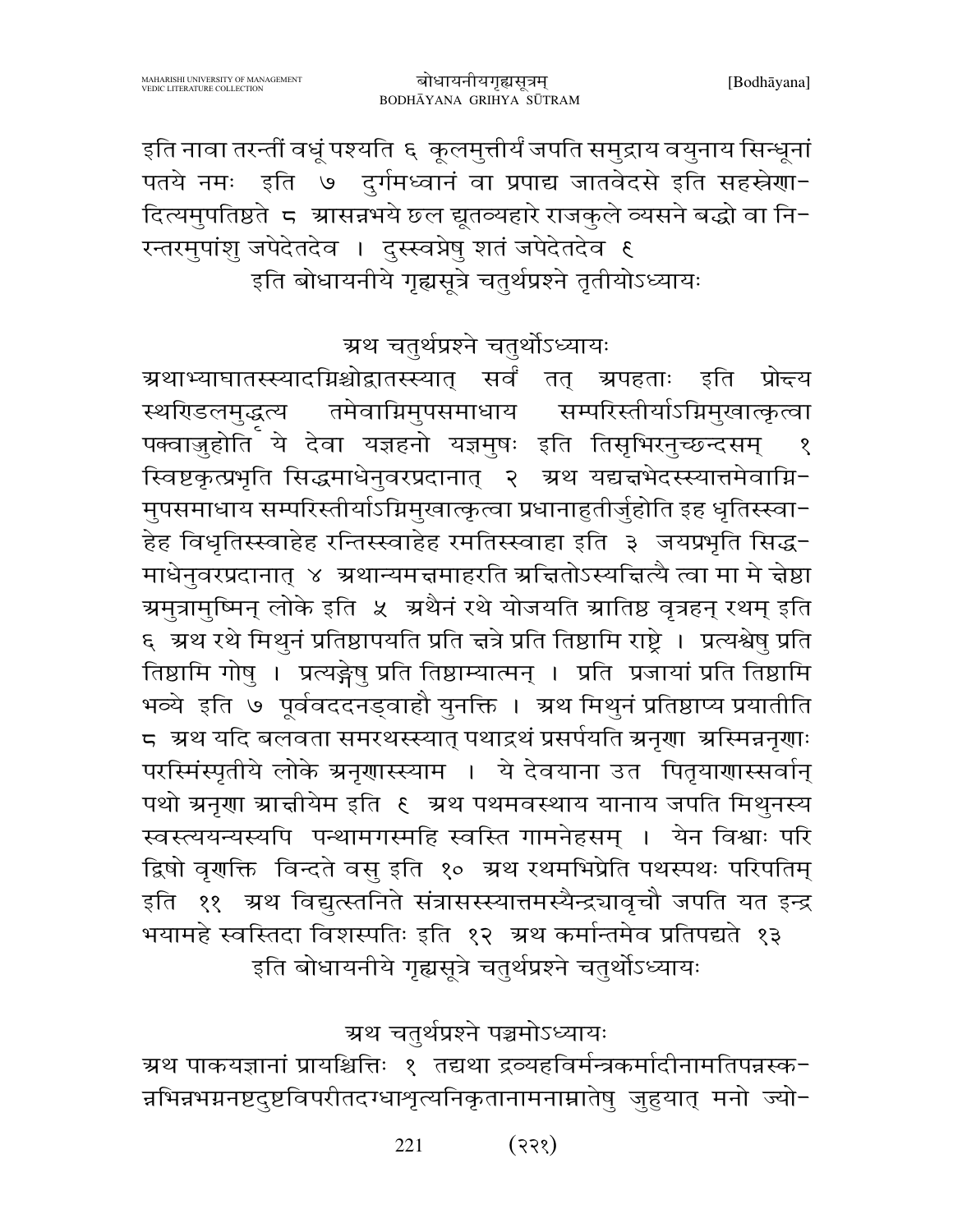इति नावा तरन्तीं वधूं पश्यति ६ कूलमुत्तीर्य जपति समुद्राय वयुनाय सिन्धूनां पतये नमः इति ७ दुर्गमध्वानं वा प्रपाद्य जातवेदसे इति सहस्रेणा-दित्यमुपतिष्ठते ८ आसन्नभये छल द्यूतव्यहारे राजकुले व्यसने बद्धो वा नि-रन्तरमुपांशु जपेदेतदेव । दुस्स्वप्नेषु शतं जपेदेतदेव ९

इति बोधायनीये गृह्यसूत्रे चतुर्थप्रश्ने तृतीयोऽध्यायः

## अथ चतुर्थप्रश्ने चतुर्थोऽध्यायः

अथाभ्याघातस्स्यादग्निश्चोद्वातस्स्यात् सर्वं तत् अपहताः इति प्रोक्ष्य स्थण्डिलमुद्धृत्य तमेवाग्निमुपसमाधाय सम्परिस्तीर्याऽग्निमुखात्कृत्वा पक्वाज्जुहोति ये देवा यज्ञहनो यज्ञमुषः इति तिसृभिरनुच्छन्दसम् १ स्विष्टकृत्प्रभृति सिद्धमाधेनुवरप्रदानात् २ अथ यद्यक्षभेदस्स्यात्तमेवाग्नि-मुपसमाधाय सम्परिस्तीर्याऽग्निमुखात्कृत्वा प्रधानाहुतीर्जुहोति इह धृतिस्स्वा-हेह विधृतिस्स्वाहेह रन्तिस्स्वाहेह रमतिस्स्वाहा इति ३ जयप्रभृति सिद्ध-माधेनुवरप्रदानात् ४ अथान्यमक्षमाहरति अक्षितोऽस्यक्षित्यै त्वा मा मे क्षेष्ठा अमुत्रामुष्मिन् लोके इति ५ अथैनं रथे योजयति आतिष्ठ वृत्रहन् रथम् इति ६ अथ रथे मिथुनं प्रतिष्ठापयति प्रति क्षत्रे प्रति तिष्ठामि राष्ट्रे । प्रत्यश्वेषु प्रति तिष्ठामि गोषु । प्रत्यङ्गेषु प्रति तिष्ठाम्यात्मन् । प्रति प्रजायां प्रति तिष्ठामि भव्ये इति ७ पूर्ववददनड्वाहौ युनक्ति । अथ मिथुनं प्रतिष्ठाप्य प्रयातीति ८ अथ यदि बलवता समरथस्स्यात् पथाद्रथं प्रसर्पयति अनृणा अस्मिन्ननृणाः परस्मिंस्तृतीये लोके अनृणास्स्याम । ये देवयाना उत पितृयाणास्सर्वान् पथो अनृणा आक्षीयेम इति ९ अथ पथमवस्थाय यानाय जपति मिथुनस्य स्वस्त्ययन्यस्यपि पन्थामगस्महि स्वस्ति गामनेहसम् । येन विश्वाः परि द्विषो वृणक्ति विन्दते वसु इति १० अथ रथमभिप्रेति पथस्पथः परिपतिम् इति ११ अथ विद्युत्स्तनिते संत्रासस्स्यात्तमस्यैन्द्र्यावृचौ जपति यत इन्द्र भयामहे स्वस्तिदा विशस्पतिः इति १२ अथ कर्मान्तमेव प्रतिपद्यते १३

इति बोधायनीये गृह्यसूत्रे चतुर्थप्रश्ने चतुर्थोऽध्यायः

## अथ चतुर्थप्रश्ने पञ्चमोऽध्यायः

अथ पाकयज्ञानां प्रायश्चित्तिः १ तद्यथा द्रव्यहविर्मन्त्रकर्मादीनामतिपन्नस्क-न्नभिन्नभग्ननष्टदुष्टविपरीतदग्धाशृत्यनिकृतानामनाम्नातेषु जुहुयात् मनो ज्यो-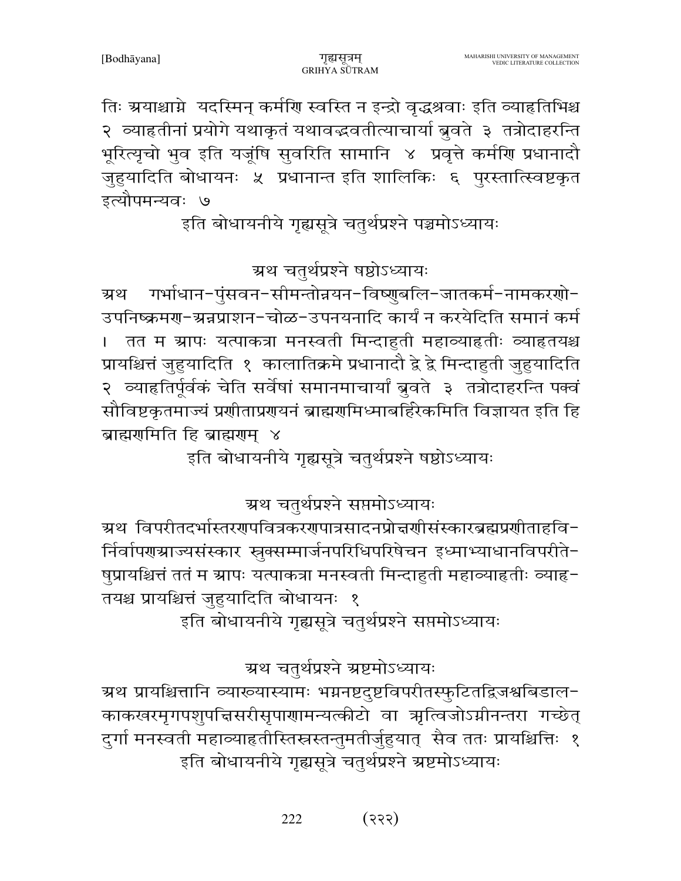तिः अयाश्चाग्ने यदस्मिन् कर्मणि स्वस्ति न इन्द्रो वृद्धश्रवाः इति व्याहृतिभिश्च २ व्याहृतीनां प्रयोगे यथाकृतं यथावद्भवतीत्याचार्या ब्रुवते ३ तत्रोदाहरन्ति भूरित्यृचो भुव इति यजूंषि सुवरिति सामानि ४ प्रवृत्ते कर्मणि प्रधानादौ जुहुयादिति बोधायनः ५ प्रधानान्त इति शालिकिः ६ पुरस्तात्स्विष्टकृत इत्यौपमन्यवः ७

इति बोधायनीये गृह्यसूत्रे चतुर्थप्रश्ने पञ्चमोऽध्यायः

## अथ चतुर्थप्रश्ने षष्ठोऽध्यायः

अथ गर्भाधान-पुंसवन-सीमन्तोन्नयन-विष्णुबलि-जातकर्म-नामकरणो-उपनिष्क्रमण-अन्नप्राशन-चोळ-उपनयनादि कार्यं न करयेदिति समानं कर्म । तत म आपः यत्पाकत्रा मनस्वती मिन्दाहुती महाव्याहृतीः व्याहृतयश्च प्रायश्चित्तं जुहुयादिति १ कालातिक्रमे प्रधानादौ द्वे द्वे मिन्दाहुती जुहुयादिति २ व्याहृतिपूर्वकं चेति सर्वेषां समानमाचार्यां ब्रुवते ३ तत्रोदाहरन्ति पक्वं सौविष्टकृतमाज्यं प्रणीताप्रणयनं ब्राह्मणमिध्माबर्हिरेकमिति विज्ञायत इति हि ब्राह्मणमिति हि ब्राह्मणम् ४

इति बोधायनीये गृह्यसूत्रे चतुर्थप्रश्ने षष्ठोऽध्यायः

## अथ चतुर्थप्रश्ने सप्तमोऽध्यायः

अथ विपरीतदर्भास्तरणपवित्रकरणपात्रसादनप्रोक्षणीसंस्कारब्रह्मप्रणीताहविर्निर्वापणआज्यसंस्कार स्रुक्सम्मार्जनपरिधिपरिषेचन इध्माभ्याधानविपरीतेषुप्रायश्चित्तं ततं म आपः यत्पाकत्रा मनस्वती मिन्दाहुती महाव्याहृतीः व्याहृतयश्च प्रायश्चित्तं जुहुयादिति बोधायनः १

इति बोधायनीये गृह्यसूत्रे चतुर्थप्रश्ने सप्तमोऽध्यायः

## अथ चतुर्थप्रश्ने अष्टमोऽध्यायः

अथ प्रायश्चित्तानि व्याख्यास्यामः भग्ननष्टदुष्टविपरीतस्फुटितद्विजश्वबिडालकाकखरमृगपशुपक्षिसरीसृपाणामन्यत्कीटो वा ऋत्विजोऽग्नीनन्तरा गच्छेत् दुर्गा मनस्वती महाव्याहृतीस्तिस्रस्तन्तुमतीर्जुहुयात् सैव ततः प्रायश्चित्तिः १

इति बोधायनीये गृह्यसूत्रे चतुर्थप्रश्ने अष्टमोऽध्यायः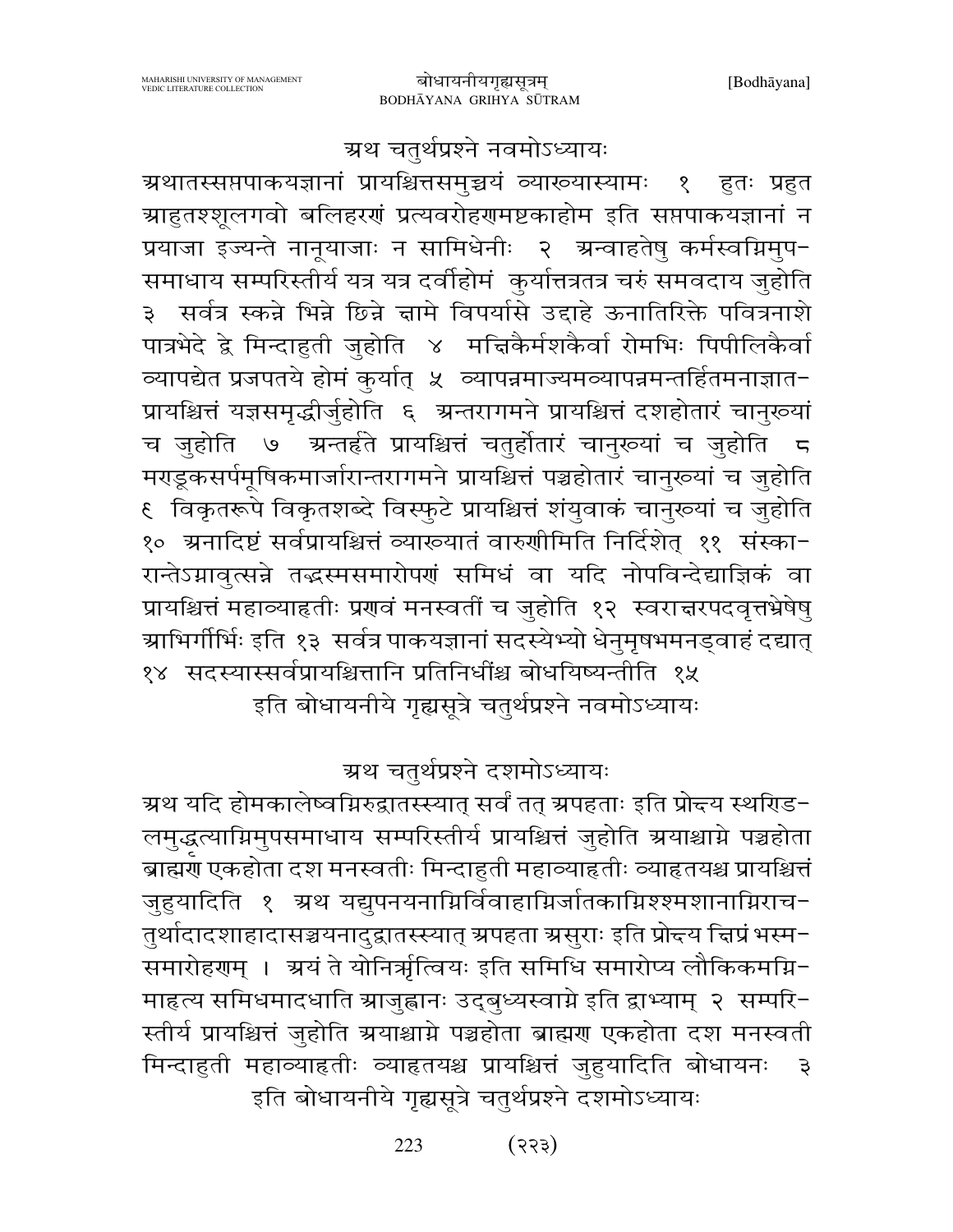## अथ चतुर्थप्रश्ने नवमोऽध्यायः

अथातस्सप्तपाकयज्ञानां प्रायश्चित्तसमुच्चयं व्याख्यास्यामः १ हुतः प्रहुत आहुतश्शूलगवो बलिहरणं प्रत्यवरोहणमष्टकाहोम इति सप्तपाकयज्ञानां न प्रयाजा इज्यन्ते नानूयाजाः न सामिधेनीः २ अन्वाहतेषु कर्मस्वग्निमुपसमाधाय सम्परिस्तीर्य यत्र यत्र दर्वीहोमं कुर्यात्तत्रतत्र चरुं समवदाय जुहोति ३ सर्वत्र स्कन्ने भिन्ने छिन्ने क्षामे विपर्यासे उद्दाहे ऊनातिरिक्ते पवित्रनाशे पात्रभेदे द्वे मिन्दाहुती जुहोति ४ मक्षिकैर्मशकैर्वा रोमभिः पिपीलिकैर्वा व्यापद्येत प्रजपतये होमं कुर्यात् ५ व्यापन्नमाज्यमव्यापन्नमन्तर्हितमनाज्ञातप्रायश्चित्तं यज्ञसमृद्धीर्जुहोति ६ अन्तरागमने प्रायश्चित्तं दशहोतारं चानुख्यां च जुहोति ७ अन्तर्हते प्रायश्चित्तं चतुर्होतारं चानुख्यां च जुहोति ८ मण्डूकसर्पमूषिकमार्जारान्तरागमने प्रायश्चित्तं पञ्चहोतारं चानुख्यां च जुहोति ९ विकृतरूपे विकृतशब्दे विस्फुटे प्रायश्चित्तं शंयुवाकं चानुख्यां च जुहोति १० अनादिष्टं सर्वप्रायश्चित्तं व्याख्यातं वारुणीमिति निर्दिशेत् ११ संस्कारान्तेऽग्नावुत्सन्ने तद्भस्मसमारोपणं समिधं वा यदि नोपविन्देद्याज्ञिकं वा प्रायश्चित्तं महाव्याहृतीः प्रणवं मनस्वतीं च जुहोति १२ स्वराक्षरपदवृत्तभ्रेषेषु आभिर्गीर्भिः इति १३ सर्वत्र पाकयज्ञानां सदस्येभ्यो धेनुमृषभमनड्वाहं दद्यात् १४ सदस्यास्सर्वप्रायश्चित्तानि प्रतिनिधींश्च बोधयिष्यन्तीति १५

इति बोधायनीये गृह्यसूत्रे चतुर्थप्रश्ने नवमोऽध्यायः

## अथ चतुर्थप्रश्ने दशमोऽध्यायः

अथ यदि होमकालेष्वग्निरुद्वातस्स्यात् सर्वं तत् अपहताः इति प्रोक्ष्य स्थण्डिलमुद्धृत्याग्निमुपसमाधाय सम्परिस्तीर्य प्रायश्चित्तं जुहोति अयाश्चाग्ने पञ्चहोता ब्राह्मण एकहोता दश मनस्वतीः मिन्दाहुती महाव्याहृतीः व्याहृतयश्च प्रायश्चित्तं जुहुयादिति १ अथ यद्युपनयनाग्निर्विवाहाग्निर्जातकाग्निश्श्मशानाग्निराचतुर्थादादशाहादासञ्चयनादुद्वातस्स्यात् अपहता असुराः इति प्रोक्ष्य क्षिप्रं भस्मसमारोहणम् । अयं ते योनिर्ऋत्वियः इति समिधि समारोप्य लौकिकमग्निमाहृत्य समिधमादधाति आजुह्वानः उद्बुध्यस्वाग्ने इति द्वाभ्याम् २ सम्परिस्तीर्य प्रायश्चित्तं जुहोति अयाश्चाग्ने पञ्चहोता ब्राह्मण एकहोता दश मनस्वती मिन्दाहुती महाव्याहृतीः व्याहृतयश्च प्रायश्चित्तं जुहुयादिति बोधायनः ३

इति बोधायनीये गृह्यसूत्रे चतुर्थप्रश्ने दशमोऽध्यायः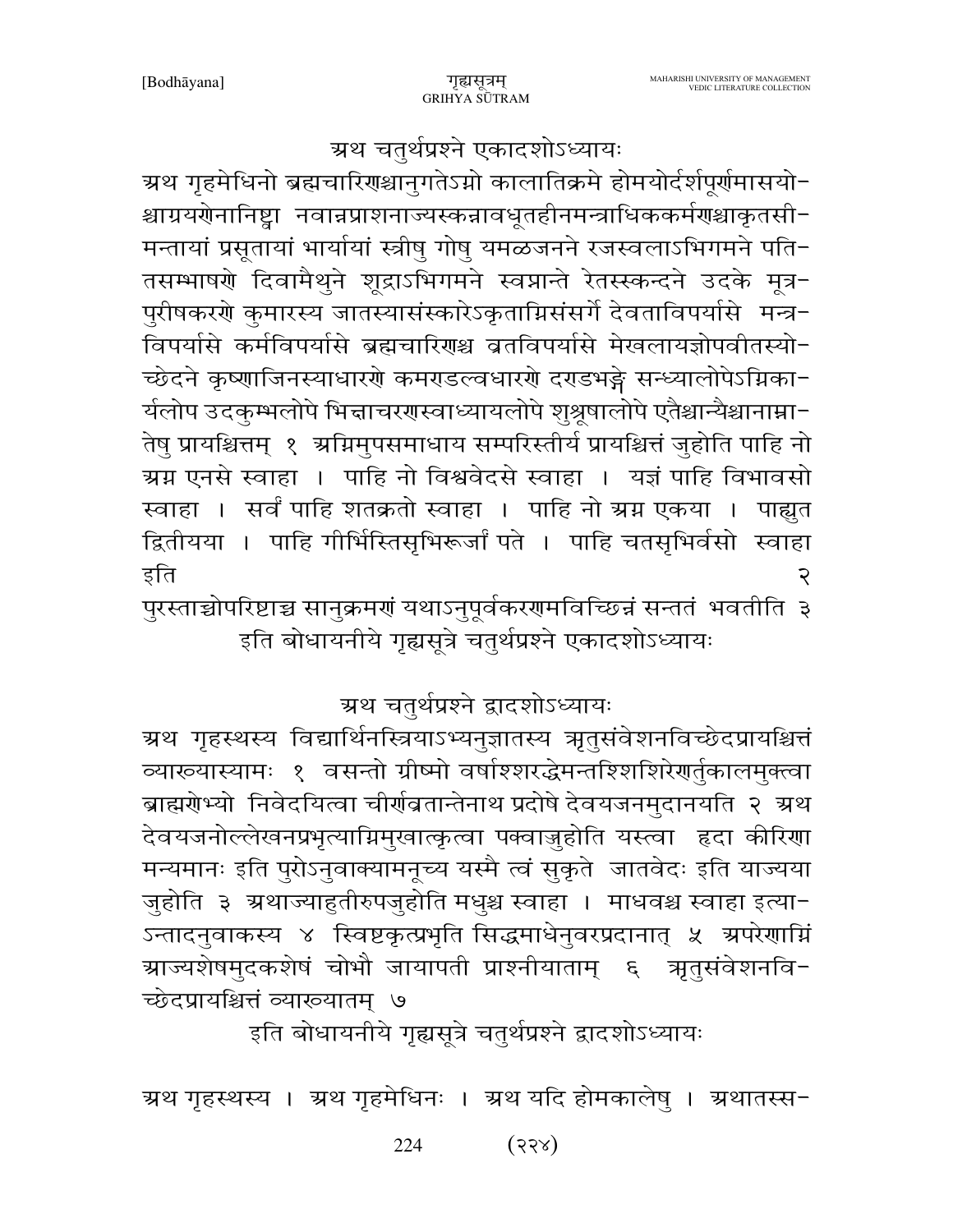## अथ चतुर्थप्रश्ने एकादशोऽध्यायः

अथ गृहमेधिनो ब्रह्मचारिणश्चानुगतेऽग्नो कालातिक्रमे होमयोर्दर्शपूर्णमासयोश्चाग्रयणेनानिष्ट्वा नवान्नप्राशनाज्यस्कन्नावधूतहीनमन्त्राधिककर्मणश्चाकृतसीमन्तायां प्रसूतायां भार्यायां स्त्रीषु गोषु यमळजनने रजस्वलाऽभिगमने पतितसम्भाषणे दिवामैथुने शूद्राऽभिगमने स्वप्नान्ते रेतस्स्कन्दने उदके मूत्रपुरीषकरणे कुमारस्य जातस्यासंस्कारेऽकृताग्निसंसर्गे देवताविपर्यासे मन्त्रविपर्यासे कर्मविपर्यासे ब्रह्मचारिणश्च व्रतविपर्यासे मेखलायज्ञोपवीतस्योच्छेदने कृष्णाजिनस्याधारणे कमण्डल्वधारणे दण्डभङ्गे सन्ध्यालोपेऽग्निकार्यलोप उदकुम्भलोपे भिक्षाचरणस्वाध्यायलोपे शुश्रूषालोपे एतैश्चान्यैश्चानाम्नातेषु प्रायश्चित्तम् १ अग्निमुपसमाधाय सम्परिस्तीर्य प्रायश्चित्तं जुहोति पाहि नो अग्न एनसे स्वाहा । पाहि नो विश्ववेदसे स्वाहा । यज्ञं पाहि विभावसो स्वाहा । सर्वं पाहि शतक्रतो स्वाहा । पाहि नो अग्न एकया । पाह्युत द्वितीयया । पाहि गीर्भिस्तिसृभिरूर्जां पते । पाहि चतसृभिर्वसो स्वाहा इति २

पुरस्ताच्चोपरिष्टाच्च सानुक्रमणं यथाऽनुपूर्वकरणमविच्छिन्नं सन्ततं भवतीति ३

इति बोधायनीये गृह्यसूत्रे चतुर्थप्रश्ने एकादशोऽध्यायः

## अथ चतुर्थप्रश्ने द्वादशोऽध्यायः

अथ गृहस्थस्य विद्यार्थिनस्त्रियाऽभ्यनुज्ञातस्य ऋतुसंवेशनविच्छेदप्रायश्चित्तं व्याख्यास्यामः १ वसन्तो ग्रीष्मो वर्षाश्शरद्धेमन्तश्शिशिरेणर्तुकालमुक्त्वा ब्राह्मणेभ्यो निवेदयित्वा चीर्णव्रतान्तेनाथ प्रदोषे देवयजनमुदानयति २ अथ देवयजनोल्लेखनप्रभृत्याग्निमुखात्कृत्वा पक्वाज्जुहोति यस्त्वा हृदा कीरिणा मन्यमानः इति पुरोऽनुवाक्यामनूच्य यस्मै त्वं सुकृते जातवेदः इति याज्यया जुहोति ३ अथाज्याहुतीरुपजुहोति मधुश्च स्वाहा । माधवश्च स्वाहा इत्याऽन्तादनुवाकस्य ४ स्विष्टकृत्प्रभृति सिद्धमाधेनुवरप्रदानात् ५ अपरेणाग्निं आज्यशेषमुदकशेषं चोभौ जायापती प्राश्नीयाताम् ६ ऋतुसंवेशनविच्छेदप्रायश्चित्तं व्याख्यातम् ७

इति बोधायनीये गृह्यसूत्रे चतुर्थप्रश्ने द्वादशोऽध्यायः

अथ गृहस्थस्य । अथ गृहमेधिनः । अथ यदि होमकालेषु । अथातस्स-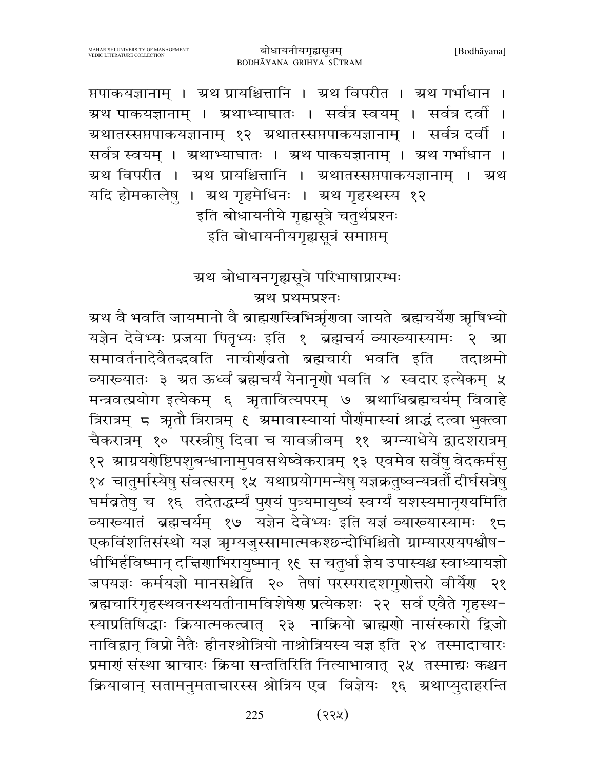प्तपाकयज्ञानाम् । अथ प्रायश्चित्तानि । अथ विपरीत । अथ गर्भाधान । अथ पाकयज्ञानाम् । अथाभ्याघातः । सर्वत्र स्वयम् । सर्वत्र दर्वी । अथातस्सप्तपाकयज्ञानाम् १२ अथातस्सप्तपाकयज्ञानाम् । सर्वत्र दर्वी । सर्वत्र स्वयम् । अथाभ्याघातः । अथ पाकयज्ञानाम् । अथ गर्भाधान । अथ विपरीत । अथ प्रायश्चित्तानि । अथातस्सप्तपाकयज्ञानाम् । अथ यदि होमकालेषु । अथ गृहमेधिनः । अथ गृहस्थस्य १२

इति बोधायनीये गृह्यसूत्रे चतुर्थप्रश्नः

इति बोधायनीयगृह्यसूत्रं समाप्तम्

## अथ बोधायनगृह्यसूत्रे परिभाषाप्रारम्भः

### अथ प्रथमप्रश्नः

अथ वै भवति जायमानो वै ब्राह्मणस्त्रिभिर्ऋणवा जायते ब्रह्मचर्येण ऋषिभ्यो यज्ञेन देवेभ्यः प्रजया पितृभ्यः इति १ ब्रह्मचर्य व्याख्यास्यामः २ आ समावर्तनादेवैतद्भवति नाचीर्णव्रतो ब्रह्मचारी भवति इति तदाश्रमो व्याख्यातः ३ अत ऊर्ध्वं ब्रह्मचर्यं येनानृणो भवति ४ स्वदार इत्येकम् ५ मन्त्रवत्प्रयोग इत्येकम् ६ ऋतावित्यपरम् ७ अथाधिब्रह्मचर्यम् विवाहे त्रिरात्रम् ८ ऋतौ त्रिरात्रम् ९ अमावास्यायां पौर्णमास्यां श्राद्धं दत्वा भुक्त्वा चैकरात्रम् १० परस्त्रीषु दिवा च यावज्जीवम् ११ अग्न्याधेये द्वादशरात्रम् १२ आग्रयणेष्टिपशुबन्धानामुपवसथेष्वेकरात्रम् १३ एवमेव सर्वेषु वेदकर्मसु १४ चातुर्मास्येषु संवत्सरम् १५ यथाप्रयोगमन्येषु यज्ञक्रतुष्वन्यत्रर्तौ दीर्घसत्रेषु घर्मव्रतेषु च १६ तदेतद्धर्म्यं पुण्यं पुत्र्यमायुष्यं स्वर्ग्यं यशस्यमानृण्यमिति व्याख्यातं ब्रह्मचर्यम् १७ यज्ञेन देवेभ्यः इति यज्ञं व्याख्यास्यामः १८ एकविंशतिसंस्थो यज्ञ ऋग्यजुस्सामात्मकश्छन्दोभिश्चितो ग्राम्यारण्यपश्वौषधीभिर्हविष्मान् दक्षिणाभिरायुष्मान् १९ स चतुर्धा ज्ञेय उपास्यश्च स्वाध्यायज्ञो जपयज्ञः कर्मयज्ञो मानसश्चेति २० तेषां परस्पराद्दशगुणोत्तरो वीर्येण २१ ब्रह्मचारिगृहस्थवनस्थयतीनामविशेषेण प्रत्येकशः २२ सर्व एवैते गृहस्थस्याप्रतिषिद्धाः क्रियात्मकत्वात् २३ नाक्रियो ब्राह्मणो नासंस्कारो द्विजो नाविद्वान् विप्रो नैतैः हीनश्श्रोत्रियो नाश्रोत्रियस्य यज्ञ इति २४ तस्मादाचारः प्रमाणं संस्था आचारः क्रिया सन्ततिरिति नित्याभावात् २५ तस्माद्यः कश्चन क्रियावान् सतामनुमताचारस्स श्रोत्रिय एव विज्ञेयः १६ अथाप्युदाहरन्ति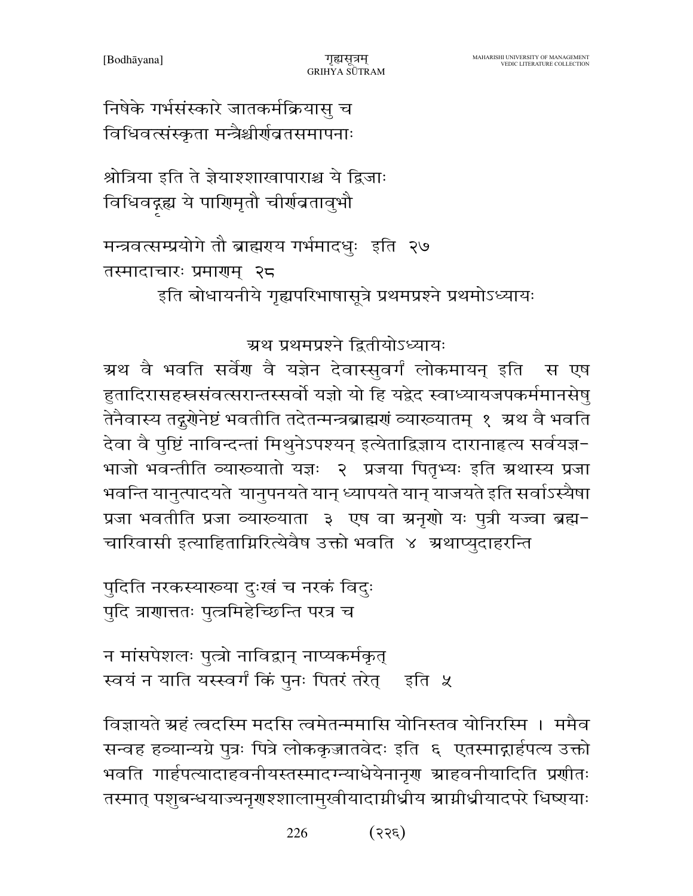निषेके गर्भसंस्कारे जातकर्मक्रियासु च
विधिवत्संस्कृता मन्त्रैश्चीर्णव्रतसमापनाः

श्रोत्रिया इति ते ज्ञेयाश्शाखापाराश्च ये द्विजाः
विधिवद्दूह्य ये पाणिमृतौ चीर्णव्रतावुभौ

मन्त्रवत्सम्प्रयोगे तौ ब्राह्मणय गर्भमादधुः इति २७
तस्मादाचारः प्रमाणम् २८

इति बोधायनीये गृह्यपरिभाषासूत्रे प्रथमप्रश्ने प्रथमोऽध्यायः

## अथ प्रथमप्रश्ने द्वितीयोऽध्यायः

अथ वै भवति सर्वेण वै यज्ञेन देवास्सुवर्गं लोकमायन् इति स एष हुतादिरासहस्रसंवत्सरान्तस्सर्वो यज्ञो यो हि यद्वेद स्वाध्यायजपकर्ममानसेषु तेनैवास्य तद्गुणेनेष्टं भवतीति तदेतन्मन्त्रब्राह्मणं व्याख्यातम् १ अथ वै भवति देवा वै पुष्टिं नाविन्दन्तां मिथुनेऽपश्यन् इत्येताद्विज्ञाय दारानाहृत्य सर्वयज्ञ-भाजो भवन्तीति व्याख्यातो यज्ञः २ प्रजया पितृभ्यः इति अथास्य प्रजा भवन्ति यानुत्पादयते यानुपनयते यान् ध्यापयते यान् याजयते इति सर्वाऽस्यैषा प्रजा भवतीति प्रजा व्याख्याता ३ एष वा अनृणो यः पुत्री यज्वा ब्रह्म-चारिवासी इत्याहिताग्निरित्येवैष उक्तो भवति ४ अथाप्युदाहरन्ति

पुदिति नरकस्याख्या दुःखं च नरकं विदुः
पुदि त्राणात्ततः पुत्रमिहेच्छिन्ति परत्र च

न मांसपेशलः पुत्रो नाविद्वान् नाप्यकर्मकृत्
स्वयं न याति यस्स्वर्गं किं पुनः पितरं तरेत् इति ५

विज्ञायते अहं त्वदस्मि मदसि त्वमेतन्ममासि योनिस्तव योनिरस्मि । ममैव सन्वह हव्यान्यग्रे पुत्रः पित्रे लोककृज्ञातवेदः इति ६ एतस्माद्गार्हपत्य उक्तो भवति गार्हपत्यादाहवनीयस्तस्मादग्न्याधेयेनानृण आहवनीयादिति प्रणीतः तस्मात् पशुबन्धयाज्यनृणश्शालामुखीयादाग्नीध्रीय आग्नीध्रीयादपरे धिष्णयाः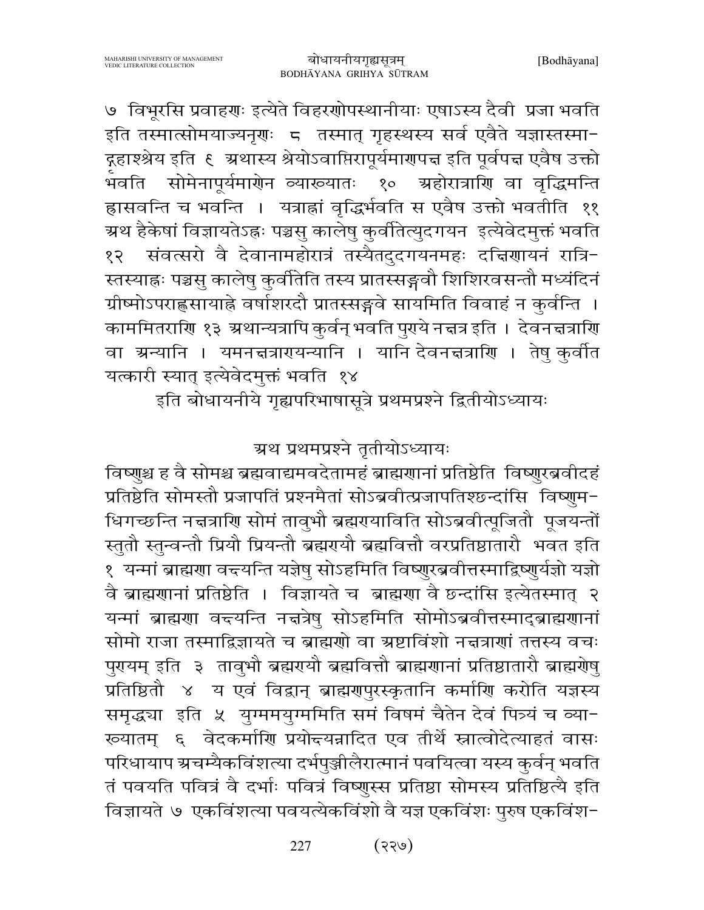७ विभूरसि प्रवाहणः इत्येते विहरणोपस्थानीयाः एषाऽस्य दैवी प्रजा भवति इति तस्मात्सोमयाज्यनृणः ८ तस्मात् गृहस्थस्य सर्व एवैते यज्ञास्तस्मा- दृहाश्श्रेय इति ९ अथास्य श्रेयोऽवाप्तिरापूर्यमाणपक्ष इति पूर्वपक्ष एवैष उक्तो भवति सोमेनापूर्यमाणेन व्याख्यातः १० अहोरात्राणि वा वृद्धिमन्ति ह्रासवन्ति च भवन्ति । यत्राह्नां वृद्धिर्भवति स एवैष उक्तो भवतीति ११ अथ हैकेषां विज्ञायतेऽह्नः पञ्चसु कालेषु कुर्वीतेत्युदगयन इत्येवेदमुक्तं भवति १२ संवत्सरो वै देवानामहोरात्रं तस्यैतदुदगयनमहः दक्षिणायनं रात्रि- स्तस्याह्नः पञ्चसु कालेषु कुर्वीतेति तस्य प्रातस्सङ्गवौ शिशिरवसन्तौ मध्यंदिनं ग्रीष्मोऽपराह्णसायाह्ने वर्षाशरदौ प्रातस्सङ्गवे सायमिति विवाहं न कुर्वन्ति । काममितराणि १३ अथान्यत्रापि कुर्वन् भवति पुण्ये नक्षत्र इति । देवनक्षत्राणि वा अन्यानि । यमनक्षत्राण्यन्यानि । यानि देवनक्षत्राणि । तेषु कुर्वीत यत्कारी स्यात् इत्येवेदमुक्तं भवति १४

इति बोधायनीये गृह्यपरिभाषासूत्रे प्रथमप्रश्ने द्वितीयोऽध्यायः

## अथ प्रथमप्रश्ने तृतीयोऽध्यायः

विष्णुश्च ह वै सोमश्च ब्रह्मवाद्यमवदेतामहं ब्राह्मणानां प्रतिष्ठेति विष्णुरब्रवीदहं प्रतिष्ठेति सोमस्तौ प्रजापतिं प्रश्नमैतां सोऽब्रवीत्प्रजापतिश्छन्दांसि विष्णुम- धिगच्छन्ति नक्षत्राणि सोमं तावुभौ ब्रह्मण्याविति सोऽब्रवीत्पूजितौ पूजयन्तौ स्तुतौ स्तुन्वन्तौ प्रियौ प्रियन्तौ ब्रह्मण्यौ ब्रह्मवित्तौ वरप्रतिष्ठातारौ भवत इति १ यन्मां ब्राह्मणा वक्ष्यन्ति यज्ञेषु सोऽहमिति विष्णुरब्रवीत्तस्माद्विष्णुर्यज्ञो यज्ञो वै ब्राह्मणानां प्रतिष्ठेति । विज्ञायते च ब्राह्मणा वै छन्दांसि इत्येतस्मात् २ यन्मां ब्राह्मणा वक्ष्यन्ति नक्षत्रेषु सोऽहमिति सोमोऽब्रवीत्तस्माद्ब्राह्मणानां सोमो राजा तस्माद्विज्ञायते च ब्राह्मणो वा अष्टाविंशो नक्षत्राणां तत्तस्य वचः पुण्यम् इति ३ तावुभौ ब्रह्मण्यौ ब्रह्मवित्तौ ब्राह्मणानां प्रतिष्ठातारौ ब्राह्मणेषु प्रतिष्ठितौ ४ य एवं विद्वान् ब्राह्मणपुरस्कृतानि कर्माणि करोति यज्ञस्य समृद्ध्या इति ५ युग्ममयुग्ममिति समं विषमं चैतेन देवं पित्र्यं च व्या- ख्यातम् ६ वेदकर्माणि प्रयोक्ष्यन्नादित एव तीर्थे स्नात्वोदेत्याहतं वासः परिधायाप अचम्यैकविंशत्या दर्भपुञ्जीलैरात्मानं पवयित्वा यस्य कुर्वन् भवति तं पवयति पवित्रं वै दर्भाः पवित्रं विष्णुस्स प्रतिष्ठा सोमस्य प्रतिष्ठित्यै इति विज्ञायते ७ एकविंशत्या पवयत्येकविंशो वै यज्ञ एकविंशः पुरुष एकविंश-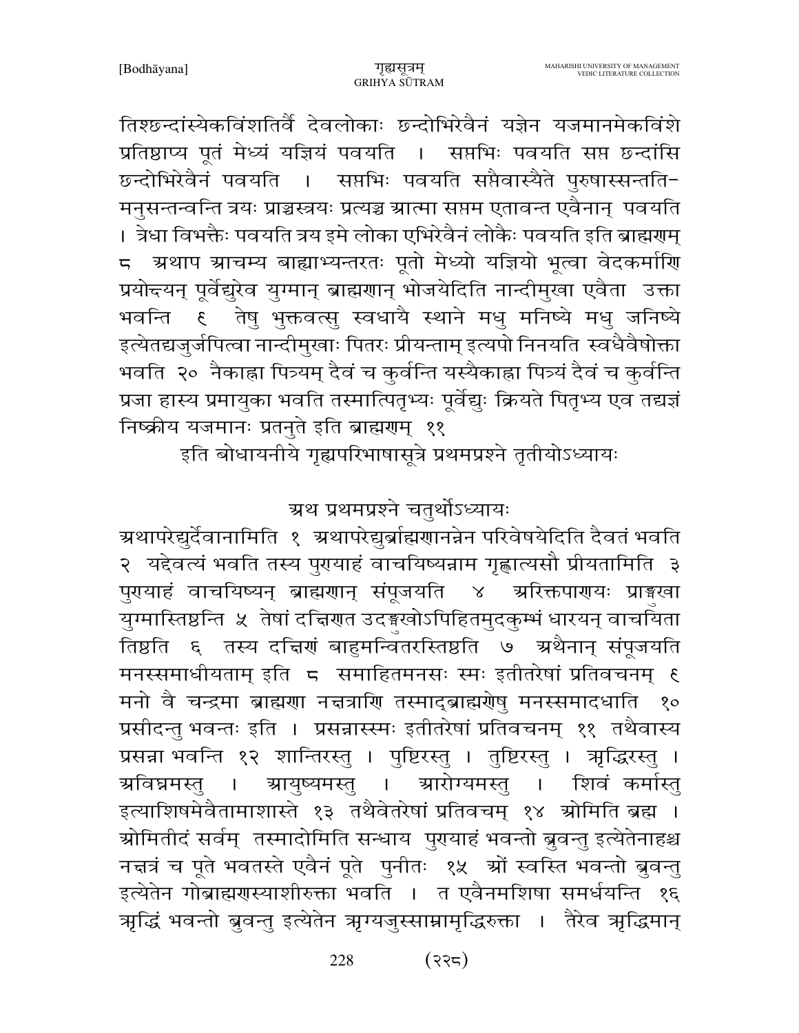तिश्छन्दांस्येकविंशतिर्वै देवलोकाः छन्दोभिरेवैनं यज्ञेन यजमानमेकविंशे प्रतिष्ठाप्य पूतं मेध्यं यज्ञियं पवयति । सप्तभिः पवयति सप्त छन्दांसि छन्दोभिरेवैनं पवयति । सप्तभिः पवयति सप्तैवास्यैते पुरुषास्सन्तति-मनुसन्तन्वन्ति त्रयः प्राञ्चस्त्रयः प्रत्यञ्च आत्मा सप्तम एतावन्त एवैनान् पवयति । त्रेधा विभक्तैः पवयति त्रय इमे लोका एभिरेवैनं लोकैः पवयति इति ब्राह्मणम् ८ अथाप आचम्य बाह्याभ्यन्तरतः पूतो मेध्यो यज्ञियो भूत्वा वेदकर्माणि प्रयोक्ष्यन् पूर्वेद्युरेव युग्मान् ब्राह्मणान् भोजयेदिति नान्दीमुखा एवैता उक्ता भवन्ति ९ तेषु भुक्तवत्सु स्वधायै स्थाने मधु मनिष्ये मधु जनिष्ये इत्येतद्यजुर्जपित्वा नान्दीमुखाः पितरः प्रीयन्ताम् इत्यपो निनयति स्वधैवैषोक्ता भवति २० नैकाह्ना पित्र्यम् दैवं च कुर्वन्ति यस्यैकाह्ना पित्र्यं दैवं च कुर्वन्ति प्रजा हास्य प्रमायुका भवति तस्मात्पितृभ्यः पूर्वेद्युः क्रियते पितृभ्य एव तद्यज्ञं निष्क्रीय यजमानः प्रतनुते इति ब्राह्मणम् ११

इति बोधायनीये गृह्यपरिभाषासूत्रे प्रथमप्रश्ने तृतीयोऽध्यायः

## अथ प्रथमप्रश्ने चतुर्थोऽध्यायः

अथापरेद्युर्देवानामिति १ अथापरेद्युर्ब्राह्मणानन्नेन परिवेषयेदिति दैवतं भवति २ यद्देवत्यं भवति तस्य पुण्याहं वाचयिष्यन्नाम गृह्णात्यसौ प्रीयतामिति ३ पुण्याहं वाचयिष्यन् ब्राह्मणान् संपूजयति ४ अरिक्तपाणयः प्राङ्मुखा युग्मास्तिष्ठन्ति ५ तेषां दक्षिणत उदङ्मुखोऽपिहितमुदकुम्भं धारयन् वाचयिता तिष्ठति ६ तस्य दक्षिणं बाहुमन्वितरस्तिष्ठति ७ अथैनान् संपूजयति मनस्समाधीयताम् इति ८ समाहितमनसः स्मः इतीतरेषां प्रतिवचनम् ९ मनो वै चन्द्रमा ब्राह्मणा नक्षत्राणि तस्माद्ब्राह्मणेषु मनस्समादधाति १० प्रसीदन्तु भवन्तः इति । प्रसन्नास्स्मः इतीतरेषां प्रतिवचनम् ११ तथैवास्य प्रसन्ना भवन्ति १२ शान्तिरस्तु । पुष्टिरस्तु । तुष्टिरस्तु । ऋद्धिरस्तु । अविघ्नमस्तु । आयुष्यमस्तु । आरोग्यमस्तु । शिवं कर्मास्तु इत्याशिषमेवैतामाशास्ते १३ तथैवेतरेषां प्रतिवचम् १४ ओमिति ब्रह्म । ओमितीदं सर्वम् तस्मादोमिति सन्धाय पुण्याहं भवन्तो ब्रुवन्तु इत्येतेनाहश्च नक्षत्रं च पूते भवतस्ते एवैनं पूते पुनीतः १५ ओं स्वस्ति भवन्तो ब्रुवन्तु इत्येतेन गोब्राह्मणस्याशीरुक्ता भवति । त एवैनमशिषा समर्धयन्ति १६ ऋद्धिं भवन्तो ब्रुवन्तु इत्येतेन ऋग्यजुस्साम्नामृद्धिरुक्ता । तैरेव ऋद्धिमान्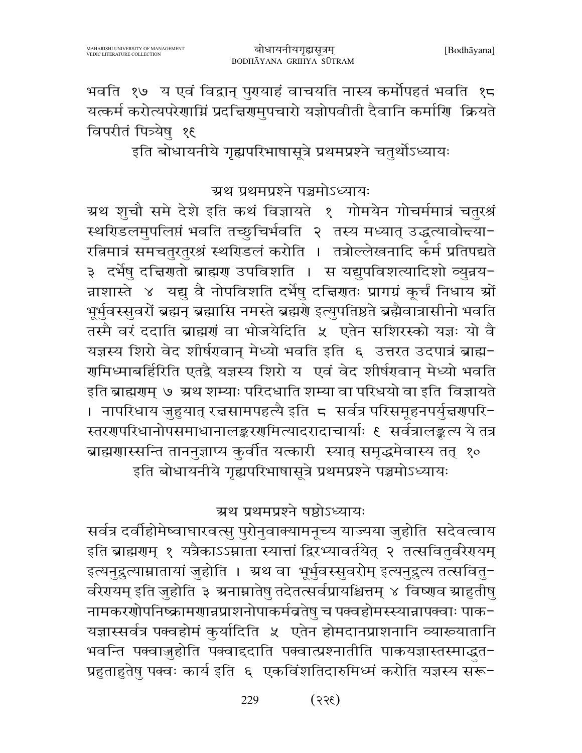भवति १७ य एवं विद्वान् पुरायाहं वाचयति नास्य कर्मोपहतं भवति १८ यत्कर्म करोत्यपरेणाग्निं प्रदक्षिणमुपचारो यज्ञोपवीती दैवानि कर्माणि क्रियते विपरीतं पित्र्येषु १९

इति बोधायनीये गृह्यपरिभाषासूत्रे प्रथमप्रश्ने चतुर्थोऽध्यायः

## अथ प्रथमप्रश्ने पञ्चमोऽध्यायः

अथ शुचौ समे देशे इति कथं विज्ञायते १ गोमयेन गोचर्ममात्रं चतुरश्रं स्थण्डिलमुपलिप्तं भवति तच्छुचिर्भवति २ तस्य मध्यात् उद्धृत्यावोक्ष्या-रत्निमात्रं समचतुरतुरश्रं स्थण्डिलं करोति । तत्रोल्लेखनादि कर्म प्रतिपद्यते ३ दर्भेषु दक्षिणतो ब्राह्मण उपविशति । स यद्युपविशत्यादिशो व्युन्नय-न्नाशास्ते ४ यद्यु वै नोपविशति दर्भेषु दक्षिणतः प्रागग्रं कूर्चं निधाय ओं भूर्भुवस्सुवरों ब्रह्मन् ब्रह्मासि नमस्ते ब्रह्मणे इत्युपतिष्ठते ब्रह्मैवात्रासीनो भवति तस्मै वरं ददाति ब्राह्मणं वा भोजयेदिति ५ एतेन सशिरस्को यज्ञः यो वै यज्ञस्य शिरो वेद शीर्षण्वान् मेध्यो भवति इति ६ उत्तरत उदपात्रं ब्राह्म-णमिध्माबर्हिरिति एतद्वै यज्ञस्य शिरो य एवं वेद शीर्षण्वान् मेध्यो भवति इति ब्राह्मणम् ७ अथ शम्याः परिदधाति शम्या वा परिधयो वा इति विज्ञायते । नापरिधाय जुहुयात् रक्षसामपहत्यै इति ८ सर्वत्र परिसमूहनपर्युक्षणपरि-स्तरणपरिधानोपसमाधानालङ्करणमित्यादरादाचार्याः ९ सर्वत्रालङ्कृत्य ये तत्र ब्राह्मणास्सन्तिताननुज्ञाप्य कुर्वीत यत्कारी स्यात् समृद्धमेवास्य तत् १०

इति बोधायनीये गृह्यपरिभाषासूत्रे प्रथमप्रश्ने पञ्चमोऽध्यायः

## अथ प्रथमप्रश्ने षष्ठोऽध्यायः

सर्वत्र दर्वीहोमेष्वाघारवत्सु पुरोनुवाक्यामनूच्य याज्यया जुहोति सदेवत्वाय इति ब्राह्मणम् १ यत्रैकाऽऽम्नाता स्यात्तां द्विरभ्यावर्तयेत् २ तत्सवितुर्वरेण्यम् इत्यनुद्रुत्याम्नातायां जुहोति । अथ वा भूर्भुवस्सुवरोम् इत्यनुद्रुत्य तत्सवितु-र्वरेण्यम् इति जुहोति ३ अनाम्नातेषु तदेतत्सर्वप्रायश्चित्तम् ४ विष्णव आहुतीषु नामकरणोपनिष्क्रामणान्नप्राशनोपाकर्मव्रतेषु च पक्वहोमस्स्यान्नापक्वाः पाक-यज्ञास्सर्वत्र पक्वहोमं कुर्यादिति ५ एतेन होमदानप्राशनानि व्याख्यातानि भवन्ति पक्वाज्जुहोति पक्वाद्ददाति पक्वात्प्रश्नातीति पाकयज्ञास्तस्माद्धुत-प्रहुताहुतेषु पक्वः कार्य इति ६ एकविंशतिदारुमिध्मं करोति यज्ञस्य सरू-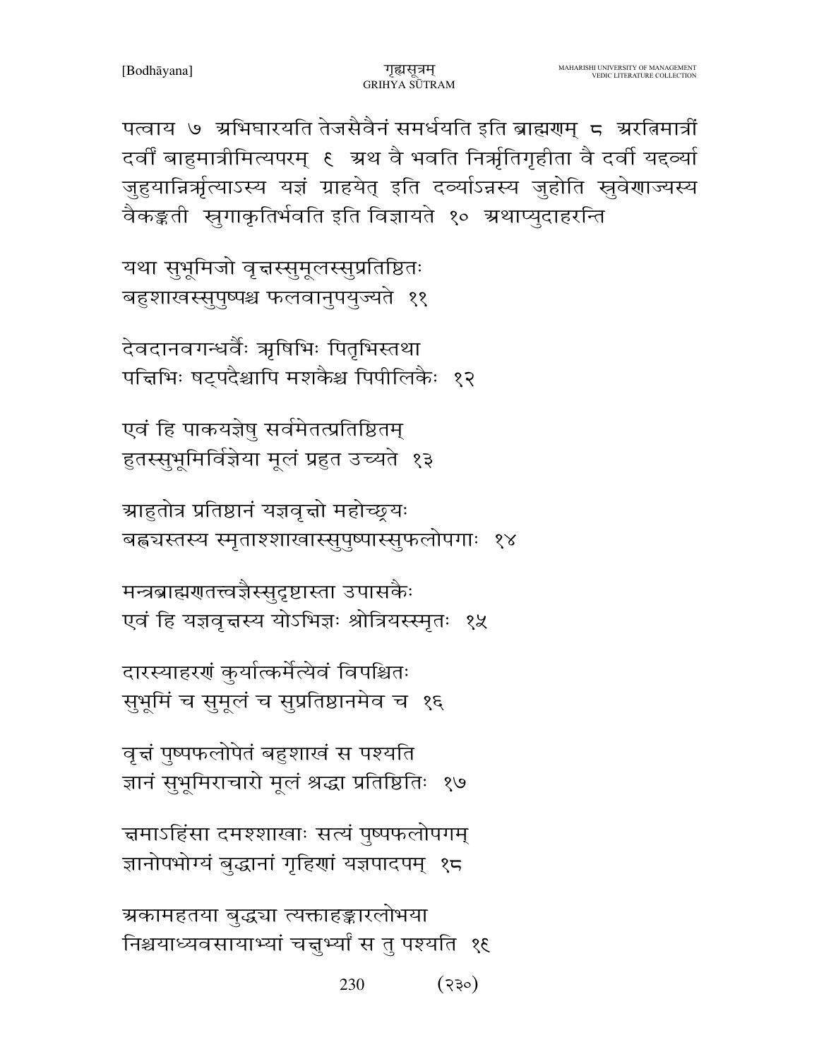पत्वाय ७ अभिघारयति तेजसैवैनं समर्धयति इति ब्राह्मणम् ८ अरत्निमात्रीं दर्वीं बाहुमात्रीमित्यपरम् ९ अथ वै भवति निर्ऋतिगृहीता वै दर्वी यद्दर्व्या जुहुयान्निर्ऋत्याऽस्य यज्ञं ग्राहयेत् इति दर्व्याऽन्नस्य जुहोति स्रुवेणाज्यस्य वैकङ्कती स्रुगाकृतिर्भवति इति विज्ञायते १० अथाप्युदाहरन्ति

यथा सुभूमिजो वृक्षस्सुमूलस्सुप्रतिष्ठितः
बहुशाखस्सुपुष्पश्च फलवानुपयुज्यते ११

देवदानवगन्धर्वैः ऋषिभिः पितृभिस्तथा
पक्षिभिः षट्पदैश्चापि मशकैश्च पिपीलिकैः १२

एवं हि पाकयज्ञेषु सर्वमेतत्प्रतिष्ठितम्
हुतस्सुभूमिर्विज्ञेया मूलं प्रहुत उच्यते १३

आहुतोत्र प्रतिष्ठानं यज्ञवृक्षो महोच्छ्रयः
बह्वयस्तस्य स्मृताश्शाखास्सुपुष्पास्सुफलोपगाः १४

मन्त्रब्राह्मणतत्त्वज्ञैस्सुदृष्टास्ता उपासकैः
एवं हि यज्ञवृक्षस्य योऽभिज्ञः श्रोत्रियस्स्मृतः १५

दारस्याहरणं कुर्यात्कर्मेत्येवं विपश्चितः
सुभूमिं च सुमूलं च सुप्रतिष्ठानमेव च १६

वृक्षं पुष्पफलोपेतं बहुशाखं स पश्यति
ज्ञानं सुभूमिराचारो मूलं श्रद्धा प्रतिष्ठितिः १७

क्षमाऽहिंसा दमश्शाखाः सत्यं पुष्पफलोपगम्
ज्ञानोपभोग्यं बुद्धानां गृहिणां यज्ञपादपम् १८

अकामहतया बुद्ध्या त्यक्ताहङ्कारलोभया
निश्चयाध्यवसायाभ्यां चक्षुर्भ्यां स तु पश्यति १९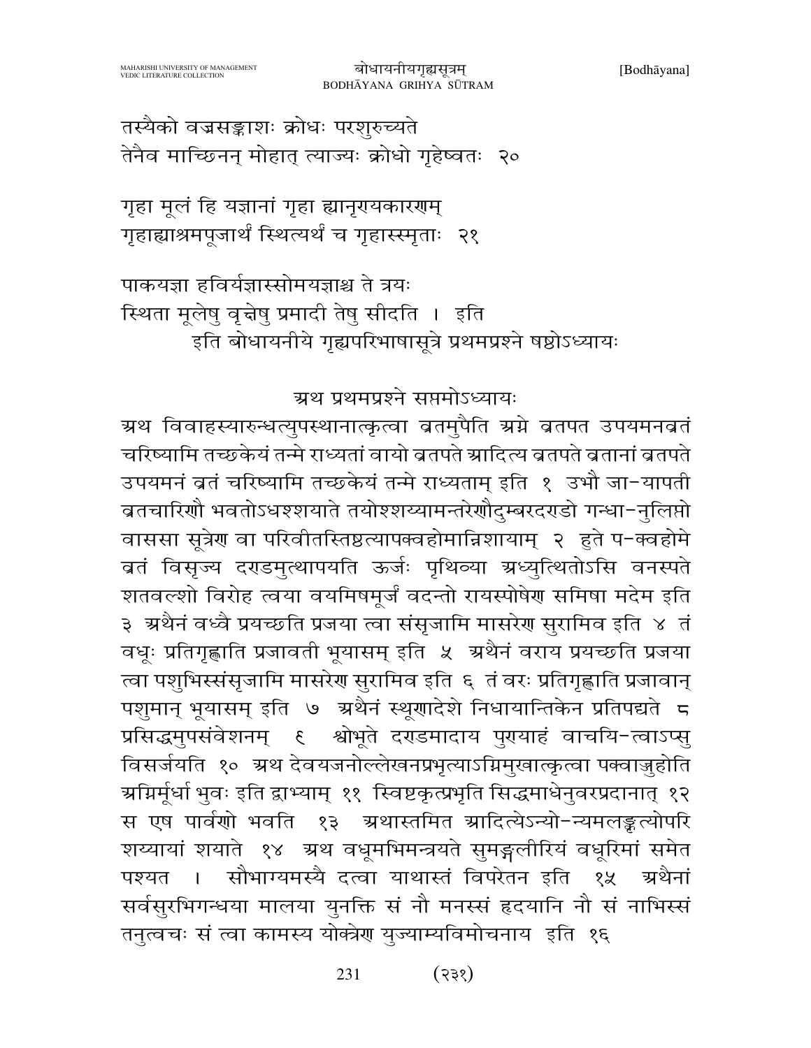तस्यैको वज्रसङ्काशः क्रोधः परशुरुच्यते
तेनैव माच्छिनन् मोहात् त्याज्यः क्रोधो गृहेष्वतः २०

गृहा मूलं हि यज्ञानां गृहा ह्यानृणयकारणम्
गृहाह्याश्रमपूजार्थं स्थित्यर्थं च गृहास्स्मृताः २१

पाकयज्ञा हविर्यज्ञास्सोमयज्ञाश्च ते त्रयः
स्थिता मूलेषु वृक्षेषु प्रमादी तेषु सीदति । इति
इति बोधायनीये गृह्यपरिभाषासूत्रे प्रथमप्रश्ने षष्ठोऽध्यायः

## अथ प्रथमप्रश्ने सप्तमोऽध्यायः

अथ विवाहस्यारुन्धत्युपस्थानात्कृत्वा व्रतमुपैति अग्ने व्रतपत उपयमनव्रतं चरिष्यामि तच्छकेयं तन्मे राध्यतां वायो व्रतपते आदित्य व्रतपते व्रतानां व्रतपते उपयमनं व्रतं चरिष्यामि तच्छकेयं तन्मे राध्यताम् इति १ उभौ जा-यापती व्रतचारिणौ भवतोऽधश्शयाते तयोश्शय्यामन्तरेणौदुम्बरदण्डो गन्धा-नुलिप्तो वाससा सूत्रेण वा परिवीतस्तिष्ठत्यापक्वहोमान्निशायाम् २ हुते प-क्वहोमे व्रतं विसृज्य दण्डमुत्थापयति ऊर्जः पृथिव्या अध्युत्थितोऽसि वनस्पते शतवल्शो विरोह त्वया वयमिषमूर्जं वदन्तो रायस्पोषेण समिषा मदेम इति ३ अथैनं वध्वै प्रयच्छति प्रजया त्वा संसृजामि मासरेण सुरामिव इति ४ तं वधूः प्रतिगृह्णाति प्रजावती भूयासम् इति ५ अथैनं वराय प्रयच्छति प्रजया त्वा पशुभिस्संसृजामि मासरेण सुरामिव इति ६ तं वरः प्रतिगृह्णाति प्रजावान् पशुमान् भूयासम् इति ७ अथैनं स्थूणादेशे निधायान्तिकेन प्रतिपद्यते ८ प्रसिद्धमुपसंवेशनम् ९ श्वोभूते दण्डमादाय पुण्याहं वाचयि-त्वाऽप्सु विसर्जयति १० अथ देवयजनोल्लेखनप्रभृत्याऽग्निमुखात्कृत्वा पक्वाज्जुहोति अग्निर्मूर्धा भुवः इति द्वाभ्याम् ११ स्विष्टकृत्प्रभृति सिद्धमाधेनुवरप्रदानात् १२ स एष पार्वणो भवति १३ अथास्तमित आदित्येऽन्यो-न्यमलङ्कृत्योपरि शय्यायां शयाते १४ अथ वधूमभिमन्त्रयते सुमङ्गलीरियं वधूरिमां समेत पश्यत । सौभाग्यमस्यै दत्वा याथास्तं विपरेतन इति १५ अथैनां सर्वसुरभिगन्धया मालया युनक्ति सं नौ मनस्सं हृदयानि नौ सं नाभिस्सं तनुत्वचः सं त्वा कामस्य योक्त्रेण युज्याम्यविमोचनाय इति १६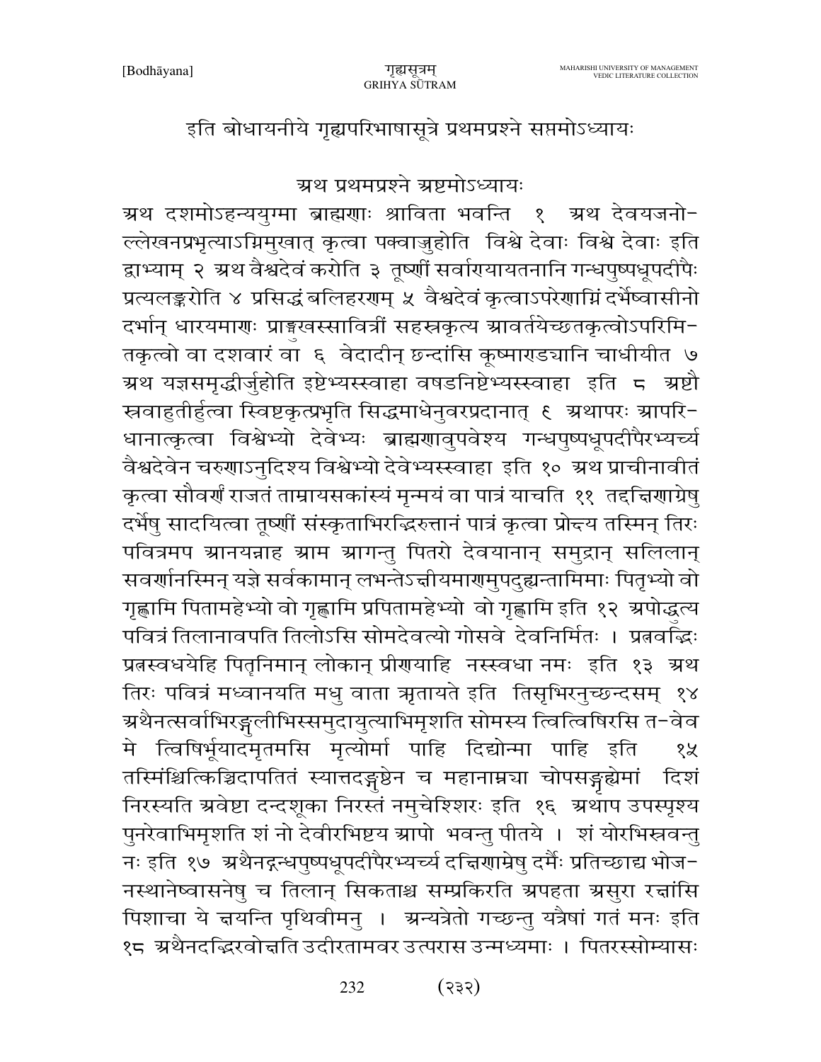इति बोधायनीये गृह्यपरिभाषासूत्रे प्रथमप्रश्ने सप्तमोऽध्यायः

## अथ प्रथमप्रश्ने अष्टमोऽध्यायः

अथ दशमोऽहन्ययुग्मा ब्राह्मणाः श्राविता भवन्ति १ अथ देवयजनोल्लेखनप्रभृत्याऽग्निमुखात् कृत्वा पक्वाज्जुहोति विश्वे देवाः विश्वे देवाः इति द्वाभ्याम् २ अथ वैश्वदेवं करोति ३ तूष्णीं सर्वाण्यायतनानि गन्धपुष्पधूपदीपैः प्रत्यलङ्करोति ४ प्रसिद्धं बलिहरणम् ५ वैश्वदेवं कृत्वाऽपरेणाग्निं दर्भेष्वासीनो दर्भान् धारयमाणः प्राङ्मुखस्सावित्रीं सहस्रकृत्व आवर्तयेच्छतकृत्वोऽपरिमितकृत्वो वा दशवारं वा ६ वेदादीन् छन्दांसि कूष्माण्ड्यानि चाधीयीत ७ अथ यज्ञसमृद्धीर्जुहोति इष्टेभ्यस्स्वाहा वषडनिष्टेभ्यस्स्वाहा इति ८ अष्टौ स्रवाहुतीर्हुत्वा स्विष्टकृत्प्रभृति सिद्धमाधेनुवरप्रदानात् ९ अथापरः आपरिधानात्कृत्वा विश्वेभ्यो देवेभ्यः ब्राह्मणावुपवेश्य गन्धपुष्पधूपदीपैरभ्यर्च्य वैश्वदेवेन चरुणाऽनुदिश्य विश्वेभ्यो देवेभ्यस्स्वाहा इति १० अथ प्राचीनावीतं कृत्वा सौवर्णं राजतं ताम्रायसकांस्यं मृन्मयं वा पात्रं याचति ११ तद्दक्षिणाग्रेषु दर्भेषु सादयित्वा तूष्णीं संस्कृताभिरद्भिरुत्तानं पात्रं कृत्वा प्रोक्ष्य तस्मिन् तिरः पवित्रमप आनयन्नाह आम आगन्तु पितरो देवयानान् समुद्रान् सलिलान् सवर्णानस्मिन् यज्ञे सर्वकामान् लभन्तेऽक्षीयमाणमुपदुह्यन्तामिमाः पितृभ्यो वो गृह्णामि पितामहेभ्यो वो गृह्णामि प्रपितामहेभ्यो वो गृह्णामि इति १२ अपोद्धृत्य पवित्रं तिलानावपति तिलोऽसि सोमदेवत्यो गोसवे देवनिर्मितः । प्रत्नवद्भिः प्रत्नस्वधयेहि पितृनिमान् लोकान् प्रीणयाहि नस्स्वधा नमः इति १३ अथ तिरः पवित्रं मध्वानयति मधु वाता ऋतायते इति तिसृभिरनुच्छन्दसम् १४ अथैनत्सर्वाभिरङ्गुलीभिस्समुदायुत्याभिमृशति सोमस्य त्वित्विषिरसि त-वेव मे त्विषिर्भूयादमृतमसि मृत्योर्मा पाहि दिद्योन्मा पाहि इति १५ तस्मिंश्चित्किञ्चिदापतितं स्यात्तदङ्गुष्ठेन च महानाम्न्या चोपसङ्गृह्येमां दिशं निरस्यति अवेष्टा दन्दशूका निरस्तं नमुचेश्शिरः इति १६ अथाप उपस्पृश्य पुनरेवाभिमृशति शं नो देवीरभिष्टय आपो भवन्तु पीतये । शं योरभिस्रवन्तु नः इति १७ अथैनद्गन्धपुष्पधूपदीपैरभ्यर्च्य दक्षिणाग्रेषु दर्भैः प्रतिच्छाद्य भोजनस्थानेष्वासनेषु च तिलान् सिकताश्च सम्प्रकिरति अपहता असुरा रक्षांसि पिशाचा ये क्षयन्ति पृथिवीमनु । अन्यत्रेतो गच्छन्तु यत्रैषां गतं मनः इति १८ अथैनदद्भिरवोक्षति उदीरतामवर उत्परास उन्मध्यमाः । पितरस्सोम्यासः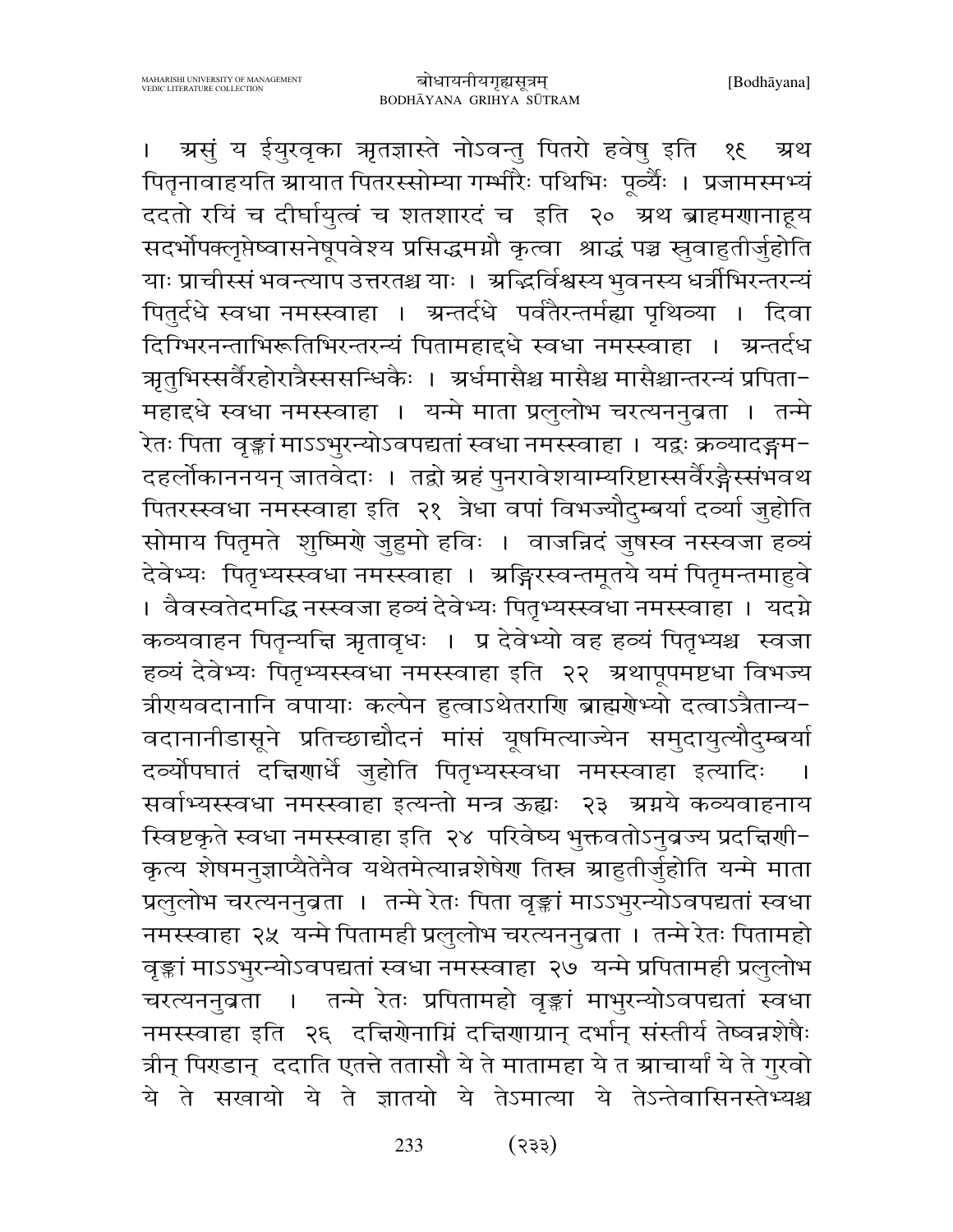। असुं य ईयुरवृका ऋतज्ञास्ते नोऽवन्तु पितरो हवेषु इति १९ अथ पितृनावाहयति आयात पितरस्सोम्या गम्भीरैः पथिभिः पूर्व्यैः । प्रजामस्मभ्यं ददतो रयिं च दीर्घायुत्वं च शतशारदं च इति २० अथ ब्राहमणानाहूय सदर्भोपक्लृप्तेष्वासनेषूपवेश्य प्रसिद्धमग्नौ कृत्वा श्राद्धं पञ्च स्रुवाहुतीर्जुहोति याः प्राचीस्सं भवन्त्याप उत्तरतश्च याः । अद्भिर्विश्वस्य भुवनस्य धर्त्रीभिरन्तरन्यं पितुर्दधे स्वधा नमस्स्वाहा । अन्तर्दधे पर्वतैरन्तर्मह्या पृथिव्या । दिवा दिग्भिरनन्ताभिरूतिभिरन्तरन्यं पितामहाद्धे स्वधा नमस्स्वाहा । अन्तर्दध ऋतुभिस्सर्वैरहोरात्रैस्ससन्धिकैः । अर्धमासैश्च मासैश्च मासैश्चान्तरन्यं प्रपितामहाद्धे स्वधा नमस्स्वाहा । यन्मे माता प्रलुलोभ चरत्यननुव्रता । तन्मे रेतः पिता वृङ्क्तां माऽऽभुरन्योऽवपद्यतां स्वधा नमस्स्वाहा । यद्वः क्रव्यादङ्गमदहर्लोकानन्नयन् जातवेदाः । तद्वो अहं पुनरावेशयाम्यरिष्टास्सर्वैरङ्गैस्संभवथ पितरस्स्वधा नमस्स्वाहा इति २१ त्रेधा वपां विभज्यौदुम्बर्या दर्व्या जुहोति सोमाय पितृमते शुष्मिणे जुहुमो हविः । वाजन्निदं जुषस्व नस्स्वजा हव्यं देवेभ्यः पितृभ्यस्स्वधा नमस्स्वाहा । अङ्गिरस्वन्तमूतये यमं पितृमन्तमाहुवे । वैवस्वतेदमद्धि नस्स्वजा हव्यं देवेभ्यः पितृभ्यस्स्वधा नमस्स्वाहा । यदग्ने कव्यवाहन पितृन्यक्षि ऋतावृधः । प्र देवेभ्यो वह हव्यं पितृभ्यश्च स्वजा हव्यं देवेभ्यः पितृभ्यस्स्वधा नमस्स्वाहा इति २२ अथापूपमष्टधा विभज्य त्रीण्यवदानानि वपायाः कल्पेन हुत्वाऽथेतराणि ब्राह्मणेभ्यो दत्वाऽत्रैतान्यवदानानीडासूने प्रतिच्छाद्यौदनं मांसं यूषमित्याज्येन समुदायुत्यौदुम्बर्या दर्व्योपघातं दक्षिणार्धे जुहोति पितृभ्यस्स्वधा नमस्स्वाहा इत्यादिः । सर्वाभ्यस्स्वधा नमस्स्वाहा इत्यन्तो मन्त्र ऊह्यः २३ अग्नये कव्यवाहनाय स्विष्टकृते स्वधा नमस्स्वाहा इति २४ परिवेष्य भुक्तवतोऽनुव्रज्य प्रदक्षिणीकृत्य शेषमनुज्ञाप्यैतेनैव यथेतमेत्यान्नशेषेण तिस्र आहुतीर्जुहोति यन्मे माता प्रलुलोभ चरत्यननुव्रता । तन्मे रेतः पिता वृङ्क्तां माऽऽभुरन्योऽवपद्यतां स्वधा नमस्स्वाहा २५ यन्मे पितामही प्रलुलोभ चरत्यननुव्रता । तन्मे रेतः पितामहो वृङ्क्तां माऽऽभुरन्योऽवपद्यतां स्वधा नमस्स्वाहा २७ यन्मे प्रपितामही प्रलुलोभ चरत्यननुव्रता । तन्मे रेतः प्रपितामहो वृङ्क्तां माभुरन्योऽवपद्यतां स्वधा नमस्स्वाहा इति २६ दक्षिणेनाग्निं दक्षिणाग्रान् दर्भान् संस्तीर्य तेष्वन्नशेषैः त्रीन् पिण्डान् ददाति एतत्ते ततासौ ये ते मातामहा ये त आचार्या ये ते गुरवो ये ते सखायो ये ते ज्ञातयो ये तेऽमात्या ये तेऽन्तेवासिनस्तेभ्यश्च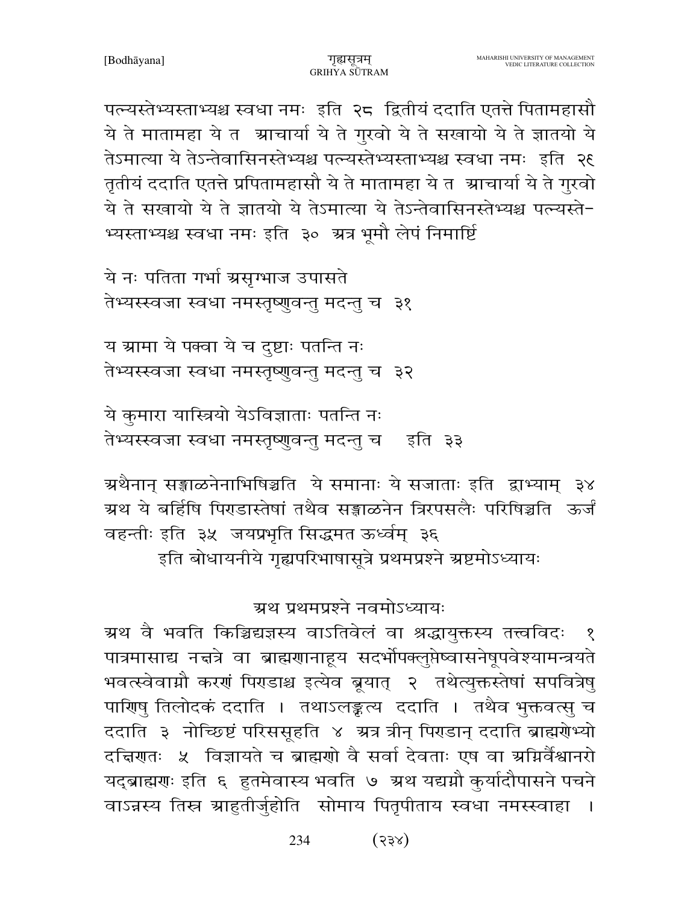पत्न्यस्तेभ्यस्ताभ्यश्च स्वधा नमः इति २८ द्वितीयं ददाति एतत्ते पितामहासौ ये ते मातामहा ये त आचार्या ये ते गुरवो ये ते सखायो ये ते ज्ञातयो ये तेऽमात्या ये तेऽन्तेवासिनस्तेभ्यश्च पत्न्यस्तेभ्यस्ताभ्यश्च स्वधा नमः इति २९ तृतीयं ददाति एतत्ते प्रपितामहासौ ये ते मातामहा ये त आचार्या ये ते गुरवो ये ते सखायो ये ते ज्ञातयो ये तेऽमात्या ये तेऽन्तेवासिनस्तेभ्यश्च पत्न्यस्ते-भ्यस्ताभ्यश्च स्वधा नमः इति ३० अत्र भूमौ लेपं निमार्ष्टि

ये नः पतिता गर्भा असृग्भाज उपासते
तेभ्यस्स्वजा स्वधा नमस्तृष्णुवन्तु मदन्तु च ३१

य आमा ये पक्वा ये च दुष्टाः पतन्ति नः
तेभ्यस्स्वजा स्वधा नमस्तृष्णुवन्तु मदन्तु च ३२

ये कुमारा यास्स्त्रियो येऽविज्ञाताः पतन्ति नः
तेभ्यस्स्वजा स्वधा नमस्तृष्णुवन्तु मदन्तु च इति ३३

अथैनान् सङ्गाळनेनाभिषिञ्चति ये समानाः ये सजाताः इति द्वाभ्याम् ३४ अथ ये बर्हिषि पिण्डास्तेषां तथैव सङ्गाळनेन त्रिरपसलैः परिषिञ्चति ऊर्जं वहन्तीः इति ३५ जयप्रभृति सिद्धमत ऊर्ध्वम् ३६

इति बोधायनीये गृह्यपरिभाषासूत्रे प्रथमप्रश्ने अष्टमोऽध्यायः

## अथ प्रथमप्रश्ने नवमोऽध्यायः

अथ वै भवति किञ्चिद्यज्ञस्य वाऽतिवेलं वा श्रद्धायुक्तस्य तत्त्वविदः १ पात्रमासाद्य नक्षत्रे वा ब्राह्मणानाहूय सदर्भोपक्लुप्तेष्वासनेषूपवेश्यामन्त्रयते भवत्स्वेवाग्नौ करणं पिण्डाश्च इत्येव ब्रूयात् २ तथेत्युक्तस्तेषां सपवित्रेषु पाणिषु तिलोदकं ददाति । तथाऽलङ्कृत्य ददाति । तथैव भुक्तवत्सु च ददाति ३ नोच्छिष्टं परिससूहति ४ अत्र त्रीन् पिण्डान् ददाति ब्राह्मणेभ्यो दक्षिणतः ५ विज्ञायते च ब्राह्मणो वै सर्वा देवताः एष वा अग्निर्वैश्वानरो यद्ब्राह्मणः इति ६ हुतमेवास्य भवति ७ अथ यद्यग्नौ कुर्यादौपासने पचने वाऽन्नस्य तिस्र आहुतीर्जुहोति सोमाय पितृपीताय स्वधा नमस्स्वाहा ।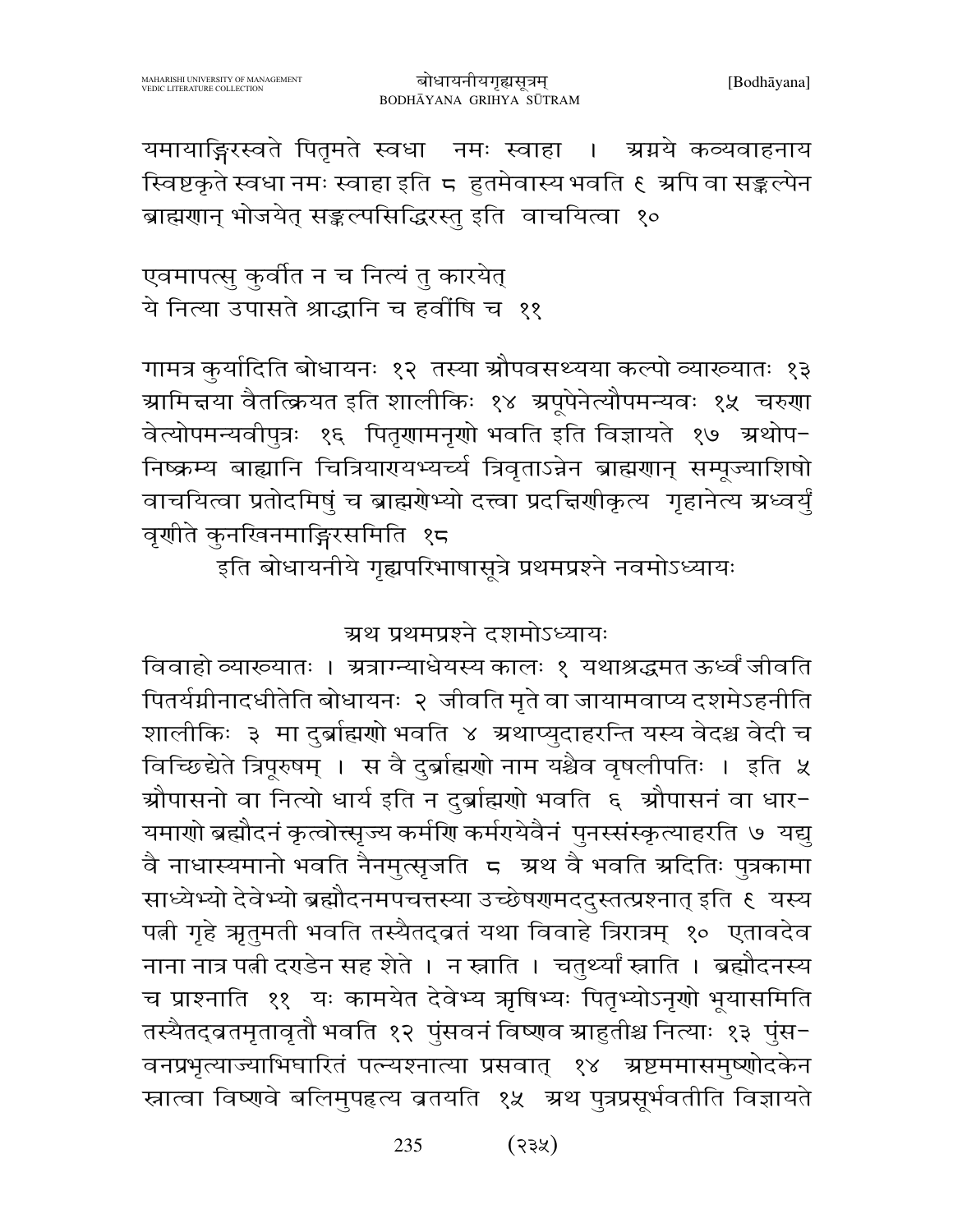यमायाङ्गिरस्वते पितृमते स्वधा नमः स्वाहा । अग्नये कव्यवाहनाय स्विष्टकृते स्वधा नमः स्वाहा इति ८ हुतमेवास्य भवति ९ अपि वा सङ्कल्पेन ब्राह्मणान् भोजयेत् सङ्कल्पसिद्धिरस्तु इति वाचयित्वा १०

एवमापत्सु कुर्वीत न च नित्यं तु कारयेत्
ये नित्या उपासते श्राद्धानि च हवींषि च ११

गामत्र कुर्यादिति बोधायनः १२ तस्या औपवसथ्यया कल्पो व्याख्यातः १३ आमिक्षया वैतत्क्रियत इति शालीकिः १४ अपूपेनेत्यौपमन्यवः १५ चरुणा वेत्योपमन्यवीपुत्रः १६ पितृणामनृणो भवति इति विज्ञायते १७ अथोपनिष्क्रम्य बाह्यानि चित्रियाण्यभ्यर्च्य त्रिवृताऽन्नेन ब्राह्मणान् सम्पूज्याशिषो वाचयित्वा प्रतोदमिषुं च ब्राह्मणेभ्यो दत्त्वा प्रदक्षिणीकृत्य गृहानेत्य अध्वर्युं वृणीते कुनखिनमाङ्गिरसमिति १८

इति बोधायनीये गृह्यपरिभाषासूत्रे प्रथमप्रश्ने नवमोऽध्यायः

## अथ प्रथमप्रश्ने दशमोऽध्यायः

विवाहो व्याख्यातः । अत्राग्न्याधेयस्य कालः १ यथाश्रद्धमत ऊर्ध्वं जीवति पितर्यग्नीनादधीतेति बोधायनः २ जीवति मृते वा जायामवाप्य दशमेऽहनीति शालीकिः ३ मा दुर्ब्राह्मणो भवति ४ अथाप्युदाहरन्ति यस्य वेदश्च वेदी च विच्छिद्येते त्रिपूरुषम् । स वै दुर्ब्राह्मणो नाम यश्चैव वृषलीपतिः । इति ५ औपासनो वा नित्यो धार्य इति न दुर्ब्राह्मणो भवति ६ औपासनं वा धारयमाणो ब्रह्मौदनं कृत्वोत्सृज्य कर्मणि कर्मण्येवैनं पुनस्संस्कृत्याहरति ७ यद्यु वै नाधास्यमानो भवति नैनमुत्सृजति ८ अथ वै भवति अदितिः पुत्रकामा साध्येभ्यो देवेभ्यो ब्रह्मौदनमपचत्तस्या उच्छेषणमददुस्तत्प्रश्नात् इति ९ यस्य पत्नी गृहे ऋतुमती भवति तस्यैतद्व्रतं यथा विवाहे त्रिरात्रम् १० एतावदेव नाना नात्र पत्नी दण्डेन सह शेते । न स्नाति । चतुर्थ्यां स्नाति । ब्रह्मौदनस्य च प्राश्नाति ११ यः कामयेत देवेभ्य ऋषिभ्यः पितृभ्योऽनृणो भूयासमिति तस्यैतद्व्रतमृतावृतौ भवति १२ पुंसवनं विष्णव आहुतीश्च नित्याः १३ पुंसवनप्रभृत्याज्याभिघारितं पत्न्यश्नात्या प्रसवात् १४ अष्टममासमुष्णोदकेन स्नात्वा विष्णवे बलिमुपहृत्य व्रतयति १५ अथ पुत्रप्रसूर्भवतीति विज्ञायते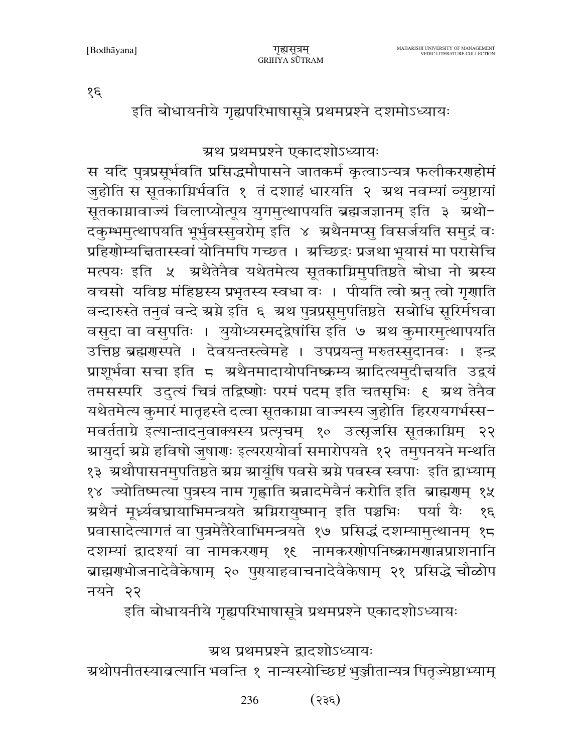१६

इति बोधायनीये गृह्यपरिभाषासूत्रे प्रथमप्रश्ने दशमोऽध्यायः

## अथ प्रथमप्रश्ने एकादशोऽध्यायः

स यदि पुत्रप्रसूर्भवति प्रसिद्धमौपासने जातकर्म कृत्वाऽन्यत्र फलीकरणहोमं जुहोति स सूतकाग्निर्भवति १ तं दशाहं धारयति २ अथ नवम्यां व्युष्टायां सूतकाग्नावाज्यं विलाप्योत्पूय युगमुत्थापयति ब्रह्मजज्ञानम् इति ३ अथो-दकुम्भमुत्थापयति भूर्भुवस्सुवरोम् इति ४ अथैनमप्सु विसर्जयति समुद्रं वः प्रहिणोम्यक्षितास्स्वां योनिमपि गच्छत । अच्छिद्रः प्रजथा भूयासं मा परासेचि मत्पयः इति ५ अथैतेनैव यथेतमेत्य सूतकाग्निमुपतिष्ठते बोधा नो अस्य वचसो यविष्ठ मंहिष्ठस्य प्रभृतस्य स्वधा वः । पीयति त्वो अनु त्वो गृणाति वन्दारुस्ते तनुवं वन्दे अग्ने इति ६ अथ पुत्रप्रसूमुपतिष्ठते सबोधि सूरिर्मघवा वसुदा वा वसुपतिः । युयोध्यस्मद्द्वेषांसि इति ७ अथ कुमारमुत्थापयति उत्तिष्ठ ब्रह्मणस्पते । देवयन्तस्त्वेमहे । उपप्रयन्तु मरुतस्सुदानवः । इन्द्र प्राशूर्भवा सचा इति ८ अथैनमादायोपनिष्क्रम्य आदित्यमुदीक्षयति उद्वयं तमसस्परि उदुत्यं चित्रं तद्विष्णोः परमं पदम् इति चतसृभिः ९ अथ तेनैव यथेतमेत्य कुमारं मातृहस्ते दत्वा सूतकाग्ना वाज्यस्य जुहोति हिरण्यगर्भस्स-मवर्तताग्रे इत्यान्तादनुवाक्यस्य प्रत्यृचम् १० उत्सृजसि सूतकाग्निम् २२ आयुर्दा अग्ने हविषो जुषाणः इत्यरण्योर्वा समारोपयते १२ तमुपनयने मन्थति १३ अथौपासनमुपतिष्ठते अग्न आयूंषि पवसे अग्ने पवस्व स्वपाः इति द्वाभ्याम् १४ ज्योतिष्मत्या पुत्रस्य नाम गृह्णाति अन्नादमेवैनं करोति इति ब्राह्मणम् १५ अथैनं मूर्ध्यवघ्रायाभिमन्त्रयते अग्निरायुष्मान् इति पञ्चभिः पर्या यैः १६ प्रवासादेत्यागतं वा पुत्रमेतैरेवाभिमन्त्रयते १७ प्रसिद्धं दशम्यामुत्थानम् १८ दशम्यां द्वादश्यां वा नामकरणम् १९ नामकरणोपनिष्क्रामणान्नप्राशनानि ब्राह्मणभोजनादेवैकेषाम् २० पुण्याहवाचनादेवैकेषाम् २१ प्रसिद्धे चौळोप नयने २२

इति बोधायनीये गृह्यपरिभाषासूत्रे प्रथमप्रश्ने एकादशोऽध्यायः

## अथ प्रथमप्रश्ने द्वादशोऽध्यायः

अथोपनीतस्याव्रत्यानि भवन्ति १ नान्यस्योच्छिष्टं भुञ्जीतान्यत्र पितृज्येष्ठाभ्याम्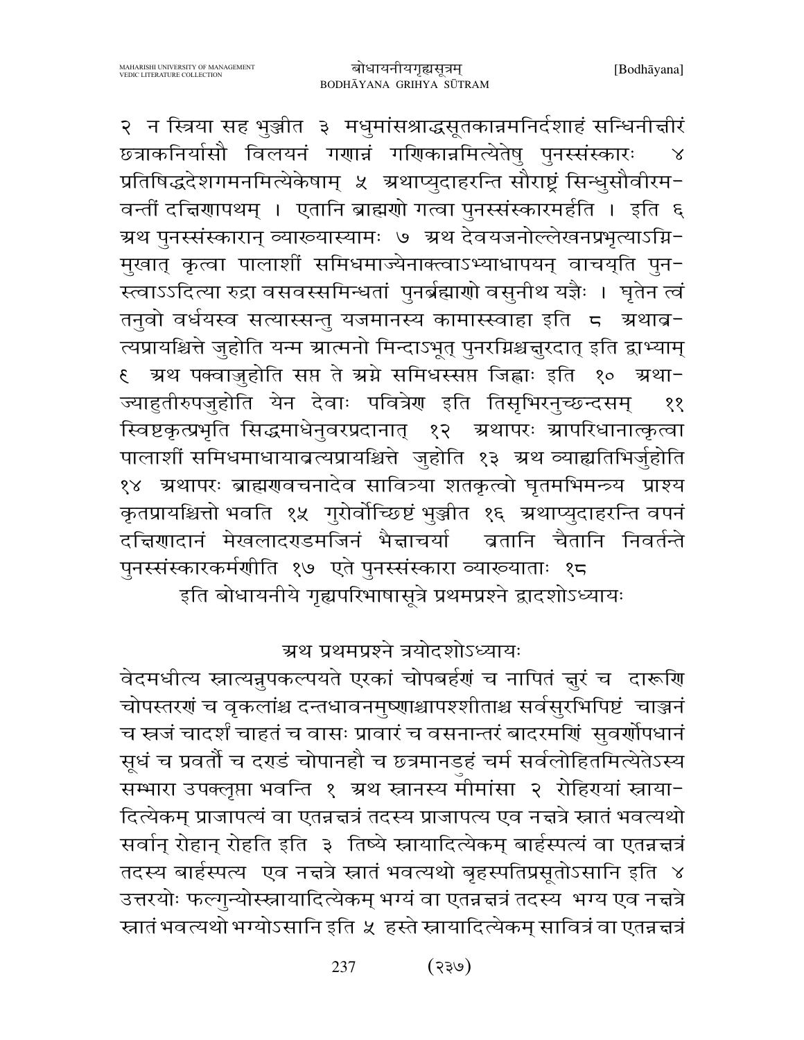२ न स्त्रिया सह भुञ्जीत ३ मधुमांसश्राद्धसूतकान्नमनिर्दशाहं सन्धिनीक्षीरं छत्राकनिर्यासौ विलयनं गणान्नं गणिकान्नमित्येतेषु पुनस्संस्कारः ४ प्रतिषिद्धदेशगमनमित्येकेषाम् ५ अथाप्युदाहरन्ति सौराष्ट्रं सिन्धुसौवीरम-वन्तीं दक्षिणापथम् । एतानि ब्राह्मणो गत्वा पुनस्संस्कारमर्हति । इति ६ अथ पुनस्संस्कारान् व्याख्यास्यामः ७ अथ देवयजनोल्लेखनप्रभृत्याऽग्नि-मुखात् कृत्वा पालाशीं समिधमाज्येनाक्त्वाऽभ्याधापयन् वाचयति पुन-स्त्वाऽऽदित्या रुद्रा वसवस्समिन्धतां पुनर्ब्रह्माणो वसुनीथ यज्ञैः । घृतेन त्वं तनुवो वर्धयस्व सत्यास्सन्तु यजमानस्य कामास्स्वाहा इति ८ अथाव्र-त्यप्रायश्चित्ते जुहोति यन्म आत्मनो मिन्दाऽभूत् पुनरग्निश्चक्षुरदात् इति द्वाभ्याम् ९ अथ पक्वाज्जुहोति सप्त ते अग्ने समिधस्सप्त जिह्वाः इति १० अथा-ज्याहुतीरुपजुहोति येन देवाः पवित्रेण इति तिसृभिरनुच्छन्दसम् ११ स्विष्टकृत्प्रभृति सिद्धमाधेनुवरप्रदानात् १२ अथापरः आपरिधानात्कृत्वा पालाशीं समिधमाधायाव्रत्यप्रायश्चित्ते जुहोति १३ अथ व्याहृतिभिर्जुहोति १४ अथापरः ब्राह्मणवचनादेव सावित्र्या शतकृत्वो घृतमभिमन्त्र्य प्राश्य कृतप्रायश्चित्तो भवति १५ गुरोर्वोच्छिष्टं भुञ्जीत १६ अथाप्युदाहरन्ति वपनं दक्षिणादानं मेखलादण्डमजिनं भैक्षाचर्या व्रतानि चैतानि निवर्तन्ते पुनस्संस्कारकर्मणीति १७ एते पुनस्संस्कारा व्याख्याताः १८

इति बोधायनीये गृह्यपरिभाषासूत्रे प्रथमप्रश्ने द्वादशोऽध्यायः

## अथ प्रथमप्रश्ने त्रयोदशोऽध्यायः

वेदमधीत्य स्नात्यन्नुपकल्पयते एरकां चोपबर्हणं च नापितं क्षुरं च दारूणि चोपस्तरणं च वृकलांश्च दन्तधावनमुष्णाश्चापश्शीताश्च सर्वसुरभिपिष्टं चाञ्जनं च स्रजं चादर्शं चाहतं च वासः प्रावारं च वसनान्तरं बादरमणिं सुवर्णोपधानं सूधं च प्रवर्तौ च दण्डं चोपानहौ च छत्रमानडुहं चर्म सर्वलोहितमित्येतेऽस्य सम्भारा उपक्लृप्ता भवन्ति १ अथ स्नानस्य मीमांसा २ रोहिण्यां स्नाया-दित्येकम् प्राजापत्यं वा एतन्नक्षत्रं तदस्य प्राजापत्य एव नक्षत्रे स्नातं भवत्यथो सर्वान् रोहान् रोहति इति ३ तिष्ये स्नायादित्येकम् बार्हस्पत्यं वा एतन्नक्षत्रं तदस्य बार्हस्पत्य एव नक्षत्रे स्नातं भवत्यथो बृहस्पतिप्रसूतोऽसानि इति ४ उत्तरयोः फल्गुन्योस्स्नायादित्येकम् भग्यं वा एतन्नक्षत्रं तदस्य भग्य एव नक्षत्रे स्नातं भवत्यथो भग्योऽसानि इति ५ हस्ते स्नायादित्येकम् सावित्रं वा एतन्नक्षत्रं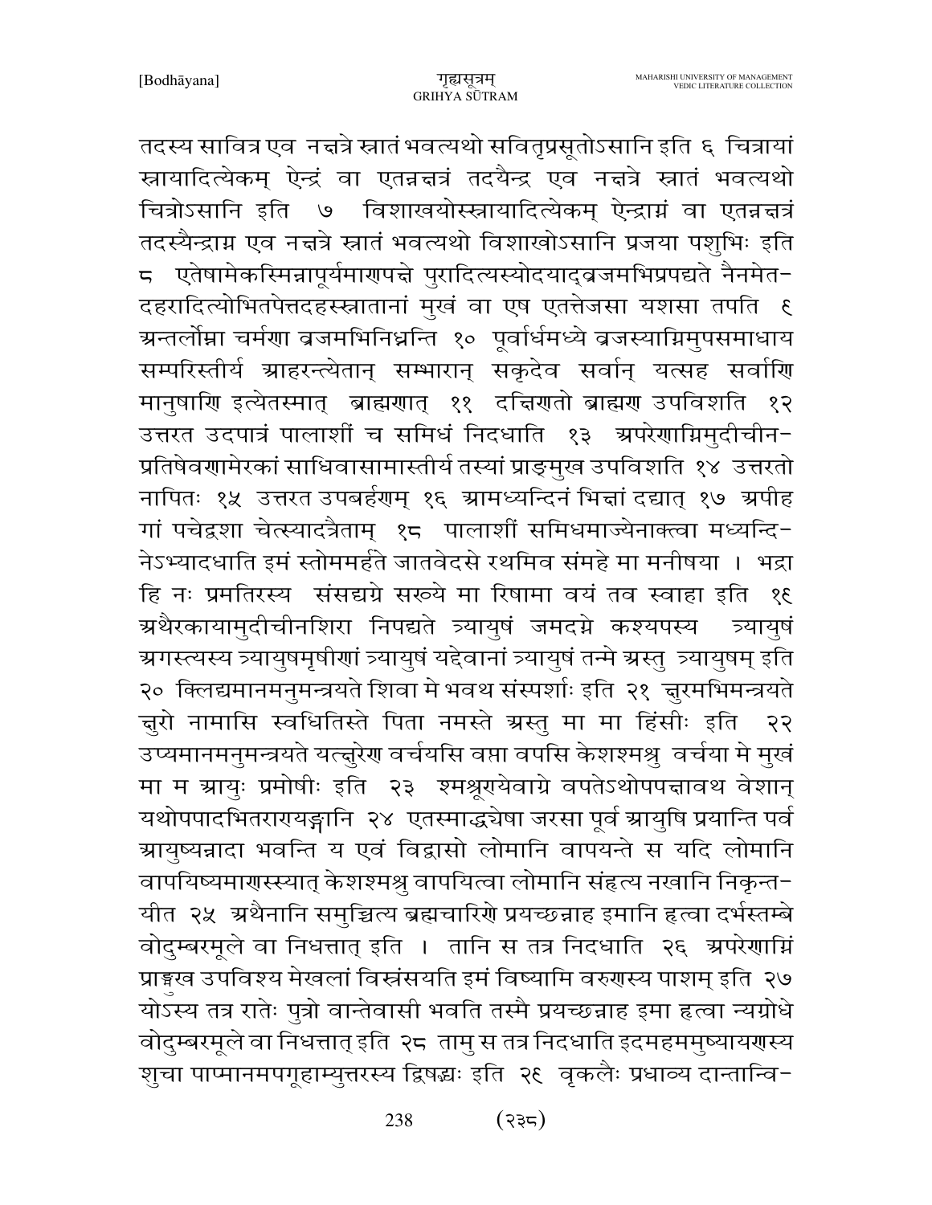तदस्य सावित्र एव नक्षत्रे स्नातं भवत्यथो सवितृप्रसूतोऽसानि इति ६ चित्रायां स्नायादित्येकम् ऐन्द्रं वा एतन्नक्षत्रं तदयैन्द्र एव नक्षत्रे स्नातं भवत्यथो चित्रोऽसानि इति ७ विशाखयोस्स्नायादित्येकम् ऐन्द्राग्नं वा एतन्नक्षत्रं तदस्यैन्द्राग्न एव नक्षत्रे स्नातं भवत्यथो विशाखोऽसानि प्रजया पशुभिः इति ८ एतेषामेकस्मिन्नापूर्यमाणपक्षे पुरादित्यस्योदयाद्व्रजमभिप्रपद्यते नैनमेत-दहरादित्योभितपेत्तदहस्स्नातानां मुखं वा एष एतत्तेजसा यशसा तपति ९ अन्तर्लोम्ना चर्मणा व्रजमभिनिध्नन्ति १० पूर्वार्धमध्ये व्रजस्याग्निमुपसमाधाय सम्परिस्तीर्य आहरन्त्येतान् सम्भारान् सकृदेव सर्वान् यत्सह सर्वाणि मानुषाणि इत्येतस्मात् ब्राह्मणात् ११ दक्षिणतो ब्राह्मण उपविशति १२ उत्तरत उदपात्रं पालाशीं च समिधं निदधाति १३ अपरेणाग्निमुदीचीन-प्रतिषेवणामेरकां साधिवासामास्तीर्य तस्यां प्राङ्मुख उपविशति १४ उत्तरतो नापितः १५ उत्तरत उपबर्हणम् १६ आमध्यन्दिनं भिक्षां दद्यात् १७ अपीह गां पचेद्वशा चेत्स्यादत्रैताम् १८ पालाशीं समिधमाज्येनाक्त्वा मध्यन्दि-नेऽभ्यादधाति इमं स्तोममर्हते जातवेदसे रथमिव संमहे मा मनीषया । भद्रा हि नः प्रमतिरस्य संसद्यग्ने सख्ये मा रिषामा वयं तव स्वाहा इति १९ अथैरकायामुदीचीनशिरा निपद्यते त्र्यायुषं जमदग्ने कश्यपस्य त्र्यायुषं अगस्त्यस्य त्र्यायुषमृषीणां त्र्यायुषं यद्देवानां त्र्यायुषं तन्मे अस्तु त्र्यायुषम् इति २० क्लिद्यमानमनुमन्त्रयते शिवा मे भवथ संस्पर्शाः इति २१ क्षुरमभिमन्त्रयते क्षुरो नामासि स्वधितिस्ते पिता नमस्ते अस्तु मा मा हिंसीः इति २२ उप्यमानमनुमन्त्रयते यत्क्षुरेण वर्चयसि वप्ता वपसि केशश्मश्रु वर्चया मे मुखं मा म आयुः प्रमोषीः इति २३ श्मश्रूण्येवाग्रे वपतेऽथोपपक्षावथ वेशान् यथोपपादभितराण्यङ्गानि २४ एतस्माद्ध्येषा जरसा पूर्व आयुषि प्रयान्ति पर्व आयुष्यन्नादा भवन्ति य एवं विद्वासो लोमानि वापयन्ते स यदि लोमानि वापयिष्यमाणस्स्यात् केशश्मश्रु वापयित्वा लोमानि संहृत्य नखानि निकृन्त-यीत २५ अथैनानि समुच्चित्य ब्रह्मचारिणे प्रयच्छन्नाह इमानि हृत्वा दर्भस्तम्बे वोदुम्बरमूले वा निधत्तात् इति । तानि स तत्र निदधाति २६ अपरेणाग्निं प्राङ्मुख उपविश्य मेखलां विस्रंसयति इमं विष्यामि वरुणस्य पाशम् इति २७ योऽस्य तत्र रातेः पुत्रो वान्तेवासी भवति तस्मै प्रयच्छन्नाह इमा हृत्वा न्यग्रोधे वोदुम्बरमूले वा निधत्तात् इति २८ तामु स तत्र निदधाति इदमहममुष्यायणस्य शुचा पाप्मानमपगूहाम्युत्तरस्य द्विषद्भ्यः इति २९ वृकलैः प्रधाव्य दान्तान्वि-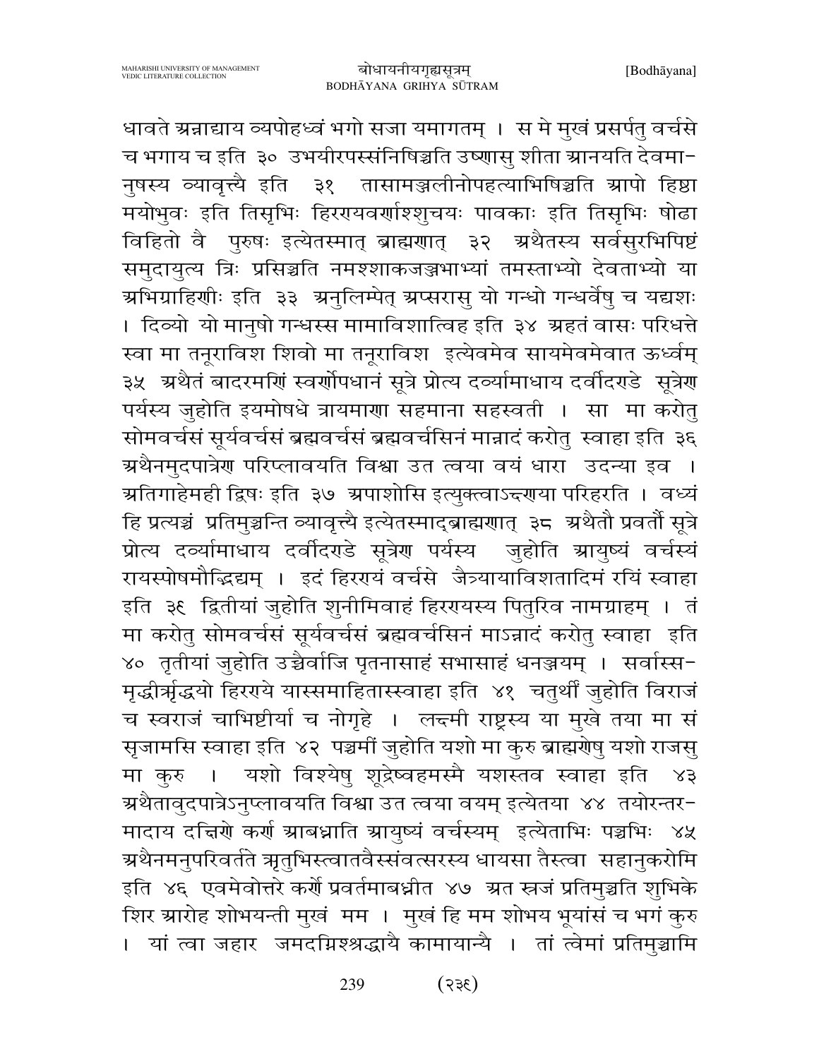धावते अन्नाद्याय व्यपोहध्वं भगो सजा यमागतम् । स मे मुखं प्रसर्पतु वर्चसे च भगाय च इति ३० उभयीरपस्संनिषिञ्चति उष्णासु शीता आनयति देवमानुषस्य व्यावृत्त्यै इति ३१ तासामञ्जलीनोपहत्याभिषिञ्चति आपो हिष्ठा मयोभुवः इति तिसृभिः हिरण्यवर्णाश्शुचयः पावकाः इति तिसृभिः षोढा विहितो वै पुरुषः इत्येतस्मात् ब्राह्मणात् ३२ अथैतस्य सर्वसुरभिपिष्टं समुदायुत्य त्रिः प्रसिञ्चति नमश्शाकजञ्जभाभ्यां तमस्ताभ्यो देवताभ्यो या अभिग्राहिणीः इति ३३ अनुलिम्पेत् अप्सरासु यो गन्धो गन्धर्वेषु च यद्यशः । दिव्यो यो मानुषो गन्धस्स मामाविशात्विह इति ३४ अहतं वासः परिधत्ते स्वा मा तनूराविश शिवो मा तनूराविश इत्येवमेव सायमेवमेवात ऊर्ध्वम् ३५ अथैतं बादरमणिं स्वर्णोपधानं सूत्रे प्रोत्य दर्व्यामाधाय दर्वीदण्डे सूत्रेण पर्यस्य जुहोति इयमोषधे त्रायमाणा सहमाना सहस्वती । सा मा करोतु सोमवर्चसं सूर्यवर्चसं ब्रह्मवर्चसं ब्रह्मवर्चसिनं मान्नादं करोतु स्वाहा इति ३६ अथैनमुदपात्रेण परिप्लावयति विश्वा उत त्वया वयं धारा उदन्या इव । अतिगाहेमही द्विषः इति ३७ अपाशोसि इत्युक्त्वाऽन्दणया परिहरति । वध्यं हि प्रत्यञ्चं प्रतिमुञ्चन्ति व्यावृत्त्यै इत्येतस्माद्ब्राह्मणात् ३८ अथैतौ प्रवर्तौ सूत्रे प्रोत्य दर्व्यामाधाय दर्वीदण्डे सूत्रेण पर्यस्य जुहोति आयुष्यं वर्चस्यं रायस्पोषमौद्भिद्यम् । इदं हिरण्यं वर्चसे जैत्रायाविशतादिमं रयिं स्वाहा इति ३९ द्वितीयां जुहोति शुनीमिवाहं हिरण्यस्य पितुरिव नामग्राहम् । तं मा करोतु सोमवर्चसं सूर्यवर्चसं ब्रह्मवर्चसिनं माऽन्नादं करोतु स्वाहा इति ४० तृतीयां जुहोति उच्चैर्वाजि पृतनासाहं सभासाहं धनञ्जयम् । सर्वास्समृद्धीर्ऋद्धयो हिरण्ये यास्समाहितास्स्वाहा इति ४१ चतुर्थीं जुहोति विराजं च स्वराजं चाभिष्टीर्या च नोगृहे । लक्ष्मी राष्ट्रस्य या मुखे तया मा सं सृजामसि स्वाहा इति ४२ पञ्चमीं जुहोति यशो मा कुरु ब्राह्मणेषु यशो राजसु मा कुरु । यशो विश्येषु शूद्रेष्वहमस्मै यशस्तव स्वाहा इति ४३ अथैतावुदपात्रेऽनुप्लावयति विश्वा उत त्वया वयम् इत्येतया ४४ तयोरन्तरमादाय दक्षिणे कर्ण आबध्नाति आयुष्यं वर्चस्यम् इत्येताभिः पञ्चभिः ४५ अथैनमनुपरिवर्तते ऋतुभिस्त्वातवैस्संवत्सरस्य धायसा तैस्त्वा सहानुकरोमि इति ४६ एवमेवोत्तरे कर्णे प्रवर्तमाबध्नीत ४७ अत स्रजं प्रतिमुञ्चति शुभिके शिर आरोह शोभयन्ती मुखं मम । मुखं हि मम शोभय भूयांसं च भगं कुरु । यां त्वा जहार जमदग्निश्श्रद्धायै कामायान्यै । तां त्वेमां प्रतिमुञ्चामि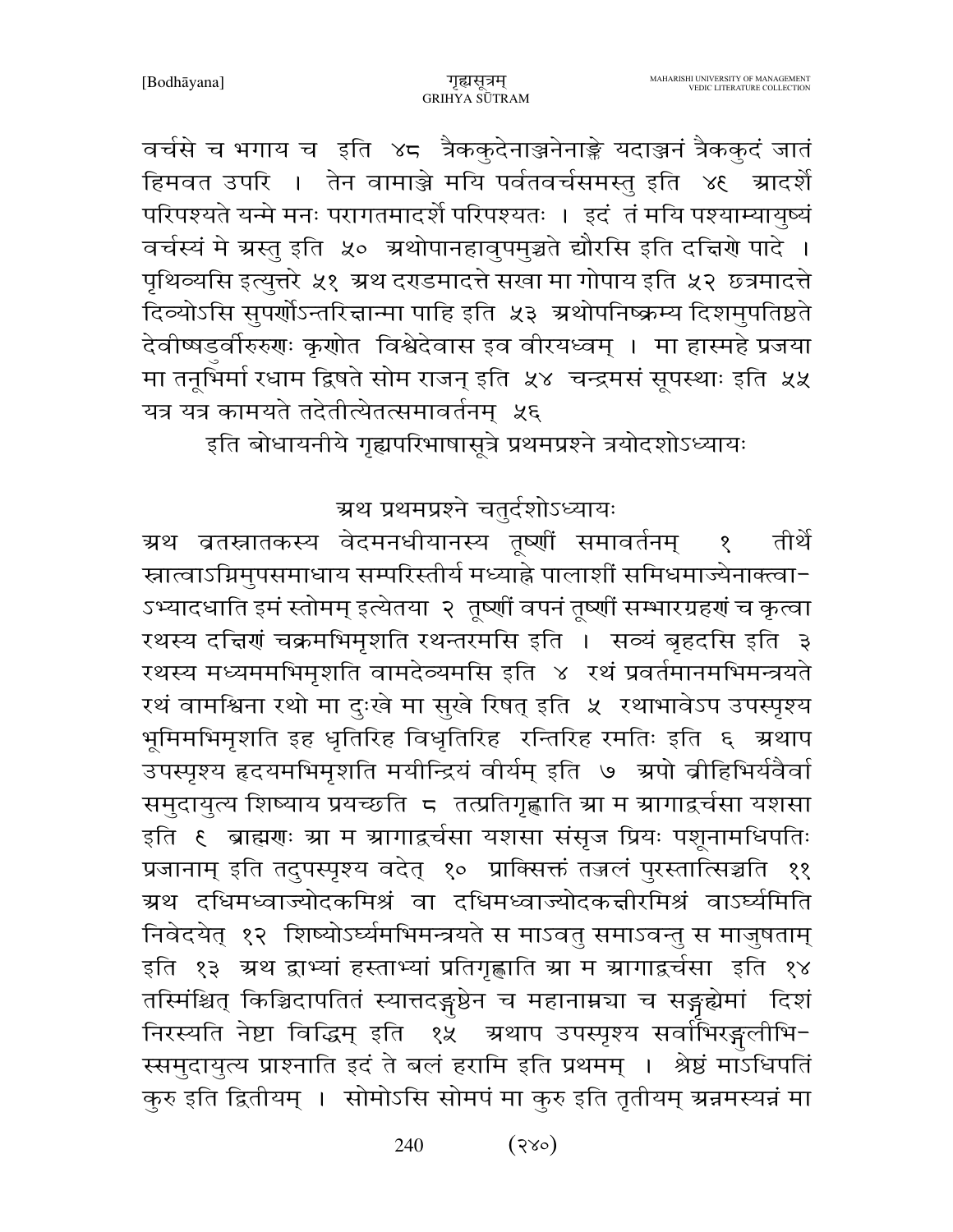वर्चसे च भगाय च इति ४८ त्रैककुदेनाञ्जनेनाङ्क्ते यदाञ्जनं त्रैककुदं जातं हिमवत उपरि । तेन वामाञ्जे मयि पर्वतवर्चसमस्तु इति ४९ आदर्शे परिपश्यते यन्मे मनः परागतमादर्शे परिपश्यतः । इदं तं मयि पश्याम्यायुष्यं वर्चस्यं मे अस्तु इति ५० अथोपानहावुपमुञ्चते द्यौरसि इति दक्षिणे पादे । पृथिव्यसि इत्युत्तरे ५१ अथ दण्डमादत्ते सखा मा गोपाय इति ५२ छत्रमादत्ते दिव्योऽसि सुपर्णोऽन्तरिक्षान्मा पाहि इति ५३ अथोपनिष्क्रम्य दिशमुपतिष्ठते देवीषड्डुर्वीरुरुणः कृणोत विश्वेदेवास इव वीरयध्वम् । मा हास्महे प्रजया मा तनूभिर्मा रधाम द्विषते सोम राजन् इति ५४ चन्द्रमसं सूपस्थाः इति ५५ यत्र यत्र कामयते तदेतीत्येतत्समावर्तनम् ५६

इति बोधायनीये गृह्यपरिभाषासूत्रे प्रथमप्रश्ने त्रयोदशोऽध्यायः

## अथ प्रथमप्रश्ने चतुर्दशोऽध्यायः

अथ व्रतस्नातकस्य वेदमनधीयानस्य तूष्णीं समावर्तनम् १ तीर्थे स्नात्वाऽग्निमुपसमाधाय सम्परिस्तीर्य मध्याह्ने पालाशीं समिधमाज्येनाक्त्वा-ऽभ्यादधाति इमं स्तोमम् इत्येतया २ तूष्णीं वपनं तूष्णीं सम्भारग्रहणं च कृत्वा रथस्य दक्षिणं चक्रमभिमृशति रथन्तरमसि इति । सव्यं बृहदसि इति ३ रथस्य मध्यममभिमृशति वामदेव्यमसि इति ४ रथं प्रवर्तमानमभिमन्त्रयते रथं वामश्विना रथो मा दुःखे मा सुखे रिषत् इति ५ रथाभावेऽप उपस्पृश्य भूमिमभिमृशति इह धृतिरिह विधृतिरिह रन्तिरिह रमतिः इति ६ अथाप उपस्पृश्य हृदयमभिमृशति मयीन्द्रियं वीर्यम् इति ७ अपो व्रीहिभिर्यवैर्वा समुदायुत्य शिष्याय प्रयच्छति ८ तत्प्रतिगृह्णाति आ म आगाद्वर्चसा यशसा इति ९ ब्राह्मणः आ म आगाद्वर्चसा यशसा संसृज प्रियः पशूनामधिपतिः प्रजानाम् इति तदुपस्पृश्य वदेत् १० प्राक्सिक्तं तज्जलं पुरस्तात्सिञ्चति ११ अथ दधिमध्वाज्योदकमिश्रं वा दधिमध्वाज्योदकक्षीरमिश्रं वाऽर्घ्यमिति निवेदयेत् १२ शिष्योऽर्घ्यमभिमन्त्रयते स माऽवतु समाऽवन्तु स माजुषताम् इति १३ अथ द्वाभ्यां हस्ताभ्यां प्रतिगृह्णाति आ म आगाद्वर्चसा इति १४ तस्मिंश्चित् किञ्चिदापतितं स्यात्तदङ्गुष्ठेन च महानाम्न्या च सङ्गृह्येमां दिशं निरस्यति नेष्टा विद्धिम् इति १५ अथाप उपस्पृश्य सर्वाभिरङ्गुलीभि-स्समुदायुत्य प्राश्नाति इदं ते बलं हरामि इति प्रथमम् । श्रेष्ठं माऽधिपतिं कुरु इति द्वितीयम् । सोमोऽसि सोमपं मा कुरु इति तृतीयम् अन्नमस्यन्नं मा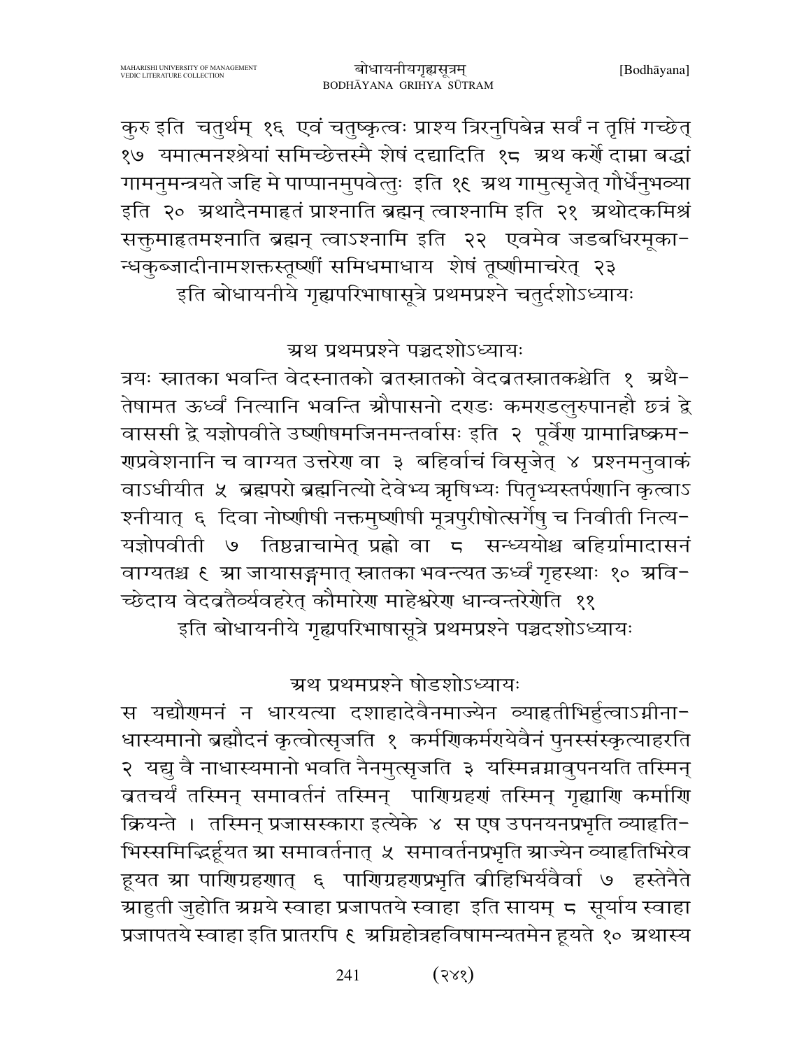कुरु इति चतुर्थम् १६ एवं चतुष्कृत्वः प्राश्य त्रिरनुपिबेन्न सर्वं न तृप्तिं गच्छेत् १७ यमात्मनश्श्रेयां समिच्छेत्तस्मै शेषं दद्यादिति १८ अथ कर्णे दाम्ना बद्धां गामनुमन्त्रयते जहि मे पाप्मानमुपवेत्तुः इति १९ अथ गामुत्सृजेत् गौर्धेनुभव्या इति २० अथादैनमाहृतं प्राश्नाति ब्रह्मन् त्वाश्नामि इति २१ अथोदकमिश्रं सक्तुमाहृतमश्नाति ब्रह्मन् त्वाऽश्नामि इति २२ एवमेव जडबधिरमूकान्धकुब्जादीनामशक्तस्तूष्णीं समिधमाधाय शेषं तूष्णीमाचरेत् २३

इति बोधायनीये गृह्यपरिभाषासूत्रे प्रथमप्रश्ने चतुर्दशोऽध्यायः

## अथ प्रथमप्रश्ने पञ्चदशोऽध्यायः

त्रयः स्नातका भवन्ति वेदस्नातको व्रतस्नातको वेदव्रतस्नातकश्चेति १ अथैतेषामत ऊर्ध्वं नित्यानि भवन्ति औपासनो दण्डः कमण्डलुरुपानहौ छत्रं द्वे वाससी द्वे यज्ञोपवीते उष्णीषमजिनमन्तर्वासः इति २ पूर्वेण ग्रामान्निष्क्रमणप्रवेशनानि च वाग्यत उत्तरेण वा ३ बहिर्वाचं विसृजेत् ४ प्रश्नमनुवाकं वाऽधीयीत ५ ब्रह्मपरो ब्रह्मनित्यो देवेभ्य ऋषिभ्यः पितृभ्यस्तर्पणानि कृत्वाऽश्नीयात् ६ दिवा नोष्णीषी नक्तमुष्णीषी मूत्रपुरीषोत्सर्गेषु च निवीती नित्ययज्ञोपवीती ७ तिष्ठन्नाचामेत् प्रह्वो वा ८ सन्ध्ययोश्च बहिर्ग्रामादासनं वाग्यतश्च ९ आ जायासङ्गमात् स्नातका भवन्त्यत ऊर्ध्वं गृहस्थाः १० अविच्छेदाय वेदव्रतैर्व्यवहरेत् कौमारेण माहेश्वरेण धान्वन्तरेणेति ११

इति बोधायनीये गृह्यपरिभाषासूत्रे प्रथमप्रश्ने पञ्चदशोऽध्यायः

## अथ प्रथमप्रश्ने षोडशोऽध्यायः

स यद्यौणमनं न धारयत्या दशाहादेवैनमाज्येन व्याहृतीभिर्हुत्वाऽग्नीनाधास्यमानो ब्रह्मौदनं कृत्वोत्सृजति १ कर्मणिकर्मण्येवैनं पुनस्संस्कृत्याहरति २ यद्यु वै नाधास्यमानो भवति नैनमुत्सृजति ३ यस्मिन्नग्नावुपनयति तस्मिन् व्रतचर्यं तस्मिन् समावर्तनं तस्मिन् पाणिग्रहणं तस्मिन् गृह्याणि कर्माणि क्रियन्ते । तस्मिन् प्रजासस्कारा इत्येके ४ स एष उपनयनप्रभृति व्याहृतिभिस्समिद्भिर्हूयत आ समावर्तनात् ५ समावर्तनप्रभृति आज्येन व्याहृतिभिरेव हूयत आ पाणिग्रहणात् ६ पाणिग्रहणप्रभृति व्रीहिभिर्यवैर्वा ७ हस्तेनैते आहुती जुहोति अग्नये स्वाहा प्रजापतये स्वाहा इति सायम् ८ सूर्याय स्वाहा प्रजापतये स्वाहा इति प्रातरपि ९ अग्निहोत्रहविषामन्यतमेन हूयते १० अथास्य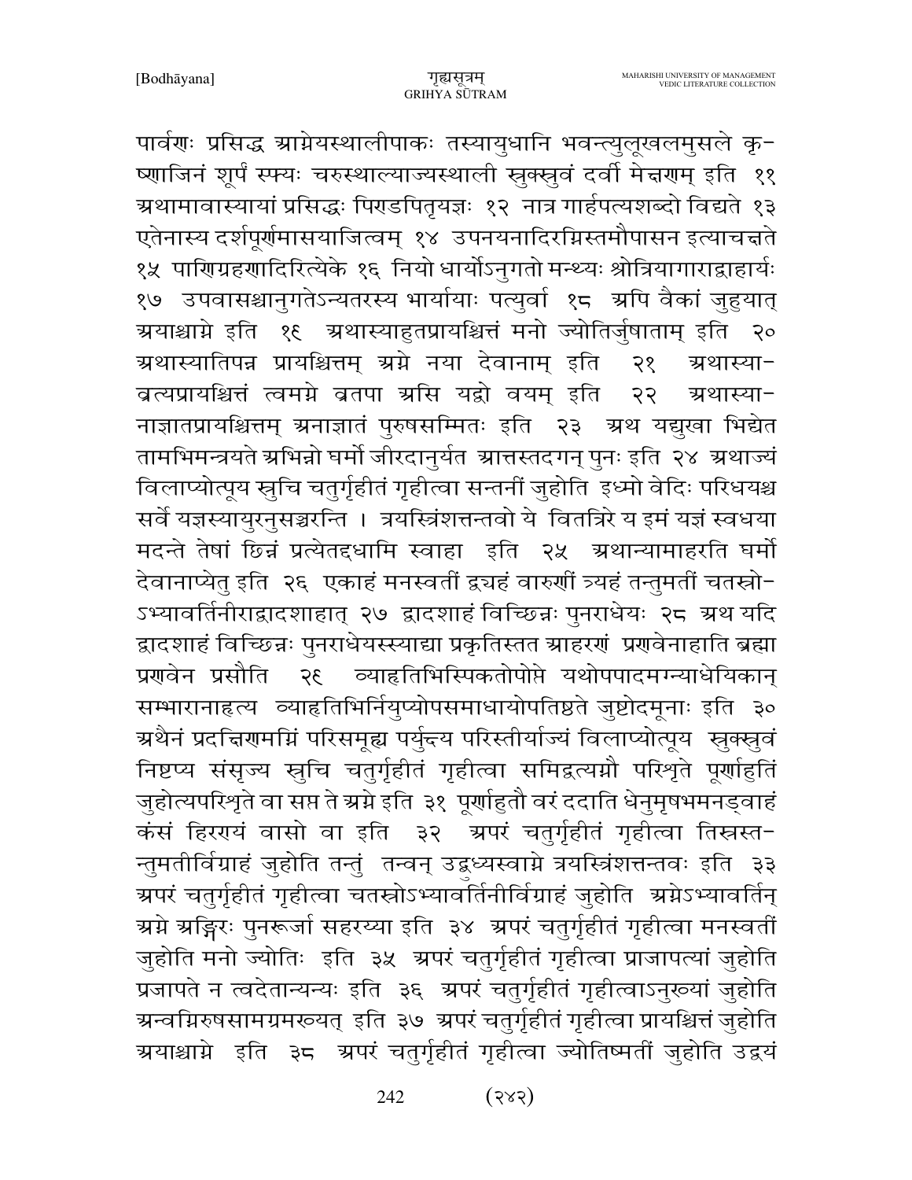पार्वणः प्रसिद्ध आग्नेयस्थालीपाकः तस्यायुधानि भवन्त्युलूखलमुसले कृ-
ष्णाजिनं शूर्पं स्फ्यः चरुस्थाल्याज्यस्थाली स्रुक्स्रुवं दर्वी मेक्षणम् इति ११
अथामावास्यायां प्रसिद्धः पिण्डपितृयज्ञः १२ नात्र गार्हपत्यशब्दो विद्यते १३
एतेनास्य दर्शपूर्णमासयाजित्वम् १४ उपनयनादिरग्निस्तमौपासन इत्याचक्षते
१५ पाणिग्रहणादिरित्येके १६ नियो धार्योऽनुगतो मन्थ्यः श्रोत्रियागाराद्वाहार्यः
१७ उपवासश्चानुगतेऽन्यतरस्य भार्यायाः पत्युर्वा १८ अपि वैकां जुहुयात्
अयाश्चाग्ने इति १९ अथास्याहुतप्रायश्चित्तं मनो ज्योतिर्जुषाताम् इति २०
अथास्यातिपन्न प्रायश्चित्तम् अग्ने नया देवानाम् इति २१ अथास्या-
व्रत्यप्रायश्चित्तं त्वमग्ने व्रतपा असि यद्वो वयम् इति २२ अथास्या-
नाज्ञातप्रायश्चित्तम् अनाज्ञातं पुरुषसम्मितः इति २३ अथ यद्युखा भिद्येत
तामभिमन्त्रयते अभिन्नो घर्मो जीरदानुर्यत आत्तस्तदगन् पुनः इति २४ अथाज्यं
विलाप्योत्पूय स्रुचि चतुर्गृहीतं गृहीत्वा सन्तनीं जुहोति इध्मो वेदिः परिधयश्च
सर्वे यज्ञस्यायुरनुसञ्चरन्ति । त्रयस्त्रिंशत्तन्तवो ये वितत्रिरे य इमं यज्ञं स्वधया
मदन्ते तेषां छिन्नं प्रत्येतद्दधामि स्वाहा इति २५ अथान्यामाहरति घर्मो
देवानाप्येतु इति २६ एकाहं मनस्वतीं द्व्यहं वारुणीं त्र्यहं तन्तुमतीं चतस्रो-
ऽभ्यावर्तिनीराद्वादशाहात् २७ द्वादशाहं विच्छिन्नः पुनराधेयः २८ अथ यदि
द्वादशाहं विच्छिन्नः पुनराधेयस्स्याद्या प्रकृतिस्तत आहरणं प्रणवेनाहाति ब्रह्मा
प्रणवेन प्रसौति २९ व्याहृतिभिस्पिकतोपोप्ते यथोपपादमग्न्याधेयिकान्
सम्भारानाहृत्य व्याहृतिभिर्नियुप्योपसमाधायोपतिष्ठते जुष्टोदमूनाः इति ३०
अथैनं प्रदक्षिणमग्निं परिसमूह्य पर्युक्ष्य परिस्तीर्याज्यं विलाप्योत्पूय स्रुक्स्रुवं
निष्टप्य संसृज्य स्रुचि चतुर्गृहीतं गृहीत्वा समिद्वत्यग्नौ परिश्रिते पूर्णाहुतिं
जुहोत्यपरिश्रिते वा सप्त ते अग्ने इति ३१ पूर्णाहुतौ वरं ददाति धेनुमृषभमनड्वाहं
कंसं हिरण्यं वासो वा इति ३२ अपरं चतुर्गृहीतं गृहीत्वा तिस्रस्त-
न्तुमतीर्विग्राहं जुहोति तन्तुं तन्वन् उद्बुध्यस्वाग्ने त्रयस्त्रिंशत्तन्तवः इति ३३
अपरं चतुर्गृहीतं गृहीत्वा चतस्रोऽभ्यावर्तिनीर्विग्राहं जुहोति अग्नेऽभ्यावर्तिन्
अग्ने अङ्गिरः पुनरूर्जा सहरय्या इति ३४ अपरं चतुर्गृहीतं गृहीत्वा मनस्वतीं
जुहोति मनो ज्योतिः इति ३५ अपरं चतुर्गृहीतं गृहीत्वा प्राजापत्यां जुहोति
प्रजापते न त्वदेतान्यन्यः इति ३६ अपरं चतुर्गृहीतं गृहीत्वाऽनुख्यां जुहोति
अन्वग्निरुषसामग्रमख्यत् इति ३७ अपरं चतुर्गृहीतं गृहीत्वा प्रायश्चित्तं जुहोति
अयाश्चाग्ने इति ३८ अपरं चतुर्गृहीतं गृहीत्वा ज्योतिष्मतीं जुहोति उद्वयं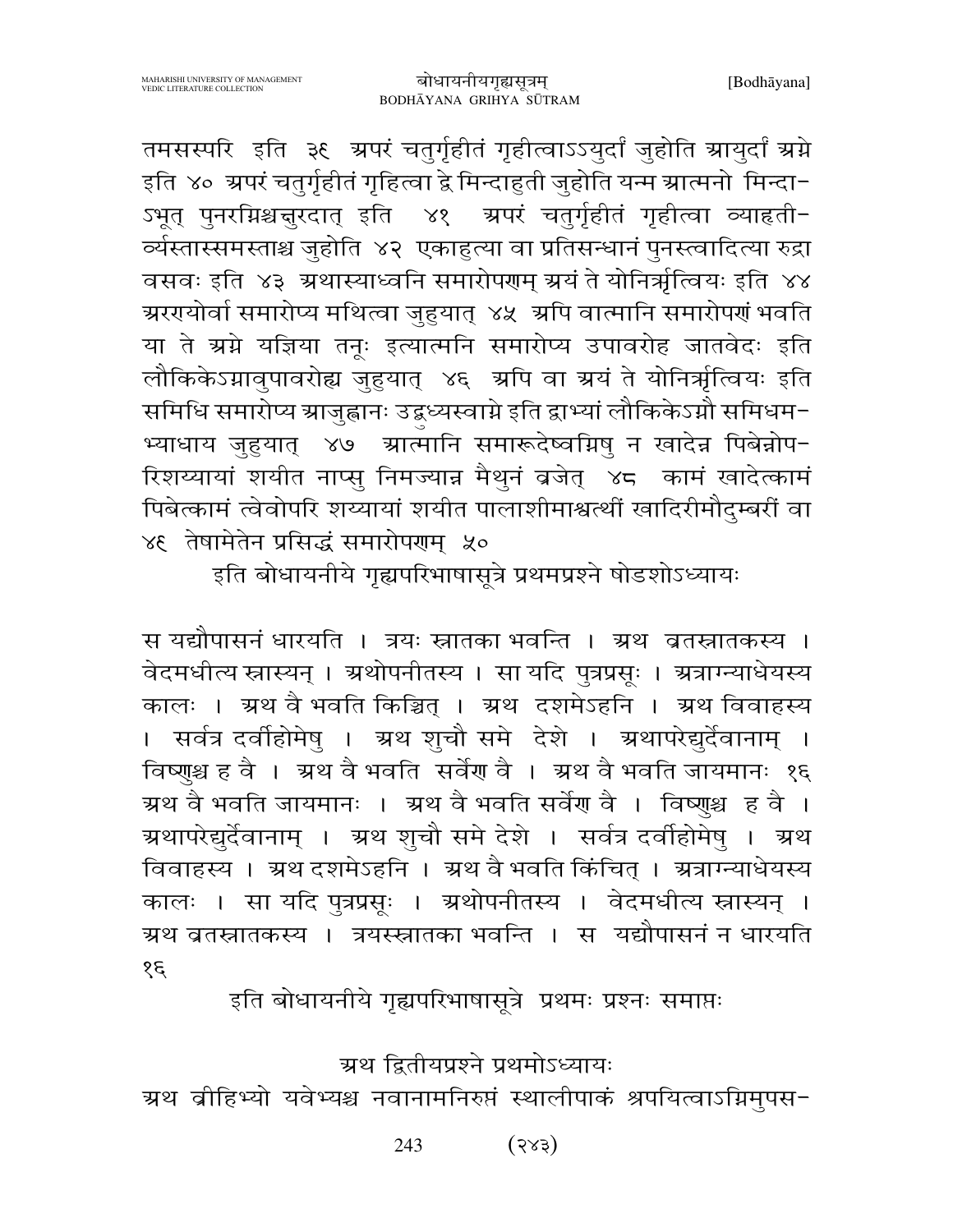तमसस्परि इति ३९ अपरं चतुर्गृहीतं गृहीत्वाऽऽयुर्दां जुहोति आयुर्दा अग्ने इति ४० अपरं चतुर्गृहीतं गृहित्वा द्वे मिन्दाहुती जुहोति यन्म आत्मनो मिन्दाऽभूत् पुनरग्निश्चक्षुरदात् इति ४१ अपरं चतुर्गृहीतं गृहीत्वा व्याहृतीर्व्यस्तास्समस्ताश्च जुहोति ४२ एकाहुत्या वा प्रतिसन्धानं पुनस्त्वादित्या रुद्रा वसवः इति ४३ अथास्याध्वनि समारोपणम् अयं ते योनिर्ऋत्वियः इति ४४ अरण्योर्वा समारोप्य मथित्वा जुहुयात् ४५ अपि वात्मानि समारोपणं भवति या ते अग्ने यज्ञिया तनूः इत्यात्मनि समारोप्य उपावरोह जातवेदः इति लौकिकेऽग्नावुपावरोह्य जुहुयात् ४६ अपि वा अयं ते योनिर्ऋत्वियः इति समिधि समारोप्य आजुह्वानः उद्बुध्यस्वाग्ने इति द्वाभ्यां लौकिकेऽग्नौ समिधमभ्याधाय जुहुयात् ४७ आत्मानि समारूदेष्वग्निषु न खादेन्न पिबेन्नोपरिशय्यायां शयीत नाप्सु निमज्यान्न मैथुनं व्रजेत् ४८ कामं खादेत्कामं पिबेत्कामं त्वेवोपरि शय्यायां शयीत पालाशीमाश्वत्थीं खादिरीमौदुम्बरीं वा ४९ तेषामेतेन प्रसिद्धं समारोपणम् ५०

इति बोधायनीये गृह्यपरिभाषासूत्रे प्रथमप्रश्ने षोडशोऽध्यायः

स यद्यौपासनं धारयति । त्रयः स्नातका भवन्ति । अथ व्रतस्नातकस्य । वेदमधीत्य स्नास्यन् । अथोपनीतस्य । सा यदि पुत्रप्रसूः । अत्राग्न्याधेयस्य कालः । अथ वै भवति किञ्चित् । अथ दशमेऽहनि । अथ विवाहस्य । सर्वत्र दर्वीहोमेषु । अथ शुचौ समे देशे । अथापरेद्युर्देवानाम् । विष्णुश्च ह वै । अथ वै भवति सर्वेण वै । अथ वै भवति जायमानः १६ अथ वै भवति जायमानः । अथ वै भवति सर्वेण वै । विष्णुश्च ह वै । अथापरेद्युर्देवानाम् । अथ शुचौ समे देशे । सर्वत्र दर्वीहोमेषु । अथ विवाहस्य । अथ दशमेऽहनि । अथ वै भवति किंचित् । अत्राग्न्याधेयस्य कालः । सा यदि पुत्रप्रसूः । अथोपनीतस्य । वेदमधीत्य स्नास्यन् । अथ व्रतस्नातकस्य । त्रयस्स्नातका भवन्ति । स यद्यौपासनं न धारयति १६

इति बोधायनीये गृह्यपरिभाषासूत्रे प्रथमः प्रश्नः समाप्तः

अथ द्वितीयप्रश्ने प्रथमोऽध्यायः

अथ व्रीहिभ्यो यवेभ्यश्च नवानामनिरुप्तं स्थालीपाकं श्रपयित्वाऽग्निमुपस-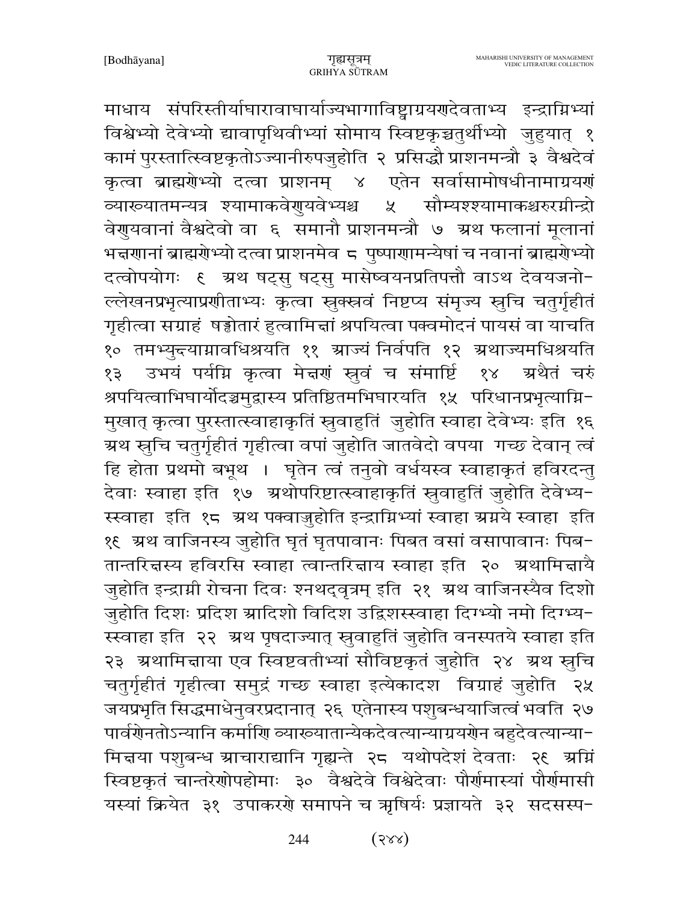माधाय संपरिस्तीर्याघारावाघार्याज्यभागाविष्ट्वाग्रयणदेवताभ्य इन्द्राग्निभ्यां विश्वेभ्यो देवेभ्यो द्यावापृथिवीभ्यां सोमाय स्विष्टकृच्चतुर्थीभ्यो जुहुयात् १ कामं पुरस्तात्स्विष्टकृतोऽज्यानीरुपजुहोति २ प्रसिद्धौ प्राशनमन्त्रौ ३ वैश्वदेवं कृत्वा ब्राह्मणेभ्यो दत्वा प्राशनम् ४ एतेन सर्वासामोषधीनामाग्रयणं व्याख्यातमन्यत्र श्यामाकवेणुयवेभ्यश्च ५ सौम्यश्श्यामाकश्चरुरग्नीन्द्रो वेणुयवानां वैश्वदेवो वा ६ समानौ प्राशनमन्त्रौ ७ अथ फलानां मूलानां भक्षणानां ब्राह्मणेभ्यो दत्वा प्राशनमेव ८ पुष्पाणामन्येषां च नवानां ब्राह्मणेभ्यो दत्वोपयोगः ९ अथ षट्सु षट्सु मासेष्वयनप्रतिपत्तौ वाऽथ देवयजनोल्लेखनप्रभृत्याप्रणीताभ्यः कृत्वा स्रुक्स्रुवं निष्टप्य संमृज्य स्रुचि चतुर्गृहीतं गृहीत्वा सग्राहं षड्ढोतारं हुत्वामिक्षां श्रपयित्वा पक्वमोदनं पायसं वा याचति १० तमभ्युक्ष्याग्नावधिश्रयति ११ आज्यं निर्वपति १२ अथाज्यमधिश्रयति १३ उभयं पर्यग्नि कृत्वा मेक्षणं स्रुवं च संमार्ष्टि १४ अथैतं चरुं श्रपयित्वाभिघार्योदञ्चमुद्वास्य प्रतिष्ठितमभिघारयति १५ परिधानप्रभृत्याग्निमुखात् कृत्वा पुरस्तात्स्वाहाकृतिं स्रुवाहुतिं जुहोति स्वाहा देवेभ्यः इति १६ अथ स्रुचि चतुर्गृहीतं गृहीत्वा वपां जुहोति जातवेदो वपया गच्छ देवान् त्वं हि होता प्रथमो बभूथ । घृतेन त्वं तनुवो वर्धयस्व स्वाहाकृतं हविरदन्तु देवाः स्वाहा इति १७ अथोपरिष्टात्स्वाहाकृतिं स्रुवाहुतिं जुहोति देवेभ्यस्स्वाहा इति १८ अथ पक्वाज्जुहोति इन्द्राग्निभ्यां स्वाहा अग्नये स्वाहा इति १९ अथ वाजिनस्य जुहोति घृतं घृतपावानः पिबत वसां वसापावानः पिबतान्तरिक्षस्य हविरसि स्वाहा त्वान्तरिक्षाय स्वाहा इति २० अथामिक्षायै जुहोति इन्द्राग्नी रोचना दिवः श्नथद्वृत्रम् इति २१ अथ वाजिनस्यैव दिशो जुहोति दिशः प्रदिश आदिशो विदिश उद्दिशस्स्वाहा दिग्भ्यो नमो दिग्भ्यस्स्वाहा इति २२ अथ पृषदाज्यात् स्रुवाहुतिं जुहोति वनस्पतये स्वाहा इति २३ अथामिक्षाया एव स्विष्टवतीभ्यां सौविष्टकृतं जुहोति २४ अथ स्रुचि चतुर्गृहीतं गृहीत्वा समुद्रं गच्छ स्वाहा इत्येकादश विग्राहं जुहोति २५ जयप्रभृति सिद्धमाधेनुवरप्रदानात् २६ एतेनास्य पशुबन्धयाजित्वं भवति २७ पार्वणेनतोऽन्यानि कर्माणि व्याख्यातान्येकदेवत्यान्याग्रयणेन बहुदेवत्यान्यामिक्षया पशुबन्ध आचाराद्यानि गृह्यन्ते २८ यथोपदेशं देवताः २९ अग्निं स्विष्टकृतं चान्तरेणोपहोमाः ३० वैश्वदेवे विश्वेदेवाः पौर्णमास्यां पौर्णमासी यस्यां क्रियेत ३१ उपाकरणे समापने च ऋषिर्यः प्रज्ञायते ३२ सदसस्प-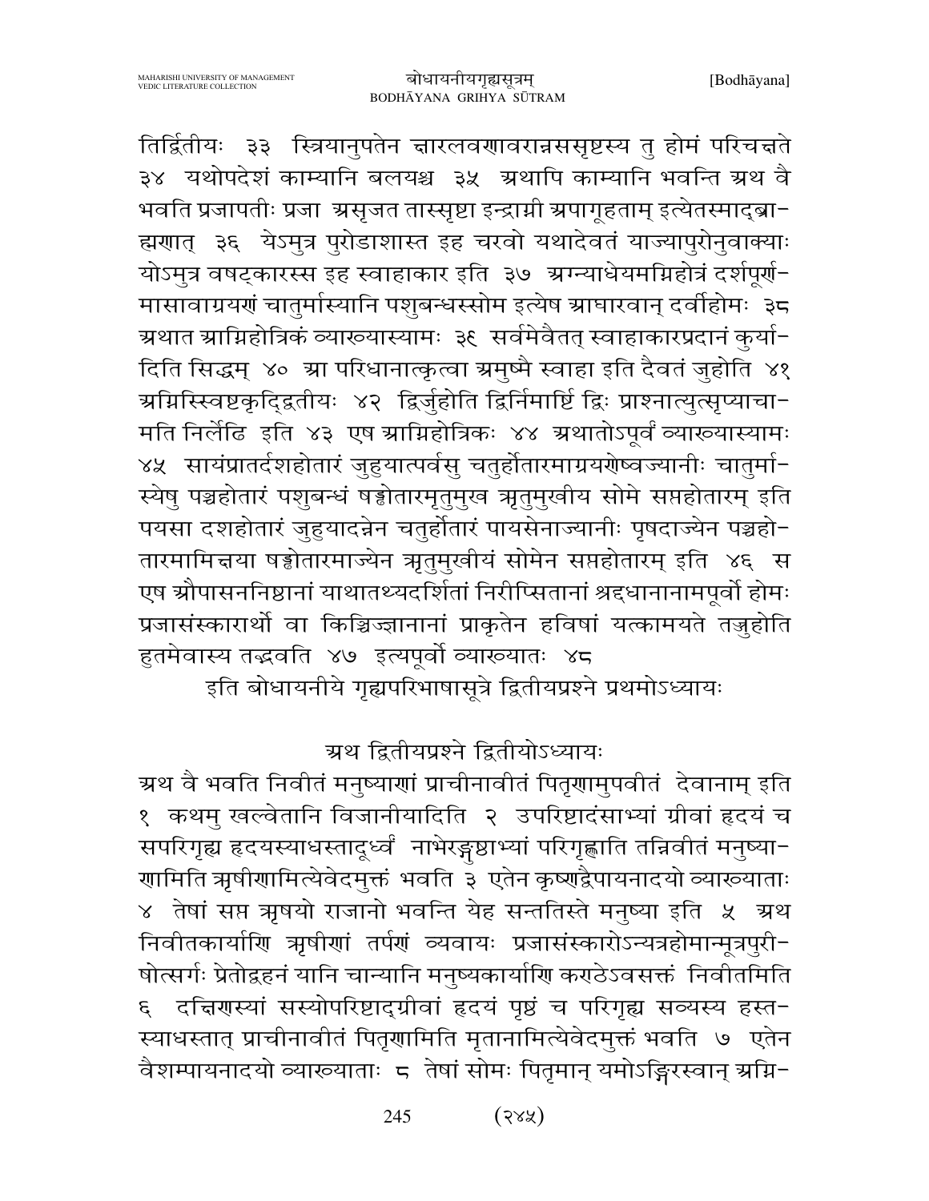तिर्द्वितीयः ३३ स्त्रियानुपतेन क्षारलवणावरान्नससृष्टस्य तु होमं परिचक्षते ३४ यथोपदेशं काम्यानि बलयश्च ३५ अथापि काम्यानि भवन्ति अथ वै भवति प्रजापतीः प्रजा असृजत तास्सृष्टा इन्द्राग्नी अपागूहताम् इत्येतस्माद्ब्राह्मणात् ३६ येऽमुत्र पुरोडाशास्त इह चरवो यथादेवतं याज्यापुरोनुवाक्याः योऽमुत्र वषट्कारस्स इह स्वाहाकार इति ३७ अग्न्याधेयमग्निहोत्रं दर्शपूर्णमासावाग्रयणं चातुर्मास्यानि पशुबन्धस्सोम इत्येष आघारवान् दर्वीहोमः ३८ अथात आग्निहोत्रिकं व्याख्यास्यामः ३९ सर्वमेवैतत् स्वाहाकारप्रदानं कुर्यादिति सिद्धम् ४० आ परिधानात्कृत्वा अमुष्मै स्वाहा इति दैवतं जुहोति ४१ अग्निस्स्विष्टकृद्द्वितीयः ४२ द्विर्जुहोति द्विर्निमार्ष्टि द्विः प्राश्नात्युत्सृप्याचामति निर्लेढि इति ४३ एष आग्निहोत्रिकः ४४ अथातोऽपूर्वं व्याख्यास्यामः ४५ सायंप्रातर्दशहोतारं जुहुयात्पर्वसु चतुर्होतारमाग्रयणेष्वज्यानीः चातुर्मास्येषु पञ्चहोतारं पशुबन्धं षड्ढोतारमृतुमुख ऋतुमुखीय सोमे सप्तहोतारम् इति पयसा दशहोतारं जुहुयादन्नेन चतुर्होतारं पायसेनाज्यानीः पृषदाज्येन पञ्चहोतारमामिक्षया षड्ढोतारमाज्येन ऋतुमुखीयं सोमेन सप्तहोतारम् इति ४६ स एष औपासननिष्ठानां याथातथ्यदर्शितां निरीप्सितानां श्रद्दधानानामपूर्वो होमः प्रजासंस्कारार्थो वा किञ्चिज्ज्ञानानां प्राकृतेन हविषा यत्कामयते तज्जुहोति हुतमेवास्य तद्भवति ४७ इत्यपूर्वो व्याख्यातः ४८

इति बोधायनीये गृह्यपरिभाषासूत्रे द्वितीयप्रश्ने प्रथमोऽध्यायः

## अथ द्वितीयप्रश्ने द्वितीयोऽध्यायः

अथ वै भवति निवीतं मनुष्याणां प्राचीनावीतं पितृणामुपवीतं देवानाम् इति १ कथमु खल्वेतानि विजानीयादिति २ उपरिष्टादंसाभ्यां ग्रीवां हृदयं च सपरिगृह्य हृदयस्याधस्तादूर्ध्वं नाभेरङ्गुष्ठाभ्यां परिगृह्णाति तन्निवीतं मनुष्याणामिति ऋषीणामित्येवेदमुक्तं भवति ३ एतेन कृष्णद्वैपायनादयो व्याख्याताः ४ तेषां सप्त ऋषयो राजानो भवन्ति येह सन्ततिस्ते मनुष्या इति ५ अथ निवीतकार्याणि ऋषीणां तर्पणं व्यवायः प्रजासंस्कारोऽन्यत्रहोमान्मूत्रपुरीषोत्सर्गः प्रेतोद्वहनं यानि चान्यानि मनुष्यकार्याणि कण्ठेऽवसक्तं निवीतमिति ६ दक्षिणस्यां सस्योपरिष्टाद्ग्रीवां हृदयं पृष्ठं च परिगृह्य सव्यस्य हस्तस्याधस्तात् प्राचीनावीतं पितृणामिति मृतानामित्येवेदमुक्तं भवति ७ एतेन वैशम्पायनादयो व्याख्याताः ८ तेषां सोमः पितृमान् यमोऽङ्गिरस्वान् अग्नि-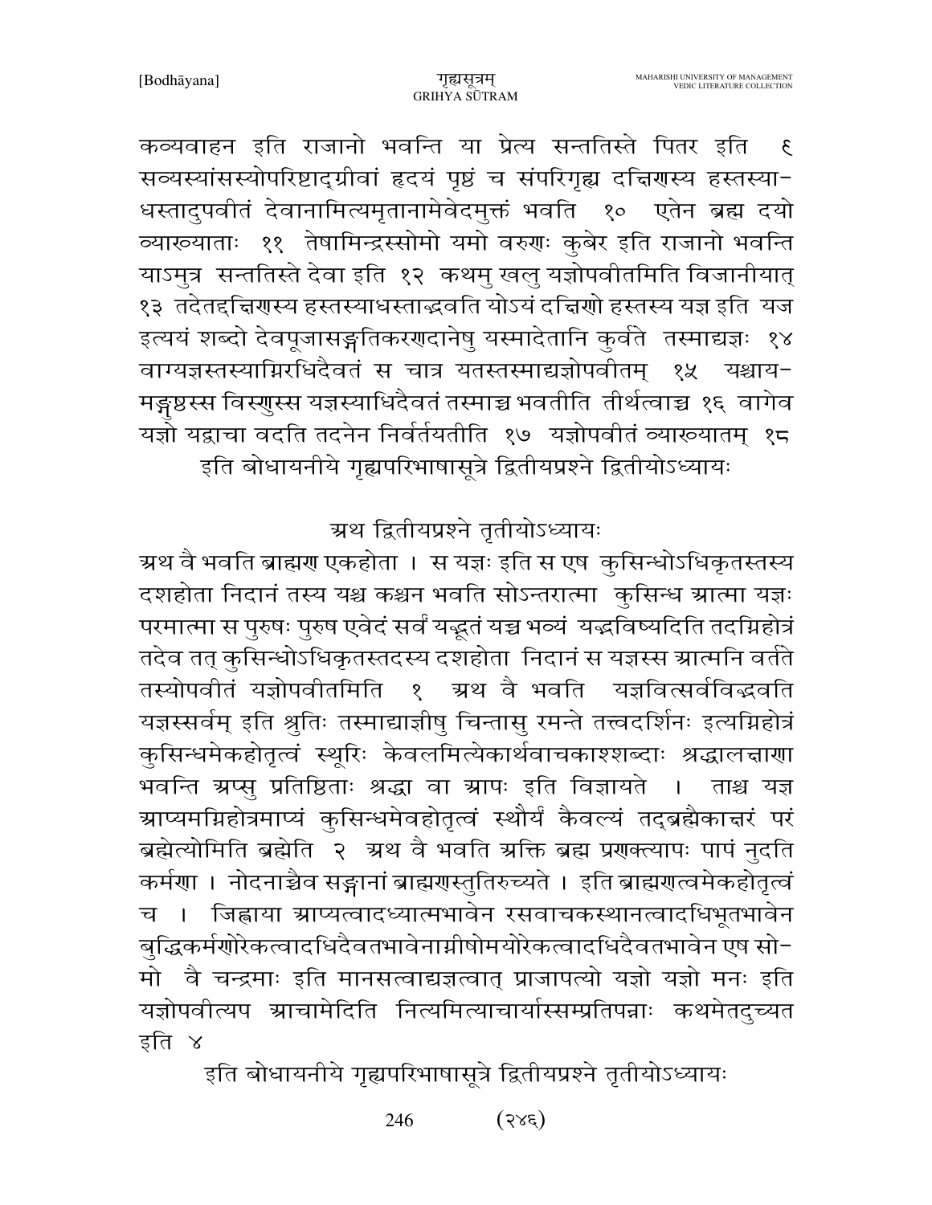कव्यवाहन इति राजानो भवन्ति या प्रेत्य सन्ततिस्ते पितर इति ९ सव्यस्यांसस्योपरिष्टाद्ग्रीवां हृदयं पृष्ठं च संपरिगृह्य दक्षिणस्य हस्तस्या- धस्तादुपवीतं देवानामित्यमृतानामेवेदमुक्तं भवति १० एतेन ब्रह्म दयो व्याख्याताः ११ तेषामिन्द्रस्सोमो यमो वरुणः कुबेर इति राजानो भवन्ति याऽमुत्र सन्ततिस्ते देवा इति १२ कथमु खलु यज्ञोपवीतमिति विजानीयात् १३ तदेतद्दक्षिणस्य हस्तस्याधस्ताद्भवति योऽयं दक्षिणो हस्तस्य यज्ञ इति यज इत्ययं शब्दो देवपूजासङ्गतिकरणदानेषु यस्मादेतानि कुर्वते तस्माद्यज्ञः १४ वाग्यज्ञस्तस्याग्निरधिदैवतं स चात्र यतस्तस्माद्यज्ञोपवीतम् १५ यश्चाय- मङ्गुष्ठस्स विष्णुस्स यज्ञस्याधिदैवतं तस्माच्च भवतीति तीर्थत्वाच्च १६ वागेव यज्ञो यद्वाचा वदति तदनेन निर्वर्तयतीति १७ यज्ञोपवीतं व्याख्यातम् १८

इति बोधायनीये गृह्यपरिभाषासूत्रे द्वितीयप्रश्ने द्वितीयोऽध्यायः

## अथ द्वितीयप्रश्ने तृतीयोऽध्यायः

अथ वै भवति ब्राह्मण एकहोता । स यज्ञः इति स एष कुसिन्धोऽधिकृतस्तस्य दशहोता निदानं तस्य यश्च कश्चन भवति सोऽन्तरात्मा कुसिन्ध आत्मा यज्ञः परमात्मा स पुरुषः पुरुष एवेदं सर्वं यद्भूतं यच्च भव्यं यद्भविष्यदिति तदग्निहोत्रं तदेव तत् कुसिन्धोऽधिकृतस्तदस्य दशहोता निदानं स यज्ञस्स आत्मनि वर्तते तस्योपवीतं यज्ञोपवीतमिति १ अथ वै भवति यज्ञवित्सर्वविद्भवति यज्ञस्सर्वम् इति श्रुतिः तस्माद्याज्ञीषु चिन्तासु रमन्ते तत्त्वदर्शिनः इत्यग्निहोत्रं कुसिन्धमेकहोतृत्वं स्थूरिः केवलमित्येकार्थवाचकाश्शब्दाः श्रद्धालक्षणा भवन्ति अप्सु प्रतिष्ठिताः श्रद्धा वा आपः इति विज्ञायते । ताश्च यज्ञ आप्यमग्निहोत्रमाप्यं कुसिन्धमेवहोतृत्वं स्थौर्यं कैवल्यं तद्ब्रह्मैकाक्षरं परं ब्रह्मेत्योमिति ब्रह्मेति २ अथ वै भवति अक्ति ब्रह्म प्रणक्त्यापः पापं नुदति कर्मणा । नोदनाच्चैव सङ्गानां ब्राह्मणस्तुतिरुच्यते । इति ब्राह्मणत्वमेकहोतृत्वं च । जिह्वाया आप्यत्वादध्यात्मभावेन रसवाचकस्थानत्वादधिभूतभावेन बुद्धिकर्मणोरेकत्वादधिदैवतभावेनाग्नीषोमयोरेकत्वादधिदैवतभावेन एष सो- मो वै चन्द्रमाः इति मानसत्वाद्यज्ञत्वात् प्राजापत्यो यज्ञो यज्ञो मनः इति यज्ञोपवीत्यप आचामेदिति नित्यमित्याचार्यास्सम्प्रतिपन्नाः कथमेतदुच्यत इति ४

इति बोधायनीये गृह्यपरिभाषासूत्रे द्वितीयप्रश्ने तृतीयोऽध्यायः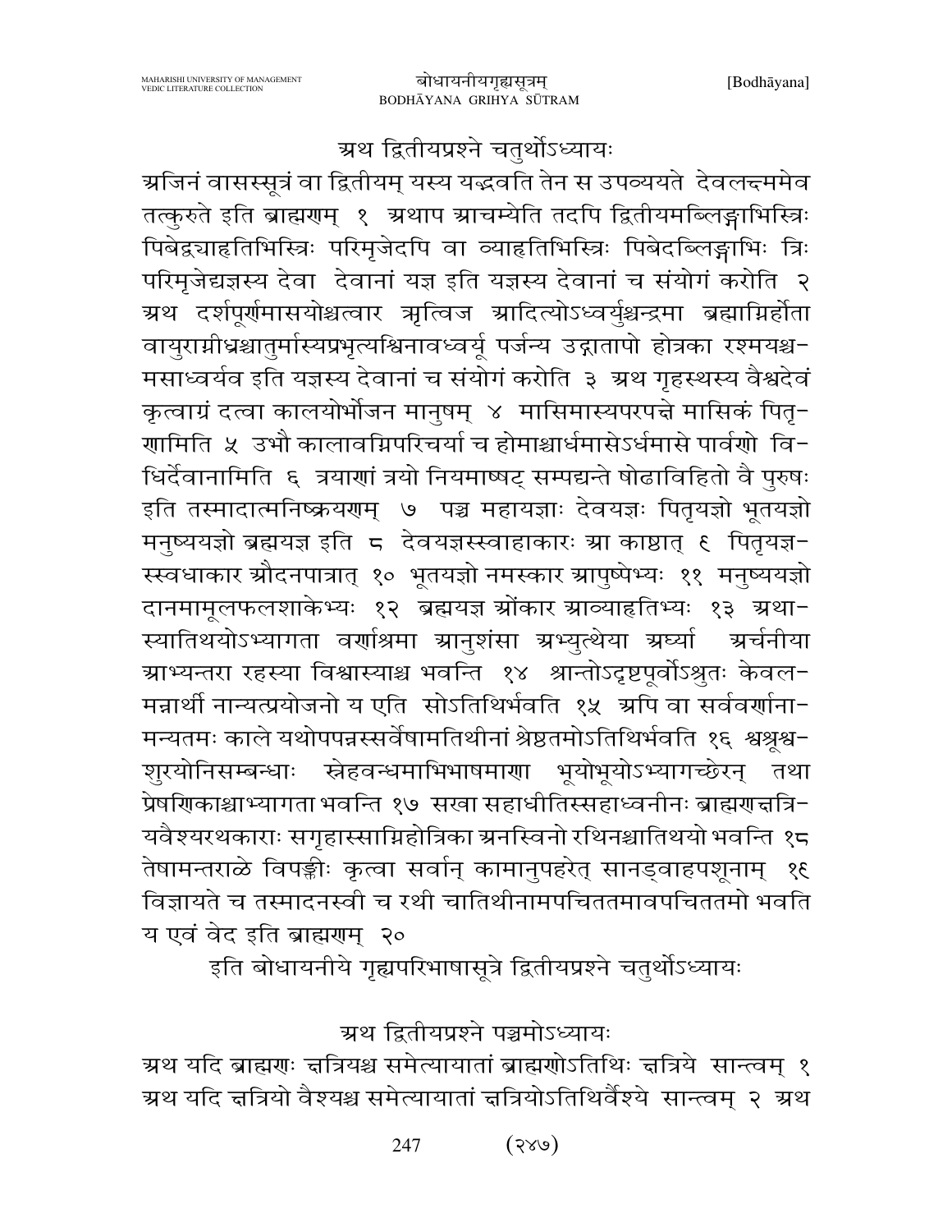## अथ द्वितीयप्रश्ने चतुर्थोऽध्यायः

अजिनं वासस्सूत्रं वा द्वितीयम् यस्य यद्भवति तेन स उपव्ययते देवलक्ष्ममेव तत्कुरुते इति ब्राह्मणम् १ अथाप आचम्येति तदपि द्वितीयमब्लिङ्गाभिस्त्रिः पिबेद्व्याहृतिभिस्त्रिः परिमृजेदपि वा व्याहृतिभिस्त्रिः पिबेदब्लिङ्गाभिः त्रिः परिमृजेद्यज्ञस्य देवा देवानां यज्ञ इति यज्ञस्य देवानां च संयोगं करोति २ अथ दर्शपूर्णमासयोश्चत्वार ऋत्विज आदित्योऽध्वर्युश्चन्द्रमा ब्रह्माग्निर्होता वायुराग्नीध्रश्चातुर्मास्यप्रभृत्यश्विनावध्वर्यू पर्जन्य उद्गातापो होत्रका रश्मयश्च-मसाध्वर्यव इति यज्ञस्य देवानां च संयोगं करोति ३ अथ गृहस्थस्य वैश्वदेवं कृत्वाग्रं दत्वा कालयोर्भोजन मानुषम् ४ मासिमास्यपरपक्षे मासिकं पितृ-णामिति ५ उभौ कालावग्निपरिचर्या च होमाश्चार्धमासेऽर्धमासे पार्वणो वि-धिर्देवानामिति ६ त्रयाणां त्रयो नियमाष्षट् सम्पद्यन्ते षोढाविहितो वै पुरुषः इति तस्मादात्मनिष्क्रयणम् ७ पञ्च महायज्ञाः देवयज्ञः पितृयज्ञो भूतयज्ञो मनुष्ययज्ञो ब्रह्मयज्ञ इति ८ देवयज्ञस्स्वाहाकारः आ काष्ठात् ९ पितृयज्ञ-स्स्वधाकार औदनपात्रात् १० भूतयज्ञो नमस्कार आपुष्पेभ्यः ११ मनुष्ययज्ञो दानमामूलफलशाकेभ्यः १२ ब्रह्मयज्ञ ओंकार आव्याहृतिभ्यः १३ अथा-स्यातिथयोऽभ्यागता वर्णाश्रमा आनुशंसा अभ्युत्थेया अर्घ्या अर्चनीया आभ्यन्तरा रहस्या विश्वास्याश्च भवन्ति १४ श्रान्तोऽदृष्टपूर्वोऽश्रुतः केवल-मन्नार्थी नान्यत्प्रयोजनो य एति सोऽतिथिर्भवति १५ अपि वा सर्ववर्णाना-मन्यतमः काले यथोपपन्नस्सर्वेषामतिथीनां श्रेष्ठतमोऽतिथिर्भवति १६ श्वश्रूश्व-शुरयोनिसम्बन्धाः स्नेहवन्धमाभिभाषमाणा भूयोभूयोऽभ्यागच्छेरन् तथा प्रेषणिकाश्चाभ्यागता भवन्ति १७ सखा सहाधीतिस्सहाध्वनीनः ब्राह्मणक्षत्रि-यवैश्यरथकाराः सगृहास्साग्निहोत्रिका अनस्विनो रथिनश्चातिथयो भवन्ति १८ तेषामन्तराळे विपङ्क्तीः कृत्वा सर्वान् कामानुपहरेत् सानड्वाहपशूनाम् १९ विज्ञायते च तस्मादनस्वी च रथी चातिथीनामपचिततमावपचिततमो भवति य एवं वेद इति ब्राह्मणम् २०

इति बोधायनीये गृह्यपरिभाषासूत्रे द्वितीयप्रश्ने चतुर्थोऽध्यायः

## अथ द्वितीयप्रश्ने पञ्चमोऽध्यायः

अथ यदि ब्राह्मणः क्षत्रियश्च समेत्यायातां ब्राह्मणोऽतिथिः क्षत्रिये सान्त्वम् १ अथ यदि क्षत्रियो वैश्यश्च समेत्यायातां क्षत्रियोऽतिथिर्वैश्ये सान्त्वम् २ अथ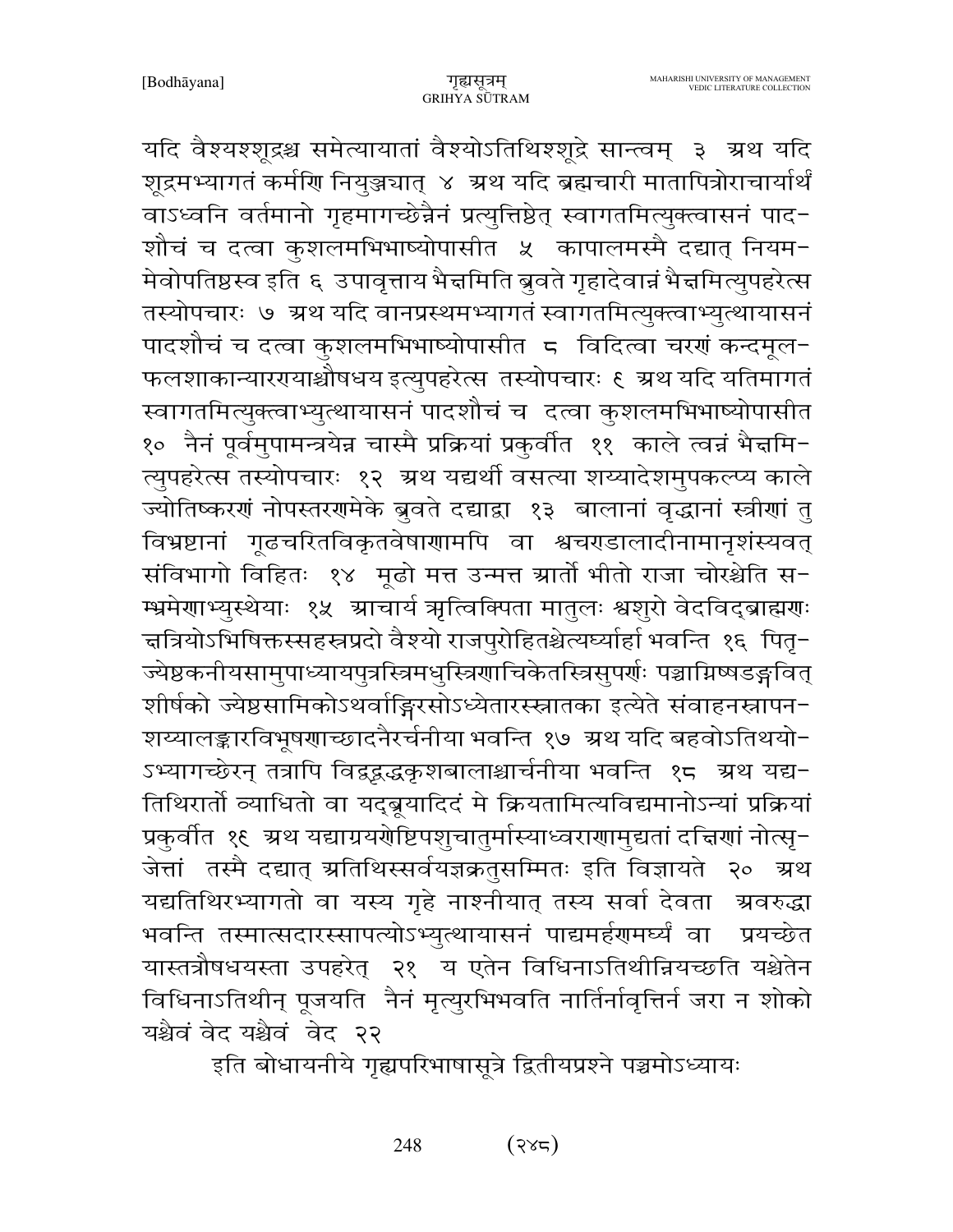यदि वैश्यश्शूद्रश्च समेत्यायातां वैश्योऽतिथिश्शूद्रे सान्त्वम् ३ अथ यदि शूद्रमभ्यागतं कर्मणि नियुञ्ज्यात् ४ अथ यदि ब्रह्मचारी मातापित्रोराचार्यार्थं वाऽध्वनि वर्तमानो गृहमागच्छेन्नैनं प्रत्युत्तिष्ठेत् स्वागतमित्युक्त्वासनं पादशौचं च दत्वा कुशलमभिभाष्योपासीत ५ कापालमस्मै दद्यात् नियममेवोपतिष्ठस्व इति ६ उपावृत्ताय भैक्षमिति ब्रुवते गृहादेवान्नं भैक्षमित्युपहरेत्स तस्योपचारः ७ अथ यदि वानप्रस्थमभ्यागतं स्वागतमित्युक्त्वाभ्युत्थायासनं पादशौचं च दत्वा कुशलमभिभाष्योपासीत ८ विदित्वा चरणं कन्दमूलफलशाकान्यारण्याश्चौषधय इत्युपहरेत्स तस्योपचारः ९ अथ यदि यतिमागतं स्वागतमित्युक्त्वाभ्युत्थायासनं पादशौचं च दत्वा कुशलमभिभाष्योपासीत १० नैनं पूर्वमुपामन्त्रयेन्न चास्मै प्रक्रियां प्रकुर्वीत ११ काले त्वन्नं भैक्षमित्युपहरेत्स तस्योपचारः १२ अथ यद्यर्थी वसत्या शय्यादेशमुपकल्प्य काले ज्योतिष्करणं नोपस्तरणमेके ब्रुवते दद्याद्वा १३ बालानां वृद्धानां स्त्रीणां तु विभ्रष्टानां गूढचरितविकृतवेषाणामपि वा श्वचण्डालादीनामानृशंस्यवत् संविभागो विहितः १४ मूढो मत्त उन्मत्त आर्तो भीतो राजा चोरश्चेति सम्भ्रमेणाभ्युत्थेयाः १५ आचार्य ऋत्विक्पिता मातुलः श्वशुरो वेदविद्ब्राह्मणः क्षत्रियोऽभिषिक्तस्सहस्रप्रदो वैश्यो राजपुरोहितश्चेत्यर्घ्यार्हा भवन्ति १६ पितृज्येष्ठकनीयसामुपाध्यायपुत्रस्त्रिमधुस्त्रिणाचिकेतस्त्रिसुपर्णः पञ्चाग्निषडङ्गवित् शीर्षको ज्येष्ठसामिकोऽथर्वाङ्गिरसोऽध्येतारस्स्नातका इत्येते संवाहनस्नापनशय्यालङ्कारविभूषणाच्छादनैरर्चनीया भवन्ति १७ अथ यदि बहवोऽतिथयोऽभ्यागच्छेरन् तत्रापि विद्वद्वृद्धकृशबालाश्चार्चनीया भवन्ति १८ अथ यद्यतिथिरार्तो व्याधितो वा यद्ब्रूयादिदं मे क्रियतामित्यविद्यमानोऽन्यां प्रक्रियां प्रकुर्वीत १९ अथ यद्याग्रयणेष्टिपशुचातुर्मास्याध्वराणामुद्यतां दक्षिणां नोत्सृजेत्तां तस्मै दद्यात् अतिथिस्सर्वयज्ञक्रतुसम्मितः इति विज्ञायते २० अथ यद्यतिथिरभ्यागतो वा यस्य गृहे नाश्नीयात् तस्य सर्वा देवता अवरुद्धा भवन्ति तस्मात्सदारस्सापत्योऽभ्युत्थायासनं पाद्यमर्हणमर्घ्यं वा प्रयच्छेत यास्तत्रौषधयस्ता उपहरेत् २१ य एतेन विधिनाऽतिथीन्नियच्छति यश्चेतेन विधिनाऽतिथीन् पूजयति नैनं मृत्युरभिभवति नार्तिर्नावृत्तिर्न जरा न शोको यश्चैवं वेद यश्चैवं वेद २२

इति बोधायनीये गृह्यपरिभाषासूत्रे द्वितीयप्रश्ने पञ्चमोऽध्यायः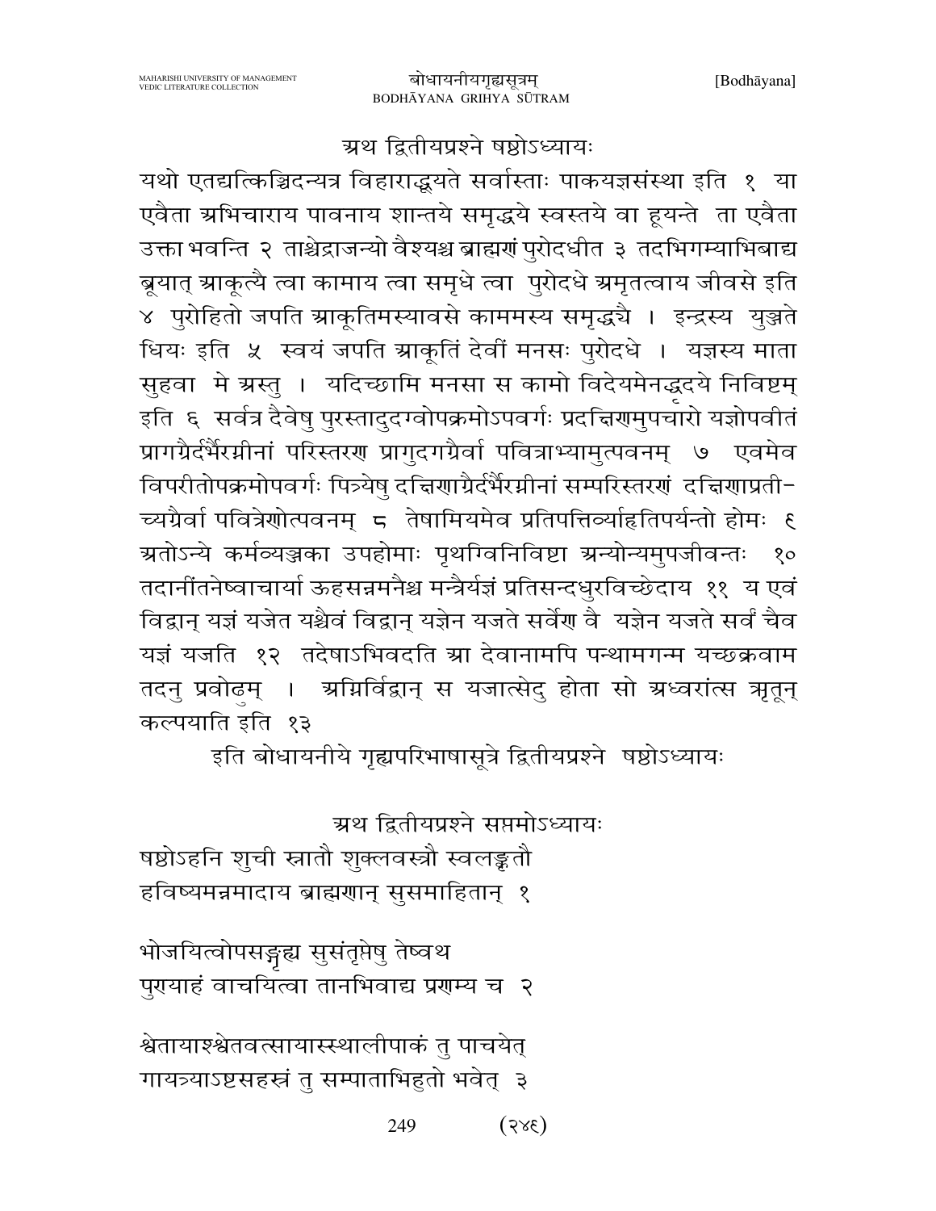## अथ द्वितीयप्रश्ने षष्ठोऽध्यायः

यथो एतद्यत्किञ्चिदन्यत्र विहाराद्धूयते सर्वास्ताः पाकयज्ञसंस्था इति १ या एवैता अभिचाराय पावनाय शान्तये समृद्धये स्वस्तये वा हूयन्ते ता एवैता उक्ता भवन्ति २ ताश्चेद्राजन्यो वैश्यश्च ब्राह्मणं पुरोदधीत ३ तदभिगम्याभिबाद्य ब्रूयात् आकूत्यै त्वा कामाय त्वा समृधे त्वा पुरोदधे अमृतत्वाय जीवसे इति ४ पुरोहितो जपति आकूतिमस्यावसे काममस्य समृद्ध्यै । इन्द्रस्य युञ्जते धियः इति ५ स्वयं जपति आकूतिं देवीं मनसः पुरोदधे । यज्ञस्य माता सुहवा मे अस्तु । यदिच्छामि मनसा स कामो विदेयमेनद्धृदये निविष्टम् इति ६ सर्वत्र दैवेषु पुरस्तादुदग्वोपक्रमोऽपवर्गः प्रदक्षिणमुपचारो यज्ञोपवीतं प्रागग्रैर्दर्भैरग्नीनां परिस्तरण प्रागुदगग्रैर्वा पवित्राभ्यामुत्पवनम् ७ एवमेव विपरीतोपक्रमोपवर्गः पित्र्येषु दक्षिणाग्रैर्दर्भैरग्नीनां सम्परिस्तरणं दक्षिणाप्रतीच्यग्रैर्वा पवित्रेणोत्पवनम् ८ तेषामियमेव प्रतिपत्तिर्व्याहृतिपर्यन्तो होमः ९ अतोऽन्ये कर्मव्यञ्जका उपहोमाः पृथग्विनिविष्टा अन्योन्यमुपजीवन्तः १० तदानींतनेष्वाचार्या ऊहसन्नमनैश्च मन्त्रैर्यज्ञं प्रतिसन्दधुरविच्छेदाय ११ य एवं विद्वान् यज्ञं यजेत यश्चैवं विद्वान् यज्ञेन यजते सर्वेण वै यज्ञेन यजते सर्वं चैव यज्ञं यजति १२ तदेषाऽभिवदति आ देवानामपि पन्थामगन्म यच्छक्रवाम तदनु प्रवोढुम् । अग्निर्विद्वान् स यजात्सेदु होता सो अध्वरांत्स ऋतून् कल्पयाति इति १३

इति बोधायनीये गृह्यपरिभाषासूत्रे द्वितीयप्रश्ने षष्ठोऽध्यायः

## अथ द्वितीयप्रश्ने सप्तमोऽध्यायः

षष्ठोऽहनि शुची स्नातौ शुक्लवस्त्रौ स्वलङ्कृतौ
हविष्यमन्नमादाय ब्राह्मणान् सुसमाहितान् १

भोजयित्वोपसङ्गृह्य सुसंतृप्तेषु तेष्वथ
पुण्याहं वाचयित्वा तानभिवाद्य प्रणम्य च २

श्वेतायाश्श्वेतवत्सायास्स्थालीपाकं तु पाचयेत्
गायत्र्याऽष्टसहस्रं तु सम्पाताभिहुतो भवेत् ३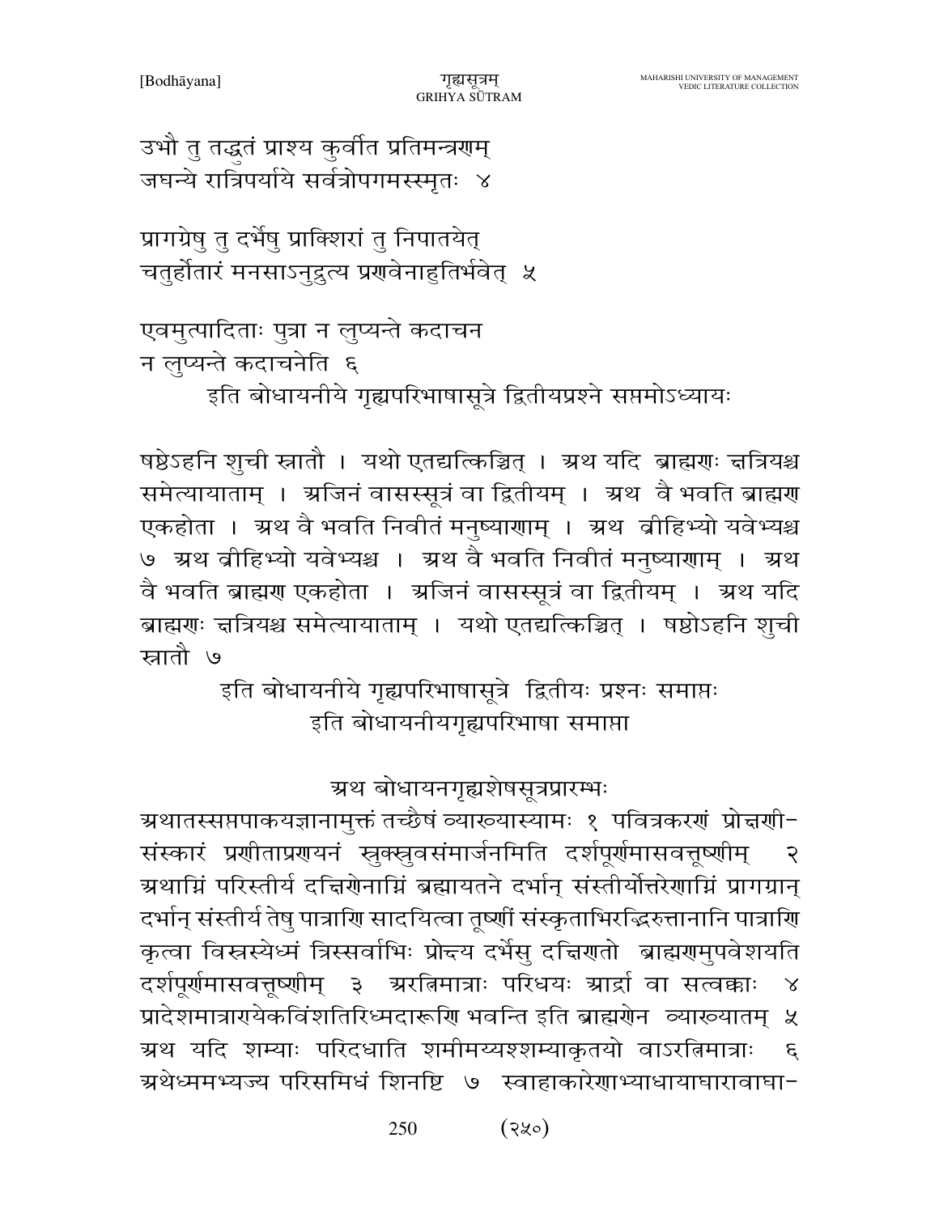उभौ तु तद्धुतं प्राश्य कुर्वीत प्रतिमन्त्रणम्
जघन्ये रात्रिपर्याये सर्वत्रोपगमस्स्मृतः ४

प्रागग्रेषु तु दर्भेषु प्राक्शिरां तु निपातयेत्
चतुर्होतारं मनसाऽनुद्रुत्य प्रणवेनाहुतिर्भवेत् ५

एवमुत्पादिताः पुत्रा न लुप्यन्ते कदाचन
न लुप्यन्ते कदाचनेति ६

इति बोधायनीये गृह्यपरिभाषासूत्रे द्वितीयप्रश्ने सप्तमोऽध्यायः

षष्ठेऽहनि शुची स्नातौ । यथो एतद्यत्किञ्चित् । अथ यदि ब्राह्मणः क्षत्रियश्च समेत्यायाताम् । अजिनं वासस्सूत्रं वा द्वितीयम् । अथ वै भवति ब्राह्मण एकहोता । अथ वै भवति निवीतं मनुष्याणाम् । अथ व्रीहिभ्यो यवेभ्यश्च ७ अथ व्रीहिभ्यो यवेभ्यश्च । अथ वै भवति निवीतं मनुष्याणाम् । अथ वै भवति ब्राह्मण एकहोता । अजिनं वासस्सूत्रं वा द्वितीयम् । अथ यदि ब्राह्मणः क्षत्रियश्च समेत्यायाताम् । यथो एतद्यत्किञ्चित् । षष्ठोऽहनि शुची स्नातौ ७

इति बोधायनीये गृह्यपरिभाषासूत्रे द्वितीयः प्रश्नः समाप्तः
इति बोधायनीयगृह्यपरिभाषा समाप्ता

## अथ बोधायनगृह्यशेषसूत्रप्रारम्भः

अथातस्सप्तपाकयज्ञानामुक्तं तच्छैषं व्याख्यास्यामः १ पवित्रकरणं प्रोक्षणीसंस्कारं प्रणीताप्रणयनं स्रुक्स्रुवसंमार्जनमिति दर्शपूर्णमासवत्तूष्णीम् २ अथाग्निं परिस्तीर्य दक्षिणेनाग्निं ब्रह्मायतने दर्भान् संस्तीर्योत्तरेणाग्निं प्रागग्रान् दर्भान् संस्तीर्य तेषु पात्राणि सादयित्वा तूष्णीं संस्कृताभिरद्भिरुत्तानानि पात्राणि कृत्वा विस्रस्येध्मं त्रिस्सर्वाभिः प्रोक्ष्य दर्भेसु दक्षिणतो ब्राह्मणमुपवेशयति दर्शपूर्णमासवत्तूष्णीम् ३ अरत्निमात्राः परिधयः आर्द्रा वा सत्वक्काः ४ प्रादेशमात्राण्येकविंशतिरिध्मदारूणि भवन्ति इति ब्राह्मणेन व्याख्यातम् ५ अथ यदि शम्याः परिदधाति शमीमय्यश्शम्याकृतयो वाऽरत्निमात्राः ६ अथेध्ममभ्यज्य परिसमिधं शिनष्टि ७ स्वाहाकारेणाभ्याधायाघारावाघा-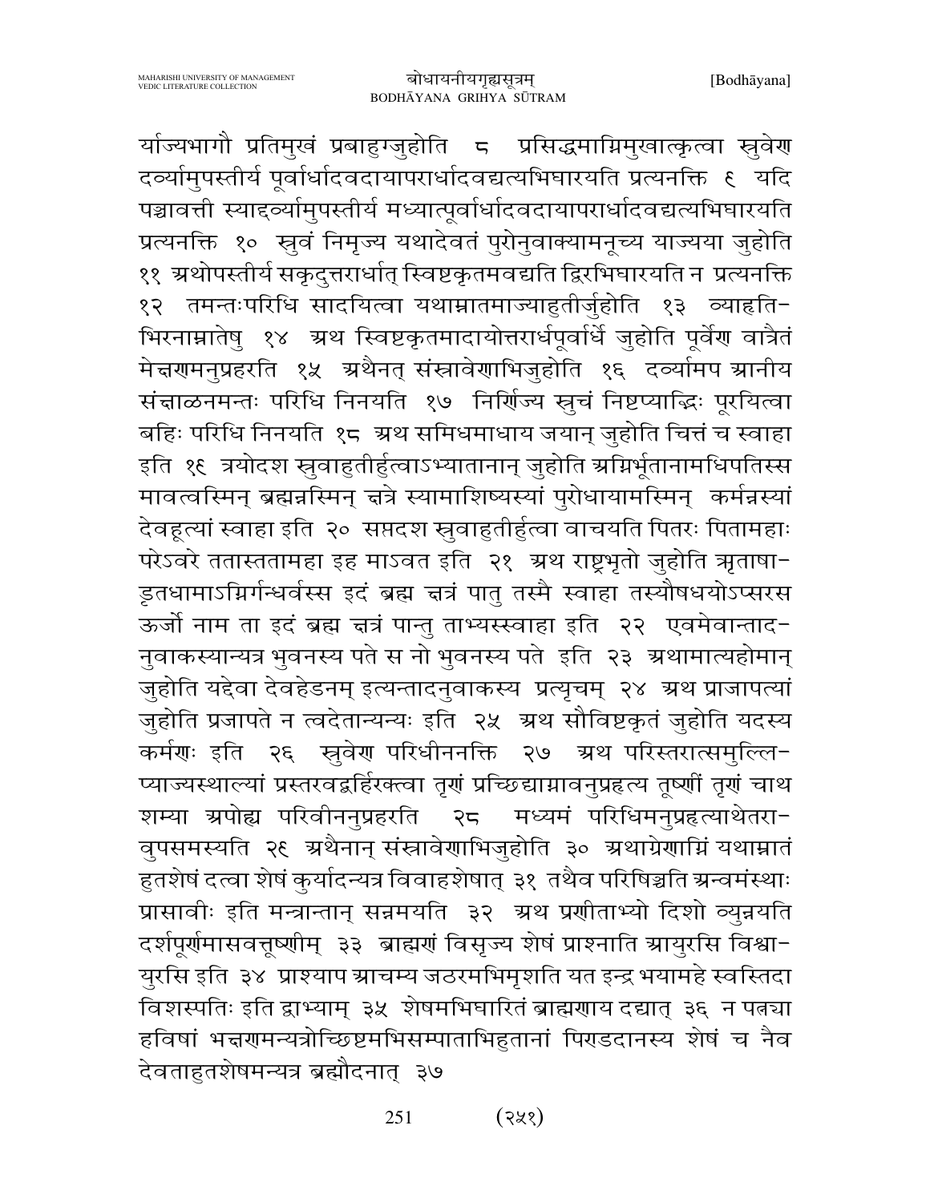र्याज्यभागौ प्रतिमुखं प्रबाहुग्जुहोति ८ प्रसिद्धमाग्निमुखात्कृत्वा स्रुवेण दर्व्यामुपस्तीर्य पूर्वार्धादवदायापरार्धादवद्यत्यभिघारयति प्रत्यनक्ति ९ यदि पञ्चावत्ती स्याद्दर्व्यामुपस्तीर्य मध्यात्पूर्वार्धादवदायापरार्धादवद्यत्यभिघारयति प्रत्यनक्ति १० स्रुवं निमृज्य यथादेवतं पुरोनुवाक्यामनूच्य याज्यया जुहोति ११ अथोपस्तीर्य सकृदुत्तरार्धात् स्विष्टकृतमवद्यति द्विरभिघारयति न प्रत्यनक्ति १२ तमन्तःपरिधि सादयित्वा यथाम्नातमाज्याहुतीर्जुहोति १३ व्याहृति-भिरनाम्नातेषु १४ अथ स्विष्टकृतमादायोत्तरार्धपूर्वार्धे जुहोति पूर्वेण वात्रैतं मेक्षणमनुप्रहरति १५ अथैनत् संस्रावेणाभिजुहोति १६ दर्व्यामप आनीय संक्षाळनमन्तः परिधि निनयति १७ निर्णिज्य स्रुचं निष्टप्याद्भिः पूरयित्वा बहिः परिधि निनयति १८ अथ समिधमाधाय जयान् जुहोति चित्तं च स्वाहा इति १९ त्रयोदश स्रुवाहुतीर्हुत्वाऽभ्यातानान् जुहोति अग्निर्भूतानामधिपतिस्स मावत्वस्मिन् ब्रह्मन्नस्मिन् क्षत्रे स्यामाशिष्यस्यां पुरोधायामस्मिन् कर्मन्नस्यां देवहूत्यां स्वाहा इति २० सप्तदश स्रुवाहुतीर्हुत्वा वाचयति पितरः पितामहाः परेऽवरे ततास्ततामहा इह माऽवत इति २१ अथ राष्ट्रभृतो जुहोति ऋताषा-ड्ऋतधामाऽग्निर्गन्धर्वस्स इदं ब्रह्म क्षत्रं पातु तस्मै स्वाहा तस्यौषधयोऽप्सरस ऊर्जो नाम ता इदं ब्रह्म क्षत्रं पान्तु ताभ्यस्स्वाहा इति २२ एवमेवान्ताद-नुवाकस्यान्यत्र भुवनस्य पते स नो भुवनस्य पते इति २३ अथामात्यहोमान् जुहोति यद्देवा देवहेडनम् इत्यन्तादनुवाकस्य प्रत्यृचम् २४ अथ प्राजापत्यां जुहोति प्रजापते न त्वदेतान्यन्यः इति २५ अथ सौविष्टकृतं जुहोति यदस्य कर्मणः इति २६ स्रुवेण परिधीननक्ति २७ अथ परिस्तरात्समुल्लि-प्याज्यस्थाल्यां प्रस्तरवद्बर्हिरक्त्वा तृणं प्रच्छिद्याग्नावनुप्रहृत्य तूष्णीं तृणं चाथ शम्या अपोह्य परिवीननुप्रहरति २८ मध्यमं परिधिमनुप्रहृत्याथेतरा-वुपसमस्यति २९ अथैनान् संस्रावेणाभिजुहोति ३० अथाग्रेणाग्निं यथाम्नातं हुतशेषं दत्वा शेषं कुर्यादन्यत्र विवाहशेषात् ३१ तथैव परिषिञ्चति अन्वमंस्थाः प्रासावीः इति मन्त्रान्तान् सन्नमयति ३२ अथ प्रणीताभ्यो दिशो व्युन्नयति दर्शपूर्णमासवत्तूष्णीम् ३३ ब्राह्मणं विसृज्य शेषं प्राश्नाति आयुरसि विश्वा-युरसि इति ३४ प्राश्याप आचम्य जठरमभिमृशति यत इन्द्र भयामहे स्वस्तिदा विशस्पतिः इति द्वाभ्याम् ३५ शेषमभिघारितं ब्राह्मणाय दद्यात् ३६ न पत्न्या हविषां भक्षणमन्यत्रोच्छिष्टमभिसम्पाताभिहुतानां पिण्डदानस्य शेषं च नैव देवताहुतशेषमन्यत्र ब्रह्मौदनात् ३७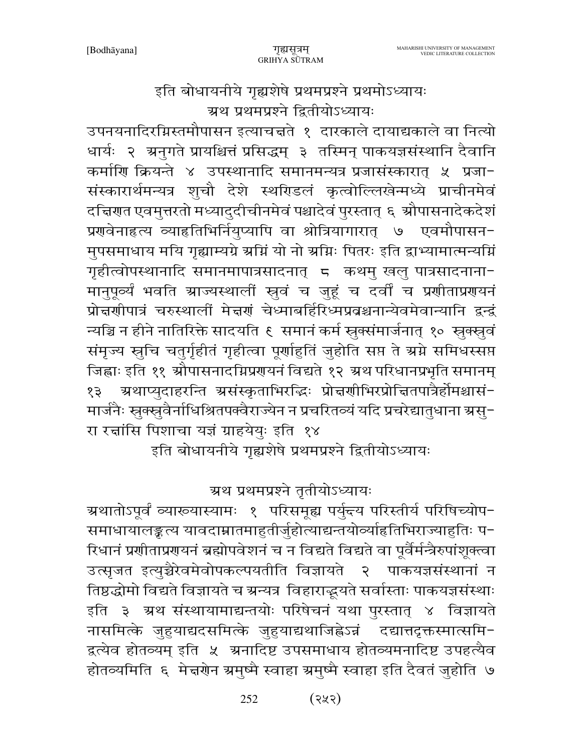इति बोधायनीये गृह्यशेषे प्रथमप्रश्ने प्रथमोऽध्यायः

अथ प्रथमप्रश्ने द्वितीयोऽध्यायः

उपनयनादिरग्निस्तमौपासन इत्याचक्षते १ दारकाले दायाद्यकाले वा नित्यो धार्यः २ अनुगते प्रायश्चित्तं प्रसिद्धम् ३ तस्मिन् पाकयज्ञसंस्थानि दैवानि कर्माणि क्रियन्ते ४ उपस्थानादि समानमन्यत्र प्रजासंस्कारात् ५ प्रजा-संस्कारार्थमन्यत्र शुचौ देशे स्थण्डिलं कृत्वोल्लिखेन्मध्ये प्राचीनमेवं दक्षिणत एवमुत्तरतो मध्यादुदीचीनमेवं पश्चादेवं पुरस्तात् ६ औपासनादेकदेशं प्रणवेनाहृत्य व्याहृतिभिर्निर्युप्यापि वा श्रोत्रियागारात् ७ एवमौपासन-मुपसमाधाय मयि गृह्णाम्यग्रे अग्निं यो नो अग्निः पितरः इति द्वाभ्यामात्मन्यग्निं गृहीत्वोपस्थानादि समानमापात्रसादनात् ८ कथमु खलु पात्रसादनाना-मानुपूर्व्यं भवति आज्यस्थालीं स्रुवं च जुहूं च दर्वीं च प्रणीताप्रणयनं प्रोक्षणीपात्रं चरुस्थालीं मेक्षणं चेध्माबर्हिरिध्मप्रव्रश्चनान्येवमेवान्यानि द्वन्द्वं न्यञ्चि न हीने नातिरिक्ते सादयति ९ समानं कर्म स्रुक्संमार्जनात् १० स्रुक्स्रुवं संमृज्य स्रुचि चतुर्गृहीतं गृहीत्वा पूर्णाहुतिं जुहोति सप्त ते अग्ने समिधस्सप्त जिह्वाः इति ११ औपासनादग्निप्रणयनं विद्यते १२ अथ परिधानप्रभृति समानम् १३ अथाप्युदाहरन्ति असंस्कृताभिरद्भिः प्रोक्षणीभिरप्रोक्षितपात्रैर्होमश्चासं-मार्जनैः स्रुक्स्रुवैर्नाधिश्रितपक्वैराज्येन न प्रचरितव्यं यदि प्रचरेद्यातुधाना असु-रा रक्षांसि पिशाचा यज्ञं ग्राहयेयुः इति १४

इति बोधायनीये गृह्यशेषे प्रथमप्रश्ने द्वितीयोऽध्यायः

अथ प्रथमप्रश्ने तृतीयोऽध्यायः

अथातोऽपूर्वं व्याख्यास्यामः १ परिसमूह्य पर्युक्ष्य परिस्तीर्य परिषिच्योप-समाधायालङ्कृत्य यावदाम्नातमाहुतीर्जुहोत्याद्यन्तयोर्व्याहृतिभिराज्याहुतिः प-रिधानं प्रणीताप्रणयनं ब्रह्मोपवेशनं च न विद्यते विद्यते वा पूर्वैर्मन्त्रैरुपांशूक्त्वा उत्सृजत इत्युच्चैरेवमेवोपकल्पयतीति विज्ञायते २ पाकयज्ञसंस्थानां न तिष्ठद्धोमो विद्यते विज्ञायते च अन्यत्र विहाराद्भूयते सर्वास्ताः पाकयज्ञसंस्थाः इति ३ अथ संस्थायामाद्यन्तयोः परिषेचनं यथा पुरस्तात् ४ विज्ञायते नासमित्के जुहुयाद्यदसमित्के जुहुयाद्यथाजिह्वेऽन्नं दद्यात्तदृक्तस्मात्समि-द्वत्येव होतव्यम् इति ५ अनादिष्ट उपसमाधाय होतव्यमनादिष्ट उपहत्यैव होतव्यमिति ६ मेक्षणेन अमुष्मै स्वाहा अमुष्मै स्वाहा इति दैवतं जुहोति ७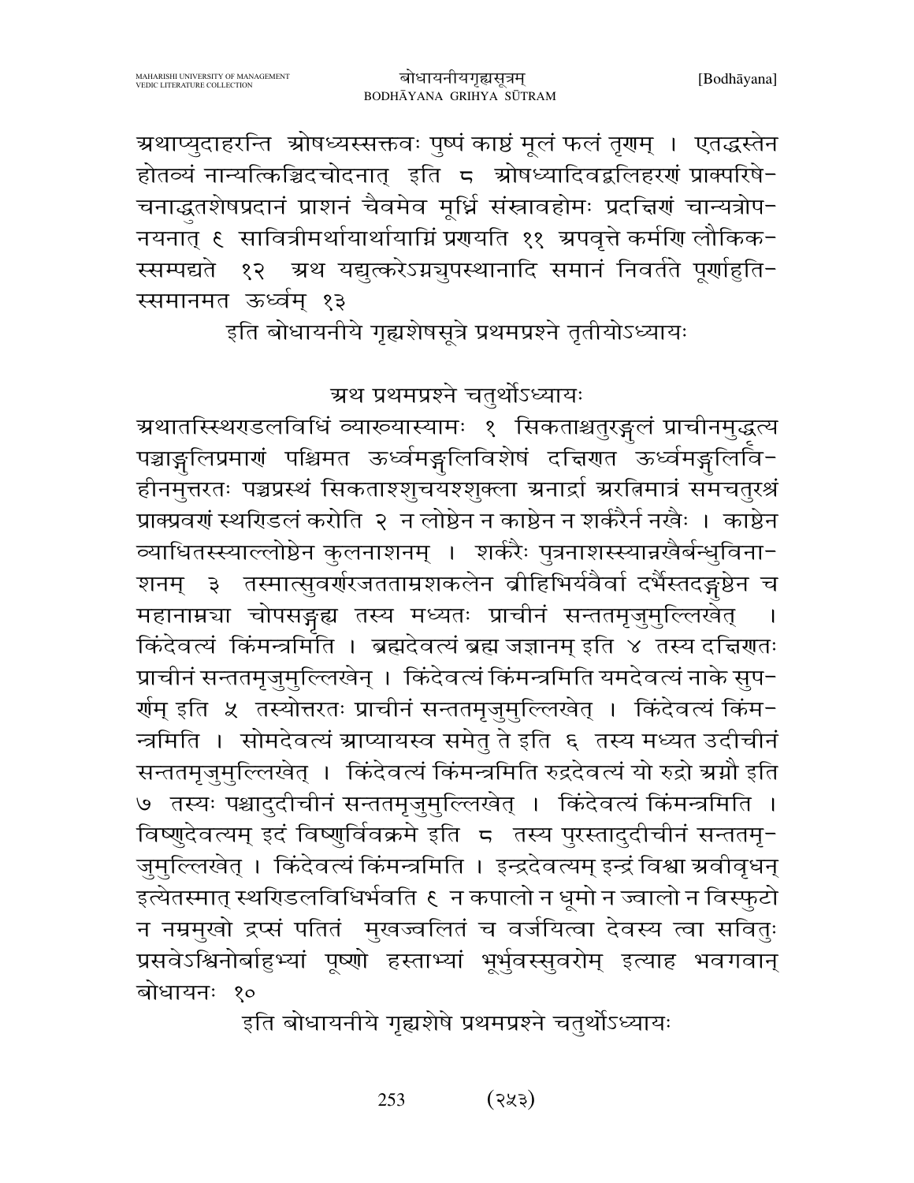अथाप्युदाहरन्ति ओषध्यस्सक्तवः पुष्पं काष्ठं मूलं फलं तृणम् । एतद्धस्तेन होतव्यं नान्यत्किञ्चिदचोदनात् इति ८ ओषध्यादिवद्बलिहरणं प्राक्परिषेचनाद्धुतशेषप्रदानं प्राशनं चैवमेव मूर्ध्नि संस्रावहोमः प्रदक्षिणं चान्यत्रोपनयनात् ९ सावित्रीमर्थायार्थायाग्निं प्रणयति ११ अपवृत्ते कर्मणि लौकिकस्सम्पद्यते १२ अथ यद्युत्करेऽग्न्युपस्थानादि समानं निवर्तते पूर्णाहुतिस्समानमत ऊर्ध्वम् १३

इति बोधायनीये गृह्यशेषसूत्रे प्रथमप्रश्ने तृतीयोऽध्यायः

## अथ प्रथमप्रश्ने चतुर्थोऽध्यायः

अथातस्स्थण्डलविधिं व्याख्यास्यामः १ सिकताश्चतुरङ्गुलं प्राचीनमुद्धृत्य पञ्चाङ्गुलिप्रमाणं पश्चिमत ऊर्ध्वमङ्गुलिविशेषं दक्षिणत ऊर्ध्वमङ्गुलिविहीनमुत्तरतः पञ्चप्रस्थं सिकताश्शुचयश्शुक्ला अनार्द्रा अरत्निमात्रं समचतुरश्रं प्राक्प्रवणं स्थण्डिलं करोति २ न लोष्ठेन न काष्ठेन न शर्करैर्न नखैः । काष्ठेन व्याधितस्स्याल्लोष्ठेन कुलनाशनम् । शर्करैः पुत्रनाशस्स्यान्नखैर्बन्धुविनाशनम् ३ तस्मात्सुवर्णरजतताम्रशकलेन व्रीहिभिर्यवैर्वा दर्भैस्तदङ्गुष्ठेन च महानाम्न्या चोपसङ्गृह्य तस्य मध्यतः प्राचीनं सन्ततमृजुमुल्लिखेत् । किंदेवत्यं किंमन्त्रमिति । ब्रह्मदेवत्यं ब्रह्म जज्ञानम् इति ४ तस्य दक्षिणतः प्राचीनं सन्ततमृजुमुल्लिखेन् । किंदेवत्यं किंमन्त्रमिति यमदेवत्यं नाके सुपर्णम् इति ५ तस्योत्तरतः प्राचीनं सन्ततमृजुमुल्लिखेत् । किंदेवत्यं किंमन्त्रमिति । सोमदेवत्यं आप्यायस्व समेतु ते इति ६ तस्य मध्यत उदीचीनं सन्ततमृजुमुल्लिखेत् । किंदेवत्यं किंमन्त्रमिति रुद्रदेवत्यं यो रुद्रो अग्नौ इति ७ तस्यः पश्चादुदीचीनं सन्ततमृजुमुल्लिखेत् । किंदेवत्यं किंमन्त्रमिति । विष्णुदेवत्यम् इदं विष्णुर्विचक्रमे इति ८ तस्य पुरस्तादुदीचीनं सन्ततमृजुमुल्लिखेत् । किंदेवत्यं किंमन्त्रमिति । इन्द्रदेवत्यम् इन्द्रं विश्वा अवीवृधन् इत्येतस्मात् स्थण्डिलविधिर्भवति ९ न कपालो न धूमो न ज्वालो न विस्फुटो न नम्रमुखो द्रप्सं पतितं मुखज्वलितं च वर्जयित्वा देवस्य त्वा सवितुः प्रसवेऽश्विनोर्बाहुभ्यां पूष्णो हस्ताभ्यां भूर्भुवस्सुवरोम् इत्याह भवगवान् बोधायनः १०

इति बोधायनीये गृह्यशेषे प्रथमप्रश्ने चतुर्थोऽध्यायः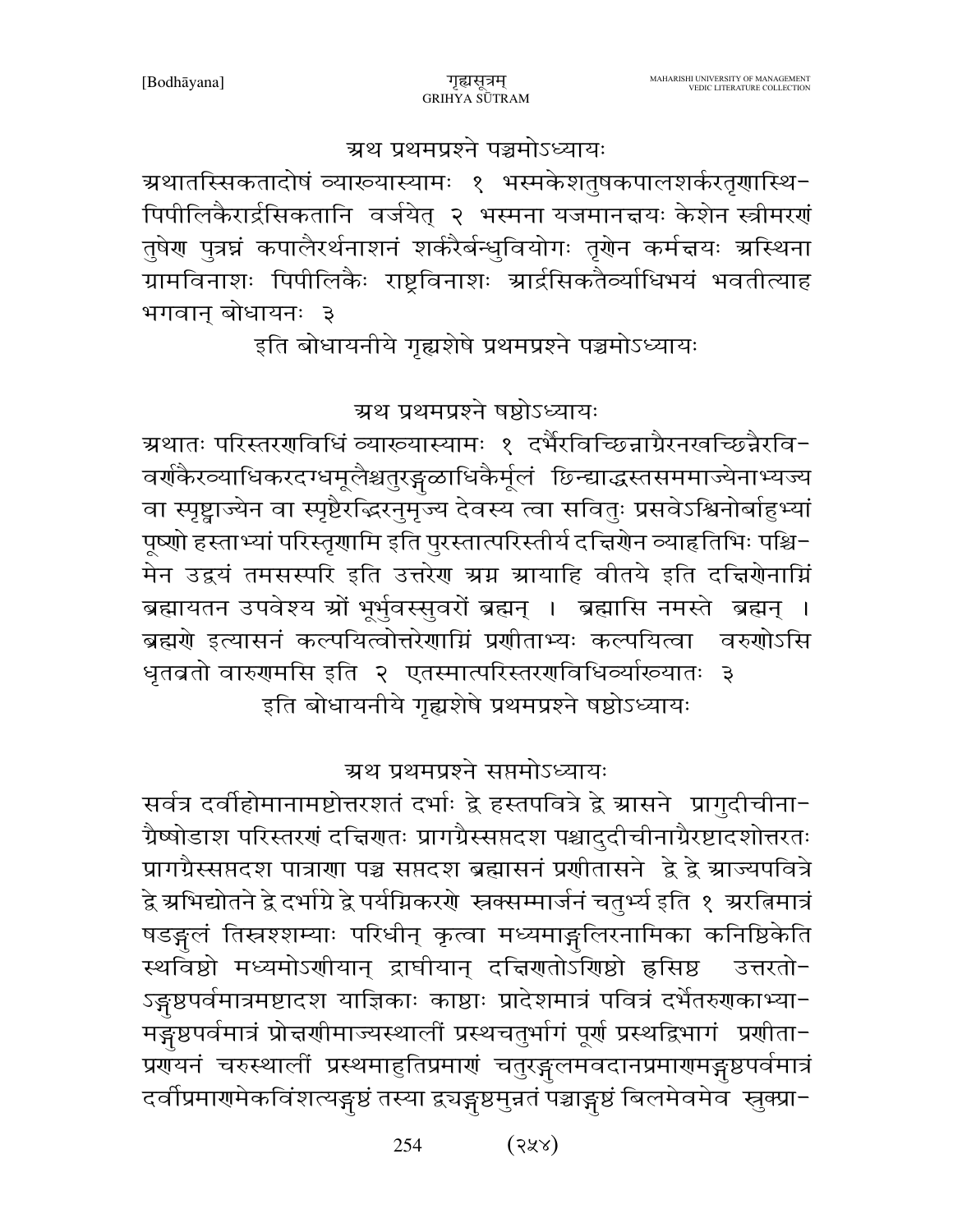## अथ प्रथमप्रश्ने पञ्चमोऽध्यायः

अथातस्सिकतादोषं व्याख्यास्यामः १ भस्मकेशतुषकपालशर्करतृणास्थि-पिपीलिकैरार्द्रसिकतानि वर्जयेत् २ भस्मना यजमानक्षयः केशेन स्त्रीमरणं तुषेण पुत्रघ्नं कपालैरर्थनाशनं शर्करैर्बन्धुवियोगः तृणेन कर्मक्षयः अस्थिना ग्रामविनाशः पिपीलिकैः राष्ट्रविनाशः आर्द्रसिकतैर्व्याधिभयं भवतीत्याह भगवान् बोधायनः ३

इति बोधायनीये गृह्यशेषे प्रथमप्रश्ने पञ्चमोऽध्यायः

## अथ प्रथमप्रश्ने षष्ठोऽध्यायः

अथातः परिस्तरणविधिं व्याख्यास्यामः १ दर्भैरविच्छिन्नाग्रैरनखच्छिन्नैरवि-वर्णकैरव्याधिकरदग्धमूलैश्चतुरङ्गुळाधिकैर्मूलं छिन्द्याद्धस्तसममाज्येनाभ्यज्य वा स्पृष्ट्वाज्येन वा स्पृष्टैरद्भिरनुमृज्य देवस्य त्वा सवितुः प्रसवेऽश्विनोर्बाहुभ्यां पूष्णो हस्ताभ्यां परिस्तृणामि इति पुरस्तात्परिस्तीर्य दक्षिणेन व्याहृतिभिः पश्चि-मेन उद्वयं तमसस्परि इति उत्तरेण अग्न आयाहि वीतये इति दक्षिणेनाग्निं ब्रह्मायतन उपवेश्य ओं भूर्भुवस्सुवरों ब्रह्मन् । ब्रह्मासि नमस्ते ब्रह्मन् । ब्रह्मणे इत्यासनं कल्पयित्वोत्तरेणाग्निं प्रणीताभ्यः कल्पयित्वा वरुणोऽसि धृतव्रतो वारुणमसि इति २ एतस्मात्परिस्तरणविधिर्व्याख्यातः ३

इति बोधायनीये गृह्यशेषे प्रथमप्रश्ने षष्ठोऽध्यायः

## अथ प्रथमप्रश्ने सप्तमोऽध्यायः

सर्वत्र दर्वीहोमानामष्टोत्तरशतं दर्भाः द्वे हस्तपवित्रे द्वे आसने प्रागुदीचीना-ग्रैष्षोडाश परिस्तरणं दक्षिणतः प्रागग्रैस्सप्तदश पश्चादुदीचीनाग्रैरष्टादशोत्तरतः प्रागग्रैस्सप्तदश पात्राणा पञ्च सप्तदश ब्रह्मासनं प्रणीतासने द्वे द्वे आज्यपवित्रे द्वे अभिद्योतने द्वे दर्भाग्रे द्वे पर्यग्निकरणे स्रुक्सम्मार्जनं चतुर्भ्य इति १ अरत्निमात्रे षडङ्गुलं तिस्रश्शम्याः परिधीन् कृत्वा मध्यमाङ्गुलिरनामिका कनिष्ठिकेति स्थविष्ठो मध्यमोऽणीयान् द्राघीयान् दक्षिणतोऽणिष्ठो ह्रसिष्ठ उत्तरतो-ऽङ्गुष्ठपर्वमात्रमष्टादश याज्ञिकाः काष्ठाः प्रादेशमात्रं पवित्रं दर्भैतरुणकाभ्या-मङ्गुष्ठपर्वमात्रं प्रोक्षणीमाज्यस्थालीं प्रस्थचतुर्भागं पूर्ण प्रस्थद्विभागं प्रणीता-प्रणयनं चरुस्थालीं प्रस्थमाहुतिप्रमाणं चतुरङ्गुलमवदानप्रमाणमङ्गुष्ठपर्वमात्रं दर्वीप्रमाणमेकविंशत्यङ्गुष्ठं तस्या द्व्यङ्गुष्ठमुन्नतं पञ्चाङ्गुष्ठं बिलमेवमेव स्रुक्प्रा-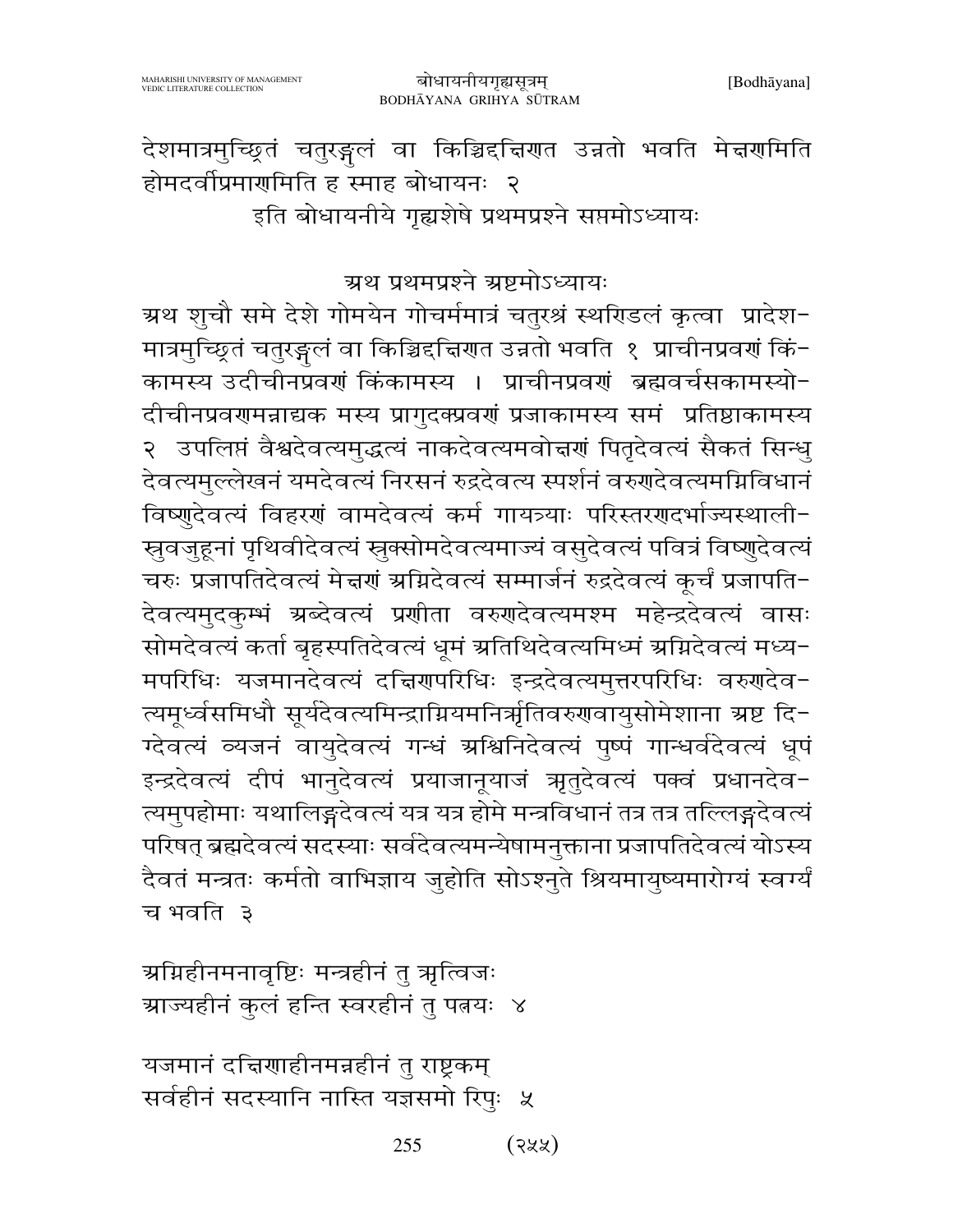देशमात्रमुच्छ्रितं चतुरङ्गुलं वा किञ्चिद्दक्षिणत उन्नतो भवति मेक्षणमिति होमदर्वीप्रमाणमिति ह स्माह बोधायनः २

इति बोधायनीये गृह्यशेषे प्रथमप्रश्ने सप्तमोऽध्यायः

### अथ प्रथमप्रश्ने अष्टमोऽध्यायः

अथ शुचौ समे देशे गोमयेन गोचर्ममात्रं चतुरश्रं स्थण्डिलं कृत्वा प्रादेश-मात्रमुच्छ्रितं चतुरङ्गुलं वा किञ्चिद्दक्षिणत उन्नतो भवति १ प्राचीनप्रवणं किं-कामस्य उदीचीनप्रवणं किंकामस्य । प्राचीनप्रवणं ब्रह्मवर्चसकामस्यो-दीचीनप्रवणमन्नाद्यक मस्य प्रागुदक्प्रवणं प्रजाकामस्य समं प्रतिष्ठाकामस्य २ उपलिप्तं वैश्वदेवत्यमुद्धत्यं नाकदेवत्यमवोक्षणं पितृदेवत्यं सैकतं सिन्धु देवत्यमुल्लेखनं यमदेवत्यं निरसनं रुद्रदेवत्य स्पर्शनं वरुणदेवत्यमग्निविधानं विष्णुदेवत्यं विहरणं वामदेवत्यं कर्म गायत्र्याः परिस्तरणदर्भाज्यस्थाली-स्रुवजुहूनां पृथिवीदेवत्यं स्रुक्सोमदेवत्यमाज्यं वसुदेवत्यं पवित्रं विष्णुदेवत्यं चरुः प्रजापतिदेवत्यं मेक्षणं अग्निदेवत्यं सम्मार्जनं रुद्रदेवत्यं कूर्चं प्रजापति-देवत्यमुदकुम्भं अब्देवत्यं प्रणीता वरुणदेवत्यमश्म महेन्द्रदेवत्यं वासः सोमदेवत्यं कर्ता बृहस्पतिदेवत्यं धूमं अतिथिदेवत्यमिध्मं अग्निदेवत्यं मध्य-मपरिधिः यजमानदेवत्यं दक्षिणपरिधिः इन्द्रदेवत्यमुत्तरपरिधिः वरुणदेव-त्यमूर्ध्वसमिधौ सूर्यदेवत्यमिन्द्राग्नियमनिर्ऋतिवरुणवायुसोमेशाना अष्ट दि-ग्देवत्यं व्यजनं वायुदेवत्यं गन्धं अश्विनिदेवत्यं पुष्पं गान्धर्वदेवत्यं धूपं इन्द्रदेवत्यं दीपं भानुदेवत्यं प्रयाजानूयाजं ऋतुदेवत्यं पक्वं प्रधानदेव-त्यमुपहोमाः यथालिङ्गदेवत्यं यत्र यत्र होमे मन्त्रविधानं तत्र तत्र तल्लिङ्गदेवत्यं परिषत् ब्रह्मदेवत्यं सदस्याः सर्वदेवत्यमन्येषामनुक्ताना प्रजापतिदेवत्यं योऽस्य दैवतं मन्त्रतः कर्मतो वाभिज्ञाय जुहोति सोऽश्नुते श्रियमायुष्यमारोग्यं स्वर्ग्यं च भवति ३

अग्निहीनमनावृष्टिः मन्त्रहीनं तु ऋत्विजः
आज्यहीनं कुलं हन्ति स्वरहीनं तु पत्नयः ४

यजमानं दक्षिणाहीनमन्नहीनं तु राष्ट्रकम्
सर्वहीनं सदस्यानि नास्ति यज्ञसमो रिपुः ५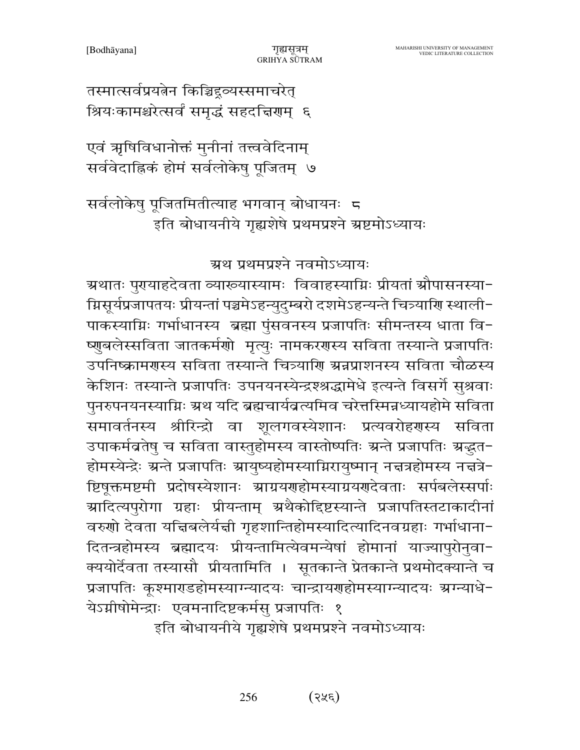तस्मात्सर्वप्रयत्नेन किञ्चिद्द्रव्यस्समाचरेत्
श्रियःकामश्चरेत्सर्वं समृद्धं सहदक्षिणम् ६

एवं ऋषिविधानोक्तं मुनीनां तत्त्ववेदिनाम्
सर्ववेदाह्निकं होमं सर्वलोकेषु पूजितम् ७

सर्वलोकेषु पूजितमितीत्याह भगवान् बोधायनः ८

इति बोधायनीये गृह्यशेषे प्रथमप्रश्ने अष्टमोऽध्यायः

## अथ प्रथमप्रश्ने नवमोऽध्यायः

अथातः पुण्याहदेवता व्याख्यास्यामः विवाहस्याग्निः प्रीयतां औपासनस्याग्निसूर्यप्रजापतयः प्रीयन्तां पञ्चमेऽहन्युदुम्बरो दशमेऽहन्यन्ते चित्राणि स्थालीपाकस्याग्निः गर्भाधानस्य ब्रह्मा पुंसवनस्य प्रजापतिः सीमन्तस्य धाता विष्णुबलेस्सविता जातकर्मणो मृत्युः नामकरणस्य सविता तस्यान्ते प्रजापतिः उपनिष्क्रामणस्य सविता तस्यान्ते चित्राणि अन्नप्राशनस्य सविता चौळस्य केशिनः तस्यान्ते प्रजापतिः उपनयनस्येन्द्रश्श्रद्धामेधे इत्यन्ते विसर्गे सुश्रवाः पुनरुपनयनस्याग्निः अथ यदि ब्रह्मचार्यव्रत्यमिव चरेत्तस्मिन्नध्यायहोमे सविता समावर्तनस्य श्रीरिन्द्रो वा शूलगवस्येशानः प्रत्यवरोहणस्य सविता उपाकर्मव्रतेषु च सविता वास्तुहोमस्य वास्तोष्पतिः अन्ते प्रजापतिः अद्भुतहोमस्येन्द्रेः अन्ते प्रजापतिः आयुष्यहोमस्याग्निरायुष्मान् नक्षत्रहोमस्य नक्षत्रेष्टिषूक्तमष्टमी प्रदोषस्येशानः आग्रयणहोमस्याग्रयणदेवताः सर्पबलेस्सर्पाः आदित्यपुरोगा ग्रहाः प्रीयन्ताम् अथैकोद्दिष्टस्यान्ते प्रजापतिस्तटाकादीनां वरुणो देवता यक्षबलेर्यक्षी गृहशान्तिहोमस्यादित्यादिनवग्रहाः गर्भाधानादितन्त्रहोमस्य ब्रह्मादयः प्रीयन्तामित्येवमन्येषां होमानां याज्यापुरोनुवाक्ययोर्देवता तस्यासौ प्रीयतामिति । सूतकान्ते प्रेतकान्ते प्रथमोदक्यान्ते च प्रजापतिः कूश्माण्डहोमस्याग्न्यादयः चान्द्रायणहोमस्याग्न्यादयः अग्न्याधेयेऽग्नीषोमेन्द्राः एवमनादिष्टकर्मसु प्रजापतिः १

इति बोधायनीये गृह्यशेषे प्रथमप्रश्ने नवमोऽध्यायः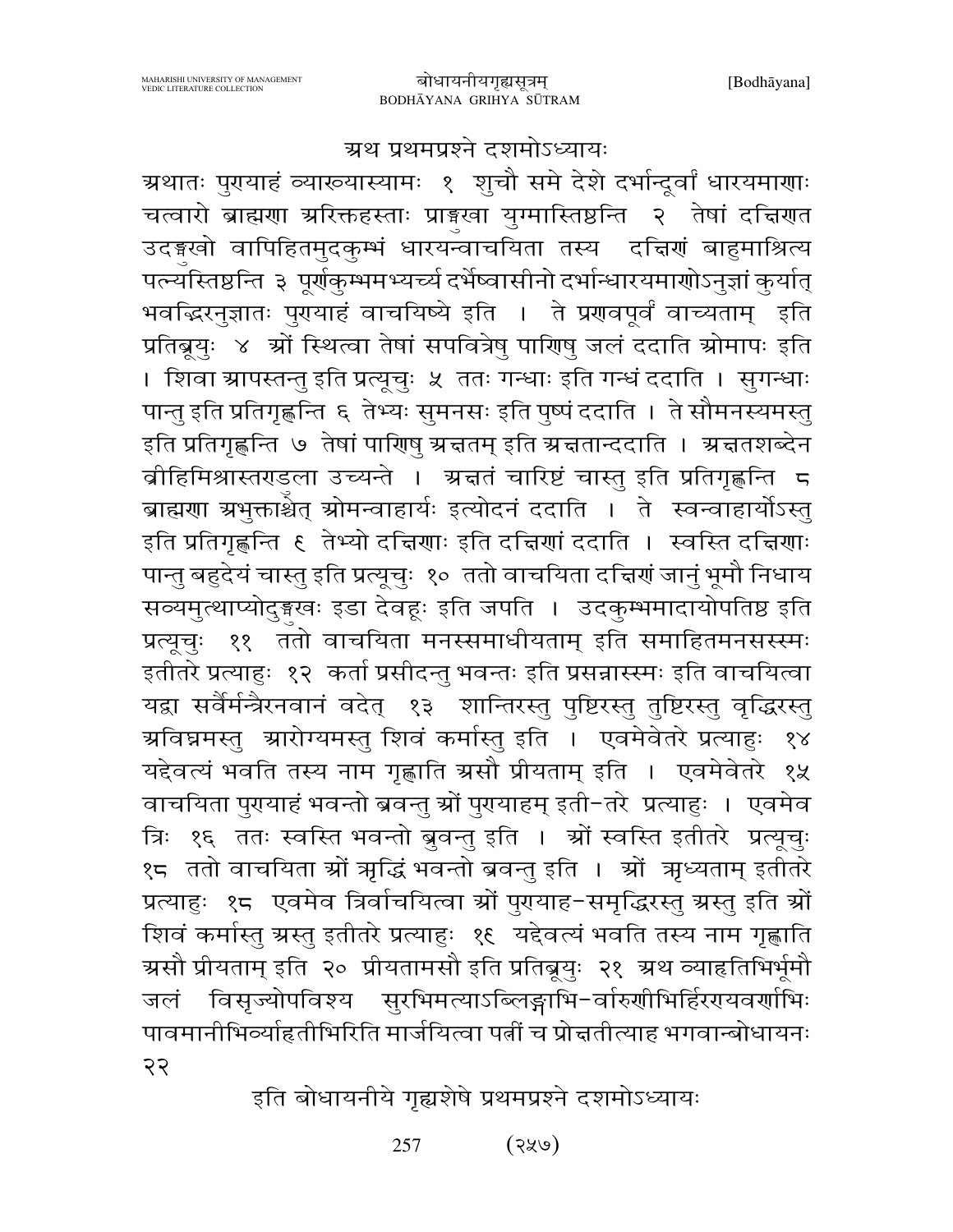## अथ प्रथमप्रश्ने दशमोऽध्यायः

अथातः पुरायाहं व्याख्यास्यामः १ शुचौ समे देशे दर्भान्दूर्वा धारयमाणाः चत्वारो ब्राह्मणा अरिक्तहस्ताः प्राङ्मुखा युग्मास्तिष्ठन्ति २ तेषां दक्षिणत उदङ्मुखो वापिहितमुदकुम्भं धारयन्वाचयिता तस्य दक्षिणं बाहुमाश्रित्य पत्न्यस्तिष्ठन्ति ३ पूर्णकुम्भमभ्यर्च्य दर्भेष्वासीनो दर्भान्धारयमाणोऽनुज्ञां कुर्यात् भवद्भिरनुज्ञातः पुरायाहं वाचयिष्ये इति । ते प्रणवपूर्वं वाच्यताम् इति प्रतिब्रूयुः ४ ओं स्थित्वा तेषां सपवित्रेषु पाणिषु जलं ददाति ओमापः इति । शिवा आपस्तन्तु इति प्रत्यूचुः ५ ततः गन्धाः इति गन्धं ददाति । सुगन्धाः पान्तु इति प्रतिगृह्णन्ति ६ तेभ्यः सुमनसः इति पुष्पं ददाति । ते सौमनस्यमस्तु इति प्रतिगृह्णन्ति ७ तेषां पाणिषु अक्षतम् इति अक्षतान्ददाति । अक्षतशब्देन व्रीहिमिश्रास्तरडुला उच्यन्ते । अक्षतं चारिष्टं चास्तु इति प्रतिगृह्णन्ति ८ ब्राह्मणा अभुक्ताश्चेत् ओमन्वाहार्यः इत्योदनं ददाति । ते स्वन्वाहार्योऽस्तु इति प्रतिगृह्णन्ति ९ तेभ्यो दक्षिणाः इति दक्षिणां ददाति । स्वस्ति दक्षिणाः पान्तु बहुदेयं चास्तु इति प्रत्यूचुः १० ततो वाचयिता दक्षिणं जानुं भूमौ निधाय सव्यमुत्थाप्योदङ्मुखः इडा देवहूः इति जपति । उदकुम्भमादायोपतिष्ठ इति प्रत्यूचुः ११ ततो वाचयिता मनस्समाधीयताम् इति समाहितमनसस्स्मः इतीतरे प्रत्याहुः १२ कर्ता प्रसीदन्तु भवन्तः इति प्रसन्नास्स्मः इति वाचयित्वा यद्वा सर्वैर्मन्त्रैरनवानं वदेत् १३ शान्तिरस्तु पुष्टिरस्तु तुष्टिरस्तु वृद्धिरस्तु अविघ्नमस्तु आरोग्यमस्तु शिवं कर्मास्तु इति । एवमेवेतरे प्रत्याहुः १४ यद्देवत्यं भवति तस्य नाम गृह्णाति असौ प्रीयताम् इति । एवमेवेतरे १५ वाचयिता पुरायाहं भवन्तो ब्रवन्तु ओं पुरायाहम् इती-तरे प्रत्याहुः । एवमेव त्रिः १६ ततः स्वस्ति भवन्तो ब्रुवन्तु इति । ओं स्वस्ति इतीतरे प्रत्यूचुः १८ ततो वाचयिता ओं ऋद्धिं भवन्तो ब्रवन्तु इति । ओं ऋध्यताम् इतीतरे प्रत्याहुः १८ एवमेव त्रिर्वाचयित्वा ओं पुरायाह-समृद्धिरस्तु अस्तु इति ओं शिवं कर्मास्तु अस्तु इतीतरे प्रत्याहुः १९ यद्देवत्यं भवति तस्य नाम गृह्णाति असौ प्रीयताम् इति २० प्रीयतामसौ इति प्रतिब्रूयुः २१ अथ व्याहृतिभिर्भूमौ जलं विसृज्योपविश्य सुरभिमत्याऽब्लिङ्गाभि-र्वारुणीभिर्हिरणयवर्णाभिः पावमानीभिर्व्याहृतीभिरिति मार्जयित्वा पत्नीं च प्रोक्षतीत्याह भगवान्बोधायनः २२

इति बोधायनीये गृह्यशेषे प्रथमप्रश्ने दशमोऽध्यायः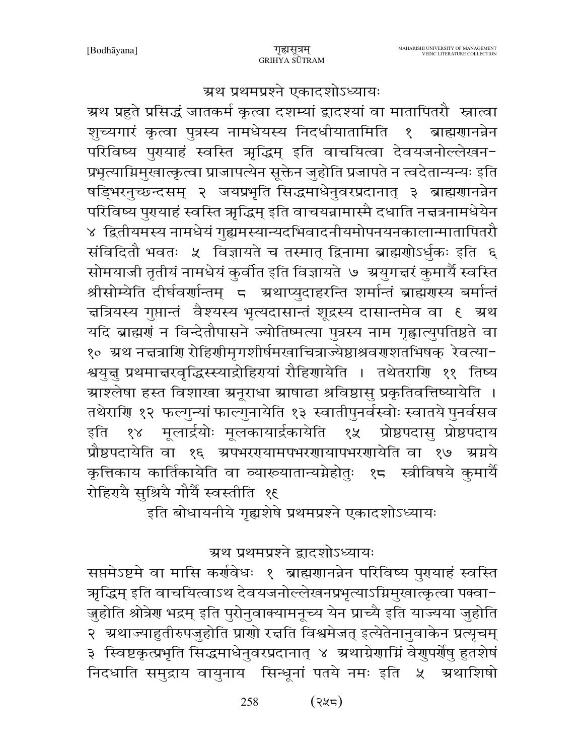## अथ प्रथमप्रश्ने एकादशोऽध्यायः

अथ प्रहुते प्रसिद्धं जातकर्म कृत्वा दशम्यां द्वादश्यां वा मातापितरौ स्नात्वा शुच्यगारं कृत्वा पुत्रस्य नामधेयस्य निदधीयातामिति १ ब्राह्मणानन्नेन परिविष्य पुण्याहं स्वस्ति ऋद्धिम् इति वाचयित्वा देवयजनोल्लेखन-प्रभृत्याग्निमुखात्कृत्वा प्राजापत्येन सूक्तेन जुहोति प्रजापते न त्वदेतान्यन्यः इति षड्भिरनुच्छन्दसम् २ जयप्रभृति सिद्धमाधेनुवरप्रदानात् ३ ब्राह्मणानन्नेन परिविष्य पुण्याहं स्वस्ति ऋद्धिम् इति वाचयन्नामास्मै दधाति नक्षत्रनामधेयेन ४ द्वितीयमस्य नामधेयं गुह्यमस्यान्यदभिवादनीयमोपनयनकालान्मातापितरौ संविदितौ भवतः ५ विज्ञायते च तस्मात् द्विनामा ब्राह्मणोऽर्धुकः इति ६ सोमयाजी तृतीयं नामधेयं कुर्वीत इति विज्ञायते ७ अयुगक्षरं कुमार्यै स्वस्ति श्रीसोम्येति दीर्घवर्णान्तम् ८ अथाप्युदाहरन्ति शर्मान्तं ब्राह्मणस्य बर्मान्तं क्षत्रियस्य गुप्तान्तं वैश्यस्य भृत्यदासान्तं शूद्रस्य दासान्तमेव वा ९ अथ यदि ब्राह्मणं न विन्देतौपासने ज्योतिष्मत्या पुत्रस्य नाम गृह्णात्युपतिष्ठते वा १० अथ नक्षत्राणि रोहिणीमृगशीर्षमखाचित्राज्येष्ठाश्रवणशतभिषक् रेवत्या-श्वयुक्षु प्रथमाक्षरवृद्धिस्स्याद्रोहिण्यां रौहिणायेति । तथेतराणि ११ तिष्य आश्लेषा हस्त विशाखा अनूराधा आषाढा श्रविष्ठासु प्रकृतिवत्तिष्यायेति । तथेराणि १२ फल्गुन्यां फाल्गुनायेति १३ स्वातीपुनर्वस्वोः स्वातये पुनर्वसव इति १४ मूलार्द्रयोः मूलकायार्द्रकायेति १५ प्रोष्ठपदासु प्रोष्ठपदाय प्रौष्ठपदायेति वा १६ अपभरण्यामपभरणायापभरणायेति वा १७ अग्नये कृत्तिकाय कार्तिकायेति वा व्याख्यातान्यग्नेहोतुः १८ स्त्रीविषये कुमार्यै रोहिण्यै सुश्रियै गौर्यै स्वस्तीति १९

इति बोधायनीये गृह्यशेषे प्रथमप्रश्ने एकादशोऽध्यायः

## अथ प्रथमप्रश्ने द्वादशोऽध्यायः

सप्तमेऽष्टमे वा मासि कर्णवेधः १ ब्राह्मणानन्नेन परिविष्य पुण्याहं स्वस्ति ऋद्धिम् इति वाचयित्वाऽथ देवयजनोल्लेखनप्रभृत्याऽग्निमुखात्कृत्वा पक्वा-ज्जुहोति श्रोत्रेण भद्रम् इति पुरोनुवाक्यामनूच्य येन प्राच्यै इति याज्यया जुहोति २ अथाज्याहुतीरुपजुहोति प्राणो रक्षति विश्वमेजत् इत्येतेनानुवाकेन प्रत्यृचम् ३ स्विष्टकृत्प्रभृति सिद्धमाधेनुवरप्रदानात् ४ अथाग्रेणाग्निं वेणुपर्णेषु हुतशेषं निदधाति समुद्राय वायुनाय सिन्धूनां पतये नमः इति ५ अथाशिषो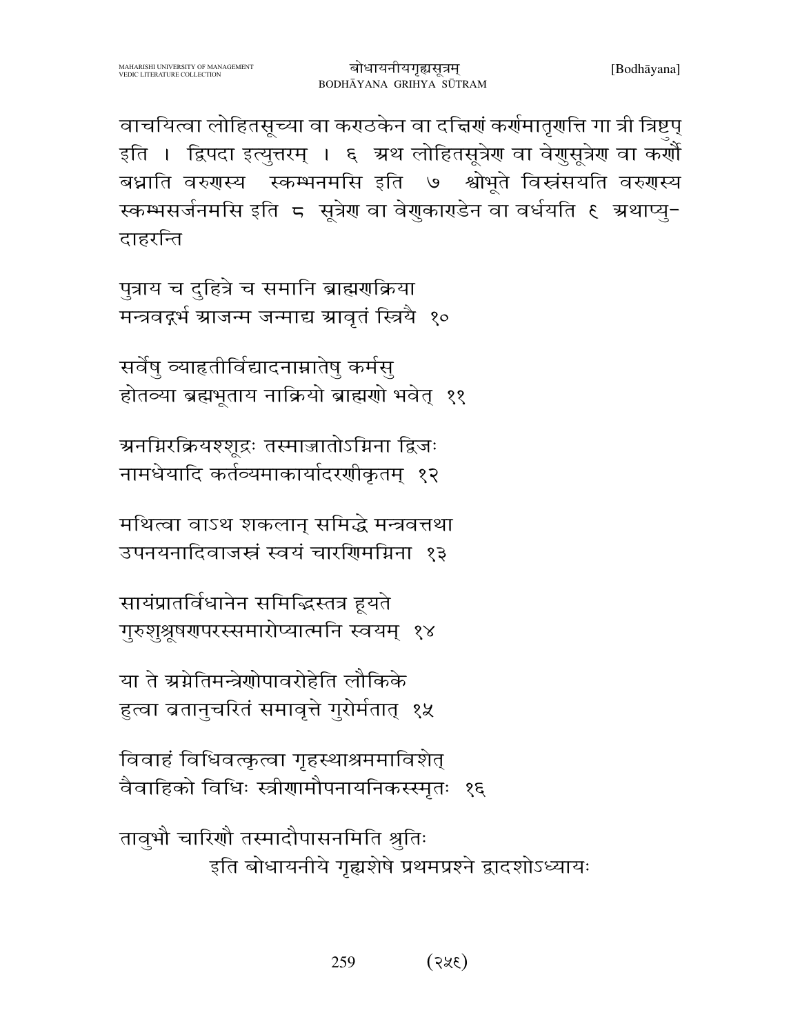वाचयित्वा लोहितसूच्या वा कराठकेन वा दक्षिणं कर्णमातृणत्ति गा त्री त्रिष्टुप् इति । द्विपदा इत्युत्तरम् । ६ अथ लोहितसूत्रेण वा वेणुसूत्रेण वा कर्णौ बध्नाति वरुणस्य स्कम्भनमसि इति ७ श्वोभूते विस्रंसयति वरुणस्य स्कम्भसर्जनमसि इति ८ सूत्रेण वा वेणुकाराडेन वा वर्धयति ९ अथाप्यु-दाहरन्ति

पुत्राय च दुहित्रे च समानि ब्राह्मणक्रिया
मन्त्रवद्गर्भ आजन्म जन्माद्य आवृतं स्त्रियै १०

सर्वेषु व्याहृतीर्विद्यादनाम्नातेषु कर्मसु
होतव्या ब्रह्मभूताय नाक्रियो ब्राह्मणो भवेत् ११

अनग्निरक्रियश्शूद्रः तस्माज्जातोऽग्निना द्विजः
नामधेयादि कर्तव्यमाकार्यादरणीकृतम् १२

मथित्वा वाऽथ शकलान् समिद्धे मन्त्रवत्तथा
उपनयनादिवाजस्त्रं स्वयं चारणिमग्निना १३

सायंप्रातर्विधानेन समिद्भिस्तत्र हूयते
गुरुशुश्रूषणपरस्समारोप्यात्मनि स्वयम् १४

या ते अग्नेतिमन्त्रेणोपावरोहेति लौकिके
हुत्वा व्रतानुचरितं समावृत्ते गुरोर्मतात् १५

विवाहं विधिवत्कृत्वा गृहस्थाश्रममाविशेत्
वैवाहिको विधिः स्त्रीणामौपनायनिकस्स्मृतः १६

तावुभौ चारिणौ तस्मादौपासनमिति श्रुतिः
इति बोधायनीये गृह्यशेषे प्रथमप्रश्ने द्वादशोऽध्यायः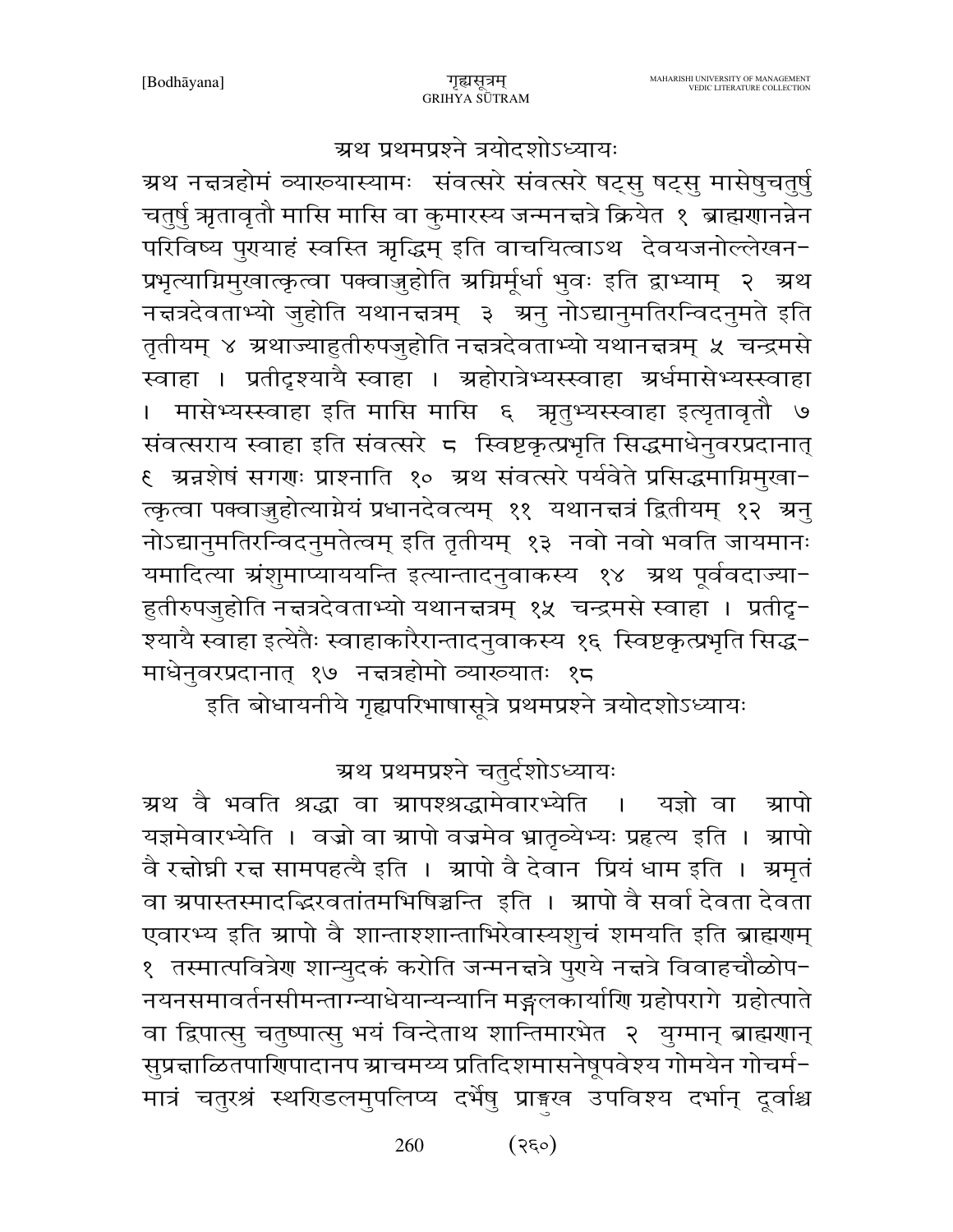## अथ प्रथमप्रश्ने त्रयोदशोऽध्यायः

अथ नक्षत्रहोमं व्याख्यास्यामः संवत्सरे संवत्सरे षट्सु षट्सु मासेषुचतुर्षु चतुर्षु ऋतावृतौ मासि मासि वा कुमारस्य जन्मनक्षत्रे क्रियेत १ ब्राह्मणानन्नेन परिविष्य पुण्याहं स्वस्ति ऋद्धिम् इति वाचयित्वाऽथ देवयजनोल्लेखन-प्रभृत्याग्निमुखात्कृत्वा पक्वाज्जुहोति अग्निर्मूर्धा भुवः इति द्वाभ्याम् २ अथ नक्षत्रदेवताभ्यो जुहोति यथानक्षत्रम् ३ अनु नोऽद्यानुमतिरन्विदनुमते इति तृतीयम् ४ अथाज्याहुतीरुपजुहोति नक्षत्रदेवताभ्यो यथानक्षत्रम् ५ चन्द्रमसे स्वाहा । प्रतीदृश्यायै स्वाहा । अहोरात्रेभ्यस्स्वाहा अर्धमासेभ्यस्स्वाहा । मासेभ्यस्स्वाहा इति मासि मासि ६ ऋतुभ्यस्स्वाहा इत्यृतावृतौ ७ संवत्सराय स्वाहा इति संवत्सरे ८ स्विष्टकृत्प्रभृति सिद्धमाधेनुवरप्रदानात् ९ अन्नशेषं सगणः प्राश्नाति १० अथ संवत्सरे पर्यवेते प्रसिद्धमाग्निमुखा-त्कृत्वा पक्वाज्जुहोत्याग्नेयं प्रधानदेवत्यम् ११ यथानक्षत्रं द्वितीयम् १२ अनु नोऽद्यानुमतिरन्विदनुमतेत्वम् इति तृतीयम् १३ नवो नवो भवति जायमानः यमादित्या अंशुमाप्याययन्ति इत्यान्तादनुवाकस्य १४ अथ पूर्ववदाज्या-हुतीरुपजुहोति नक्षत्रदेवताभ्यो यथानक्षत्रम् १५ चन्द्रमसे स्वाहा । प्रतीदृ-श्यायै स्वाहा इत्येतैः स्वाहाकारैरान्तादनुवाकस्य १६ स्विष्टकृत्प्रभृति सिद्ध-माधेनुवरप्रदानात् १७ नक्षत्रहोमो व्याख्यातः १८

इति बोधायनीये गृह्यपरिभाषासूत्रे प्रथमप्रश्ने त्रयोदशोऽध्यायः

## अथ प्रथमप्रश्ने चतुर्दशोऽध्यायः

अथ वै भवति श्रद्धा वा आपश्श्रद्धामेवारभ्येति । यज्ञो वा आपो यज्ञमेवारभ्येति । वज्रो वा आपो वज्रमेव भ्रातृव्येभ्यः प्रहृत्य इति । आपो वै रक्षोघ्नी रक्ष सामपहत्यै इति । आपो वै देवान प्रियं धाम इति । अमृतं वा अपास्तस्मादद्भिरवतांतमभिषिञ्चन्ति इति । आपो वै सर्वा देवता देवता एवारभ्य इति आपो वै शान्ताश्शान्ताभिरेवास्यशुचं शमयति इति ब्राह्मणम् १ तस्मात्पवित्रेण शान्युदकं करोति जन्मनक्षत्रे पुण्ये नक्षत्रे विवाहचौळोप-नयनसमावर्तनसीमन्ताग्न्याधेयान्यन्यानि मङ्गलकार्याणि ग्रहोपरागे ग्रहोत्पाते वा द्विपात्सु चतुष्पात्सु भयं विन्देताथ शान्तिमारभेत २ युग्मान् ब्राह्मणान् सुप्रक्षाळितपाणिपादानप आचमय्य प्रतिदिशमासनेषूपवेश्य गोमयेन गोचर्म-मात्रं चतुरश्रं स्थण्डिलमुपलिप्य दर्भेषु प्राङ्मुख उपविश्य दर्भान् दूर्वाश्च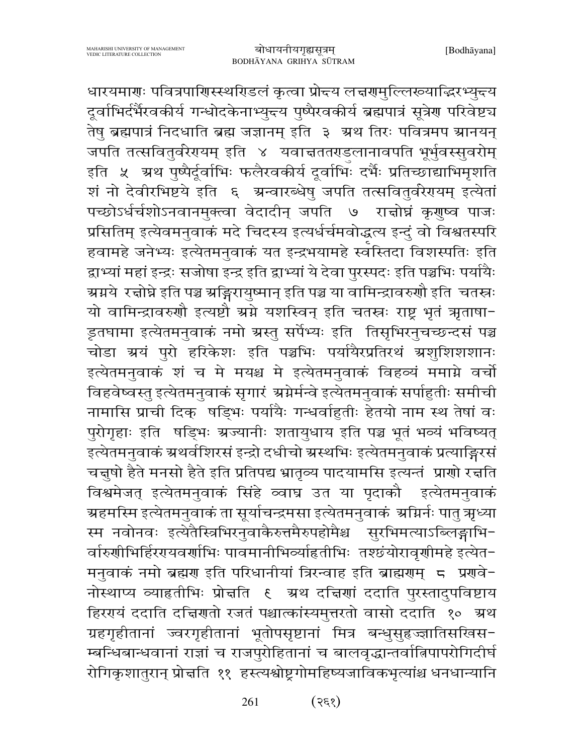धारयमाणः पवित्रपाणिस्स्थण्डिलं कृत्वा प्रोक्ष्य लक्षणमुल्लिख्याद्भिरभ्युक्ष्य दूर्वाभिर्दर्भैरवकीर्य गन्धोदकेनाभ्युक्ष्य पुष्पैरवकीर्य ब्रह्मपात्रं सूत्रेण परिवेष्ट्य तेषु ब्रह्मपात्रं निदधाति ब्रह्म जज्ञानम् इति ३ अथ तिरः पवित्रमप आनयन् जपति तत्सवितुर्वरेण्यम् इति ४ यवाक्षततण्डुलानावपति भूर्भुवस्सुवरोम् इति ५ अथ पुष्पैर्दूर्वाभिः फलैरवकीर्य दूर्वाभिः दर्भैः प्रतिच्छाद्याभिमृशति शं नो देवीरभिष्टये इति ६ अन्वारब्धेषु जपति तत्सवितुर्वरेण्यम् इत्येतां पच्छोऽर्धर्चशोऽनवानमुक्त्वा वेदादीन् जपति ७ रक्षोघ्नं कृणुष्व पाजः प्रसितिम् इत्येवमनुवाकं मदे चिदस्य इत्यर्धर्चमवोद्धृत्य इन्दुं वो विश्वतस्परि हवामहे जनेभ्यः इत्येतमनुवाकं यत इन्द्रभयामहे स्वस्तिदा विशस्पतिः इति द्वाभ्यां महां इन्द्रः सजोषा इन्द्र इति द्वाभ्यां ये देवा पुरस्पदः इति पञ्चभिः पर्यायैः अग्नये रक्षोघ्ने इति पञ्च अङ्गिरायुष्मान् इति पञ्च या वामिन्द्रावरुणौ इति चतस्रः यो वामिन्द्रावरुणौ इत्यष्टौ अग्ने यशस्विन् इति चतस्रः राष्ट्र भृतं ऋताषा-ड्ऋतधामा इत्येतमनुवाकं नमो अस्तु सर्पेभ्यः इति तिसृभिरनुचच्छन्दसं पञ्च चोडा अयं पुरो हरिकेशः इति पञ्चभिः पर्यायैरप्रतिरथं अशुशिशशानः इत्येतमनुवाकं शं च मे मयश्च मे इत्येतमनुवाकं विहव्यं ममाग्ने वर्चो विहवेष्वस्तु इत्येतमनुवाकं सृगारं अग्नेर्मन्वे इत्येतमनुवाकं सर्पाहुतीः समीची नामासि प्राची दिक् षड्भिः पर्यायैः गन्धर्वाहुतीः हेतयो नाम स्थ तेषां वः पुरोगृहाः इति षड्भिः अज्यानीः शतायुधाय इति पञ्च भूतं भव्यं भविष्यत् इत्येतमनुवाकं अथर्वशिरसं इन्द्रो दधीचो अस्थभिः इत्येतमनुवाकं प्रत्याङ्गिरसं चक्षुषो हेते मनसो हेते इति प्रतिपद्य भ्रातृव्य पादयामसि इत्यन्तं प्राणो रक्षति विश्वमेजत् इत्येतमनुवाकं सिंहे व्याघ्र उत या पृदाकौ इत्येतमनुवाकं अहमस्मि इत्येतमनुवाकं ता सूर्याचन्द्रमसा इत्येतमनुवाकं अग्निर्नः पातु ऋध्या स्म नवोनवः इत्येतैस्त्रिभिरनुवाकैरुत्तमैरुपहोमैश्च सुरभिमत्याऽब्लिङ्गाभि-र्वारुणीभिर्हिरण्यवर्णाभिः पावमानीभिर्व्याहृतीभिः तश्छंयोरावृणीमहे इत्येत-मनुवाकं नमो ब्रह्मण इति परिधानीयां त्रिरन्वाह इति ब्राह्मणम् ८ प्रणवे-नोत्थाप्य व्याहृतीभिः प्रोक्षति ९ अथ दक्षिणां ददाति पुरस्तादुपविष्टाय हिरण्यं ददाति दक्षिणतो रजतं पश्चात्कांस्यमुत्तरतो वासो ददाति १० अथ ग्रहगृहीतानां ज्वरगृहीतानां भूतोपसृष्टानां मित्र बन्धुसुहृज्ज्ञातिसखिस-म्बन्धिबान्धवानां राज्ञां च राजपुरोहितानां च बालवृद्धान्तर्वात्निपापरोगिदीर्घ रोगिकृशातुरान् प्रोक्षति ११ हस्त्यश्वोष्ट्रगोमहिष्यजाविकभृत्यांश्च धनधान्यानि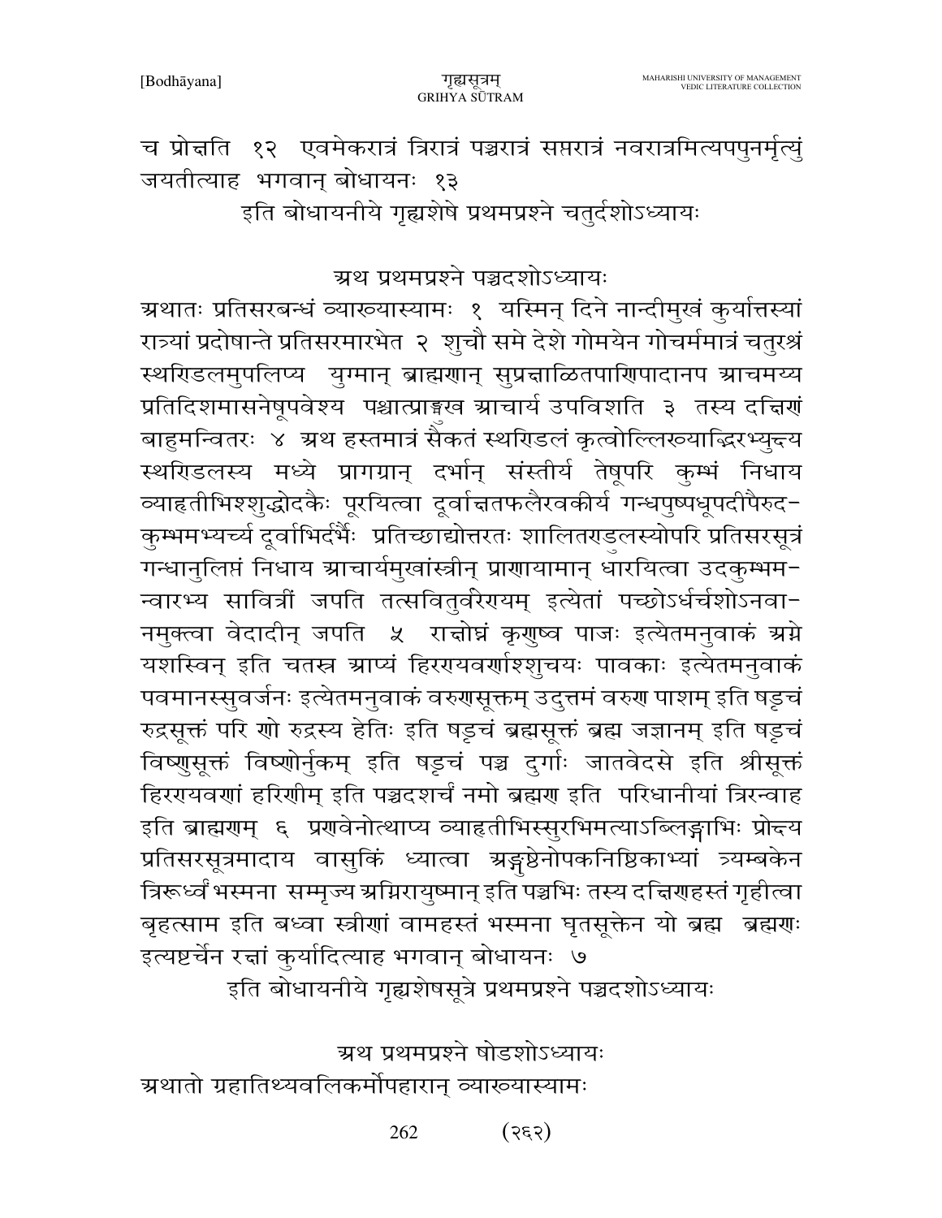च प्रोक्षति १२ एवमेकरात्रं त्रिरात्रं पञ्चरात्रं सप्तरात्रं नवरात्रमित्यपपुनर्मृत्युं जयतीत्याह भगवान् बोधायनः १३

इति बोधायनीये गृह्यशेषे प्रथमप्रश्ने चतुर्दशोऽध्यायः

## अथ प्रथमप्रश्ने पञ्चदशोऽध्यायः

अथातः प्रतिसरबन्धं व्याख्यास्यामः १ यस्मिन् दिने नान्दीमुखं कुर्यात्तस्यां रात्र्यां प्रदोषान्ते प्रतिसरमारभेत २ शुचौ समे देशे गोमयेन गोचर्ममात्रं चतुरश्रं स्थण्डिलमुपलिप्य युग्मान् ब्राह्मणान् सुप्रक्षाळितपाणिपादानप आचमय्य प्रतिदिशमासनेषूपवेश्य पश्चात्प्राङ्मुख आचार्य उपविशति ३ तस्य दक्षिणं बाहुमन्वितरः ४ अथ हस्तमात्रं सैकतं स्थण्डिलं कृत्वोल्लिख्याद्भिरभ्युक्ष्य स्थण्डिलस्य मध्ये प्रागग्रान् दर्भान् संस्तीर्य तेषूपरि कुम्भं निधाय व्याहृतीभिश्शुद्धोदकैः पूरयित्वा दूर्वाक्षतफलैरवकीर्य गन्धपुष्पधूपदीपैरुद-कुम्भमभ्यर्च्य दूर्वाभिर्दर्भैः प्रतिच्छाद्योत्तरतः शालितण्डुलस्योपरि प्रतिसरसूत्रं गन्धानुलिप्तं निधाय आचार्यमुखांस्त्रीन् प्राणायामान् धारयित्वा उदकुम्भ-मन्वारभ्य सावित्रीं जपति तत्सवितुर्वरेण्यम् इत्येतां पच्छोऽर्धर्चशोऽनवा-नमुक्त्वा वेदादीन् जपति ५ रक्षोघ्नं कृणुष्व पाजः इत्येतमनुवाकं अग्ने यशस्विन् इति चतस्र आप्यं हिरण्यवर्णाश्शुचयः पावकाः इत्येतमनुवाकं पवमानस्सुवर्जनः इत्येतमनुवाकं वरुणसूक्तम् उदुत्तमं वरुण पाशम् इति षड्चं रुद्रसूक्तं परि णो रुद्रस्य हेतिः इति षड्चं ब्रह्मसूक्तं ब्रह्म जज्ञानम् इति षड्चं विष्णुसूक्तं विष्णोर्नुकम् इति षड्चं पञ्च दुर्गाः जातवेदसे इति श्रीसूक्तं हिरण्यवर्णां हरिणीम् इति पञ्चदशर्चं नमो ब्रह्मण इति परिधानीयां त्रिरन्वाह इति ब्राह्मणम् ६ प्रणवेनोत्थाप्य व्याहृतीभिस्सुरभिमत्याऽब्लिङ्गाभिः प्रोक्ष्य प्रतिसरसूत्रमादाय वासुकिं ध्यात्वा अङ्गुष्ठेनोपकनिष्ठिकाभ्यां त्र्यम्बकेन त्रिरूर्ध्वं भस्मना सम्मृज्य अग्निरायुष्मान् इति पञ्चभिः तस्य दक्षिणहस्तं गृहीत्वा बृहत्साम इति बध्वा स्त्रीणां वामहस्तं भस्मना घृतसूक्तेन यो ब्रह्म ब्रह्मणः इत्यष्टर्चेन रक्षां कुर्यादित्याह भगवान् बोधायनः ७

इति बोधायनीये गृह्यशेषसूत्रे प्रथमप्रश्ने पञ्चदशोऽध्यायः

## अथ प्रथमप्रश्ने षोडशोऽध्यायः

अथातो ग्रहातिथ्यवलिकर्मोपहारान् व्याख्यास्यामः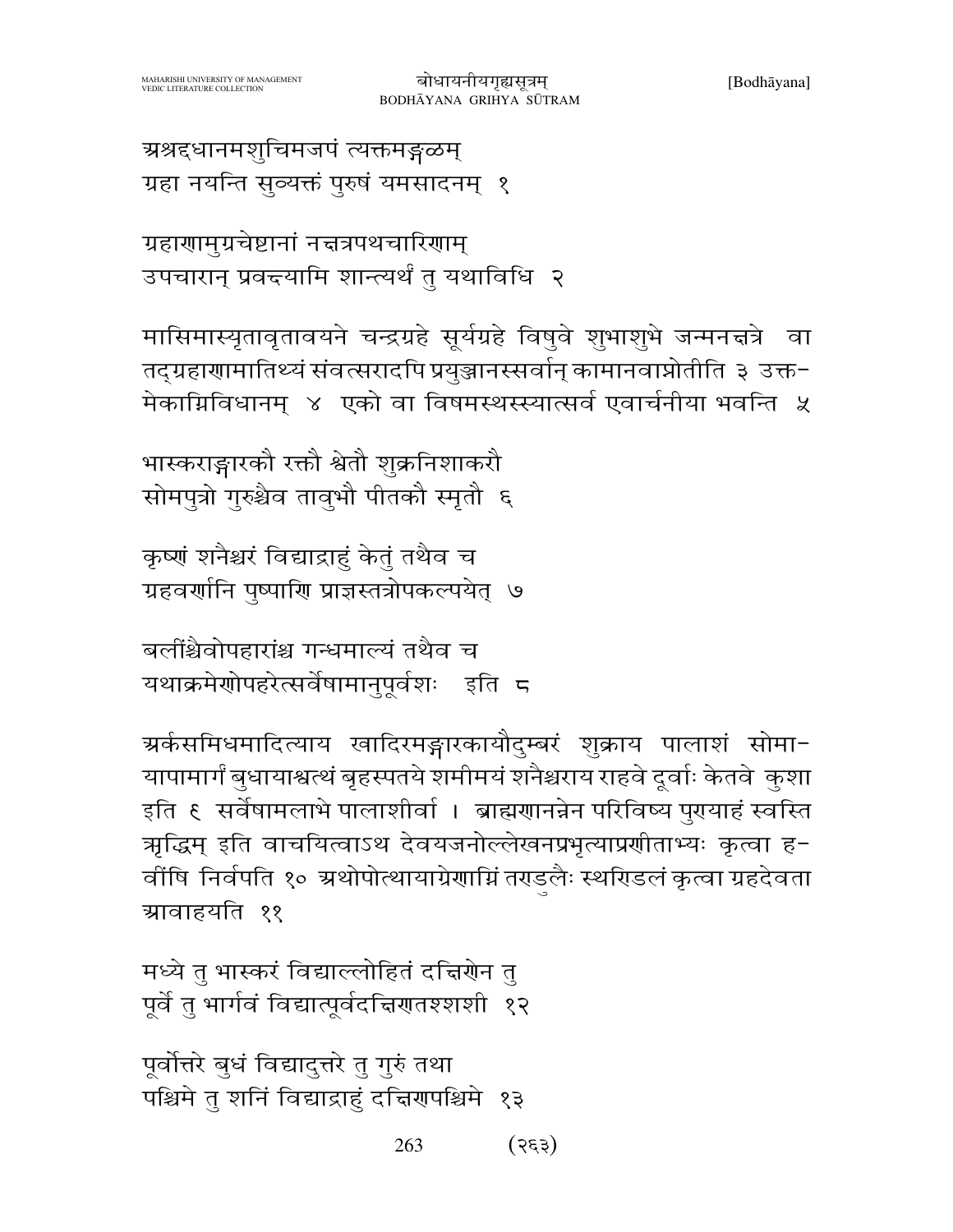अश्रद्दधानमशुचिमजपं त्यक्तमङ्गळम्
ग्रहा नयन्ति सुव्यक्तं पुरुषं यमसादनम् १

ग्रहाणामुग्रचेष्टानां नक्षत्रपथचारिणाम्
उपचारान् प्रवक्ष्यामि शान्त्यर्थं तु यथाविधि २

मासिमास्यृतावृतावयने चन्द्रग्रहे सूर्यग्रहे विषुवे शुभाशुभे जन्मनक्षत्रे वा तद्ग्रहाणामातिथ्यं संवत्सरादपि प्रयुञ्जानस्सर्वान् कामानवाप्नोतीति ३ उक्त-मेकाग्निविधानम् ४ एको वा विषमस्थस्स्यात्सर्व एवार्चनीया भवन्ति ५

भास्कराङ्गारकौ रक्तौ श्वेतौ शुक्रनिशाकरौ
सोमपुत्रो गुरुश्चैव तावुभौ पीतकौ स्मृतौ ६

कृष्णं शनैश्चरं विद्याद्राहुं केतुं तथैव च
ग्रहवर्णानि पुष्पाणि प्राज्ञस्तत्रोपकल्पयेत् ७

बलींश्चैवोपहारांश्च गन्धमाल्यं तथैव च
यथाक्रमेणोपहरेत्सर्वेषामानुपूर्वशः इति ८

अर्कसमिधमादित्याय खादिरमङ्गारकायौदुम्बरं शुक्राय पालाशं सोमा-यापामार्गं बुधायाश्वत्थं बृहस्पतये शमीमयं शनैश्चराय राहवे दूर्वाः केतवे कुशा इति ९ सर्वेषामलाभे पालाशीर्वा । ब्राह्मणानन्नेन परिविष्य पुण्याहं स्वस्ति ऋद्धिम् इति वाचयित्वाऽथ देवयजनोल्लेखनप्रभृत्याप्रणीताभ्यः कृत्वा ह-वींषि निर्वपति १० अथोपोत्थायाग्रेणाग्निं तण्डुलैः स्थण्डिलं कृत्वा ग्रहदेवता आवाहयति ११

मध्ये तु भास्करं विद्याल्लोहितं दक्षिणेन तु
पूर्वे तु भार्गवं विद्यात्पूर्वदक्षिणतश्शशी १२

पूर्वोत्तरे बुधं विद्यादुत्तरे तु गुरुं तथा
पश्चिमे तु शनिं विद्याद्राहुं दक्षिणपश्चिमे १३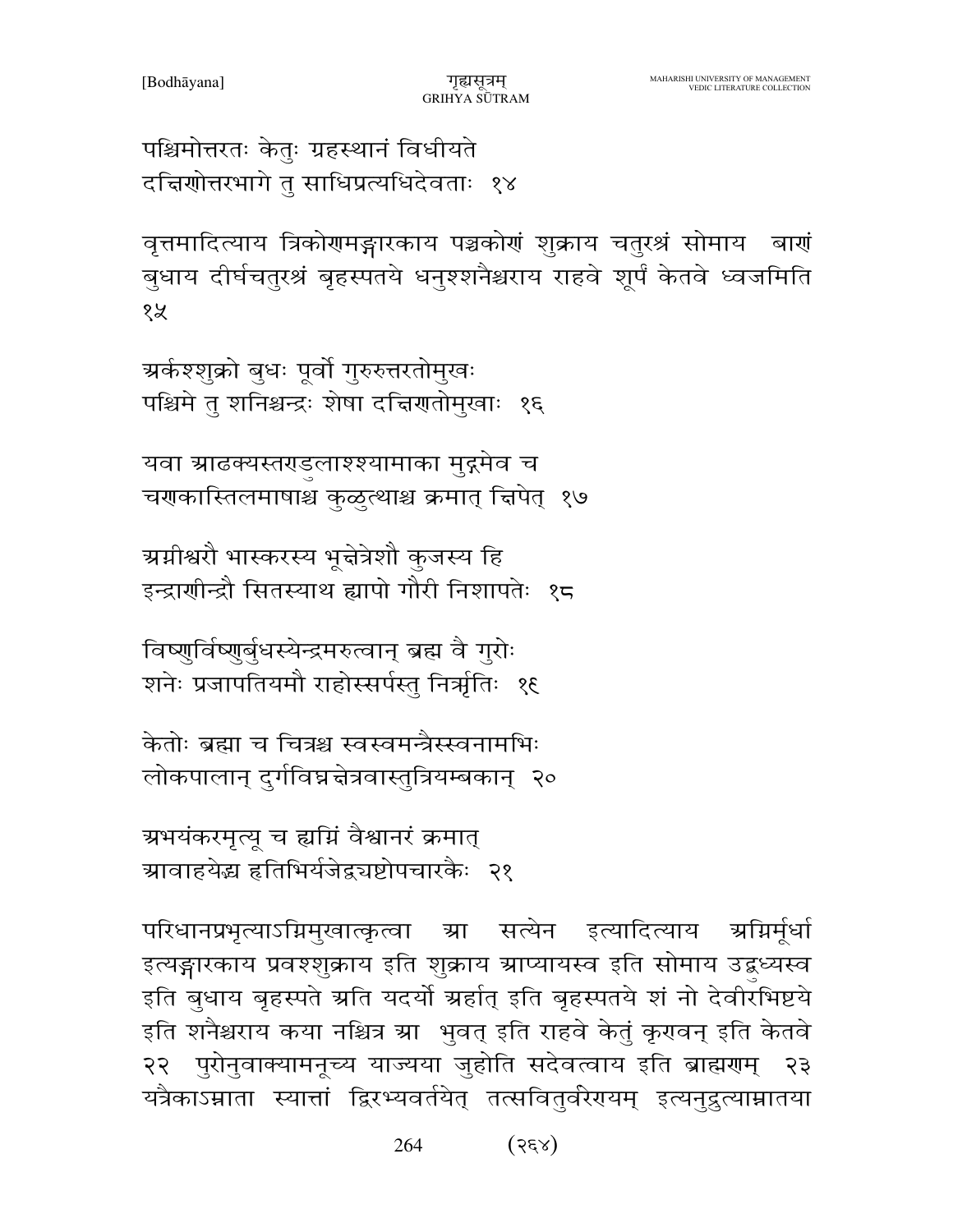पश्चिमोत्तरतः केतुः ग्रहस्थानं विधीयते
दक्षिणोत्तरभागे तु साधिप्रत्यधिदेवताः  १४

वृत्तमादित्याय त्रिकोणमङ्गारकाय पञ्चकोणं शुक्राय चतुरश्रं सोमाय  बाणं बुधाय दीर्घचतुरश्रं बृहस्पतये धनुश्शनैश्चराय राहवे शूर्पं केतवे ध्वजमिति १५

अर्कश्शुक्रो बुधः पूर्वो गुरुरुत्तरतोमुखः
पश्चिमे तु शनिश्चन्द्रः शेषा दक्षिणतोमुखाः  १६

यवा आढक्यस्तण्डुलाश्श्यामाका मुद्गमेव च
चणकास्तिलमाषाश्च कुळुत्थाश्च क्रमात् क्षिपेत्  १७

अग्नीश्वरौ भास्करस्य भूक्षेत्रेशौ कुजस्य हि
इन्द्राणीन्द्रौ सितस्याथ ह्यापो गौरी निशापतेः  १८

विष्णुर्विष्णुर्बुधस्येन्द्रमरुत्वान् ब्रह्म वै गुरोः
शनेः प्रजापतियमौ राहोस्सर्पस्तु निर्ऋतिः  १९

केतोः ब्रह्मा च चित्रश्च स्वस्वमन्त्रैस्स्वनामभिः
लोकपालान् दुर्गविघ्नक्षेत्रवास्तुत्रियम्बकान्  २०

अभयंकरमृत्यू च ह्यग्निं वैश्वानरं क्रमात्
आवाहयेद्ध हृतिभिर्यजेद्व्यष्टोपचारकैः  २१

परिधानप्रभृत्याऽग्निमुखात्कृत्वा आ सत्येन इत्यादित्याय अग्निर्मूर्धा इत्यङ्गारकाय प्रवश्शुक्राय इति शुक्राय आप्यायस्व इति सोमाय उद्बुध्यस्व इति बुधाय बृहस्पते अति यदर्यो अर्हात् इति बृहस्पतये शं नो देवीरभिष्टये इति शनैश्चराय कया नश्चित्र आ भुवत् इति राहवे केतुं कृण्वन् इति केतवे २२  पुरोनुवाक्यामनूच्य याज्यया जुहोति सदेवत्वाय इति ब्राह्मणम्  २३ यत्रैकाऽम्नाता स्यात्तां द्विरभ्यवर्तयेत् तत्सवितुर्वरेण्यम् इत्यनुद्रुत्याम्नातया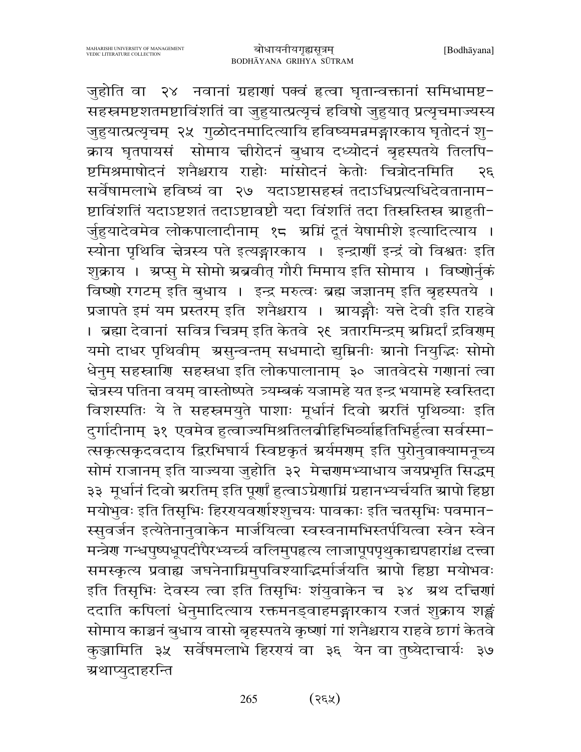जुहोति वा २४ नवानां ग्रहाणां पक्वं हृत्वा घृतान्वक्तानां समिधामष्ट-सहस्रमष्टशतमष्टाविंशतिं वा जुहुयात्प्रत्यृचं हविषो जुहुयात् प्रत्यृचमाज्यस्य जुहुयात्प्रत्यृचम् २५ गुळोदनमादित्यायि हविष्यमन्नमङ्गारकाय घृतोदनं शु-क्राय घृतपायसं सोमाय क्षीरोदनं बुधाय दध्योदनं बृहस्पतये तिलपि-ष्टमिश्रमाषोदनं शनैश्चराय राहोः मांसोदनं केतोः चित्रोदनमिति २६ सर्वेषामलाभे हविष्यं वा २७ यदाऽष्टासहस्रं तदाऽधिप्रत्यधिदेवतानाम-ष्टाविंशतिं यदाऽष्टशतं तदाऽष्टावष्टौ यदा विंशतिं तदा तिस्रस्तिस्र आहुती-र्जुहुयादेवमेव लोकपालादीनाम् १८ अग्निं दूतं येषामीशे इत्यादित्याय । स्योना पृथिवि क्षेत्रस्य पते इत्यङ्गारकाय । इन्द्राणीं इन्द्रं वो विश्वतः इति शुक्राय । अप्सु मे सोमो अब्रवीत् गौरी मिमाय इति सोमाय । विष्णोर्नुकं विष्णो रगटम् इति बुधाय । इन्द्र मरुत्वः ब्रह्म जज्ञानम् इति बृहस्पतये । प्रजापते इमं यम प्रस्तरम् इति शनैश्चराय । आयङ्गौः यत्ते देवी इति राहवे । ब्रह्मा देवानां सवित्र चित्रम् इति केतवे २९ त्रतारमिन्द्रम् अग्निर्दा द्रविणम् यमो दाधर पृथिवीम् असुन्वन्तम् सधमादो द्युम्निनीः आनो नियुद्भिः सोमो धेनुम् सहस्राणि सहस्रधा इति लोकपालानाम् ३० जातवेदसे गणानां त्वा क्षेत्रस्य पतिना वयम् वास्तोष्पते त्र्यम्बकं यजामहे यत इन्द्र भयामहे स्वस्तिदा विशस्पतिः ये ते सहस्रमयुते पाशाः मूर्धानं दिवो अरतिं पृथिव्याः इति दुर्गादीनाम् ३१ एवमेव हुत्वाज्यमिश्रतिलव्रीहिभिर्व्याहृतिभिर्हुत्वा सर्वस्मा-त्सकृत्सकृदवदाय द्विरभिघार्य स्विष्टकृतं अर्यमणम् इति पुरोनुवाक्यामनूच्य सोमं राजानम् इति याज्यया जुहोति ३२ मेक्षणमभ्याधाय जयप्रभृति सिद्धम् ३३ मूर्धानं दिवो अरतिम् इति पूर्णां हुत्वाऽग्रेणाग्निं ग्रहानभ्यर्चयति आपो हिष्ठा मयोभुवः इति तिसृभिः हिरण्यवर्णाश्शुचयः पावकाः इति चतसृभिः पवमान-स्सुवर्जन इत्येतेनानुवाकेन मार्जयित्वा स्वस्वनामभिस्तर्पयित्वा स्वेन स्वेन मन्त्रेण गन्धपुष्पधूपदीपैरभ्यर्च्य वलिमुपहृत्य लाजापूपपृथुकाद्यपहारांश्च दत्त्वा समस्कृत्य प्रवाह्य जघनेनाग्निमुपविश्याद्भिर्मार्जयति आपो हिष्ठा मयोभवः इति तिसृभिः देवस्य त्वा इति तिसृभिः शंयुवाकेन च ३४ अथ दक्षिणां ददाति कपिलां धेनुमादित्याय रक्तमनड्वाहमङ्गारकाय रजतं शुक्राय शङ्खं सोमाय काञ्चनं बुधाय वासो बृहस्पतये कृष्णां गां शनैश्चराय राहवे छागं केतवे कुञ्जामिति ३५ सर्वेषमलाभे हिरण्यं वा ३६ येन वा तुष्येदाचार्यः ३७ अथाप्युदाहरन्ति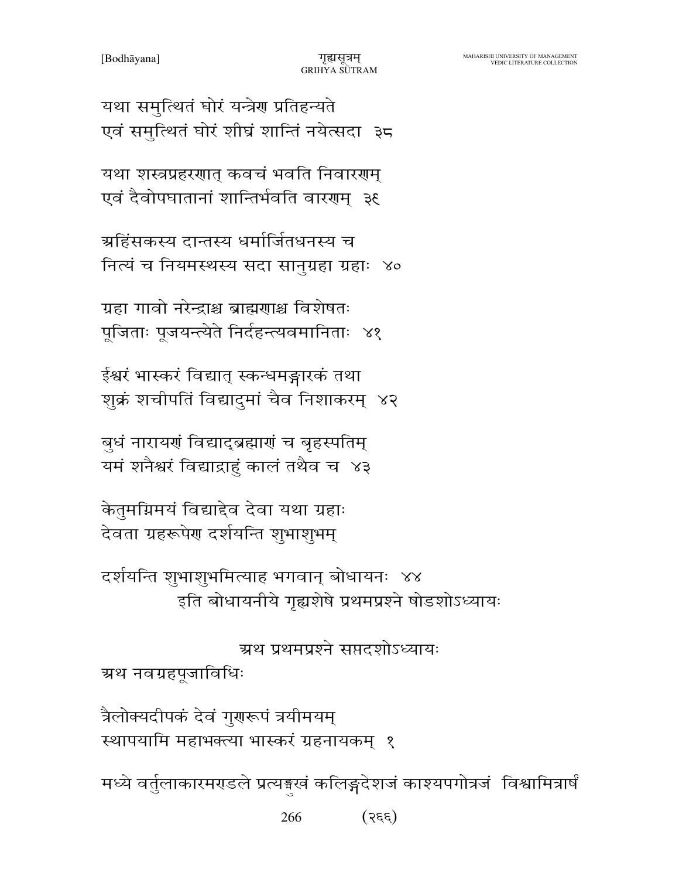यथा समुत्थितं घोरं यन्त्रेण प्रतिहन्यते
एवं समुत्थितं घोरं शीघ्रं शान्तिं नयेत्सदा ३८

यथा शस्त्रप्रहरणात् कवचं भवति निवारणम्
एवं दैवोपघातानां शान्तिर्भवति वारणम् ३९

अहिंसकस्य दान्तस्य धर्मार्जितधनस्य च
नित्यं च नियमस्थस्य सदा सानुग्रहा ग्रहाः ४०

ग्रहा गावो नरेन्द्राश्च ब्राह्मणाश्च विशेषतः
पूजिताः पूजयन्त्येते निर्दहन्त्यवमानिताः ४१

ईश्वरं भास्करं विद्यात् स्कन्धमङ्गारकं तथा
शुक्रं शचीपतिं विद्यादुमां चैव निशाकरम् ४२

बुधं नारायणं विद्याद्ब्रह्माणं च बृहस्पतिम्
यमं शनैश्चरं विद्याद्राहुं कालं तथैव च ४३

केतुमग्निमयं विद्याद्देव देवा यथा ग्रहाः
देवता ग्रहरूपेण दर्शयन्ति शुभाशुभम्

दर्शयन्ति शुभाशुभमित्याह भगवान् बोधायनः ४४

इति बोधायनीये गृह्यशेषे प्रथमप्रश्ने षोडशोऽध्यायः

अथ प्रथमप्रश्ने सप्तदशोऽध्यायः

अथ नवग्रहपूजाविधिः

त्रैलोक्यदीपकं देवं गुणरूपं त्रयीमयम्
स्थापयामि महाभक्त्या भास्करं ग्रहनायकम् १

मध्ये वर्तुलाकारमण्डले प्रत्यङ्मुखं कलिङ्गदेशजं काश्यपगोत्रजं विश्वामित्रार्षं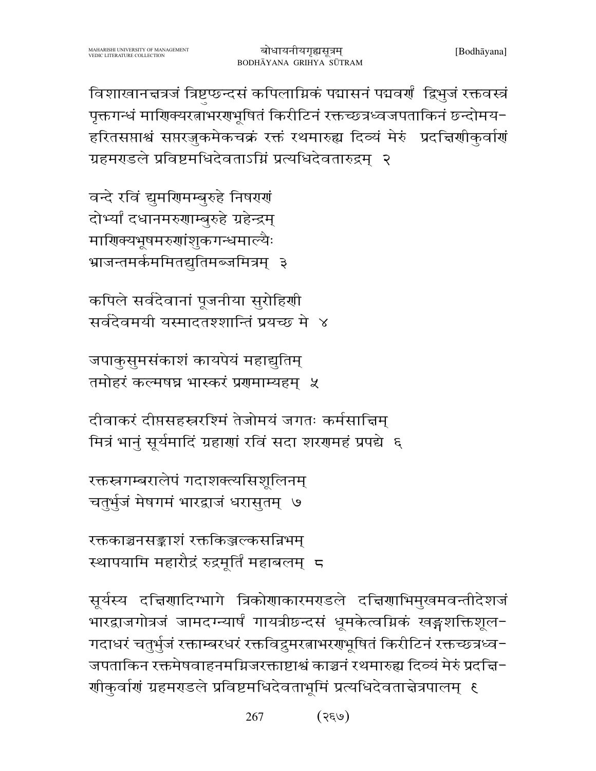विशाखानक्षत्रजं त्रिष्टुप्छन्दसं कपिलाग्निकं पद्मासनं पद्मवर्णं द्विभुजं रक्तवस्त्रं पृक्तगन्धं माणिक्यरत्नाभरणभूषितं किरीटिनं रक्तच्छत्रध्वजपताकिनं छन्दोमय-हरितसप्ताश्वं सप्तरज्जुकमेकचक्रं रक्तं रथमारुह्य दिव्यं मेरुं प्रदक्षिणीकुर्वाणं ग्रहमण्डले प्रविष्टमधिदेवताऽग्निं प्रत्यधिदेवतारुद्रम् २

वन्दे रविं द्युमणिमम्बुरुहे निषण्णं
दोर्भ्यां दधानमरुणाम्बुरुहे ग्रहेन्द्रम्
माणिक्यभूषमरुणांशुकगन्धमाल्यैः
भ्राजन्तमर्कममितद्युतिमब्जमित्रम् ३

कपिले सर्वदेवानां पूजनीया सुरोहिणी
सर्वदेवमयी यस्मादतश्शान्तिं प्रयच्छ मे ४

जपाकुसुमसंकाशं कायपेयं महाद्युतिम्
तमोहरं कल्मषघ्न भास्करं प्रणमाम्यहम् ५

दीवाकरं दीप्तसहस्ररश्मिं तेजोमयं जगतः कर्मसाक्षिम्
मित्रं भानुं सूर्यमादिं ग्रहाणां रविं सदा शरणमहं प्रपद्ये ६

रक्तस्रगम्बरालेपं गदाशक्त्यसिशूलिनम्
चतुर्भुजं मेषगमं भारद्वाजं धरासुतम् ७

रक्तकाञ्चनसङ्काशं रक्तकिञ्जल्कसन्निभम्
स्थापयामि महारौद्रं रुद्रमूर्तिं महाबलम् ८

सूर्यस्य दक्षिणादिग्भागे त्रिकोणाकारमण्डले दक्षिणाभिमुखमवन्तीदेशजं भारद्वाजगोत्रजं जामदग्न्यार्षं गायत्रीछन्दसं धूमकेत्वग्निकं खङ्गशक्तिशूल-गदाधरं चतुर्भुजं रक्ताम्बरधरं रक्तविद्रुमरत्नाभरणभूषितं किरीटिनं रक्तच्छत्रध्व-जपताकिन रक्तमेषवाहनमग्निजरक्ताष्टाश्वं काञ्चनं रथमारुह्य दिव्यं मेरुं प्रदक्षि-णीकुर्वाणं ग्रहमण्डले प्रविष्टमधिदेवताभूमिं प्रत्यधिदेवताक्षेत्रपालम् ९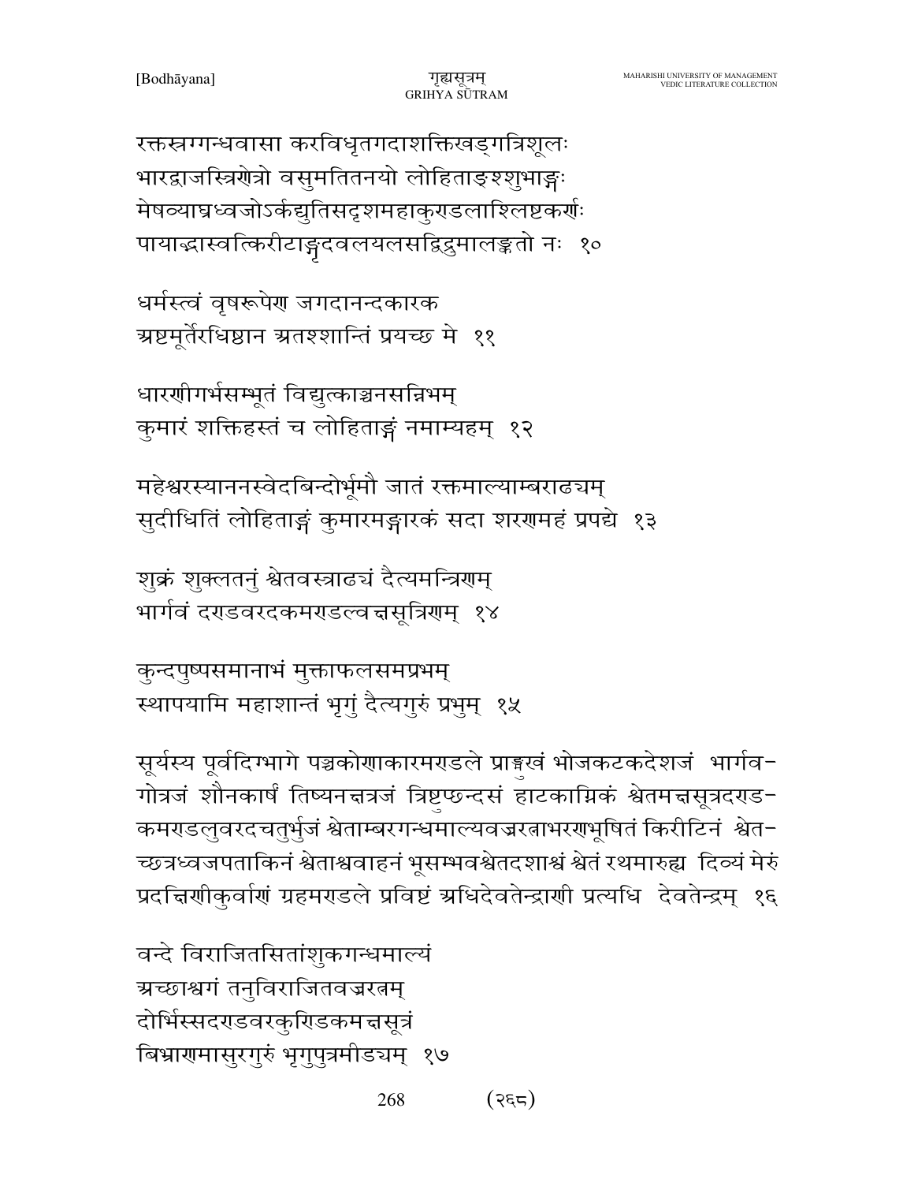रक्तस्रग्गन्धवासा करविधृतगदाशक्तिखड्गत्रिशूलः
भारद्वाजस्त्रिणेत्रो वसुमतितनयो लोहिताङ्गश्शुभाङ्गः
मेषव्याघ्रध्वजोऽर्कद्युतिसदृशमहाकुण्डलाश्लिष्टकर्णः
पायाद्भास्वत्किरीटाङ्गदवलयलसद्विद्रुमालङ्कृतो नः १०

धर्मस्त्वं वृषरूपेण जगदानन्दकारक
अष्टमूर्तेरधिष्ठान अतश्शान्तिं प्रयच्छ मे ११

धारणीगर्भसम्भूतं विद्युत्काञ्चनसन्निभम्
कुमारं शक्तिहस्तं च लोहिताङ्गं नमाम्यहम् १२

महेश्वरस्याननस्वेदबिन्दोर्भूमौ जातं रक्तमाल्याम्बराढ्यम्
सुदीधितिं लोहिताङ्गं कुमारमङ्गारकं सदा शरणमहं प्रपद्ये १३

शुक्रं शुक्लतनुं श्वेतवस्त्राढ्यं दैत्यमन्त्रिणम्
भार्गवं दण्डवरदकमण्डल्वक्षसूत्रिणम् १४

कुन्दपुष्पसमानाभं मुक्ताफलसमप्रभम्
स्थापयामि महाशान्तं भृगुं दैत्यगुरुं प्रभुम् १५

सूर्यस्य पूर्वदिग्भागे पञ्चकोणाकारमण्डले प्राङ्मुखं भोजकटकदेशजं भार्गव-गोत्रजं शौनकार्षं तिष्यनक्षत्रजं त्रिष्टुप्छन्दसं हाटकाग्निकं श्वेतमक्षसूत्रदण्ड-कमण्डलुवरदचतुर्भुजं श्वेताम्बरगन्धमाल्यवज्ररत्नाभरणभूषितं किरीटिनं श्वेत-च्छत्रध्वजपताकिनं श्वेताश्ववाहनं भूसम्भवश्वेतदशाश्वं श्वेतं रथमारुह्य दिव्यं मेरुं प्रदक्षिणीकुर्वाणं ग्रहमण्डले प्रविष्टं अधिदेवतेन्द्राणी प्रत्यधि देवतेन्द्रम् १६

वन्दे विराजितसितांशुकगन्धमाल्यं
अच्छाश्वगं तनुविराजितवज्ररत्नम्
दोर्भिस्सदण्डवरकुण्डिकमक्षसूत्रं
बिभ्राणमासुरगुरुं भृगुपुत्रमीड्यम् १७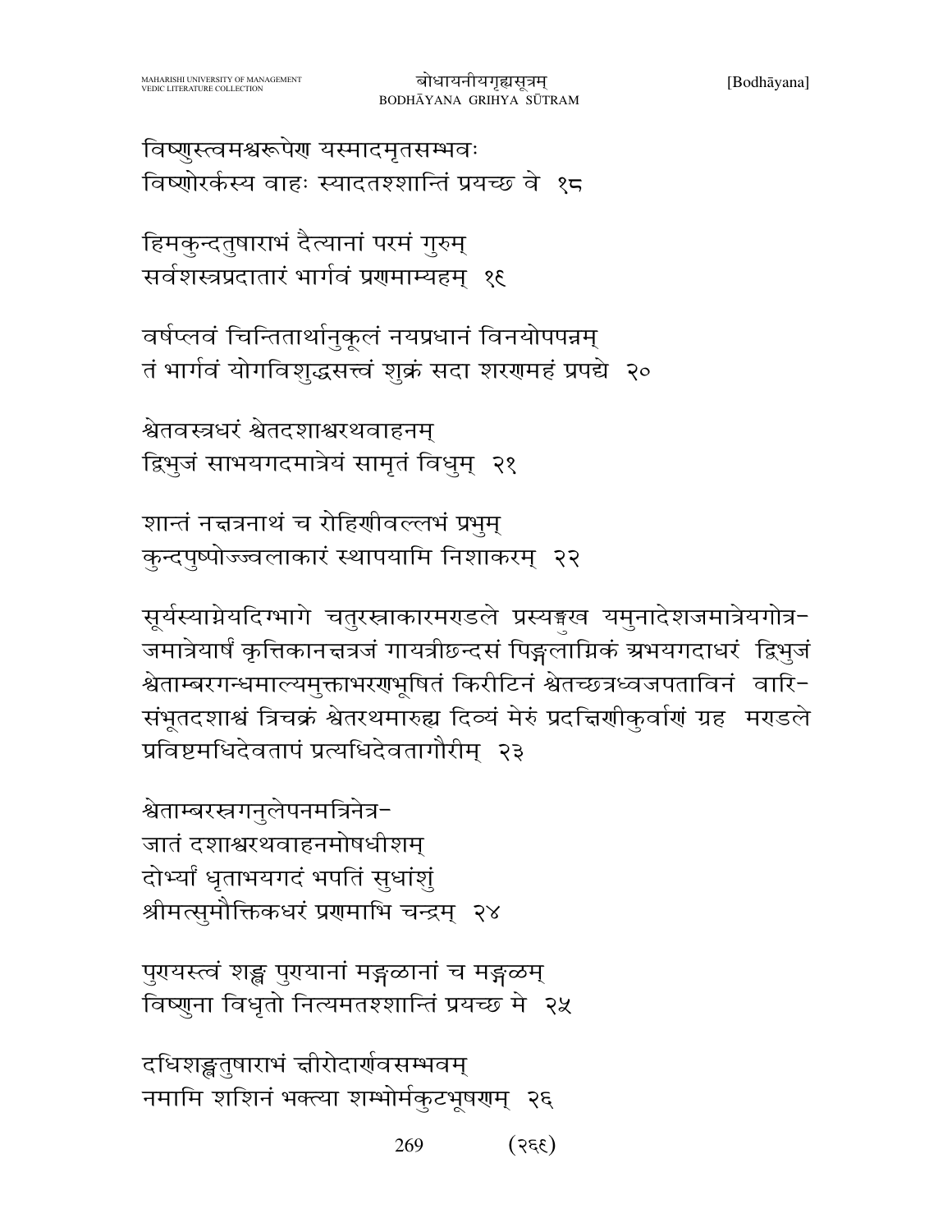विष्णुस्त्वमश्वरूपेण यस्मादमृतसम्भवः
विष्णोरर्कस्य वाहः स्यादतश्शान्तिं प्रयच्छ वे १८

हिमकुन्दतुषाराभं दैत्यानां परमं गुरुम्
सर्वशस्त्रप्रदातारं भार्गवं प्रणमाम्यहम् १९

वर्षप्लवं चिन्तितार्थानुकूलं नयप्रधानं विनयोपपन्नम्
तं भार्गवं योगविशुद्धसत्त्वं शुक्रं सदा शरणमहं प्रपद्ये २०

श्वेतवस्त्रधरं श्वेतदशाश्वरथवाहनम्
द्विभुजं साभयगदमात्रेयं सामृतं विधुम् २१

शान्तं नक्षत्रनाथं च रोहिणीवल्लभं प्रभुम्
कुन्दपुष्पोज्ज्वलाकारं स्थापयामि निशाकरम् २२

सूर्यस्याग्नेयदिग्भागे चतुरस्राकारमण्डले प्रत्यङ्मुख यमुनादेशजमात्रेयगोत्रजमात्रेयार्षं कृत्तिकानक्षत्रजं गायत्रीछन्दसं पिङ्गलाग्निकं अभयगदाधरं द्विभुजं श्वेताम्बरगन्धमाल्यमुक्ताभरणभूषितं किरीटिनं श्वेतच्छत्रध्वजपताविनं वारिसंभूतदशाश्वं त्रिचक्रं श्वेतरथमारुह्य दिव्यं मेरुं प्रदक्षिणीकुर्वाणं ग्रह मण्डले प्रविष्टमधिदेवतापं प्रत्यधिदेवतागौरीम् २३

श्वेताम्बरस्रगनुलेपनमत्रिनेत्र-
जातं दशाश्वरथवाहनमोषधीशम्
दोर्भ्यां धृताभयगदं भपतिं सुधांशुं
श्रीमत्सुमौक्तिकधरं प्रणमाभि चन्द्रम् २४

पुण्यस्त्वं शङ्ख पुण्यानां मङ्गळानां च मङ्गळम्
विष्णुना विधृतो नित्यमतश्शान्तिं प्रयच्छ मे २५

दधिशङ्खतुषाराभं क्षीरोदार्णवसम्भवम्
नमामि शशिनं भक्त्या शम्भोर्मकुटभूषणम् २६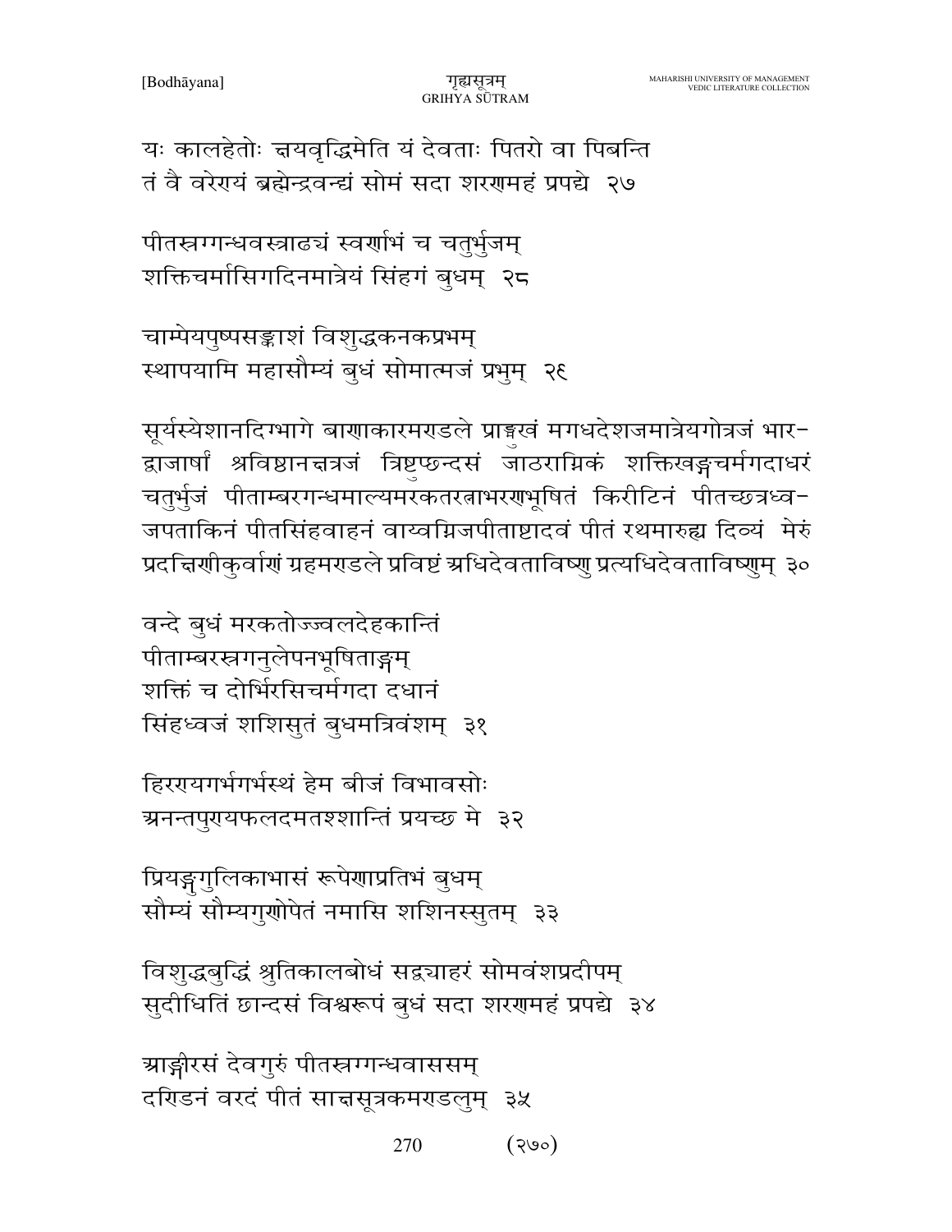यः कालहेतोः क्षयवृद्धिमेति यं देवताः पितरो वा पिबन्ति
तं वै वरेण्यं ब्रह्मेन्द्रवन्द्यं सोमं सदा शरणमहं प्रपद्ये २७

पीतस्रग्गन्धवस्त्राढ्यं स्वर्णाभं च चतुर्भुजम्
शक्तिचर्मासिगदिनमात्रेयं सिंहगं बुधम् २८

चाम्पेयपुष्पसङ्काशं विशुद्धकनकप्रभम्
स्थापयामि महासौम्यं बुधं सोमात्मजं प्रभुम् २९

सूर्यस्येशानदिग्भागे बाणाकारमण्डले प्राङ्मुखं मगधदेशजमात्रेयगोत्रजं भारद्वाजार्षां श्रविष्ठानक्षत्रजं त्रिष्टुप्छन्दसं जाठराग्निकं शक्तिखड्गचर्मगदाधरं चतुर्भुजं पीताम्बरगन्धमाल्यमरकतरत्नाभरणभूषितं किरीटिनं पीतच्छत्रध्वजपताकिनं पीतसिंहवाहनं वाय्वग्निजपीताष्टादवं पीतं रथमारुह्य दिव्यं मेरुं प्रदक्षिणीकुर्वाणं ग्रहमण्डले प्रविष्टं अधिदेवताविष्णु प्रत्यधिदेवताविष्णुम् ३०

वन्दे बुधं मरकतोज्ज्वलदेहकान्तिं
पीताम्बरस्रगनुलेपनभूषिताङ्गम्
शक्तिं च दोर्भिरसिचर्मगदा दधानं
सिंहध्वजं शशिसुतं बुधमत्रिवंशम् ३१

हिरण्यगर्भगर्भस्थं हेम बीजं विभावसोः
अनन्तपुण्यफलदमतश्शान्तिं प्रयच्छ मे ३२

प्रियङ्गुगुलिकाभासं रूपेणाप्रतिभं बुधम्
सौम्यं सौम्यगुणोपेतं नमासि शशिनस्सुतम् ३३

विशुद्धबुद्धिं श्रुतिकालबोधं सद्व्याहरं सोमवंशप्रदीपम्
सुदीधितिं छान्दसं विश्वरूपं बुधं सदा शरणमहं प्रपद्ये ३४

आङ्गीरसं देवगुरुं पीतस्रग्गन्धवाससम्
दण्डिनं वरदं पीतं साक्षसूत्रकमण्डलुम् ३५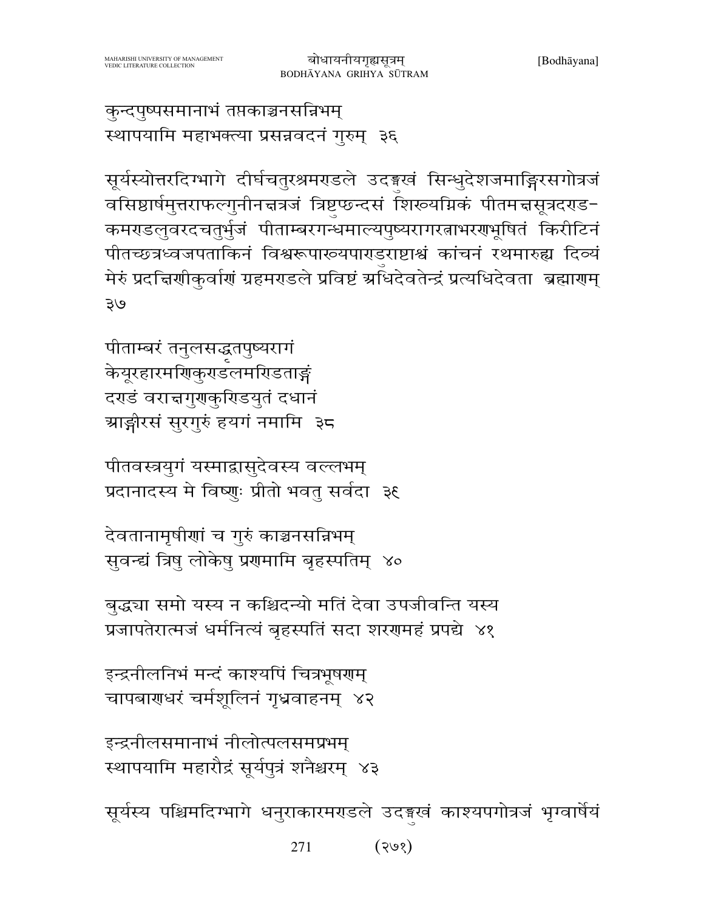कुन्दपुष्पसमानाभं तप्तकाञ्चनसन्निभम्
स्थापयामि महाभक्त्या प्रसन्नवदनं गुरुम्  ३६

सूर्यस्योत्तरदिग्भागे दीर्घचतुरश्रमण्डले उदङ्मुखं सिन्धुदेशजमाङ्गिरसगोत्रजं वसिष्ठार्षमुत्तराफल्गुनीनक्षत्रजं त्रिष्टुप्छन्दसं शिख्यग्निकं पीतमक्षसूत्रदण्ड-कमण्डलुवरदचतुर्भुजं पीताम्बरगन्धमाल्यपुष्यरागरत्नाभरणभूषितं किरीटिनं पीतच्छत्रध्वजपताकिनं विश्वरूपाख्यपाण्डुराष्टाश्वं कांचनं रथमारुह्य दिव्यं मेरुं प्रदक्षिणीकुर्वाणं ग्रहमण्डले प्रविष्टं अधिदेवतेन्द्रं प्रत्यधिदेवता ब्रह्माणम्
३७

पीताम्बरं तनुलसद्धृतपुष्यरागं
केयूरहारमणिकुण्डलमण्डिताङ्गं
दण्डं वराक्षगुणकुण्डियुतं दधानं
आङ्गीरसं सुरगुरुं हयगं नमामि  ३८

पीतवस्त्रयुगं यस्माद्वासुदेवस्य वल्लभम्
प्रदानादस्य मे विष्णुः प्रीतो भवतु सर्वदा  ३९

देवतानामृषीणां च गुरुं काञ्चनसन्निभम्
सुवन्द्यं त्रिषु लोकेषु प्रणमामि बृहस्पतिम्  ४०

बुद्ध्या समो यस्य न कश्चिदन्यो मतिं देवा उपजीवन्ति यस्य
प्रजापतेरात्मजं धर्मनित्यं बृहस्पतिं सदा शरणमहं प्रपद्ये  ४१

इन्द्रनीलनिभं मन्दं काश्यपिं चित्रभूषणम्
चापबाणधरं चर्मशूलिनं गृध्रवाहनम्  ४२

इन्द्रनीलसमानाभं नीलोत्पलसमप्रभम्
स्थापयामि महारौद्रं सूर्यपुत्रं शनैश्चरम्  ४३

सूर्यस्य पश्चिमदिग्भागे धनुराकारमण्डले उदङ्मुखं काश्यपगोत्रजं भृग्वार्षेयं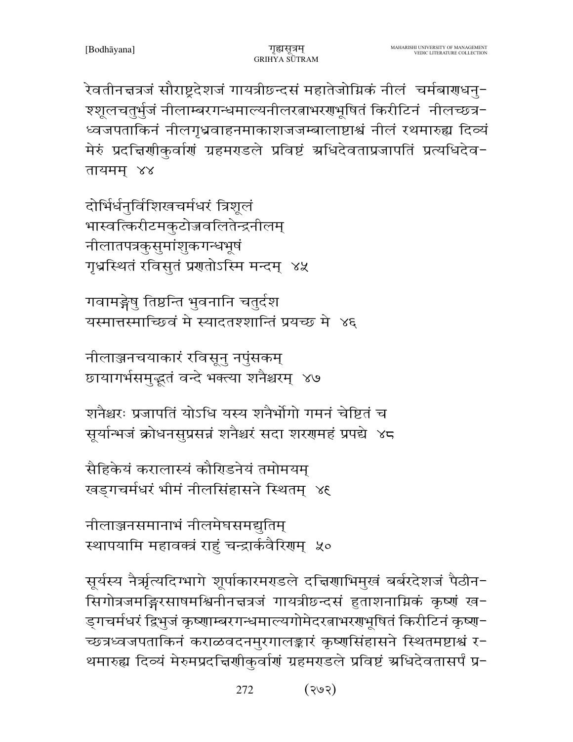रेवतीनक्षत्रजं सौराष्ट्रदेशजं गायत्रीछन्दसं महातेजोग्निकं नीलं चर्मबाणधनुश्शूलचतुर्भुजं नीलाम्बरगन्धमाल्यनीलरत्नाभरणभूषितं किरीटिनं नीलच्छत्रध्वजपताकिनं नीलगृध्रवाहनमाकाशजजम्बालाष्टाश्वं नीलं रथमारुह्य दिव्यं मेरुं प्रदक्षिणीकुर्वाणं ग्रहमण्डले प्रविष्टं अधिदेवताप्रजापतिं प्रत्यधिदेवतायमम् ४४

दोर्भिर्धनुर्विशिखचर्मधरं त्रिशूलं
भास्वत्किरीटमकुटोज्ज्वलितेन्द्रनीलम्
नीलातपत्रकुसुमांशुकगन्धभूषं
गृध्रस्थितं रविसुतं प्रणतोऽस्मि मन्दम् ४५

गवामङ्गेषु तिष्ठन्ति भुवनानि चतुर्दश
यस्मात्तस्माच्छिवं मे स्यादतश्शान्तिं प्रयच्छ मे ४६

नीलाञ्जनचयाकारं रविसूनु नपुंसकम्
छायागर्भसमुद्भूतं वन्दे भक्त्या शनैश्चरम् ४७

शनैश्चरः प्रजापतिं योऽधि यस्य शनैर्भोगो गमनं चेष्टितं च
सूर्यान्भजं क्रोधनसुप्रसन्नं शनैश्चरं सदा शरणमहं प्रपद्ये ४८

सैहिकेयं करालास्यं कौण्डिनेयं तमोमयम्
खड्गचर्मधरं भीमं नीलसिंहासने स्थितम् ४९

नीलाञ्जनसमानाभं नीलमेघसमद्युतिम्
स्थापयामि महावक्त्रं राहुं चन्द्रार्कवैरिणम् ५०

सूर्यस्य नैर्ऋत्यदिग्भागे शूर्पाकारमण्डले दक्षिणाभिमुखं बर्बरदेशजं पैठीनसिगोत्रजमङ्गिरसाषमश्विनीनक्षत्रजं गायत्रीछन्दसं हुताशनाग्निकं कृष्णं खड्गचर्मधरं द्विभुजं कृष्णाम्बरगन्धमाल्यगोमेदरत्नाभरणभूषितं किरीटिनं कृष्णच्छत्रध्वजपताकिनं कराळवदनमुरगालङ्कारं कृष्णसिंहासने स्थितमष्टाश्वं रथमारुह्य दिव्यं मेरुमप्रदक्षिणीकुर्वाणं ग्रहमण्डले प्रविष्टं अधिदेवतासर्पं प्र-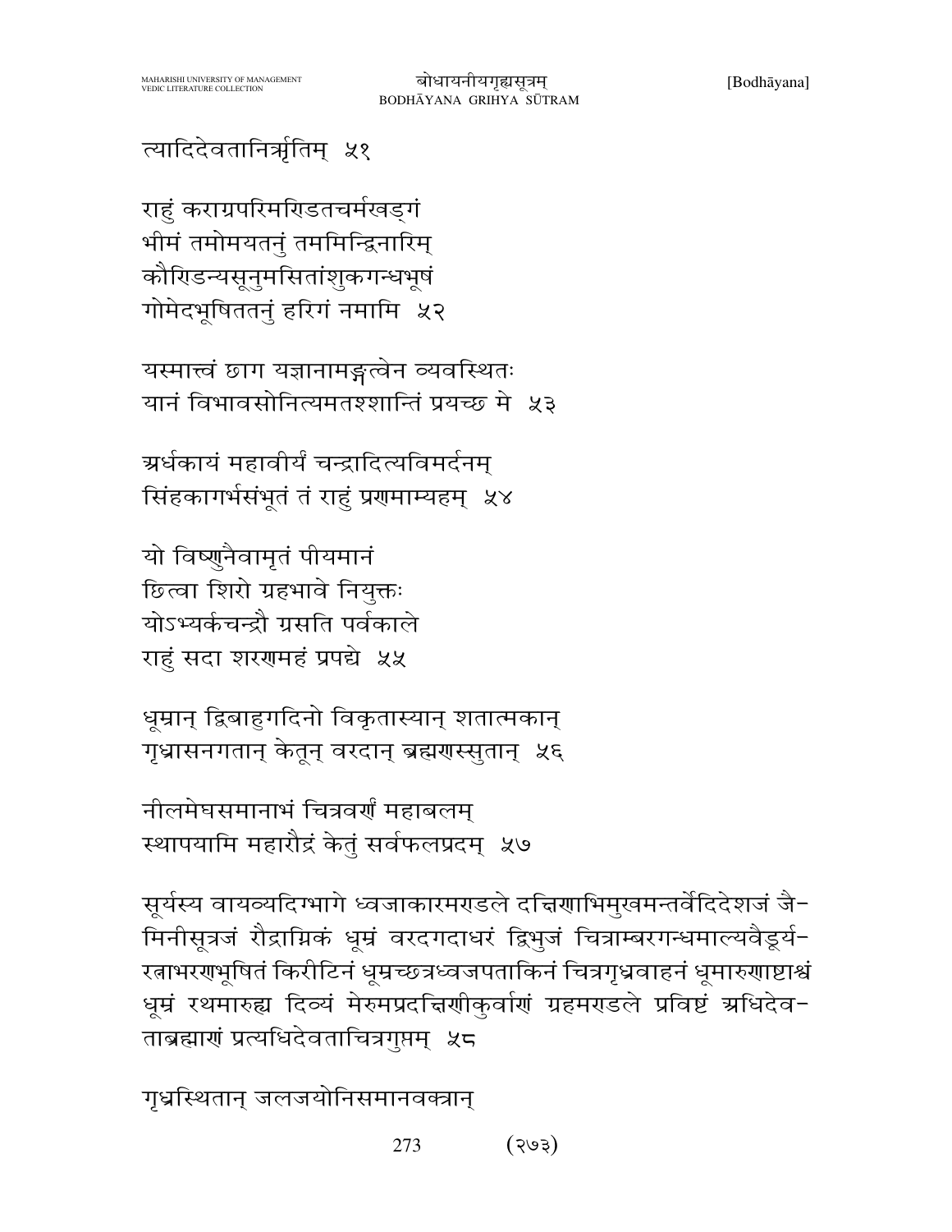त्यादिदेवतानिर्ऋतिम्  ५१

राहुं कराग्रपरिमरिडतचर्मखड्गं
भीमं तमोमयतनुं तममिन्द्रिनारिम्
कौरिडन्यसूनुमसितांशुकगन्धभूषं
गोमेदभूषिततनुं हरिगं नमामि  ५२

यस्मात्त्वं छाग यज्ञानामङ्गत्वेन व्यवस्थितः
यानं विभावसोनित्यमतश्शान्तिं प्रयच्छ मे  ५३

अर्धकायं महावीर्यं चन्द्रादित्यविमर्दनम्
सिंहकागर्भसंभूतं तं राहुं प्रणमाम्यहम्  ५४

यो विष्णुनैवामृतं पीयमानं
छित्वा शिरो ग्रहभावे नियुक्तः
योऽभ्यर्कचन्द्रौ ग्रसति पर्वकाले
राहुं सदा शरणमहं प्रपद्ये  ५५

धूम्रान् द्विबाहुगदिनो विकृतास्यान् शतात्मकान्
गृध्रासनगतान् केतून् वरदान् ब्रह्मणस्सुतान्  ५६

नीलमेघसमानाभं चित्रवर्णं महाबलम्
स्थापयामि महारौद्रं केतुं सर्वफलप्रदम्  ५७

सूर्यस्य वायव्यदिग्भागे ध्वजाकारमरडले दक्षिणाभिमुखमन्तर्वेदिदेशजं जैमिनीसूत्रजं रौद्राग्निकं धूम्रं वरदगदाधरं द्विभुजं चित्राम्बरगन्धमाल्यवैडूर्यरत्नाभरणभूषितं किरीटिनं धूम्रच्छत्रध्वजपताकिनं चित्रगृध्रवाहनं धूमारुणाष्टाश्वं धूम्रं रथमारुह्य दिव्यं मेरुमप्रदक्षिणीकुर्वाणं ग्रहमरडले प्रविष्टं अधिदेवताब्रह्माणं प्रत्यधिदेवताचित्रगुप्तम्  ५८

गृध्रस्थितान् जलजयोनिसमानवक्त्रान्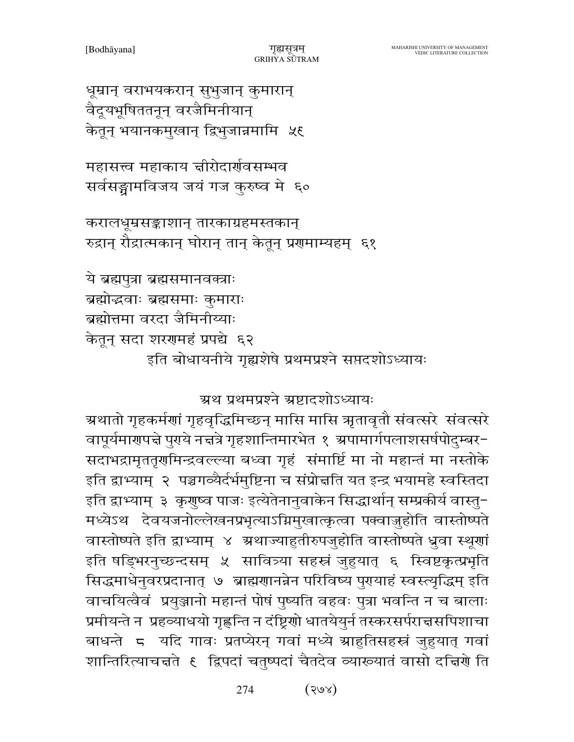धूम्रान् वराभयकरान् सुभुजान् कुमारान्
वैदूयभूषिततनून् वरजैमिनीयान्
केतून् भयानकमुखान् द्विभुजान्नमामि ५९

महासत्त्व महाकाय क्षीरोदार्णवसम्भव
सर्वसङ्ग्रामविजय जयं गज कुरुष्व मे ६०

करालधूम्रसङ्काशान् तारकाग्रहमस्तकान्
रुद्रान् रौद्रात्मकान् घोरान् तान् केतून् प्रणमाम्यहम् ६१

ये ब्रह्मपुत्रा ब्रह्मसमानवक्त्राः
ब्रह्मोद्भवाः ब्रह्मसमाः कुमाराः
ब्रह्मोत्तमा वरदा जैमिनीय्याः
केतून् सदा शरणमहं प्रपद्ये ६२

इति बोधायनीये गृह्यशेषे प्रथमप्रश्ने सप्तदशोऽध्यायः

## अथ प्रथमप्रश्ने अष्टादशोऽध्यायः

अथातो गृहकर्मणां गृहवृद्धिमिच्छन् मासि मासि ऋतावृतौ संवत्सरे संवत्सरे वापूर्यमाणपक्षे पुण्ये नक्षत्रे गृहशान्तिमारभेत १ अपामार्गपलाशसर्षपोदुम्बर-सदाभद्रामृततृणमिन्द्रवल्ल्या बध्वा गृहं संमार्ष्टि मा नो महान्तं मा नस्तोके इति द्वाभ्याम् २ पञ्चगव्यैर्दर्भमुष्टिना च संप्रोक्षति यत इन्द्र भयामहे स्वस्तिदा इति द्वाभ्याम् ३ कृणुष्व पाजः इत्येतेनानुवाकेन सिद्धार्थान् सम्प्रकीर्य वास्तु-मध्येऽथ देवयजनोल्लेखनप्रभृत्याऽग्निमुखात्कृत्वा पक्वाज्जुहोति वास्तोष्पते वास्तोष्पते इति द्वाभ्याम् ४ अथाज्याहुतीरुपजुहोति वास्तोष्पते ध्रुवा स्थूणां इति षड्भिरनुच्छन्दसम् ५ सावित्र्या सहस्रं जुहुयात् ६ स्विष्टकृत्प्रभृति सिद्धमाधेनुवरप्रदानात् ७ ब्राह्मणानन्नेन परिविष्य पुण्याहं स्वस्त्यृद्धिम् इति वाचयित्वैवं प्रयुञ्जानो महान्तं पोषं पुष्यति वहवः पुत्रा भवन्ति न च बालाः प्रमीयन्ते न प्रहव्याधयो गृह्णन्ति न दंष्ट्रिणो धातयेयुर्न तस्करसर्पराक्षसपिशाचा बाधन्ते ८ यदि गावः प्रतप्येरन् गवां मध्ये आहुतिसहस्रं जुहुयात् गवां शान्तिरित्याचक्षते ९ द्विपदां चतुष्पदां चैतदेव व्याख्यातं वासो दक्षिणे ति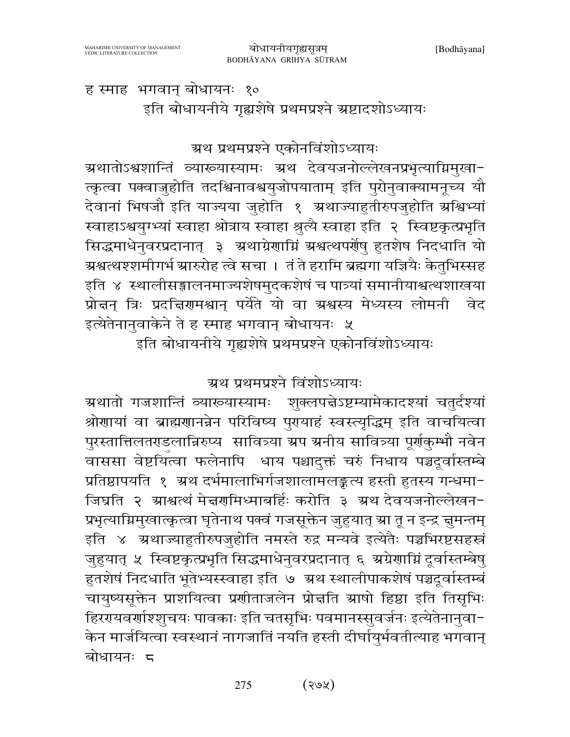ह स्माह भगवान् बोधायनः १०

इति बोधायनीये गृह्यशेषे प्रथमप्रश्ने अष्टादशोऽध्यायः

## अथ प्रथमप्रश्ने एकोनविंशोऽध्यायः

अथातोऽश्वशान्तिं व्याख्यास्यामः अथ देवयजनोल्लेखनप्रभृत्याग्निमुखा-त्कृत्वा पक्वाज्जुहोति तदश्विनावश्वयुजोपयाताम् इति पुरोनुवाक्यामनूच्य यौ देवानां भिषजौ इति याज्यया जुहोति १ अथाज्याहुतीरुपजुहोति अश्विभ्यां स्वाहाऽश्वयुग्भ्यां स्वाहा श्रोत्राय स्वाहा श्रुत्यै स्वाहा इति २ स्विष्टकृत्प्रभृति सिद्धमाधेनुवरप्रदानात् ३ अथाग्रेणाग्निं अश्वत्थपर्णेषु हुतशेषं निदधाति यो अश्वत्थश्शमीगर्भ आरुरोह त्वे सचा । तं ते हरामि ब्रह्मणा यज्ञियैः केतुभिस्सह इति ४ स्थालीसङ्क्षालनमाज्यशेषमुदकशेषं च पात्र्यां समानीयाश्वत्थशाखया प्रोक्षन् त्रिः प्रदक्षिणमश्वान् पर्येते यो वा अश्वस्य मेध्यस्य लोमनी वेद इत्येतेनानुवाकेने ते ह स्माह भगवान् बोधायनः ५

इति बोधायनीये गृह्यशेषे प्रथमप्रश्ने एकोनविंशोऽध्यायः

## अथ प्रथमप्रश्ने विंशोऽध्यायः

अथातो गजशान्तिं व्याख्यास्यामः शुक्लपक्षेऽष्टम्यामेकादश्यां चतुर्दश्यां श्रोणायां वा ब्राह्मणानन्नेन परिविष्य पुण्याहं स्वस्त्यृद्धिम् इति वाचयित्वा पुरस्तात्तिलतण्डुलान्निरुप्य सावित्र्या अप अनीय सावित्र्या पूर्णकुम्भौ नवेन वाससा वेष्टयित्वा फलेनापि धाय पश्चादुक्तं चरुं निधाय पञ्चदूर्वास्तम्बे प्रतिष्ठापयति १ अथ दर्भमालाभिर्गजशालामलङ्कृत्य हस्ती हुतस्य गन्धमा-जिघ्रति २ आश्वत्थं मेक्षणमिध्माबर्हिः करोति ३ अथ देवयजनोल्लेखन-प्रभृत्याग्निमुखात्कृत्वा घृतेनाथ पक्वं गजसूक्तेन जुहुयात् आ तू न इन्द्र क्षुमन्तम् इति ४ अथाज्याहुतीरुपजुहोति नमस्ते रुद्र मन्यवे इत्येतैः पञ्चभिरष्टसहस्रं जुहुयात् ५ स्विष्टकृत्प्रभृति सिद्धमाधेनुवरप्रदानात् ६ अग्रेणाग्निं दूर्वास्तम्बेषु हुतशेषं निदधाति भूतेभ्यस्स्वाहा इति ७ अथ स्थालीपाकशेषं पञ्चदूर्वास्तम्बं चायुष्यसूक्तेन प्राशयित्वा प्रणीताजलेन प्रोक्षति आपो हिष्ठा इति तिसृभिः हिरण्यवर्णाश्शुचयः पावकाः इति चतसृभिः पवमानस्सुवर्जनः इत्येतेनानुवा-केन मार्जयित्वा स्वस्थानं नागजातिं नयति हस्ती दीर्घायुर्भवतीत्याह भगवान् बोधायनः ८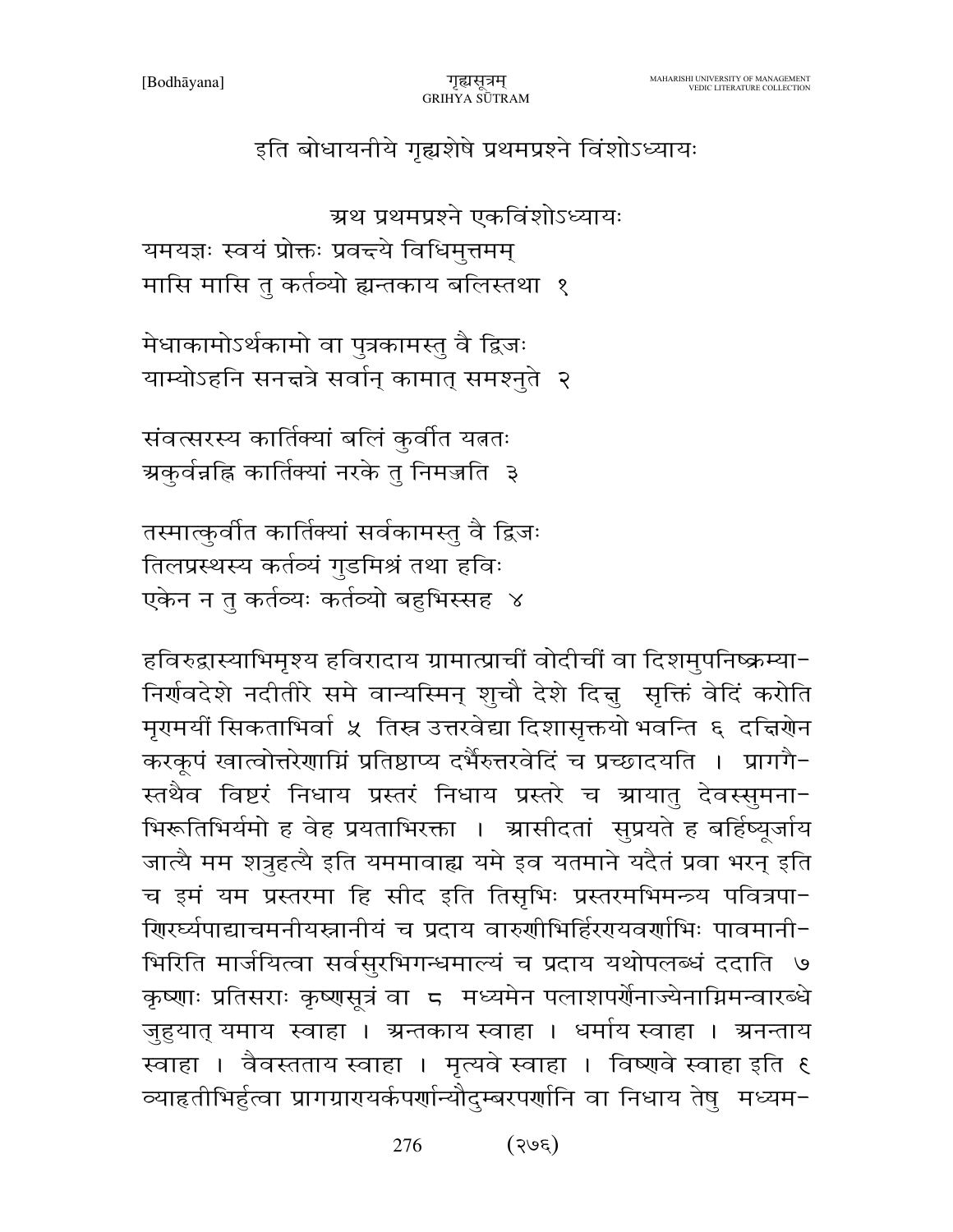इति बोधायनीये गृह्यशेषे प्रथमप्रश्ने विंशोऽध्यायः

अथ प्रथमप्रश्ने एकविंशोऽध्यायः

यमयज्ञः स्वयं प्रोक्तः प्रवक्ष्ये विधिमुत्तमम्
मासि मासि तु कर्तव्यो ह्यन्तकाय बलिस्तथा १

मेधाकामोऽर्थकामो वा पुत्रकामस्तु वै द्विजः
याम्योऽहनि सनक्षत्रे सर्वान् कामात् समश्नुते २

संवत्सरस्य कार्तिक्यां बलिं कुर्वीत यत्नतः
अकुर्वन्नह्नि कार्तिक्यां नरके तु निमज्जति ३

तस्मात्कुर्वीत कार्तिक्यां सर्वकामस्तु वै द्विजः
तिलप्रस्थस्य कर्तव्यं गुडमिश्रं तथा हविः
एकेन न तु कर्तव्यः कर्तव्यो बहुभिस्सह ४

हविरुद्वास्याभिमृश्य हविरादाय ग्रामात्प्राचीं वोदीचीं वा दिशमुपनिष्क्रम्यानिर्णवदेशे नदीतीरे समे वान्यस्मिन् शुचौ देशे दिक्षु सृक्तिं वेदिं करोति मृण्मयीं सिकताभिर्वा ५ तिस्र उत्तरवेद्या दिशासृक्तयो भवन्ति ६ दक्षिणेन करकूपं खात्वोत्तरेणाग्निं प्रतिष्ठाप्य दर्भैरुत्तरवेदिं च प्रच्छादयति । प्रागग्रैस्तथैव विष्टरं निधाय प्रस्तरं निधाय प्रस्तरे च आयातु देवस्सुमनाभिरूतिभिर्यमो ह वेह प्रयताभिरक्ता । आसीदतां सुप्रयते ह बर्हिष्यूर्जाय जात्यै मम शत्रुहत्यै इति यममावाह्य यमे इव यतमाने यदैतं प्रवा भरन् इति च इमं यम प्रस्तरमा हि सीद इति तिसृभिः प्रस्तरमभिमन्त्र्य पवित्रपाणिरर्घ्यपाद्याचमनीयस्नानीयं च प्रदाय वारुणीभिर्हिरण्यवर्णाभिः पावमानीभिरिति मार्जयित्वा सर्वसुरभिगन्धमाल्यं च प्रदाय यथोपलब्धं ददाति ७ कृष्णाः प्रतिसराः कृष्णसूत्रं वा ८ मध्यमेन पलाशपर्णेनाज्येनाग्निमन्वारब्धे जुहुयात् यमाय स्वाहा । अन्तकाय स्वाहा । धर्माय स्वाहा । अनन्ताय स्वाहा । वैवस्तताय स्वाहा । मृत्यवे स्वाहा । विष्णवे स्वाहा इति ९ व्याहृतीभिर्हुत्वा प्रागग्राण्यर्कपर्णान्यौदुम्बरपर्णानि वा निधाय तेषु मध्यम-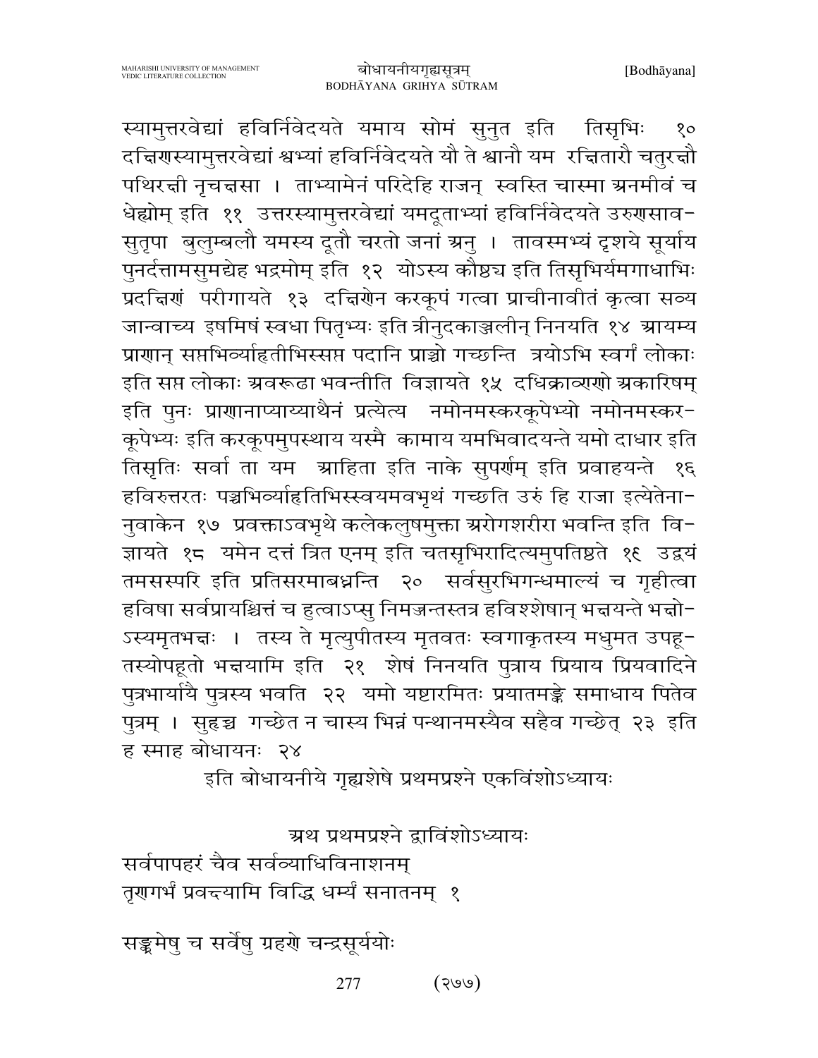स्यामुत्तरवेद्यां हविर्निवेदयते यमाय सोमं सुनुत इति तिसृभिः १० दक्षिणस्यामुत्तरवेद्यां श्वभ्यां हविर्निवेदयते यौ ते श्वानौ यम रक्षितारौ चतुरक्षौ पथिरक्षी नृचक्षसा । ताभ्यामेनं परिदेहि राजन् स्वस्ति चास्मा अनमीवं च धेह्योम् इति ११ उत्तरस्यामुत्तरवेद्यां यमदूताभ्यां हविर्निवेदयते उरुणसाव-सुतृपा बुलुम्बलौ यमस्य दूतौ चरतो जनां अनु । तावस्मभ्यं दृशये सूर्याय पुनर्दत्तामसुमद्येह भद्रमोम् इति १२ योऽस्य कौष्ठ्य इति तिसृभिर्यमगाधाभिः प्रदक्षिणं परीगायते १३ दक्षिणेन करकूपं गत्वा प्राचीनावीतं कृत्वा सव्य जान्वाच्य इषमिषं स्वधा पितृभ्यः इति त्रीनुदकाञ्जलीन् निनयति १४ आयम्य प्राणान् सप्तभिर्व्याहृतीभिस्सप्त पदानि प्राञ्चो गच्छन्ति त्रयोऽभि स्वर्गं लोकाः इति सप्त लोकाः अवरूढा भवन्तीति विज्ञायते १५ दधिक्राव्णो अकारिषम् इति पुनः प्राणानाप्याय्याथैनं प्रत्येत्य नमोनमस्करकूपेभ्यो नमोनमस्कर-कूपेभ्यः इति करकूपमुपस्थाय यस्मै कामाय यमभिवादयन्ते यमो दाधार इति तिसृतिः सर्वा ता यम आहिता इति नाके सुपर्णम् इति प्रवाहयन्ते १६ हविरुत्तरतः पञ्चभिर्व्याहृतिभिस्स्वयमवभृथं गच्छति उरुं हि राजा इत्येतेना-नुवाकेन १७ प्रवक्ताऽवभृथे कलेकलुषमुक्ता अरोगशरीरा भवन्ति इति वि-ज्ञायते १८ यमेन दत्तं त्रित एनम् इति चतसृभिरादित्यमुपतिष्ठते १९ उद्वयं तमसस्परि इति प्रतिसरमाबध्नन्ति २० सर्वसुरभिगन्धमाल्यं च गृहीत्वा हविषा सर्वप्रायश्चित्तं च हुत्वाऽप्सु निमज्जन्तस्तत्र हविश्शेषान् भक्षयन्ते भक्षो-ऽस्यमृतभक्षः । तस्य ते मृत्युपीतस्य मृतवतः स्वगाकृतस्य मधुमत उपहू-तस्योपहूतो भक्षयामि इति २१ शेषं निनयति पुत्राय प्रियाय प्रियवादिने पुत्रभार्यायै पुत्रस्य भवति २२ यमो यष्टारमितः प्रयातमङ्के समाधाय पितेव पुत्रम् । सुहृच्च गच्छेत न चास्य भिन्नं पन्थानमस्यैव सहैव गच्छेत् २३ इति ह स्माह बोधायनः २४

इति बोधायनीये गृह्यशेषे प्रथमप्रश्ने एकविंशोऽध्यायः

## अथ प्रथमप्रश्ने द्वाविंशोऽध्यायः

सर्वपापहरं चैव सर्वव्याधिविनाशनम्
तृणगर्भं प्रवक्ष्यामि विद्धि धर्म्यं सनातनम् १

सङ्क्रमेषु च सर्वेषु ग्रहणे चन्द्रसूर्ययोः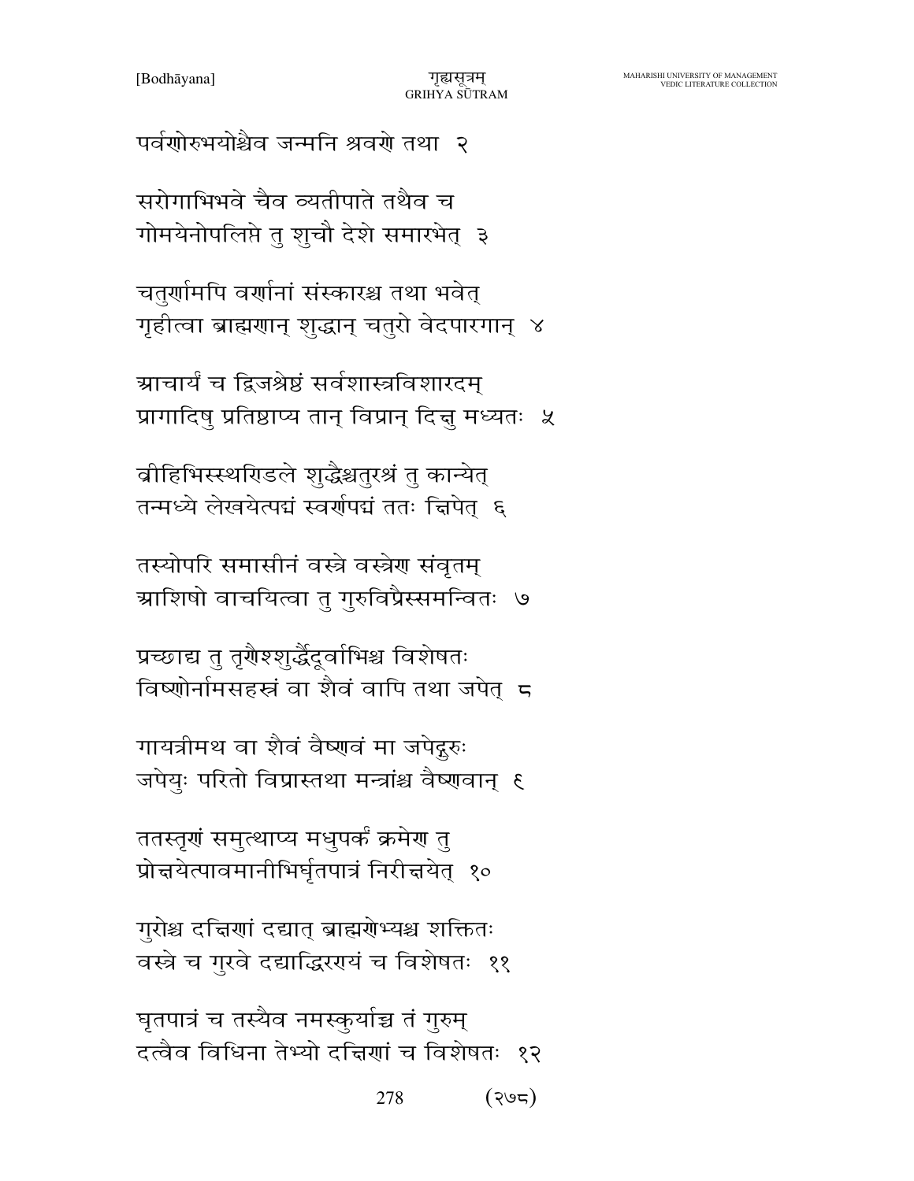पर्वणोरुभयोश्चैव जन्मनि श्रवणे तथा २

सरोगाभिभवे चैव व्यतीपाते तथैव च
गोमयेनोपलिप्ते तु शुचौ देशे समारभेत् ३

चतुर्णामपि वर्णानां संस्कारश्च तथा भवेत्
गृहीत्वा ब्राह्मणान् शुद्धान् चतुरो वेदपारगान् ४

आचार्यं च द्विजश्रेष्ठं सर्वशास्त्रविशारदम्
प्रागादिषु प्रतिष्ठाप्य तान् विप्रान् दिक्षु मध्यतः ५

व्रीहिभिस्स्थण्डिले शुद्धैश्चतुरश्रं तु कल्पयेत्
तन्मध्ये लेखयेत्पद्मं स्वर्णपद्मं ततः क्षिपेत् ६

तस्योपरि समासीनं वस्त्रे वस्त्रेण संवृतम्
आशिषो वाचयित्वा तु गुरुविप्रैस्समन्वितः ७

प्रच्छाद्य तु तृणैश्शुद्धैर्दूर्वाभिश्च विशेषतः
विष्णोर्नामसहस्रं वा शैवं वापि तथा जपेत् ८

गायत्रीमथ वा शैवं वैष्णवं मा जपेद्गुरुः
जपेयुः परितो विप्रास्तथा मन्त्रांश्च वैष्णवान् ९

ततस्तृणं समुत्थाप्य मधुपर्कं क्रमेण तु
प्रोक्षयेत्पावमानीभिर्घृतपात्रं निरीक्षयेत् १०

गुरोश्च दक्षिणां दद्यात् ब्राह्मणेभ्यश्च शक्तितः
वस्त्रे च गुरवे दद्याद्धिरण्यं च विशेषतः ११

घृतपात्रं च तस्यैव नमस्कुर्याच्च तं गुरुम्
दत्वैव विधिना तेभ्यो दक्षिणां च विशेषतः १२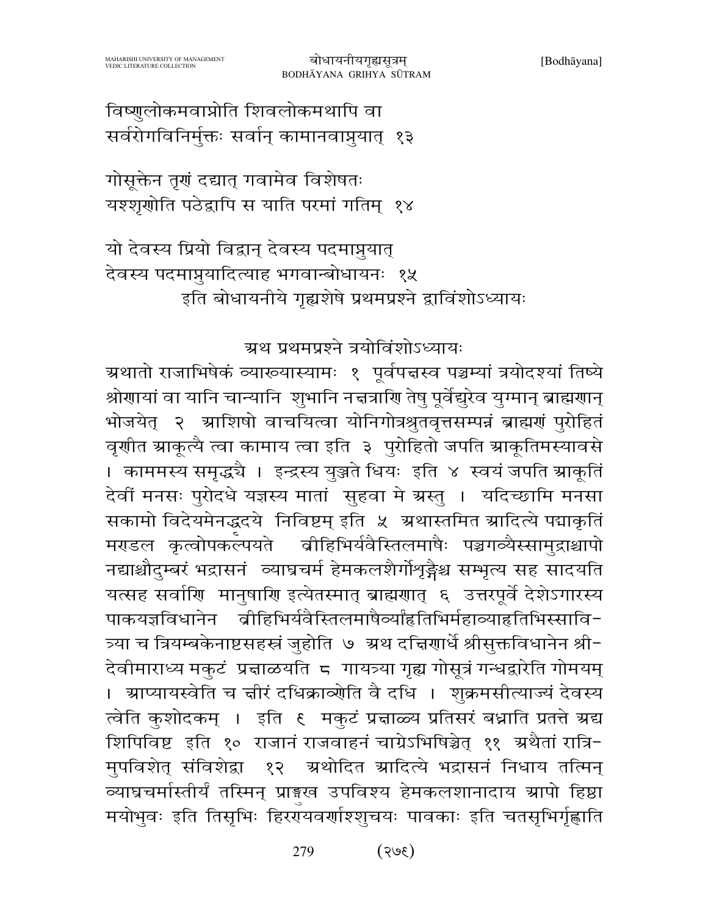विष्णुलोकमवाप्नोति शिवलोकमथापि वा
सर्वरोगविनिर्मुक्तः सर्वान् कामानवाप्नुयात् १३

गोसूक्तेन तृणं दद्यात् गवामेव विशेषतः
यश्शृणोति पठेद्वापि स याति परमां गतिम् १४

यो देवस्य प्रियो विद्वान् देवस्य पदमाप्नुयात्
देवस्य पदमाप्नुयादित्याह भगवान्बोधायनः १५

इति बोधायनीये गृह्यशेषे प्रथमप्रश्ने द्वाविंशोऽध्यायः

## अथ प्रथमप्रश्ने त्रयोविंशोऽध्यायः

अथातो राजाभिषेकं व्याख्यास्यामः १ पूर्वपक्षस्व पञ्चम्यां त्रयोदश्यां तिष्ये श्रोणायां वा यानि चान्यानि शुभानि नक्षत्राणि तेषु पूर्वेद्युरेव युग्मान् ब्राह्मणान् भोजयेत् २ आशिषो वाचयित्वा योनिगोत्रश्रुतवृत्तसम्पन्नं ब्राह्मणं पुरोहितं वृणीत आकूत्यै त्वा कामाय त्वा इति ३ पुरोहितो जपति आकूतिमस्यावसे । काममस्य समृद्ध्यै । इन्द्रस्य युञ्जते धियः इति ४ स्वयं जपति आकूतिं देवीं मनसः पुरोदधे यज्ञस्य मातां सुहवा मे अस्तु । यदिच्छामि मनसा सकामो विदेयमेनद्धृदये निविष्टम् इति ५ अथास्तमित आदित्ये पद्माकृतिं मण्डल कृत्वोपकल्पयते व्रीहिभिर्यवैस्तिलमाषैः पञ्चगव्यैस्सामुद्राश्चापो नद्याश्चौदुम्बरं भद्रासनं व्याघ्रचर्म हेमकलशैर्गोशृङ्गैश्च सम्भृत्य सह सादयति यत्सह सर्वाणि मानुषाणि इत्येतस्मात् ब्राह्मणात् ६ उत्तरपूर्वे देशेऽगारस्य पाकयज्ञविधानेन व्रीहिभिर्यवैस्तिलमाषैर्व्याहृतिभिर्महाव्याहृतिभिस्सावित्र्या च त्रियम्बकेनाष्टसहस्रं जुहोति ७ अथ दक्षिणार्धे श्रीसुक्तविधानेन श्रीदेवीमाराध्य मकुटं प्रक्षाळयति ८ गायत्र्या गृह्य गोसूत्रं गन्धद्वारेति गोमयम् । आप्यायस्वेति च क्षीरं दधिक्राव्णोति वै दधि । शुक्रमसीत्याज्यं देवस्य त्वेति कुशोदकम् । इति ९ मकुटं प्रक्षाळ्य प्रतिसरं बध्नाति प्रतत्ते अद्य शिपिविष्ट इति १० राजानं राजवाहनं चाग्रेऽभिषिञ्चेत् ११ अथैतां रात्रिमुपविशेत् संविशेद्वा १२ अथोदित आदित्ये भद्रासनं निधाय तस्मिन् व्याघ्रचर्मास्तीर्य तस्मिन् प्राङ्मुख उपविश्य हेमकलशानादाय आपो हिष्ठा मयोभुवः इति तिसृभिः हिरण्यवर्णाश्शुचयः पावकाः इति चतसृभिर्गृह्णाति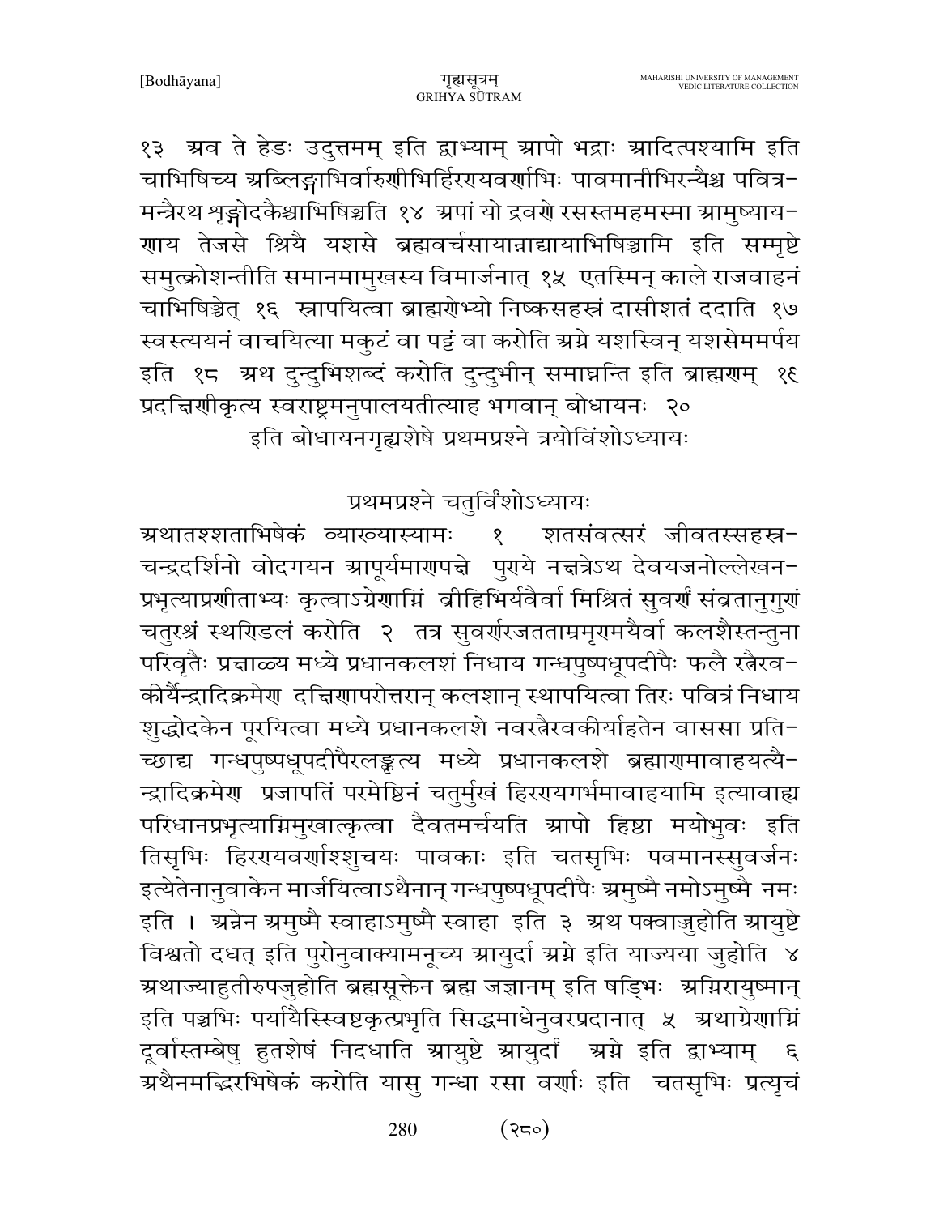१३ अव ते हेडः उदुत्तमम् इति द्वाभ्याम् आपो भद्राः आदित्पश्यामि इति चाभिषिच्य अब्लिङ्गाभिर्वारुणीभिर्हिरण्यवर्णाभिः पावमानीभिरन्यैश्च पवित्र-मन्त्रैरथ शृङ्गोदकैश्चाभिषिञ्चति १४ अपां यो द्रवणे रसस्तमहमस्मा आमुष्याय-णाय तेजसे श्रियै यशसे ब्रह्मवर्चसायान्नाद्यायाभिषिञ्चामि इति सम्मृष्टे समुत्क्रोशन्तीति समानमामुखस्य विमार्जनात् १५ एतस्मिन् काले राजवाहनं चाभिषिञ्चेत् १६ स्नापयित्वा ब्राह्मणेभ्यो निष्कसहस्रं दासीशतं ददाति १७ स्वस्त्ययनं वाचयित्वा मकुटं वा पट्टं वा करोति अग्ने यशस्विन् यशसेममर्पय इति १८ अथ दुन्दुभिशब्दं करोति दुन्दुभीन् समाघ्नन्ति इति ब्राह्मणम् १९ प्रदक्षिणीकृत्य स्वराष्ट्रमनुपालयतीत्याह भगवान् बोधायनः २०

इति बोधायनगृह्यशेषे प्रथमप्रश्ने त्रयोविंशोऽध्यायः

## प्रथमप्रश्ने चतुर्विंशोऽध्यायः

अथातश्शताभिषेकं व्याख्यास्यामः १ शतसंवत्सरं जीवतस्सहस्र-चन्द्रदर्शिनो वोदगयन आपूर्यमाणपक्षे पुण्ये नक्षत्रेऽथ देवयजनोल्लेखन-प्रभृत्याप्रणीताभ्यः कृत्वाऽग्रेणाग्निं व्रीहिभिर्यवैर्वा मिश्रितं सुवर्णं संव्रतानुगुणं चतुरश्रं स्थण्डिलं करोति २ तत्र सुवर्णरजतताम्रमृण्मयैर्वा कलशैस्तन्तुना परिवृतैः प्रक्षाल्य मध्ये प्रधानकलशं निधाय गन्धपुष्पधूपदीपैः फलै रत्नैरव-कीर्यैन्द्रादिक्रमेण दक्षिणापरोत्तरान् कलशान् स्थापयित्वा तिरः पवित्रं निधाय शुद्धोदकेन पूरयित्वा मध्ये प्रधानकलशे नवरत्नैरवकीर्याहतेन वाससा प्रति-च्छाद्य गन्धपुष्पधूपदीपैरलङ्कृत्य मध्ये प्रधानकलशे ब्रह्माणमावाहयत्यै-न्द्रादिक्रमेण प्रजापतिं परमेष्ठिनं चतुर्मुखं हिरण्यगर्भमावाहयामि इत्यावाह्य परिधानप्रभृत्याग्निमुखात्कृत्वा दैवतमर्चयति आपो हिष्ठा मयोभुवः इति तिसृभिः हिरण्यवर्णाश्शुचयः पावकाः इति चतसृभिः पवमानस्सुवर्जनः इत्येतेनानुवाकेन मार्जयित्वाऽथैनान् गन्धपुष्पधूपदीपैः अमुष्मै नमोऽमुष्मै नमः इति । अन्नेन अमुष्मै स्वाहाऽमुष्मै स्वाहा इति ३ अथ पक्वाज्जुहोति आयुष्टे विश्वतो दधत् इति पुरोनुवाक्यामनूच्य आयुर्दा अग्ने इति याज्यया जुहोति ४ अथाज्याहुतीरुपजुहोति ब्रह्मसूक्तेन ब्रह्म जज्ञानम् इति षड्भिः अग्निरायुष्मान् इति पञ्चभिः पर्यायैस्स्विष्टकृत्प्रभृति सिद्धमाधेनुवरप्रदानात् ५ अथाग्रेणाग्निं दूर्वास्तम्बेषु हुतशेषं निदधाति आयुष्टे आयुर्दा अग्ने इति द्वाभ्याम् ६ अथैनमद्भिरभिषेकं करोति यासु गन्धा रसा वर्णाः इति चतसृभिः प्रत्यृचं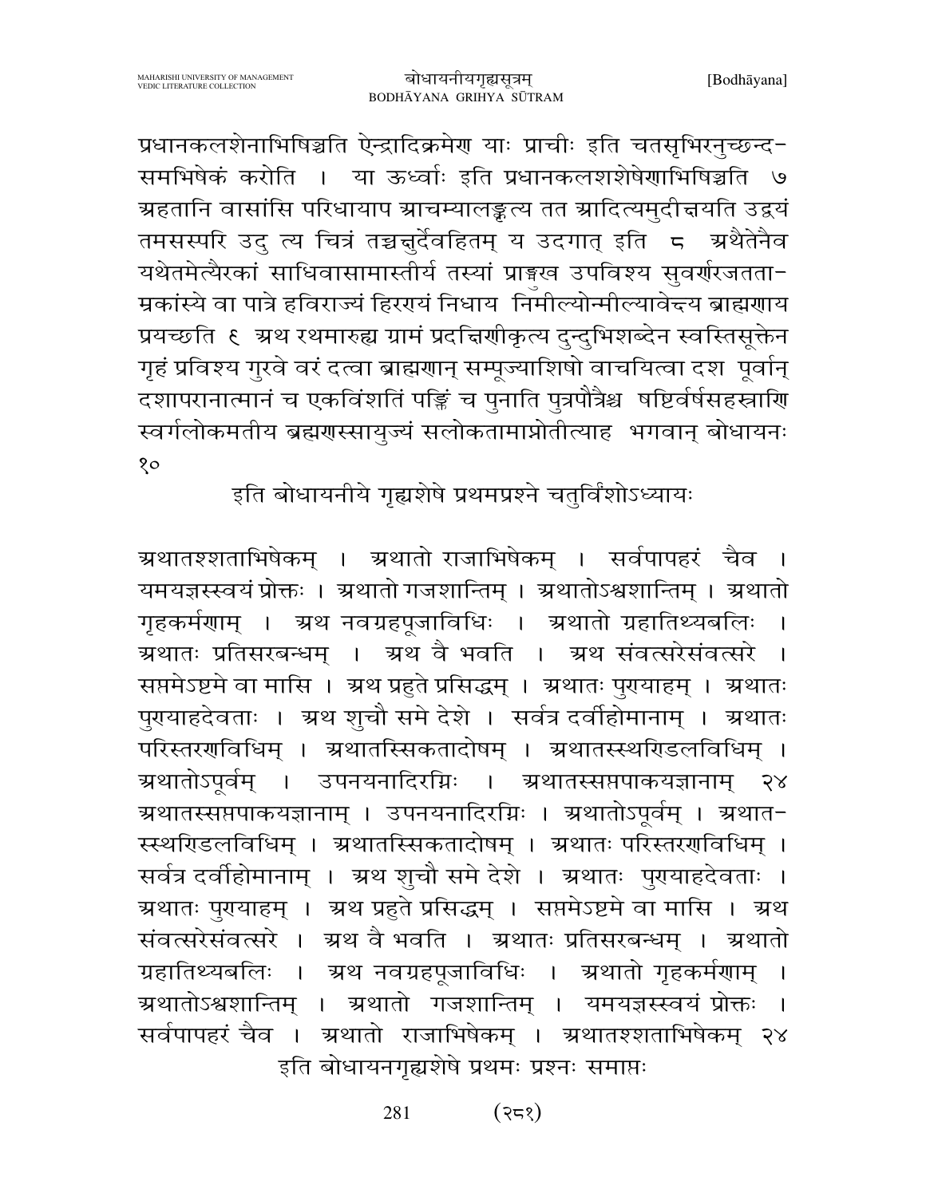प्रधानकलशेनाभिषिञ्चति ऐन्द्रादिक्रमेण याः प्राचीः इति चतसृभिरनुच्छन्द-समभिषेकं करोति । या ऊर्ध्वाः इति प्रधानकलशशेषेणाभिषिञ्चति ७ अहतानि वासांसि परिधायाप आचम्यालङ्कृत्य तत आदित्यमुदीक्षयति उद्वयं तमसस्परि उदु त्य चित्रं तच्चक्षुर्देवहितम् य उदगात् इति ८ अथैतेनैव यथेतमेत्यैरकां साधिवासामास्तीर्य तस्यां प्राङ्मुख उपविश्य सुवर्णरजतता-म्रकांस्ये वा पात्रे हविराज्यं हिरण्यं निधाय निमील्योन्मील्यावेक्ष्य ब्राह्मणाय प्रयच्छति ९ अथ रथमारुह्य ग्रामं प्रदक्षिणीकृत्य दुन्दुभिशब्देन स्वस्तिसूक्तेन गृहं प्रविश्य गुरवे वरं दत्वा ब्राह्मणान् सम्पूज्याशिषो वाचयित्वा दश पूर्वान् दशापरानात्मानं च एकविंशतिं पङ्क्तिं च पुनाति पुत्रपौत्रैश्च षष्टिर्वर्षसहस्राणि स्वर्गलोकमतीय ब्रह्मणस्सायुज्यं सलोकतामाप्नोतीत्याह भगवान् बोधायनः १०

इति बोधायनीये गृह्यशेषे प्रथमप्रश्ने चतुर्विंशोऽध्यायः

अथातश्शताभिषेकम् । अथातो राजाभिषेकम् । सर्वपापहरं चैव । यमयज्ञस्स्वयं प्रोक्तः । अथातो गजशान्तिम् । अथातोऽश्वशान्तिम् । अथातो गृहकर्मणाम् । अथ नवग्रहपूजाविधिः । अथातो ग्रहातिथ्यबलिः । अथातः प्रतिसरबन्धम् । अथ वै भवति । अथ संवत्सरेसंवत्सरे । सप्तमेऽष्टमे वा मासि । अथ प्रहुते प्रसिद्धम् । अथातः पुण्याहम् । अथातः पुण्याहदेवताः । अथ शुचौ समे देशे । सर्वत्र दर्वीहोमानाम् । अथातः परिस्तरणविधिम् । अथातस्सिकतादोषम् । अथातस्स्थण्डिलविधिम् । अथातोऽपूर्वम् । उपनयनादिरग्निः । अथातस्सप्तपाकयज्ञानाम् २४ अथातस्सप्तपाकयज्ञानाम् । उपनयनादिरग्निः । अथातोऽपूर्वम् । अथात-स्स्थण्डिलविधिम् । अथातस्सिकतादोषम् । अथातः परिस्तरणविधिम् । सर्वत्र दर्वीहोमानाम् । अथ शुचौ समे देशे । अथातः पुण्याहदेवताः । अथातः पुण्याहम् । अथ प्रहुते प्रसिद्धम् । सप्तमेऽष्टमे वा मासि । अथ संवत्सरेसंवत्सरे । अथ वै भवति । अथातः प्रतिसरबन्धम् । अथातो ग्रहातिथ्यबलिः । अथ नवग्रहपूजाविधिः । अथातो गृहकर्मणाम् । अथातोऽश्वशान्तिम् । अथातो गजशान्तिम् । यमयज्ञस्स्वयं प्रोक्तः । सर्वपापहरं चैव । अथातो राजाभिषेकम् । अथातश्शताभिषेकम् २४

इति बोधायनगृह्यशेषे प्रथमः प्रश्नः समाप्तः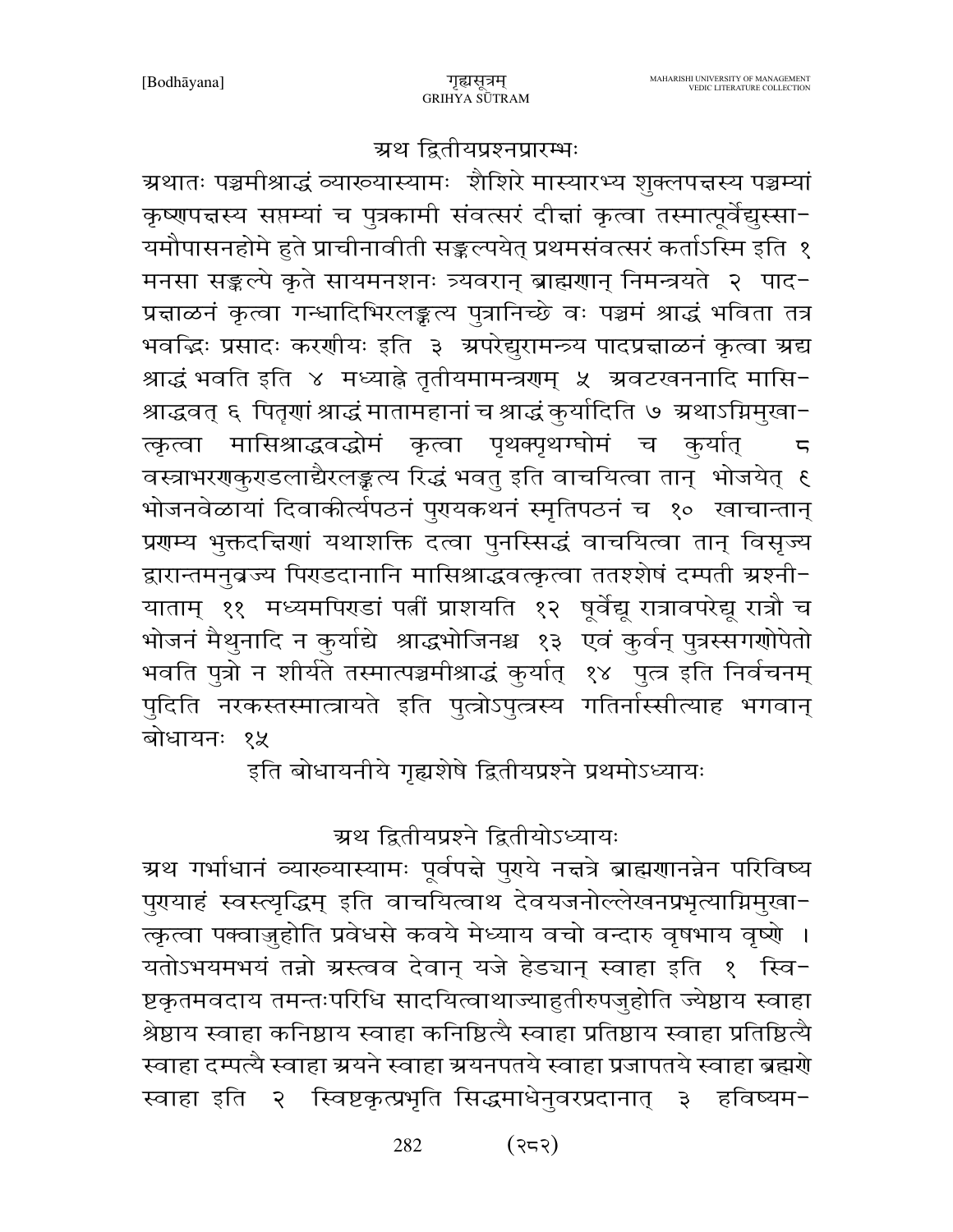## अथ द्वितीयप्रश्नप्रारम्भः

अथातः पञ्चमीश्राद्धं व्याख्यास्यामः शैशिरे मास्यारभ्य शुक्लपक्षस्य पञ्चम्यां कृष्णपक्षस्य सप्तम्यां च पुत्रकामी संवत्सरं दीक्षां कृत्वा तस्मात्पूर्वेद्युस्सायमौपासनहोमे हुते प्राचीनावीती सङ्कल्पयेत् प्रथमसंवत्सरं कर्ताऽस्मि इति १ मनसा सङ्कल्पे कृते सायमनशनः त्र्यवरान् ब्राह्मणान् निमन्त्रयते २ पादप्रक्षाळनं कृत्वा गन्धादिभिरलङ्कृत्य पुत्रानिच्छे वः पञ्चमं श्राद्धं भविता तत्र भवद्भिः प्रसादः करणीयः इति ३ अपरेद्युरामन्त्र्य पादप्रक्षाळनं कृत्वा अद्य श्राद्धं भवति इति ४ मध्याह्ने तृतीयमामन्त्रणम् ५ अवटखननादि मासिश्राद्धवत् ६ पितॄणां श्राद्धं मातामहानां च श्राद्धं कुर्यादिति ७ अथाऽग्निमुखात्कृत्वा मासिश्राद्धवद्धोमं कृत्वा पृथक्पृथग्घोमं च कुर्यात् ८ वस्त्राभरणकुण्डलाद्यैरलङ्कृत्य रिद्धं भवतु इति वाचयित्वा तान् भोजयेत् ९ भोजनवेळायां दिवाकीर्त्यपठनं पुण्यकथनं स्मृतिपठनं च १० स्वाचान्तान् प्रणम्य भुक्तदक्षिणां यथाशक्ति दत्वा पुनस्सिद्धं वाचयित्वा तान् विसृज्य द्वारान्तमनुव्रज्य पिण्डदानानि मासिश्राद्धवत्कृत्वा ततश्शेषं दम्पती अश्नीयाताम् ११ मध्यमपिण्डां पत्नीं प्राशयति १२ षूर्वेद्यू रात्रावपरेद्यू रात्रौ च भोजनं मैथुनादि न कुर्याद्धि श्राद्धभोजिनश्च १३ एवं कुर्वन् पुत्रस्सगणोपेतो भवति पुत्रो न शीर्यते तस्मात्पञ्चमीश्राद्धं कुर्यात् १४ पुत्र इति निर्वचनम् पुदिति नरकस्तस्मात्त्रायते इति पुत्रोऽपुत्रस्य गतिर्नास्सीत्याह भगवान् बोधायनः १५

इति बोधायनीये गृह्यशेषे द्वितीयप्रश्ने प्रथमोऽध्यायः

## अथ द्वितीयप्रश्ने द्वितीयोऽध्यायः

अथ गर्भाधानं व्याख्यास्यामः पूर्वपक्षे पुण्ये नक्षत्रे ब्राह्मणानन्नेन परिविष्य पुण्याहं स्वस्त्यृद्धिम् इति वाचयित्वाथ देवयजनोल्लेखनप्रभृत्याग्निमुखात्कृत्वा पक्वाज्जुहोति प्रवेधसे कवये मेध्याय वचो वन्दारु वृषभाय वृष्णे । यतोऽभयमभयं तन्नो अस्त्वव देवान् यजे हेड्यान् स्वाहा इति १ स्विष्टकृतमवदाय तमन्तःपरिधि सादयित्वाथाज्याहुतीरुपजुहोति ज्येष्ठाय स्वाहा श्रेष्ठाय स्वाहा कनिष्ठाय स्वाहा कनिष्ठित्यै स्वाहा प्रतिष्ठाय स्वाहा प्रतिष्ठित्यै स्वाहा दम्पत्यै स्वाहा अयने स्वाहा अयनपतये स्वाहा प्रजापतये स्वाहा ब्रह्मणे स्वाहा इति २ स्विष्टकृत्प्रभृति सिद्धमाधेनुवरप्रदानात् ३ हविष्यम-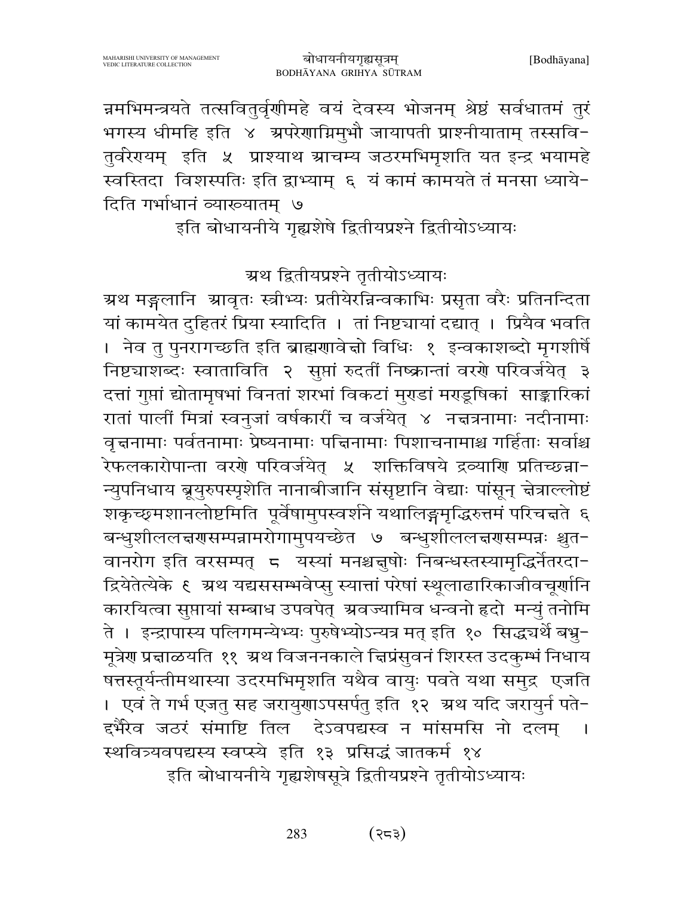न्नमभिमन्त्रयते तत्सवितुर्वृणीमहे वयं देवस्य भोजनम् श्रेष्ठं सर्वधातमं तुरं भगस्य धीमहि इति ४ अपरेणाग्निमुभौ जायापती प्राश्नीयाताम् तस्सवितुर्वरेण्यम् इति ५ प्राश्याथ आचम्य जठरमभिमृशति यत इन्द्र भयामहे स्वस्तिदा विशस्पतिः इति द्वाभ्याम् ६ यं कामं कामयते तं मनसा ध्यायेदिति गर्भाधानं व्याख्यातम् ७

इति बोधायनीये गृह्यशेषे द्वितीयप्रश्ने द्वितीयोऽध्यायः

## अथ द्वितीयप्रश्ने तृतीयोऽध्यायः

अथ मङ्गलानि आवृतः स्त्रीभ्यः प्रतीयेरन्निन्वकाभिः प्रसृता वरैः प्रतिनन्दिता यां कामयेत दुहितरं प्रिया स्यादिति । तां निष्ट्यायां दद्यात् । प्रियैव भवति । नेव तु पुनरागच्छति इति ब्राह्मणावेक्षो विधिः १ इन्वकाशब्दो मृगशीर्षे निष्ट्याशब्दः स्वाताविति २ सुप्तां रुदतीं निष्क्रान्तां वरणे परिवर्जयेत् ३ दत्तां गुप्तां द्योतामृषभां विनतां शरभां विकटां मुण्डां मण्डूषिकां साङ्कारिकां रातां पालीं मित्रां स्वनुजां वर्षकारीं च वर्जयेत् ४ नक्षत्रनामाः नदीनामाः वृक्षनामाः पर्वतनामाः प्रेष्यनामाः पक्षिनामाः पिशाचनामाश्च गर्हिताः सर्वाश्च रेफलकारोपान्ता वरणे परिवर्जयेत् ५ शक्तिविषये द्रव्याणि प्रतिच्छन्नान्युपनिधाय ब्रूयुरुपस्पृशेति नानाबीजानि संसृष्टानि वेद्याः पांसून् क्षेत्राल्लोष्टं शकृच्छ्मशानलोष्टमिति पूर्वेषामुपस्वर्शने यथालिङ्गमृद्धिरुत्तमं परिचक्षते ६ बन्धुशीललक्षणसम्पन्नामरोगामुपयच्छेत ७ बन्धुशीललक्षणसम्पन्नः श्रुतवानरोग इति वरसम्पत् ८ यस्यां मनश्चक्षुषोः निबन्धस्तस्यामृद्धिर्नेतरदाद्रियेतेत्येके ९ अथ यद्यसम्भवेप्सु स्यात्तां परेषां स्थूलाढारिकाजीवचूर्णानि कारयित्वा सुप्तायां सम्बाध उपवपेत् अवज्यामिव धन्वनो हृदो मन्युं तनोमि ते । इन्द्रापास्य पलिगमन्येभ्यः पुरुषेभ्योऽन्यत्र मत् इति १० सिद्ध्यर्थे बभ्रुमूत्रेण प्रक्षाळयति ११ अथ विजननकाले क्षिप्रंसुवनं शिरस्त उदकुम्भं निधाय षत्तस्तूर्यन्तीमथास्या उदरमभिमृशति यथैव वायुः पवते यथा समुद्र एजति । एवं ते गर्भ एजतु सह जरायुणाऽपसर्पतु इति १२ अथ यदि जरायुर्न पतेद्भैरिव जठरं संमाष्टि तिल देऽवपद्यस्व न मांसमसि नो दलम् । स्थवित्र्यवपद्यस्व स्वप्स्ये इति १३ प्रसिद्धं जातकर्म १४

इति बोधायनीये गृह्यशेषसूत्रे द्वितीयप्रश्ने तृतीयोऽध्यायः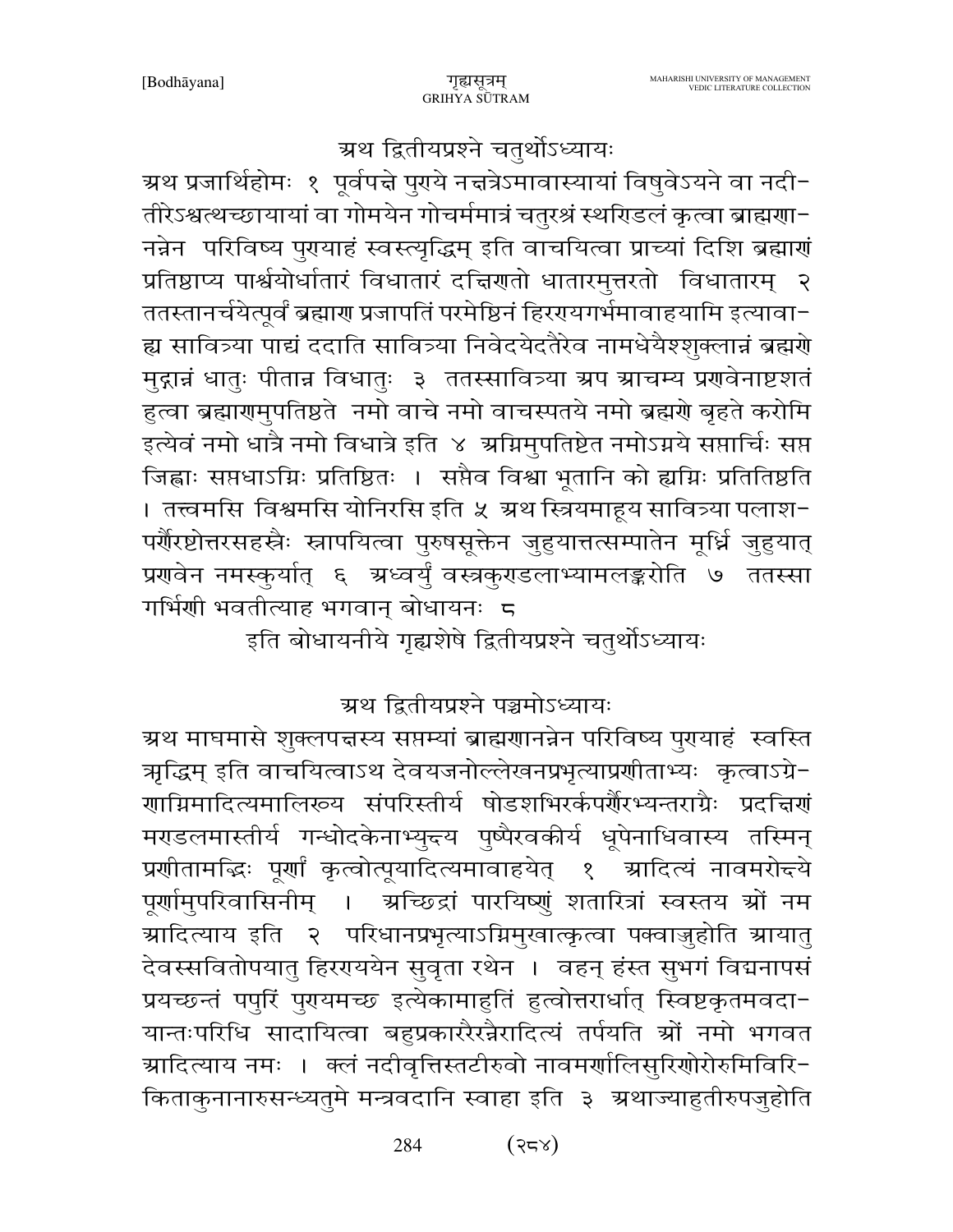## अथ द्वितीयप्रश्ने चतुर्थोऽध्यायः

अथ प्रजार्थिहोमः १ पूर्वपक्षे पुण्ये नक्षत्रेऽमावास्यायां विषुवेऽयने वा नदी-तीरेऽश्वत्थच्छायायां वा गोमयेन गोचर्ममात्रं चतुरश्रं स्थण्डिलं कृत्वा ब्राह्मणा-नन्नेन परिविष्य पुण्याहं स्वस्त्यृद्धिम् इति वाचयित्वा प्राच्यां दिशि ब्रह्माणं प्रतिष्ठाप्य पार्श्वयोर्धातारं विधातारं दक्षिणतो धातारमुत्तरतो विधातारम् २ ततस्तानर्चयेत्पूर्वं ब्रह्माण प्रजापतिं परमेष्ठिनं हिरण्यगर्भमावाहयामि इत्यावा-ह्य सावित्र्या पाद्यं ददाति सावित्र्या निवेदयेदतैरेव नामधेयैश्शुक्लान्नं ब्रह्मणे मुद्गान्नं धातुः पीतान्न विधातुः ३ ततस्सावित्र्या अप आचम्य प्रणवेनाष्टशतं हुत्वा ब्रह्माणमुपतिष्ठते नमो वाचे नमो वाचस्पतये नमो ब्रह्मणे बृहते करोमि इत्येवं नमो धात्रे नमो विधात्रे इति ४ अग्निमुपतिष्टेत नमोऽग्नये सप्तार्चिः सप्त जिह्वाः सप्तधाऽग्निः प्रतिष्ठितः । सप्तैव विश्वा भूतानि को ह्यग्निः प्रतितिष्ठति । तत्त्वमसि विश्वमसि योनिरसि इति ५ अथ स्त्रियमाहूय सावित्र्या पलाश-पर्णैरष्टोत्तरसहस्रैः स्नापयित्वा पुरुषसूक्तेन जुहुयात्तत्सम्पातेन मूर्ध्नि जुहुयात् प्रणवेन नमस्कुर्यात् ६ अध्वर्युं वस्त्रकुण्डलाभ्यामलङ्करोति ७ ततस्सा गर्भिणी भवतीत्याह भगवान् बोधायनः ८

इति बोधायनीये गृह्यशेषे द्वितीयप्रश्ने चतुर्थोऽध्यायः

## अथ द्वितीयप्रश्ने पञ्चमोऽध्यायः

अथ माघमासे शुक्लपक्षस्य सप्तम्यां ब्राह्मणानन्नेन परिविष्य पुण्याहं स्वस्ति ऋद्धिम् इति वाचयित्वाऽथ देवयजनोल्लेखनप्रभृत्याप्रणीताभ्यः कृत्वाऽग्रे-णाग्निमादित्यमालिख्य संपरिस्तीर्य षोडशभिरर्कपर्णैरभ्यन्तराग्रैः प्रदक्षिणं मण्डलमास्तीर्य गन्धोदकेनाभ्युक्ष्य पुष्पैरवकीर्य धूपेनाधिवास्य तस्मिन् प्रणीतामद्भिः पूर्णां कृत्वोत्पूयादित्यमावाहयेत् १ आदित्यं नावमरोक्ष्ये पूर्णामुपरिवासिनीम् । अच्छिद्रां पारयिष्णुं शतारित्रां स्वस्तय ओं नम आदित्याय इति २ परिधानप्रभृत्याऽग्निमुखात्कृत्वा पक्वाज्जुहोति आयातु देवस्सवितोपयातु हिरण्ययेन सुवृता रथेन । वहन् हंस्त सुभगं विद्मनापसं प्रयच्छन्तं पपुरिं पुण्यमच्छ इत्येकामाहुतिं हुत्वोत्तरार्धात् स्विष्टकृतमवदा-यान्तःपरिधि सादायित्वा बहुप्रकारैरन्नैरादित्यं तर्पयति ओं नमो भगवत आदित्याय नमः । क्लं नदीवृत्तिस्तटीरुवो नावमर्णालिसुरिणोरोरुमिविरि-किताकुनानारुसन्ध्यतुमे मन्त्रवदानि स्वाहा इति ३ अथाज्याहुतीरुपजुहोति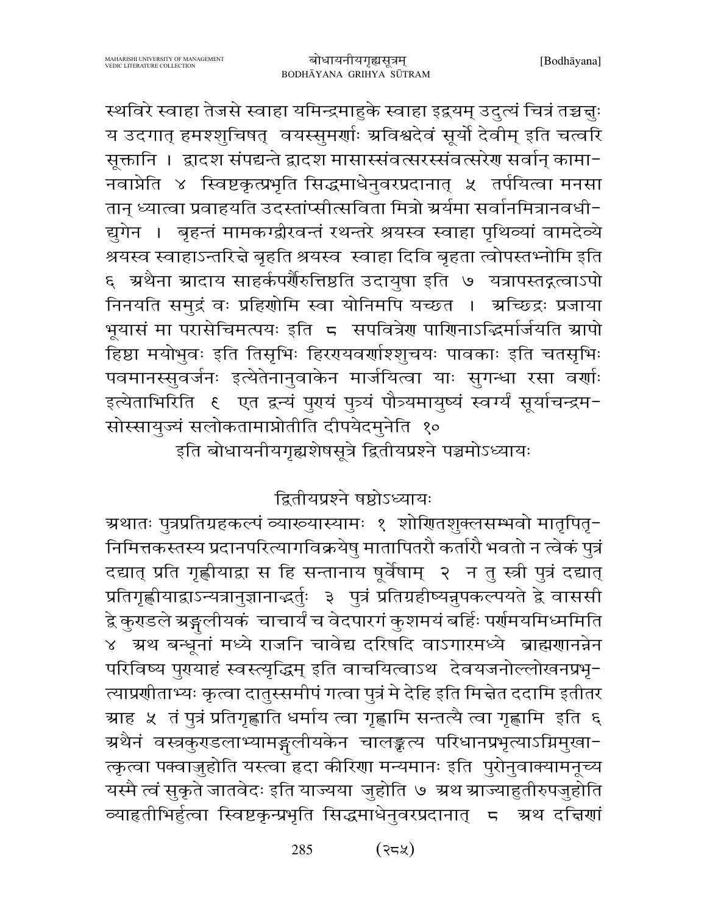स्थविरे स्वाहा तेजसे स्वाहा यमिन्द्रमाहुके स्वाहा इद्वयम् उदुत्यं चित्रं तच्चक्षुः य उदगात् हमश्शुचिषत् वयस्सुमर्णाः अविश्वदेवं सूर्यो देवीम् इति चत्वरि सूक्तानि । द्वादश संपद्यन्ते द्वादश मासास्संवत्सरस्संवत्सरेण सर्वान् कामानवाप्नेति ४ स्विष्टकृत्प्रभृति सिद्धमाधेनुवरप्रदानात् ५ तर्पयित्वा मनसा तान् ध्यात्वा प्रवाहयति उदस्तांप्सीत्सविता मित्रो अर्यमा सर्वानमित्रानवधीद्युगेन । बृहन्तं मामकण्वीरवन्तं रथन्तरे श्रयस्व स्वाहा पृथिव्यां वामदेव्ये श्रयस्व स्वाहाऽन्तरिक्षे बृहति श्रयस्व स्वाहा दिवि बृहता त्वोपस्तभ्नोमि इति ६ अथैना आदाय साहर्कपर्णैरुत्तिष्ठति उदायुषा इति ७ यत्रापस्तद्गत्वाऽपो निनयति समुद्रं वः प्रहिणोमि स्वा योनिमपि यच्छत । अच्छिद्रः प्रजाया भूयासं मा परासेचिमत्पयः इति ८ सपवित्रेण पाणिनाऽद्भिर्माजयति आपो हिष्ठा मयोभुवः इति तिसृभिः हिरण्यवर्णाश्शुचयः पावकाः इति चतसृभिः पवमानस्सुवर्जनः इत्येतेनानुवाकेन मार्जयित्वा याः सुगन्धा रसा वर्णाः इत्येताभिरिति ९ एत द्वन्यं पुण्यं पुत्र्यं पौत्र्यमायुष्यं स्वर्ग्यं सूर्याचन्द्रमसोस्सायुज्यं सलोकतामाप्नोतीति दीपयेदमुनेति १०

इति बोधायनीयगृह्यशेषसूत्रे द्वितीयप्रश्ने पञ्चमोऽध्यायः

## द्वितीयप्रश्ने षष्ठोऽध्यायः

अथातः पुत्रप्रतिग्रहकल्पं व्याख्यास्यामः १ शोणितशुक्लसम्भवो मातृपितृनिमित्तकस्तस्य प्रदानपरित्यागविक्रयेषु मातापितरौ कर्तारौ भवतो न त्वेकं पुत्रं दद्यात् प्रति गृह्णीयाद्वा स हि सन्तानाय पूर्वेषाम् २ न तु स्त्री पुत्रं दद्यात् प्रतिगृह्णीयाद्वाऽन्यत्रानुज्ञानाद्भर्तुः ३ पुत्रं प्रतिग्रहीष्यन्नुपकल्पयते द्वे वाससी द्वे कुण्डले अङ्गुलीयकं चाचार्यं च वेदपारगं कुशमयं बर्हिः पर्णमयमिध्ममिति ४ अथ बन्धूनां मध्ये राजनि चावेद्य दरिषदि वाऽगारमध्ये ब्राह्मणानन्नेन परिविष्य पुण्याहं स्वस्त्यृद्धिम् इति वाचयित्वाऽथ देवयजनोल्लोखनप्रभृत्याप्रणीताभ्यः कृत्वा दातुस्समीपं गत्वा पुत्रं मे देहि इति भिक्षेत ददामि इतीतर आह ५ तं पुत्रं प्रतिगृह्णाति धर्माय त्वा गृह्णामि सन्तत्यै त्वा गृह्णामि इति ६ अथैनं वस्त्रकुण्डलाभ्यामङ्गुलीयकेन चालङ्कृत्य परिधानप्रभृत्याऽग्निमुखात्कृत्वा पक्वाज्जुहोति यस्त्वा हृदा कीरिणा मन्यमानः इति पुरोनुवाक्यामनूच्य यस्मै त्वं सुकृते जातवेदः इति याज्यया जुहोति ७ अथ आज्याहुतीरुपजुहोति व्याहृतीभिर्हुत्वा स्विष्टकृन्प्रभृति सिद्धमाधेनुवरप्रदानात् ८ अथ दक्षिणां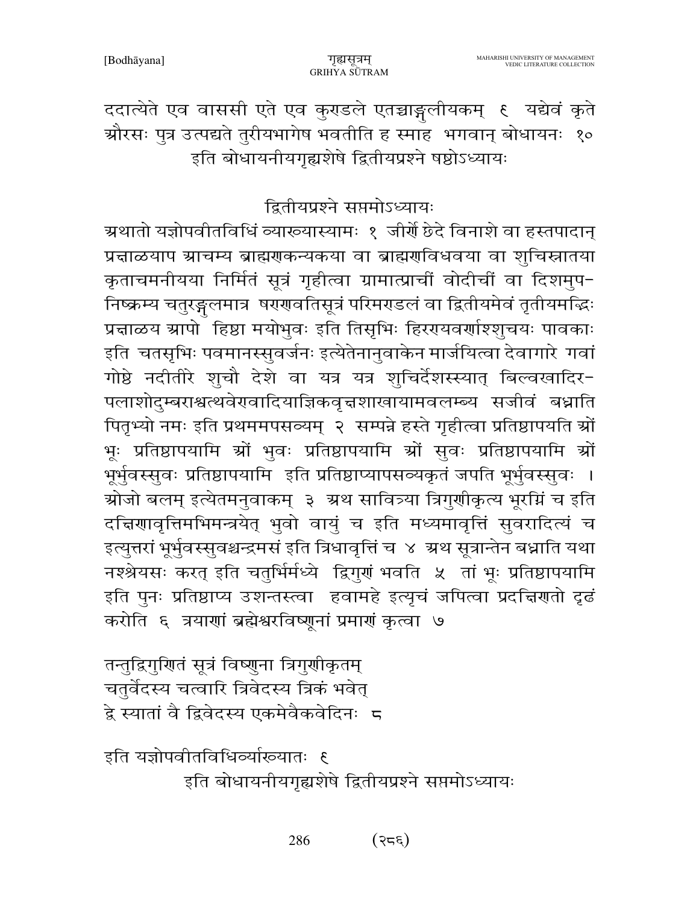ददात्येते एव वाससी एते एव कुराडले एतच्चाङ्गुलीयकम् ९ यद्येवं कृते ग्रौरसः पुत्र उत्पद्यते तुरीयभागेष भवतीति ह स्माह भगवान् बोधायनः १०
इति बोधायनीयगृह्यशेषे द्वितीयप्रश्ने षष्ठोऽध्यायः

द्वितीयप्रश्ने सप्तमोऽध्यायः

ग्रथातो यज्ञोपवीतविधिं व्याख्यास्यामः १ जीर्णे छेदे विनाशे वा हस्तपादान् प्रद्माळयाप ग्राचम्य ब्राह्मणकन्यकया वा ब्राह्मणविधवया वा शुचिस्नातया कृताचमनीयया निर्मितं सूत्रं गृहीत्वा ग्रामात्प्राचीं वोदीचीं वा दिशमुप-निष्क्रम्य चतुरङ्गुलमात्र षरणवतिसूत्रं परिमराडलं वा द्वितीयमेवं तृतीयमद्भिः प्रद्माळय ग्रापो हिष्ठा मयोभुवः इति तिसृभिः हिररायवर्णाश्शुचयः पावकाः इति चतसृभिः पवमानस्सुवर्जनः इत्येतेनानुवाकेन मार्जयित्वा देवागारे गवां गोष्ठे नदीतीरे शुचौ देशे वा यत्र यत्र शुचिर्देशस्स्यात् बिल्वखादिर-पलाशोदुम्बराश्वत्थवेरावादियाज्ञिकवृद्मशाखायामवलम्ब्य सजीवं बध्नाति पितृभ्यो नमः इति प्रथममपसव्यम् २ सम्पन्ने हस्ते गृहीत्वा प्रतिष्ठापयति ग्रों भूः प्रतिष्ठापयामि ग्रों भुवः प्रतिष्ठापयामि ग्रों सुवः प्रतिष्ठापयामि ग्रों भूर्भुवस्सुवः प्रतिष्ठापयामि इति प्रतिष्ठाप्यापसव्यकृतं जपति भूर्भुवस्सुवः । ग्रोजो बलम् इत्येतमनुवाकम् ३ ग्रथ सावित्र्या त्रिगुणीकृत्य भूरग्निं च इति दद्मिणावृत्तिमभिमन्त्रयेत् भुवो वायुं च इति मध्यमावृत्तिं सुवरादित्यं च इत्युत्तरां भूर्भुवस्सुवश्चन्द्रमसं इति त्रिधावृत्तिं च ४ ग्रथ सूत्रान्तेन बध्नाति यथा नश्श्रेयसः करत् इति चतुर्भिर्मध्ये द्विगुणं भवति ५ तां भूः प्रतिष्ठापयामि इति पुनः प्रतिष्ठाप्य उशन्तस्त्वा हवामहे इत्यृचं जपित्वा प्रदद्मिणतो दृढं करोति ६ त्रयाणां ब्रह्मेश्वरविष्णूनां प्रमाणं कृत्वा ७

तन्तुद्विगुणितं सूत्रं विष्णुना त्रिगुणीकृतम्
चतुर्वेदस्य चत्वारि त्रिवेदस्य त्रिकं भवेत्
द्वे स्यातां वै द्विवेदस्य एकमेवैकवेदिनः ८

इति यज्ञोपवीतविधिर्व्याख्यातः ९
इति बोधायनीयगृह्यशेषे द्वितीयप्रश्ने सप्तमोऽध्यायः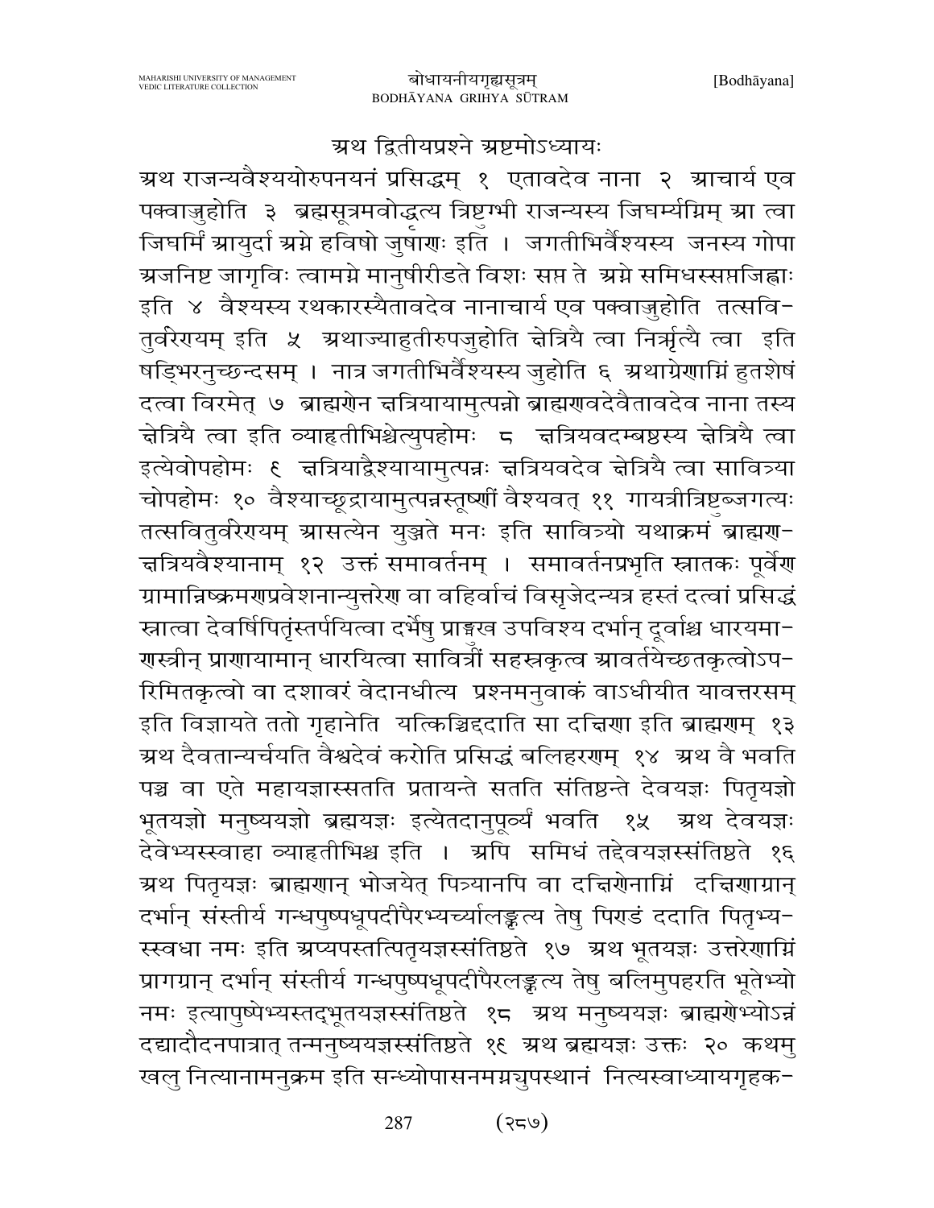## अथ द्वितीयप्रश्ने अष्टमोऽध्यायः

अथ राजन्यवैश्ययोरुपनयनं प्रसिद्धम् १ एतावदेव नाना २ आचार्य एव पक्वाज्जुहोति ३ ब्रह्मसूत्रमवोद्धत्य त्रिष्टुग्भी राजन्यस्य जिघर्म्यग्निम् आ त्वा जिघर्मि आयुर्दा अग्ने हविषो जुषाणः इति । जगतीभिर्वैश्यस्य जनस्य गोपा अजनिष्ट जागृविः त्वामग्ने मानुषीरीडते विशः सप्त ते अग्ने समिधस्सप्तजिह्वाः इति ४ वैश्यस्य रथकारस्यैतावदेव नानाचार्य एव पक्वाज्जुहोति तत्सवितुर्वरेण्यम् इति ५ अथाज्याहुतीरुपजुहोति क्षेत्रियै त्वा निर्ऋत्यै त्वा इति षड्भिरनुच्छन्दसम् । नात्र जगतीभिर्वैश्यस्य जुहोति ६ अथाग्रेणाग्निं हुतशेषं दत्वा विरमेत् ७ ब्राह्मणेन क्षत्रियायामुत्पन्नो ब्राह्मणवदेवैतावदेव नाना तस्य क्षेत्रियै त्वा इति व्याहृतीभिश्चेत्युपहोमः ८ क्षत्रियवदम्बष्ठस्य क्षेत्रियै त्वा इत्येवोपहोमः ९ क्षत्रियाद्वैश्यायामुत्पन्नः क्षत्रियवदेव क्षेत्रियै त्वा सावित्र्या चोपहोमः १० वैश्याच्छूद्रायामुत्पन्नस्तूष्णीं वैश्यवत् ११ गायत्रीत्रिष्टुब्जगत्यः तत्सवितुर्वरेण्यम् आसत्येन युञ्जते मनः इति सावित्र्यो यथाक्रमं ब्राह्मणक्षत्रियवैश्यानाम् १२ उक्तं समावर्तनम् । समावर्तनप्रभृति स्नातकः पूर्वेण ग्रामान्निष्क्रमणप्रवेशनान्युत्तरेण वा वहिर्वाचं विसृजेदन्यत्र हस्तं दत्वां प्रसिद्धं स्नात्वा देवर्षिपितृंस्तर्पयित्वा दर्भेषु प्राङ्मुख उपविश्य दर्भान् दूर्वाश्च धारयमाणस्त्रीन् प्राणायामान् धारयित्वा सावित्रीं सहस्रकृत्व आवर्तयेच्छतकृत्वोऽपरिमितकृत्वो वा दशावरं वेदानधीत्य प्रश्नमनुवाकं वाऽधीयीत यावत्तरसम् इति विज्ञायते ततो गृहानेति यत्किञ्चिद्ददाति सा दक्षिणा इति ब्राह्मणम् १३ अथ दैवतान्यर्चयति वैश्वदेवं करोति प्रसिद्धं बलिहरणम् १४ अथ वै भवति पञ्च वा एते महायज्ञास्सतति प्रतायन्ते सतति संतिष्ठन्ते देवयज्ञः पितृयज्ञो भूतयज्ञो मनुष्ययज्ञो ब्रह्मयज्ञः इत्येतदानुपूर्व्यं भवति १५ अथ देवयज्ञः देवेभ्यस्स्वाहा व्याहृतीभिश्च इति । अपि समिधं तद्देवयज्ञस्संतिष्ठते १६ अथ पितृयज्ञः ब्राह्मणान् भोजयेत् पित्र्यानपि वा दक्षिणेनाग्निं दक्षिणाग्रान् दर्भान् संस्तीर्य गन्धपुष्पधूपदीपैरभ्यर्च्यालङ्कृत्य तेषु पिण्डं ददाति पितृभ्यस्स्वधा नमः इति अप्यपस्तत्पितृयज्ञस्संतिष्ठते १७ अथ भूतयज्ञः उत्तरेणाग्निं प्रागग्रान् दर्भान् संस्तीर्य गन्धपुष्पधूपदीपैरलङ्कृत्य तेषु बलिमुपहरति भूतेभ्यो नमः इत्यापुष्पेभ्यस्तद्भूतयज्ञस्संतिष्ठते १८ अथ मनुष्ययज्ञः ब्राह्मणेभ्योऽन्नं दद्यादौदनपात्रात् तन्मनुष्ययज्ञस्संतिष्ठते १९ अथ ब्रह्मयज्ञः उक्तः २० कथमु खलु नित्यानामनुक्रम इति सन्ध्योपासनमग्न्युपस्थानं नित्यस्वाध्यायगृहक-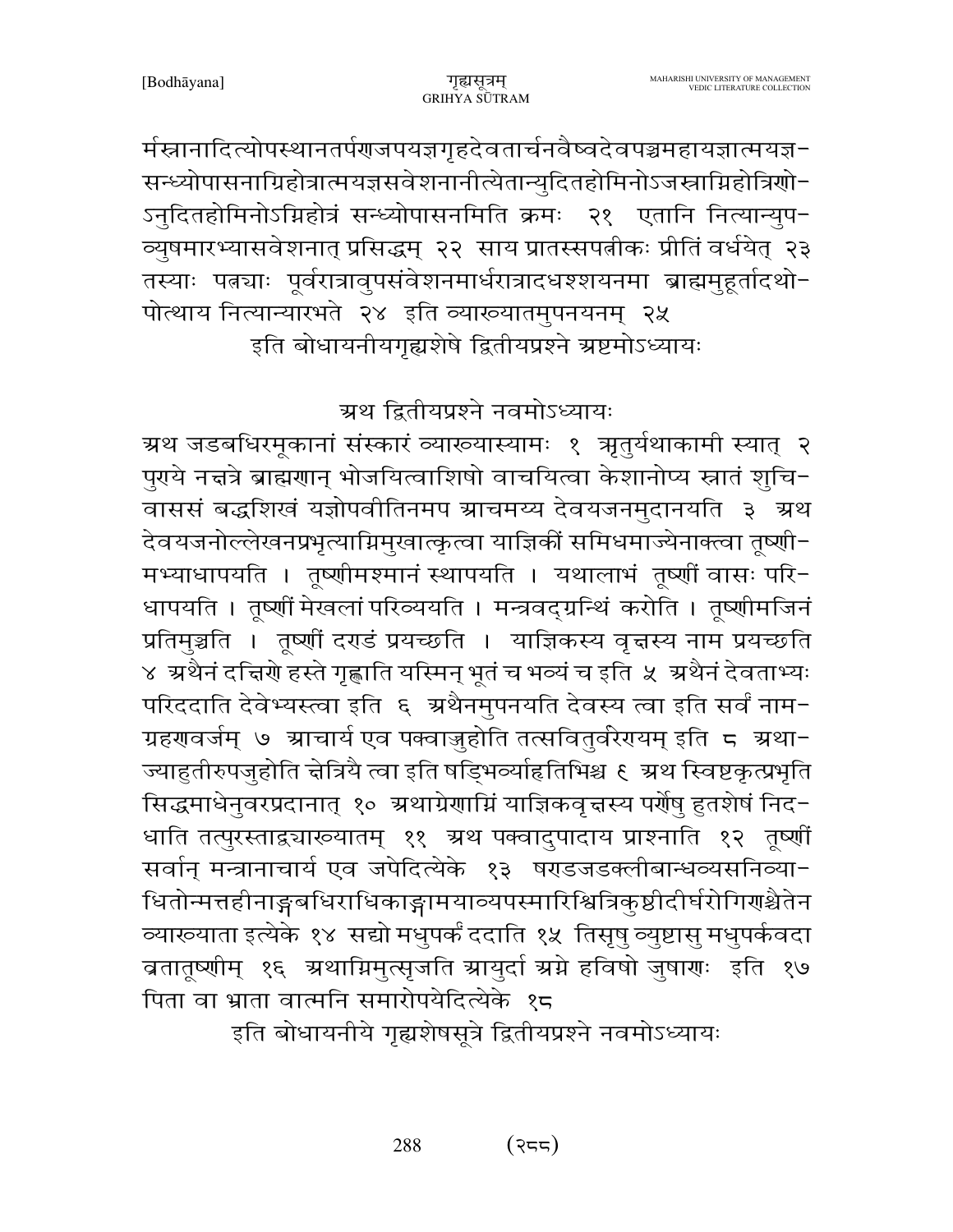र्मस्नानादित्योपस्थानतर्पणजपयज्ञगृहदेवतार्चनवैष्वदेवपञ्चमहायज्ञात्मयज्ञ-सन्ध्योपासनाग्निहोत्रात्मयज्ञसवेशनानीत्येतान्युदितहोमिनोऽजस्राग्निहोत्रिणो-ऽनुदितहोमिनोऽग्निहोत्रं सन्ध्योपासनमिति क्रमः २१ एतानि नित्यान्युप-व्युषमारभ्यासवेशनात् प्रसिद्धम् २२ साय प्रातस्सपत्नीकः प्रीतिं वर्धयेत् २३ तस्याः पत्न्याः पूर्वरात्रावुपसंवेशनमार्धरात्रादधश्शयनमा ब्राह्ममुहूर्तादथो-पोत्थाय नित्यान्यारभते २४ इति व्याख्यातमुपनयनम् २५

इति बोधायनीयगृह्यशेषे द्वितीयप्रश्ने अष्टमोऽध्यायः

## अथ द्वितीयप्रश्ने नवमोऽध्यायः

अथ जडबधिरमूकानां संस्कारं व्याख्यास्यामः १ ऋतुर्यथाकामी स्यात् २ पुण्ये नक्षत्रे ब्राह्मणान् भोजयित्वाशिषो वाचयित्वा केशानोप्य स्नातं शुचि-वाससं बद्धशिखं यज्ञोपवीतिनमप आचमय्य देवयजनमुदानयति ३ अथ देवयजनोल्लेखनप्रभृत्याग्निमुखात्कृत्वा याज्ञिकीं समिधमाज्येनाक्त्वा तूष्णी-मभ्याधापयति । तूष्णीमश्मानं स्थापयति । यथालाभं तूष्णीं वासः परि-धापयति । तूष्णीं मेखलां परिव्ययति । मन्त्रवद्ग्रन्थिं करोति । तूष्णीमजिनं प्रतिमुञ्चति । तूष्णीं दण्डं प्रयच्छति । याज्ञिकस्य वृक्षस्य नाम प्रयच्छति ४ अथैनं दक्षिणे हस्ते गृह्णाति यस्मिन् भूतं च भव्यं च इति ५ अथैनं देवताभ्यः परिददाति देवेभ्यस्त्वा इति ६ अथैनमुपनयति देवस्य त्वा इति सर्वं नाम-ग्रहणवर्जम् ७ आचार्य एव पक्वाज्जुहोति तत्सवितुर्वरेण्यम् इति ८ अथा-ज्याहुतीरुपजुहोति क्षेत्रियै त्वा इति षड्भिर्व्याहृतिभिश्च ९ अथ स्विष्टकृत्प्रभृति सिद्धमाधेनुवरप्रदानात् १० अथाग्रेणाग्निं याज्ञिकवृक्षस्य पर्णेषु हुतशेषं निद-धाति तत्पुरस्ताद्व्याख्यातम् ११ अथ पक्वादुपादाय प्राश्नाति १२ तूष्णीं सर्वान् मन्त्रानाचार्य एव जपेदित्येके १३ षण्डजडक्लीबान्धव्यसनिव्या-धितोन्मत्तहीनाङ्गबधिराधिकाङ्गामयाव्यपस्मारिश्वित्रिकुष्ठीदीर्घरोगिणश्चैतेन व्याख्याता इत्येके १४ सद्यो मधुपर्कं ददाति १५ तिसृषु व्युष्टासु मधुपर्कवदा व्रतातूष्णीम् १६ अथाग्निमुत्सृजति आयुर्दा अग्ने हविषो जुषाणः इति १७ पिता वा भ्राता वात्मनि समारोपयेदित्येके १८

इति बोधायनीये गृह्यशेषसूत्रे द्वितीयप्रश्ने नवमोऽध्यायः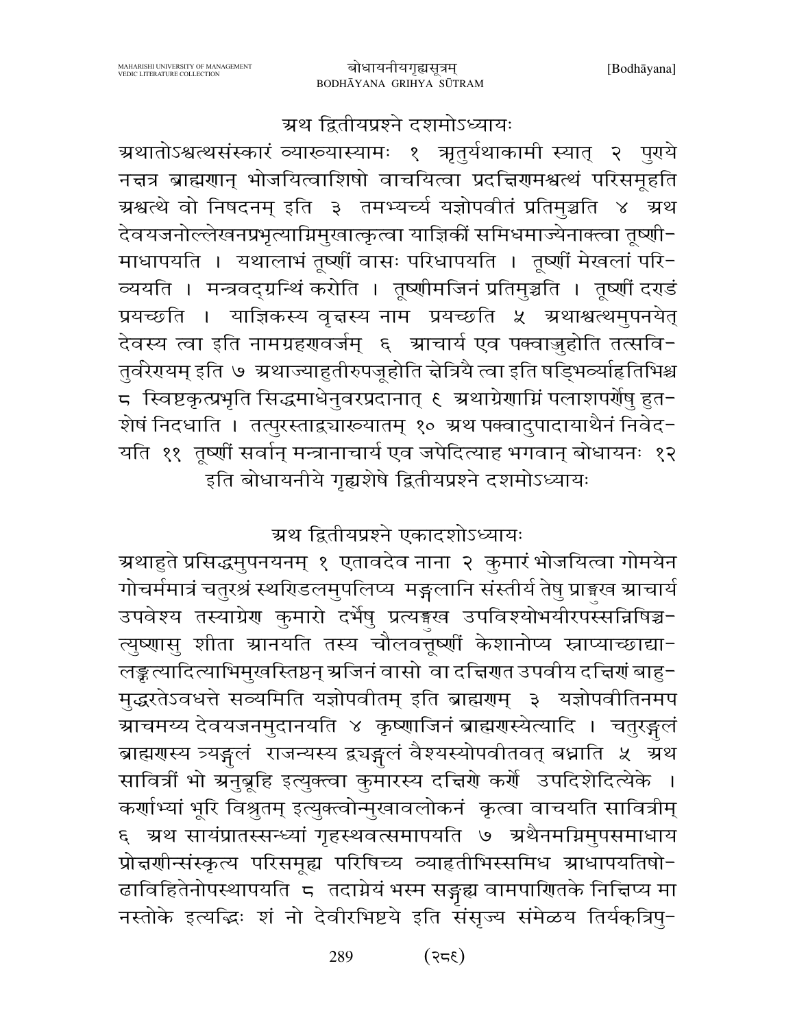## अथ द्वितीयप्रश्ने दशमोऽध्यायः

अथातोऽश्वत्थसंस्कारं व्याख्यास्यामः १ ऋतुर्यथाकामी स्यात् २ पुण्ये नक्षत्र ब्राह्मणान् भोजयित्वाशिषो वाचयित्वा प्रदक्षिणमश्वत्थं परिसमूहति अश्वत्थे वो निषदनम् इति ३ तमभ्यर्च्य यज्ञोपवीतं प्रतिमुञ्चति ४ अथ देवयजनोल्लेखनप्रभृत्याग्निमुखात्कृत्वा याज्ञिकीं समिधमाज्येनाक्त्वा तूष्णीमाधापयति । यथालाभं तूष्णीं वासः परिधापयति । तूष्णीं मेखलां परिव्ययति । मन्त्रवद्ग्रन्थिं करोति । तूष्णीमजिनं प्रतिमुञ्चति । तूष्णीं दण्डं प्रयच्छति । याज्ञिकस्य वृक्षस्य नाम प्रयच्छति ५ अथाश्वत्थमुपनयेत् देवस्य त्वा इति नामग्रहणवर्जम् ६ आचार्य एव पक्वाज्जुहोति तत्सवितुर्वरेण्यम् इति ७ अथाज्याहुतीरुपजूहोति क्षेत्रियै त्वा इति षड्भिर्व्याहृतिभिश्च ८ स्विष्टकृत्प्रभृति सिद्धमाधेनुवरप्रदानात् ९ अथाग्रेणाग्निं पलाशपर्णेषु हुतशेषं निदधाति । तत्पुरस्ताद्व्याख्यातम् १० अथ पक्वादुपादायाथैनं निवेदयति ११ तूष्णीं सर्वान् मन्त्रानाचार्य एव जपेदित्याह भगवान् बोधायनः १२

इति बोधायनीये गृह्यशेषे द्वितीयप्रश्ने दशमोऽध्यायः

## अथ द्वितीयप्रश्ने एकादशोऽध्यायः

अथाहुते प्रसिद्धमुपनयनम् १ एतावदेव नाना २ कुमारं भोजयित्वा गोमयेन गोचर्ममात्रं चतुरश्रं स्थण्डिलमुपलिप्य मङ्गलानि संस्तीर्य तेषु प्राङ्मुख आचार्य उपवेश्य तस्याग्रेण कुमारो दर्भेषु प्रत्यङ्मुख उपविश्योभयीरपस्सन्निषिञ्चत्युष्णासु शीता आनयति तस्य चौलवत्तूष्णीं केशानोप्य स्नाप्याच्छाद्यालङ्कृत्यादित्याभिमुखस्तिष्ठन् अजिनं वासो वा दक्षिणत उपवीय दक्षिणं बाहुमुद्धरतेऽवधत्ते सव्यमिति यज्ञोपवीतम् इति ब्राह्मणम् ३ यज्ञोपवीतिनमप आचमय्य देवयजनमुदानयति ४ कृष्णाजिनं ब्राह्मणस्येत्यादि । चतुरङ्गुलं ब्राह्मणस्य त्र्यङ्गुलं राजन्यस्य द्व्यङ्गुलं वैश्यस्योपवीतवत् बध्नाति ५ अथ सावित्रीं भो अनुब्रूहि इत्युक्त्वा कुमारस्य दक्षिणे कर्णे उपदिशेदित्येके । कर्णाभ्यां भूरि विश्रुतम् इत्युक्त्वोन्मुखावलोकनं कृत्वा वाचयति सावित्रीम् ६ अथ सायंप्रातस्सन्ध्यां गृहस्थवत्समापयति ७ अथैनमग्निमुपसमाधाय प्रोक्षणीन्संस्कृत्य परिसमूह्य परिषिच्य व्याहृतीभिस्समिध आधापयतिषोढाविहितेनोपस्थापयति ८ तदाग्नेयं भस्म सङ्गृह्य वामपाणितके निक्षिप्य मा नस्तोके इत्यद्भिः शं नो देवीरभिष्टये इति संसृज्य संमेळय तिर्यक्त्रिपु-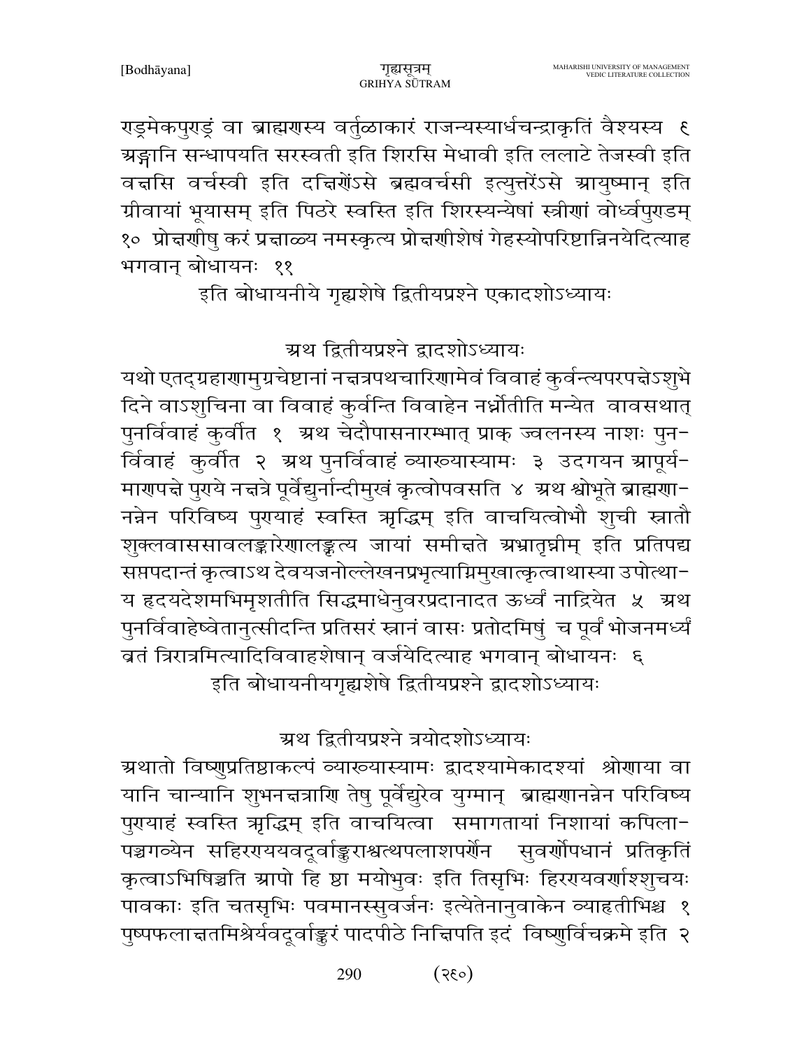रड्रमेकपुरड्रं वा ब्राह्मणस्य वर्तुळाकारं राजन्यस्यार्धचन्द्राकृतिं वैश्यस्य ९ अङ्गानि सन्धापयति सरस्वती इति शिरसि मेधावी इति ललाटे तेजस्वी इति वक्षसि वर्चस्वी इति दक्षिणेंऽसे ब्रह्मवर्चसी इत्युत्तरेंऽसे आयुष्मान् इति ग्रीवायां भूयासम् इति पिठरे स्वस्ति इति शिरस्यन्येषां स्त्रीणां वोर्ध्वपुरडम् १० प्रोक्षणीषु करं प्रक्षाळ्य नमस्कृत्य प्रोक्षणीशेषं गेहस्योपरिष्टान्निनयेदित्याह भगवान् बोधायनः ११

इति बोधायनीये गृह्यशेषे द्वितीयप्रश्ने एकादशोऽध्यायः

## अथ द्वितीयप्रश्ने द्वादशोऽध्यायः

यथो एतद्ग्रहाणामुग्रचेष्टानां नक्षत्रपथचारिणामेवं विवाहं कुर्वन्त्यपरपक्षेऽशुभे दिने वाऽशुचिना वा विवाहं कुर्वन्ति विवाहेन नर्ध्नोतीति मन्येत वावसथात् पुनर्विवाहं कुर्वीत १ अथ चेदौपासनारम्भात् प्राक् ज्वलनस्य नाशः पुनर्विवाहं कुर्वीत २ अथ पुनर्विवाहं व्याख्यास्यामः ३ उदगयन आपूर्यमाणपक्षे पुराये नक्षत्रे पूर्वेद्युर्नान्दीमुखं कृत्वोपवसति ४ अथ श्वोभूते ब्राह्मणान्नन्नेन परिविष्य पुरायाहं स्वस्ति ऋद्धिम् इति वाचयित्वोभौ शुची स्नातौ शुक्लवाससावलङ्कारेणालङ्कृत्य जायां समीक्षते अभ्रातृघ्नीम् इति प्रतिपद्य सप्तपदान्तं कृत्वाऽथ देवयजनोल्लेखनप्रभृत्याग्निमुखात्कृत्वाथास्या उपोत्थाय हृदयदेशमभिमृशतीति सिद्धमाधेनुवरप्रदानादत ऊर्ध्वं नाद्रियेत ५ अथ पुनर्विवाहेष्वेतानुत्सीदन्ति प्रतिसरं स्नानं वासः प्रतोदमिषुं च पूर्वं भोजनमर्घ्यं व्रतं त्रिरात्रमित्यादिविवाहशेषान् वर्जयेदित्याह भगवान् बोधायनः ६

इति बोधायनीयगृह्यशेषे द्वितीयप्रश्ने द्वादशोऽध्यायः

## अथ द्वितीयप्रश्ने त्रयोदशोऽध्यायः

अथातो विष्णुप्रतिष्ठाकल्पं व्याख्यास्यामः द्वादश्यामेकादश्यां श्रोणाया वा यानि चान्यानि शुभनक्षत्राणि तेषु पूर्वेद्युरेव युग्मान् ब्राह्मणानन्नेन परिविष्य पुरायाहं स्वस्ति ऋद्धिम् इति वाचयित्वा समागतायां निशायां कपिलापञ्चगव्येन सहिररायवदूर्वाङ्कुराश्वत्थपलाशपर्णेन सुवर्णोपधानं प्रतिकृतिं कृत्वाऽभिषिञ्चति आपो हि ष्ठा मयोभुवः इति तिसृभिः हिरण्यवर्णाश्शुचयः पावकाः इति चतसृभिः पवमानस्सुवर्जनः इत्येतेनानुवाकेन व्याहृतीभिश्च १ पुष्पफलाक्षतमिश्रैर्यवदूर्वाङ्कुरं पादपीठे निक्षिपति इदं विष्णुर्विचक्रमे इति २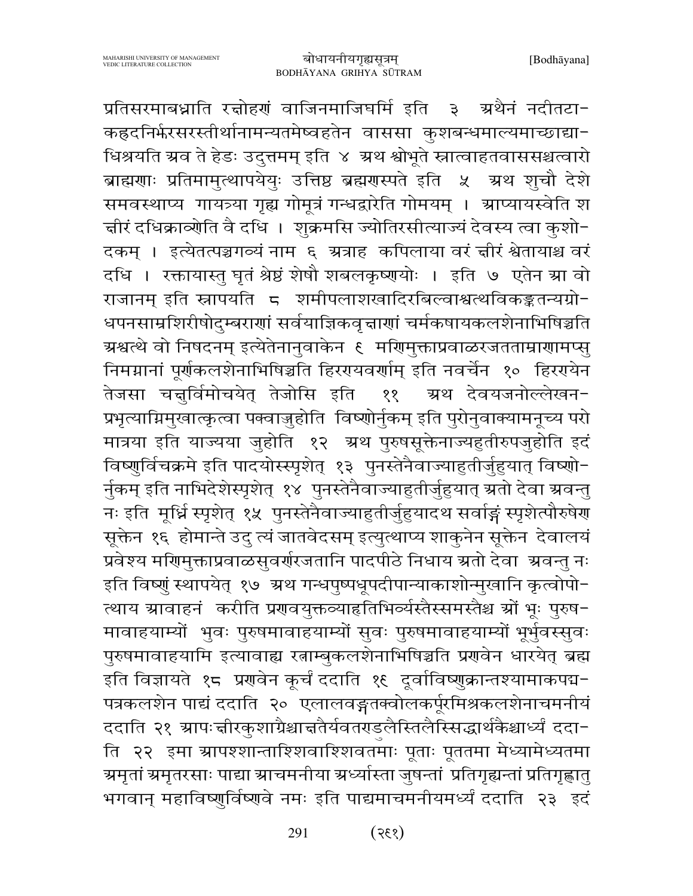प्रतिसरमाबध्नाति रक्षोहणं वाजिनमाजिघर्मि इति ३ अथैनं नदीतटा-कह्रदनिर्झरसरस्तीर्थानामन्यतमेष्वहतेन वाससा कुशबन्धमाल्यमाच्छाद्या-धिश्रयति अव ते हेडः उदुत्तमम् इति ४ अथ श्वोभूते स्नात्वाहतवाससश्चत्वारो ब्राह्मणाः प्रतिमामुत्थापयेयुः उत्तिष्ठ ब्रह्मणस्पते इति ५ अथ शुचौ देशे समवस्थाप्य गायत्र्या गृह्य गोमूत्रं गन्धद्वारेति गोमयम् । आप्यायस्वेति श क्षीरं दधिक्राव्णेति वै दधि । शुक्रमसि ज्योतिरसीत्याज्यं देवस्य त्वा कुशो-दकम् । इत्येतत्पञ्चगव्यं नाम ६ अत्राह कपिलाया वरं क्षीरं श्वेतायाश्च वरं दधि । रक्तायास्तु घृतं श्रेष्ठं शेषौ शबलकृष्णयोः । इति ७ एतेन आ वो राजानम् इति स्नापयति ८ शमीपलाशखादिरबिल्वाश्वत्थविकङ्कतन्यग्रो-धपनसाम्रशिरीषोदुम्बराणां सर्वयाज्ञिकवृक्षाणां चर्मकषायकलशेनाभिषिञ्चति अश्वत्थे वो निषदनम् इत्येतेनानुवाकेन ९ मणिमुक्ताप्रवाळरजतताम्राणामप्सु निमग्नानां पूर्णकलशेनाभिषिञ्चति हिरण्यवर्णाम् इति नवर्चेन १० हिरण्येन तेजसा चक्षुर्विमोचयेत् तेजोसि इति ११ अथ देवयजनोल्लेखन-प्रभृत्याग्निमुखात्कृत्वा पक्वाज्जुहोति विष्णोर्नुकम् इति पुरोनुवाक्यामनूच्य परो मात्रया इति याज्यया जुहोति १२ अथ पुरुषसूक्तेनाज्यहुतीरुपजुहोति इदं विष्णुर्विचक्रमे इति पादयोस्स्पृशेत् १३ पुनस्तेनैवाज्याहुतीर्जुहुयात् विष्णो-र्नुकम् इति नाभिदेशेस्पृशेत् १४ पुनस्तेनैवाज्याहुतीर्जुहुयात् अतो देवा अवन्तु नः इति मूर्ध्नि स्पृशेत् १५ पुनस्तेनैवाज्याहुतीर्जुहुयादथ सर्वाङ्गं स्पृशेत्पौरुषेण सूक्तेन १६ होमान्ते उदु त्यं जातवेदसम् इत्युत्थाप्य शाकुनेन सूक्तेन देवालयं प्रवेश्य मणिमुक्ताप्रवाळसुवर्णरजतानि पादपीठे निधाय अतो देवा अवन्तु नः इति विष्णुं स्थापयेत् १७ अथ गन्धपुष्पधूपदीपान्याकाशोन्मुखानि कृत्वोपो-त्थाय आवाहनं करीति प्रणवयुक्तव्याहृतिभिर्व्यस्तैस्समस्तैश्च ओं भूः पुरुष-मावाहयाम्यों भुवः पुरुषमावाहयाम्यों सुवः पुरुषमावाहयाम्यों भूर्भुवस्सुवः पुरुषमावाहयामि इत्यावाह्य रत्नाम्बुकलशेनाभिषिञ्चति प्रणवेन धारयेत् ब्रह्म इति विज्ञायते १८ प्रणवेन कूर्चं ददाति १९ दूर्वाविष्णुक्रान्तश्यामाकपद्म-पत्रकलशेन पाद्यं ददाति २० एलालवङ्गतक्वोलकर्पूरमिश्रकलशेनाचमनीयं ददाति २१ आपःक्षीरकुशाग्रैश्चाक्षतैर्यवतण्डुलैस्तिलैस्सिद्धार्थकैश्चार्घ्यं ददा-ति २२ इमा आपश्शान्ताश्शिवाश्शिवतमाः पूताः पूततमा मेध्यामेध्यतमा अमृतां अमृतरसाः पाद्या आचमनीया अर्घ्यास्ता जुषन्तां प्रतिगृह्यन्तां प्रतिगृह्णातु भगवान् महाविष्णुर्विष्णवे नमः इति पाद्यमाचमनीयमर्घ्यं ददाति २३ इदं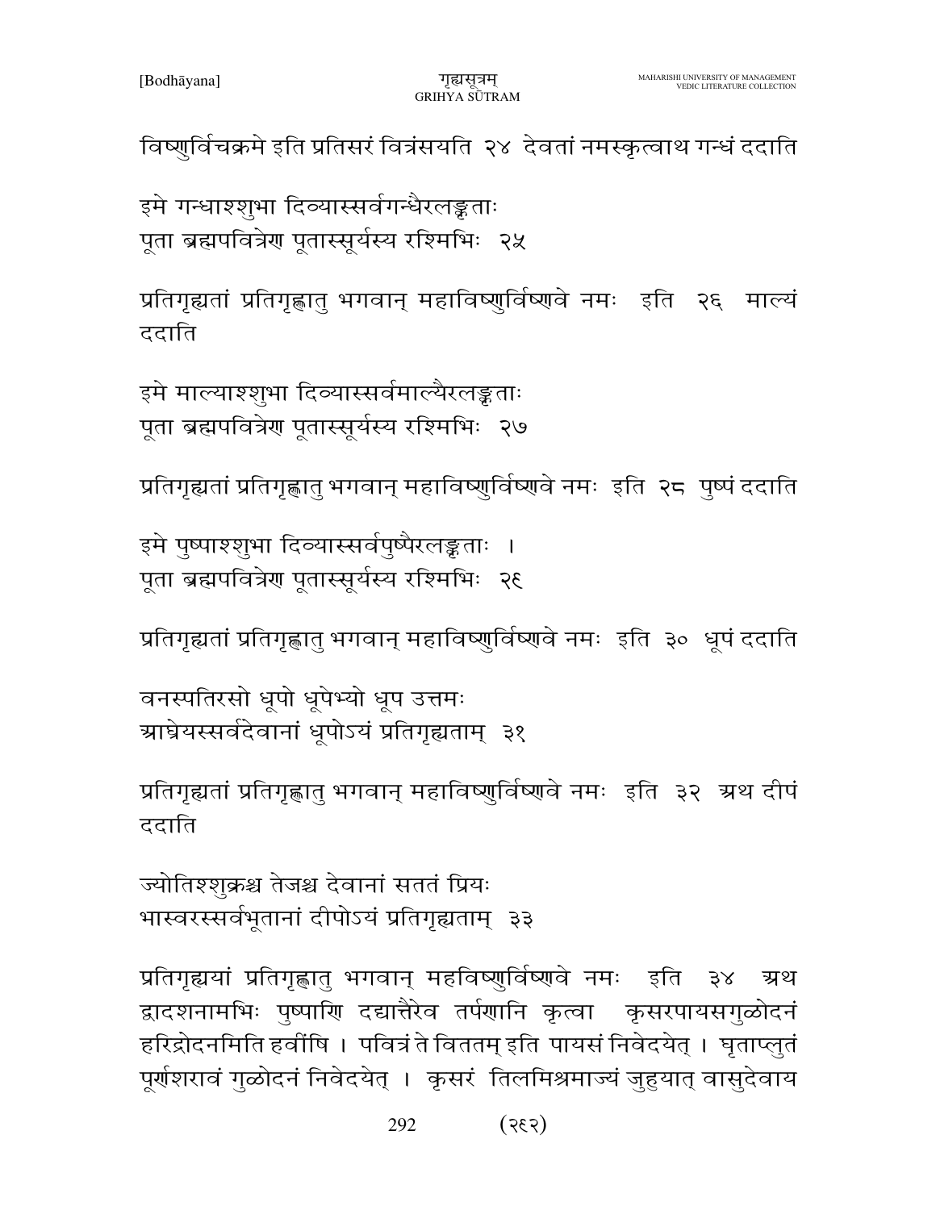विष्णुर्विचक्रमे इति प्रतिसरं वित्रंसयति २४ देवतां नमस्कृत्वाथ गन्धं ददाति

इमे गन्धाश्शुभा दिव्यास्सर्वगन्धैरलङ्कृताः
पूता ब्रह्मपवित्रेण पूतास्सूर्यस्य रश्मिभिः २५

प्रतिगृह्यतां प्रतिगृह्णातु भगवान् महाविष्णुर्विष्णवे नमः इति २६ माल्यं ददाति

इमे माल्याश्शुभा दिव्यास्सर्वमाल्यैरलङ्कृताः
पूता ब्रह्मपवित्रेण पूतास्सूर्यस्य रश्मिभिः २७

प्रतिगृह्यतां प्रतिगृह्णातु भगवान् महाविष्णुर्विष्णवे नमः इति २८ पुष्पं ददाति

इमे पुष्पाश्शुभा दिव्यास्सर्वपुष्पैरलङ्कृताः ।
पूता ब्रह्मपवित्रेण पूतास्सूर्यस्य रश्मिभिः २९

प्रतिगृह्यतां प्रतिगृह्णातु भगवान् महाविष्णुर्विष्णवे नमः इति ३० धूपं ददाति

वनस्पतिरसो धूपो धूपेभ्यो धूप उत्तमः
आघ्रेयस्सर्वदेवानां धूपोऽयं प्रतिगृह्यताम् ३१

प्रतिगृह्यतां प्रतिगृह्णातु भगवान् महाविष्णुर्विष्णवे नमः इति ३२ अथ दीपं ददाति

ज्योतिश्शुक्रश्च तेजश्च देवानां सततं प्रियः
भास्वरस्सर्वभूतानां दीपोऽयं प्रतिगृह्यताम् ३३

प्रतिगृह्ययां प्रतिगृह्णातु भगवान् महविष्णुर्विष्णवे नमः इति ३४ अथ द्वादशनामभिः पुष्पाणि दद्यात्तैरेव तर्पणानि कृत्वा कृसरपायसगुळोदनं हरिद्रोदनमिति हवींषि । पवित्रं ते विततम् इति पायसं निवेदयेत् । घृताप्लुतं पूर्णशरावं गुळोदनं निवेदयेत् । कृसरं तिलमिश्रमाज्यं जुहुयात् वासुदेवाय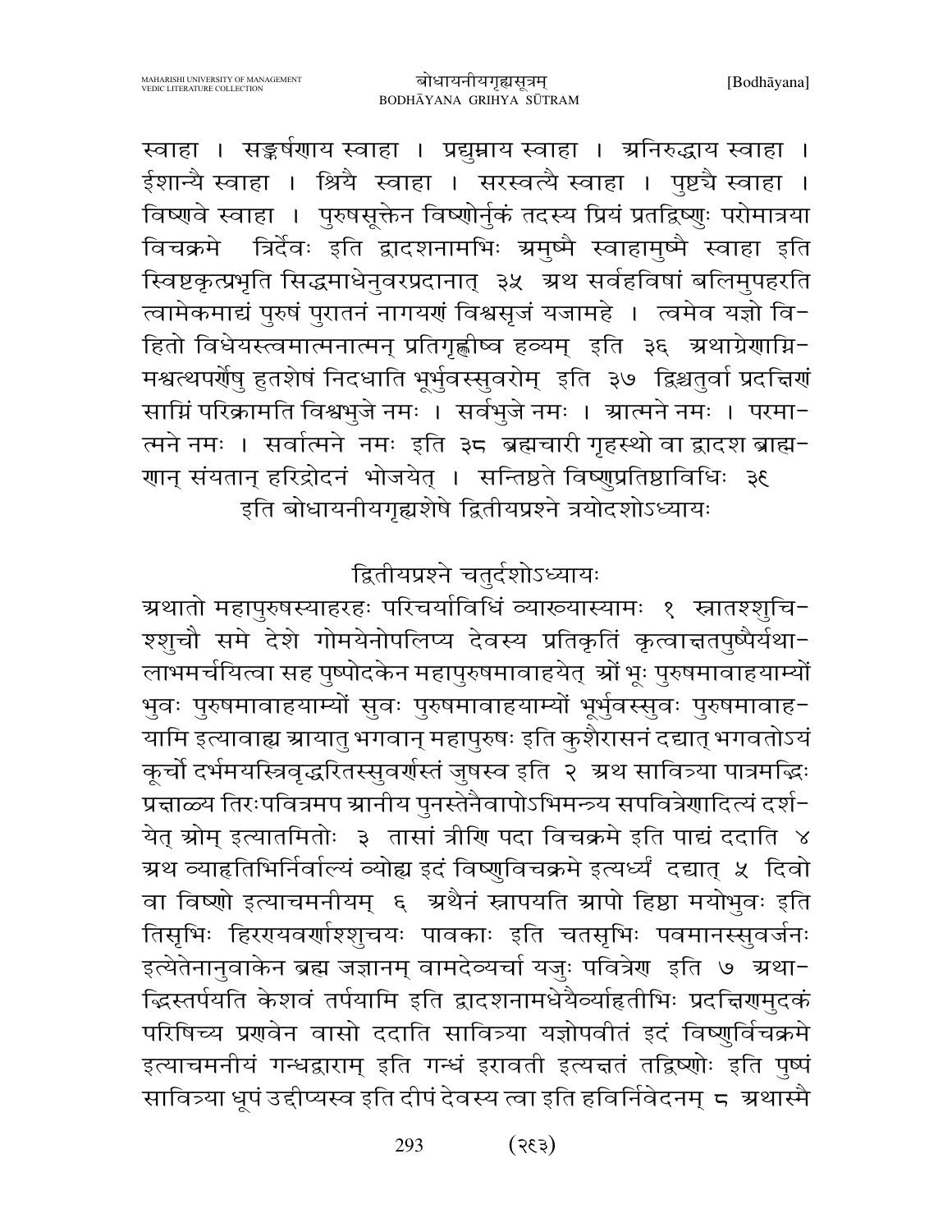स्वाहा । सङ्कर्षणाय स्वाहा । प्रद्युम्नाय स्वाहा । अनिरुद्धाय स्वाहा । ईशान्यै स्वाहा । श्रियै स्वाहा । सरस्वत्यै स्वाहा । पुष्टयै स्वाहा । विष्णवे स्वाहा । पुरुषसूक्तेन विष्णोर्नुकं तदस्य प्रियं प्रतद्विष्णुः परोमात्रया विचक्रमे त्रिर्देवः इति द्वादशनामभिः अमुष्मै स्वाहामुष्मै स्वाहा इति स्विष्टकृत्प्रभृति सिद्धमाधेनुवरप्रदानात् ३५ अथ सर्वहविषां बलिमुपहरति त्वामेकमाद्यं पुरुषं पुरातनं नागयणं विश्वसृजं यजामहे । त्वमेव यज्ञो विहितो विधेयस्त्वमात्मनात्मन् प्रतिगृह्णीष्व हव्यम् इति ३६ अथाग्रेणाग्निमश्वत्थपर्णेषु हुतशेषं निदधाति भूर्भुवस्सुवरोम् इति ३७ द्विश्चतुर्वा प्रदक्षिणं साग्निं परिक्रामति विश्वभुजे नमः । सर्वभुजे नमः । आत्मने नमः । परमात्मने नमः । सर्वात्मने नमः इति ३८ ब्रह्मचारी गृहस्थो वा द्वादश ब्राह्मणान् संयतान् हरिद्रोदनं भोजयेत् । सन्तिष्ठते विष्णुप्रतिष्ठाविधिः ३९

इति बोधायनीयगृह्यशेषे द्वितीयप्रश्ने त्रयोदशोऽध्यायः

## द्वितीयप्रश्ने चतुर्दशोऽध्यायः

अथातो महापुरुषस्याहरहः परिचर्याविधिं व्याख्यास्यामः १ स्नातश्शुचिश्शुचौ समे देशे गोमयेनोपलिप्य देवस्य प्रतिकृतिं कृत्वाक्षतपुष्पैर्यथालाभमर्चयित्वा सह पुष्पोदकेन महापुरुषमावाहयेत् ओं भूः पुरुषमावाहयाम्यों भुवः पुरुषमावाहयाम्यों सुवः पुरुषमावाहयाम्यों भूर्भुवस्सुवः पुरुषमावाहयामि इत्यावाह्य आयातु भगवान् महापुरुषः इति कुशैरासनं दद्यात् भगवतोऽयं कूर्चो दर्भमयस्त्रिवृद्धरितस्सुवर्णस्तं जुषस्व इति २ अथ सावित्र्या पात्रमद्भिः प्रक्षाल्य तिरःपवित्रमप आनीय पुनस्तेनैवापोऽभिमन्त्र्य सपवित्रेणादित्यं दर्शयेत् ओम् इत्यातमितोः ३ तासां त्रीणि पदा विचक्रमे इति पाद्यं ददाति ४ अथ व्याहृतिभिर्निर्वाल्यं व्योह्य इदं विष्णुविचक्रमे इत्यर्घ्यं दद्यात् ५ दिवो वा विष्णो इत्याचमनीयम् ६ अथैनं स्नापयति आपो हिष्ठा मयोभुवः इति तिसृभिः हिरण्यवर्णाश्शुचयः पावकाः इति चतसृभिः पवमानस्सुवर्जनः इत्येतेनानुवाकेन ब्रह्म जज्ञानम् वामदेव्यर्चा यजुः पवित्रेण इति ७ अथाद्भिस्तर्पयति केशवं तर्पयामि इति द्वादशनामधेयैर्व्याहृतीभिः प्रदक्षिणमुदकं परिषिच्य प्रणवेन वासो ददाति सावित्र्या यज्ञोपवीतं इदं विष्णुर्विचक्रमे इत्याचमनीयं गन्धद्वाराम् इति गन्धं इरावती इत्यक्षतं तद्विष्णोः इति पुष्पं सावित्र्या धूपं उद्दीप्यस्व इति दीपं देवस्य त्वा इति हविर्निवेदनम् ८ अथास्मै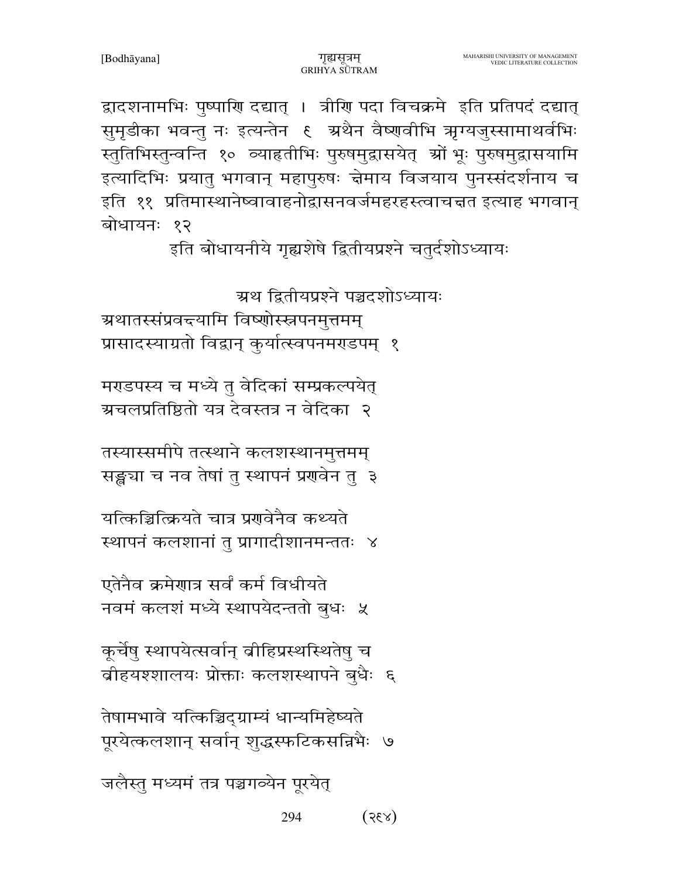द्वादशनामभिः पुष्पाणि दद्यात् । त्रीणि पदा विचक्रमे इति प्रतिपदं दद्यात् सुमृडीका भवन्तु नः इत्यन्तेन ९ अथैन वैष्णवीभि ऋग्यजुस्सामाथर्वभिः स्तुतिभिस्तुन्वन्ति १० व्याहृतीभिः पुरुषमुद्वासयेत् ओं भूः पुरुषमुद्वासयामि इत्यादिभिः प्रयातु भगवान् महापुरुषः क्षेमाय विजयाय पुनस्संदर्शनाय च इति ११ प्रतिमास्थानेष्वावाहनोद्वासनवर्जमहरहस्त्वाचक्षत इत्याह भगवान् बोधायनः १२

इति बोधायनीये गृह्यशेषे द्वितीयप्रश्ने चतुर्दशोऽध्यायः

## अथ द्वितीयप्रश्ने पञ्चदशोऽध्यायः

अथातस्संप्रवक्ष्यामि विष्णोस्स्नपनमुत्तमम्
प्रासादस्याग्रतो विद्वान् कुर्यात्स्वपनमण्डपम् १

मण्डपस्य च मध्ये तु वेदिकां सम्प्रकल्पयेत्
अचलप्रतिष्ठितो यत्र देवस्तत्र न वेदिका २

तस्यास्समीपे तत्स्थाने कलशस्थानमुत्तमम्
सङ्ख्या च नव तेषां तु स्थापनं प्रणवेन तु ३

यत्किञ्चित्क्रियते चात्र प्रणवेनैव कथ्यते
स्थापनं कलशानां तु प्रागादीशानमन्ततः ४

एतेनैव क्रमेणात्र सर्वं कर्म विधीयते
नवमं कलशं मध्ये स्थापयेदन्ततो बुधः ५

कूर्चेषु स्थापयेत्सर्वान् व्रीहिप्रस्थस्थितेषु च
व्रीहयश्शालयः प्रोक्ताः कलशस्थापने बुधैः ६

तेषामभावे यत्किञ्चिद्ग्राम्यं धान्यमिहेष्यते
पूरयेत्कलशान् सर्वान् शुद्धस्फटिकसन्निभैः ७

जलैस्तु मध्यमं तत्र पञ्चगव्येन पूरयेत्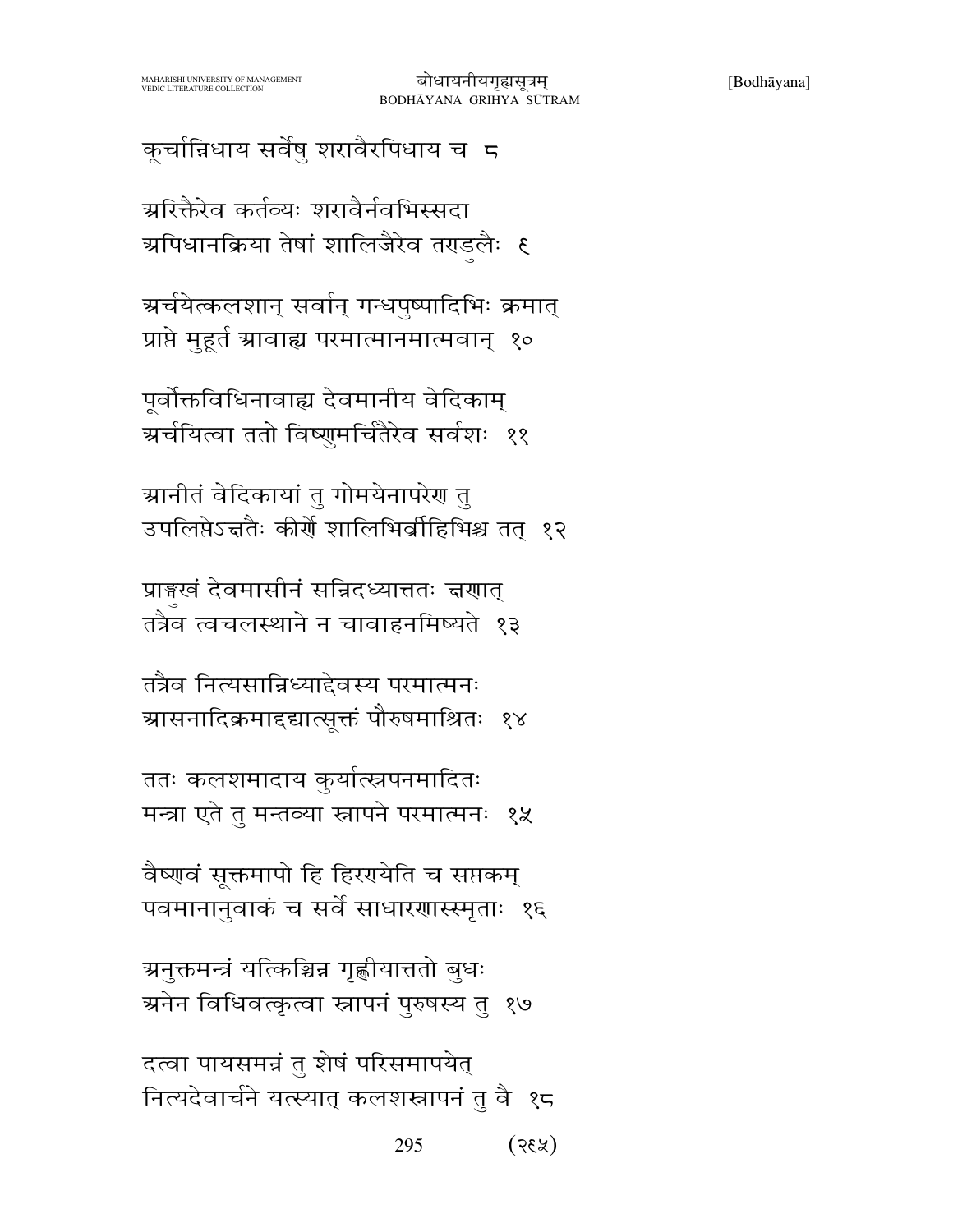कूर्चान्निधाय सर्वेषु शरावैरपिधाय च  ८

अरिक्तैरेव कर्तव्यः शरावैर्नवभिस्सदा
अपिधानक्रिया तेषां शालिजैरेव तण्डुलैः  ९

अर्चयेत्कलशान् सर्वान् गन्धपुष्पादिभिः क्रमात्
प्राप्ते मुहूर्त आवाह्य परमात्मानमात्मवान्  १०

पूर्वोक्तविधिनावाह्य देवमानीय वेदिकाम्
अर्चयित्वा ततो विष्णुमर्चितैरेव सर्वशः  ११

आनीतं वेदिकायां तु गोमयेनापरेण तु
उपलिप्तेऽक्षतैः कीर्णे शालिभिर्व्रीहिभिश्च तत्  १२

प्राङ्मुखं देवमासीनं सन्निदध्यात्ततः क्षणात्
तत्रैव त्वचलस्थाने न चावाहनमिष्यते  १३

तत्रैव नित्यसान्निध्याद्देवस्य परमात्मनः
आसनादिक्रमाद्दद्यात्सूक्तं पौरुषमाश्रितः  १४

ततः कलशमादाय कुर्यात्स्नपनमादितः
मन्त्रा एते तु मन्तव्या स्नापने परमात्मनः  १५

वैष्णवं सूक्तमापो हि हिरण्येति च सप्तकम्
पवमानानुवाकं च सर्वे साधारणास्स्मृताः  १६

अनुक्तमन्त्रं यत्किञ्चिन्न गृह्णीयात्ततो बुधः
अनेन विधिवत्कृत्वा स्नापनं पुरुषस्य तु  १७

दत्वा पायसमन्नं तु शेषं परिसमापयेत्
नित्यदेवार्चने यत्स्यात् कलशस्नापनं तु वै  १८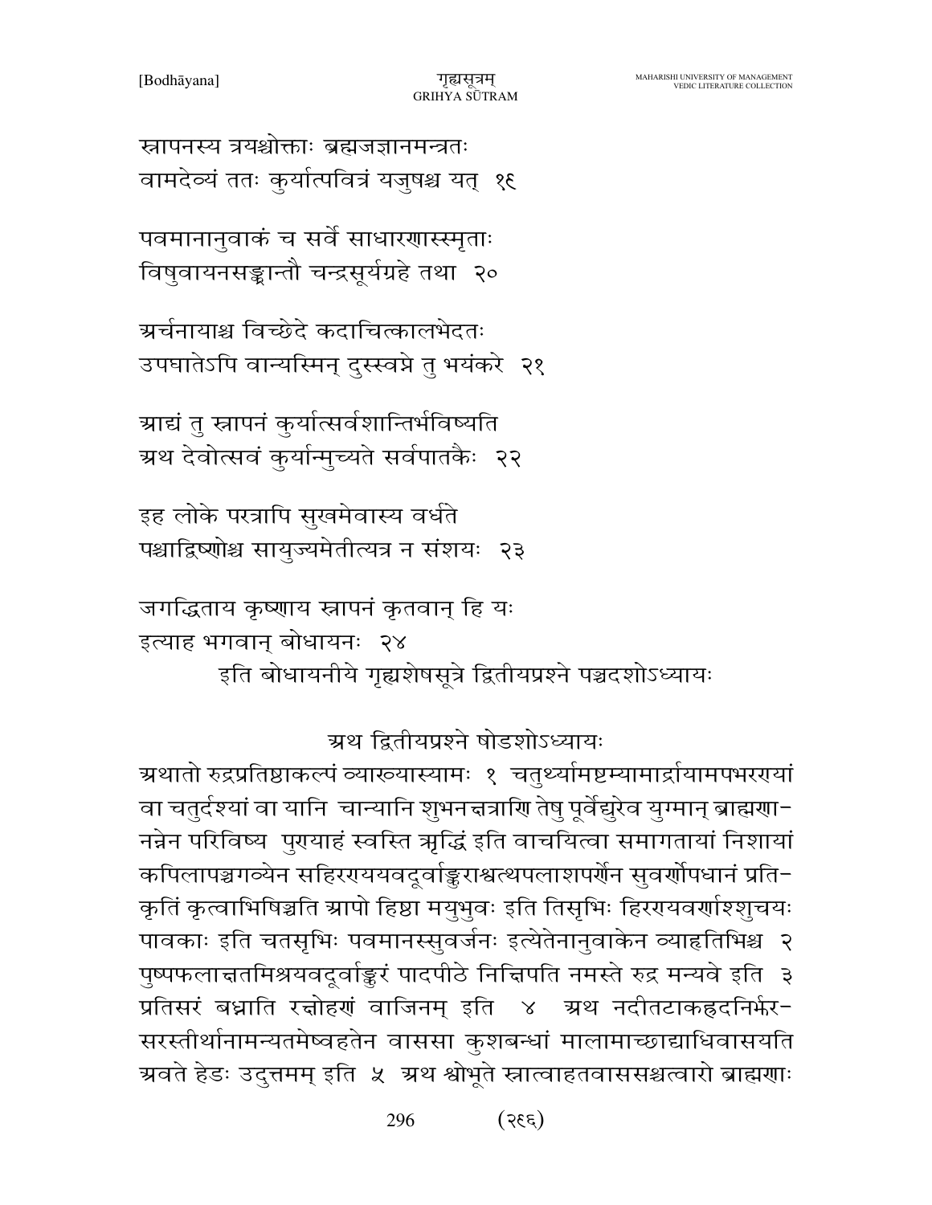स्नापनस्य त्रयश्चोक्ताः ब्रह्मजज्ञानमन्त्रतः
वामदेव्यं ततः कुर्यात्पवित्रं यजुषश्च यत् १९

पवमानानुवाकं च सर्वे साधारणास्स्मृताः
विषुवायनसङ्क्रान्तौ चन्द्रसूर्यग्रहे तथा २०

अर्चनायाश्च विच्छेदे कदाचित्कालभेदतः
उपघातेऽपि वान्यस्मिन् दुस्स्वप्ने तु भयंकरे २१

आद्यं तु स्नापनं कुर्यात्सर्वशान्तिर्भविष्यति
अथ देवोत्सवं कुर्यान्मुच्यते सर्वपातकैः २२

इह लोके परत्रापि सुखमेवास्य वर्धते
पश्चाद्विष्णोश्च सायुज्यमेतीत्यत्र न संशयः २३

जगद्धिताय कृष्णाय स्नापनं कृतवान् हि यः
इत्याह भगवान् बोधायनः २४

इति बोधायनीये गृह्यशेषसूत्रे द्वितीयप्रश्ने पञ्चदशोऽध्यायः

## अथ द्वितीयप्रश्ने षोडशोऽध्यायः

अथातो रुद्रप्रतिष्ठाकल्पं व्याख्यास्यामः १ चतुर्थ्यामष्टम्यामार्द्रायामपभरण्यां वा चतुर्दश्यां वा यानि चान्यानि शुभनक्षत्राणि तेषु पूर्वेद्युरेव युग्मान् ब्राह्मणा-नन्नेन परिविष्य पुण्याहं स्वस्ति ऋद्धिं इति वाचयित्वा समागतायां निशायां कपिलापञ्चगव्येन सहिरण्ययवदूर्वाङ्कुराश्वत्थपलाशपर्णेन सुवर्णोपधानं प्रति-कृतिं कृत्वाभिषिञ्चति आपो हिष्ठा मयुभुवः इति तिसृभिः हिरण्यवर्णाश्शुचयः पावकाः इति चतसृभिः पवमानस्सुवर्जनः इत्येतेनानुवाकेन व्याहृतिभिश्च २ पुष्पफलाक्षतमिश्रयवदूर्वाङ्कुरं पादपीठे निक्षिपति नमस्ते रुद्र मन्यवे इति ३ प्रतिसरं बध्नाति रक्षोहणं वाजिनम् इति ४ अथ नदीतटाकहृदनिर्झर-सरस्तीर्थानामन्यतमेष्वहतेन वाससा कुशबन्धां मालामाच्छाद्याधिवासयति अवते हेडः उदुत्तमम् इति ५ अथ श्वोभूते स्नात्वाहतवाससश्चत्वारो ब्राह्मणाः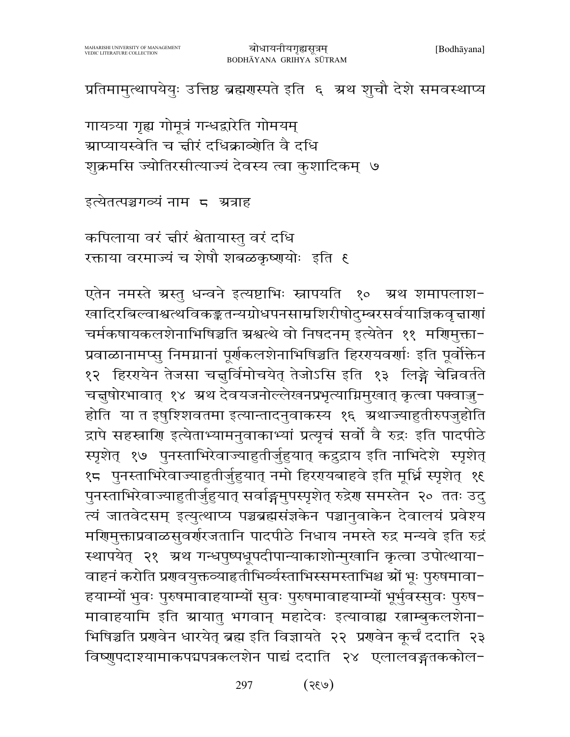प्रतिमामुत्थापयेयुः उत्तिष्ठ ब्रह्मणस्पते इति  ६  अथ शुचौ देशे समवस्थाप्य

गायत्र्या गृह्य गोमूत्रं गन्धद्वारेति गोमयम्
आप्यायस्वेति च क्षीरं दधिक्राव्णेति वै दधि
शुक्रमसि ज्योतिरसीत्याज्यं देवस्य त्वा कुशादिकम्  ७

इत्येतत्पञ्चगव्यं नाम  ८  अत्राह

कपिलाया वरं क्षीरं श्वेतायास्तु वरं दधि
रक्ताया वरमाज्यं च शेषौ शबळकृष्णयोः  इति  ९

एतेन नमस्ते अस्तु धन्वने इत्यष्टाभिः स्नापयति  १०  अथ शमापलाश-खादिरबिल्वाश्वत्थविकङ्कतन्यग्रोधपनसाम्रशिरीषोदुम्बरसर्वयाज्ञिकवृक्षाणां चर्मकषायकलशेनाभिषिञ्चति अश्वत्थे वो निषदनम् इत्येतेन  ११  मणिमुक्ता-प्रवाळानामप्सु निमग्नानां पूर्णकलशेनाभिषिञ्चति हिरण्यवर्णाः इति पूर्वोक्तेन १२  हिरण्येन तेजसा चक्षुर्विमोचयेत् तेजोऽसि इति  १३  लिङ्गे चेन्निवर्तते चक्षुषोरभावात्  १४  अथ देवयजनोल्लेखनप्रभृत्याग्निमुखात् कृत्वा पक्वाज्जु-होति  या त इषुश्शिवतमा इत्यान्तादनुवाकस्य  १६  अथाज्याहुतीरुपजुहोति द्रापे सहस्राणि इत्येताभ्यामनुवाकाभ्यां प्रत्यृचं सर्वो वै रुद्रः इति पादपीठे स्पृशेत्  १७  पुनस्ताभिरेवाज्याहुतीर्जुहुयात् कद्रुद्राय इति नाभिदेशे  स्पृशेत् १८  पुनस्ताभिरेवाज्याहुतीर्जुहुयात् नमो हिरण्यबाहवे इति मूर्ध्नि स्पृशेत्  १९ पुनस्ताभिरेवाज्याहुतीर्जुहुयात् सर्वाङ्गमुपस्पृशेत् रुद्रेण समस्तेन  २०  ततः उदु त्यं जातवेदसम् इत्युत्थाप्य पञ्चब्रह्मसंज्ञकेन पञ्चानुवाकेन देवालयं प्रवेश्य मणिमुक्ताप्रवाळसुवर्णरजतानि पादपीठे निधाय नमस्ते रुद्र मन्यवे इति रुद्रं स्थापयेत्  २१  अथ गन्धपुष्पधूपदीपान्याकाशोन्मुखानि कृत्वा उपोत्थाया-वाहनं करोति प्रणवयुक्तव्याहृतीभिर्व्यस्ताभिस्समस्ताभिश्च ओं भूः पुरुषमावा-हयाम्यों भुवः पुरुषमावाहयाम्यों सुवः पुरुषमावाहयाम्यों भूर्भुवस्सुवः पुरुष-मावाहयामि इति आयातु भगवान् महादेवः इत्यावाह्य रत्नाम्बुकलशेना-भिषिञ्चति प्रणवेन धारयेत् ब्रह्म इति विज्ञायते  २२  प्रणवेन कूर्चं ददाति  २३ विष्णुपदाश्यामाकपद्मपत्रकलशेन पाद्यं ददाति  २४  एलालवङ्गतककोल-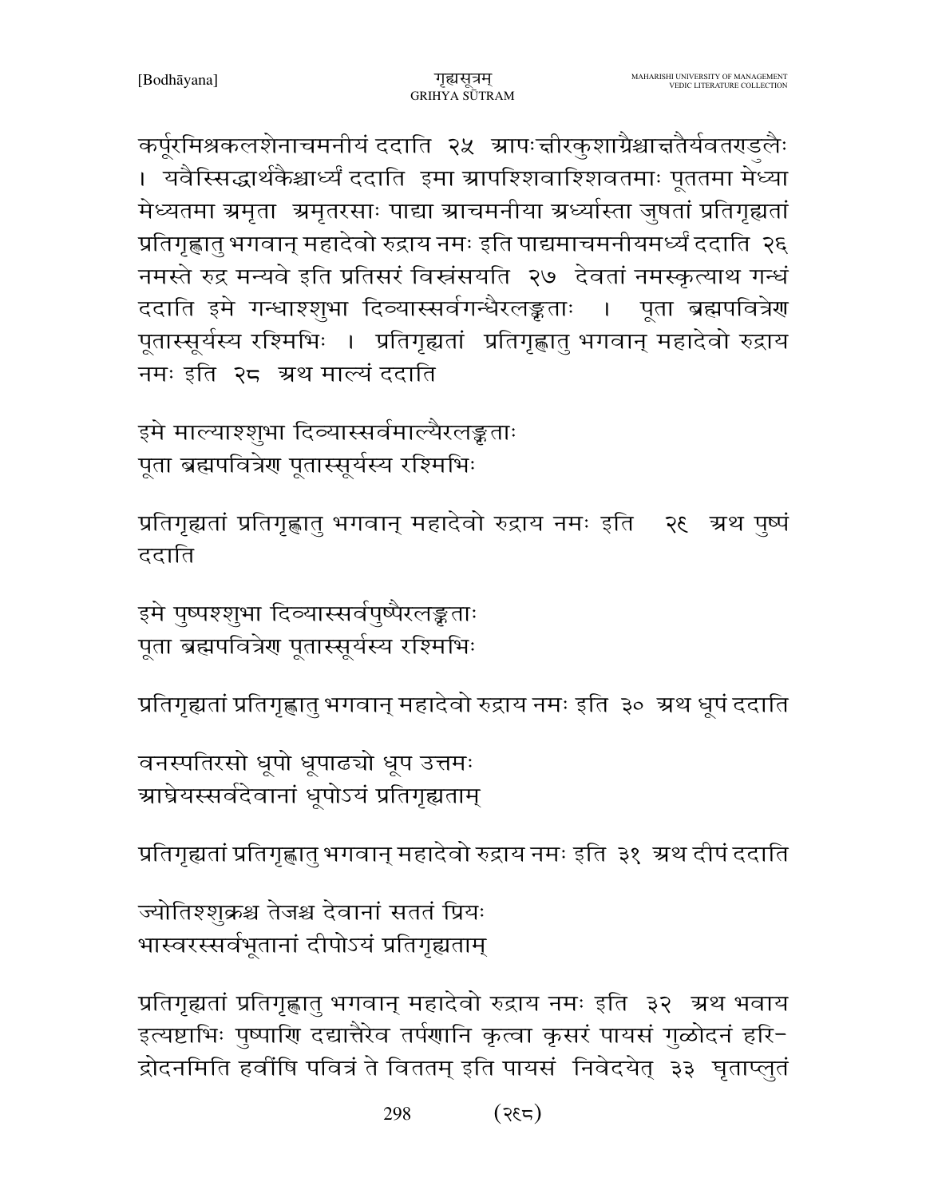कर्पूरमिश्रकलशेनाचमनीयं ददाति २५ आपःक्षीरकुशाग्रैश्चाक्षतैर्यवतण्डुलैः । यवैस्सिद्धार्थकैश्चार्घ्यं ददाति इमा आपश्शिवाश्शिवतमाः पूततमा मेध्या मेध्यतमा अमृता अमृतरसाः पाद्या आचमनीया अर्घ्यास्ता जुषतां प्रतिगृह्यतां प्रतिगृह्णातु भगवान् महादेवो रुद्राय नमः इति पाद्यमाचमनीयमर्घ्यं ददाति २६ नमस्ते रुद्र मन्यवे इति प्रतिसरं विस्रंसयति २७ देवतां नमस्कृत्याथ गन्धं ददाति इमे गन्धाश्शुभा दिव्यास्सर्वगन्धैरलङ्कृताः । पूता ब्रह्मपवित्रेण पूतास्सूर्यस्य रश्मिभिः । प्रतिगृह्यतां प्रतिगृह्णातु भगवान् महादेवो रुद्राय नमः इति २८ अथ माल्यं ददाति

इमे माल्याश्शुभा दिव्यास्सर्वमाल्यैरलङ्कृताः
पूता ब्रह्मपवित्रेण पूतास्सूर्यस्य रश्मिभिः

प्रतिगृह्यतां प्रतिगृह्णातु भगवान् महादेवो रुद्राय नमः इति २९ अथ पुष्पं ददाति

इमे पुष्पश्शुभा दिव्यास्सर्वपुष्पैरलङ्कृताः
पूता ब्रह्मपवित्रेण पूतास्सूर्यस्य रश्मिभिः

प्रतिगृह्यतां प्रतिगृह्णातु भगवान् महादेवो रुद्राय नमः इति ३० अथ धूपं ददाति

वनस्पतिरसो धूपो धूपाढ्यो धूप उत्तमः
आघ्रेयस्सर्वदेवानां धूपोऽयं प्रतिगृह्यताम्

प्रतिगृह्यतां प्रतिगृह्णातु भगवान् महादेवो रुद्राय नमः इति ३१ अथ दीपं ददाति

ज्योतिश्शुक्रश्च तेजश्च देवानां सततं प्रियः
भास्वरस्सर्वभूतानां दीपोऽयं प्रतिगृह्यताम्

प्रतिगृह्यतां प्रतिगृह्णातु भगवान् महादेवो रुद्राय नमः इति ३२ अथ भवाय इत्यष्टाभिः पुष्पाणि दद्यात्तैरेव तर्पणानि कृत्वा कृसरं पायसं गुळोदनं हरिद्रोदनमिति हवींषि पवित्रं ते विततम् इति पायसं निवेदयेत् ३३ घृताप्लुतं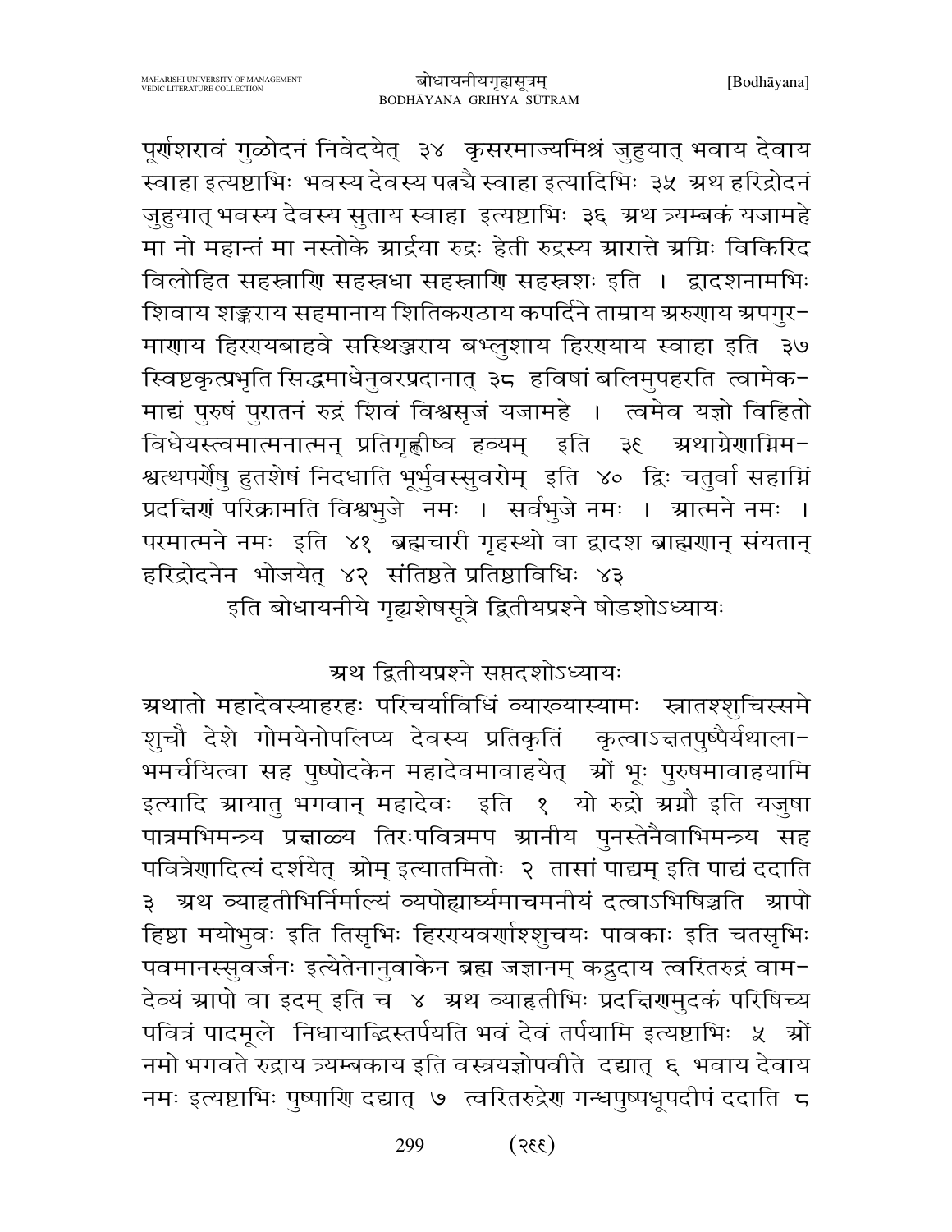पूर्णशरावं गुळोदनं निवेदयेत् ३४ कृसरमाज्यमिश्रं जुहुयात् भवाय देवाय स्वाहा इत्यष्टाभिः भवस्य देवस्य पत्न्यै स्वाहा इत्यादिभिः ३५ अथ हरिद्रोदनं जुहुयात् भवस्य देवस्य सुताय स्वाहा इत्यष्टाभिः ३६ अथ त्र्यम्बकं यजामहे मा नो महान्तं मा नस्तोके आर्द्रया रुद्रः हेती रुद्रस्य आरात्ते अग्निः विकिरिद विलोहित सहस्राणि सहस्रधा सहस्राणि सहस्रशः इति । द्वादशनामभिः शिवाय शङ्कराय सहमानाय शितिकण्ठाय कपर्दिने ताम्राय अरुणाय अपगुर-माणाय हिरण्यबाहवे सस्थिञ्जराय बभ्लुशाय हिरण्याय स्वाहा इति ३७ स्विष्टकृत्प्रभृति सिद्धमाधेनुवरप्रदानात् ३८ हविषां बलिमुपहरति त्वामेक-माद्यं पुरुषं पुरातनं रुद्रं शिवं विश्वसृजं यजामहे । त्वमेव यज्ञो विहितो विधेयस्त्वमात्मनात्मन् प्रतिगृह्णीष्व हव्यम् इति ३९ अथाग्रेणाग्निम-श्वत्थपर्णेषु हुतशेषं निदधाति भूर्भुवस्सुवरोम् इति ४० द्विः चतुर्वा सहाग्निं प्रदक्षिणं परिक्रामति विश्वभुजे नमः । सर्वभुजे नमः । आत्मने नमः । परमात्मने नमः इति ४१ ब्रह्मचारी गृहस्थो वा द्वादश ब्राह्मणान् संयतान् हरिद्रोदनेन भोजयेत् ४२ संतिष्ठते प्रतिष्ठाविधिः ४३

इति बोधायनीये गृह्यशेषसूत्रे द्वितीयप्रश्ने षोडशोऽध्यायः

## अथ द्वितीयप्रश्ने सप्तदशोऽध्यायः

अथातो महादेवस्याहरहः परिचर्याविधिं व्याख्यास्यामः स्नातश्शुचिस्समे शुचौ देशे गोमयेनोपलिप्य देवस्य प्रतिकृतिं कृत्वाऽक्षतपुष्पैर्यथाला-भमर्चयित्वा सह पुष्पोदकेन महादेवमावाहयेत् ओं भूः पुरुषमावाहयामि इत्यादि आयातु भगवान् महादेवः इति १ यो रुद्रो अग्नौ इति यजुषा पात्रमभिमन्त्र्य प्रक्षाळ्य तिरःपवित्रमप आनीय पुनस्तेनैवाभिमन्त्र्य सह पवित्रेणादित्यं दर्शयेत् ओम् इत्यातमितोः २ तासां पाद्यम् इति पाद्यं ददाति ३ अथ व्याहृतीभिर्निर्माल्यं व्यपोह्यार्घ्यमाचमनीयं दत्वाऽभिषिञ्चति आपो हिष्ठा मयोभुवः इति तिसृभिः हिरण्यवर्णाश्शुचयः पावकाः इति चतसृभिः पवमानस्सुवर्जनः इत्येतेनानुवाकेन ब्रह्म जज्ञानम् कद्रुदाय त्वरितरुद्रं वाम-देव्यं आपो वा इदम् इति च ४ अथ व्याहृतीभिः प्रदक्षिणमुदकं परिषिच्य पवित्रं पादमूले निधायाद्भिस्तर्पयति भवं देवं तर्पयामि इत्यष्टाभिः ५ ओं नमो भगवते रुद्राय त्र्यम्बकाय इति वस्त्रयज्ञोपवीते दद्यात् ६ भवाय देवाय नमः इत्यष्टाभिः पुष्पाणि दद्यात् ७ त्वरितरुद्रेण गन्धपुष्पधूपदीपं ददाति ८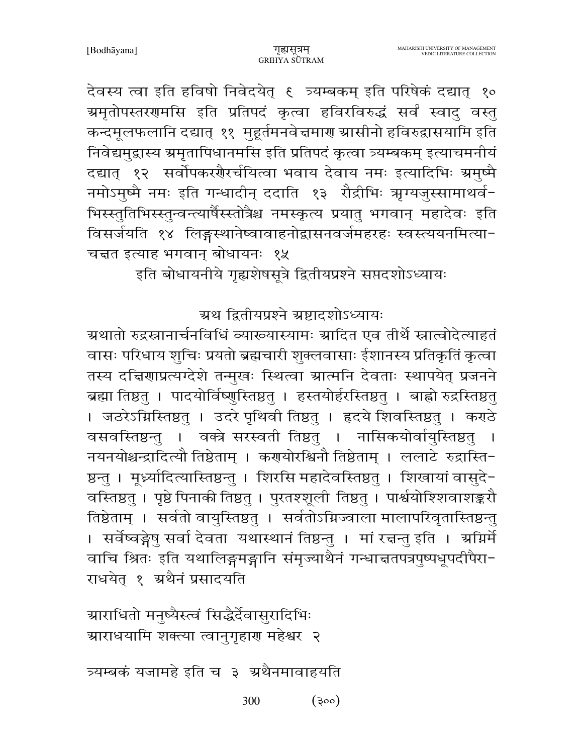देवस्य त्वा इति हविषो निवेदयेत् ९ त्र्यम्बकम् इति परिषेकं दद्यात् १० अमृतोपस्तरणमसि इति प्रतिपदं कृत्वा हविरविरुद्धं सर्वं स्वादु वस्तु कन्दमूलफलानि दद्यात् ११ मुहूर्तमनवेक्षमाण आसीनो हविरुद्वासयामि इति निवेद्यमुद्वास्य अमृतापिधानमसि इति प्रतिपदं कृत्वा त्र्यम्बकम् इत्याचमनीयं दद्यात् १२ सर्वोपकरणैरर्चयित्वा भवाय देवाय नमः इत्यादिभिः अमुष्मै नमोऽमुष्मै नमः इति गन्धादीन् ददाति १३ रौद्रीभिः ऋग्यजुस्सामाथर्वभिस्स्तुतिभिस्स्तुन्वन्त्यार्षैस्स्तोत्रैश्च नमस्कृत्य प्रयातु भगवान् महादेवः इति विसर्जयति १४ लिङ्गस्थानेष्वावाहनोद्वासनवर्जमहरहः स्वस्त्ययनमित्याचक्षत इत्याह भगवान् बोधायनः १५

इति बोधायनीये गृह्यशेषसूत्रे द्वितीयप्रश्ने सप्तदशोऽध्यायः

## अथ द्वितीयप्रश्ने अष्टादशोऽध्यायः

अथातो रुद्रस्नानार्चनविधिं व्याख्यास्यामः आदित एव तीर्थे स्नात्वोदेत्याहतं वासः परिधाय शुचिः प्रयतो ब्रह्मचारी शुक्लवासाः ईशानस्य प्रतिकृतिं कृत्वा तस्य दक्षिणाप्रत्यग्देशे तन्मुखः स्थित्वा आत्मनि देवताः स्थापयेत् प्रजनने ब्रह्मा तिष्ठतु । पादयोर्विष्णुस्तिष्ठतु । हस्तयोर्हरस्तिष्ठतु । बाह्वो रुद्रस्तिष्ठतु । जठरेऽग्निस्तिष्ठतु । उदरे पृथिवी तिष्ठतु । हृदये शिवस्तिष्ठतु । कण्ठे वसवस्तिष्ठन्तु । वक्त्रे सरस्वती तिष्ठतु । नासिकयोर्वायुस्तिष्ठतु । नयनयोश्चन्द्रादित्यौ तिष्ठेताम् । कर्णयोरश्विनौ तिष्ठेताम् । ललाटे रुद्रास्तिष्ठन्तु । मूर्ध्न्यादित्यास्तिष्ठन्तु । शिरसि महादेवस्तिष्ठतु । शिखायां वासुदेवस्तिष्ठतु । पृष्ठे पिनाकी तिष्ठतु । पुरतश्शूली तिष्ठतु । पार्श्वयोश्शिवाशङ्करौ तिष्ठेताम् । सर्वतो वायुस्तिष्ठतु । सर्वतोऽग्निज्वाला मालापरिवृतास्तिष्ठन्तु । सर्वेष्वङ्गेषु सर्वा देवता यथास्थानं तिष्ठन्तु । मां रक्षन्तु इति । अग्निर्मे वाचि श्रितः इति यथालिङ्गमङ्गानि संमृज्याथैनं गन्धाक्षतपत्रपुष्पधूपदीपैराराधयेत् १ अथैनं प्रसादयति

आराधितो मनुष्यैस्त्वं सिद्धैर्देवासुरादिभिः
आराधयामि शक्त्या त्वानुगृहाण महेश्वर २

त्र्यम्बकं यजामहे इति च ३ अथैनमावाहयति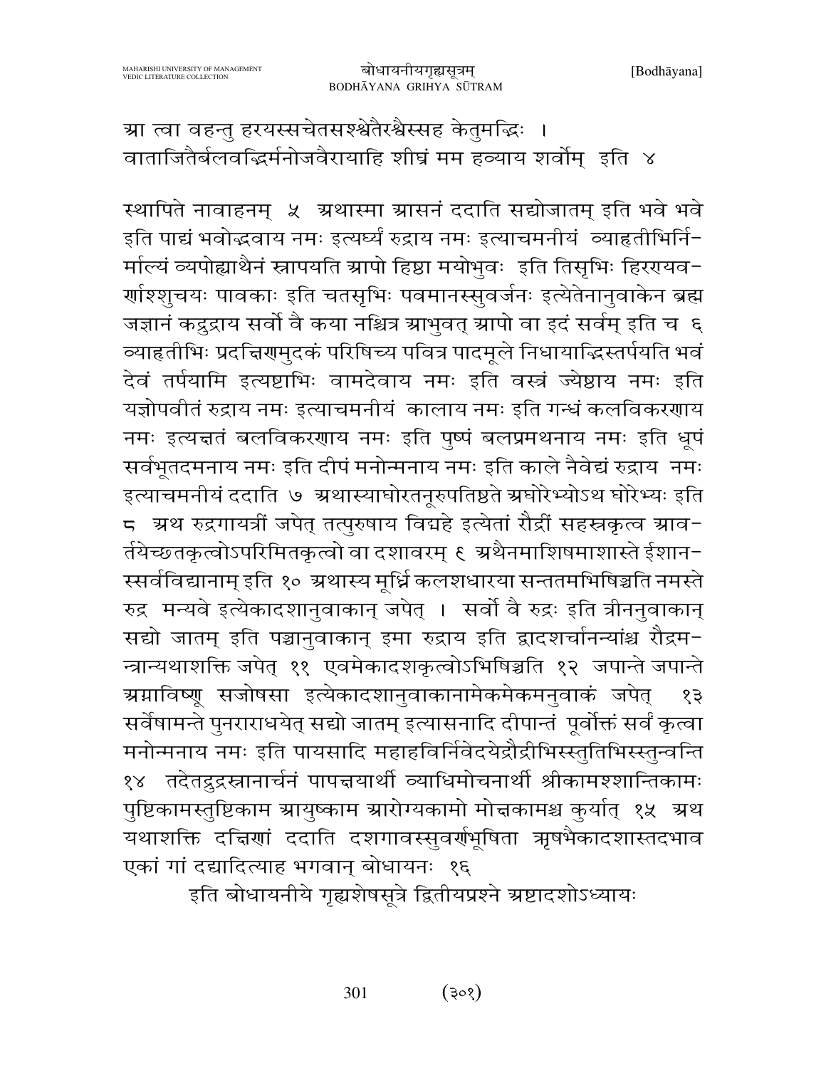आ त्वा वहन्तु हरयस्सचेतसश्श्वेतैरश्वैस्सह केतुमद्भिः ।
वाताजितैर्बलवद्भिर्मनोजवैरायाहि शीघ्रं मम हव्याय शर्वोम् इति ४

स्थापिते नावाहनम् ५ अथास्मा आसनं ददाति सद्योजातम् इति भवे भवे इति पाद्यं भवोद्भवाय नमः इत्यर्घ्यं रुद्राय नमः इत्याचमनीयं व्याहृतीभिर्निर्माल्यं व्यपोह्याथैनं स्नापयति आपो हिष्ठा मयोभुवः इति तिसृभिः हिरण्यवर्णाश्शुचयः पावकाः इति चतसृभिः पवमानस्सुवर्जनः इत्येतेनानुवाकेन ब्रह्म जज्ञानं कद्रुद्राय सर्वो वै कया नश्चित्र आभुवत् आपो वा इदं सर्वम् इति च ६ व्याहृतीभिः प्रदक्षिणमुदकं परिषिच्य पवित्र पादमूले निधायाद्भिस्तर्पयति भवं देवं तर्पयामि इत्यष्टाभिः वामदेवाय नमः इति वस्त्रं ज्येष्ठाय नमः इति यज्ञोपवीतं रुद्राय नमः इत्याचमनीयं कालाय नमः इति गन्धं कलविकरणाय नमः इत्यक्षतं बलविकरणाय नमः इति पुष्पं बलप्रमथनाय नमः इति धूपं सर्वभूतदमनाय नमः इति दीपं मनोन्मनाय नमः इति काले नैवेद्यं रुद्राय नमः इत्याचमनीयं ददाति ७ अथास्याघोरतनूरुपतिष्ठते अघोरेभ्योऽथ घोरेभ्यः इति ८ अथ रुद्रगायत्रीं जपेत् तत्पुरुषाय विद्महे इत्येतां रौद्रीं सहस्रकृत्व आवर्तयेच्छतकृत्वोऽपरिमितकृत्वो वा दशावरम् ९ अथैनमाशिषमाशास्ते ईशानस्सर्वविद्यानाम् इति १० अथास्य मूर्ध्नि कलशधारया सन्ततमभिषिञ्चति नमस्ते रुद्र मन्यवे इत्येकादशानुवाकान् जपेत् । सर्वो वै रुद्रः इति त्रीननुवाकान् सद्यो जातम् इति पञ्चानुवाकान् इमा रुद्राय इति द्वादशर्चानन्यांश्च रौद्रमन्त्रान्यथाशक्ति जपेत् ११ एवमेकादशकृत्वोऽभिषिञ्चति १२ जपान्ते जपान्ते अग्नाविष्णू सजोषसा इत्येकादशानुवाकानामेकमेकमनुवाकं जपेत् १३ सर्वेषामन्ते पुनराराधयेत् सद्यो जातम् इत्यासनादि दीपान्तं पूर्वोक्तं सर्वं कृत्वा मनोन्मनाय नमः इति पायसादि महाहविर्निवेदयेद्रौद्रीभिस्स्तुतिभिस्स्तुन्वन्ति १४ तदेतद्रुद्रस्नानार्चनं पापक्षयार्थी व्याधिमोचनार्थी श्रीकामश्शान्तिकामः पुष्टिकामस्तुष्टिकाम आयुष्काम आरोग्यकामो मोक्षकामश्च कुर्यात् १५ अथ यथाशक्ति दक्षिणां ददाति दशगावस्सुवर्णभूषिता ऋषभैकादशास्तदभाव एकां गां दद्यादित्याह भगवान् बोधायनः १६

इति बोधायनीये गृह्यशेषसूत्रे द्वितीयप्रश्ने अष्टादशोऽध्यायः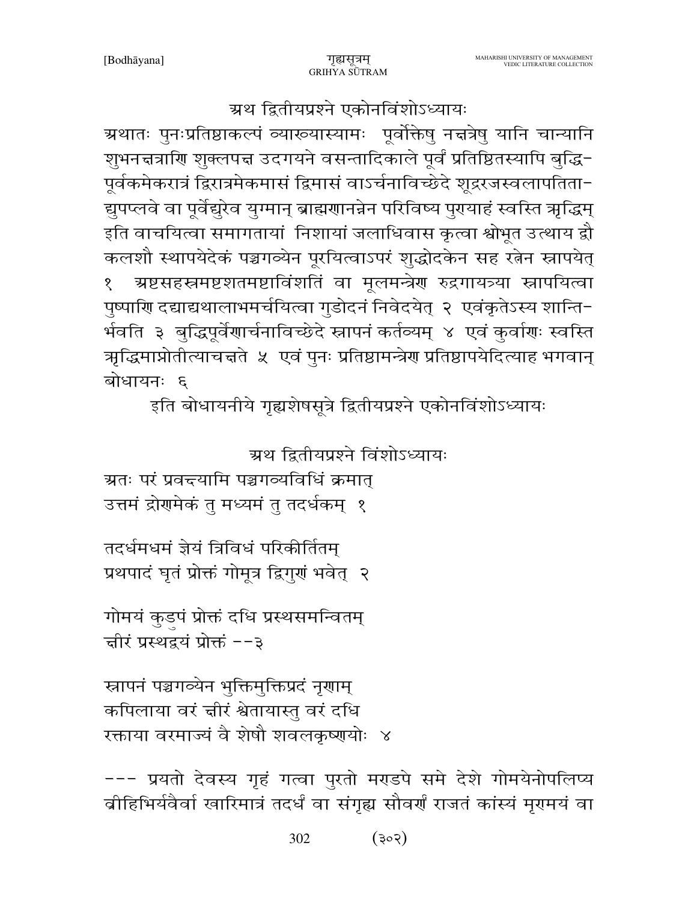## अथ द्वितीयप्रश्ने एकोनविंशोऽध्यायः

अथातः पुनःप्रतिष्ठाकल्पं व्याख्यास्यामः पूर्वोक्तेषु नक्षत्रेषु यानि चान्यानि शुभनक्षत्राणि शुक्लपक्ष उदगयने वसन्तादिकाले पूर्वं प्रतिष्ठितस्यापि बुद्धिपूर्वकमेकरात्रं द्विरात्रमेकमासं द्विमासं वाऽर्चनाविच्छेदे शूद्ररजस्वलापतिताद्युपप्लवे वा पूर्वेद्युरेव युग्मान् ब्राह्मणानन्नेन परिविष्य पुण्याहं स्वस्ति ऋद्धिम् इति वाचयित्वा समागतायां निशायां जलाधिवास कृत्वा श्वोभूत उत्थाय द्वौ कलशौ स्थापयेदेकं पञ्चगव्येन पूरयित्वाऽपरं शुद्धोदकेन सह रत्नेन स्नापयेत् १ अष्टसहस्रमष्टशतमष्टाविंशतिं वा मूलमन्त्रेण रुद्रगायत्र्या स्नापयित्वा पुष्पाणि दद्याद्यथालाभमर्चयित्वा गुडोदनं निवेदयेत् २ एवंकृतेऽस्य शान्तिर्भवति ३ बुद्धिपूर्वेणार्चनाविच्छेदे स्नापनं कर्तव्यम् ४ एवं कुर्वाणः स्वस्ति ऋद्धिमाप्नोतीत्याचक्षते ५ एवं पुनः प्रतिष्ठामन्त्रेण प्रतिष्ठापयेदित्याह भगवान् बोधायनः ६

इति बोधायनीये गृह्यशेषसूत्रे द्वितीयप्रश्ने एकोनविंशोऽध्यायः

## अथ द्वितीयप्रश्ने विंशोऽध्यायः

अतः परं प्रवक्ष्यामि पञ्चगव्यविधिं क्रमात्
उत्तमं द्रोणमेकं तु मध्यमं तु तदर्धकम् १

तदर्धमधमं ज्ञेयं त्रिविधं परिकीर्तितम्
प्रथपादं घृतं प्रोक्तं गोमूत्र द्विगुणं भवेत् २

गोमयं कुडुपं प्रोक्तं दधि प्रस्थसमन्वितम्
क्षीरं प्रस्थद्वयं प्रोक्तं --३

स्नापनं पञ्चगव्येन भुक्तिमुक्तिप्रदं नृणाम्
कपिलाया वरं क्षीरं श्वेतायास्तु वरं दधि
रक्ताया वरमाज्यं वै शेषौ शवलकृष्णयोः ४

--- प्रयतो देवस्य गृहं गत्वा पुरतो मण्डपे समे देशे गोमयेनोपलिप्य व्रीहिभिर्यवैर्वा खारिमात्रं तदर्धं वा संगृह्य सौवर्णं राजतं कांस्यं मृण्मयं वा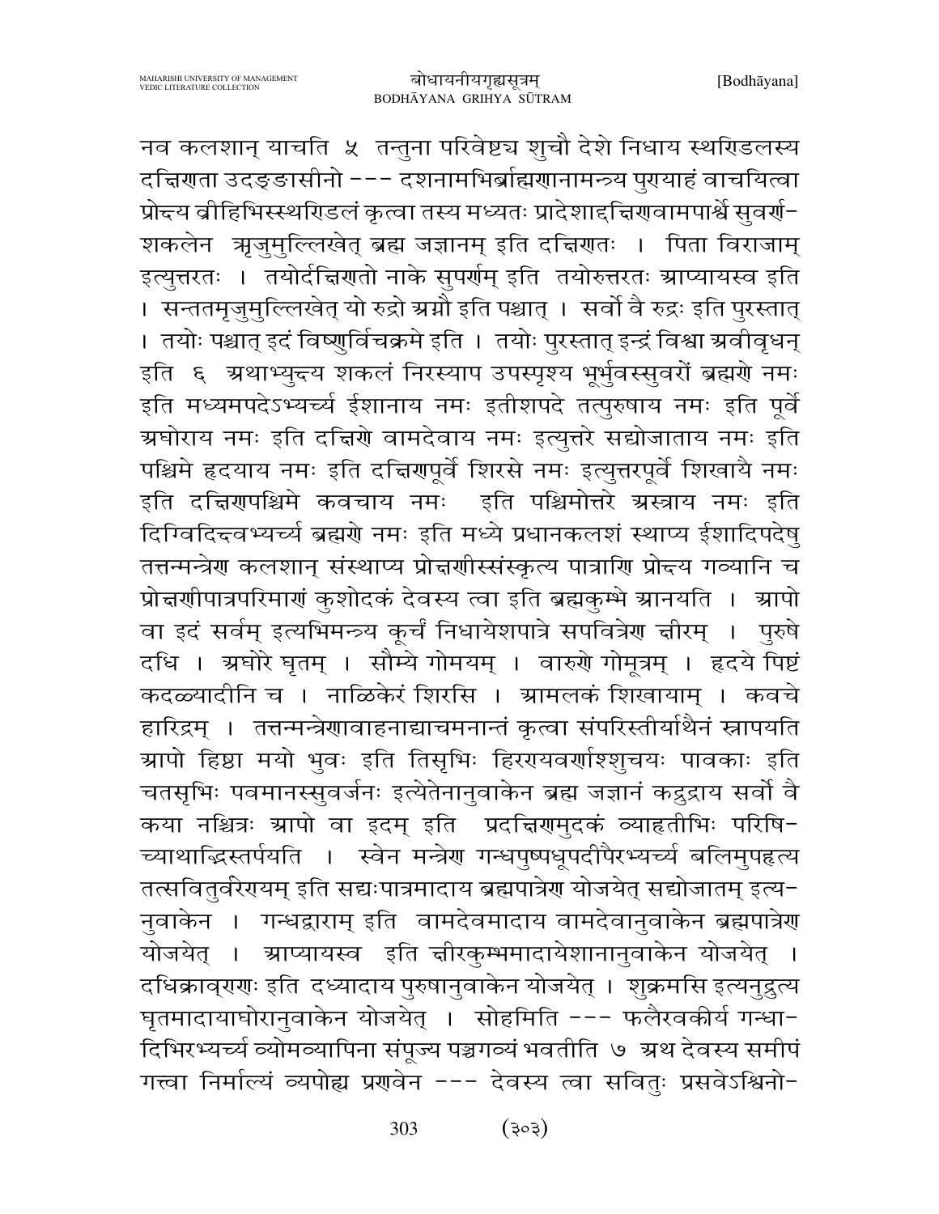नव कलशान् याचति ५ तन्तुना परिवेष्ट्य शुचौ देशे निधाय स्थण्डिलस्य दक्षिणता उदङ्ङासीनो --- दशनामभिर्ब्राह्मणानामन्त्र्य पुण्याहं वाचयित्वा प्रोक्ष्य व्रीहिभिस्स्थण्डिलं कृत्वा तस्य मध्यतः प्रादेशाद्दक्षिणवामपार्श्वे सुवर्ण-शकलेन ऋजुमुल्लिखेत् ब्रह्म जज्ञानम् इति दक्षिणतः । पिता विराजाम् इत्युत्तरतः । तयोर्दक्षिणतो नाके सुपर्णम् इति तयोरुत्तरतः आप्यायस्व इति । सन्ततमृजुमुल्लिखेत् यो रुद्रो अग्नौ इति पश्चात् । सर्वो वै रुद्रः इति पुरस्तात् । तयोः पश्चात् इदं विष्णुर्विचक्रमे इति । तयोः पुरस्तात् इन्द्रं विश्वा अवीवृधन् इति ६ अथाभ्युक्ष्य शकलं निरस्याप उपस्पृश्य भूर्भुवस्सुवरों ब्रह्मणे नमः इति मध्यमपदेऽभ्यर्च्य ईशानाय नमः इतीशपदे तत्पुरुषाय नमः इति पूर्वे अघोराय नमः इति दक्षिणे वामदेवाय नमः इत्युत्तरे सद्योजाताय नमः इति पश्चिमे हृदयाय नमः इति दक्षिणपूर्वे शिरसे नमः इत्युत्तरपूर्वे शिखायै नमः इति दक्षिणपश्चिमे कवचाय नमः इति पश्चिमोत्तरे अस्त्राय नमः इति दिग्विदिक्ष्वभ्यर्च्य ब्रह्मणे नमः इति मध्ये प्रधानकलशं स्थाप्य ईशादिपदेषु तत्तन्मन्त्रेण कलशान् संस्थाप्य प्रोक्षणीस्संस्कृत्य पात्राणि प्रोक्ष्य गव्यानि च प्रोक्षणीपात्रपरिमाणं कुशोदकं देवस्य त्वा इति ब्रह्मकुम्भे आनयति । आपो वा इदं सर्वम् इत्यभिमन्त्र्य कूर्चं निधायेशपात्रे सपवित्रेण क्षीरम् । पुरुषे दधि । अघोरे घृतम् । सौम्ये गोमयम् । वारुणे गोमूत्रम् । हृदये पिष्टं कदळ्यादीनि च । नाळिकेरं शिरसि । आमलकं शिखायाम् । कवचे हारिद्रम् । तत्तन्मन्त्रेणावाहनाद्याचमनान्तं कृत्वा संपरिस्तीर्याथैनं स्नापयति आपो हिष्ठा मयो भुवः इति तिसृभिः हिरण्यवर्णाश्शुचयः पावकाः इति चतसृभिः पवमानस्सुवर्जनः इत्येतेनानुवाकेन ब्रह्म जज्ञानं कद्रुद्राय सर्वो वै कया नश्चित्रः आपो वा इदम् इति प्रदक्षिणमुदकं व्याहृतीभिः परिषि-च्याथाद्भिस्तर्पयति । स्वेन मन्त्रेण गन्धपुष्पधूपदीपैरभ्यर्च्य बलिमुपहृत्य तत्सवितुर्वरेण्यम् इति सद्यःपात्रमादाय ब्रह्मपात्रेण योजयेत् सद्योजातम् इत्य-नुवाकेन । गन्धद्वाराम् इति वामदेवमादाय वामदेवानुवाकेन ब्रह्मपात्रेण योजयेत् । आप्यायस्व इति क्षीरकुम्भमादायेशानानुवाकेन योजयेत् । दधिक्राव्णः इति दध्यादाय पुरुषानुवाकेन योजयेत् । शुक्रमसि इत्यनुद्रुत्य घृतमादायाघोरानुवाकेन योजयेत् । सोहमिति --- फलैरवकीर्य गन्धा-दिभिरभ्यर्च्य व्योमव्यापिना संपूज्य पञ्चगव्यं भवतीति ७ अथ देवस्य समीपं गत्त्वा निर्माल्यं व्यपोह्य प्रणवेन --- देवस्य त्वा सवितुः प्रसवेऽश्विनो-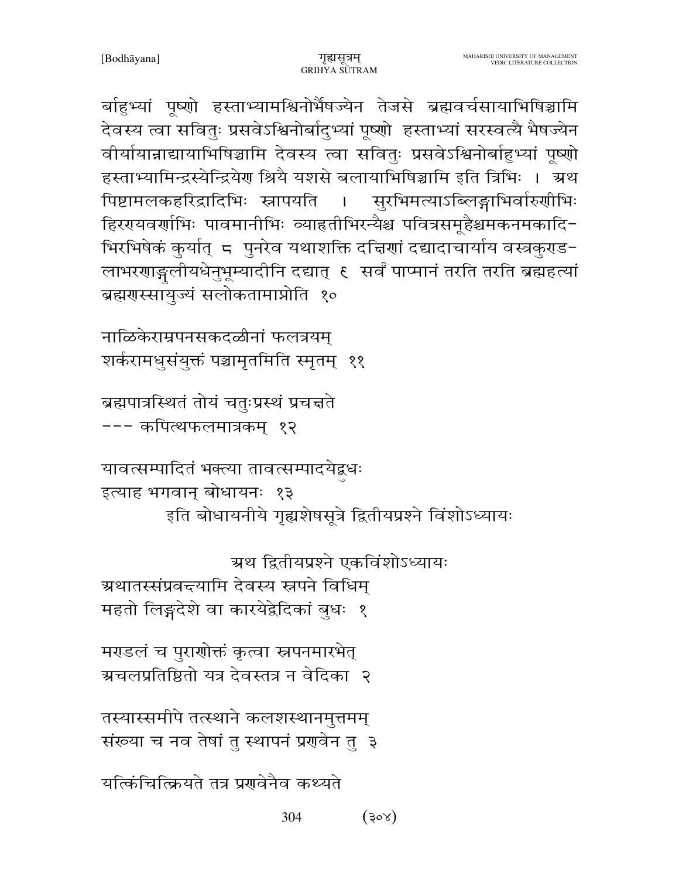र्बाहुभ्यां पूष्णो हस्ताभ्यामश्विनोर्भैषज्येन तेजसे ब्रह्मवर्चसायाभिषिञ्चामि देवस्य त्वा सवितुः प्रसवेऽश्विनोर्बाहुभ्यां पूष्णो हस्ताभ्यां सरस्वत्यै भैषज्येन वीर्यायान्नाद्यायाभिषिञ्चामि देवस्य त्वा सवितुः प्रसवेऽश्विनोर्बाहुभ्यां पूष्णो हस्ताभ्यामिन्द्रस्येन्द्रियेण श्रियै यशसे बलायाभिषिञ्चामि इति त्रिभिः । अथ पिष्टामलकहरिद्रादिभिः स्नापयति । सुरभिमत्याऽब्लिङ्गाभिर्वारुणीभिः हिरण्यवर्णाभिः पावमानीभिः व्याहृतीभिरन्यैश्च पवित्रसमूहैश्चमकनमकादि-भिरभिषेकं कुर्यात् ८ पुनरेव यथाशक्ति दक्षिणां दद्यादाचार्याय वस्त्रकुण्ड-लाभरणाङ्गुलीयधेनुभूम्यादीनि दद्यात् ९ सर्वं पाप्मानं तरति तरति ब्रह्महत्यां ब्रह्मणस्सायुज्यं सलोकतामाप्नोति १०

नाळिकेराम्रपनसकदळीनां फलत्रयम्
शर्करामधुसंयुक्तं पञ्चामृतमिति स्मृतम् ११

ब्रह्मपात्रस्थितं तोयं चतुःप्रस्थं प्रचक्षते
--- कपित्थफलमात्रकम् १२

यावत्सम्पादितं भक्त्या तावत्सम्पादयेद्बुधः
इत्याह भगवान् बोधायनः १३

इति बोधायनीये गृह्यशेषसूत्रे द्वितीयप्रश्ने विंशोऽध्यायः

## अथ द्वितीयप्रश्ने एकविंशोऽध्यायः

अथातस्संप्रवक्ष्यामि देवस्य स्नपने विधिम्
महतो लिङ्गदेशे वा कारयेद्वेदिकां बुधः १

मण्डलं च पुराणोक्तं कृत्वा स्नपनमारभेत्
अचलप्रतिष्ठितो यत्र देवस्तत्र न वेदिका २

तस्यास्समीपे तत्स्थाने कलशस्थानमुत्तमम्
संख्या च नव तेषां तु स्थापनं प्रणवेन तु ३

यत्किंचित्क्रियते तत्र प्रणवेनैव कथ्यते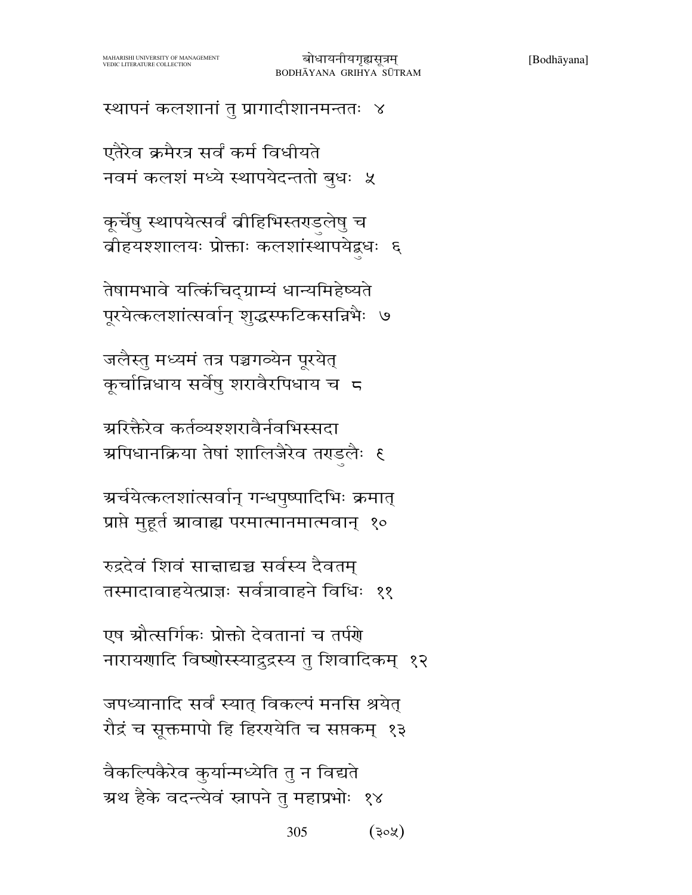स्थापनं कलशानां तु प्रागादीशानमन्ततः  ४

एतैरेव क्रमैरत्र सर्वं कर्म विधीयते
नवमं कलशं मध्ये स्थापयेदन्ततो बुधः  ५

कूर्चेषु स्थापयेत्सर्वं व्रीहिभिस्तण्डुलेषु च
व्रीहयश्शालयः प्रोक्ताः कलशांस्थापयेद्बुधः  ६

तेषामभावे यत्किंचिद्ग्राम्यं धान्यमिहेष्यते
पूरयेत्कलशांत्सर्वान् शुद्धस्फटिकसन्निभैः  ७

जलैस्तु मध्यमं तत्र पञ्चगव्येन पूरयेत्
कूर्चान्निधाय सर्वेषु शरावैरपिधाय च  ८

अरिक्तैरेव कर्तव्यश्शरावैर्नवभिस्सदा
अपिधानक्रिया तेषां शालिजैरेव तण्डुलैः  ९

अर्चयेत्कलशांत्सर्वान् गन्धपुष्पादिभिः क्रमात्
प्राप्ते मुहूर्त आवाह्य परमात्मानमात्मवान्  १०

रुद्रदेवं शिवं साक्षाद्यश्च सर्वस्य दैवतम्
तस्मादावाहयेत्प्राज्ञः सर्वत्रावाहने विधिः  ११

एष औत्सर्गिकः प्रोक्तो देवतानां च तर्पणे
नारायणादि विष्णोस्स्याद्रुद्रस्य तु शिवादिकम्  १२

जपध्यानादि सर्वं स्यात् विकल्पं मनसि श्रयेत्
रौद्रं च सूक्तमापो हि हिरण्येति च सप्तकम्  १३

वैकल्पिकैरेव कुर्यान्मध्येति तु न विद्यते
अथ हैके वदन्त्येवं स्नापने तु महाप्रभोः  १४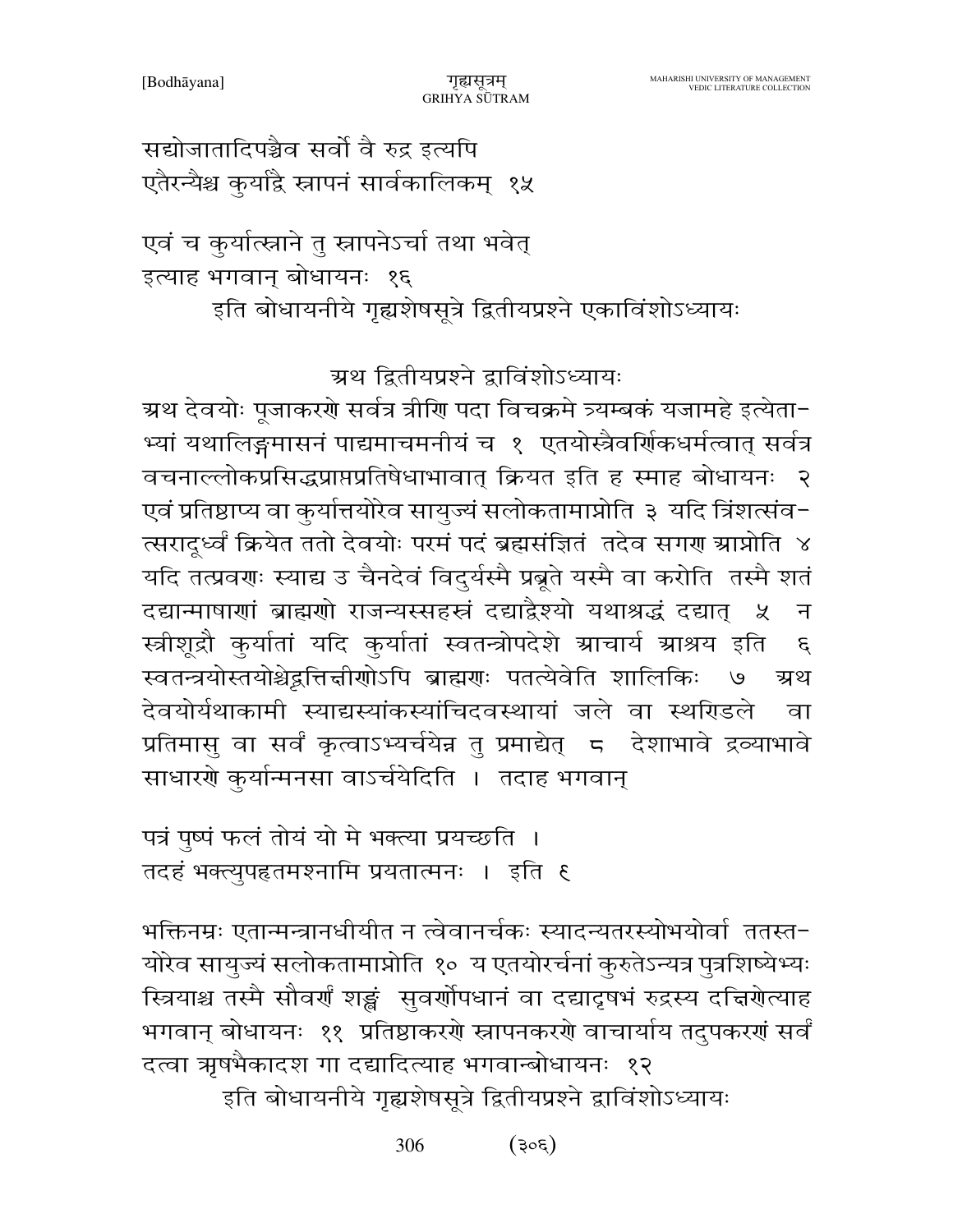सद्योजातादिपञ्चैव सर्वो वै रुद्र इत्यपि
एतैरन्यैश्च कुर्याद्धि स्नापनं सार्वकालिकम् १५

एवं च कुर्यात्स्नाने तु स्नापनेऽर्चा तथा भवेत्
इत्याह भगवान् बोधायनः १६

इति बोधायनीये गृह्यशेषसूत्रे द्वितीयप्रश्ने एकाविंशोऽध्यायः

## अथ द्वितीयप्रश्ने द्वाविंशोऽध्यायः

अथ देवयोः पूजाकरणे सर्वत्र त्रीणि पदा विचक्रमे त्र्यम्बकं यजामहे इत्येताभ्यां यथालिङ्गमासनं पाद्यमाचमनीयं च १ एतयोस्त्रैवर्णिकधर्मत्वात् सर्वत्र वचनाल्लोकप्रसिद्धप्राप्तप्रतिषेधाभावात् क्रियत इति ह स्माह बोधायनः २ एवं प्रतिष्ठाप्य वा कुर्यात्तयोरेव सायुज्यं सलोकतामाप्नोति ३ यदि त्रिंशत्संवत्सरादूर्ध्वं क्रियेत ततो देवयोः परमं पदं ब्रह्मसंज्ञितं तदेव सगण आप्नोति ४ यदि तत्प्रवणः स्याद्य उ चैनदेवं विदुर्यस्मै प्रब्रूते यस्मै वा करोति तस्मै शतं दद्यान्माषाणां ब्राह्मणो राजन्यस्सहस्रं दद्याद्वैश्यो यथाश्रद्धं दद्यात् ५ न स्त्रीशूद्रौ कुर्यातां यदि कुर्यातां स्वतन्त्रोपदेशे आचार्य आश्रय इति ६ स्वतन्त्रयोस्तयोश्चेद्वृत्तिक्षीणोऽपि ब्राह्मणः पतत्येवेति शालिकिः ७ अथ देवयोर्यथाकामी स्याद्यस्यांकस्यांचिदवस्थायां जले वा स्थण्डिले वा प्रतिमासु वा सर्वं कृत्वाऽभ्यर्चयेन्न तु प्रमाद्येत् ८ देशाभावे द्रव्याभावे साधारणे कुर्यान्मनसा वाऽर्चयेदिति । तदाह भगवान्

पत्रं पुष्पं फलं तोयं यो मे भक्त्या प्रयच्छति ।
तदहं भक्त्युपहृतमश्नामि प्रयतात्मनः । इति ९

भक्तिनम्रः एतान्मन्त्रानधीयीत न त्वेवानर्चकः स्यादन्यतरस्योभयोर्वा ततस्तयोरेव सायुज्यं सलोकतामाप्नोति १० य एतयोरर्चनां कुरुतेऽन्यत्र पुत्रशिष्येभ्यः स्त्रियाश्च तस्मै सौवर्णं शङ्खं सुवर्णोपधानं वा दद्यादृषभं रुद्रस्य दक्षिणेत्याह भगवान् बोधायनः ११ प्रतिष्ठाकरणे स्नापनकरणे वाचार्याय तदुपकरणं सर्वं दत्वा ऋषभैकादश गा दद्यादित्याह भगवान्बोधायनः १२

इति बोधायनीये गृह्यशेषसूत्रे द्वितीयप्रश्ने द्वाविंशोऽध्यायः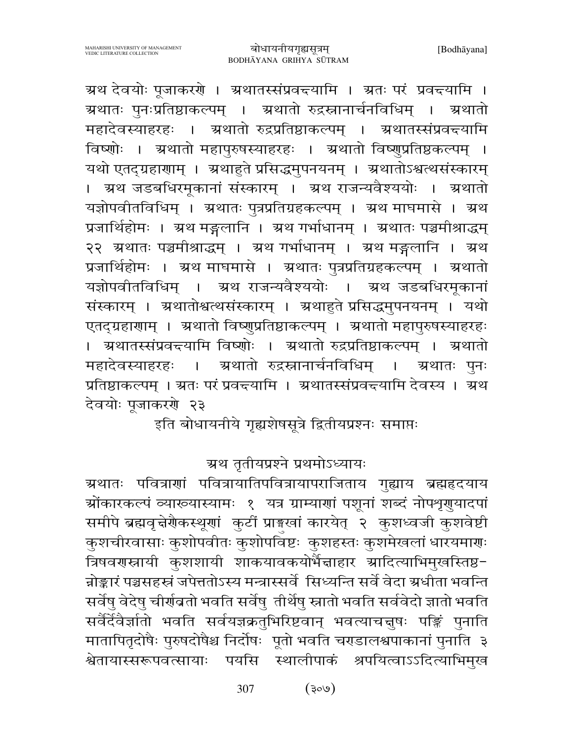अथ देवयोः पूजाकरणे । अथातस्संप्रवक्ष्यामि । अतः परं प्रवक्ष्यामि । अथातः पुनःप्रतिष्ठाकल्पम् । अथातो रुद्रस्नानार्चनविधिम् । अथातो महादेवस्याहरहः । अथातो रुद्रप्रतिष्ठाकल्पम् । अथातस्संप्रवक्ष्यामि विष्णोः । अथातो महापुरुषस्याहरहः । अथातो विष्णुप्रतिष्ठकल्पम् । यथो एतद्ग्रहाणाम् । अथाहुते प्रसिद्धमुपनयनम् । अथातोऽश्वत्थसंस्कारम् । अथ जडबधिरमूकानां संस्कारम् । अथ राजन्यवैश्ययोः । अथातो यज्ञोपवीतविधिम् । अथातः पुत्रप्रतिग्रहकल्पम् । अथ माघमासे । अथ प्रजार्थिहोमः । अथ मङ्गलानि । अथ गर्भाधानम् । अथातः पञ्चमीश्राद्धम् २२ अथातः पञ्चमीश्राद्धम् । अथ गर्भाधानम् । अथ मङ्गलानि । अथ प्रजार्थिहोमः । अथ माघमासे । अथातः पुत्रप्रतिग्रहकल्पम् । अथातो यज्ञोपवीतविधिम् । अथ राजन्यवैश्ययोः । अथ जडबधिरमूकानां संस्कारम् । अथातोश्वत्थसंस्कारम् । अथाहुते प्रसिद्धमुपनयनम् । यथो एतद्ग्रहाणाम् । अथातो विष्णुप्रतिष्ठाकल्पम् । अथातो महापुरुषस्याहरहः । अथातस्संप्रवक्ष्यामि विष्णोः । अथातो रुद्रप्रतिष्ठाकल्पम् । अथातो महादेवस्याहरहः । अथातो रुद्रस्नानार्चनविधिम् । अथातः पुनः प्रतिष्ठाकल्पम् । अतः परं प्रवक्ष्यामि । अथातस्संप्रवक्ष्यामि देवस्य । अथ देवयोः पूजाकरणे २३

इति बोधायनीये गृह्यशेषसूत्रे द्वितीयप्रश्नः समाप्तः

## अथ तृतीयप्रश्ने प्रथमोऽध्यायः

अथातः पवित्राणां पवित्रायातिपवित्रायापराजिताय गुह्याय ब्रह्महृदयाय ओंकारकल्पं व्याख्यास्यामः १ यत्र ग्राम्याणां पशूनां शब्दं नोपशृणुयादपां समीपे ब्रह्मवृक्षेणैकस्थूणां कुटीं प्राङ्मुखां कारयेत् २ कुशध्वजी कुशवेष्टी कुशचीरवासाः कुशोपवीतः कुशोपविष्टः कुशहस्तः कुशमेखलां धारयमाणः त्रिषवणस्नायी कुशशायी शाकयावकयोर्भैक्षाहार आदित्याभिमुखस्तिष्ठन्नोङ्कारं पञ्चसहस्रं जपेत्ततोऽस्य मन्त्रास्सर्वे सिध्यन्ति सर्वे वेदा अधीता भवन्ति सर्वेषु वेदेषु चीर्णव्रतो भवति सर्वेषु तीर्थेषु स्नातो भवति सर्ववेदो ज्ञातो भवति सर्वैर्देवैर्ज्ञातो भवति सर्वयज्ञक्रतुभिरिष्टवान् भवत्याचक्षुषः पङ्क्तिं पुनाति मातापितृदोषैः पुरुषदोषैश्च निर्दोषः पूतो भवति चण्डालश्वपाकानां पुनाति ३ श्वेतायास्सरूपवत्सायाः पयसि स्थालीपाकं श्रपयित्वाऽऽदित्याभिमुख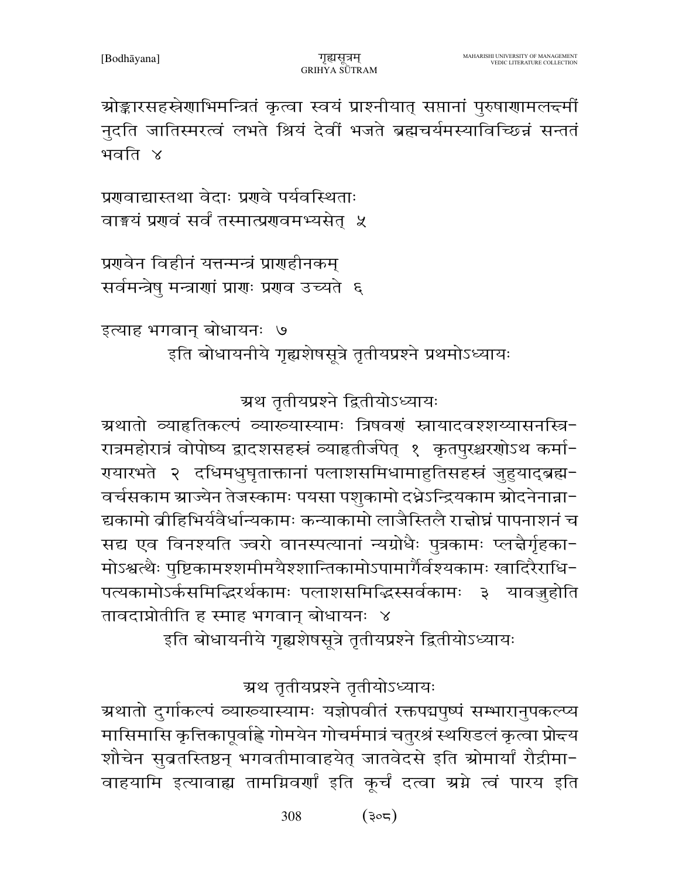ओङ्कारसहस्रेणाभिमन्त्रितं कृत्वा स्वयं प्राश्नीयात् सप्तानां पुरुषाणामलक्ष्मीं नुदति जातिस्मरत्वं लभते श्रियं देवीं भजते ब्रह्मचर्यमस्याविच्छिन्नं सन्ततं भवति ४

प्रणवाद्यास्तथा वेदाः प्रणवे पर्यवस्थिताः
वाङ्मयं प्रणवं सर्वं तस्मात्प्रणवमभ्यसेत् ५

प्रणवेन विहीनं यत्तन्मन्त्रं प्राणहीनकम्
सर्वमन्त्रेषु मन्त्राणां प्राणः प्रणव उच्यते ६

इत्याह भगवान् बोधायनः ७

इति बोधायनीये गृह्यशेषसूत्रे तृतीयप्रश्ने प्रथमोऽध्यायः

## अथ तृतीयप्रश्ने द्वितीयोऽध्यायः

अथातो व्याहृतिकल्पं व्याख्यास्यामः त्रिषवणं स्नायादवश्शय्यासनस्त्रिरात्रमहोरात्रं वोपोष्य द्वादशसहस्रं व्याहृतीर्जपेत् १ कृतपुरश्चरणोऽथ कर्माणयारभते २ दधिमधुघृताक्तानां पलाशसमिधामाहुतिसहस्रं जुहुयाद्ब्रह्मवर्चसकाम आज्येन तेजस्कामः पयसा पशुकामो दध्नेऽन्द्रियकाम ओदनेनान्नाद्यकामो व्रीहिभिर्यवैर्धान्यकामः कन्याकामो लाजैस्तिलै राक्षोघ्नं पापनाशनं च सद्य एव विनश्यति ज्वरो वानस्पत्यानां न्यग्रोधैः पुत्रकामः प्लक्षैर्गृहकामोऽश्वत्थैः पुष्टिकामश्शमीमयैश्शान्तिकामोऽपामार्गैर्वश्यकामः खादिरैराधिपत्यकामोऽर्कसमिद्भिरर्थकामः पलाशसमिद्भिस्सर्वकामः ३ यावज्जुहोति तावदाप्नोतीति ह स्माह भगवान् बोधायनः ४

इति बोधायनीये गृह्यशेषसूत्रे तृतीयप्रश्ने द्वितीयोऽध्यायः

## अथ तृतीयप्रश्ने तृतीयोऽध्यायः

अथातो दुर्गाकल्पं व्याख्यास्यामः यज्ञोपवीतं रक्तपद्मपुष्पं सम्भारानुपकल्प्य मासिमासि कृत्तिकापूर्वाह्णे गोमयेन गोचर्ममात्रं चतुरश्रं स्थण्डिलं कृत्वा प्रोक्ष्य शौचेन सुव्रतस्तिष्ठन् भगवतीमावाहयेत् जातवेदसे इति ओमार्यां रौद्रीमावाहयामि इत्यावाह्य तामग्निवर्णां इति कूर्चं दत्वा अग्ने त्वं पारय इति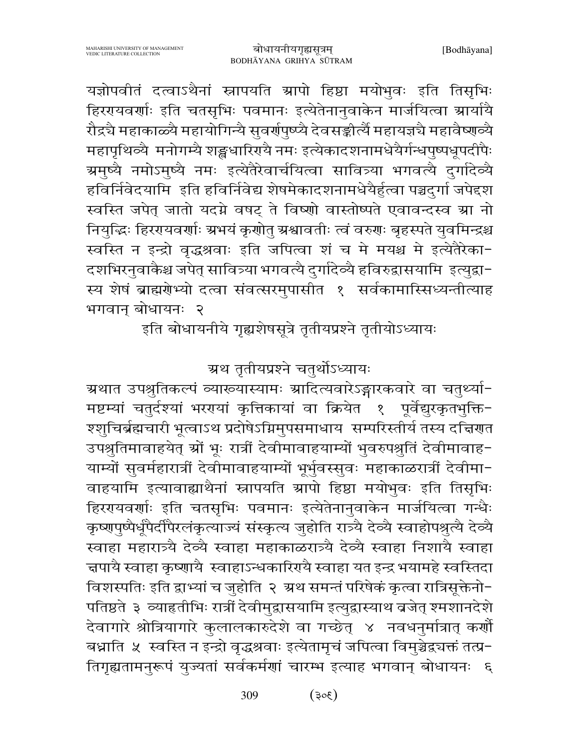यज्ञोपवीतं दत्वाऽथैनां स्नापयति आपो हिष्ठा मयोभुवः इति तिसृभिः हिरण्यवर्णाः इति चतसृभिः पवमानः इत्येतेनानुवाकेन मार्जयित्वा आर्यायै रौद्र्यै महाकाळ्यै महायोगिन्यै सुवर्णपुष्प्यै देवसङ्कीर्त्यै महायज्ञ्यै महावैष्णव्यै महापृथिव्यै मनोगम्यै शङ्खधारिण्यै नमः इत्येकादशनामधेयैर्गन्धपुष्पधूपदीपैः अमुष्यै नमोऽमुष्यै नमः इत्येतैरेवार्चयित्वा सावित्र्या भगवत्यै दुर्गादेव्यै हविर्निवेदयामि इति हविर्निवेद्य शेषमेकादशनामधेयैर्हुत्वा पञ्चदुर्गा जपेद्दश स्वस्ति जपेत् जातो यदग्ने वषट् ते विष्णो वास्तोष्पते एवावन्दस्व आ नो नियुद्भिः हिरण्यवर्णाः अभयं कृणोतु अश्वावतीः त्वं वरुणः बृहस्पते युवमिन्द्रश्च स्वस्ति न इन्द्रो वृद्धश्रवाः इति जपित्वा शं च मे मयश्च मे इत्येतैरेकादशभिरनुवाकैश्च जपेत् सावित्र्या भगवत्यै दुर्गादेव्यै हविरुद्वासयामि इत्युद्वास्य शेषं ब्राह्मणेभ्यो दत्वा संवत्सरमुपासीत १ सर्वकामास्सिध्यन्तीत्याह भगवान् बोधायनः २

इति बोधायनीये गृह्यशेषसूत्रे तृतीयप्रश्ने तृतीयोऽध्यायः

## अथ तृतीयप्रश्ने चतुर्थोऽध्यायः

अथात उपश्रुतिकल्पं व्याख्यास्यामः आदित्यवारेऽङ्गारकवारे वा चतुर्थ्यामष्टम्यां चतुर्दश्यां भरण्यां कृत्तिकायां वा क्रियेत १ पूर्वेद्युरकृतभुक्तिश्शुचिर्ब्रह्मचारी भूत्वाऽथ प्रदोषेऽग्निमुपसमाधाय सम्परिस्तीर्य तस्य दक्षिणत उपश्रुतिमावाहयेत् ओं भूः रात्रीं देवीमावाहयाम्यों भुवरुपश्रुतिं देवीमावाहयाम्यों सुवर्महारात्रीं देवीमावाहयाम्यों भूर्भुवस्सुवः महाकाळरात्रीं देवीमावाहयामि इत्यावाह्याथैनां स्नापयति आपो हिष्ठा मयोभुवः इति तिसृभिः हिरण्यवर्णाः इति चतसृभिः पवमानः इत्येतेनानुवाकेन मार्जयित्वा गन्धैः कृष्णपुष्पैर्धूपैर्दीपैरलंकृत्याज्यं संस्कृत्य जुहोति रात्र्यै देव्यै स्वाहोपश्रुत्यै देव्यै स्वाहा महारात्र्यै देव्यै स्वाहा महाकाळरात्र्यै देव्यै स्वाहा निशायै स्वाहा क्षपायै स्वाहा कृष्णायै स्वाहाऽन्धकारिण्यै स्वाहा यत इन्द्र भयामहे स्वस्तिदा विशस्पतिः इति द्वाभ्यां च जुहोति २ अथ समन्तं परिषेकं कृत्वा रात्रिसूक्तेनोपतिष्ठते ३ व्याहृतीभिः रात्रीं देवीमुद्वासयामि इत्युद्वास्याथ ब्रजेत् श्मशानदेशे देवागारे श्रोत्रियागारे कुलालकारुदेशे वा गच्छेत् ४ नवधनुर्मात्रात् कर्णौ बध्नाति ५ स्वस्ति न इन्द्रो वृद्धश्रवाः इत्येतामृचं जपित्वा विमुञ्चेद्यत्तत्प्रतिगृह्यतामनुरूपं युज्यतां सर्वकर्मणां चारम्भ इत्याह भगवान् बोधायनः ६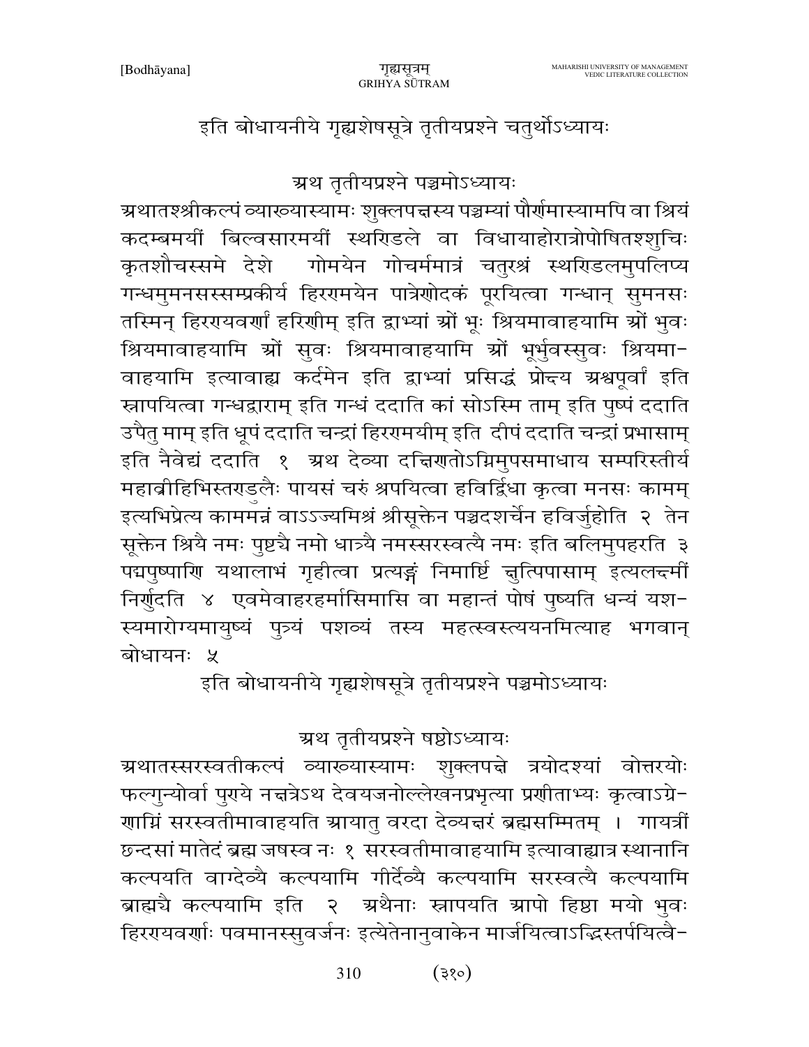इति बोधायनीये गृह्यशेषसूत्रे तृतीयप्रश्ने चतुर्थोऽध्यायः

## अथ तृतीयप्रश्ने पञ्चमोऽध्यायः

अथातश्श्रीकल्पं व्याख्यास्यामः शुक्लपक्षस्य पञ्चम्यां पौर्णमास्यामपि वा श्रियं कदम्बमयीं बिल्वसारमयीं स्थण्डिले वा विधायाहोरात्रोपोषितश्शुचिः कृतशौचस्समे देशे गोमयेन गोचर्ममात्रं चतुरश्रं स्थण्डिलमुपलिप्य गन्धमुमनसस्सम्प्रकीर्य हिरण्मयेन पात्रेणोदकं पूरयित्वा गन्धान् सुमनसः तस्मिन् हिरण्यवर्णां हरिणीम् इति द्वाभ्यां ओं भूः श्रियमावाहयामि ओं भुवः श्रियमावाहयामि ओं सुवः श्रियमावाहयामि ओं भूर्भुवस्सुवः श्रियमा-वाहयामि इत्यावाह्य कर्दमेन इति द्वाभ्यां प्रसिद्धं प्रोक्ष्य अश्वपूर्वां इति स्नापयित्वा गन्धद्वाराम् इति गन्धं ददाति कां सोऽस्मि ताम् इति पुष्पं ददाति उपैतु माम् इति धूपं ददाति चन्द्रां हिरण्मयीम् इति दीपं ददाति चन्द्रां प्रभासाम् इति नैवेद्यं ददाति १ अथ देव्या दक्षिणतोऽग्निमुपसमाधाय सम्परिस्तीर्य महाव्रीहिभिस्तण्डुलैः पायसं चरुं श्रपयित्वा हविर्द्विधा कृत्वा मनसः कामम् इत्यभिप्रेत्य काममन्नं वाऽऽज्यमिश्रं श्रीसूक्तेन पञ्चदशर्चेन हविर्जुहोति २ तेन सूक्तेन श्रियै नमः पुष्टयै नमो धात्र्यै नमस्सरस्वत्यै नमः इति बलिमुपहरति ३ पद्मपुष्पाणि यथालाभं गृहीत्वा प्रत्यङ्गं निमार्ष्टि क्षुत्पिपासाम् इत्यलक्ष्मीं निर्णुदति ४ एवमेवाहरहर्मासिमासि वा महान्तं पोषं पुष्यति धन्यं यश-स्यमारोग्यमायुष्यं पुत्र्यं पशव्यं तस्य महत्स्वस्त्ययनमित्याह भगवान् बोधायनः ५

इति बोधायनीये गृह्यशेषसूत्रे तृतीयप्रश्ने पञ्चमोऽध्यायः

## अथ तृतीयप्रश्ने षष्ठोऽध्यायः

अथातस्सरस्वतीकल्पं व्याख्यास्यामः शुक्लपक्षे त्रयोदश्यां वोत्तरयोः फल्गुन्योर्वा पुण्ये नक्षत्रेऽथ देवयजनोल्लेखनप्रभृत्या प्रणीताभ्यः कृत्वाऽग्रे-णाग्निं सरस्वतीमावाहयति आयातु वरदा देव्यक्षरं ब्रह्मसम्मितम् । गायत्रीं छन्दसां मातेदं ब्रह्म जषस्व नः १ सरस्वतीमावाहयामि इत्यावाह्यात्र स्थानानि कल्पयति वाग्देव्यै कल्पयामि गीर्देव्यै कल्पयामि सरस्वत्यै कल्पयामि ब्राह्म्यै कल्पयामि इति २ अथैनाः स्नापयति आपो हिष्ठा मयो भुवः हिरण्यवर्णाः पवमानस्सुवर्जनः इत्येतेनानुवाकेन मार्जयित्वाऽद्भिस्तर्पयित्वै-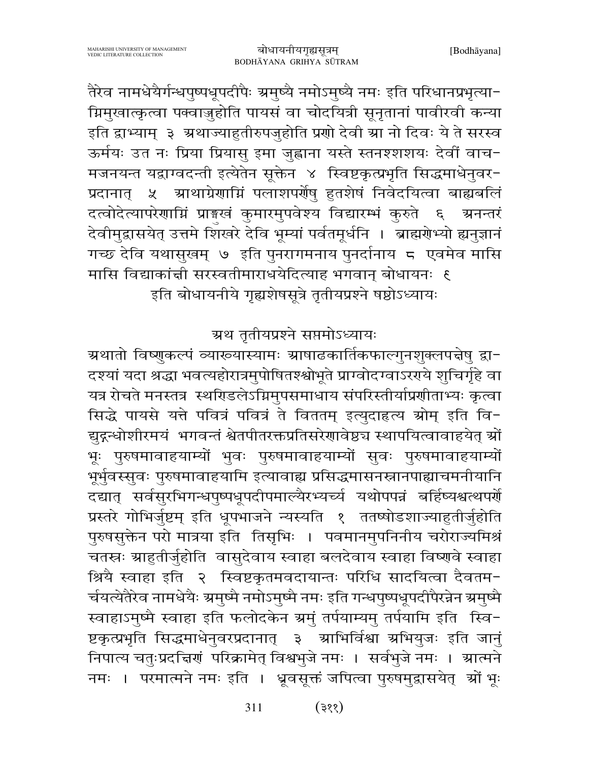तैरेव नामधेयैर्गन्धपुष्पधूपदीपैः अमुष्यै नमोऽमुष्यै नमः इति परिधानप्रभृत्याग्निमुखात्कृत्वा पक्वाज्जुहोति पायसं वा चोदयित्री सूनृतानां पावीरवी कन्या इति द्वाभ्याम् ३ अथाज्याहुतीरुपजुहोति प्रणो देवी आ नो दिवः ये ते सरस्व ऊर्मयः उत नः प्रिया प्रियासु इमा जुह्वाना यस्ते स्तनश्शशयः देवीं वाचमजनयन्त यद्वाग्वदन्ती इत्येतेन सूक्तेन ४ स्विष्टकृत्प्रभृति सिद्धमाधेनुवरप्रदानात् ५ आथाग्रेणाग्निं पलाशपर्णेषु हुतशेषं निवेदयित्वा बाह्यबलिं दत्वोदेत्यापरेणाग्निं प्राङ्मुखं कुमारमुपवेश्य विद्यारम्भं कुरुते ६ अनन्तरं देवीमुद्वासयेत् उत्तमे शिखरे देवि भूम्यां पर्वतमूर्धनि । ब्राह्मणेभ्यो ह्यनुज्ञानं गच्छ देवि यथासुखम् ७ इति पुनरागमनाय पुनर्दानाय ८ एवमेव मासि मासि विद्याकांक्षी सरस्वतीमाराधयेदित्याह भगवान् बोधायनः ९

इति बोधायनीये गृह्यशेषसूत्रे तृतीयप्रश्ने षष्ठोऽध्यायः

## अथ तृतीयप्रश्ने सप्तमोऽध्यायः

अथातो विष्णुकल्पं व्याख्यास्यामः आषाढकार्तिकफाल्गुनशुक्लपक्षेषु द्वादश्यां यदा श्रद्धा भवत्यहोरात्रमुपोषितश्श्वोभूते प्राग्वोदग्वाऽरण्ये शुचिर्गृहे वा यत्र रोचते मनस्तत्र स्थण्डिलेऽग्निमुपसमाधाय संपरिस्तीर्याप्रणीताभ्यः कृत्वा सिद्धे पायसे यत्ते पवित्रं पवित्रं ते विततम् इत्युदाहृत्य ओम् इति विद्युद्गन्धोशीरमयं भगवन्तं श्वेतपीतरक्तप्रतिसरेणावेष्ट्य स्थापयित्वावाहयेत् ओं भूः पुरुषमावाहयाम्यों भुवः पुरुषमावाहयाम्यों सुवः पुरुषमावाहयाम्यों भूर्भुवस्सुवः पुरुषमावाहयामि इत्यावाह्य प्रसिद्धमासनस्नानपाद्याचमनीयानि दद्यात् सर्वसुरभिगन्धपुष्पधूपदीपमाल्यैरभ्यर्च्य यथोपपन्नं बर्हिष्यश्वत्थपर्णे प्रस्तरे गोभिर्जुष्टम् इति धूपभाजने न्यस्यति १ ततष्षोडशाज्याहुतीर्जुहोति पुरुषसुक्तेन परो मात्रया इति तिसृभिः । पवमानमुपनिनीय चरोराज्यमिश्रं चतस्रः आहुतीर्जुहोति वासुदेवाय स्वाहा बलदेवाय स्वाहा विष्णवे स्वाहा श्रियै स्वाहा इति २ स्विष्टकृतमवदायान्तः परिधि सादयित्वा दैवतमर्चयत्येतैरेव नामधेयैः अमुष्मै नमोऽमुष्मै नमः इति गन्धपुष्पधूपदीपैरन्नेन अमुष्मै स्वाहाऽमुष्मै स्वाहा इति फलोदकेन अमुं तर्पयाम्यमु तर्पयामि इति स्विष्टकृत्प्रभृति सिद्धमाधेनुवरप्रदानात् ३ आभिर्विश्वा अभियुजः इति जानुं निपात्य चतुःप्रदक्षिणं परिक्रामेत् विश्वभुजे नमः । सर्वभुजे नमः । आत्मने नमः । परमात्मने नमः इति । ध्रुवसूक्तं जपित्वा पुरुषमुद्वासयेत् ओं भूः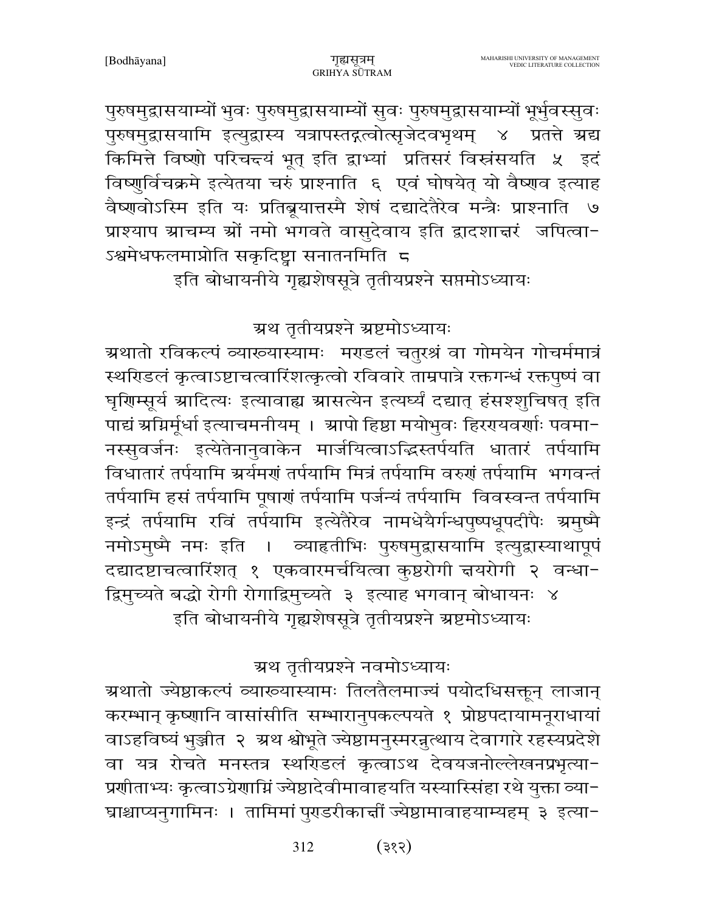पुरुषमुद्वासयाम्यों भुवः पुरुषमुद्वासयाम्यों सुवः पुरुषमुद्वासयाम्यों भूर्भुवस्सुवः पुरुषमुद्वासयामि इत्युद्वास्य यत्रापस्तद्गत्वोत्सृजेदवभृथम् ४ प्रतत्ते अद्य किमित्ते विष्णो परिचक्ष्यं भूत् इति द्वाभ्यां प्रतिसरं विस्रंसयति ५ इदं विष्णुर्विचक्रमे इत्येतया चरुं प्राश्नाति ६ एवं घोषयेत् यो वैष्णव इत्याह वैष्णवोऽस्मि इति यः प्रतिब्रूयात्तस्मै शेषं दद्यादेतैरेव मन्त्रैः प्राश्नाति ७ प्राश्याप आचम्य ओं नमो भगवते वासुदेवाय इति द्वादशाक्षरं जपित्वाऽश्वमेधफलमाप्नोति सकृदिष्ट्वा सनातनमिति ८

इति बोधायनीये गृह्यशेषसूत्रे तृतीयप्रश्ने सप्तमोऽध्यायः

## अथ तृतीयप्रश्ने अष्टमोऽध्यायः

अथातो रविकल्पं व्याख्यास्यामः मण्डलं चतुरश्रं वा गोमयेन गोचर्ममात्रं स्थण्डिलं कृत्वाऽष्टाचत्वारिंशत्कृत्वो रविवारे ताम्रपात्रे रक्तगन्धं रक्तपुष्पं वा घृणिम्सूर्य आदित्यः इत्यावाह्य आसत्येन इत्यर्घ्यं दद्यात् हंसश्शुचिषत् इति पाद्यं अग्निर्मूर्धा इत्याचमनीयम् । आपो हिष्ठा मयोभुवः हिरण्यवर्णाः पवमानस्सुवर्जनः इत्येतेनानुवाकेन मार्जयित्वाऽद्भिस्तर्पयति धातारं तर्पयामि विधातारं तर्पयामि अर्यमणं तर्पयामि मित्रं तर्पयामि वरुणं तर्पयामि भगवन्तं तर्पयामि हसं तर्पयामि पूषाणं तर्पयामि पर्जन्यं तर्पयामि विवस्वन्त तर्पयामि इन्द्रं तर्पयामि रविं तर्पयामि इत्येतैरेव नामधेयैर्गन्धपुष्पधूपदीपैः अमुष्मै नमोऽमुष्मै नमः इति । व्याहृतीभिः पुरुषमुद्वासयामि इत्युद्वास्याथापूपं दद्यादष्टाचत्वारिंशत् १ एकवारमर्चयित्वा कुष्ठरोगी क्षयरोगी २ वन्धाद्विमुच्यते बद्धो रोगी रोगाद्विमुच्यते ३ इत्याह भगवान् बोधायनः ४

इति बोधायनीये गृह्यशेषसूत्रे तृतीयप्रश्ने अष्टमोऽध्यायः

## अथ तृतीयप्रश्ने नवमोऽध्यायः

अथातो ज्येष्ठाकल्पं व्याख्यास्यामः तिलतैलमाज्यं पयोदधिसक्तून् लाजान् करम्भान् कृष्णानि वासांसीति सम्भारानुपकल्पयते १ प्रोष्ठपदायामनूराधायां वाऽहविष्यं भुञ्जीत २ अथ श्वोभूते ज्येष्ठामनुस्मरन्नुत्थाय देवागारे रहस्यप्रदेशे वा यत्र रोचते मनस्तत्र स्थण्डिलं कृत्वाऽथ देवयजनोल्लेखनप्रभृत्याप्रणीताभ्यः कृत्वाऽग्रेणाग्निं ज्येष्ठादेवीमावाहयति यस्यास्सिंहा रथे युक्ता व्याघ्राश्चाप्यनुगामिनः । तामिमां पुण्डरीकाक्षीं ज्येष्ठामावाहयाम्यहम् ३ इत्या-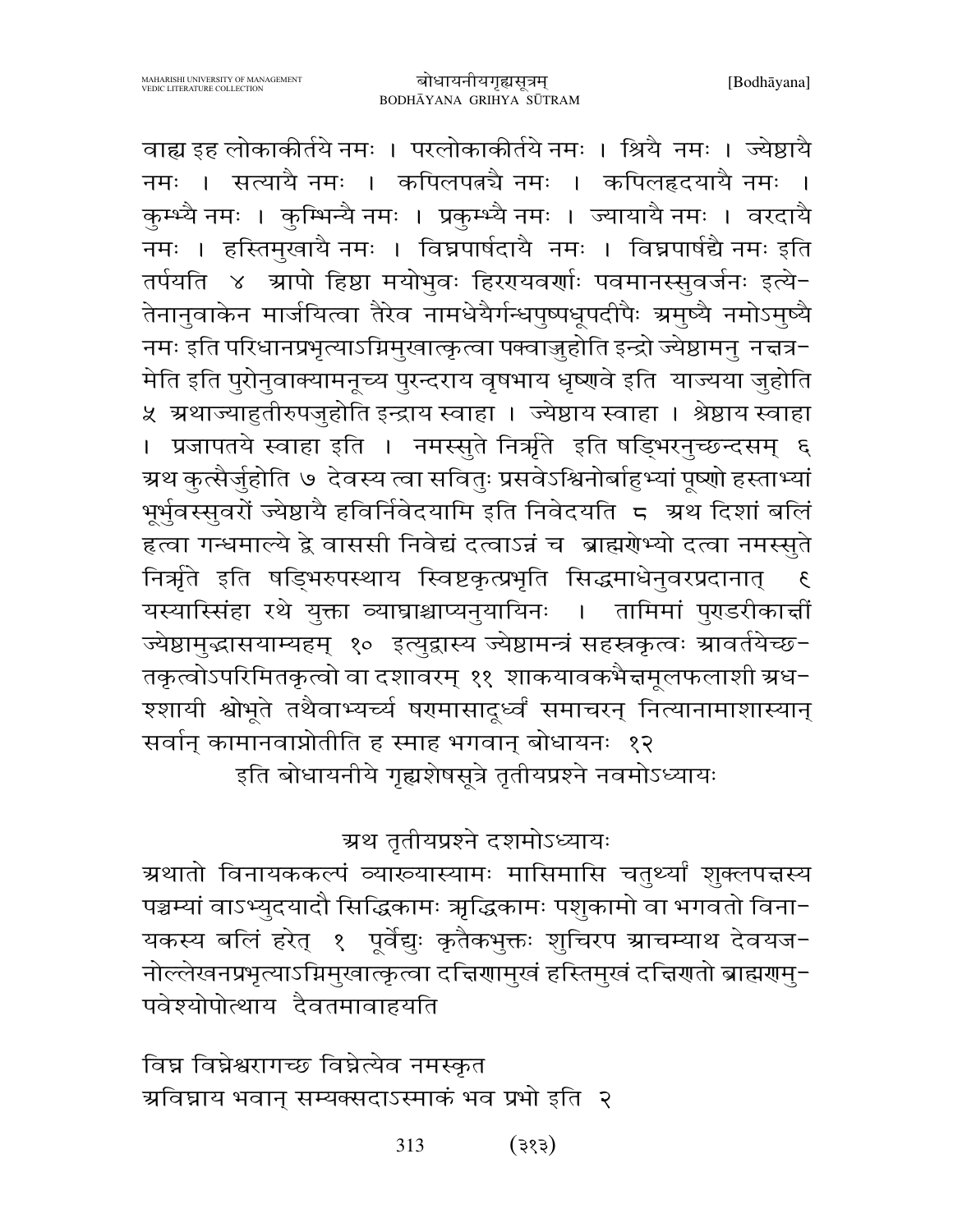वाह्य इह लोकाकीर्तये नमः । परलोकाकीर्तये नमः । श्रियै नमः । ज्येष्ठायै नमः । सत्यायै नमः । कपिलपत्न्यै नमः । कपिलहृदयायै नमः । कुम्भ्यै नमः । कुम्भिन्यै नमः । प्रकुम्भ्यै नमः । ज्यायायै नमः । वरदायै नमः । हस्तिमुखायै नमः । विघ्नपार्षदायै नमः । विघ्नपार्षद्यै नमः इति तर्पयति ४ आपो हिष्ठा मयोभुवः हिरण्यवर्णाः पवमानस्सुवर्जनः इत्येतेनानुवाकेन मार्जयित्वा तैरेव नामधेयैर्गन्धपुष्पधूपदीपैः अमुष्यै नमोऽमुष्यै नमः इति परिधानप्रभृत्याऽग्निमुखात्कृत्वा पक्वाज्जुहोति इन्द्रो ज्येष्ठामनु नक्षत्रमेति इति पुरोनुवाक्यामनूच्य पुरन्दराय वृषभाय धृष्णवे इति याज्यया जुहोति ५ अथाज्याहुतीरुपजुहोति इन्द्राय स्वाहा । ज्येष्ठाय स्वाहा । श्रेष्ठाय स्वाहा । प्रजापतये स्वाहा इति । नमस्सुते निर्ऋते इति षड्भिरनुच्छन्दसम् ६ अथ कुत्सैर्जुहोति ७ देवस्य त्वा सवितुः प्रसवेऽश्विनोर्बाहुभ्यां पूष्णो हस्ताभ्यां भूर्भुवस्सुवरों ज्येष्ठायै हविर्निवेदयामि इति निवेदयति ८ अथ दिशां बलिं हृत्वा गन्धमाल्ये द्वे वाससी निवेद्यं दत्वाऽन्नं च ब्राह्मणेभ्यो दत्वा नमस्सुते निर्ऋते इति षड्भिरुपस्थाय स्विष्टकृत्प्रभृति सिद्धमाधेनुवरप्रदानात् ९ यस्यास्सिंहा रथे युक्ता व्याघ्राश्चाप्यनुयायिनः । तामिमां पुण्डरीकाक्षीं ज्येष्ठामुद्वासयाम्यहम् १० इत्युद्वास्य ज्येष्ठामन्त्रं सहस्रकृत्वः आवर्तयेच्छतकृत्वोऽपरिमितकृत्वो वा दशावरम् ११ शाकयावकभैक्षमूलफलाशी अधश्शायी श्वोभूते तथैवाभ्यर्च्य षण्मासादूर्ध्वं समाचरन् नित्यानामाशास्यान् सर्वान् कामानवाप्नोतीति ह स्माह भगवान् बोधायनः १२

इति बोधायनीये गृह्यशेषसूत्रे तृतीयप्रश्ने नवमोऽध्यायः

## अथ तृतीयप्रश्ने दशमोऽध्यायः

अथातो विनायककल्पं व्याख्यास्यामः मासिमासि चतुर्थ्यां शुक्लपक्षस्य पञ्चम्यां वाऽभ्युदयादौ सिद्धिकामः ऋद्धिकामः पशुकामो वा भगवतो विनायकस्य बलिं हरेत् १ पूर्वेद्युः कृतैकभुक्तः शुचिरप आचम्याथ देवयजनोल्लेखनप्रभृत्याऽग्निमुखात्कृत्वा दक्षिणामुखं हस्तिमुखं दक्षिणतो ब्राह्मणमुपवेश्योपोत्थाय दैवतमावाहयति

विघ्न विघ्नेश्वरागच्छ विघ्नेत्येव नमस्कृत
अविघ्नाय भवान् सम्यक्सदाऽस्माकं भव प्रभो इति २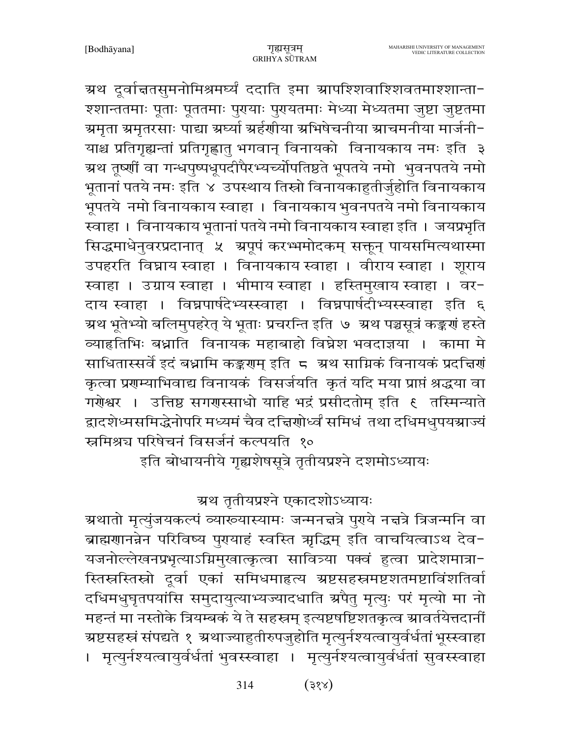अथ दूर्वाक्षतसुमनोमिश्रमर्घ्यं ददाति इमा आपश्शिवाश्शिवतमाश्शान्ताश्शान्ततमाः पूताः पूततमाः पुण्याः पुण्यतमाः मेध्या मेध्यतमा जुष्टा जुष्टतमा अमृता अमृतरसाः पाद्या अर्घ्या अर्हणीया अभिषेचनीया आचमनीया मार्जनीयाश्च प्रतिगृह्यन्तां प्रतिगृह्णातु भगवान् विनायको विनायकाय नमः इति ३ अथ तूष्णीं वा गन्धपुष्पधूपदीपैरभ्यर्च्योपतिष्ठते भूपतये नमो भुवनपतये नमो भूतानां पतये नमः इति ४ उपस्थाय तिस्रो विनायकाहुतीर्जुहोति विनायकाय भूपतये नमो विनायकाय स्वाहा । विनायकाय भुवनपतये नमो विनायकाय स्वाहा । विनायकाय भूतानां पतये नमो विनायकाय स्वाहा इति । जयप्रभृति सिद्धमाधेनुवरप्रदानात् ५ अपूपं करम्भमोदकम् सक्तून् पायसमित्यथास्मा उपहरति विघ्नाय स्वाहा । विनायकाय स्वाहा । वीराय स्वाहा । शूराय स्वाहा । उग्राय स्वाहा । भीमाय स्वाहा । हस्तिमुखाय स्वाहा । वरदाय स्वाहा । विघ्नपार्षदेभ्यस्स्वाहा । विघ्नपार्षदीभ्यस्स्वाहा इति ६ अथ भूतेभ्यो बलिमुपहरेत् ये भूताः प्रचरन्ति इति ७ अथ पञ्चसूत्रं कङ्कणं हस्ते व्याहृतिभिः बध्नाति विनायक महाबाहो विघ्नेश भवदाज्ञया । कामा मे साधितास्सर्वे इदं बध्नामि कङ्कणम् इति ८ अथ साग्निकं विनायकं प्रदक्षिणं कृत्वा प्रणम्याभिवाद्य विनायकं विसर्जयति कृतं यदि मया प्राप्तं श्रद्धया वा गणेश्वर । उत्तिष्ठ सगणस्साधो याहि भद्रं प्रसीदतोम् इति ९ तस्मिन्याते द्वादशेध्मसमिद्धेनोपरि मध्यमं चैव दक्षिणोर्ध्वं समिधं तथा दधिमधुपयआज्यं स्रमिश्रय परिषेचनं विसर्जनं कल्पयति १०

इति बोधायनीये गृह्यशेषसूत्रे तृतीयप्रश्ने दशमोऽध्यायः

## अथ तृतीयप्रश्ने एकादशोऽध्यायः

अथातो मृत्युंजयकल्पं व्याख्यास्यामः जन्मनक्षत्रे पुण्ये नक्षत्रे त्रिजन्मनि वा ब्राह्मणानन्नेन परिविष्य पुण्याहं स्वस्ति ऋद्धिम् इति वाचयित्वाऽथ देवयजनोल्लेखनप्रभृत्याऽग्निमुखात्कृत्वा सावित्र्या पक्वं हुत्वा प्रादेशमात्रास्तिस्रस्तिस्रो दूर्वा एकां समिधमाहृत्य अष्टसहस्रमष्टशतमष्टाविंशतिर्वा दधिमधुघृतपयांसि समुदायुत्याभ्यज्यादधाति अपैतु मृत्युः परं मृत्यो मा नो महन्तं मा नस्तोके त्रियम्बकं ये ते सहस्रम् इत्यष्टषष्टिशतकृत्व आवर्तयेत्तदानीं अष्टसहस्रं संपद्यते १ अथाज्याहुतीरुपजुहोति मृत्युर्नश्यत्वायुर्वर्धतां भूस्स्वाहा । मृत्युर्नश्यत्वायुर्वर्धतां भुवस्स्वाहा । मृत्युर्नश्यत्वायुर्वर्धतां सुवस्स्वाहा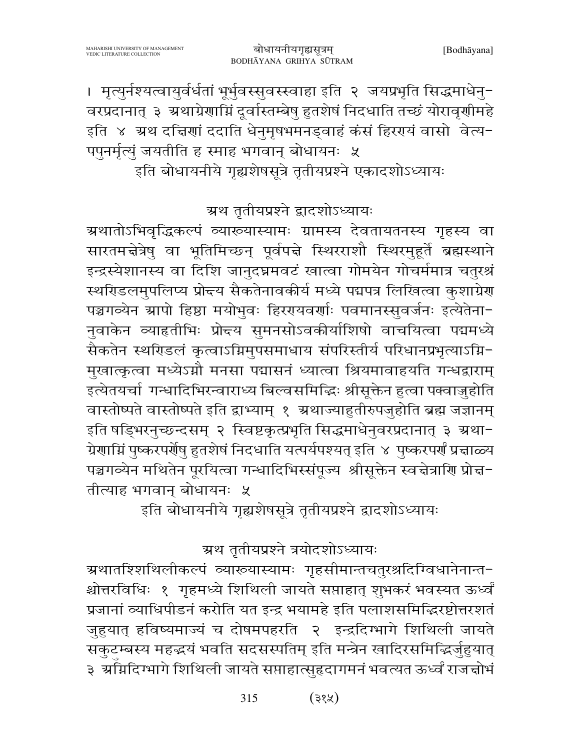। मृत्युर्नश्यत्वायुर्वर्धतां भूर्भुवस्सुवस्स्वाहा इति २ जयप्रभृति सिद्धमाधेनुवरप्रदानात् ३ अथाग्रेणाग्निं दूर्वास्तम्बेषु हुतशेषं निदधाति तच्छं योरावृणीमहे इति ४ अथ दक्षिणां ददाति धेनुमृषभमनड्वाहं कंसं हिरण्यं वासो वेत्यपपुनर्मृत्युं जयतीति ह स्माह भगवान् बोधायनः ५

इति बोधायनीये गृह्यशेषसूत्रे तृतीयप्रश्ने एकादशोऽध्यायः

अथ तृतीयप्रश्ने द्वादशोऽध्यायः

अथातोऽभिवृद्धिकल्पं व्याख्यास्यामः ग्रामस्य देवतायतनस्य गृहस्य वा सारतमक्षेत्रेषु वा भूतिमिच्छन् पूर्वपक्षे स्थिरराशौ स्थिरमुहूर्ते ब्रह्मस्थाने इन्द्रस्येशानस्य वा दिशि जानुदघ्नमवटं खात्वा गोमयेन गोचर्ममात्र चतुरश्रं स्थण्डिलमुपलिप्य प्रोक्ष्य सैकतेनावकीर्य मध्ये पद्मपत्र लिखित्वा कुशाग्रेण पञ्चगव्येन आपो हिष्ठा मयोभुवः हिरण्यवर्णाः पवमानस्सुवर्जनः इत्येतेनानुवाकेन व्याहृतीभिः प्रोक्ष्य सुमनसोऽवकीर्याशिषो वाचयित्वा पद्ममध्ये सैकतेन स्थण्डिलं कृत्वाऽग्निमुपसमाधाय संपरिस्तीर्य परिधानप्रभृत्याऽग्निमुखात्कृत्वा मध्येऽग्नौ मनसा पद्मासनं ध्यात्वा श्रियमावाहयति गन्धद्वाराम् इत्येतयर्चा गन्धादिभिरन्वाराध्य बिल्वसमिद्भिः श्रीसूक्तेन हुत्वा पक्वाज्जुहोति वास्तोष्पते वास्तोष्पते इति द्वाभ्याम् १ अथाज्याहुतीरुपजुहोति ब्रह्म जज्ञानम् इति षड्भिरनुच्छन्दसम् २ स्विष्टकृत्प्रभृति सिद्धमाधेनुवरप्रदानात् ३ अथाग्रेणाग्निं पुष्करपर्णेषु हुतशेषं निदधाति यत्पर्यपश्यत् इति ४ पुष्करपर्णं प्रक्षाळ्य पञ्चगव्येन मथितेन पूरयित्वा गन्धादिभिस्संपूज्य श्रीसूक्तेन स्वक्षेत्राणि प्रोक्षतीत्याह भगवान् बोधायनः ५

इति बोधायनीये गृह्यशेषसूत्रे तृतीयप्रश्ने द्वादशोऽध्यायः

अथ तृतीयप्रश्ने त्रयोदशोऽध्यायः

अथातश्शिथिलीकल्पं व्याख्यास्यामः गृहसीमान्तचतुरश्रदिग्विधानेनान्तश्चोत्तरविधिः १ गृहमध्ये शिथिली जायते सप्ताहात् शुभकरं भवस्यत ऊर्ध्वं प्रजानां व्याधिपीडनं करोति यत इन्द्र भयामहे इति पलाशसमिद्भिरष्टोत्तरशतं जुहुयात् हविष्यमाज्यं च दोषमपहरति २ इन्द्रदिग्भागे शिथिली जायते सकुटम्बस्य महद्भयं भवति सदसस्पतिम् इति मन्त्रेन खादिरसमिद्भिर्जुहुयात् ३ अग्निदिग्भागे शिथिली जायते सप्ताहात्सुहृदागमनं भवत्यत ऊर्ध्वं राजक्षोभं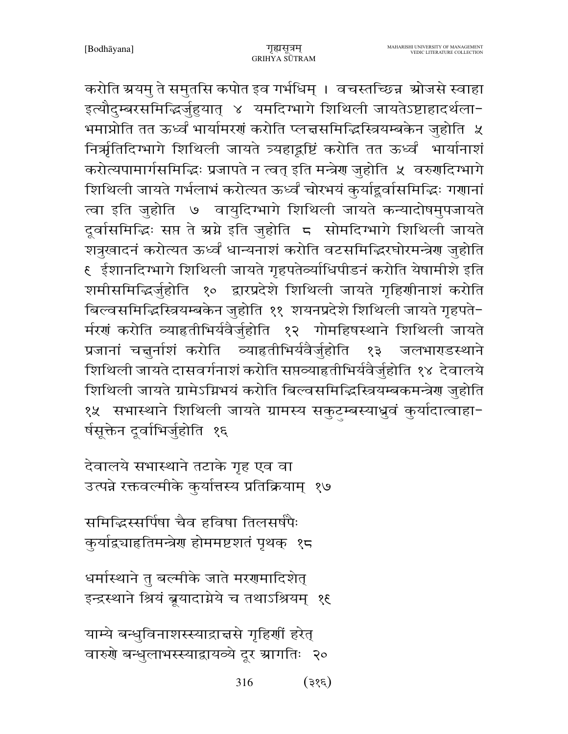करोति अयमु ते समुतसि कपोत इव गर्भधिम् । वचस्तच्छिन्न ओजसे स्वाहा इत्यौदुम्बरसमिद्भिर्जुहुयात् ४ यमदिग्भागे शिथिली जायतेऽष्टाहादर्थला-भमाप्नोति तत ऊर्ध्वं भार्यामरणं करोति प्लक्षसमिद्भिस्त्रियम्बकेन जुहोति ५ निर्ऋतिदिग्भागे शिथिली जायते त्र्यहाद्वृष्टिं करोति तत ऊर्ध्वं भार्यानाशं करोत्यपामार्गसमिद्भिः प्रजापते न त्वत् इति मन्त्रेण जुहोति ५ वरुणदिग्भागे शिथिली जायते गर्भलाभं करोत्यत ऊर्ध्वं चोरभयं कुर्याद्दूर्वासमिद्भिः गणानां त्वा इति जुहोति ७ वायुदिग्भागे शिथिली जायते कन्यादोषमुपजायते दूर्वासमिद्भिः सप्त ते अग्ने इति जुहोति ८ सोमदिग्भागे शिथिली जायते शत्रुखादनं करोत्यत ऊर्ध्वं धान्यनाशं करोति वटसमिद्भिरघोरमन्त्रेण जुहोति ९ ईशानदिग्भागे शिथिली जायते गृहपतेर्व्याधिपीडनं करोति येषामीशे इति शमीसमिद्भिर्जुहोति १० द्वारप्रदेशे शिथिली जायते गृहिणीनाशं करोति बिल्वसमिद्भिस्त्रियम्बकेन जुहोति ११ शयनप्रदेशे शिथिली जायते गृहपते-र्मरणं करोति व्याहृतीभिर्यवैर्जुहोति १२ गोमहिषस्थाने शिथिली जायते प्रजानां चक्षुर्नाशं करोति व्याहृतीभिर्यवैर्जुहोति १३ जलभाण्डस्थाने शिथिली जायते दासवर्गनाशं करोति सप्तव्याहृतीभिर्यवैर्जुहोति १४ देवालये शिथिली जायते ग्रामेऽग्निभयं करोति बिल्वसमिद्भिस्त्रियम्बकमन्त्रेण जुहोति १५ सभास्थाने शिथिली जायते ग्रामस्य सकुटुम्बस्याध्रुवं कुर्यादात्वाहा-र्षसूक्तेन दूर्वाभिर्जुहोति १६

देवालये सभास्थाने तटाके गृह एव वा
उत्पन्ने रक्तवल्मीके कुर्यात्तस्य प्रतिक्रियाम् १७

समिद्भिस्सर्पिषा चैव हविषा तिलसर्षपैः
कुर्याद्व्याहृतिमन्त्रेण होममष्टशतं पृथक् १८

धर्मास्थाने तु बल्मीके जाते मरणमादिशेत्
इन्द्रस्थाने श्रियं ब्रूयादाग्नेये च तथाऽश्रियम् १९

याम्ये बन्धुविनाशस्स्याद्राक्षसे गृहिणीं हरेत्
वारुणे बन्धुलाभस्स्याद्वायव्ये दूर आगतिः २०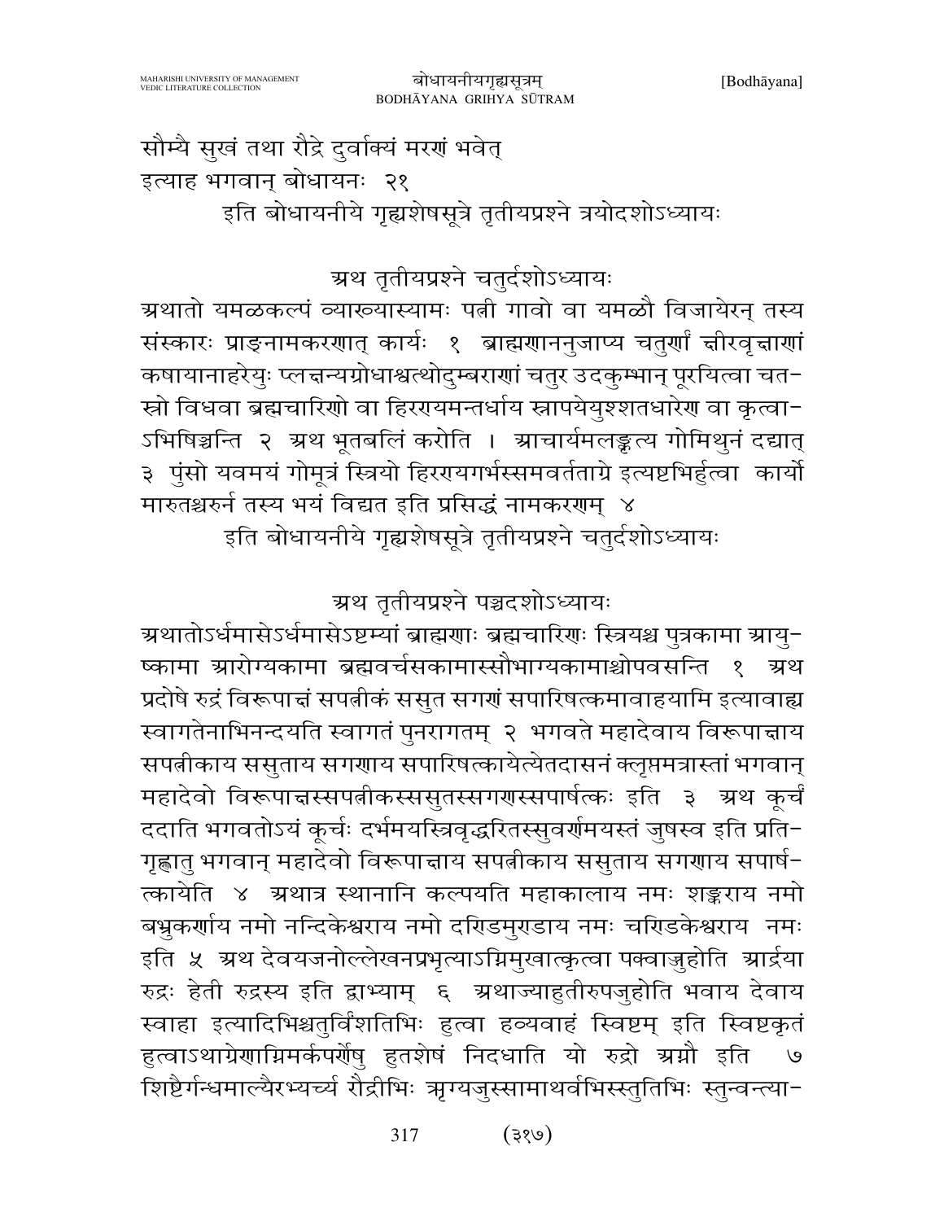सौम्यै सुखं तथा रौद्रे दुर्वाक्यं मरणं भवेत्
इत्याह भगवान् बोधायनः २१

इति बोधायनीये गृह्यशेषसूत्रे तृतीयप्रश्ने त्रयोदशोऽध्यायः

### अथ तृतीयप्रश्ने चतुर्दशोऽध्यायः

अथातो यमळकल्पं व्याख्यास्यामः पत्नी गावो वा यमळौ विजायेरन् तस्य संस्कारः प्राङ्नामकरणात् कार्यः १ ब्राह्मणाननुजाप्य चतुर्णां क्षीरवृक्षाणां कषायानाहरेयुः प्लक्षन्यग्रोधाश्वत्थोदुम्बराणां चतुर उदकुम्भान् पूरयित्वा चतस्रो विधवा ब्रह्मचारिणो वा हिरण्यमन्तर्धाय स्नापयेयुश्शतधारेण वा कृत्वाऽभिषिञ्चन्ति २ अथ भूतबलिं करोति । आचार्यमलङ्कृत्य गोमिथुनं दद्यात् ३ पुंसो यवमयं गोमूत्रं स्त्रियो हिरण्यगर्भस्समवर्तताग्रे इत्यष्टभिर्हुत्वा कार्यो मारुतश्चरुर्न तस्य भयं विद्यत इति प्रसिद्धं नामकरणम् ४

इति बोधायनीये गृह्यशेषसूत्रे तृतीयप्रश्ने चतुर्दशोऽध्यायः

### अथ तृतीयप्रश्ने पञ्चदशोऽध्यायः

अथातोऽर्धमासेऽर्धमासेऽष्टम्यां ब्राह्मणाः ब्रह्मचारिणः स्त्रियश्च पुत्रकामा आयुष्कामा आरोग्यकामा ब्रह्मवर्चसकामास्सौभाग्यकामाश्चोपवसन्ति १ अथ प्रदोषे रुद्रं विरूपाक्षं सपत्नीकं ससुत सगणं सपारिषत्कमावाहयामि इत्यावाह्य स्वागतेनाभिनन्दयति स्वागतं पुनरागतम् २ भगवते महादेवाय विरूपाक्षाय सपत्नीकाय ससुताय सगणाय सपारिषत्कायेत्येतदासनं क्लृप्तमत्रास्तां भगवान् महादेवो विरूपाक्षस्सपत्नीकस्ससुतस्सगणस्सपार्षत्कः इति ३ अथ कूर्चं ददाति भगवतोऽयं कूर्चः दर्भमयस्त्रिवृद्धरितस्सुवर्णमयस्तं जुषस्व इति प्रतिगृह्णातु भगवान् महादेवो विरूपाक्षाय सपत्नीकाय ससुताय सगणाय सपार्षत्कायेति ४ अथात्र स्थानानि कल्पयति महाकालाय नमः शङ्कराय नमो बभ्रुकर्णाय नमो नन्दिकेश्वराय नमो दण्डमुण्डाय नमः चण्डिकेश्वराय नमः इति ५ अथ देवयजनोल्लेखनप्रभृत्याऽग्निमुखात्कृत्वा पक्वाज्जुहोति आर्द्रया रुद्रः हेती रुद्रस्य इति द्वाभ्याम् ६ अथाज्याहुतीरुपजुहोति भवाय देवाय स्वाहा इत्यादिभिश्चतुर्विंशतिभिः हुत्वा हव्यवाहं स्विष्टम् इति स्विष्टकृतं हुत्वाऽथाग्रेणाग्निमर्कपर्णेषु हुतशेषं निदधाति यो रुद्रो अग्नौ इति ७ शिष्टैर्गन्धमाल्यैरभ्यर्च्य रौद्रीभिः ऋग्यजुस्सामाथर्वभिस्स्तुतिभिः स्तुन्वन्त्या-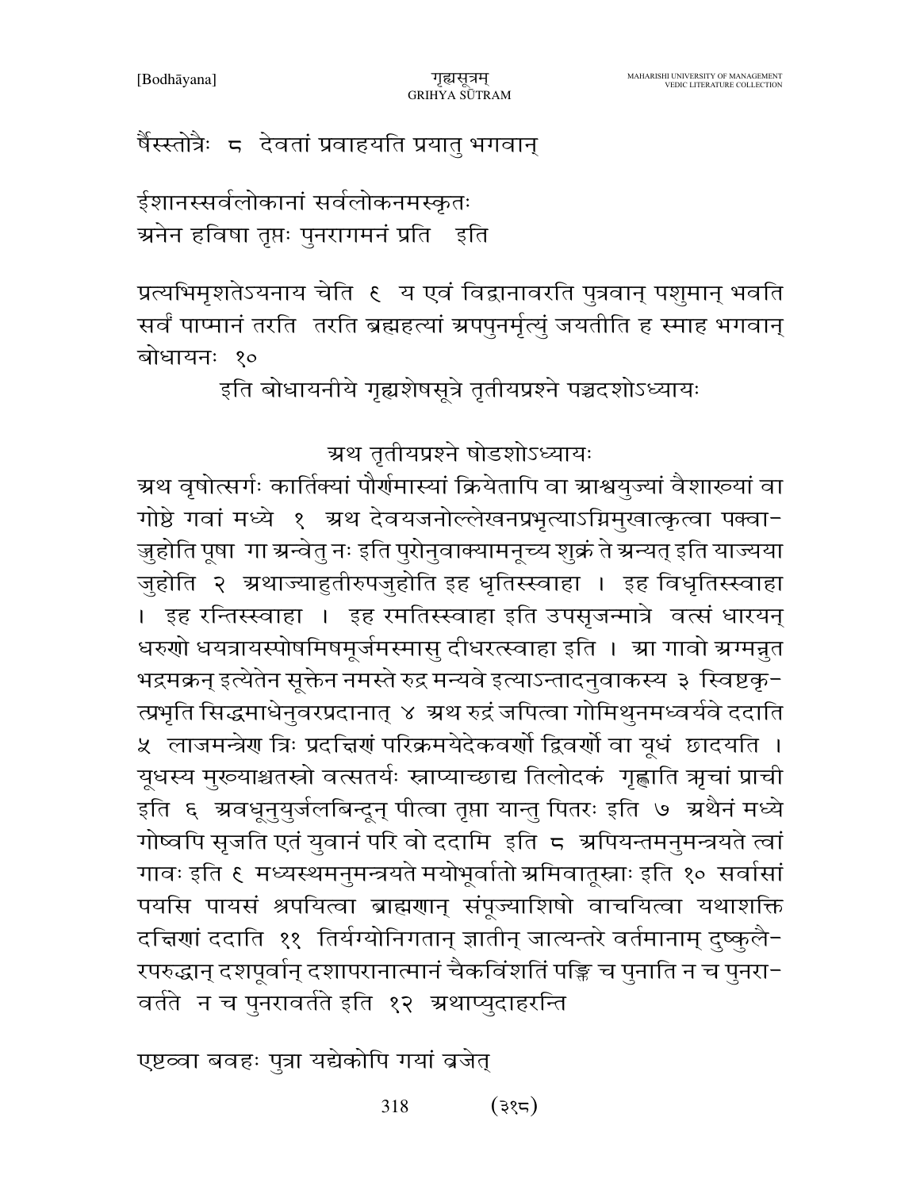षैस्स्तोत्रैः ८ देवतां प्रवाहयति प्रयातु भगवान्

ईशानस्सर्वलोकानां सर्वलोकनमस्कृतः
अनेन हविषा तृप्तः पुनरागमनं प्रति इति

प्रत्यभिमृशतेऽयनाय चेति ९ य एवं विद्वानावरति पुत्रवान् पशुमान् भवति सर्वं पाप्मानं तरति तरति ब्रह्महत्यां अपपुनर्मृत्युं जयतीति ह स्माह भगवान् बोधायनः १०

इति बोधायनीये गृह्यशेषसूत्रे तृतीयप्रश्ने पञ्चदशोऽध्यायः

## अथ तृतीयप्रश्ने षोडशोऽध्यायः

अथ वृषोत्सर्गः कार्तिक्यां पौर्णमास्यां क्रियेतापि वा आश्वयुज्यां वैशाख्यां वा गोष्ठे गवां मध्ये १ अथ देवयजनोल्लेखनप्रभृत्याऽग्निमुखात्कृत्वा पक्वा-ञ्जुहोति पूषा गा अन्वेतु नः इति पुरोनुवाक्यामनूच्य शुक्रं ते अन्यत् इति याज्यया जुहोति २ अथाज्याहुतीरुपजुहोति इह धृतिस्स्वाहा । इह विधृतिस्स्वाहा । इह रन्तिस्स्वाहा । इह रमतिस्स्वाहा इति उपसृजन्मात्रे वत्सं धारयन् धरुणो धयन्रायस्पोषमिषमूर्जमस्मासु दीधरत्स्वाहा इति । आ गावो अग्मन्नुत भद्रमक्रन् इत्येतेन सूक्तेन नमस्ते रुद्र मन्यवे इत्याऽन्तादनुवाकस्य ३ स्विष्टकृ-त्प्रभृति सिद्धमाधेनुवरप्रदानात् ४ अथ रुद्रं जपित्वा गोमिथुनमध्वर्यवे ददाति ५ लाजमन्त्रेण त्रिः प्रदक्षिणं परिक्रमयेदेकवर्णो द्विवर्णो वा यूधं छादयति । यूधस्य मुख्याश्चतस्रो वत्सतर्यः स्नाप्याच्छाद्य तिलोदकं गृह्णाति ऋचां प्राची इति ६ अवधूनुयुर्जलबिन्दून् पीत्वा तृप्ता यान्तु पितरः इति ७ अथैनं मध्ये गोष्वपि सृजति एतं युवानं परि वो ददामि इति ८ अपियन्तमनुमन्त्रयते त्वां गावः इति ९ मध्यस्थमनुमन्त्रयते मयोभूर्वातो अभिवातूस्राः इति १० सर्वासां पयसि पायसं श्रपयित्वा ब्राह्मणान् संपूज्याशिषो वाचयित्वा यथाशक्ति दक्षिणां ददाति ११ तिर्यग्योनिगतान् ज्ञातीन् जात्यन्तरे वर्तमानाम् दुष्कुलै-रपरुद्धान् दशपूर्वान् दशापरानात्मानं चैकविंशतिं पङ्क्तिं च पुनाति न च पुनरा-वर्तते न च पुनरावर्तते इति १२ अथाप्युदाहरन्ति

एष्टव्या बवहः पुत्रा यद्येकोपि गयां व्रजेत्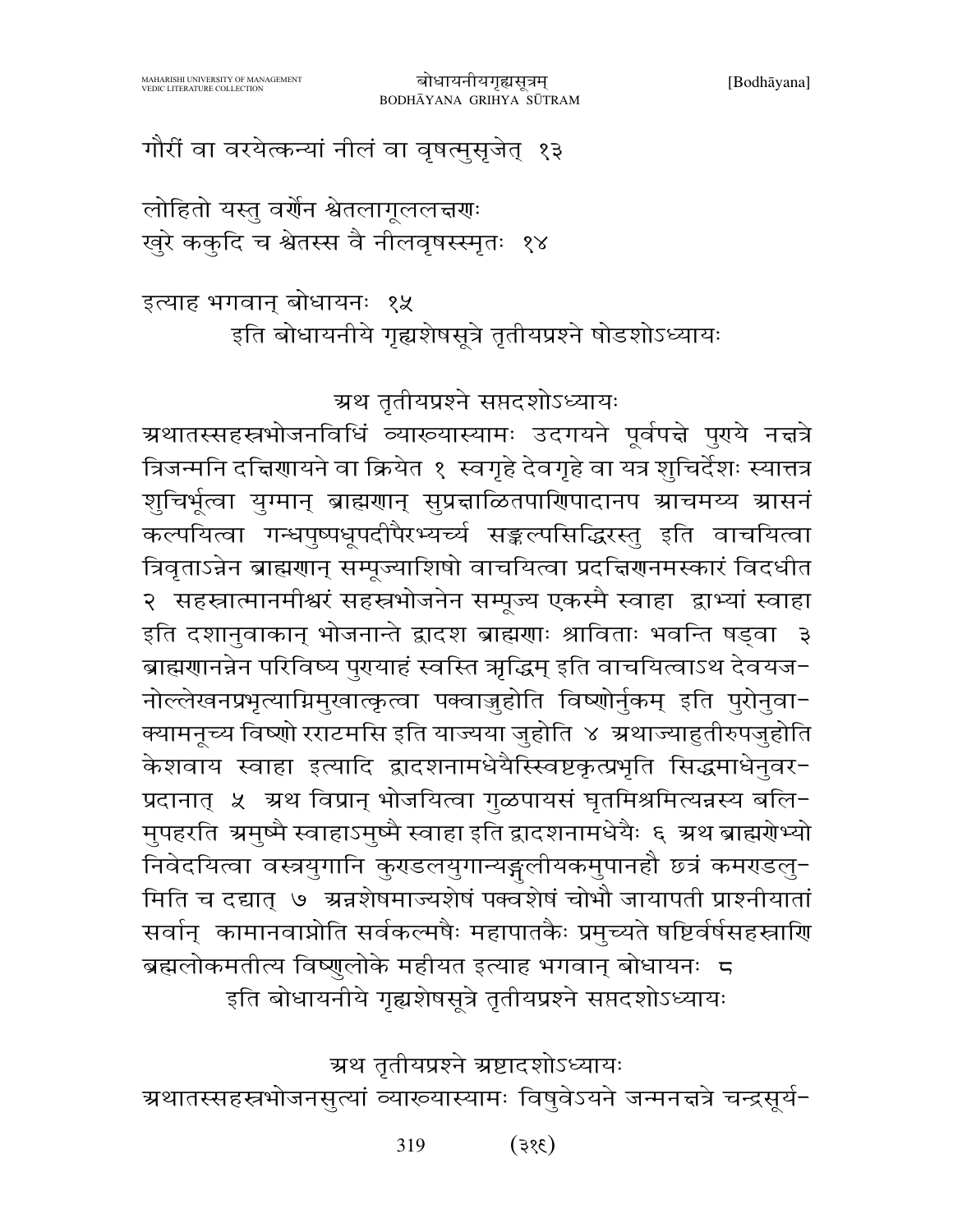गौरीं वा वरयेत्कन्यां नीलं वा वृषत्मुसृजेत् १३

लोहितो यस्तु वर्णेन श्वेतलागूललक्षणः
खुरे ककुदि च श्वेतस्स वै नीलवृषस्स्मृतः १४

इत्याह भगवान् बोधायनः १५

इति बोधायनीये गृह्यशेषसूत्रे तृतीयप्रश्ने षोडशोऽध्यायः

अथ तृतीयप्रश्ने सप्तदशोऽध्यायः

अथातस्सहस्रभोजनविधिं व्याख्यास्यामः उदगयने पूर्वपक्षे पुण्ये नक्षत्रे त्रिजन्मनि दक्षिणायने वा क्रियेत १ स्वगृहे देवगृहे वा यत्र शुचिर्देशः स्यात्तत्र शुचिर्भूत्वा युग्मान् ब्राह्मणान् सुप्रक्षाळितपाणिपादानप आचमय्य आसनं कल्पयित्वा गन्धपुष्पधूपदीपैरभ्यर्च्य सङ्कल्पसिद्धिरस्तु इति वाचयित्वा त्रिवृताऽन्नेन ब्राह्मणान् सम्पूज्याशिषो वाचयित्वा प्रदक्षिणनमस्कारं विदधीत २ सहस्रात्मानमीश्वरं सहस्रभोजनेन सम्पूज्य एकस्मै स्वाहा द्वाभ्यां स्वाहा इति दशानुवाकान् भोजनान्ते द्वादश ब्राह्मणाः श्राविताः भवन्ति षड्वा ३ ब्राह्मणानन्नेन परिविष्य पुण्याहं स्वस्ति ऋद्धिम् इति वाचयित्वाऽथ देवयजनोल्लेखनप्रभृत्याग्निमुखात्कृत्वा पक्वाज्जुहोति विष्णोर्नुकम् इति पुरोनुवाक्यामनूच्य विष्णो रराटमसि इति याज्यया जुहोति ४ अथाज्याहुतीरुपजुहोति केशवाय स्वाहा इत्यादि द्वादशनामधेयैस्स्विष्टकृत्प्रभृति सिद्धमाधेनुवरप्रदानात् ५ अथ विप्रान् भोजयित्वा गुळपायसं घृतमिश्रमित्यन्नस्य बलिमुपहरति अमुष्मै स्वाहाऽमुष्मै स्वाहा इति द्वादशनामधेयैः ६ अथ ब्राह्मणेभ्यो निवेदयित्वा वस्त्रयुगानि कुण्डलयुगान्यङ्गुलीयकमुपानहौ छत्रं कमण्डलुमिति च दद्यात् ७ अन्नशेषमाज्यशेषं पक्वशेषं चोभौ जायापती प्राश्नीयातां सर्वान् कामानवाप्नोति सर्वकल्मषैः महापातकैः प्रमुच्यते षष्टिर्वर्षसहस्राणि ब्रह्मलोकमतीत्य विष्णुलोके महीयत इत्याह भगवान् बोधायनः ८

इति बोधायनीये गृह्यशेषसूत्रे तृतीयप्रश्ने सप्तदशोऽध्यायः

अथ तृतीयप्रश्ने अष्टादशोऽध्यायः

अथातस्सहस्रभोजनसुत्यां व्याख्यास्यामः विषुवेऽयने जन्मनक्षत्रे चन्द्रसूर्य-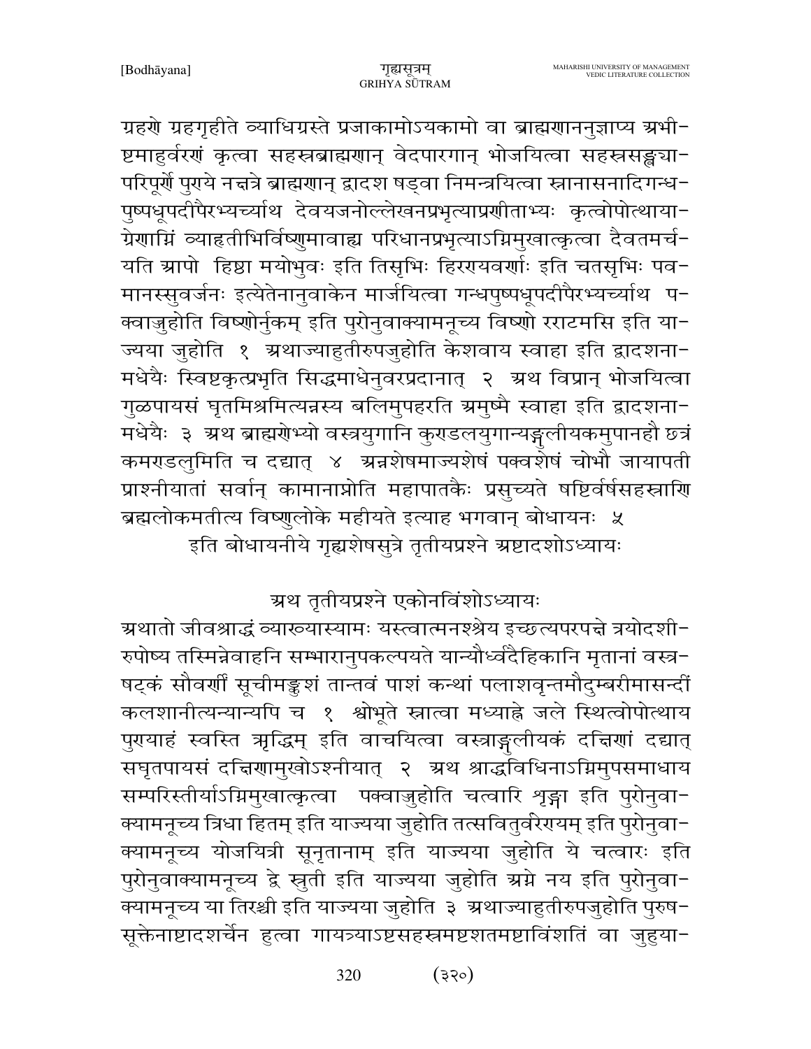ग्रहणे ग्रहगृहीते व्याधिग्रस्ते प्रजाकामोऽयकामो वा ब्राह्मणाननुज्ञाप्य अभी-ष्टमाहुर्वरणं कृत्वा सहस्रब्राह्मणान् वेदपारगान् भोजयित्वा सहस्रसङ्ख्या-परिपूर्णे पुण्ये नक्षत्रे ब्राह्मणान् द्वादश षड्वा निमन्त्रयित्वा स्नानासनादिगन्ध-पुष्पधूपदीपैरभ्यर्च्याथ देवयजनोल्लेखनप्रभृत्याप्रणीताभ्यः कृत्वोपोत्थाया-ग्रेणाग्निं व्याहृतीभिर्विष्णुमावाह्य परिधानप्रभृत्याऽग्निमुखात्कृत्वा दैवतमर्च-यति आपो हिष्ठा मयोभुवः इति तिसृभिः हिरण्यवर्णाः इति चतसृभिः पव-मानस्सुवर्जनः इत्येतेनानुवाकेन मार्जयित्वा गन्धपुष्पधूपदीपैरभ्यर्च्याथ प-क्वाज्जुहोति विष्णोर्नुकम् इति पुरोनुवाक्यामनूच्य विष्णो रराटमसि इति या-ज्यया जुहोति १ अथाज्याहुतीरुपजुहोति केशवाय स्वाहा इति द्वादशना-मधेयैः स्विष्टकृत्प्रभृति सिद्धमाधेनुवरप्रदानात् २ अथ विप्रान् भोजयित्वा गुळपायसं घृतमिश्रमित्यन्नस्य बलिमुपहरति अमुष्मै स्वाहा इति द्वादशना-मधेयैः ३ अथ ब्राह्मणेभ्यो वस्त्रयुगानि कुण्डलयुगान्यङ्गुलीयकमुपानहौ छत्रं कमण्डलुमिति च दद्यात् ४ अन्नशेषमाज्यशेषं पक्वशेषं चोभौ जायापती प्राश्नीयातां सर्वान् कामानाप्नोति महापातकैः प्रमुच्यते षष्टिर्वर्षसहस्राणि ब्रह्मलोकमतीत्य विष्णुलोके महीयते इत्याह भगवान् बोधायनः ५

इति बोधायनीये गृह्यशेषसुत्रे तृतीयप्रश्ने अष्टादशोऽध्यायः

## अथ तृतीयप्रश्ने एकोनविंशोऽध्यायः

अथातो जीवश्राद्धं व्याख्यास्यामः यस्त्वात्मनश्श्रेय इच्छत्यपरपक्षे त्रयोदशी-रुपोष्य तस्मिन्नेवाहनि सम्भारानुपकल्पयते यान्यौर्ध्वदैहिकानि मृतानां वस्त्र-षट्कं सौवर्णीं सूचीमङ्कुशं तान्तवं पाशं कन्थां पलाशवृन्तमौदुम्बरीमासन्दीं कलशानीत्यन्यान्यपि च १ श्वोभूते स्नात्वा मध्याह्ने जले स्थित्वोपोत्थाय पुण्याहं स्वस्ति ऋद्धिम् इति वाचयित्वा वस्त्राङ्गुलीयकं दक्षिणां दद्यात् सघृतपायसं दक्षिणामुखोऽश्नीयात् २ अथ श्राद्धविधिनाऽग्निमुपसमाधाय सम्परिस्तीर्याऽग्निमुखात्कृत्वा पक्वाज्जुहोति चत्वारि शृङ्गा इति पुरोनुवा-क्यामनूच्य त्रिधा हितम् इति याज्यया जुहोति तत्सवितुर्वरेण्यम् इति पुरोनुवा-क्यामनूच्य योजयित्री सूनृतानाम् इति याज्यया जुहोति ये चत्वारः इति पुरोनुवाक्यामनूच्य द्वे स्रुती इति याज्यया जुहोति अग्ने नय इति पुरोनुवा-क्यामनूच्य या तिरश्ची इति याज्यया जुहोति ३ अथाज्याहुतीरुपजुहोति पुरुष-सूक्तेनाष्टादशर्चेन हुत्वा गायत्र्याऽष्टसहस्रमष्टशतमष्टाविंशतिं वा जुहुया-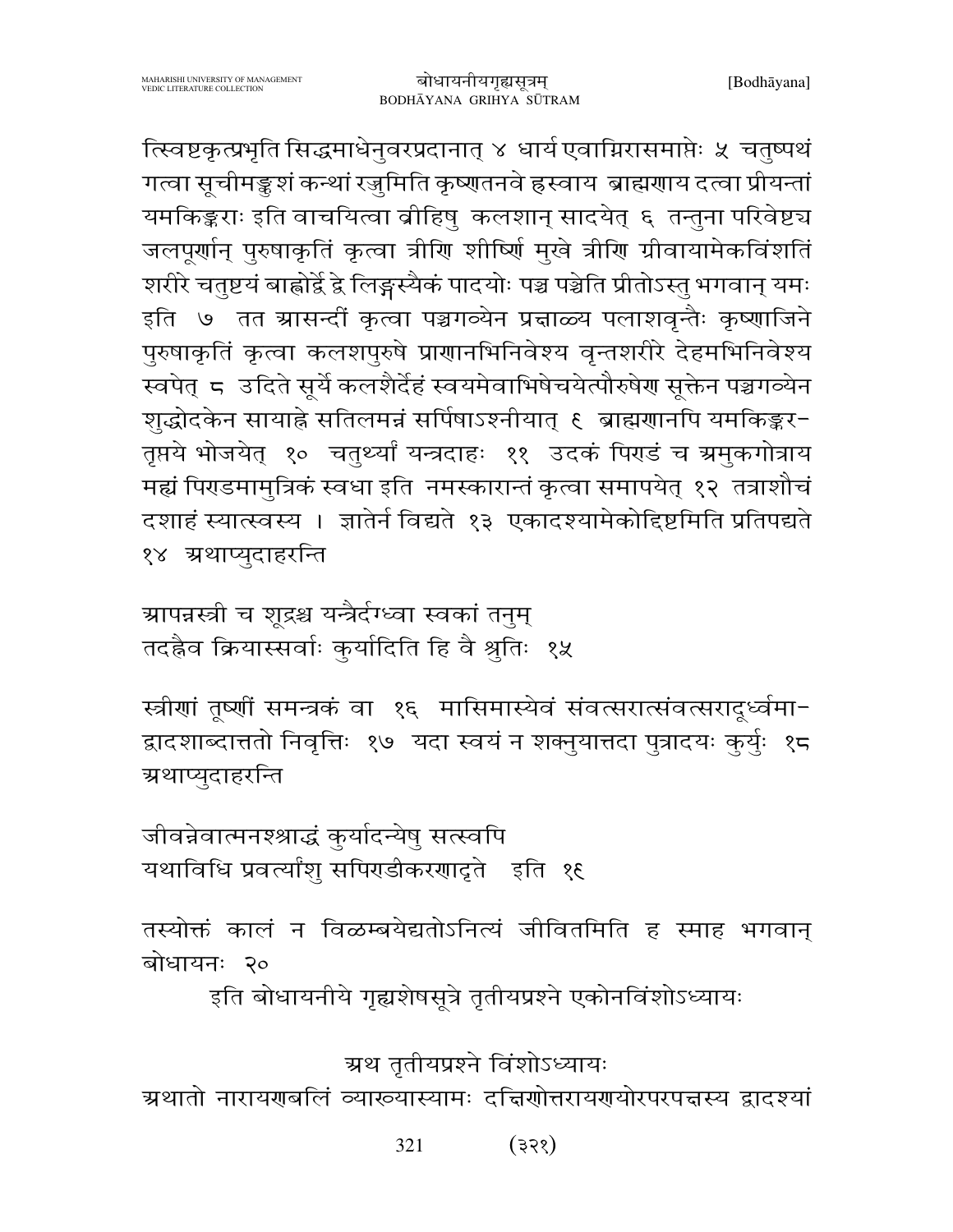त्स्विष्टकृत्प्रभृति सिद्धमाधेनुवरप्रदानात् ४ धार्य एवाग्निरासमाप्तेः ५ चतुष्पथं गत्वा सूचीमङ्कुशं कन्थां रज्जुमिति कृष्णतनवे ह्रस्वाय ब्राह्मणाय दत्वा प्रीयन्तां यमकिङ्कराः इति वाचयित्वा व्रीहिषु कलशान् सादयेत् ६ तन्तुना परिवेष्ट्य जलपूर्णान् पुरुषाकृतिं कृत्वा त्रीणि शीर्ष्णि मुखे त्रीणि ग्रीवायामेकविंशतिं शरीरे चतुष्टयं बाह्वोर्द्वे द्वे लिङ्गस्यैकं पादयोः पञ्च पञ्चेति प्रीतोऽस्तु भगवान् यमः इति ७ तत आसन्दीं कृत्वा पञ्चगव्येन प्रक्षाळ्य पलाशवृन्तैः कृष्णाजिने पुरुषाकृतिं कृत्वा कलशपुरुषे प्राणानभिनिवेश्य वृन्तशरीरे देहमभिनिवेश्य स्वपेत् ८ उदिते सूर्ये कलशैर्देहं स्वयमेवाभिषेचयेत्पौरुषेण सूक्तेन पञ्चगव्येन शुद्धोदकेन सायाह्ने सतिलमन्नं सर्पिषाऽश्नीयात् ९ ब्राह्मणानपि यमकिङ्कर-तृप्तये भोजयेत् १० चतुर्थ्यां यन्त्रदाहः ११ उदकं पिण्डं च अमुकगोत्राय मह्यं पिण्डमामुत्रिकं स्वधा इति नमस्कारान्तं कृत्वा समापयेत् १२ तत्राशौचं दशाहं स्यात्स्वस्य । ज्ञातेर्न विद्यते १३ एकादश्यामेकोद्दिष्टमिति प्रतिपद्यते १४ अथाप्युदाहरन्ति

आपन्नस्त्री च शूद्रश्च यन्त्रैर्दग्ध्वा स्वकां तनुम्
तदह्नैव क्रियास्सर्वाः कुर्यादिति हि वै श्रुतिः १५

स्त्रीणां तूष्णीं समन्त्रकं वा १६ मासिमास्येवं संवत्सरात्संवत्सरादूर्ध्वमा-द्वादशाब्दात्ततो निवृत्तिः १७ यदा स्वयं न शक्नुयात्तदा पुत्रादयः कुर्युः १८ अथाप्युदाहरन्ति

जीवन्नेवात्मनश्श्राद्धं कुर्यादन्येषु सत्स्वपि
यथाविधि प्रवर्त्यांशु सपिण्डीकरणादृते इति १९

तस्योक्तं कालं न विळम्बयेद्यतोऽनित्यं जीवितमिति ह स्माह भगवान् बोधायनः २०

इति बोधायनीये गृह्यशेषसूत्रे तृतीयप्रश्ने एकोनविंशोऽध्यायः

## अथ तृतीयप्रश्ने विंशोऽध्यायः

अथातो नारायणबलिं व्याख्यास्यामः दक्षिणोत्तरायणयोरपरपक्षस्य द्वादश्यां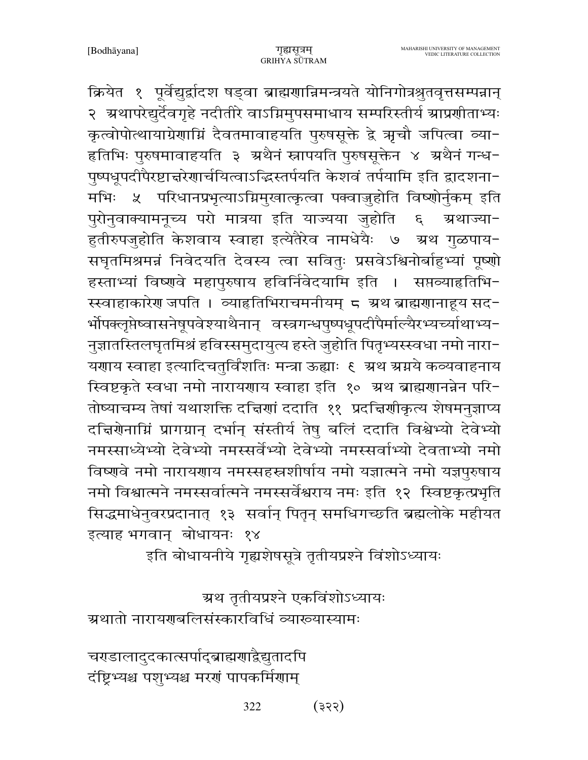क्रियेत १ पूर्वेद्युर्द्वादश षड्वा ब्राह्मणान्निमन्त्रयते योनिगोत्रश्रुतवृत्तसम्पन्नान् २ अथापरेद्युर्देवगृहे नदीतीरे वाऽग्निमुपसमाधाय सम्परिस्तीर्य आप्रणीताभ्यः कृत्वोपोत्थायाग्रेणाग्निं दैवतमावाहयति पुरुषसूक्ते द्वे ऋचौ जपित्वा व्याहृतिभिः पुरुषमावाहयति ३ अथैनं स्नापयति पुरुषसूक्तेन ४ अथैनं गन्धपुष्पधूपदीपैरष्टाक्षरेणार्चयित्वाऽद्भिस्तर्पयति केशवं तर्पयामि इति द्वादशनामभिः ५ परिधानप्रभृत्याऽग्निमुखात्कृत्वा पक्वाज्जुहोति विष्णोर्नुकम् इति पुरोनुवाक्यामनूच्य परो मात्रया इति याज्यया जुहोति ६ अथाज्याहुतीरुपजुहोति केशवाय स्वाहा इत्येतैरेव नामधेयैः ७ अथ गुळपायसघृतमिश्रमन्नं निवेदयति देवस्य त्वा सवितुः प्रसवेऽश्विनोर्बाहुभ्यां पूष्णो हस्ताभ्यां विष्णवे महापुरुषाय हविर्निवेदयामि इति । सप्तव्याहृतिभिस्स्वाहाकारेण जपति । व्याहृतिभिराचमनीयम् ८ अथ ब्राह्मणानाहूय सदर्भोपक्लृप्तेष्वासनेषूपवेश्याथैनान् वस्त्रगन्धपुष्पधूपदीपैर्माल्यैरभ्यर्च्याथाभ्यनुज्ञातस्तिलघृतमिश्रं हविस्समुदायुत्य हस्ते जुहोति पितृभ्यस्स्वधा नमो नारायणाय स्वाहा इत्यादिचतुर्विंशतिः मन्त्रा ऊह्याः ९ अथ अग्नये कव्यवाहनाय स्विष्टकृते स्वधा नमो नारायणाय स्वाहा इति १० अथ ब्राह्मणानन्नेन परितोष्याचम्य तेषां यथाशक्ति दक्षिणां ददाति ११ प्रदक्षिणीकृत्य शेषमनुज्ञाप्य दक्षिणेनाग्निं प्रागग्रान् दर्भान् संस्तीर्य तेषु बलिं ददाति विश्वेभ्यो देवेभ्यो नमस्साध्येभ्यो देवेभ्यो नमस्सर्वेभ्यो देवेभ्यो नमस्सर्वाभ्यो देवताभ्यो नमो विष्णवे नमो नारायणाय नमस्सहस्रशीर्षाय नमो यज्ञात्मने नमो यज्ञपुरुषाय नमो विश्वात्मने नमस्सर्वात्मने नमस्सर्वेश्वराय नमः इति १२ स्विष्टकृत्प्रभृति सिद्धमाधेनुवरप्रदानात् १३ सर्वान् पितृन् समधिगच्छति ब्रह्मलोके महीयत इत्याह भगवान् बोधायनः १४

इति बोधायनीये गृह्यशेषसूत्रे तृतीयप्रश्ने विंशोऽध्यायः

## अथ तृतीयप्रश्ने एकविंशोऽध्यायः

अथातो नारायणबलिसंस्कारविधिं व्याख्यास्यामः

चण्डालादुदकात्सर्पाद्ब्राह्मणाद्वैद्युतादपि
दंष्ट्रिभ्यश्च पशुभ्यश्च मरणं पापकर्मिणाम्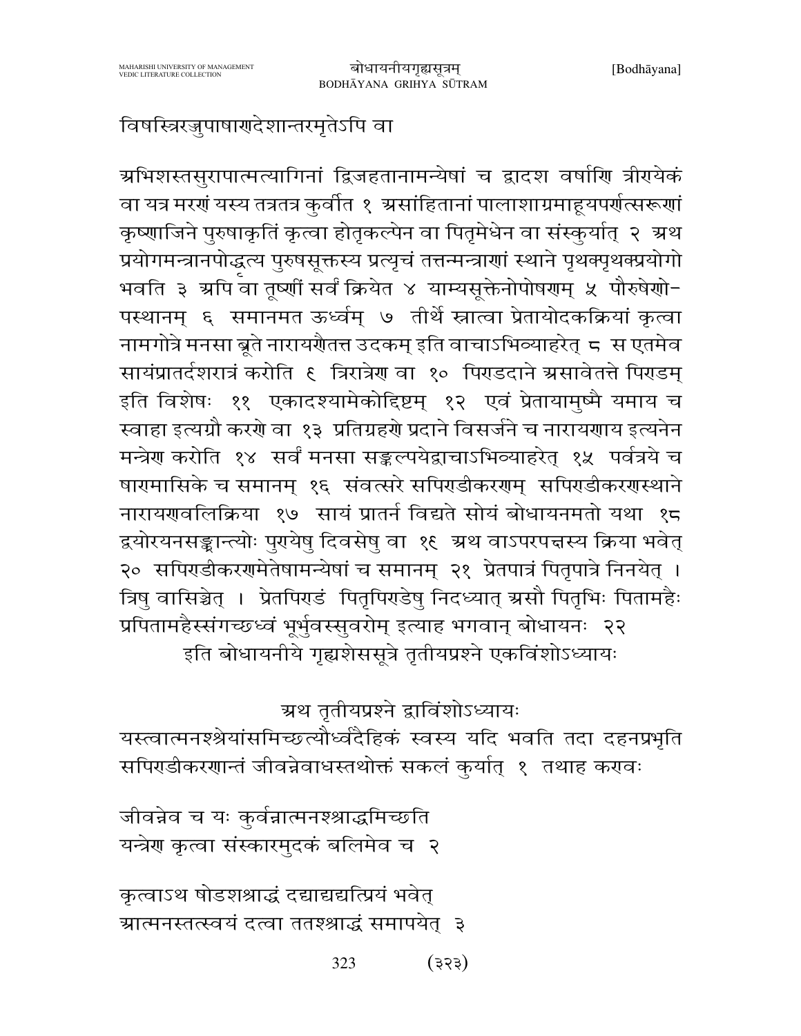विषस्त्रिरज्जुपाषाणदेशान्तरमृतेऽपि वा

अभिशस्तसुरापात्मत्यागिनां द्विजहतानामन्येषां च द्वादश वर्षाणि त्रीण्येकं वा यत्र मरणं यस्य तत्रतत्र कुर्वीत १ असांहितानां पालाशाग्रमाहूयपर्णत्सरूणां कृष्णाजिने पुरुषाकृतिं कृत्वा होतृकल्पेन वा पितृमेधेन वा संस्कुर्यात् २ अथ प्रयोगमन्त्रानपोद्धृत्य पुरुषसूक्तस्य प्रत्यृचं तत्तन्मन्त्राणां स्थाने पृथक्पृथक्प्रयोगो भवति ३ अपि वा तूष्णीं सर्वं क्रियेत ४ याम्यसूक्तेनोपोषणम् ५ पौरुषेणो-पस्थानम् ६ समानमत ऊर्ध्वम् ७ तीर्थे स्नात्वा प्रेतायोदकक्रियां कृत्वा नामगोत्रे मनसा ब्रूते नारायणैतत्त उदकम् इति वाचाऽभिव्याहरेत् ८ स एतमेव सायंप्रातर्दशरात्रं करोति ९ त्रिरात्रेण वा १० पिण्डदाने असावेतत्ते पिण्डम् इति विशेषः ११ एकादश्यामेकोद्दिष्टम् १२ एवं प्रेतायामुष्मै यमाय च स्वाहा इत्यग्नौ करणे वा १३ प्रतिग्रहणे प्रदाने विसर्जने च नारायणाय इत्यनेन मन्त्रेण करोति १४ सर्वं मनसा सङ्कल्पयेद्वाचाऽभिव्याहरेत् १५ पर्वत्रये च षाण्मासिके च समानम् १६ संवत्सरे सपिण्डीकरणम् सपिण्डीकरणस्थाने नारायणवलिक्रिया १७ सायं प्रातर्न विद्यते सोयं बोधायनमतो यथा १८ द्वयोरयनसङ्क्रान्त्योः पुण्येषु दिवसेषु वा १९ अथ वाऽपरपक्षस्य क्रिया भवेत् २० सपिण्डीकरणमेतेषामन्येषां च समानम् २१ प्रेतपात्रं पितृपात्रे निनयेत् । त्रिषु वासिञ्चेत् । प्रेतपिण्डं पितृपिण्डेषु निदध्यात् असौ पितृभिः पितामहैः प्रपितामहैस्संगच्छध्वं भूर्भुवस्सुवरोम् इत्याह भगवान् बोधायनः २२

इति बोधायनीये गृह्यशेससूत्रे तृतीयप्रश्ने एकविंशोऽध्यायः

## अथ तृतीयप्रश्ने द्वाविंशोऽध्यायः

यस्त्वात्मनश्श्रेयांसमिच्छत्यौर्ध्वदैहिकं स्वस्य यदि भवति तदा दहनप्रभृति सपिण्डीकरणान्तं जीवन्नेवाधस्तथोक्तं सकलं कुर्यात् १ तथाह कण्वः

जीवन्नेव च यः कुर्वन्नात्मनश्श्राद्धमिच्छति
यन्त्रेण कृत्वा संस्कारमुदकं बलिमेव च २

कृत्वाऽथ षोडशश्राद्धं दद्याद्यद्यत्प्रियं भवेत्
आत्मनस्तत्स्वयं दत्वा ततश्श्राद्धं समापयेत् ३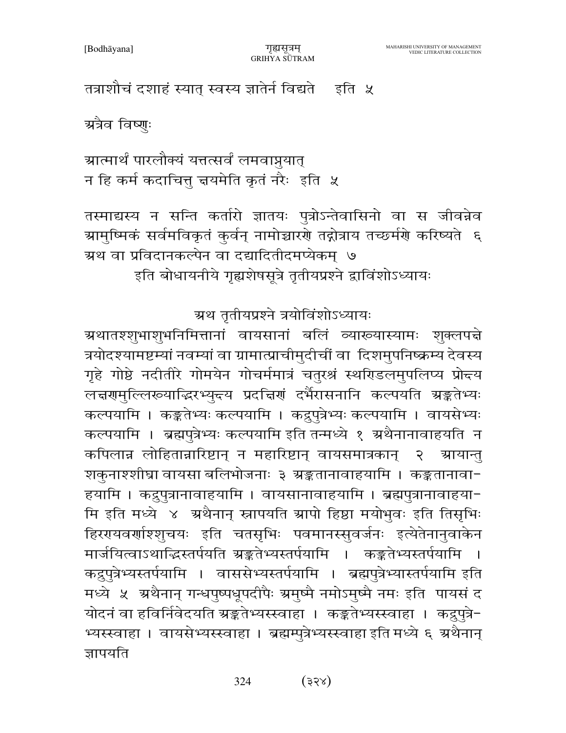तत्राशौचं दशाहं स्यात् स्वस्य ज्ञातेर्न विद्यते    इति ५

अत्रैव विष्णुः

आत्मार्थं पारलौक्यं यत्तत्सर्वं लमवाप्नुयात्
न हि कर्म कदाचित्तु क्षयमेति कृतं नरैः  इति ५

तस्माद्यस्य न सन्ति कर्तारो ज्ञातयः पुत्रोऽन्तेवासिनो वा स जीवन्नेव आमुष्मिकं सर्वमविकृतं कुर्वन् नामोच्चारणे तद्गोत्राय तच्छर्मणे करिष्यते ६ अथ वा प्रविदानकल्पेन वा दद्यादितीदमप्येकम् ७

इति बोधायनीये गृह्यशेषसूत्रे तृतीयप्रश्ने द्वाविंशोऽध्यायः

अथ तृतीयप्रश्ने त्रयोविंशोऽध्यायः

अथातश्शुभाशुभनिमित्तानां वायसानां बलिं व्याख्यास्यामः शुक्लपक्षे त्रयोदश्यामष्टम्यां नवम्यां वा ग्रामात्प्राचीमुदीचीं वा दिशमुपनिष्क्रम्य देवस्य गृहे गोष्ठे नदीतीरे गोमयेन गोचर्ममात्रं चतुरश्रं स्थण्डिलमुपलिप्य प्रोक्ष्य लक्षणमुल्लिख्याद्भिरभ्युक्ष्य प्रदक्षिणं दर्भैरासनानि कल्पयति अङ्कतेभ्यः कल्पयामि । कङ्कतेभ्यः कल्पयामि । कद्रुपुत्रेभ्यः कल्पयामि । वायसेभ्यः कल्पयामि । ब्रह्मपुत्रेभ्यः कल्पयामि इति तन्मध्ये १ अथैनानावाहयति न कपिलान्न लोहितान्नारिष्टान् न महारिष्टान् वायसमात्रकान् २ आयान्तु शकुनाश्शीघ्रा वायसा बलिभोजनाः ३ अङ्कतानावाहयामि । कङ्कतानावाहयामि । कद्रुपुत्रानावाहयामि । वायसानावाहयामि । ब्रह्मपुत्रानावाहयामि इति मध्ये ४ अथैनान् स्नापयति आपो हिष्ठा मयोभुवः इति तिसृभिः हिरण्यवर्णाश्शुचयः इति चतसृभिः पवमानस्सुवर्जनः इत्येतेनानुवाकेन मार्जयित्वाऽथाद्भिस्तर्पयति अङ्कतेभ्यस्तर्पयामि । कङ्कतेभ्यस्तर्पयामि । कद्रुपुत्रेभ्यस्तर्पयामि । वाससेभ्यस्तर्पयामि । ब्रह्मपुत्रेभ्यास्तर्पयामि इति मध्ये ५ अथैनान् गन्धपुष्पधूपदीपैः अमुष्मै नमोऽमुष्मै नमः इति पायसं दयोदनं वा हविर्निवेदयति अङ्कतेभ्यस्स्वाहा । कङ्कतेभ्यस्स्वाहा । कद्रुपुत्रेभ्यस्स्वाहा । वायसेभ्यस्स्वाहा । ब्रह्मम्पुत्रेभ्यस्स्वाहा इति मध्ये ६ अथैनान् ज्ञापयति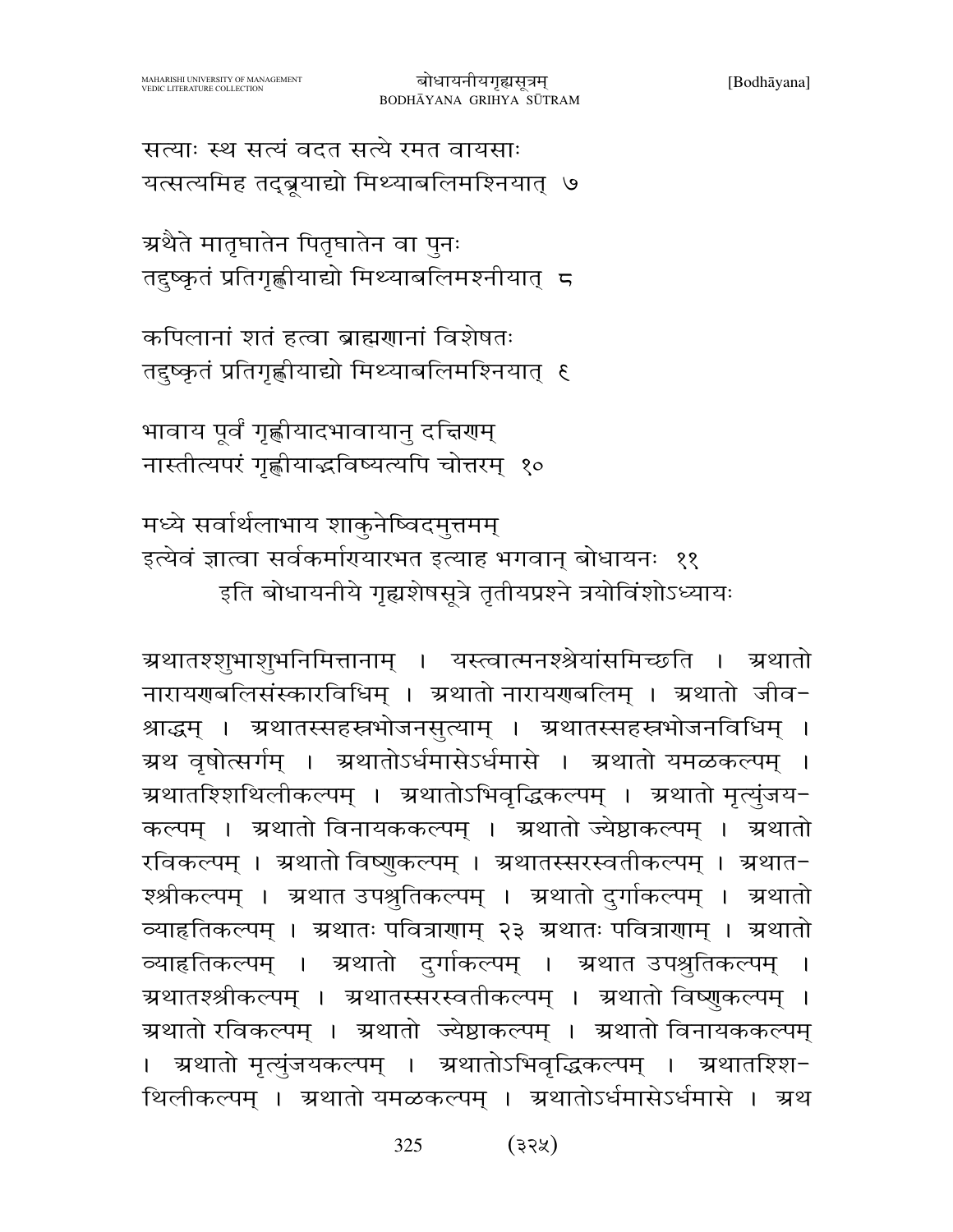सत्याः स्थ सत्यं वदत सत्ये रमत वायसाः
यत्सत्यमिह तद्ब्रूयाद्यो मिथ्याबलिमश्नियात् ७

अथैते मातृघातेन पितृघातेन वा पुनः
तद्दुष्कृतं प्रतिगृह्णीयाद्यो मिथ्याबलिमश्नीयात् ८

कपिलानां शतं हत्वा ब्राह्मणानां विशेषतः
तद्दुष्कृतं प्रतिगृह्णीयाद्यो मिथ्याबलिमश्नियात् ९

भावाय पूर्वं गृह्णीयादभावायानु दक्षिणम्
नास्तीत्यपरं गृह्णीयाद्भविष्यत्यपि चोत्तरम् १०

मध्ये सर्वार्थलाभाय शाकुनेष्विदमुत्तमम्
इत्येवं ज्ञात्वा सर्वकर्माण्यारभत इत्याह भगवान् बोधायनः ११

इति बोधायनीये गृह्यशेषसूत्रे तृतीयप्रश्ने त्रयोविंशोऽध्यायः

अथातश्शुभाशुभनिमित्तानाम् । यस्त्वात्मनश्श्रेयांसमिच्छति । अथातो नारायणबलिसंस्कारविधिम् । अथातो नारायणबलिम् । अथातो जीवश्राद्धम् । अथातस्सहस्रभोजनसुत्याम् । अथातस्सहस्रभोजनविधिम् । अथ वृषोत्सर्गम् । अथातोऽर्धमासेऽर्धमासे । अथातो यमळकल्पम् । अथातश्शिथिलीकल्पम् । अथातोऽभिवृद्धिकल्पम् । अथातो मृत्युंजयकल्पम् । अथातो विनायककल्पम् । अथातो ज्येष्ठाकल्पम् । अथातो रविकल्पम् । अथातो विष्णुकल्पम् । अथातस्सरस्वतीकल्पम् । अथातश्श्रीकल्पम् । अथात उपश्रुतिकल्पम् । अथातो दुर्गाकल्पम् । अथातो व्याहृतिकल्पम् । अथातः पवित्राणाम् २३ अथातः पवित्राणाम् । अथातो व्याहृतिकल्पम् । अथातो दुर्गाकल्पम् । अथात उपश्रुतिकल्पम् । अथातश्श्रीकल्पम् । अथातस्सरस्वतीकल्पम् । अथातो विष्णुकल्पम् । अथातो रविकल्पम् । अथातो ज्येष्ठाकल्पम् । अथातो विनायककल्पम् । अथातो मृत्युंजयकल्पम् । अथातोऽभिवृद्धिकल्पम् । अथातश्शिथिलीकल्पम् । अथातो यमळकल्पम् । अथातोऽर्धमासेऽर्धमासे । अथ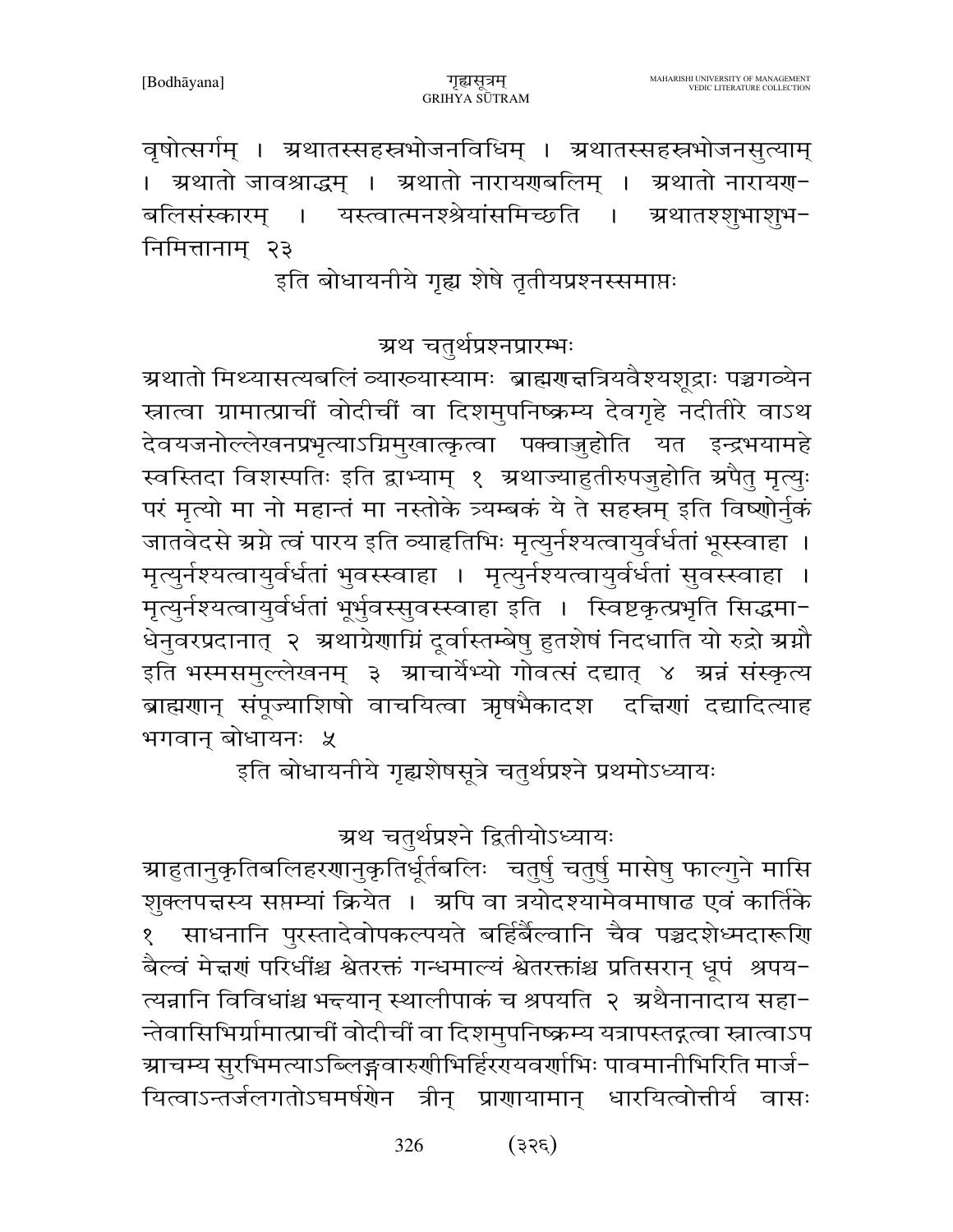वृषोत्सर्गम् । अथातस्सहस्रभोजनविधिम् । अथातस्सहस्रभोजनसुत्याम् । अथातो जावश्राद्धम् । अथातो नारायणबलिम् । अथातो नारायणबलिसंस्कारम् । यस्त्वात्मनश्श्रेयांसमिच्छति । अथातश्शुभाशुभनिमित्तानाम् २३

इति बोधायनीये गृह्य शेषे तृतीयप्रश्नस्समाप्तः

## अथ चतुर्थप्रश्नप्रारम्भः

अथातो मिथ्यासत्यबलिं व्याख्यास्यामः ब्राह्मणक्षत्रियवैश्यशूद्राः पञ्चगव्येन स्नात्वा ग्रामात्प्राचीं वोदीचीं वा दिशमुपनिष्क्रम्य देवगृहे नदीतीरे वाऽथ देवयजनोल्लेखनप्रभृत्याऽग्निमुखात्कृत्वा पक्वाज्जुहोति यत इन्द्रभयामहे स्वस्तिदा विशस्पतिः इति द्वाभ्याम् १ अथाज्याहुतीरुपजुहोति अपैतु मृत्युः परं मृत्यो मा नो महान्तं मा नस्तोके त्र्यम्बकं ये ते सहस्रम् इति विष्णोर्नुकं जातवेदसे अग्ने त्वं पारय इति व्याहृतिभिः मृत्युर्नश्यत्वायुर्वर्धतां भूस्स्वाहा । मृत्युर्नश्यत्वायुर्वर्धतां भुवस्स्वाहा । मृत्युर्नश्यत्वायुर्वर्धतां सुवस्स्वाहा । मृत्युर्नश्यत्वायुर्वर्धतां भूर्भुवस्सुवस्स्वाहा इति । स्विष्टकृत्प्रभृति सिद्धमाधेनुवरप्रदानात् २ अथाग्रेणाग्निं दूर्वास्तम्बेषु हुतशेषं निदधाति यो रुद्रो अग्नौ इति भस्मसमुल्लेखनम् ३ आचार्येभ्यो गोवत्सं दद्यात् ४ अन्नं संस्कृत्य ब्राह्मणान् संपूज्याशिषो वाचयित्वा ऋषभैकादश दक्षिणां दद्यादित्याह भगवान् बोधायनः ५

इति बोधायनीये गृह्यशेषसूत्रे चतुर्थप्रश्ने प्रथमोऽध्यायः

## अथ चतुर्थप्रश्ने द्वितीयोऽध्यायः

आहुतानुकृतिबलिहरणानुकृतिर्धूर्तबलिः चतुर्षु चतुर्षु मासेषु फाल्गुने मासि शुक्लपक्षस्य सप्तम्यां क्रियेत । अपि वा त्रयोदश्यामेवमाषाढ एवं कार्तिके १ साधनानि पुरस्तादेवोपकल्पयते बर्हिर्बैल्वानि चैव पञ्चदशेध्मदारूणि बैल्वं मेक्षणं परिधींश्च श्वेतरक्तं गन्धमाल्यं श्वेतरक्तांश्च प्रतिसरान् धूपं श्रपयत्यन्नानि विविधांश्च भक्ष्यान् स्थालीपाकं च श्रपयति २ अथैनानादाय सहान्तेवासिभिर्ग्रामात्प्राचीं वोदीचीं वा दिशमुपनिष्क्रम्य यत्रापस्तद्गत्वा स्नात्वाऽप आचम्य सुरभिमत्याऽब्लिङ्गवारुणीभिर्हिरण्यवर्णाभिः पावमानीभिरिति मार्जयित्वाऽन्तर्जलगतोऽघमर्षणेन त्रीन् प्राणायामान् धारयित्वोत्तीर्य वासः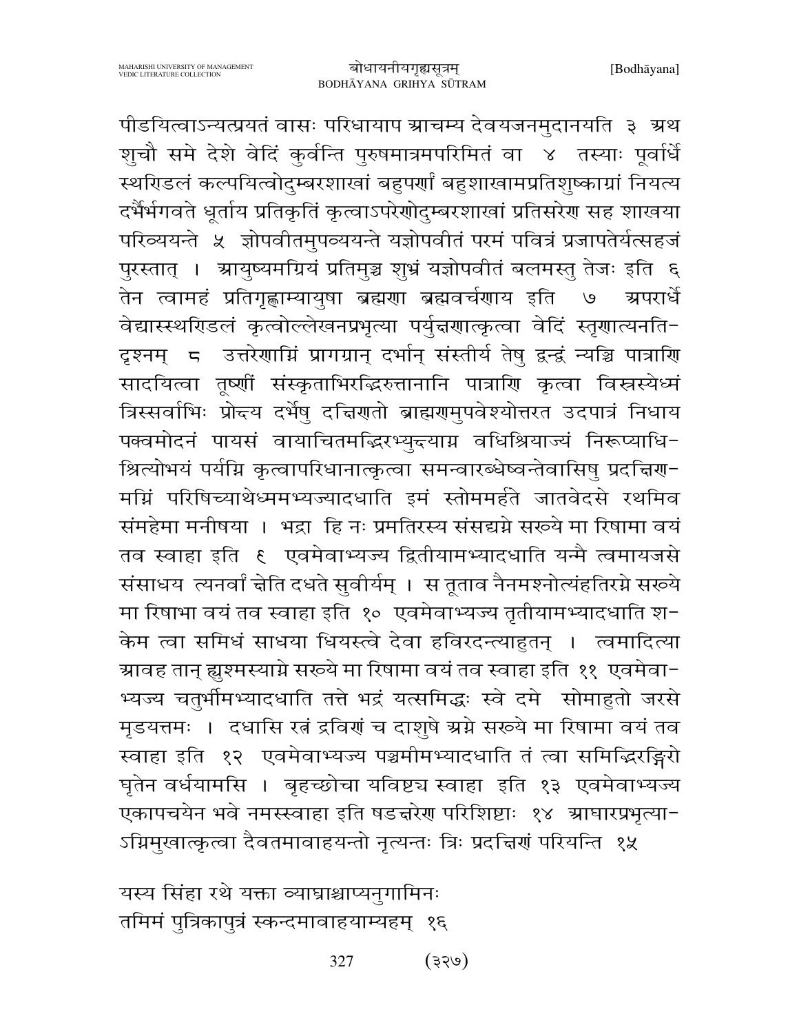पीडयित्वाऽन्यत्प्रयतं वासः परिधायाप आचम्य देवयजनमुदानयति ३ अथ शुचौ समे देशे वेदिं कुर्वन्ति पुरुषमात्रमपरिमितं वा ४ तस्याः पूर्वार्धे स्थण्डिलं कल्पयित्वोदुम्बरशाखां बहुपर्णां बहुशाखामप्रतिशुष्काग्रां नियत्य दर्भैर्भगवते धूर्ताय प्रतिकृतिं कृत्वाऽपरेणोदुम्बरशाखां प्रतिसरेण सह शाखया परिव्ययन्ते ५ ज्ञोपवीतमुपव्ययन्ते यज्ञोपवीतं परमं पवित्रं प्रजापतेर्यत्सहजं पुरस्तात् । आयुष्यमग्रियं प्रतिमुञ्च शुभ्रं यज्ञोपवीतं बलमस्तु तेजः इति ६ तेन त्वामहं प्रतिगृह्णाम्यायुषा ब्रह्मणा ब्रह्मवर्चसाय इति ७ अपरार्धे वेद्यास्स्थण्डिलं कृत्वोल्लेखनप्रभृत्या पर्युक्षणात्कृत्वा वेदिं स्तृणात्यनतिदृश्नम् ८ उत्तरेणाग्निं प्रागग्रान् दर्भान् संस्तीर्य तेषु द्वन्द्वं न्यञ्चि पात्राणि सादयित्वा तूष्णीं संस्कृताभिरद्भिरुत्तानानि पात्राणि कृत्वा विस्रस्येध्मं त्रिस्सर्वाभिः प्रोक्ष्य दर्भेषु दक्षिणतो ब्राह्मणमुपवेश्योत्तरत उदपात्रं निधाय पक्वमोदनं पायसं वायाचितमद्भिरभ्युक्ष्याग्न वधिश्रियाज्यं निरूप्याधिश्रित्योभयं पर्यग्नि कृत्वापरिधानात्कृत्वा समन्वारब्धेष्वन्तेवासिषु प्रदक्षिणमग्निं परिषिच्याथेध्ममभ्यज्यादधाति इमं स्तोममर्हते जातवेदसे रथमिव संमहेमा मनीषया । भद्रा हि नः प्रमतिरस्य संसद्यग्ने सख्ये मा रिषामा वयं तव स्वाहा इति ९ एवमेवाभ्यज्य द्वितीयामभ्यादधाति यस्मै त्वमायजसे संसाधय त्यनर्वा क्षेति दधते सुवीर्यम् । स तूताव नैनमश्नोत्यंहतिरग्ने सख्ये मा रिषाभा वयं तव स्वाहा इति १० एवमेवाभ्यज्य तृतीयामभ्यादधाति शकेम त्वा समिधं साधया धियस्त्वे देवा हविरदन्त्याहुतन् । त्वमादित्या आवह तान् ह्युश्मस्याग्ने सख्ये मा रिषामा वयं तव स्वाहा इति ११ एवमेवाभ्यज्य चतुर्थीमभ्यादधाति तत्ते भद्रं यत्समिद्धः स्वे दमे सोमाहुतो जरसे मृडयत्तमः । दधासि रत्नं द्रविणं च दाशुषे अग्ने सख्ये मा रिषामा वयं तव स्वाहा इति १२ एवमेवाभ्यज्य पञ्चमीमभ्यादधाति तं त्वा समिद्भिरङ्गिरो घृतेन वर्धयामसि । बृहच्छोचा यविष्ट्य स्वाहा इति १३ एवमेवाभ्यज्य एकापचयेन भवे नमस्स्वाहा इति षडक्षरेण परिशिष्टाः १४ आघारप्रभृत्याऽग्निमुखात्कृत्वा दैवतमावाहयन्तो नृत्यन्तः त्रिः प्रदक्षिणं परियन्ति १५

यस्य सिंहा रथे यक्ता व्याघ्राश्चाप्यनुगामिनः
तमिमं पुत्रिकापुत्रं स्कन्दमावाहयाम्यहम् १६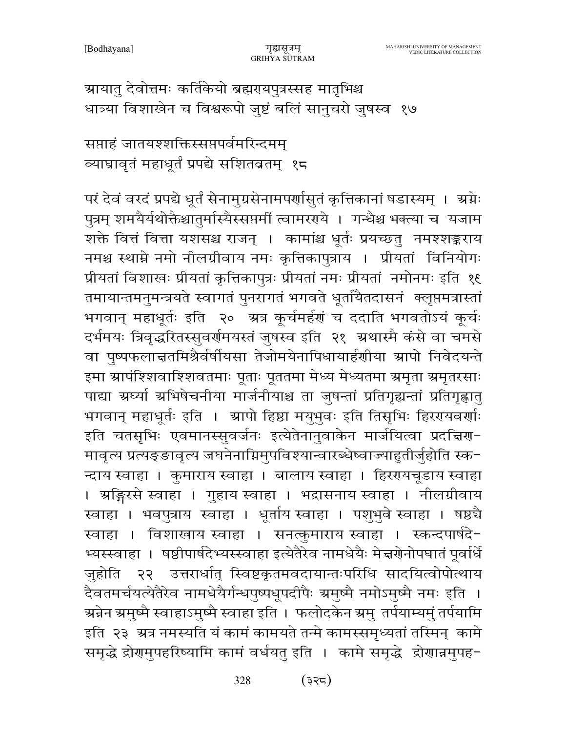आयातु देवोत्तमः कर्तिकेयो ब्रह्मरायपुत्रस्सह मातृभिश्च
धात्र्या विशाखेन च विश्वरूपो जुष्टं बलिं सानुचरो जुषस्व १७

सप्ताहं जातयश्शक्तिस्सप्तपर्वमरिन्दमम्
व्याघ्रावृतं महाधूर्तं प्रपद्ये सशितव्रतम् १८

परं देवं वरदं प्रपद्ये धूर्तं सेनामुग्रसेनामपर्णासुतं कृत्तिकानां षडास्यम् । अग्नेः पुत्रम् शमयैर्यथोक्तैश्चातुर्मास्यैस्सप्तमीं त्वामरराये । गन्धैश्च भक्त्या च यजाम शक्ते वित्तं वित्ता यशसश्च राजन् । कामांश्च धूर्तः प्रयच्छतु नमश्शङ्कराय नमश्च स्थाम्ने नमो नीलग्रीवाय नमः कृत्तिकापुत्राय । प्रीयतां विनियोगः प्रीयतां विशाखः प्रीयतां कृत्तिकापुत्रः प्रीयतां नमः प्रीयतां नमोनमः इति १९ तमायान्तमनुमन्त्रयते स्वागतं पुनरागतं भगवते धूर्तायैतदासनं क्लृप्तमत्रास्तां भगवान् महाधूर्तः इति २० अत्र कूर्चमर्हणं च ददाति भगवतोऽयं कूर्चः दर्भमयः त्रिवृद्धरितस्सुवर्णमयस्तं जुषस्व इति २१ अथास्मै कंसे वा चमसे वा पुष्पफलाक्षतमिश्रैर्वर्षीयसा तेजोमयेनापिधायार्हणीया आपो निवेदयन्ते इमा आपंश्शिवाश्शिवतमाः पूताः पूततमा मेध्य मेध्यतमा अमृता अमृतरसाः पाद्या अर्घ्या अभिषेचनीया मार्जनीयाश्च ता जुषन्तां प्रतिगृह्यन्तां प्रतिगृह्णातु भगवान् महाधूर्तः इति । आपो हिष्ठा मयुभुवः इति तिसृभिः हिररायवर्णाः इति चतसृभिः एवमानस्सुवर्जनः इत्येतेनानुवाकेन मार्जयित्वा प्रदक्षिण-मावृत्य प्रत्यङ्ङावृत्य जघनेनाग्निमुपविश्यान्वारब्धेष्वाज्याहुतीर्जुहोति स्क-न्दाय स्वाहा । कुमाराय स्वाहा । बालाय स्वाहा । हिररायचूडाय स्वाहा । अङ्गिरसे स्वाहा । गुहाय स्वाहा । भद्रासनाय स्वाहा । नीलग्रीवाय स्वाहा । भवपुत्राय स्वाहा । धूर्ताय स्वाहा । पशुभुवे स्वाहा । षष्ठ्यै स्वाहा । विशाखाय स्वाहा । सनत्कुमाराय स्वाहा । स्कन्दपार्षदे-भ्यस्स्वाहा । षष्ठीपार्षदेभ्यस्स्वाहा इत्येतैरेव नामधेयैः मेक्षणेनोपघातं पूर्वार्धे जुहोति २२ उत्तरार्धात् स्विष्टकृतमवदायान्तःपरिधि सादयित्वोपोत्थाय दैवतमर्चयत्येतैरेव नामधेयैर्गन्धपुष्पधूपदीपैः अमुष्मै नमोऽमुष्मै नमः इति । अन्नेन अमुष्मै स्वाहाऽमुष्मै स्वाहा इति । फलोदकेन अमु तर्पयाम्यमुं तर्पयामि इति २३ अत्र नमस्यति यं कामं कामयते तन्मे कामस्समृध्यतां तस्मिन् कामे समृद्धे द्रोणमुपहरिष्यामि कामं वर्धयतु इति । कामे समृद्धे द्रोणान्नमुपह-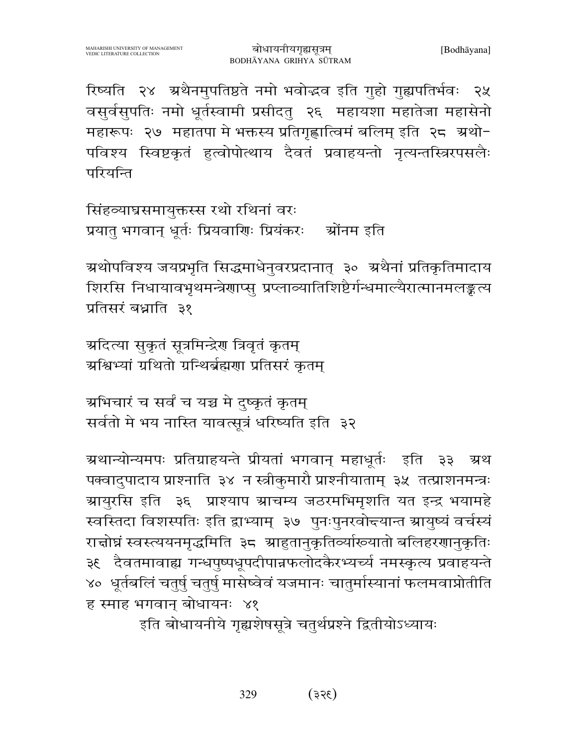रिष्यति २४ अथैनमुपतिष्ठते नमो भवोद्भव इति गुहो गुह्यपतिर्भवः २५ वसुर्वसुपतिः नमो धूर्तस्वामी प्रसीदतु २६ महायशा महातेजा महासेनो महारूपः २७ महातपा मे भक्तस्य प्रतिगृह्णात्विमं बलिम् इति २८ अथोपविश्य स्विष्टकृतं हुत्वोपोत्थाय दैवतं प्रवाहयन्तो नृत्यन्तस्त्रिरपसलैः परियन्ति

सिंहव्याघ्रसमायुक्तस्स रथो रथिनां वरः
प्रयातु भगवान् धूर्तः प्रियवाणिः प्रियंकरः   ओंनम इति

अथोपविश्य जयप्रभृति सिद्धमाधेनुवरप्रदानात् ३० अथैनां प्रतिकृतिमादाय शिरसि निधायावभृथमन्त्रेणाप्सु प्रप्लाव्यातिशिष्टैर्गन्धमाल्यैरात्मानमलङ्कृत्य प्रतिसरं बध्नाति ३१

अदित्या सुकृतं सूत्रमिन्द्रेण त्रिवृतं कृतम्
अश्विभ्यां ग्रथितो ग्रन्थिर्ब्रह्मणा प्रतिसरं कृतम्

अभिचारं च सर्वं च यच्च मे दुष्कृतं कृतम्
सर्वतो मे भय नास्ति यावत्सूत्रं धरिष्यति इति ३२

अथान्योन्यमपः प्रतिग्राहयन्ते प्रीयतां भगवान् महाधूर्तः इति ३३ अथ पक्वादुपादाय प्राश्नाति ३४ न स्त्रीकुमारौ प्राश्नीयाताम् ३५ तत्प्राशनमन्त्रः आयुरसि इति ३६ प्राश्याप आचम्य जठरमभिमृशति यत इन्द्र भयामहे स्वस्तिदा विशस्पतिः इति द्वाभ्याम् ३७ पुनःपुनरवोन्द्यान्त आयुष्यं वर्चस्यं रात्तोघ्नं स्वस्त्ययनमृद्धमिति ३८ आहुतानुकृतिर्व्याख्यातो बलिहरणानुकृतिः ३९ दैवतमावाह्य गन्धपुष्पधूपदीपान्नफलोदकैरभ्यर्च्य नमस्कृत्य प्रवाहयन्ते ४० धूर्तबलिं चतुर्षु चतुर्षु मासेष्वेवं यजमानः चातुर्मास्यानां फलमवाप्नोतीति ह स्माह भगवान् बोधायनः ४१

इति बोधायनीये गृह्यशेषसूत्रे चतुर्थप्रश्ने द्वितीयोऽध्यायः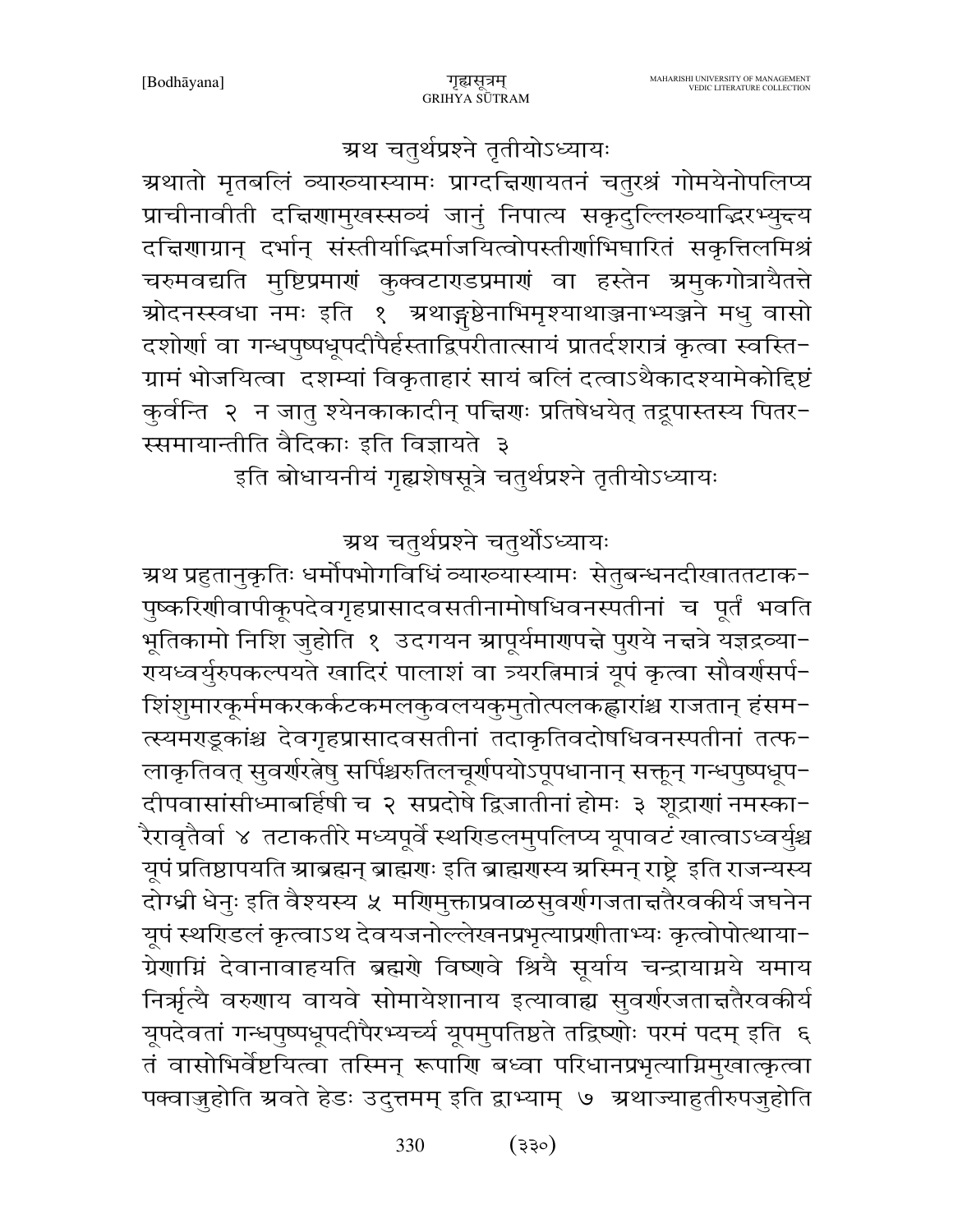## अथ चतुर्थप्रश्ने तृतीयोऽध्यायः

अथातो मृतबलिं व्याख्यास्यामः प्रागदक्षिणायतनं चतुरश्रं गोमयेनोपलिप्य प्राचीनावीती दक्षिणामुखस्सव्यं जानुं निपात्य सकृदुल्लिख्याद्भिरभ्युक्ष्य दक्षिणाग्रान् दर्भान् संस्तीर्याद्भिर्मार्जयित्वोपस्तीर्णाभिघारितं सकृत्तिलमिश्रं चरुमवद्यति मुष्टिप्रमाणं कुक्वटाण्डप्रमाणं वा हस्तेन अमुकगोत्रायैतत्ते ओदनस्स्वधा नमः इति १ अथाङ्गुष्ठेनाभिमृश्याथाञ्जनाभ्यञ्जने मधु वासो दशोर्णा वा गन्धपुष्पधूपदीपैर्हस्ताद्विपरीतात्सायं प्रातर्दशरात्रं कृत्वा स्वस्ति-ग्रामं भोजयित्वा दशम्यां विकृताहारं सायं बलिं दत्वाऽथैकादश्यामेकोद्दिष्टं कुर्वन्ति २ न जातु श्येनकाकादीन् पक्षिणः प्रतिषेधयेत् तद्रूपास्तस्य पितर-स्समायान्तीति वैदिकाः इति विज्ञायते ३

इति बोधायनीयं गृह्यशेषसूत्रे चतुर्थप्रश्ने तृतीयोऽध्यायः

## अथ चतुर्थप्रश्ने चतुर्थोऽध्यायः

अथ प्रहुतानुकृतिः धर्मोपभोगविधिं व्याख्यास्यामः सेतुबन्धनदीखाततटाक-पुष्करिणीवापीकूपदेवगृहप्रासादवसतीनामोषधिवनस्पतीनां च पूर्तं भवति भूतिकामो निशि जुहोति १ उदगयन आपूर्यमाणपक्षे पुण्ये नक्षत्रे यज्ञद्रव्या-ण्यध्वर्युरुपकल्पयते खादिरं पालाशं वा त्र्यरत्निमात्रं यूपं कृत्वा सौवर्णसर्प-शिंशुमारकूर्ममकरकर्कटकमलकुवलयकुमुतोत्पलकह्लारांश्च राजतान् हंसम-त्स्यमण्डूकांश्च देवगृहप्रासादवसतीनां तदाकृतिवदोषधिवनस्पतीनां तत्फ-लाकृतिवत् सुवर्णरत्नेषु सर्पिश्चरुतिलचूर्णपयोऽपूपधानान् सक्तून् गन्धपुष्पधूप-दीपवासांसीध्माबर्हिषी च २ सप्रदोषे द्विजातीनां होमः ३ शूद्राणां नमस्का-रैरावृतैर्वा ४ तटाकतीरे मध्यपूर्वे स्थण्डिलमुपलिप्य यूपावटं खात्वाऽध्वर्युश्च यूपं प्रतिष्ठापयति आब्रह्मन् ब्राह्मणः इति ब्राह्मणस्य अस्मिन् राष्ट्रे इति राजन्यस्य दोग्ध्री धेनुः इति वैश्यस्य ५ मणिमुक्ताप्रवाळसुवर्णगजताक्षतैरवकीर्य जघनेन यूपं स्थण्डिलं कृत्वाऽथ देवयजनोल्लेखनप्रभृत्याप्रणीताभ्यः कृत्वोपोत्थाया-ग्रेणाग्निं देवानावाहयति ब्रह्मणे विष्णवे श्रियै सूर्याय चन्द्रायाग्नये यमाय निर्ऋत्यै वरुणाय वायवे सोमायेशानाय इत्यावाह्य सुवर्णरजताक्षतैरवकीर्य यूपदेवतां गन्धपुष्पधूपदीपैरभ्यर्च्य यूपमुपतिष्ठते तद्विष्णोः परमं पदम् इति ६ तं वासोभिर्वेष्टयित्वा तस्मिन् रूपाणि बध्वा परिधानप्रभृत्याग्निमुखात्कृत्वा पक्वाज्जुहोति अवते हेडः उदुत्तमम् इति द्वाभ्याम् ७ अथाज्याहुतीरुपजुहोति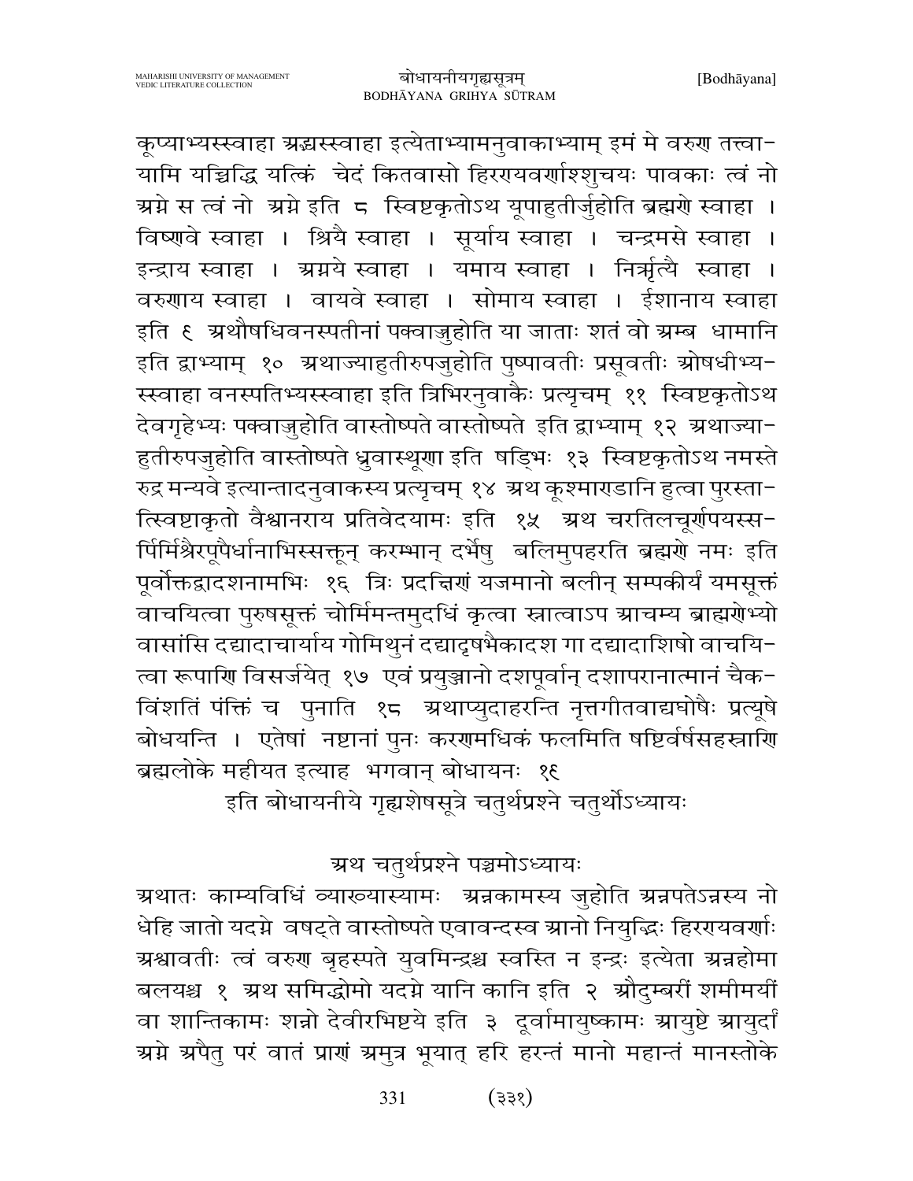कूप्याभ्यस्स्वाहा अद्भ्यस्स्वाहा इत्येताभ्यामनुवाकाभ्याम् इमं मे वरुण तत्त्वा-यामि यच्चिद्धि यत्किं चेदं कितवासो हिरण्यवर्णाश्शुचयः पावकाः त्वं नो अग्ने स त्वं नो अग्ने इति ८ स्विष्टकृतोऽथ यूपाहुतीर्जुहोति ब्रह्मणे स्वाहा । विष्णवे स्वाहा । श्रियै स्वाहा । सूर्याय स्वाहा । चन्द्रमसे स्वाहा । इन्द्राय स्वाहा । अग्नये स्वाहा । यमाय स्वाहा । निर्ऋत्यै स्वाहा । वरुणाय स्वाहा । वायवे स्वाहा । सोमाय स्वाहा । ईशानाय स्वाहा इति ९ अथौषधिवनस्पतीनां पक्वाज्जुहोति या जाताः शतं वो अम्ब धामानि इति द्वाभ्याम् १० अथाज्याहुतीरुपजुहोति पुष्पावतीः प्रसूवतीः ओषधीभ्य-स्स्वाहा वनस्पतिभ्यस्स्वाहा इति त्रिभिरनुवाकैः प्रत्यृचम् ११ स्विष्टकृतोऽथ देवगृहेभ्यः पक्वाज्जुहोति वास्तोष्पते वास्तोष्पते इति द्वाभ्याम् १२ अथाज्या-हुतीरुपजुहोति वास्तोष्पते ध्रुवास्थूणा इति षड्भिः १३ स्विष्टकृतोऽथ नमस्ते रुद्र मन्यवे इत्यान्तादनुवाकस्य प्रत्यृचम् १४ अथ कूश्माण्डानि हुत्वा पुरस्ता-त्स्विष्टाकृतो वैश्वानराय प्रतिवेदयामः इति १५ अथ चरतिलचूर्णपयस्स-र्पिर्मिश्रैरपूपैर्धानाभिस्सक्तून् करम्भान् दर्भेषु बलिमुपहरति ब्रह्मणे नमः इति पूर्वोक्तद्वादशनामभिः १६ त्रिः प्रदक्षिणं यजमानो बलीन् सम्पकीर्य यमसूक्तं वाचयित्वा पुरुषसूक्तं चोर्मिमन्तमुदधिं कृत्वा स्नात्वाऽप आचम्य ब्राह्मणेभ्यो वासांसि दद्यादाचार्याय गोमिथुनं दद्यादृषभैकादश गा दद्यादाशिषो वाचयि-त्वा रूपाणि विसर्जयेत् १७ एवं प्रयुञ्जानो दशपूर्वान् दशापरानात्मानं चैक-विंशतिं पंक्तिं च पुनाति १८ अथाप्युदाहरन्ति नृत्तगीतवाद्यघोषैः प्रत्यूषे बोधयन्ति । एतेषां नष्टानां पुनः करणमधिकं फलमिति षष्टिर्वर्षसहस्राणि ब्रह्मलोके महीयत इत्याह भगवान् बोधायनः १९

इति बोधायनीये गृह्यशेषसूत्रे चतुर्थप्रश्ने चतुर्थोऽध्यायः

## अथ चतुर्थप्रश्ने पञ्चमोऽध्यायः

अथातः काम्यविधिं व्याख्यास्यामः अन्नकामस्य जुहोति अन्नपतेऽन्नस्य नो धेहि जातो यदग्ने वषट्ते वास्तोष्पते एवावन्दस्व आनो नियुद्भिः हिरण्यवर्णाः अश्वावतीः त्वं वरुण बृहस्पते युवमिन्द्रश्च स्वस्ति न इन्द्रः इत्येता अन्नहोमा बलयश्च १ अथ समिद्धोमो यदग्ने यानि कानि इति २ औदुम्बरीं शमीमयीं वा शान्तिकामः शन्नो देवीरभिष्टये इति ३ दूर्वामायुष्कामः आयुष्टे आयुर्दा अग्ने अपैतु परं वातं प्राणं अमुत्र भूयात् हरि हरन्तं मानो महान्तं मानस्तोके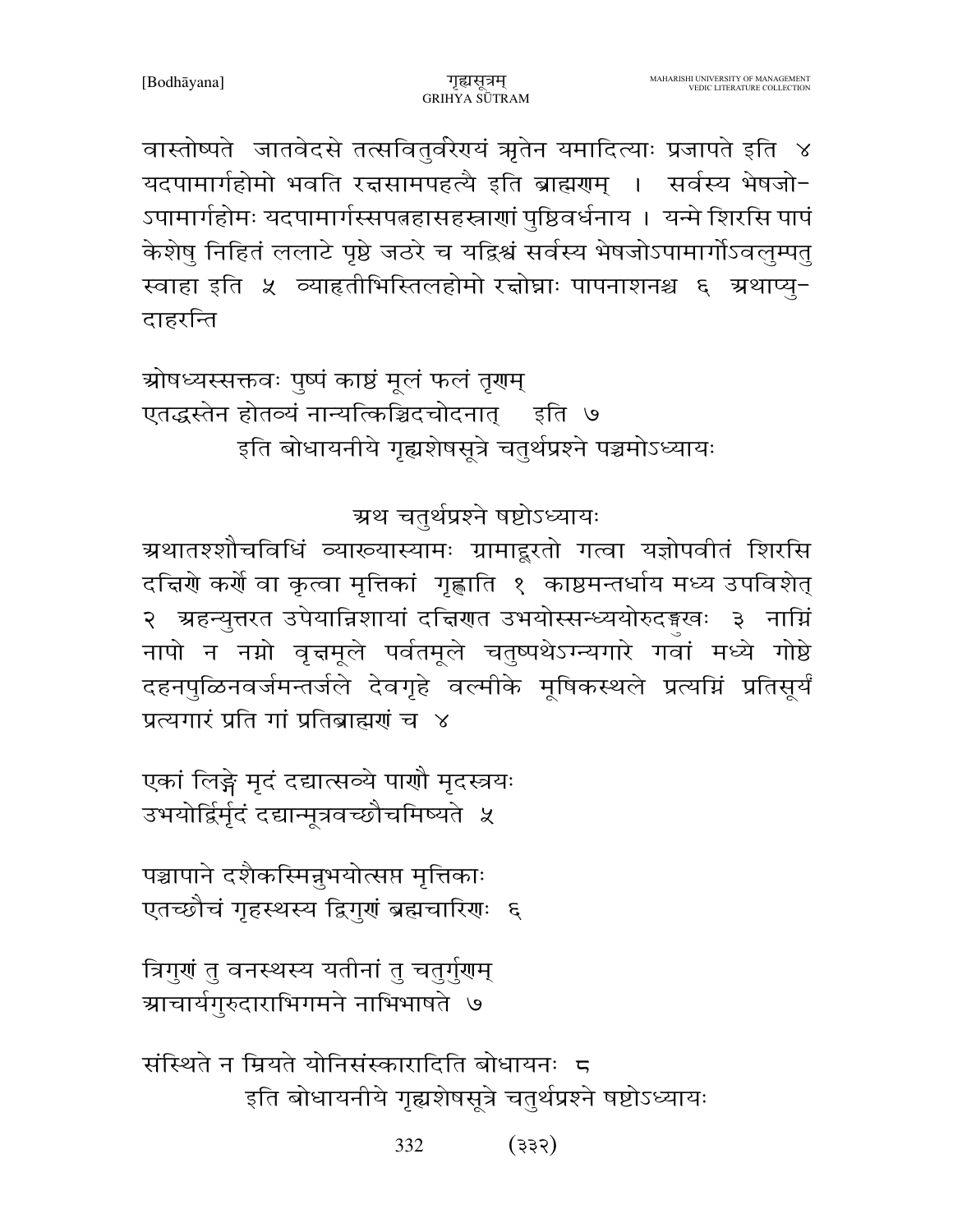वास्तोष्पते जातवेदसे तत्सवितुर्वरेण्यं ऋतेन यमादित्याः प्रजापते इति ४ यदपामार्गहोमो भवति रक्षसामपहत्यै इति ब्राह्मणम् । सर्वस्य भेषजो-ऽपामार्गहोमः यदपामार्गस्सपत्नहासहस्राणां पुष्टिवर्धनाय । यन्मे शिरसि पापं केशेषु निहितं ललाटे पृष्ठे जठरे च यद्विश्वं सर्वस्य भेषजोऽपामार्गोऽवलुम्पतु स्वाहा इति ५ व्याहृतीभिस्तिलहोमो रक्षोघ्नः पापनाशनश्च ६ अथाप्यु-दाहरन्ति

ओषध्यस्सक्तवः पुष्पं काष्ठं मूलं फलं तृणम्
एतद्धस्तेन होतव्यं नान्यत्किञ्चिदचोदनात् इति ७

इति बोधायनीये गृह्यशेषसूत्रे चतुर्थप्रश्ने पञ्चमोऽध्यायः

## अथ चतुर्थप्रश्ने षष्ठोऽध्यायः

अथातश्शौचविधिं व्याख्यास्यामः ग्रामाद्दूरतो गत्वा यज्ञोपवीतं शिरसि दक्षिणे कर्णे वा कृत्वा मृत्तिकां गृह्णाति १ काष्ठमन्तर्धाय मध्य उपविशेत् २ अहन्युत्तरत उपेयान्निशायां दक्षिणत उभयोस्सन्ध्ययोरुदङ्मुखः ३ नाग्निं नापो न नग्नो वृक्षमूले पर्वतमूले चतुष्पथेऽग्न्यगारे गवां मध्ये गोष्ठे दहनपुळिनवर्जमन्तर्जले देवगृहे वल्मीके मूषिकस्थले प्रत्यग्निं प्रतिसूर्यं प्रत्यगारं प्रति गां प्रतिब्राह्मणं च ४

एकां लिङ्गे मृदं दद्यात्सव्ये पाणौ मृदस्त्रयः
उभयोर्द्विर्मृदं दद्यान्मूत्रवच्छौचमिष्यते ५

पञ्चापाने दशैकस्मिन्नुभयोत्सप्त मृत्तिकाः
एतच्छौचं गृहस्थस्य द्विगुणं ब्रह्मचारिणः ६

त्रिगुणं तु वनस्थस्य यतीनां तु चतुर्गुणम्
आचार्यगुरुदाराभिगमने नाभिभाषते ७

संस्थिते न म्रियते योनिसंस्कारादिति बोधायनः ८

इति बोधायनीये गृह्यशेषसूत्रे चतुर्थप्रश्ने षष्ठोऽध्यायः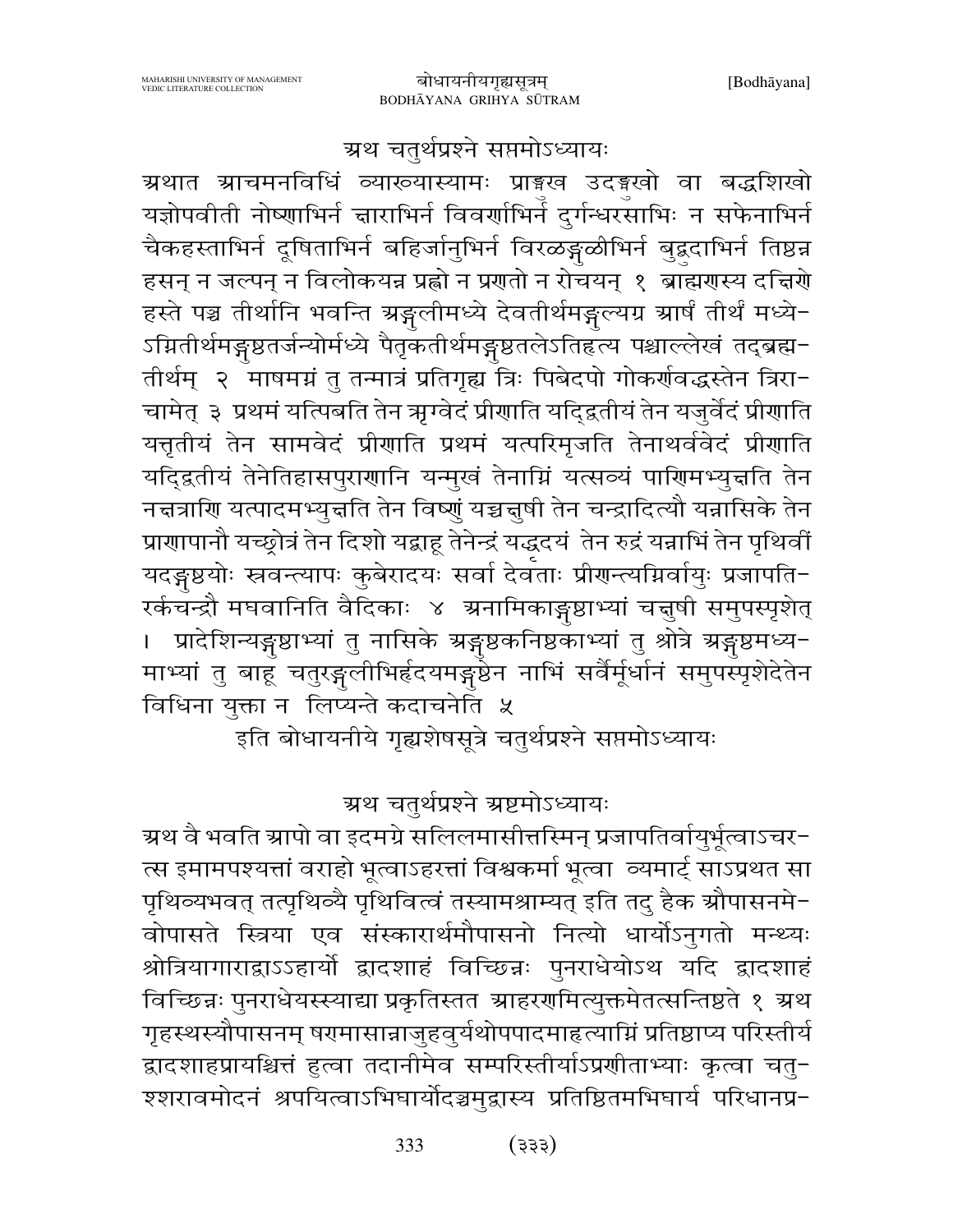## अथ चतुर्थप्रश्ने सप्तमोऽध्यायः

अथात आचमनविधिं व्याख्यास्यामः प्राङ्मुख उदङ्मुखो वा बद्धशिखो यज्ञोपवीती नोष्णाभिर्न क्षाराभिर्न विवर्णाभिर्न दुर्गन्धरसाभिः न सफेनाभिर्न चैकहस्ताभिर्न दूषिताभिर्न बहिर्जानुभिर्न विरळङ्गुळीभिर्न बुद्बुदाभिर्न तिष्ठन्न हसन् न जल्पन् न विलोकयन्न प्रह्वो न प्रणतो न रोचयन् १ ब्राह्मणस्य दक्षिणे हस्ते पञ्च तीर्थानि भवन्ति अङ्गुलीमध्ये देवतीर्थमङ्गुल्यग्र आर्षं तीर्थं मध्ये-ऽग्नितीर्थमङ्गुष्ठतर्जन्योर्मध्ये पैतृकतीर्थमङ्गुष्ठतलेऽतिहृत्य पश्चाल्लेखं तद्ब्रह्म-तीर्थम् २ माषमग्नं तु तन्मात्रं प्रतिगृह्य त्रिः पिबेदपो गोकर्णवद्धस्तेन त्रिरा-चामेत् ३ प्रथमं यत्पिबति तेन ऋग्वेदं प्रीणाति यद्द्वितीयं तेन यजुर्वेदं प्रीणाति यत्तृतीयं तेन सामवेदं प्रीणाति प्रथमं यत्परिमृजति तेनाथर्ववेदं प्रीणाति यद्द्वितीयं तेनेतिहासपुराणानि यन्मुखं तेनाग्निं यत्सव्यं पाणिमभ्युक्षति तेन नक्षत्राणि यत्पादमभ्युक्षति तेन विष्णुं यच्चक्षुषी तेन चन्द्रादित्यौ यन्नासिके तेन प्राणापानौ यच्छ्रोत्रं तेन दिशो यद्बाहू तेनेन्द्रं यद्धृदयं तेन रुद्रं यन्नाभिं तेन पृथिवीं यदङ्गुष्ठयोः स्रवन्त्यापः कुबेरादयः सर्वा देवताः प्रीणन्त्यग्निर्वायुः प्रजापति-रर्कचन्द्रौ मघवानिति वैदिकाः ४ अनामिकाङ्गुष्ठाभ्यां चक्षुषी समुपस्पृशेत् । प्रादेशिन्यङ्गुष्ठाभ्यां तु नासिके अङ्गुष्ठकनिष्ठकाभ्यां तु श्रोत्रे अङ्गुष्ठमध्य-माभ्यां तु बाहू चतुरङ्गुलीभिर्हृदयमङ्गुष्ठेन नाभिं सर्वैर्मूर्धानं समुपस्पृशेदेतेन विधिना युक्ता न लिप्यन्ते कदाचनेति ५

इति बोधायनीये गृह्यशेषसूत्रे चतुर्थप्रश्ने सप्तमोऽध्यायः

## अथ चतुर्थप्रश्ने अष्टमोऽध्यायः

अथ वै भवति आपो वा इदमग्रे सलिलमासीत्तस्मिन् प्रजापतिर्वायुर्भूत्वाऽचर-त्स इमामपश्यत्तां वराहो भूत्वाऽहरत्तां विश्वकर्मा भूत्वा व्यमार्ट् साऽप्रथत सा पृथिव्यभवत् तत्पृथिव्यै पृथिवित्वं तस्यामश्राम्यत् इति तदु हैक औपासनमे-वोपासते स्त्रिया एव संस्कारार्थमौपासनो नित्यो धार्योऽनुगतो मन्थ्यः श्रोत्रियागाराद्वाऽऽहार्यो द्वादशाहं विच्छिन्नः पुनराधेयोऽथ यदि द्वादशाहं विच्छिन्नः पुनराधेयस्स्याद्या प्रकृतिस्तत आहरणमित्युक्तमेतत्सन्तिष्ठते १ अथ गृहस्थस्यौपासनम् षण्मासान्नाजुहवुर्यथोपपादमाहृत्याग्निं प्रतिष्ठाप्य परिस्तीर्य द्वादशाहप्रायश्चित्तं हुत्वा तदानीमेव सम्परिस्तीर्याऽप्रणीताभ्याः कृत्वा चतु-श्शरावमोदनं श्रपयित्वाऽभिघार्योदञ्चमुद्वास्य प्रतिष्ठितमभिघार्य परिधानप्र-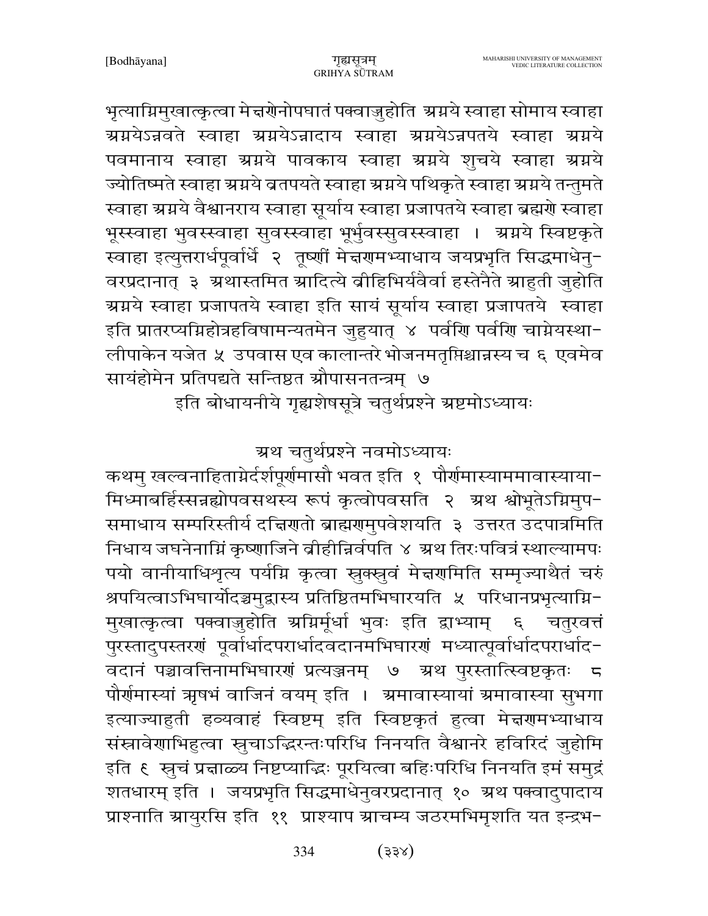भृत्याग्निमुखात्कृत्वा मेक्षणेनोपघातं पक्वाज्जुहोति अग्नये स्वाहा सोमाय स्वाहा अग्नयेऽन्नवते स्वाहा अग्नयेऽन्नादाय स्वाहा अग्नयेऽन्नपतये स्वाहा अग्नये पवमानाय स्वाहा अग्नये पावकाय स्वाहा अग्नये शुचये स्वाहा अग्नये ज्योतिष्मते स्वाहा अग्नये व्रतपयते स्वाहा अग्नये पथिकृते स्वाहा अग्नये तन्तुमते स्वाहा अग्नये वैश्वानराय स्वाहा सूर्याय स्वाहा प्रजापतये स्वाहा ब्रह्मणे स्वाहा भूस्स्वाहा भुवस्स्वाहा सुवस्स्वाहा भूर्भुवस्सुवस्स्वाहा । अग्नये स्विष्टकृते स्वाहा इत्युत्तरार्धपूर्वार्धे २ तूष्णीं मेक्षणमभ्याधाय जयप्रभृति सिद्धमाधेनु-वरप्रदानात् ३ अथास्तमित आदित्ये व्रीहिभिर्यवैर्वा हस्तेनैते आहुती जुहोति अग्नये स्वाहा प्रजापतये स्वाहा इति सायं सूर्याय स्वाहा प्रजापतये स्वाहा इति प्रातरप्यग्निहोत्रहविषामन्यतमेन जुहुयात् ४ पर्वणि पर्वणि चाग्नेयस्था-लीपाकेन यजेत ५ उपवास एव कालान्तरे भोजनमतृप्तिश्चान्नस्य च ६ एवमेव सायंहोमेन प्रतिपद्यते सन्तिष्ठत औपासनतन्त्रम् ७

इति बोधायनीये गृह्यशेषसूत्रे चतुर्थप्रश्ने अष्टमोऽध्यायः

## अथ चतुर्थप्रश्ने नवमोऽध्यायः

कथमु खल्वनाहिताग्नेर्दर्शपूर्णमासौ भवत इति १ पौर्णमास्याममावास्याया-मिध्माबर्हिस्सन्नह्योपवसथस्य रूपं कृत्वोपवसति २ अथ श्वोभूतेऽग्निमुप-समाधाय सम्परिस्तीर्य दक्षिणतो ब्राह्मणमुपवेशयति ३ उत्तरत उदपात्रमिति निधाय जघनेनाग्निं कृष्णाजिने व्रीहीन्निर्वपति ४ अथ तिरःपवित्रं स्थाल्यामपः पयो वानीयाधिश्रृत्य पर्यग्नि कृत्वा स्रुक्स्रुवं मेक्षणमिति सम्मृज्याथैतं चरुं श्रपयित्वाऽभिघार्योदञ्चमुद्वास्य प्रतिष्ठितमभिघारयति ५ परिधानप्रभृत्याग्नि-मुखात्कृत्वा पक्वाज्जुहोति अग्निर्मूर्धा भुवः इति द्वाभ्याम् ६ चतुरवत्तं पुरस्तादुपस्तरणं पूर्वार्धादपरार्धादवदानमभिघारणं मध्यात्पूर्वार्धादपरार्धाद-वदानं पञ्चावत्तिनामभिघारणं प्रत्यञ्जनम् ७ अथ पुरस्तात्स्विष्टकृतः ८ पौर्णमास्यां ऋषभं वाजिनं वयम् इति । अमावास्यायां अमावास्या सुभगा इत्याज्याहुती हव्यवाहं स्विष्टम् इति स्विष्टकृतं हुत्वा मेक्षणमभ्याधाय संस्रावेणाभिहुत्वा स्रुचाऽद्भिरन्तःपरिधि निनयति वैश्वानरे हविरिदं जुहोमि इति ९ स्रुचं प्रक्षाल्य निष्टप्याद्भिः पूरयित्वा बहिःपरिधि निनयति इमं समुद्रं शतधारम् इति । जयप्रभृति सिद्धमाधेनुवरप्रदानात् १० अथ पक्वादुपादाय प्राश्नाति आयुरसि इति ११ प्राश्याप आचम्य जठरमभिमृशति यत इन्द्रभ-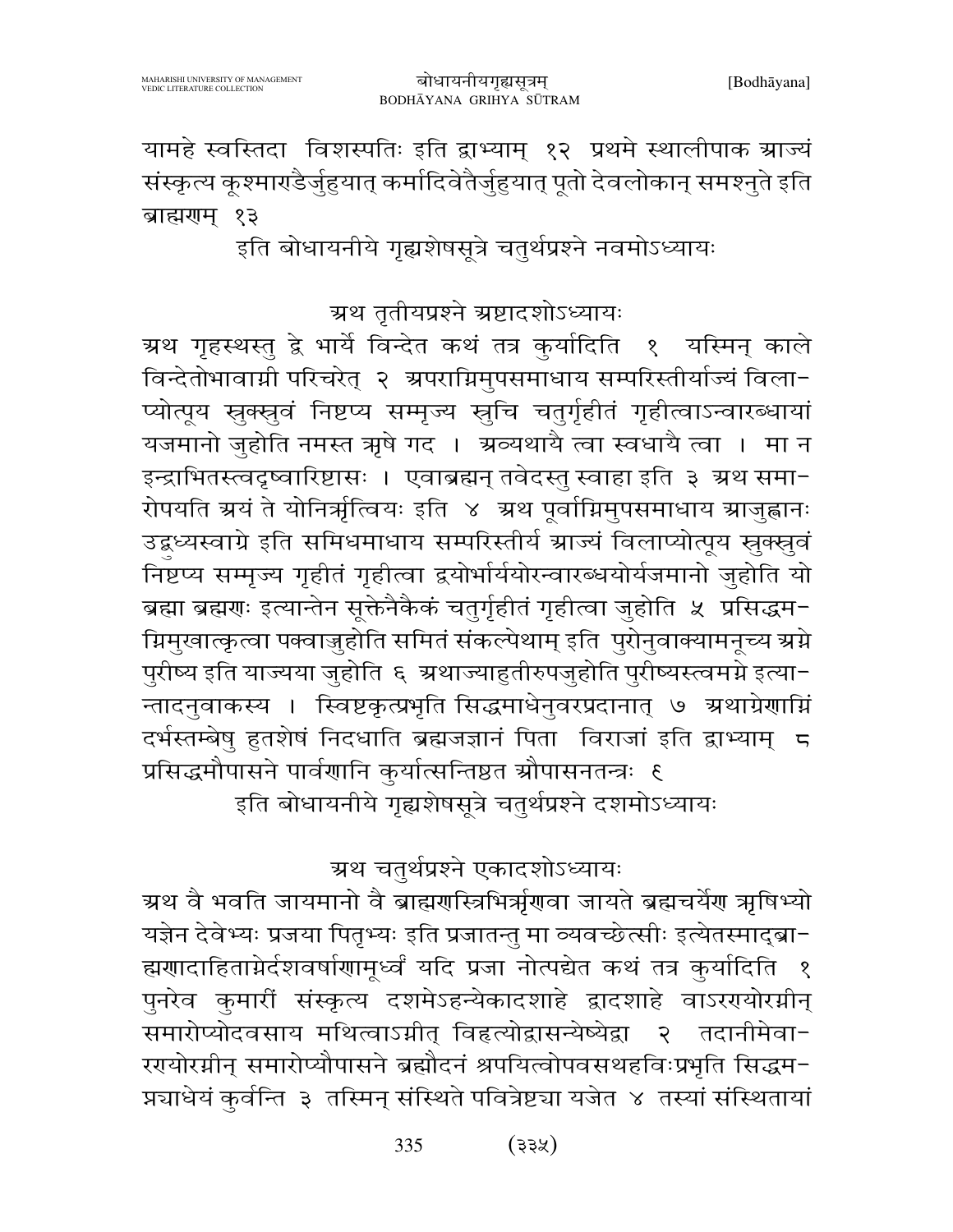यामहे स्वस्तिदा विशस्पतिः इति द्वाभ्याम् १२ प्रथमे स्थालीपाक आज्यं संस्कृत्य कूश्माण्डैर्जुहुयात् कर्मादिवेतैर्जुहुयात् पूतो देवलोकान् समश्नुते इति ब्राह्मणम् १३

इति बोधायनीये गृह्यशेषसूत्रे चतुर्थप्रश्ने नवमोऽध्यायः

## अथ तृतीयप्रश्ने अष्टादशोऽध्यायः

अथ गृहस्थस्तु द्वे भार्ये विन्देत कथं तत्र कुर्यादिति १ यस्मिन् काले विन्देतोभावाग्नी परिचरेत् २ अपराग्निमुपसमाधाय सम्परिस्तीर्याज्यं विलाप्योत्पूय स्रुक्स्रुवं निष्टप्य सम्मृज्य स्रुचि चतुर्गृहीतं गृहीत्वाऽन्वारब्धायां यजमानो जुहोति नमस्त ऋषे गद । अव्यथायै त्वा स्वधायै त्वा । मा न इन्द्राभितस्त्वदृष्वारिष्टासः । एवाब्रह्मन् तवेदस्तु स्वाहा इति ३ अथ समारोपयति अयं ते योनिर्ऋत्वियः इति ४ अथ पूर्वाग्निमुपसमाधाय आजुह्वानः उद्बुध्यस्वाग्ने इति समिधमाधाय सम्परिस्तीर्य आज्यं विलाप्योत्पूय स्रुक्स्रुवं निष्टप्य सम्मृज्य गृहीतं गृहीत्वा द्वयोर्भार्ययोरन्वारब्धयोर्यजमानो जुहोति यो ब्रह्मा ब्रह्मणः इत्यान्तेन सूक्तेनैकैकं चतुर्गृहीतं गृहीत्वा जुहोति ५ प्रसिद्धमग्निमुखात्कृत्वा पक्वाज्जुहोति समितं संकल्पेथाम् इति पुरोनुवाक्यामनूच्य अग्ने पुरीष्य इति याज्यया जुहोति ६ अथाज्याहुतीरुपजुहोति पुरीष्यस्त्वमग्ने इत्यान्तादनुवाकस्य । स्विष्टकृत्प्रभृति सिद्धमाधेनुवरप्रदानात् ७ अथाग्रेणाग्निं दर्भस्तम्बेषु हुतशेषं निदधाति ब्रह्मजज्ञानं पिता विराजां इति द्वाभ्याम् ८ प्रसिद्धमौपासने पार्वणानि कुर्यात्सन्तिष्ठत औपासनतन्त्रः ९

इति बोधायनीये गृह्यशेषसूत्रे चतुर्थप्रश्ने दशमोऽध्यायः

## अथ चतुर्थप्रश्ने एकादशोऽध्यायः

अथ वै भवति जायमानो वै ब्राह्मणस्त्रिभिर्ऋणवा जायते ब्रह्मचर्येण ऋषिभ्यो यज्ञेन देवेभ्यः प्रजया पितृभ्यः इति प्रजातन्तु मा व्यवच्छेत्सीः इत्येतस्माद्ब्राह्मणादाहिताग्नेर्दशवर्षाणामूर्ध्वं यदि प्रजा नोत्पद्येत कथं तत्र कुर्यादिति १ पुनरेव कुमारीं संस्कृत्य दशमेऽहन्येकादशाहे द्वादशाहे वाऽरण्योरग्नीन् समारोप्योदवसाय मथित्वाऽग्नीत् विहृत्योद्वासन्येष्येद्वा २ तदानीमेवारण्योरग्नीन् समारोप्यौपासने ब्रह्मौदनं श्रपयित्वोपवसथहविःप्रभृति सिद्धमग्न्याधेयं कुर्वन्ति ३ तस्मिन् संस्थिते पवित्रेष्ट्या यजेत ४ तस्यां संस्थितायां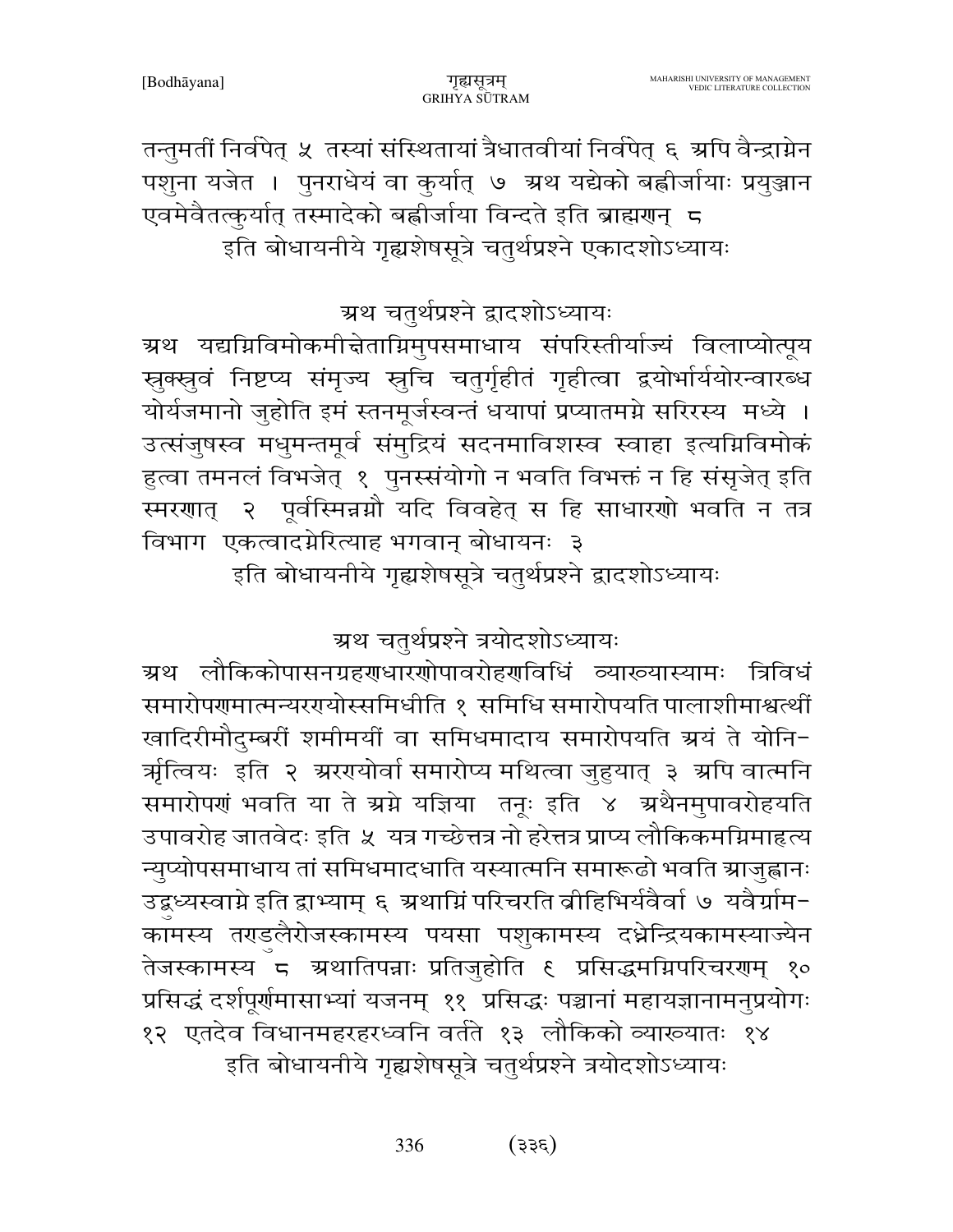तन्तुमतीं निर्वपेत् ५ तस्यां संस्थितायां त्रैधातवीयां निर्वपेत् ६ अपि वैन्द्राग्नेन पशुना यजेत । पुनराधेयं वा कुर्यात् ७ अथ यद्येको बह्वीर्जायाः प्रयुञ्जान एवमेवैतत्कुर्यात् तस्मादेको बह्वीर्जाया विन्दते इति ब्राह्मणन् ८

इति बोधायनीये गृह्यशेषसूत्रे चतुर्थप्रश्ने एकादशोऽध्यायः

अथ चतुर्थप्रश्ने द्वादशोऽध्यायः

अथ यद्यग्निविमोकमीत्तेताग्निमुपसमाधाय संपरिस्तीर्याज्यं विलाप्योत्पूय स्रुक्स्रुवं निष्टप्य संमृज्य स्रुचि चतुर्गृहीतं गृहीत्वा द्वयोर्भार्ययोरन्वारब्ध योर्यजमानो जुहोति इमं स्तनमूर्जस्वन्तं धयापां प्रप्यातमग्ने सरिरस्य मध्ये । उत्संजुषस्व मधुमन्तमूर्व संमुद्रियं सदनमाविशस्व स्वाहा इत्यग्निविमोकं हुत्वा तमनलं विभजेत् १ पुनस्संयोगो न भवति विभक्तं न हि संसृजेत् इति स्मरणात् २ पूर्वस्मिन्नग्नौ यदि विवहेत् स हि साधारणो भवति न तत्र विभाग एकत्वादग्नेरित्याह भगवान् बोधायनः ३

इति बोधायनीये गृह्यशेषसूत्रे चतुर्थप्रश्ने द्वादशोऽध्यायः

अथ चतुर्थप्रश्ने त्रयोदशोऽध्यायः

अथ लौकिकोपासनग्रहणधारणोपावरोहणविधिं व्याख्यास्यामः त्रिविधं समारोपणमात्मन्यरण्योस्समिधीति १ समिधि समारोपयति पालाशीमाश्वत्थीं खादिरीमौदुम्बरीं शमीमयीं वा समिधमादाय समारोपयति अयं ते योनि-र्ऋत्वियः इति २ अरण्योर्वा समारोप्य मथित्वा जुहुयात् ३ अपि वात्मनि समारोपणं भवति या ते अग्ने यज्ञिया तनूः इति ४ अथैनमुपावरोहयति उपावरोह जातवेदः इति ५ यत्र गच्छेत्तत्र नो हरेत्तत्र प्राप्य लौकिकमग्निमाहृत्य न्युप्योपसमाधाय तां समिधमादधाति यस्यात्मनि समारूढो भवति आजुह्वानः उद्बुध्यस्वाग्ने इति द्वाभ्याम् ६ अथाग्निं परिचरति व्रीहिभिर्यवैर्वा ७ यवैर्ग्राम-कामस्य तण्डुलैरोजस्कामस्य पयसा पशुकामस्य दध्नेन्द्रियकामस्याज्येन तेजस्कामस्य ८ अथातिपन्नाः प्रतिजुहोति ९ प्रसिद्धमग्निपरिचरणम् १० प्रसिद्धं दर्शपूर्णमासाभ्यां यजनम् ११ प्रसिद्धः पञ्चानां महायज्ञानामनुप्रयोगः १२ एतदेव विधानमहरहरध्वनि वर्तते १३ लौकिको व्याख्यातः १४

इति बोधायनीये गृह्यशेषसूत्रे चतुर्थप्रश्ने त्रयोदशोऽध्यायः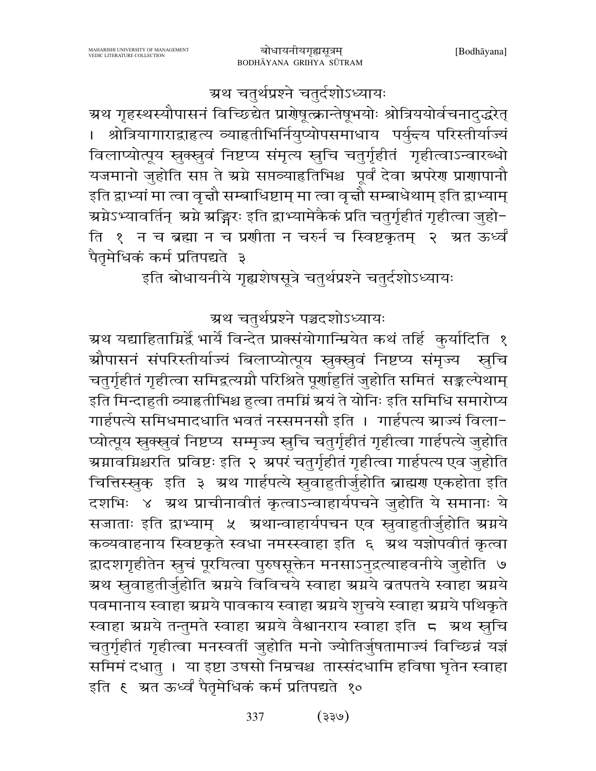## अथ चतुर्थप्रश्ने चतुर्दशोऽध्यायः

अथ गृहस्थस्यौपासनं विच्छिद्येत प्राणेषूत्क्रान्तेषूभयोः श्रोत्रिययोर्वचनादुद्धरेत् । श्रोत्रियागाराद्वाहृत्य व्याहृतीभिर्नियुप्योपसमाधाय पर्युक्ष्य परिस्तीर्याज्यं विलाप्योत्पूय स्रुक्स्रुवं निष्टप्य संमृत्य स्रुचि चतुर्गृहीतं गृहीत्वाऽन्वारब्धो यजमानो जुहोति सप्त ते अग्ने सप्तव्याहृतिभिश्च पूर्वं देवा अपरेण प्राणापानौ इति द्वाभ्यां मा त्वा वृक्षौ सम्बाधिष्टाम् मा त्वा वृक्षौ सम्बाधेथाम् इति द्वाभ्याम् अग्नेऽभ्यावर्तिन् अग्ने अङ्गिरः इति द्वाभ्यामेकैकं प्रति चतुर्गृहीतं गृहीत्वा जुहोति १ न च ब्रह्मा न च प्रणीता न चरुर्न च स्विष्टकृतम् २ अत ऊर्ध्वं पैतृमेधिकं कर्म प्रतिपद्यते ३

इति बोधायनीये गृह्यशेषसूत्रे चतुर्थप्रश्ने चतुर्दशोऽध्यायः

## अथ चतुर्थप्रश्ने पञ्चदशोऽध्यायः

अथ यद्याहिताग्निर्द्वे भार्ये विन्देत प्राक्संयोगान्म्रियेत कथं तर्हि कुर्यादिति १ औपासनं संपरिस्तीर्याज्यं बिलाप्योत्पूय स्रुक्स्रुवं निष्टप्य संमृज्य स्रुचि चतुर्गृहीतं गृहीत्वा समिद्वत्यग्नौ परिश्रिते पूर्णाहुतिं जुहोति समितं सङ्कल्पेथाम् इति मिन्दाहुती व्याहृतीभिश्च हुत्वा तमग्निं अयं ते योनिः इति समिधि समारोप्य गार्हपत्ये समिधमादधाति भवतं नस्समनसौ इति । गार्हपत्य आज्यं विलाप्योत्पूय स्रुक्स्रुवं निष्टप्य सम्मृज्य स्रुचि चतुर्गृहीतं गृहीत्वा गार्हपत्ये जुहोति अग्नावग्निश्चरति प्रविष्टः इति २ अपरं चतुर्गृहीतं गृहीत्वा गार्हपत्य एव जुहोति चित्तिस्स्रुक् इति ३ अथ गार्हपत्ये स्रुवाहुतीर्जुहोति ब्राह्मण एकहोता इति दशभिः ४ अथ प्राचीनावीतं कृत्वाऽन्वाहार्यपचने जुहोति ये समानाः ये सजाताः इति द्वाभ्याम् ५ अथान्वाहार्यपचन एव स्रुवाहुतीर्जुहोति अग्नये कव्यवाहनाय स्विष्टकृते स्वधा नमस्स्वाहा इति ६ अथ यज्ञोपवीतं कृत्वा द्वादशगृहीतेन स्रुचं पूरयित्वा पुरुषसूक्तेन मनसाऽनुद्रत्याहवनीये जुहोति ७ अथ स्रुवाहुतीर्जुहोति अग्नये विविचये स्वाहा अग्नये व्रतपतये स्वाहा अग्नये पवमानाय स्वाहा अग्नये पावकाय स्वाहा अग्नये शुचये स्वाहा अग्नये पथिकृते स्वाहा अग्नये तन्तुमते स्वाहा अग्नये वैश्वानराय स्वाहा इति ८ अथ स्रुचि चतुर्गृहीतं गृहीत्वा मनस्वतीं जुहोति मनो ज्योतिर्जुषतामाज्यं विच्छिन्नं यज्ञं समिमं दधातु । या इष्टा उषसो निम्रुचश्च तास्संदधामि हविषा घृतेन स्वाहा इति ९ अत ऊर्ध्वं पैतृमेधिकं कर्म प्रतिपद्यते १०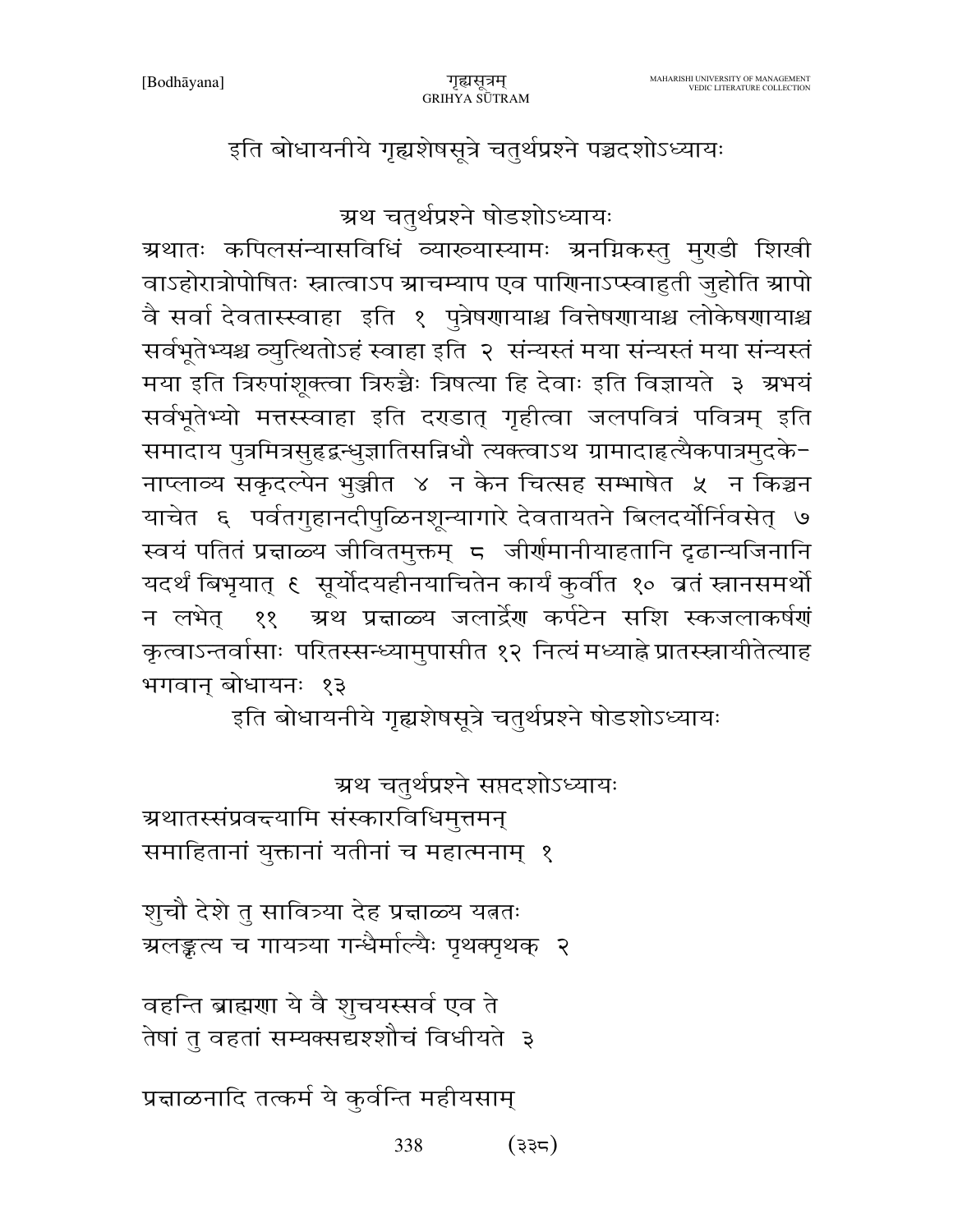इति बोधायनीये गृह्यशेषसूत्रे चतुर्थप्रश्ने पञ्चदशोऽध्यायः

## अथ चतुर्थप्रश्ने षोडशोऽध्यायः

अथातः कपिलसंन्यासविधिं व्याख्यास्यामः अनग्निकस्तु मुण्डी शिखी वाऽहोरात्रोपोषितः स्नात्वाऽप आचम्याप एव पाणिनाऽप्स्वाहुती जुहोति आपो वै सर्वा देवतास्स्वाहा इति १ पुत्रेषणायाश्च वित्तेषणायाश्च लोकेषणायाश्च सर्वभूतेभ्यश्च व्युत्थितोऽहं स्वाहा इति २ संन्यस्तं मया संन्यस्तं मया संन्यस्तं मया इति त्रिरुपांशूक्त्वा त्रिरुच्चैः त्रिषत्या हि देवाः इति विज्ञायते ३ अभयं सर्वभूतेभ्यो मत्तस्स्वाहा इति दण्डात् गृहीत्वा जलपवित्रं पवित्रम् इति समादाय पुत्रमित्रसुहृद्बन्धुज्ञातिसन्निधौ त्यक्त्वाऽथ ग्रामादाहृत्यैकपात्रमुदके-नाप्लाव्य सकृदल्पेन भुञ्जीत ४ न केन चित्सह सम्भाषेत ५ न किञ्चन याचेत ६ पर्वतगुहानदीपुळिनशून्यागारे देवतायतने बिलदर्योर्निवसेत् ७ स्वयं पतितं प्रक्षाळ्य जीवितमुक्तम् ८ जीर्णमानीयाहतानि दृढान्यजिनानि यदर्थं बिभृयात् ९ सूर्योदयहीनयाचितेन कार्यं कुर्वीत १० व्रतं स्नानसमर्थो न लभेत् ११ अथ प्रक्षाळ्य जलार्द्रेण कर्पटेन सशि स्कजलाकर्षणं कृत्वाऽन्तर्वासाः परितस्सन्ध्यामुपासीत १२ नित्यं मध्याह्ने प्रातस्स्नायीतेत्याह भगवान् बोधायनः १३

इति बोधायनीये गृह्यशेषसूत्रे चतुर्थप्रश्ने षोडशोऽध्यायः

## अथ चतुर्थप्रश्ने सप्तदशोऽध्यायः

अथातस्संप्रवक्ष्यामि संस्कारविधिमुत्तमन्
समाहितानां युक्तानां यतीनां च महात्मनाम् १

शुचौ देशे तु सावित्र्या देह प्रक्षाळ्य यत्नतः
अलङ्कृत्य च गायत्र्या गन्धैर्माल्यैः पृथक्पृथक् २

वहन्ति ब्राह्मणा ये वै शुचयस्सर्व एव ते
तेषां तु वहतां सम्यक्सद्यश्शौचं विधीयते ३

प्रक्षाळनादि तत्कर्म ये कुर्वन्ति महीयसाम्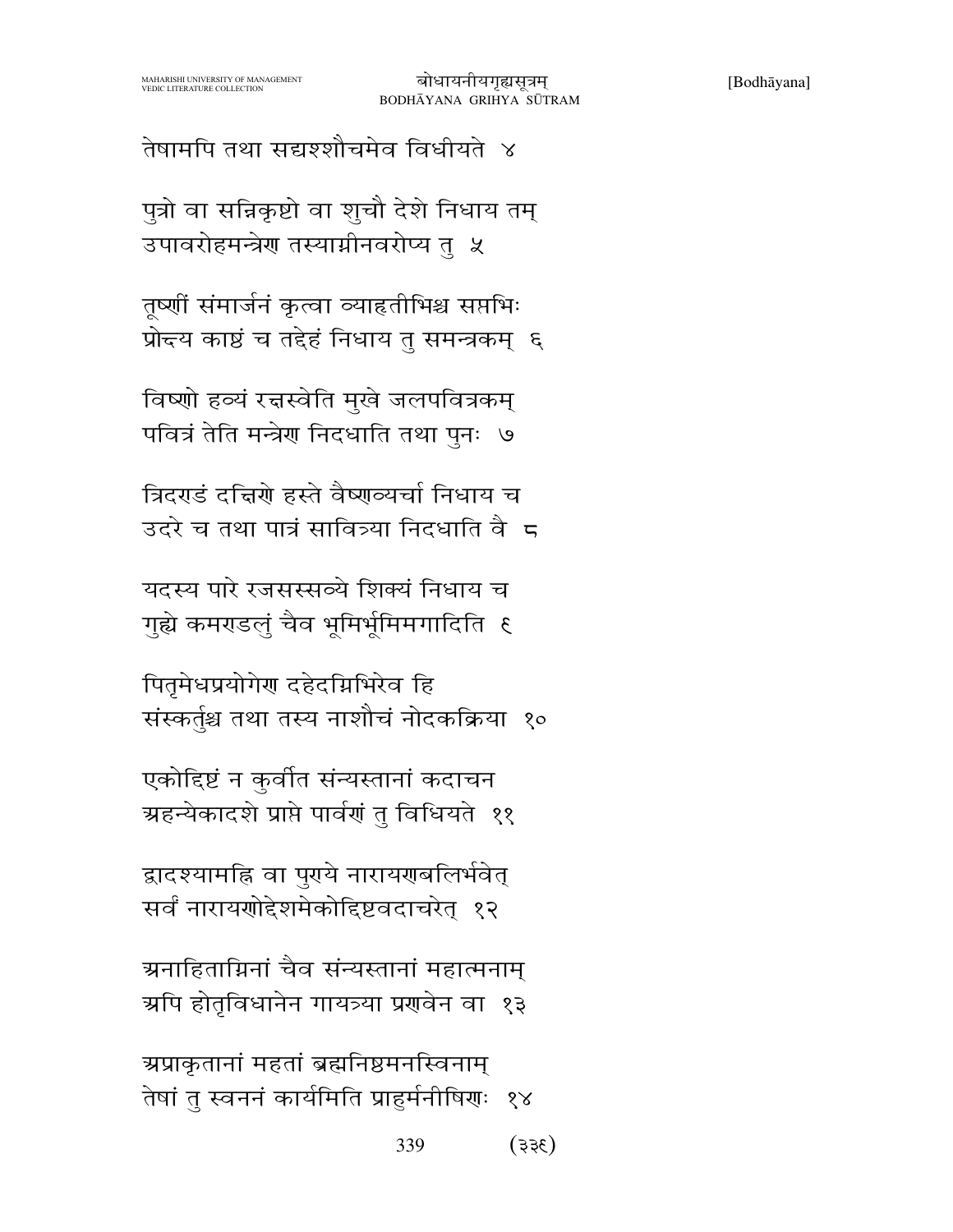तेषामपि तथा सद्यश्शौचमेव विधीयते ४

पुत्रो वा सन्निकृष्टो वा शुचौ देशे निधाय तम्
उपावरोहमन्त्रेण तस्याग्नीनवरोप्य तु ५

तूष्णीं संमार्जनं कृत्वा व्याहृतीभिश्च सप्तभिः
प्रोन्द्य काष्ठं च तद्देहं निधाय तु समन्त्रकम् ६

विष्णो हव्यं रन्नस्वेति मुखे जलपवित्रकम्
पवित्रं तेति मन्त्रेण निदधाति तथा पुनः ७

त्रिदण्डं दक्षिणे हस्ते वैष्णव्यर्चा निधाय च
उदरे च तथा पात्रं सावित्र्या निदधाति वै ८

यदस्य पारे रजसस्सव्ये शिक्यं निधाय च
गुह्ये कमण्डलुं चैव भूमिर्भूमिमगादिति ९

पितृमेधप्रयोगेण दहेदग्निभिरेव हि
संस्कर्तुश्च तथा तस्य नाशौचं नोदकक्रिया १०

एकोद्दिष्टं न कुर्वीत संन्यस्तानां कदाचन
अहन्येकादशे प्राप्ते पार्वणं तु विधियते ११

द्वादश्यामह्नि वा पुण्ये नारायणबलिर्भवेत्
सर्वं नारायणोद्देशमेकोद्दिष्टवदाचरेत् १२

अनाहिताग्निनां चैव संन्यस्तानां महात्मनाम्
अपि होतृविधानेन गायत्र्या प्रणवेन वा १३

अप्राकृतानां महतां ब्रह्मनिष्ठमनस्विनाम्
तेषां तु स्वननं कार्यमिति प्राहुर्मनीषिणः १४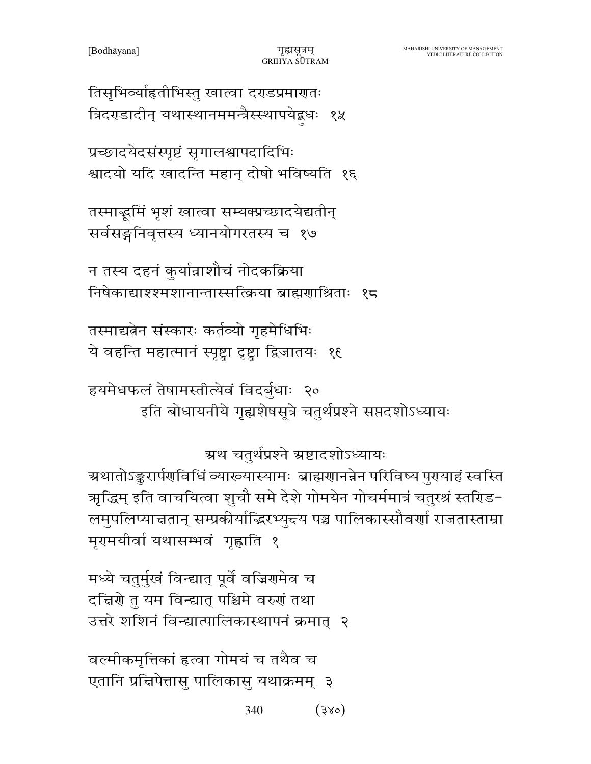तिसृभिर्व्याहृतीभिस्तु खात्वा दण्डप्रमाणतः
त्रिदण्डादीन् यथास्थानममन्त्रैस्स्थापयेद्बुधः १५

प्रच्छादयेदसंस्पृष्टं सृगालश्वापदादिभिः
श्वादयो यदि खादन्ति महान् दोषो भविष्यति १६

तस्माद्भूमिं भृशं खात्वा सम्यक्प्रच्छादयेद्यतीन्
सर्वसङ्गनिवृत्तस्य ध्यानयोगरतस्य च १७

न तस्य दहनं कुर्यान्नाशौचं नोदकक्रिया
निषेकाद्याश्श्मशानान्तास्सत्क्रिया ब्राह्मणाश्रिताः १८

तस्माद्यत्नेन संस्कारः कर्तव्यो गृहमेधिभिः
ये वहन्ति महात्मानं स्पृष्ट्वा दृष्ट्वा द्विजातयः १९

हयमेधफलं तेषामस्तीत्येवं विदर्बुधाः २०

इति बोधायनीये गृह्यशेषसूत्रे चतुर्थप्रश्ने सप्तदशोऽध्यायः

## अथ चतुर्थप्रश्ने अष्टादशोऽध्यायः

अथातोऽङ्कुरार्पणविधिं व्याख्यास्यामः ब्राह्मणानन्नेन परिविष्य पुण्याहं स्वस्ति ऋद्धिम् इति वाचयित्वा शुचौ समे देशे गोमयेन गोचर्ममात्रं चतुरश्रं स्तण्डिलमुपलिप्याक्षतान् सम्प्रकीर्याद्भिरभ्युक्ष्य पञ्च पालिकास्सौवर्णा राजतास्ताम्रा मृण्मयीर्वा यथासम्भवं गृह्णाति १

मध्ये चतुर्मुखं विन्द्यात् पूर्वे वज्रिणमेव च
दक्षिणे तु यम विन्द्यात् पश्चिमे वरुणं तथा
उत्तरे शशिनं विन्द्यात्पालिकास्थापनं क्रमात् २

वल्मीकमृत्तिकां हृत्वा गोमयं च तथैव च
एतानि प्रक्षिपेत्तासु पालिकासु यथाक्रमम् ३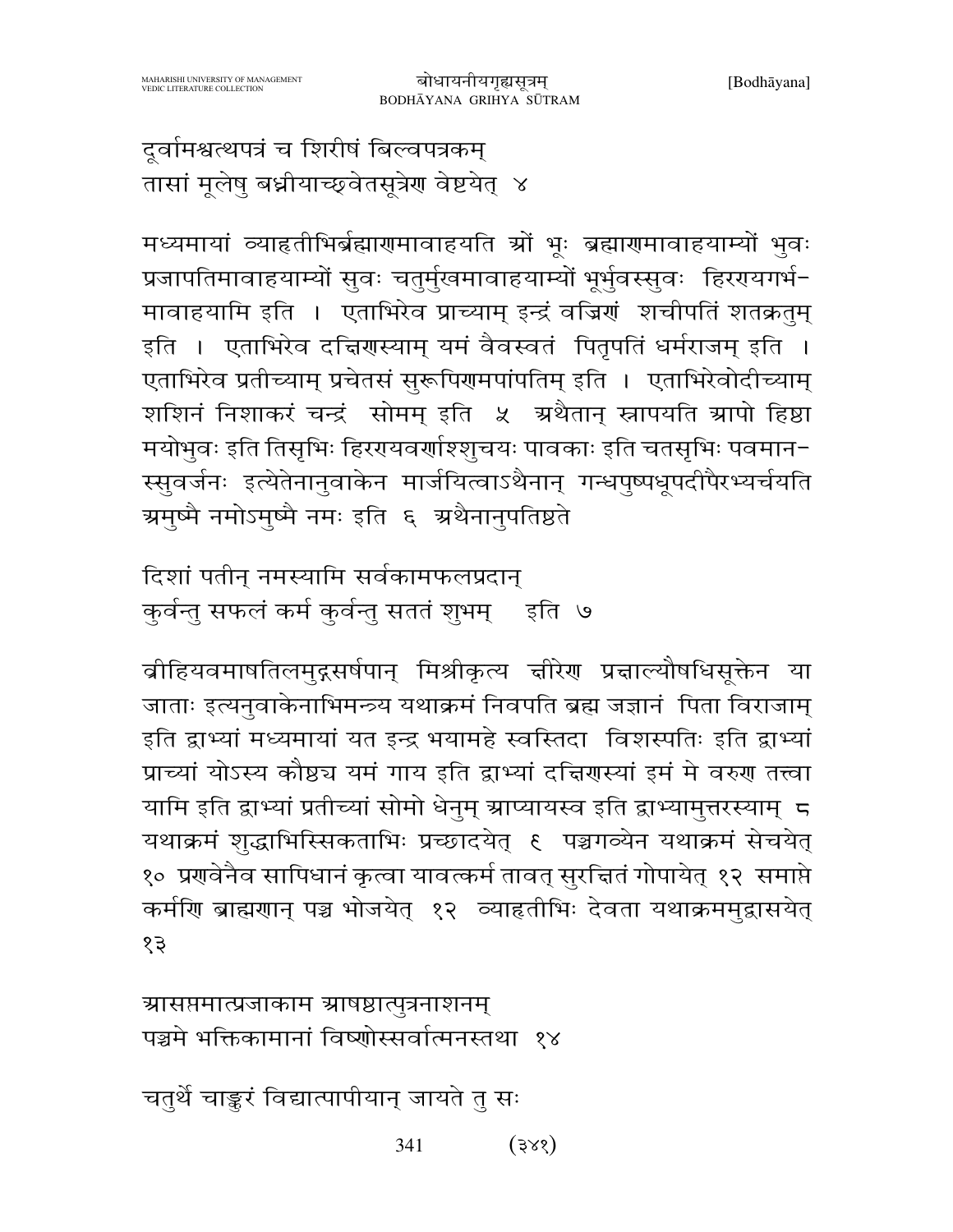दूर्वामश्वत्थपत्रं च शिरीषं बिल्वपत्रकम्
तासां मूलेषु बध्नीयाच्छ्वेतसूत्रेण वेष्टयेत् ४

मध्यमायां व्याहृतीभिर्ब्रह्माणमावाहयति ओं भूः ब्रह्माणमावाहयाम्यों भुवः प्रजापतिमावाहयाम्यों सुवः चतुर्मुखमावाहयाम्यों भूर्भुवस्सुवः हिरण्यगर्भ-मावाहयामि इति । एताभिरेव प्राच्याम् इन्द्रं वज्रिणं शचीपतिं शतक्रतुम् इति । एताभिरेव दक्षिणस्याम् यमं वैवस्वतं पितृपतिं धर्मराजम् इति । एताभिरेव प्रतीच्याम् प्रचेतसं सुरूपिणमपांपतिम् इति । एताभिरेवोदीच्याम् शशिनं निशाकरं चन्द्रं सोमम् इति ५ अथैतान् स्नापयति आपो हिष्ठा मयोभुवः इति तिसृभिः हिरण्यवर्णाश्शुचयः पावकाः इति चतसृभिः पवमान-स्सुवर्जनः इत्येतेनानुवाकेन मार्जयित्वाऽथैनान् गन्धपुष्पधूपदीपैरभ्यर्चयति अमुष्मै नमोऽमुष्मै नमः इति ६ अथैनानुपतिष्ठते

दिशां पतीन् नमस्यामि सर्वकामफलप्रदान्
कुर्वन्तु सफलं कर्म कुर्वन्तु सततं शुभम् इति ७

व्रीहियवमाषतिलमुद्गसर्षपान् मिश्रीकृत्य क्षीरेण प्रक्षाल्यौषधिसूक्तेन या जाताः इत्यनुवाकेनाभिमन्त्र्य यथाक्रमं निवपति ब्रह्म जज्ञानं पिता विराजाम् इति द्वाभ्यां मध्यमायां यत इन्द्र भयामहे स्वस्तिदा विशस्पतिः इति द्वाभ्यां प्राच्यां योऽस्य कौष्ठ्य यमं गाय इति द्वाभ्यां दक्षिणस्यां इमं मे वरुण तत्त्वा यामि इति द्वाभ्यां प्रतीच्यां सोमो धेनुम् आप्यायस्व इति द्वाभ्यामुत्तरस्याम् ८ यथाक्रमं शुद्धाभिस्सिकताभिः प्रच्छादयेत् ९ पञ्चगव्येन यथाक्रमं सेचयेत् १० प्रणवेनैव सापिधानं कृत्वा यावत्कर्म तावत् सुरक्षितं गोपायेत् १२ समाप्ते कर्मणि ब्राह्मणान् पञ्च भोजयेत् १२ व्याहृतीभिः देवता यथाक्रममुद्वासयेत् १३

आसप्तमात्प्रजाकाम आषष्ठात्पुत्रनाशनम्
पञ्चमे भक्तिकामानां विष्णोस्सर्वात्मनस्तथा १४

चतुर्थे चाङ्कुरं विद्यात्पापीयान् जायते तु सः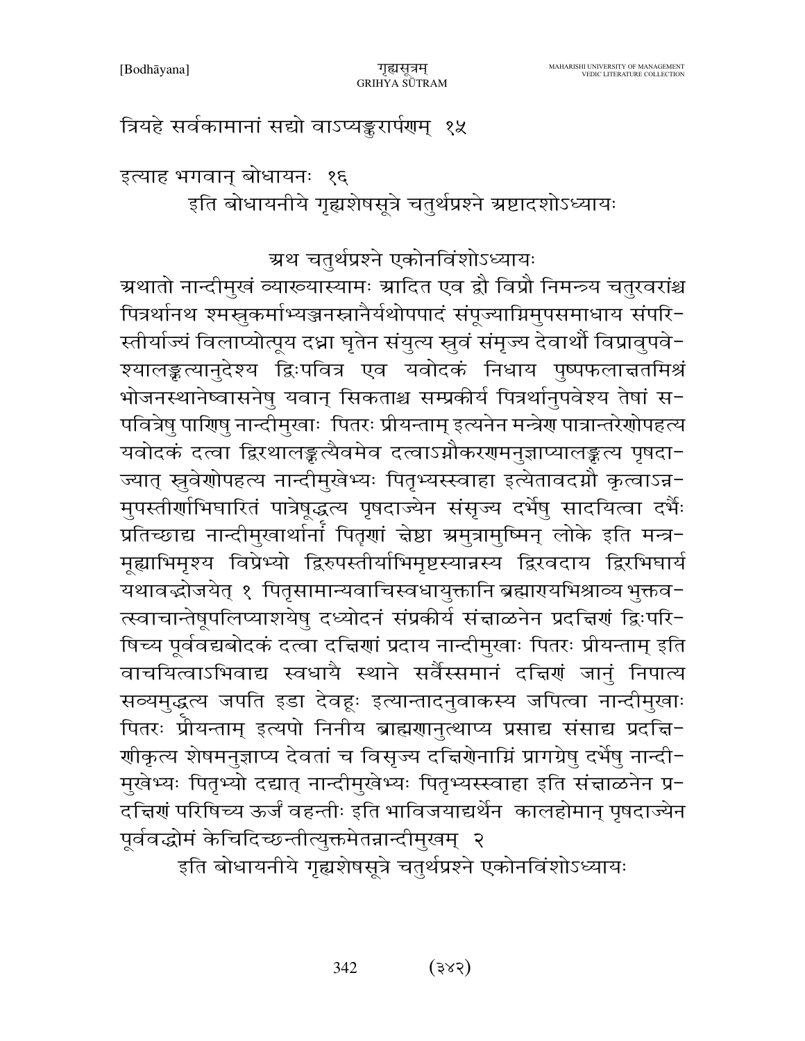त्रियहे सर्वकामानां सद्यो वाऽप्यङ्कुरार्पणम् १५

इत्याह भगवान् बोधायनः १६

इति बोधायनीये गृह्यशेषसूत्रे चतुर्थप्रश्ने अष्टादशोऽध्यायः

## अथ चतुर्थप्रश्ने एकोनविंशोऽध्यायः

अथातो नान्दीमुखं व्याख्यास्यामः आदित एव द्वौ विप्रौ निमन्त्र्य चतुरवरांश्च पित्रर्थानथ श्मश्रुकर्माभ्यञ्जनस्नानैर्यथोपपादं संपूज्याग्निमुपसमाधाय संपरिस्तीर्याज्यं विलाप्योत्पूय दध्ना घृतेन संयुत्य स्रुवं संमृज्य देवार्थौ विप्रावुपवेश्यालङ्कृत्यानुदेश्य द्विःपवित्र एव यवोदकं निधाय पुष्पफलाक्षतमिश्रं भोजनस्थानेष्वासनेषु यवान् सिकताश्च सम्प्रकीर्य पित्रर्थानुपवेश्य तेषां सपवित्रेषु पाणिषु नान्दीमुखाः पितरः प्रीयन्ताम् इत्यनेन मन्त्रेण पात्रान्तरेणोपहत्य यवोदकं दत्वा द्विरथालङ्कृत्यैवमेव दत्वाऽग्नौकरणमनुज्ञाप्यालङ्कृत्य पृषदाज्यात् स्रुवेणोपहत्य नान्दीमुखेभ्यः पितृभ्यस्स्वाहा इत्येतावदग्नौ कृत्वाऽन्नमुपस्तीर्णाभिघारितं पात्रेषूद्धृत्य पृषदाज्येन संसृज्य दर्भेषु सादयित्वा दर्भैः प्रतिच्छाद्य नान्दीमुखार्थानां पितॄणां क्षेष्ठा अमुत्रामुष्मिन् लोके इति मन्त्रमूह्याभिमृश्य विप्रेभ्यो द्विरुपस्तीर्याभिमृष्टस्यान्नस्य द्विरवदाय द्विरभिघार्य यथावद्भोजयेत् १ पितृसामान्यवाचिस्वधायुक्तानि ब्रह्माण्यभिश्राव्य भुक्तवत्स्वाचान्तेषूपलिप्याशयेषु दध्योदनं संप्रकीर्य संक्षाळनेन प्रदक्षिणं द्विःपरिषिच्य पूर्ववद्यवोदकं दत्वा दक्षिणां प्रदाय नान्दीमुखाः पितरः प्रीयन्ताम् इति वाचयित्वाऽभिवाद्य स्वधायै स्थाने सर्वैस्समानं दक्षिणं जानुं निपात्य सव्यमुद्धृत्य जपति इडा देवहूः इत्यान्तादनुवाकस्य जपित्वा नान्दीमुखाः पितरः प्रीयन्ताम् इत्यपो निनीय ब्राह्मणानुत्थाप्य प्रसाद्य संसाद्य प्रदक्षिणीकृत्य शेषमनुज्ञाप्य देवतां च विसृज्य दक्षिणेनाग्निं प्रागग्रेषु दर्भेषु नान्दीमुखेभ्यः पितृभ्यो दद्यात् नान्दीमुखेभ्यः पितृभ्यस्स्वाहा इति संक्षाळनेन प्रदक्षिणं परिषिच्य ऊर्जं वहन्तीः इति भाविजयाद्यर्थेन कालहोमान् पृषदाज्येन पूर्ववद्धोमं केचिदिच्छन्तीत्युक्तमेतन्नान्दीमुखम् २

इति बोधायनीये गृह्यशेषसूत्रे चतुर्थप्रश्ने एकोनविंशोऽध्यायः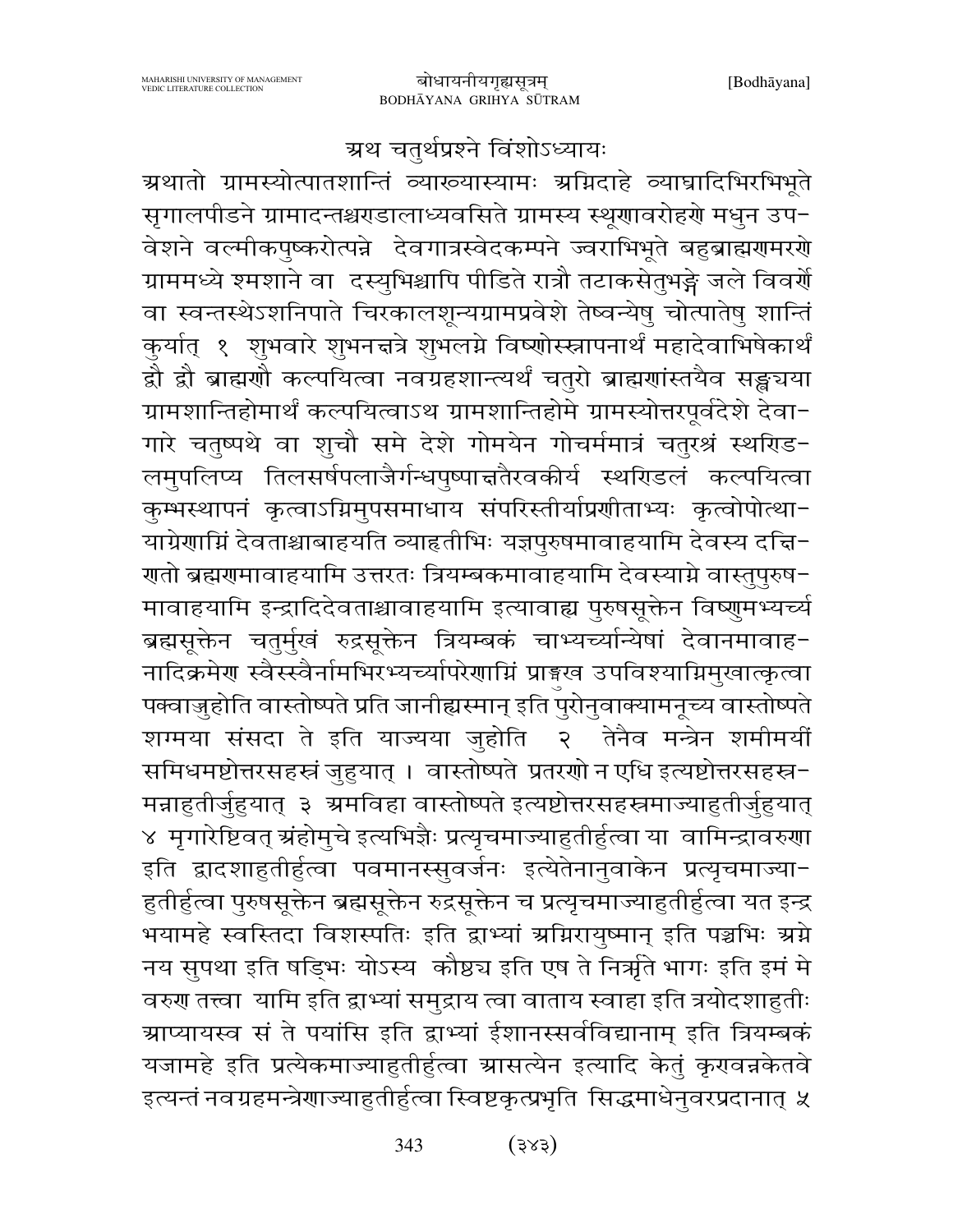## अथ चतुर्थप्रश्ने विंशोऽध्यायः

अथातो ग्रामस्योत्पातशान्तिं व्याख्यास्यामः अग्निदाहे व्याघ्रादिभिरभिभूते सृगालपीडने ग्रामादन्तश्चण्डालाध्यवसिते ग्रामस्य स्थूणावरोहणे मधुन उपवेशने वल्मीकपुष्करोत्पन्ने देवगात्रस्वेदकम्पने ज्वराभिभूते बहुब्राह्मणमरणे ग्राममध्ये श्मशाने वा दस्युभिश्चापि पीडिते रात्रौ तटाकसेतुभङ्गे जले विवर्णे वा स्वन्तस्थेऽशनिपाते चिरकालशून्यग्रामप्रवेशे तेष्वन्येषु चोत्पातेषु शान्तिं कुर्यात् १ शुभवारे शुभनक्षत्रे शुभलग्ने विष्णोस्स्नापनार्थं महादेवाभिषेकार्थं द्वौ द्वौ ब्राह्मणौ कल्पयित्वा नवग्रहशान्त्यर्थं चतुरो ब्राह्मणांस्तथैव सङ्ख्यया ग्रामशान्तिहोमार्थं कल्पयित्वाऽथ ग्रामशान्तिहोमे ग्रामस्योत्तरपूर्वदेशे देवागारे चतुष्पथे वा शुचौ समे देशे गोमयेन गोचर्ममात्रं चतुरश्रं स्थण्डिलमुपलिप्य तिलसर्षपलाजैर्गन्धपुष्पाक्षतैरवकीर्य स्थण्डिलं कल्पयित्वा कुम्भस्थापनं कृत्वाऽग्निमुपसमाधाय संपरिस्तीर्याप्रणीताभ्यः कृत्वोपोत्थायाग्रेणाग्निं देवताश्चाबाहयति व्याहृतीभिः यज्ञपुरुषमावाहयामि देवस्य दक्षिणतो ब्रह्मणमावाहयामि उत्तरतः त्रियम्बकमावाहयामि देवस्याग्ने वास्तुपुरुषमावाहयामि इन्द्रादिदेवताश्चावाहयामि इत्यावाह्य पुरुषसूक्तेन विष्णुमभ्यर्च्य ब्रह्मसूक्तेन चतुर्मुखं रुद्रसूक्तेन त्रियम्बकं चाभ्यर्च्यान्येषां देवानमावाहनादिक्रमेण स्वैस्स्वैर्नामभिरभ्यर्च्यापरेणाग्निं प्राङ्मुख उपविश्याग्निमुखात्कृत्वा पक्वाज्जुहोति वास्तोष्पते प्रति जानीह्यस्मान् इति पुरोनुवाक्यामनूच्य वास्तोष्पते शग्मया संसदा ते इति याज्यया जुहोति २ तेनैव मन्त्रेन शमीमयीं समिधमष्टोत्तरसहस्त्रं जुहुयात् । वास्तोष्पते प्रतरणो न एधि इत्यष्टोत्तरसहस्रमन्नाहुतीर्जुहुयात् ३ अमविहा वास्तोष्पते इत्यष्टोत्तरसहस्रमाज्याहुतीर्जुहुयात् ४ मृगारेष्टिवत् अंहोमुचे इत्यभिज्ञैः प्रत्यृचमाज्याहुतीर्हुत्वा या वामिन्द्रावरुणा इति द्वादशाहुतीर्हुत्वा पवमानस्सुवर्जनः इत्येतेनानुवाकेन प्रत्यृचमाज्याहुतीर्हुत्वा पुरुषसूक्तेन ब्रह्मसूक्तेन रुद्रसूक्तेन च प्रत्यृचमाज्याहुतीर्हुत्वा यत इन्द्र भयामहे स्वस्तिदा विशस्पतिः इति द्वाभ्यां अग्निरायुष्मान् इति पञ्चभिः अग्ने नय सुपथा इति षड्भिः योऽस्य कौष्ठ्य इति एष ते निर्ऋते भागः इति इमं मे वरुण तत्त्वा यामि इति द्वाभ्यां समुद्राय त्वा वाताय स्वाहा इति त्रयोदशाहुतीः आप्यायस्व सं ते पयांसि इति द्वाभ्यां ईशानस्सर्वविद्यानाम् इति त्रियम्बकं यजामहे इति प्रत्येकमाज्याहुतीर्हुत्वा आसत्येन इत्यादि केतुं कृण्वन्नकेतवे इत्यन्तं नवग्रहमन्त्रेणाज्याहुतीर्हुत्वा स्विष्टकृत्प्रभृति सिद्धमाधेनुवरप्रदानात् ५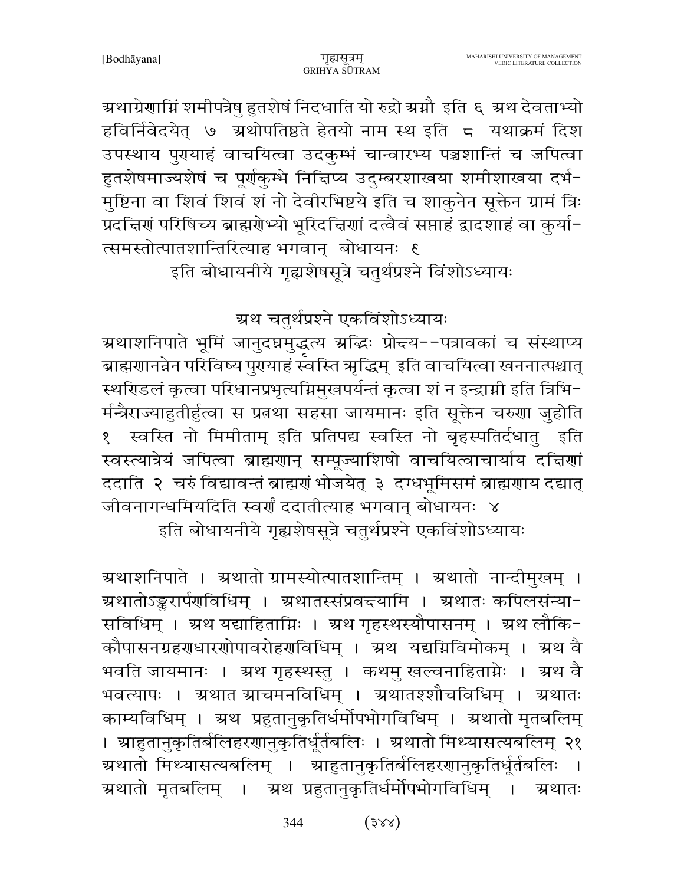अथाग्रेणाग्निं शमीपत्रेषु हुतशेषं निदधाति यो रुद्रो अग्नौ इति ६ अथ देवताभ्यो हविर्निवेदयेत् ७ अथोपतिष्ठते हेतयो नाम स्थ इति ८ यथाक्रमं दिश उपस्थाय पुण्याहं वाचयित्वा उदकुम्भं चान्वारभ्य पञ्चशान्तिं च जपित्वा हुतशेषमाज्यशेषं च पूर्णकुम्भे निक्षिप्य उदुम्बरशाखया शमीशाखया दर्भमुष्टिना वा शिवं शिवं शं नो देवीरभिष्टये इति च शाकुनेन सूक्तेन ग्रामं त्रिः प्रदक्षिणं परिषिच्य ब्राह्मणेभ्यो भूरिदक्षिणां दत्वैवं सप्ताहं द्वादशाहं वा कुर्यात्समस्तोत्पातशान्तिरित्याह भगवान् बोधायनः ९

इति बोधायनीये गृह्यशेषसूत्रे चतुर्थप्रश्ने विंशोऽध्यायः

## अथ चतुर्थप्रश्ने एकविंशोऽध्यायः

अथाशनिपाते भूमिं जानुदघ्नमुद्धृत्य अद्भिः प्रोक्ष्य--पत्रावकां च संस्थाप्य ब्राह्मणानन्नेन परिविष्य पुण्याहं स्वस्ति ऋद्धिम् इति वाचयित्वा खननात्पश्चात् स्थण्डिलं कृत्वा परिधानप्रभृत्यग्निमुखपर्यन्तं कृत्वा शं न इन्द्राग्नी इति त्रिभिर्मन्त्रैराज्याहुतीर्हुत्वा स प्रत्नथा सहसा जायमानः इति सूक्तेन चरुणा जुहोति १ स्वस्ति नो मिमीताम् इति प्रतिपद्य स्वस्ति नो बृहस्पतिर्दधातु इति स्वस्त्यात्रेयं जपित्वा ब्राह्मणान् सम्पूज्याशिषो वाचयित्वाचार्याय दक्षिणां ददाति २ चरुं विद्यावन्तं ब्राह्मणं भोजयेत् ३ दग्धभूमिसमं ब्राह्मणाय दद्यात् जीवनागन्धमियदिति स्वर्णं ददातीत्याह भगवान् बोधायनः ४

इति बोधायनीये गृह्यशेषसूत्रे चतुर्थप्रश्ने एकविंशोऽध्यायः

अथाशनिपाते । अथातो ग्रामस्योत्पातशान्तिम् । अथातो नान्दीमुखम् । अथातोऽङ्कुरार्पणविधिम् । अथातस्संप्रवक्ष्यामि । अथातः कपिलसंन्यासविधिम् । अथ यद्याहिताग्निः । अथ गृहस्थस्यौपासनम् । अथ लौकिकौपासनग्रहणधारणोपावरोहणविधिम् । अथ यद्यग्निविमोकम् । अथ वै भवति जायमानः । अथ गृहस्थस्तु । कथमु खल्वनाहिताग्नेः । अथ वै भवत्यापः । अथात आचमनविधिम् । अथातश्शौचविधिम् । अथातः काम्यविधिम् । अथ प्रहुतानुकृतिर्धर्मोपभोगविधिम् । अथातो मृतबलिम् । आहुतानुकृतिर्बलिहरणानुकृतिर्धूर्तबलिः । अथातो मिथ्यासत्यबलिम् २१ अथातो मिथ्यासत्यबलिम् । आहुतानुकृतिर्बलिहरणानुकृतिर्धूर्तबलिः । अथातो मृतबलिम् । अथ प्रहुतानुकृतिर्धर्मोपभोगविधिम् । अथातः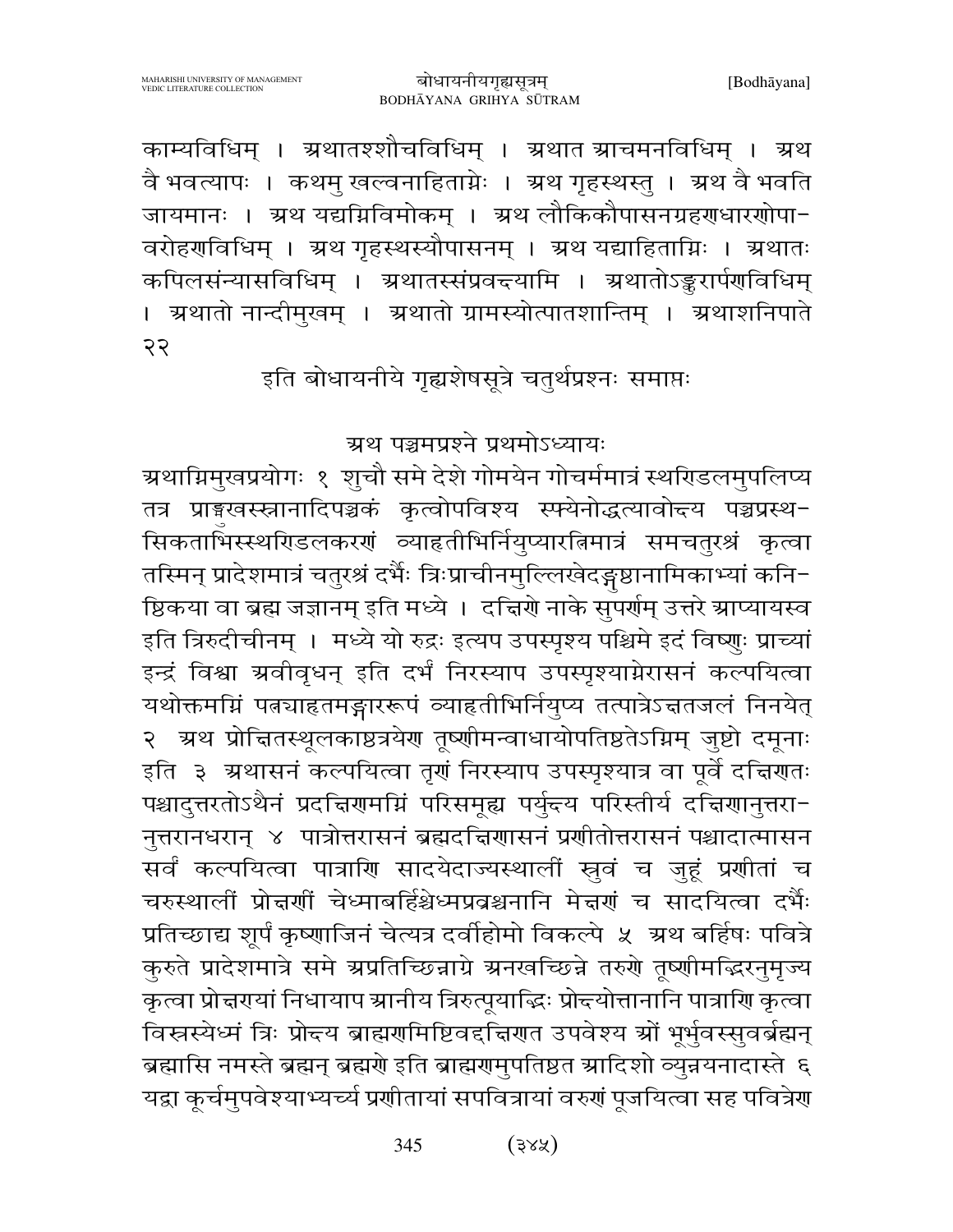काम्यविधिम् । अथातश्शौचविधिम् । अथात आचमनविधिम् । अथ वै भवत्यापः । कथमु खल्वनाहिताग्नेः । अथ गृहस्थस्तु । अथ वै भवति जायमानः । अथ यद्यग्निविमोकम् । अथ लौकिकौपासनग्रहणधारणोपा-वरोहणविधिम् । अथ गृहस्थस्यौपासनम् । अथ यद्याहिताग्निः । अथातः कपिलसंन्यासविधिम् । अथातस्संप्रवक्ष्यामि । अथातोऽङ्कुरार्पणविधिम् । अथातो नान्दीमुखम् । अथातो ग्रामस्योत्पातशान्तिम् । अथाशनिपाते २२

इति बोधायनीये गृह्यशेषसूत्रे चतुर्थप्रश्नः समाप्तः

## अथ पञ्चमप्रश्ने प्रथमोऽध्यायः

अथाग्निमुखप्रयोगः १ शुचौ समे देशे गोमयेन गोचर्ममात्रं स्थण्डिलमुपलिप्य तत्र प्राङ्मुखस्स्नानादिपञ्चकं कृत्वोपविश्य स्फ्येनोद्धत्यावोक्ष्य पञ्चप्रस्थ-सिकताभिस्स्थण्डिलकरणं व्याहृतीभिर्नियुप्यारत्निमात्रं समचतुरश्रं कृत्वा तस्मिन् प्रादेशमात्रं चतुरश्रं दर्भैः त्रिः प्राचीनमुल्लिखेदङ्गुष्ठानामिकाभ्यां कनि-ष्ठिकया वा ब्रह्म जज्ञानम् इति मध्ये । दक्षिणे नाके सुपर्णम् उत्तरे आप्यायस्व इति त्रिरुदीचीनम् । मध्ये यो रुद्रः इत्यप उपस्पृश्य पश्चिमे इदं विष्णुः प्राच्यां इन्द्रं विश्वा अवीवृधन् इति दर्भं निरस्याप उपस्पृश्याग्नेरासनं कल्पयित्वा यथोक्तमग्निं पक्वाहृतमङ्गाररूपं व्याहृतीभिर्नियुप्य तत्पात्रेऽक्षतजलं निनयेत् २ अथ प्रोक्षितस्थूलकाष्ठत्रयेण तूष्णीमन्वाधायोपतिष्ठतेऽग्निम् जुष्टो दमूनाः इति ३ अथासनं कल्पयित्वा तृणं निरस्याप उपस्पृश्यात्र वा पूर्वे दक्षिणतः पश्चादुत्तरतोऽथैनं प्रदक्षिणमग्निं परिसमूह्य पर्युक्ष्य परिस्तीर्य दक्षिणानुत्तरा-नुत्तरानधरान् ४ पात्रोत्तरासनं ब्रह्मदक्षिणासनं प्रणीतोत्तरासनं पश्चादात्मासन सर्वं कल्पयित्वा पात्राणि सादयेदाज्यस्थालीं स्रुवं च जुहूं प्रणीतां च चरुस्थालीं प्रोक्षणीं चेध्माबर्हिश्चेध्मप्रव्रश्चनानि मेक्षणं च सादयित्वा दर्भैः प्रतिच्छाद्य शूर्पं कृष्णाजिनं चेत्यत्र दर्वीहोमो विकल्पे ५ अथ बर्हिषः पवित्रे कुरुते प्रादेशमात्रे समे अप्रतिच्छिन्नाग्रे अनखच्छिन्ने तरुणे तूष्णीमद्भिरनुमृज्य कृत्वा प्रोक्षण्यां निधायाप आनीय त्रिरुत्पूयाद्भिः प्रोक्ष्योत्तानानि पात्राणि कृत्वा विस्रस्येध्मं त्रिः प्रोक्ष्य ब्राह्मणमिष्टिवद्दक्षिणत उपवेश्य ओं भूर्भुवस्सुवर्ब्रह्मन् ब्रह्मासि नमस्ते ब्रह्मन् ब्रह्मणे इति ब्राह्मणमुपतिष्ठत आदिशो व्युन्नयनादास्ते ६ यद्वा कूर्चमुपवेश्याभ्यर्च्य प्रणीतायां सपवित्रायां वरुणं पूजयित्वा सह पवित्रेण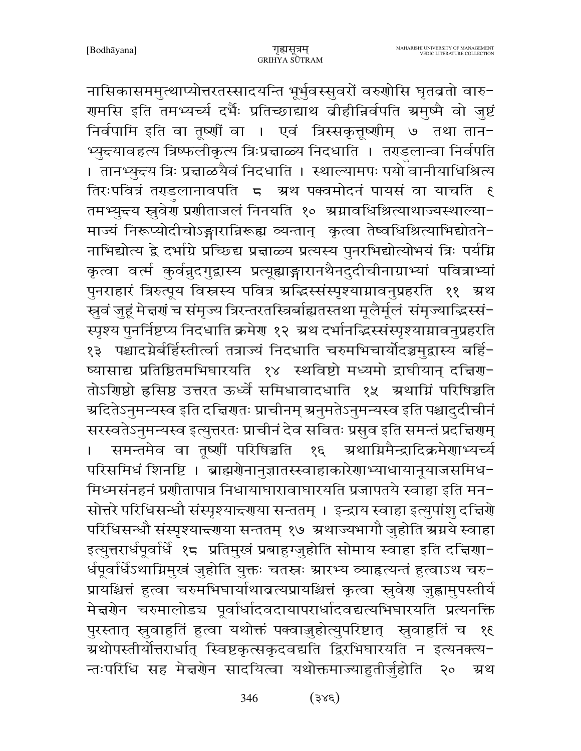नासिकासममुत्थाप्योत्तरतस्सादयन्ति भूर्भुवस्सुवरों वरुणोसि घृतव्रतो वारुणमसि इति तमभ्यर्च्य दर्भैः प्रतिच्छाद्याथ व्रीहीन्निर्वपति अमुष्मै वो जुष्टं निर्वपामि इति वा तूष्णीं वा । एवं त्रिस्सकृत्तूष्णीम् ७ तथा तानभ्युन्द्यावहत्य त्रिष्फलीकृत्य त्रिःप्रक्षाळ्य निदधाति । तण्डुलान्वा निर्वपति । तानभ्युन्द्य त्रिः प्रक्षाळ्यैवं निदधाति । स्थाल्यामपः पयो वानीयाधिश्रित्य तिरःपवित्रं तण्डुलानावपति ८ अथ पक्वमोदनं पायसं वा याचति ९ तमभ्युन्द्य स्रुवेण प्रणीताजलं निनयति १० अग्नावधिश्रित्याथाज्यस्थाल्यामाज्यं निरूप्योदीचोऽङ्गारान्निरूह्य व्यन्तान् कृत्वा तेष्वधिश्रित्याभिद्योतनेनाभिद्योत्य द्वे दर्भाग्रे प्रच्छिद्य प्रक्षाळ्य प्रत्यस्य पुनरभिद्योत्योभयं त्रिः पर्यग्नि कृत्वा वर्त्म कुर्वन्नुदगुद्वास्य प्रत्यूह्याङ्गारानथैनदुदीचीनाग्राभ्यां पवित्राभ्यां पुनराहारं त्रिरुत्पूय विस्रस्य पवित्र अद्भिस्संस्पृश्याग्नावनुप्रहरति ११ अथ स्रुवं जुहूं मेक्षणं च संमृज्य त्रिरन्तरतस्त्रिर्बाह्यतस्तथा मूलैर्मूलं संमृज्याद्भिस्संस्पृश्य पुनर्निष्टप्य निदधाति क्रमेण १२ अथ दर्भानद्भिस्संस्पृश्याग्नावनुप्रहरति १३ पश्चादग्नेर्बर्हिस्तीर्त्वा तत्राज्यं निदधाति चरुमभिचार्योदञ्चमुद्वास्य बर्हिष्यासाद्य प्रतिष्ठितमभिघारयति १४ स्थविष्ठो मध्यमो द्राघीयान् दक्षिणतोऽणिष्ठो ह्रसिष्ठ उत्तरत ऊर्ध्वे समिधावादधाति १५ अथाग्निं परिषिञ्चति अदितेऽनुमन्यस्व इति दक्षिणतः प्राचीनम् अनुमतेऽनुमन्यस्व इति पश्चादुदीचीनं सरस्वतेऽनुमन्यस्व इत्युत्तरतः प्राचीनं देव सवितः प्रसुव इति समन्तं प्रदक्षिणम् । समन्तमेव वा तूष्णीं परिषिञ्चति १६ अथाग्निमैन्द्रादिक्रमेणाभ्यर्च्य परिसमिधं शिनष्टि । ब्राह्मणेनानुज्ञातस्स्वाहाकारेणाभ्याधायानूयाजसमिधमिध्मसंनहनं प्रणीतापात्र निधायाघारावाघारयति प्रजापतये स्वाहा इति मनसोत्तरे परिधिसन्धौ संस्पृश्याक्षणया सन्ततम् । इन्द्राय स्वाहा इत्युपांशु दक्षिणे परिधिसन्धौ संस्पृश्याक्षणया सन्ततम् १७ अथाज्यभागौ जुहोति अग्नये स्वाहा इत्युत्तरार्धपूर्वार्धे १८ प्रतिमुखं प्रबाहुग्जुहोति सोमाय स्वाहा इति दक्षिणार्धपूर्वार्धेऽथाग्निमुखं जुहोति युक्तः चतस्रः आरभ्य व्याहृत्यन्तं हुत्वाऽथ चरुप्रायश्चित्तं हुत्वा चरुमभिघार्याथावृत्यप्रायश्चित्तं कृत्वा स्रुवेण जुह्वामुपस्तीर्य मेक्षणेन चरुमालोड्य पूर्वार्धादवदायापरार्धादवद्यत्यभिघारयति प्रत्यनक्ति पुरस्तात् स्रुवाहुतिं हुत्वा यथोक्तं पक्वाज्जुहोत्युपरिष्टात् स्रुवाहुतिं च १९ अथोपस्तीर्योत्तरार्धात् स्विष्टकृत्सकृदवद्यति द्विरभिघारयति न इत्यनक्त्यन्तःपरिधि सह मेक्षणेन सादयित्वा यथोक्तमाज्याहुतीर्जुहोति २० अथ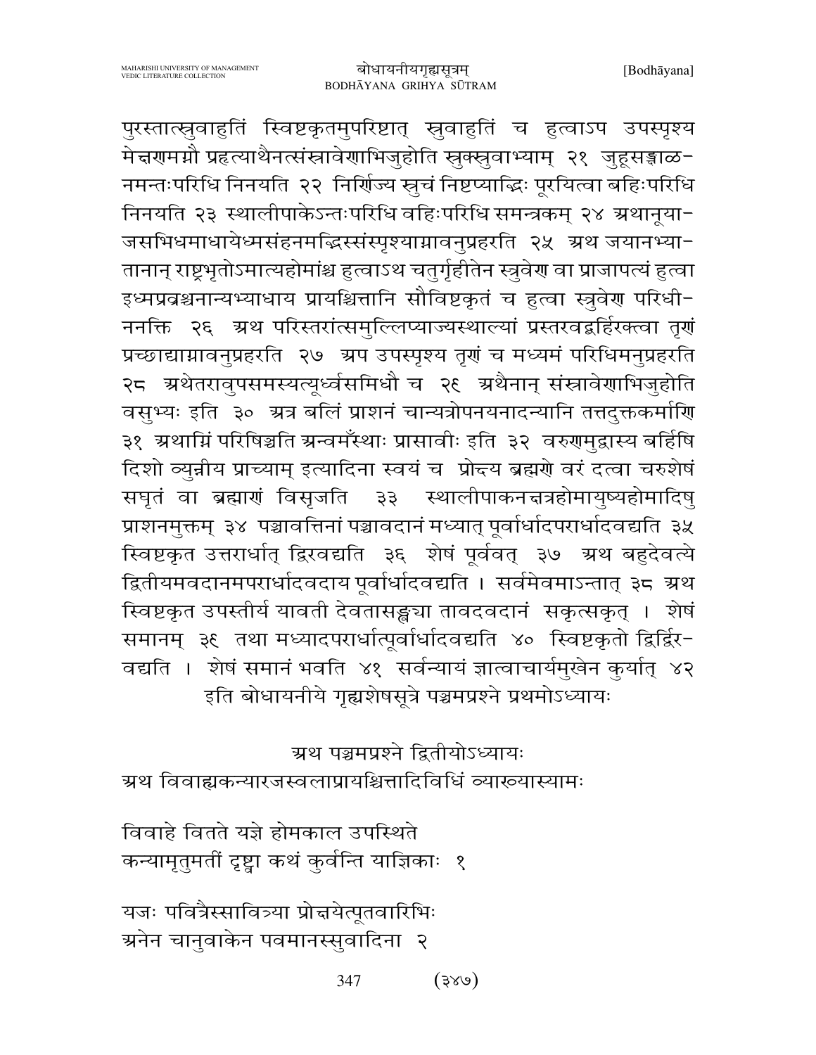पुरस्तात्स्रुवाहुतिं स्विष्टकृतमुपरिष्टात् स्रुवाहुतिं च हुत्वाऽप उपस्पृश्य मेक्षणमग्नौ प्रहृत्याथैनत्संस्रावेणाभिजुहोति स्रुक्स्रुवाभ्याम् २१ जुहूसङ्गाळ-नमन्तःपरिधि निनयति २२ निर्णिज्य स्रुचं निष्टप्याद्भिः पूरयित्वा बहिःपरिधि निनयति २३ स्थालीपाकेऽन्तःपरिधि वहिःपरिधि समन्त्रकम् २४ अथानूया-जसभिधमाधायेध्मसंहनमद्भिस्संस्पृश्याग्नावनुप्रहरति २५ अथ जयानभ्या-तानान् राष्ट्रभृतोऽमात्यहोमांश्च हुत्वाऽथ चतुर्गृहीतेन स्रुवेण वा प्राजापत्यं हुत्वा इध्मप्रव्रश्चनान्यभ्याधाय प्रायश्चित्तानि सौविष्टकृतं च हुत्वा स्रुवेण परिधी-ननक्ति २६ अथ परिस्तरांत्समुल्लिप्याज्यस्थाल्यां प्रस्तरवद्बर्हिरक्त्वा तृणं प्रच्छाद्याग्नावनुप्रहरति २७ अप उपस्पृश्य तृणं च मध्यमं परिधिमनुप्रहरति २८ अथेतरावुपसमस्यत्यूर्ध्वसमिधौ च २९ अथैनान् संस्रावेणाभिजुहोति वसुभ्यः इति ३० अत्र बलिं प्राशनं चान्यत्रोपनयनादन्यानि तत्तदुक्तकर्माणि ३१ अथाग्निं परिषिञ्चति अन्वमँस्थाः प्रासावीः इति ३२ वरुणमुद्वास्य बर्हिषि दिशो व्युन्नीय प्राच्याम् इत्यादिना स्वयं च प्रोक्ष्य ब्रह्मणे वरं दत्वा चरुशेषं सघृतं वा ब्रह्माणं विसृजति ३३ स्थालीपाकनक्षत्रहोमायुष्यहोमादिषु प्राशनमुक्तम् ३४ पञ्चावत्तिनां पञ्चावदानं मध्यात् पूर्वार्धादपरार्धादवद्यति ३५ स्विष्टकृत उत्तरार्धात् द्विरवद्यति ३६ शेषं पूर्ववत् ३७ अथ बहुदेवत्ये द्वितीयमवदानमपरार्धादवदाय पूर्वार्धादवद्यति । सर्वमेवमाऽन्तात् ३८ अथ स्विष्टकृत उपस्तीर्य यावती देवतासङ्ख्या तावदवदानं सकृत्सकृत् । शेषं समानम् ३९ तथा मध्यादपरार्धात्पूर्वार्धादवद्यति ४० स्विष्टकृतो द्विर्द्विर-वद्यति । शेषं समानं भवति ४१ सर्वन्यायं ज्ञात्वाचार्यमुखेन कुर्यात् ४२

इति बोधायनीये गृह्यशेषसूत्रे पञ्चमप्रश्ने प्रथमोऽध्यायः

## अथ पञ्चमप्रश्ने द्वितीयोऽध्यायः

अथ विवाह्यकन्यारजस्वलाप्रायश्चित्तादिविधिं व्याख्यास्यामः

विवाहे वितते यज्ञे होमकाल उपस्थिते
कन्यामृतुमतीं दृष्ट्वा कथं कुर्वन्ति याज्ञिकाः १

यजः पवित्रैस्सावित्र्या प्रोक्षयेत्पूतवारिभिः
अनेन चानुवाकेन पवमानस्सुवादिना २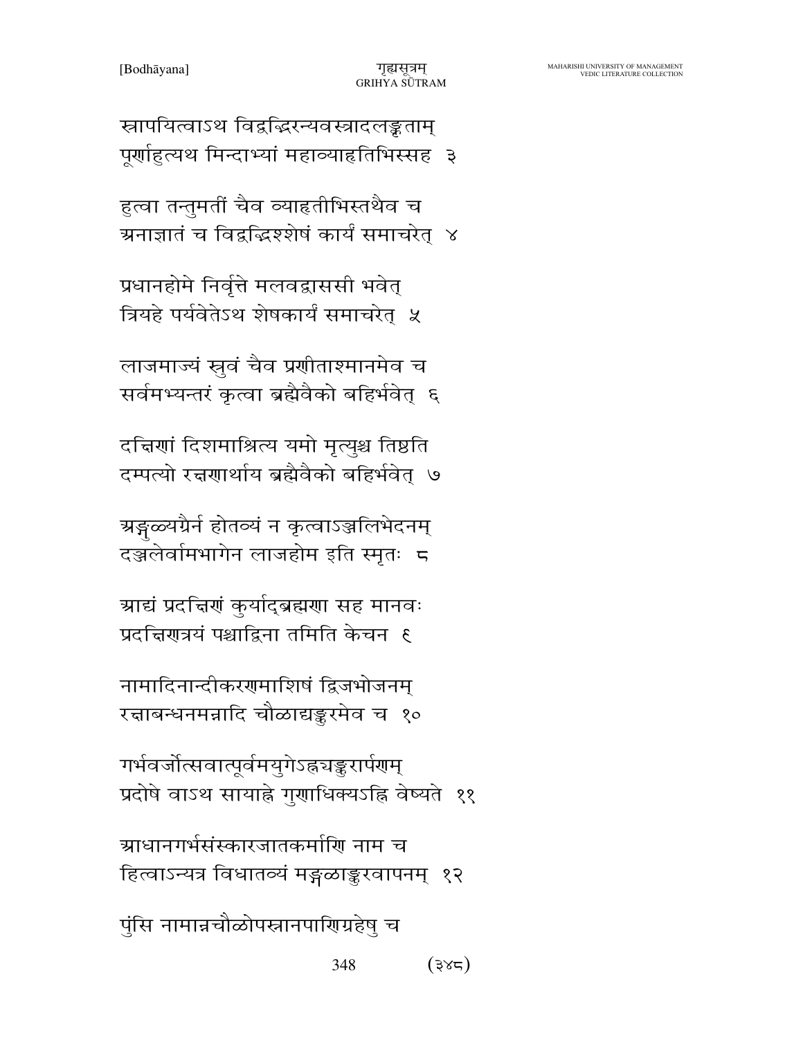स्नापयित्वाऽथ विद्वद्भिरन्यवस्त्रादलङ्कृताम्
पूर्णाहुत्यथ मिन्दाभ्यां महाव्याहृतिभिस्सह ३

हुत्वा तन्तुमतीं चैव व्याहृतीभिस्तथैव च
अनाज्ञातं च विद्वद्भिश्शेषं कार्यं समाचरेत् ४

प्रधानहोमे निर्वृत्ते मलवद्वाससी भवेत्
त्रियहे पर्यवेतेऽथ शेषकार्यं समाचरेत् ५

लाजमाज्यं स्त्रुवं चैव प्रणीताश्मानमेव च
सर्वमभ्यन्तरं कृत्वा ब्रह्मैवैको बहिर्भवेत् ६

दक्षिणां दिशमाश्रित्य यमो मृत्युश्च तिष्ठति
दम्पत्यो रक्षणार्थाय ब्रह्मैवैको बहिर्भवेत् ७

अङ्गुळ्यग्रैर्न होतव्यं न कृत्वाऽञ्जलिभेदनम्
दञ्जलेर्वामभागेन लाजहोम इति स्मृतः ८

आद्यं प्रदक्षिणं कुर्याद्ब्रह्मणा सह मानवः
प्रदक्षिणत्रयं पश्चाद्विना तमिति केचन ९

नामादिनान्दीकरणमाशिषं द्विजभोजनम्
रक्षाबन्धनमन्नादि चौळाद्यङ्कुरमेव च १०

गर्भवर्जोत्सवात्पूर्वमयुगेऽह्नयङ्कुरार्पणम्
प्रदोषे वाऽथ सायाह्ने गुणाधिक्यऽह्नि वेष्यते ११

आधानगर्भसंस्कारजातकर्माणि नाम च
हित्वाऽन्यत्र विधातव्यं मङ्गळाङ्कुरवापनम् १२

पुंसि नामान्नचौळोपस्नानपाणिग्रहेषु च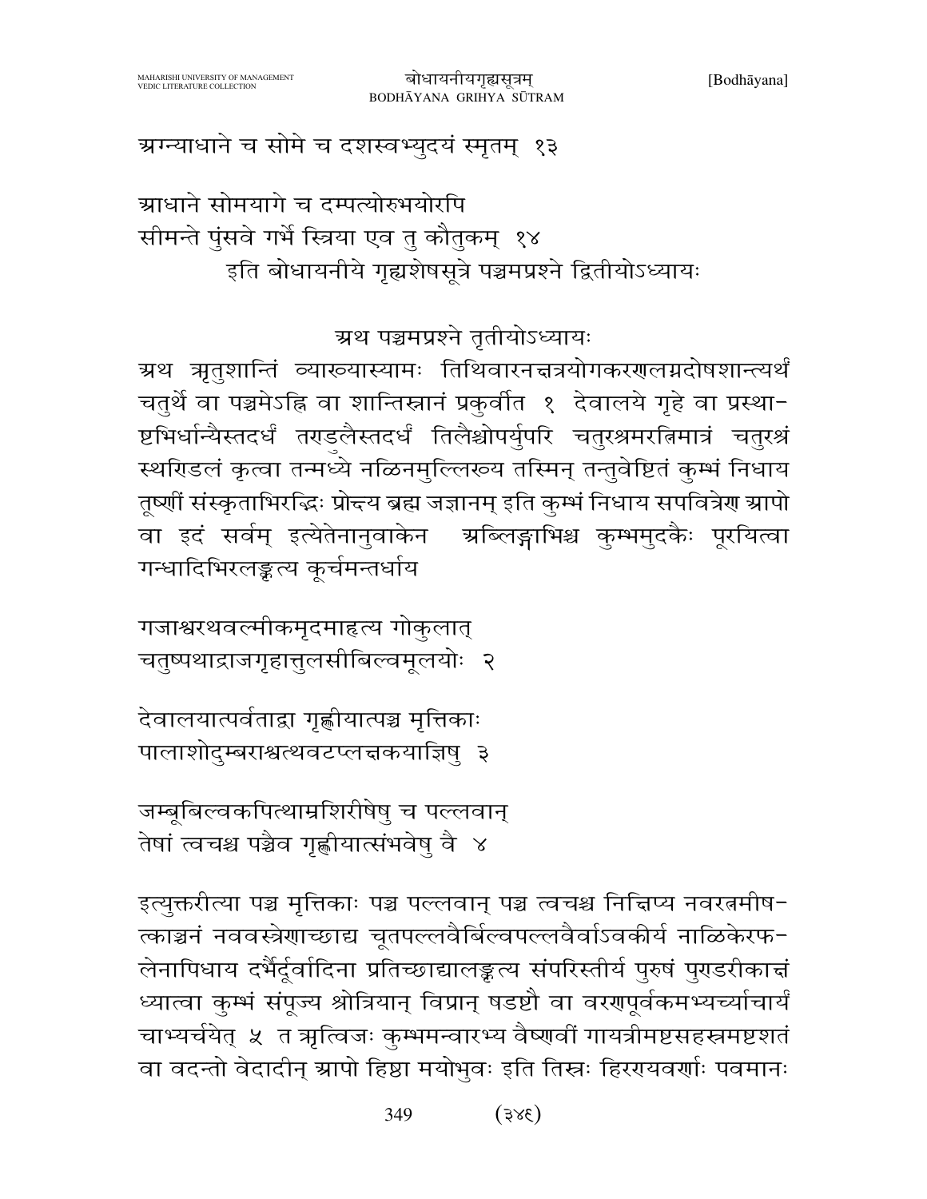अग्न्याधाने च सोमे च दशस्वभ्युदयं स्मृतम् १३

आधाने सोमयागे च दम्पत्योरुभयोरपि
सीमन्ते पुंसवे गर्भे स्त्रिया एव तु कौतुकम् १४

इति बोधायनीये गृह्यशेषसूत्रे पञ्चमप्रश्ने द्वितीयोऽध्यायः

## अथ पञ्चमप्रश्ने तृतीयोऽध्यायः

अथ ऋतुशान्तिं व्याख्यास्यामः तिथिवारनक्षत्रयोगकरणलग्नदोषशान्त्यर्थं चतुर्थे वा पञ्चमेऽह्नि वा शान्तिस्नानं प्रकुर्वीत १ देवालये गृहे वा प्रस्थाष्टभिर्धान्यैस्तदर्धं तण्डुलैस्तदर्धं तिलैश्चोपर्युपरि चतुरश्रमरत्निमात्रं चतुरश्रं स्थण्डिलं कृत्वा तन्मध्ये नळिनमुल्लिख्य तस्मिन् तन्तुवेष्टितं कुम्भं निधाय तूष्णीं संस्कृताभिरद्भिः प्रोक्ष्य ब्रह्म जज्ञानम् इति कुम्भं निधाय सपवित्रेण आपो वा इदं सर्वम् इत्येतेनानुवाकेन अब्लिङ्गाभिश्च कुम्भमुदकैः पूरयित्वा गन्धादिभिरलङ्कृत्य कूर्चमन्तर्धाय

गजाश्वरथवल्मीकमृदमाहृत्य गोकुलात्
चतुष्पथाद्राजगृहात्तुलसीबिल्वमूलयोः २

देवालयात्पर्वताद्वा गृह्णीयात्पञ्च मृत्तिकाः
पालाशोदुम्बराश्वत्थवटप्लक्षकयाज्ञिषु ३

जम्बूबिल्वकपित्थाम्रशिरीषेषु च पल्लवान्
तेषां त्वचश्च पञ्चैव गृह्णीयात्संभवेषु वै ४

इत्युक्तरीत्या पञ्च मृत्तिकाः पञ्च पल्लवान् पञ्च त्वचश्च निक्षिप्य नवरत्नमीषत्काञ्चनं नववस्त्रेणाच्छाद्य चूतपल्लवैर्बिल्वपल्लवैर्वाऽवकीर्य नाळिकेरफलेनापिधाय दर्भैर्दूर्वादिना प्रतिच्छाद्यालङ्कृत्य संपरिस्तीर्य पुरुषं पुण्डरीकाक्षं ध्यात्वा कुम्भं संपूज्य श्रोत्रियान् विप्रान् षडष्टौ वा वरणपूर्वकमभ्यर्च्याचार्यं चाभ्यर्चयेत् ५ त ऋत्विजः कुम्भमन्वारभ्य वैष्णवीं गायत्रीमष्टसहस्रमष्टशतं वा वदन्तो वेदादीन् आपो हिष्ठा मयोभुवः इति तिस्रः हिरण्यवर्णाः पवमानः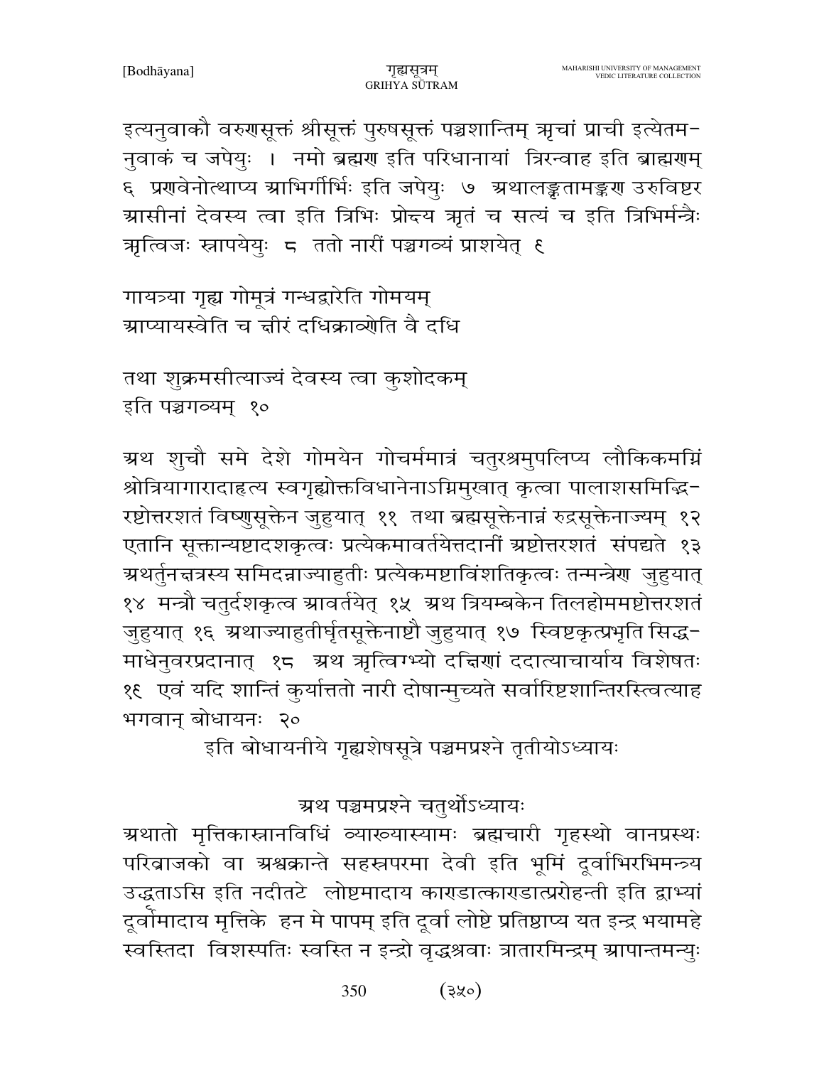इत्यनुवाकौ वरुणसूक्तं श्रीसूक्तं पुरुषसूक्तं पञ्चशान्तिम् ऋचां प्राची इत्येतमनुवाकं च जपेयुः । नमो ब्रह्मण इति परिधानायां त्रिरन्वाह इति ब्राह्मणम् ६ प्रणवेनोत्थाप्य आभिर्गीर्भिः इति जपेयुः ७ अथालङ्कृतामङ्कण उरुविष्टर आसीनां देवस्य त्वा इति त्रिभिः प्रोक्ष्य ऋतं च सत्यं च इति त्रिभिर्मन्त्रैः ऋत्विजः स्नापयेयुः ८ ततो नारीं पञ्चगव्यं प्राशयेत् ९

गायत्र्या गृह्य गोमूत्रं गन्धद्वारेति गोमयम्
आप्यायस्वेति च क्षीरं दधिक्राव्णेति वै दधि

तथा शुक्रमसीत्याज्यं देवस्य त्वा कुशोदकम्
इति पञ्चगव्यम् १०

अथ शुचौ समे देशे गोमयेन गोचर्ममात्रं चतुरश्रमुपलिप्य लौकिकमग्निं श्रोत्रियागारादाहृत्य स्वगृह्योक्तविधानेनाऽग्निमुखात् कृत्वा पालाशसमिद्भिरष्टोत्तरशतं विष्णुसूक्तेन जुहुयात् ११ तथा ब्रह्मसूक्तेनान्नं रुद्रसूक्तेनाज्यम् १२ एतानि सूक्तान्यष्टादशकृत्वः प्रत्येकमावर्तयेत्तदानीं अष्टोत्तरशतं संपद्यते १३ अथर्तुनक्षत्रस्य समिदन्नाज्याहुतीः प्रत्येकमष्टाविंशतिकृत्वः तन्मन्त्रेण जुहुयात् १४ मन्त्रौ चतुर्दशकृत्व आवर्तयेत् १५ अथ त्रियम्बकेन तिलहोममष्टोत्तरशतं जुहुयात् १६ अथाज्याहुतीर्घृतसूक्तेनाष्टौ जुहुयात् १७ स्विष्टकृत्प्रभृति सिद्धमाधेनुवरप्रदानात् १८ अथ ऋत्विग्भ्यो दक्षिणां ददात्याचार्याय विशेषतः १९ एवं यदि शान्तिं कुर्यात्ततो नारी दोषान्मुच्यते सर्वारिष्टशान्तिरस्त्वित्याह भगवान् बोधायनः २०

इति बोधायनीये गृह्यशेषसूत्रे पञ्चमप्रश्ने तृतीयोऽध्यायः

## अथ पञ्चमप्रश्ने चतुर्थोऽध्यायः

अथातो मृत्तिकास्नानविधिं व्याख्यास्यामः ब्रह्मचारी गृहस्थो वानप्रस्थः परिव्राजको वा अश्वक्रान्ते सहस्रपरमा देवी इति भूमिं दूर्वाभिरभिमन्त्र्य उद्धृताऽसि इति नदीतटे लोष्टमादाय काण्डात्काण्डात्प्ररोहन्ती इति द्वाभ्यां दूर्वामादाय मृत्तिके हन मे पापम् इति दूर्वा लोष्टे प्रतिष्ठाप्य यत इन्द्र भयामहे स्वस्तिदा विशस्पतिः स्वस्ति न इन्द्रो वृद्धश्रवाः त्रातारमिन्द्रम् आपान्तमन्युः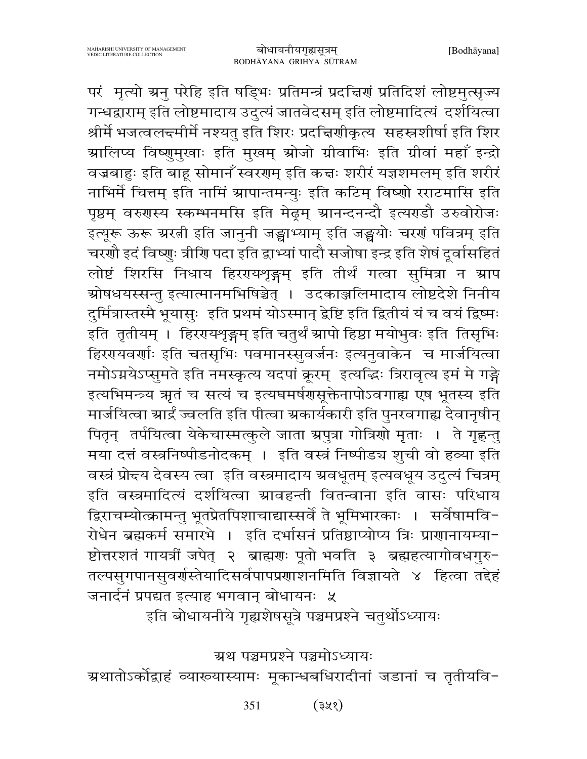परं मृत्यो अनु परेहि इति षड्भिः प्रतिमन्त्रं प्रदक्षिणं प्रतिदिशं लोष्टमुत्सृज्य गन्धद्वाराम् इति लोष्टमादाय उदुत्यं जातवेदसम् इति लोष्टमादित्यं दर्शयित्वा श्रीर्मे भजत्वलक्ष्मीर्मे नश्यतु इति शिरः प्रदक्षिणीकृत्य सहस्रशीर्षा इति शिर आलिप्य विष्णुमुखाः इति मुखम् ओजो ग्रीवाभिः इति ग्रीवां महाँ इन्द्रो वज्रबाहुः इति बाहू सोमानँ स्वरणम् इति कक्षः शरीरं यज्ञशमलम् इति शरीरं नाभिर्मे चित्तम् इति नाभिं आपान्तमन्युः इति कटिम् विष्णो रराटमासि इति पृष्ठम् वरुणस्य स्कम्भनमसि इति मेढ्रम् आनन्दनन्दौ इत्यण्डौ उरुवोरोजः इत्यूरू ऊरू अरत्नी इति जानुनी जङ्घाभ्याम् इति जङ्घयोः चरणं पवित्रम् इति चरणौ इदं विष्णुः त्रीणि पदा इति द्वाभ्यां पादौ सजोषा इन्द्र इति शेषं दूर्वासहितं लोष्टं शिरसि निधाय हिरण्यशृङ्गम् इति तीर्थं गत्वा सुमित्रा न आप ओषधयस्सन्तु इत्यात्मानमभिषिञ्चेत् । उदकाञ्जलिमादाय लोष्टदेशे निनीय दुर्मित्रास्तस्मै भूयासुः इति प्रथमं योऽस्मान् द्वेष्टि इति द्वितीयं यं च वयं द्विष्मः इति तृतीयम् । हिरण्यशृङ्गम् इति चतुर्थं आपो हिष्ठा मयोभुवः इति तिसृभिः हिरण्यवर्णाः इति चतसृभिः पवमानस्सुवर्जनः इत्यनुवाकेन च मार्जयित्वा नमोऽग्नयेऽप्सुमते इति नमस्कृत्य यदपां क्रूरम् इत्यद्भिः त्रिरावृत्य इमं मे गङ्गे इत्यभिमन्त्र्य ऋतं च सत्यं च इत्यघमर्षणसूक्तेनापोऽवगाह्य एष भूतस्य इति मार्जयित्वा आर्द्रं ज्वलति इति पीत्वा अकार्यकारी इति पुनरवगाह्य देवानृषीन् पितृन् तर्पयित्वा येकेचास्मत्कुले जाता अपुत्रा गोत्रिणो मृताः । ते गृह्णन्तु मया दत्तं वस्त्रनिष्पीडनोदकम् । इति वस्त्रं निष्पीड्य शुची वो हव्या इति वस्त्रं प्रोक्ष्य देवस्य त्वा इति वस्त्रमादाय अवधूतम् इत्यवधूय उदुत्यं चित्रम् इति वस्त्रमादित्यं दर्शयित्वा आवहन्ती वितन्वाना इति वासः परिधाय द्विराचम्योत्क्रामन्तु भूतप्रेतपिशाचाद्यास्सर्वे ते भूमिभारकाः । सर्वेषामविरोधेन ब्रह्मकर्म समारभे । इति दर्भासनं प्रतिष्ठाप्योप्य त्रिः प्राणानायम्याष्टोत्तरशतं गायत्रीं जपेत् २ ब्राह्मणः पूतो भवति ३ ब्रह्महत्यागोवधगुरुतल्पसुगपानसुवर्णस्तेयादिसर्वपापप्रणाशनमिति विज्ञायते ४ हित्वा तद्देहं जनार्दनं प्रपद्यत इत्याह भगवान् बोधायनः ५

इति बोधायनीये गृह्यशेषसूत्रे पञ्चमप्रश्ने चतुर्थोऽध्यायः

## अथ पञ्चमप्रश्ने पञ्चमोऽध्यायः

अथातोऽर्कोद्वाहं व्याख्यास्यामः मूकान्धबधिरादीनां जडानां च तृतीयवि-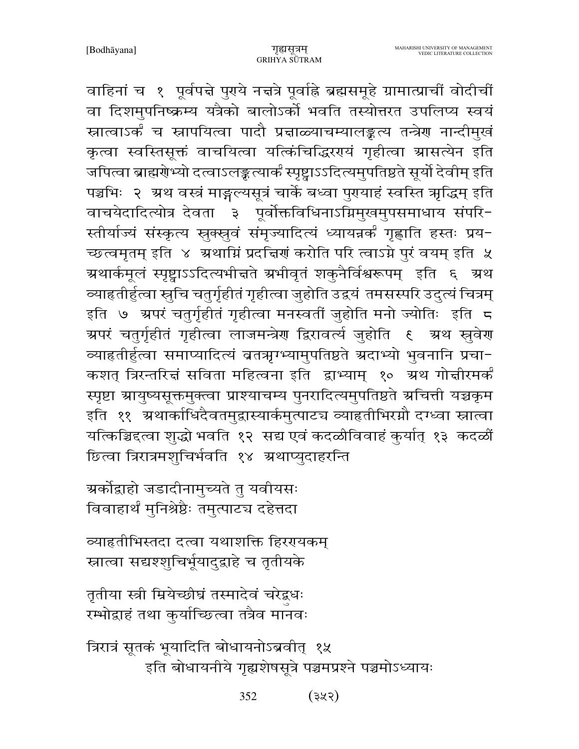वाहिनां च १ पूर्वपक्षे पुण्ये नक्षत्रे पूर्वाह्ने ब्रह्मसमूहे ग्रामात्प्राचीं वोदीचीं वा दिशमुपनिष्क्रम्य यत्रैको बालोऽर्को भवति तस्योत्तरत उपलिप्य स्वयं स्नात्वाऽर्कं च स्नापयित्वा पादौ प्रक्षाळ्याचम्यालङ्कृत्य तन्त्रेण नान्दीमुखं कृत्वा स्वस्तिसूक्तं वाचयित्वा यत्किंचिद्धिरण्यं गृहीत्वा आसत्येन इति जपित्वा ब्राह्मणेभ्यो दत्वाऽलङ्कृत्यार्कं स्पृष्ट्वाऽऽदित्यमुपतिष्ठते सूर्यो देवीम् इति पञ्चभिः २ अथ वस्त्रं माङ्गल्यसूत्रं चार्के बध्वा पुण्याहं स्वस्ति ऋद्धिम् इति वाचयेदादित्योत्र देवता ३ पूर्वोक्तविधिनाऽग्निमुखमुपसमाधाय संपरिस्तीर्याज्यं संस्कृत्य स्रुक्स्रुवं संमृज्यादित्यं ध्यायन्नर्कं गृह्णाति हस्तः प्रयच्छत्वमृतम् इति ४ अथाग्निं प्रदक्षिणं करोति परि त्वाऽग्ने पुरं वयम् इति ५ अथार्कमूलं स्पृष्ट्वाऽऽदित्यभीक्षते अभीवृतं शकुनैर्विश्वरूपम् इति ६ अथ व्याहृतीर्हुत्वा स्रुचि चतुर्गृहीतं गृहीत्वा जुहोति उद्वयं तमसस्परि उदुत्यं चित्रम् इति ७ अपरं चतुर्गृहीतं गृहीत्वा मनस्वतीं जुहोति मनो ज्योतिः इति ८ अपरं चतुर्गृहीतं गृहीत्वा लाजमन्त्रेण द्विरावर्त्य जुहोति ९ अथ स्रुवेण व्याहृतीर्हुत्वा समाप्यादित्यं व्रतऋग्भ्यामुपतिष्ठते अदाभ्यो भुवनानि प्रचाकशत् त्रिरन्तरिक्षं सविता महित्वना इति द्वाभ्याम् १० अथ गोक्षीरमर्कं स्पृष्टा आयुष्यसूक्तमुक्त्वा प्राश्याचम्य पुनरादित्यमुपतिष्ठते अचित्ती यच्चकृम इति ११ अथार्काधिदैवतमुद्वास्यार्कमुत्पाट्य व्याहृतीभिरग्नौ दग्ध्वा स्नात्वा यत्किञ्चिद्दत्वा शुद्धो भवति १२ सद्य एवं कदळीविवाहं कुर्यात् १३ कदळीं छित्वा त्रिरात्रमशुचिर्भवति १४ अथाप्युदाहरन्ति

अर्कोद्वाहो जडादीनामुच्यते तु यवीयसः
विवाहार्थं मुनिश्रेष्ठैः तमुत्पाट्य दहेत्तदा

व्याहृतीभिस्तदा दत्वा यथाशक्ति हिरण्यकम्
स्नात्वा सद्यश्शुचिर्भूयादुद्वाहे च तृतीयके

तृतीया स्त्री म्रियेच्छीघ्रं तस्मादेवं चरेद्बुधः
रम्भोद्वाहं तथा कुर्याच्छित्वा तत्रैव मानवः

त्रिरात्रं सूतकं भूयादिति बोधायनोऽब्रवीत् १५

इति बोधायनीये गृह्यशेषसूत्रे पञ्चमप्रश्ने पञ्चमोऽध्यायः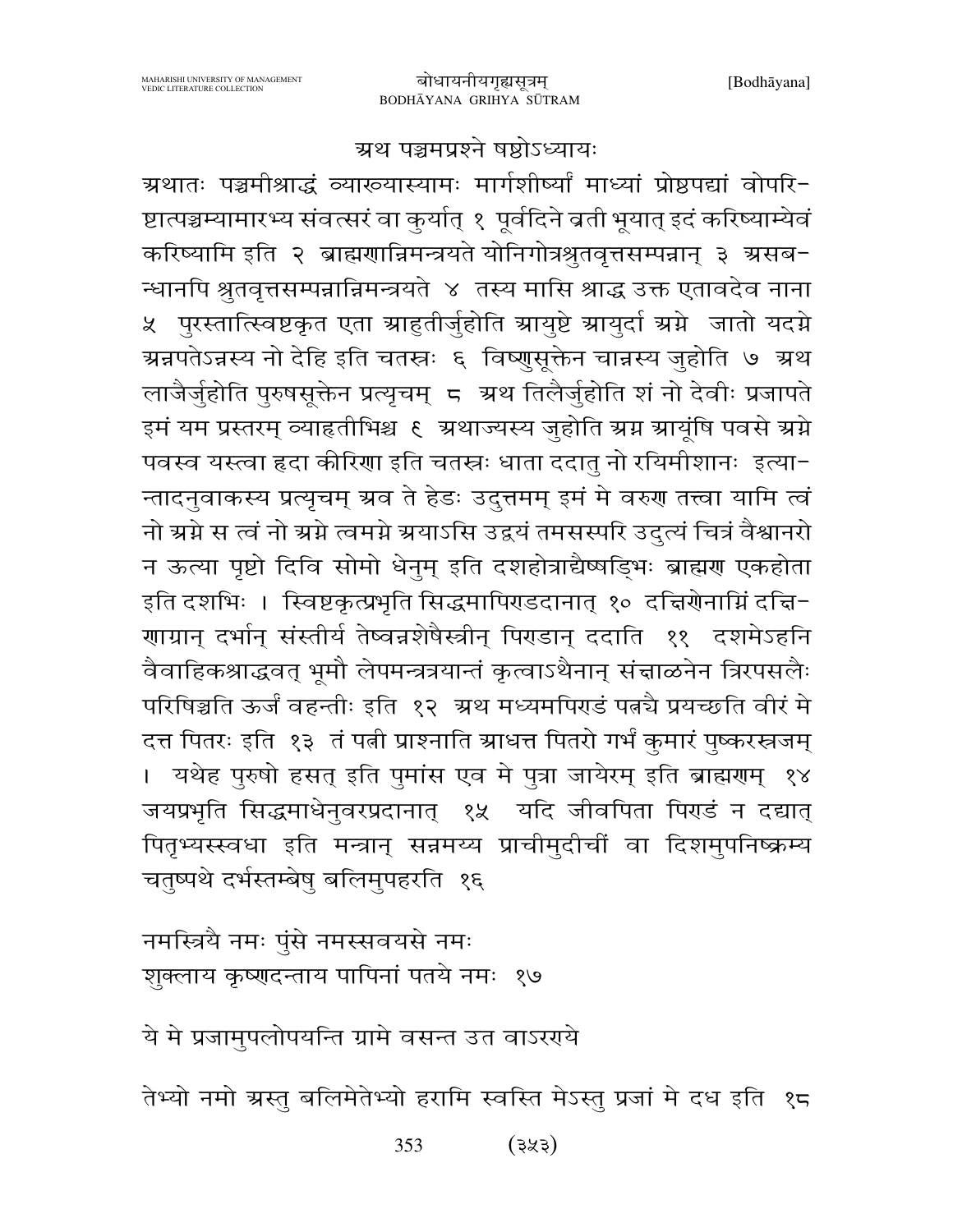## अथ पञ्चमप्रश्ने षष्ठोऽध्यायः

अथातः पञ्चमीश्राद्धं व्याख्यास्यामः मार्गशीर्ष्यां माध्यां प्रोष्ठपद्यां वोपरिष्टात्पञ्चम्यामारभ्य संवत्सरं वा कुर्यात् १ पूर्वदिने व्रती भूयात् इदं करिष्याम्येवं करिष्यामि इति २ ब्राह्मणान्निमन्त्रयते योनिगोत्रश्रुतवृत्तसम्पन्नान् ३ असबन्धानपि श्रुतवृत्तसम्पन्नान्निमन्त्रयते ४ तस्य मासि श्राद्ध उक्त एतावदेव नाना ५ पुरस्तात्स्विष्टकृत एता आहुतीर्जुहोति आयुष्टे आयुर्दा अग्ने जातो यदग्ने अन्नपतेऽन्नस्य नो देहि इति चतस्रः ६ विष्णुसूक्तेन चान्नस्य जुहोति ७ अथ लाजैर्जुहोति पुरुषसूक्तेन प्रत्यृचम् ८ अथ तिलैर्जुहोति शं नो देवीः प्रजापते इमं यम प्रस्तरम् व्याहृतीभिश्च ९ अथाज्यस्य जुहोति अग्न आयूंषि पवसे अग्ने पवस्व यस्त्वा हृदा कीरिणा इति चतस्रः धाता ददातु नो रयिमीशानः इत्यान्तादनुवाकस्य प्रत्यृचम् अव ते हेडः उदुत्तमम् इमं मे वरुण तत्त्वा यामि त्वं नो अग्ने स त्वं नो अग्ने त्वमग्ने अयाऽसि उद्वयं तमसस्परि उदुत्यं चित्रं वैश्वानरो न ऊत्या पृष्टो दिवि सोमो धेनुम् इति दशहोत्राद्यैः षड्भिः ब्राह्मण एकहोता इति दशभिः । स्विष्टकृत्प्रभृति सिद्धमापिण्डदानात् १० दक्षिणेनाग्निं दक्षिणाग्रान् दर्भान् संस्तीर्य तेष्वन्नशेषैस्त्रीन् पिण्डान् ददाति ११ दशमेऽहनि वैवाहिकश्राद्धवत् भूमौ लेपमन्त्रयान्तं कृत्वाऽथैनान् संक्षाळनेन त्रिरपसलैः परिषिञ्चति ऊर्जं वहन्तीः इति १२ अथ मध्यमपिण्डं पत्न्यै प्रयच्छति वीरं मे दत्त पितरः इति १३ तं पत्नी प्राश्नाति आधत्त पितरो गर्भं कुमारं पुष्करस्रजम् । यथेह पुरुषो हसत् इति पुमांस एव मे पुत्रा जायेरम् इति ब्राह्मणम् १४ जयप्रभृति सिद्धमाधेनुवरप्रदानात् १५ यदि जीवपिता पिण्डं न दद्यात् पितृभ्यस्स्वधा इति मन्त्रान् सन्नमय्य प्राचीमुदीचीं वा दिशमुपनिष्क्रम्य चतुष्पथे दर्भस्तम्बेषु बलिमुपहरति १६

नमस्त्रियै नमः पुंसे नमस्सवयसे नमः
शुक्लाय कृष्णदन्ताय पापिनां पतये नमः १७

ये मे प्रजामुपलोपयन्ति ग्रामे वसन्त उत वाऽरण्ये

तेभ्यो नमो अस्तु बलिमेतेभ्यो हरामि स्वस्ति मेऽस्तु प्रजां मे दध इति १८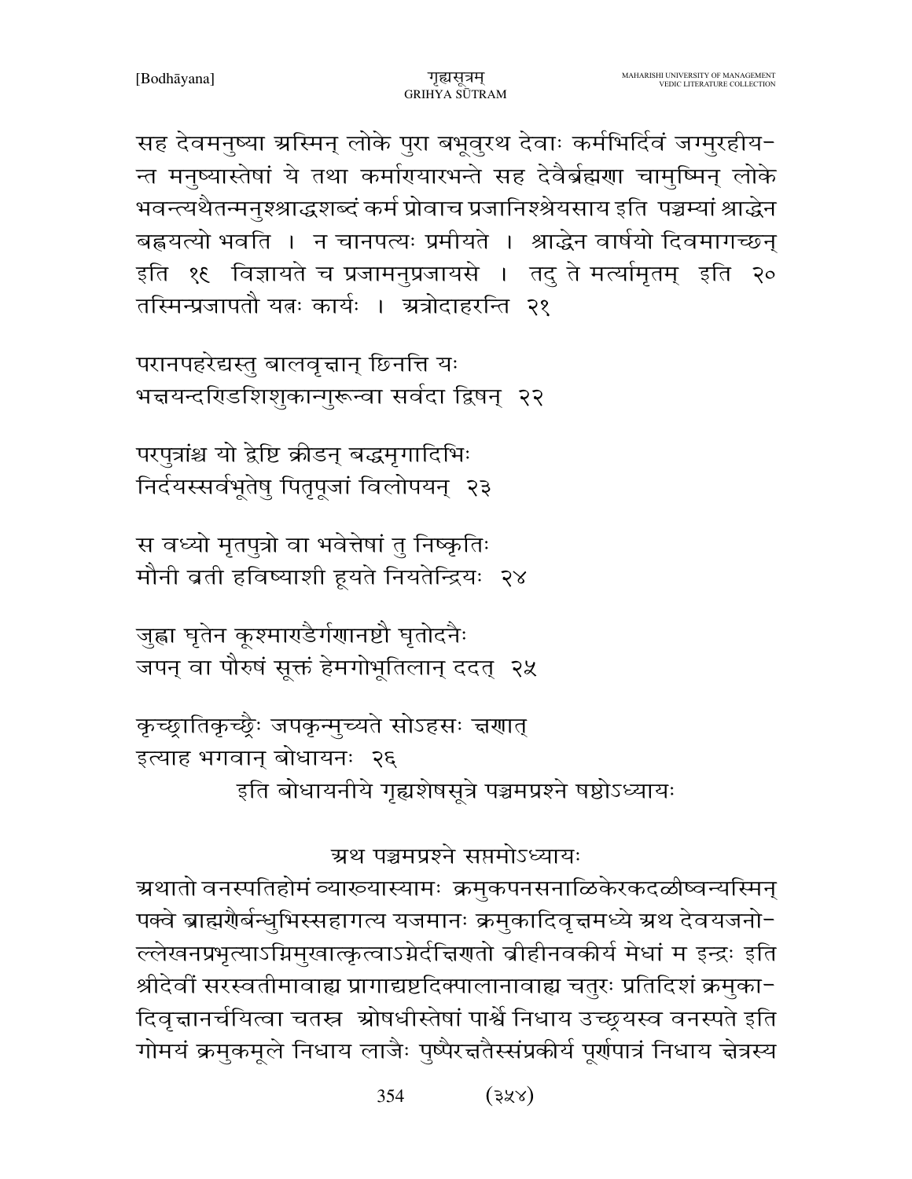सह देवमनुष्या अस्मिन् लोके पुरा बभूवुरथ देवाः कर्मभिर्दिवं जग्मुरहीयन्त मनुष्यास्तेषां ये तथा कर्माण्यारभन्ते सह देवैर्ब्रह्मणा चामुष्मिन् लोके भवन्त्यथैतन्मनुश्श्राद्धशब्दं कर्म प्रोवाच प्रजानिश्श्रेयसाय इति पञ्चम्यां श्राद्धेन बह्वयत्यो भवति । न चानपत्यः प्रमीयते । श्राद्धेन वार्षयो दिवमागच्छन् इति १९ विज्ञायते च प्रजामनुप्रजायसे । तदु ते मर्त्यामृतम् इति २० तस्मिन्प्रजापतौ यत्नः कार्यः । अत्रोदाहरन्ति २१

परानपहरेद्यस्तु बालवृक्षान् छिनत्ति यः  
भक्षयन्दण्डशिशुकान्गुरून्वा सर्वदा द्विषन् २२

परपुत्रांश्च यो द्वेष्टि क्रीडन् बद्धमृगादिभिः  
निर्दयस्सर्वभूतेषु पितृपूजां विलोपयन् २३

स वध्यो मृतपुत्रो वा भवेत्तेषां तु निष्कृतिः  
मौनी व्रती हविष्याशी हूयते नियतेन्द्रियः २४

जुह्वा घृतेन कूश्माण्डैर्गणानष्टौ घृतोदनैः  
जपन् वा पौरुषं सूक्तं हेमगोभूतिलान् ददत् २५

कृच्छ्रातिकृच्छ्रैः जपकृन्मुच्यते सोऽहसः क्षणात्  
इत्याह भगवान् बोधायनः २६

इति बोधायनीये गृह्यशेषसूत्रे पञ्चमप्रश्ने षष्ठोऽध्यायः

## अथ पञ्चमप्रश्ने सप्तमोऽध्यायः

अथातो वनस्पतिहोमं व्याख्यास्यामः क्रमुकपनसनाळिकेरकदळीष्वन्यस्मिन् पक्वे ब्राह्मणैर्बन्धुभिस्सहागत्य यजमानः क्रमुकादिवृक्षमध्ये अथ देवयजनोल्लेखनप्रभृत्याऽग्निमुखात्कृत्वाऽग्नेर्दक्षिणतो व्रीहीनवकीर्य मेधां म इन्द्रः इति श्रीदेवीं सरस्वतीमावाह्य प्रागाद्यष्टदिक्पालानावाह्य चतुरः प्रतिदिशं क्रमुकादिवृक्षानर्चयित्वा चतस्र ओषधीस्तेषां पार्श्वे निधाय उच्छ्रयस्व वनस्पते इति गोमयं क्रमुकमूले निधाय लाजैः पुष्पैरक्षतैस्संप्रकीर्य पूर्णपात्रं निधाय क्षेत्रस्य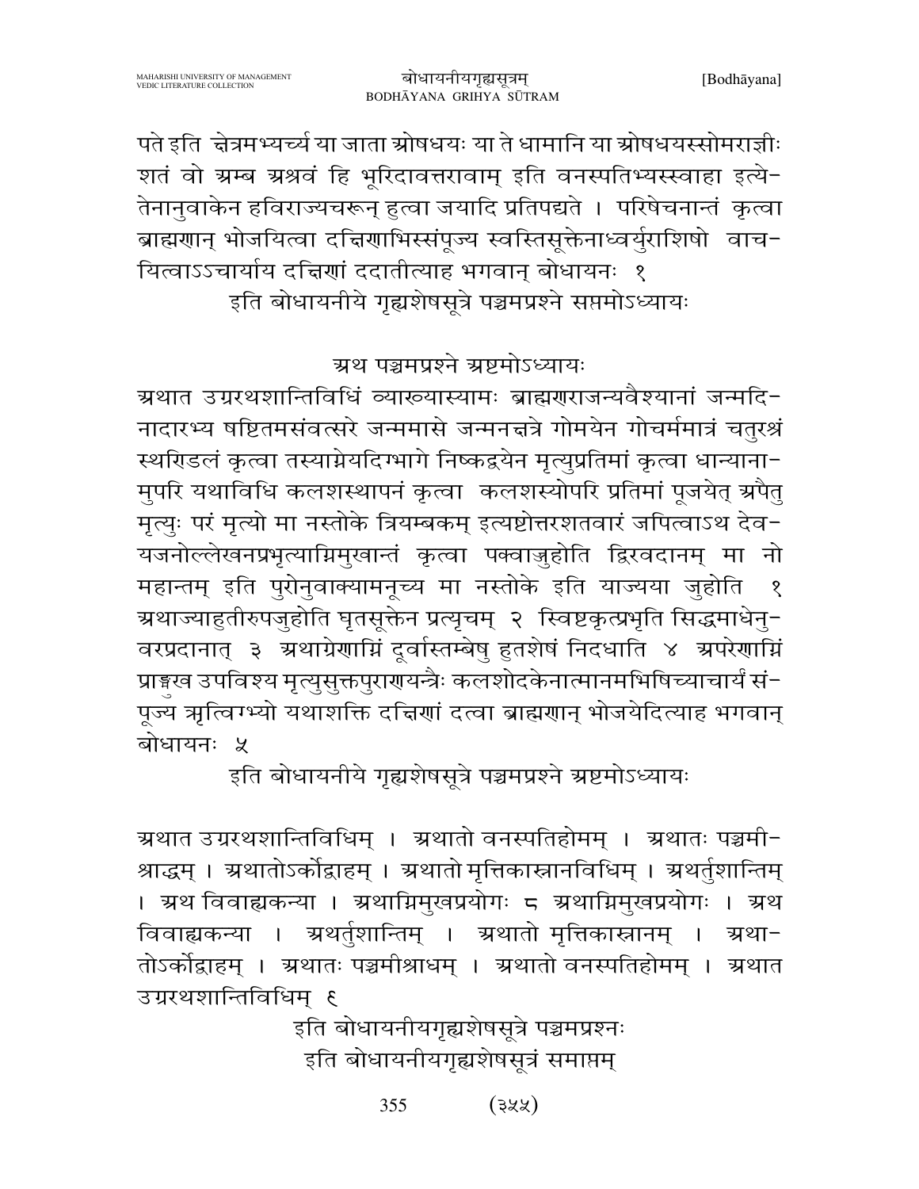पते इति क्षेत्रमभ्यर्च्य या जाता ओषधयः या ते धामानि या ओषधयस्सोमराज्ञीः शतं वो अम्ब अश्रवं हि भूरिदावत्तरावाम् इति वनस्पतिभ्यस्स्वाहा इत्येतेनानुवाकेन हविराज्यचरून् हुत्वा जयादि प्रतिपद्यते । परिषेचनान्तं कृत्वा ब्राह्मणान् भोजयित्वा दक्षिणाभिस्संपूज्य स्वस्तिसूक्तेनाध्वर्युराशिषो वाचयित्वाऽऽचार्याय दक्षिणां ददातीत्याह भगवान् बोधायनः १

इति बोधायनीये गृह्यशेषसूत्रे पञ्चमप्रश्ने सप्तमोऽध्यायः

## अथ पञ्चमप्रश्ने अष्टमोऽध्यायः

अथात उग्ररथशान्तिविधिं व्याख्यास्यामः ब्राह्मणराजन्यवैश्यानां जन्मदिनादारभ्य षष्टितमसंवत्सरे जन्ममासे जन्मनक्षत्रे गोमयेन गोचर्ममात्रं चतुरश्रं स्थण्डिलं कृत्वा तस्याग्नेयदिग्भागे निष्कद्वयेन मृत्युप्रतिमां कृत्वा धान्यानामुपरि यथाविधि कलशस्थापनं कृत्वा कलशस्योपरि प्रतिमां पूजयेत् अपैतु मृत्युः परं मृत्यो मा नस्तोके त्रियम्बकम् इत्यष्टोत्तरशतवारं जपित्वाऽथ देवयजनोल्लेखनप्रभृत्याग्निमुखान्तं कृत्वा पक्वाज्जुहोति द्विरवदानम् मा नो महान्तम् इति पुरोनुवाक्यामनूच्य मा नस्तोके इति याज्यया जुहोति १ अथाज्याहुतीरुपजुहोति घृतसूक्तेन प्रत्यृचम् २ स्विष्टकृत्प्रभृति सिद्धमाधेनुवरप्रदानात् ३ अथाग्रेणाग्निं दूर्वास्तम्बेषु हुतशेषं निदधाति ४ अपरेणाग्निं प्राङ्मुख उपविश्य मृत्युसुक्तपुराणयन्त्रैः कलशोदकेनात्मानमभिषिच्याचार्यं संपूज्य ऋत्विग्भ्यो यथाशक्ति दक्षिणां दत्वा ब्राह्मणान् भोजयेदित्याह भगवान् बोधायनः ५

इति बोधायनीये गृह्यशेषसूत्रे पञ्चमप्रश्ने अष्टमोऽध्यायः

अथात उग्ररथशान्तिविधिम् । अथातो वनस्पतिहोमम् । अथातः पञ्चमीश्राद्धम् । अथातोऽर्कोद्वाहम् । अथातो मृत्तिकास्नानविधिम् । अथर्तुशान्तिम् । अथ विवाह्यकन्या । अथाग्निमुखप्रयोगः ८ अथाग्निमुखप्रयोगः । अथ विवाह्यकन्या । अथर्तुशान्तिम् । अथातो मृत्तिकास्नानम् । अथातोऽर्कोद्वाहम् । अथातः पञ्चमीश्राधम् । अथातो वनस्पतिहोमम् । अथात उग्ररथशान्तिविधिम् ९

इति बोधायनीयगृह्यशेषसूत्रे पञ्चमप्रश्नः

इति बोधायनीयगृह्यशेषसूत्रं समाप्तम्